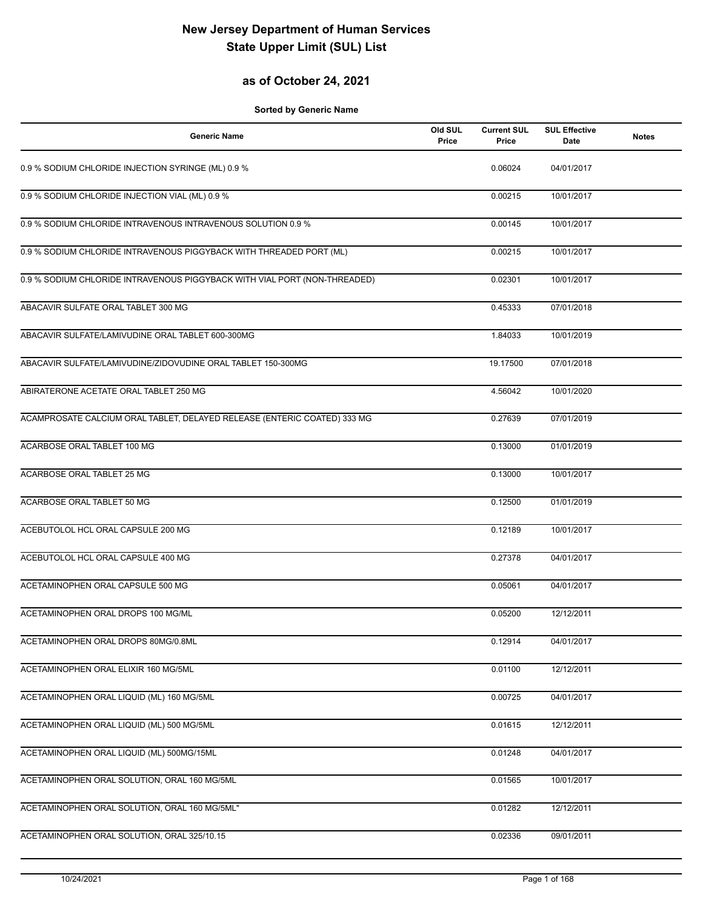# New Jersey Department of Human Services
# State Upper Limit (SUL) List

## as of October 24, 2021

**Sorted by Generic Name**

| Generic Name | Old SUL Price | Current SUL Price | SUL Effective Date | Notes |
|---|---|---|---|---|
| 0.9 % SODIUM CHLORIDE INJECTION SYRINGE (ML) 0.9 % | | 0.06024 | 04/01/2017 | |
| 0.9 % SODIUM CHLORIDE INJECTION VIAL (ML) 0.9 % | | 0.00215 | 10/01/2017 | |
| 0.9 % SODIUM CHLORIDE INTRAVENOUS INTRAVENOUS SOLUTION 0.9 % | | 0.00145 | 10/01/2017 | |
| 0.9 % SODIUM CHLORIDE INTRAVENOUS PIGGYBACK WITH THREADED PORT (ML) | | 0.00215 | 10/01/2017 | |
| 0.9 % SODIUM CHLORIDE INTRAVENOUS PIGGYBACK WITH VIAL PORT (NON-THREADED) | | 0.02301 | 10/01/2017 | |
| ABACAVIR SULFATE ORAL TABLET 300 MG | | 0.45333 | 07/01/2018 | |
| ABACAVIR SULFATE/LAMIVUDINE ORAL TABLET 600-300MG | | 1.84033 | 10/01/2019 | |
| ABACAVIR SULFATE/LAMIVUDINE/ZIDOVUDINE ORAL TABLET 150-300MG | | 19.17500 | 07/01/2018 | |
| ABIRATERONE ACETATE ORAL TABLET 250 MG | | 4.56042 | 10/01/2020 | |
| ACAMPROSATE CALCIUM ORAL TABLET, DELAYED RELEASE (ENTERIC COATED) 333 MG | | 0.27639 | 07/01/2019 | |
| ACARBOSE ORAL TABLET 100 MG | | 0.13000 | 01/01/2019 | |
| ACARBOSE ORAL TABLET 25 MG | | 0.13000 | 10/01/2017 | |
| ACARBOSE ORAL TABLET 50 MG | | 0.12500 | 01/01/2019 | |
| ACEBUTOLOL HCL ORAL CAPSULE 200 MG | | 0.12189 | 10/01/2017 | |
| ACEBUTOLOL HCL ORAL CAPSULE 400 MG | | 0.27378 | 04/01/2017 | |
| ACETAMINOPHEN ORAL CAPSULE 500 MG | | 0.05061 | 04/01/2017 | |
| ACETAMINOPHEN ORAL DROPS 100 MG/ML | | 0.05200 | 12/12/2011 | |
| ACETAMINOPHEN ORAL DROPS 80MG/0.8ML | | 0.12914 | 04/01/2017 | |
| ACETAMINOPHEN ORAL ELIXIR 160 MG/5ML | | 0.01100 | 12/12/2011 | |
| ACETAMINOPHEN ORAL LIQUID (ML) 160 MG/5ML | | 0.00725 | 04/01/2017 | |
| ACETAMINOPHEN ORAL LIQUID (ML) 500 MG/5ML | | 0.01615 | 12/12/2011 | |
| ACETAMINOPHEN ORAL LIQUID (ML) 500MG/15ML | | 0.01248 | 04/01/2017 | |
| ACETAMINOPHEN ORAL SOLUTION, ORAL 160 MG/5ML | | 0.01565 | 10/01/2017 | |
| ACETAMINOPHEN ORAL SOLUTION, ORAL 160 MG/5ML" | | 0.01282 | 12/12/2011 | |
| ACETAMINOPHEN ORAL SOLUTION, ORAL 325/10.15 | | 0.02336 | 09/01/2011 | |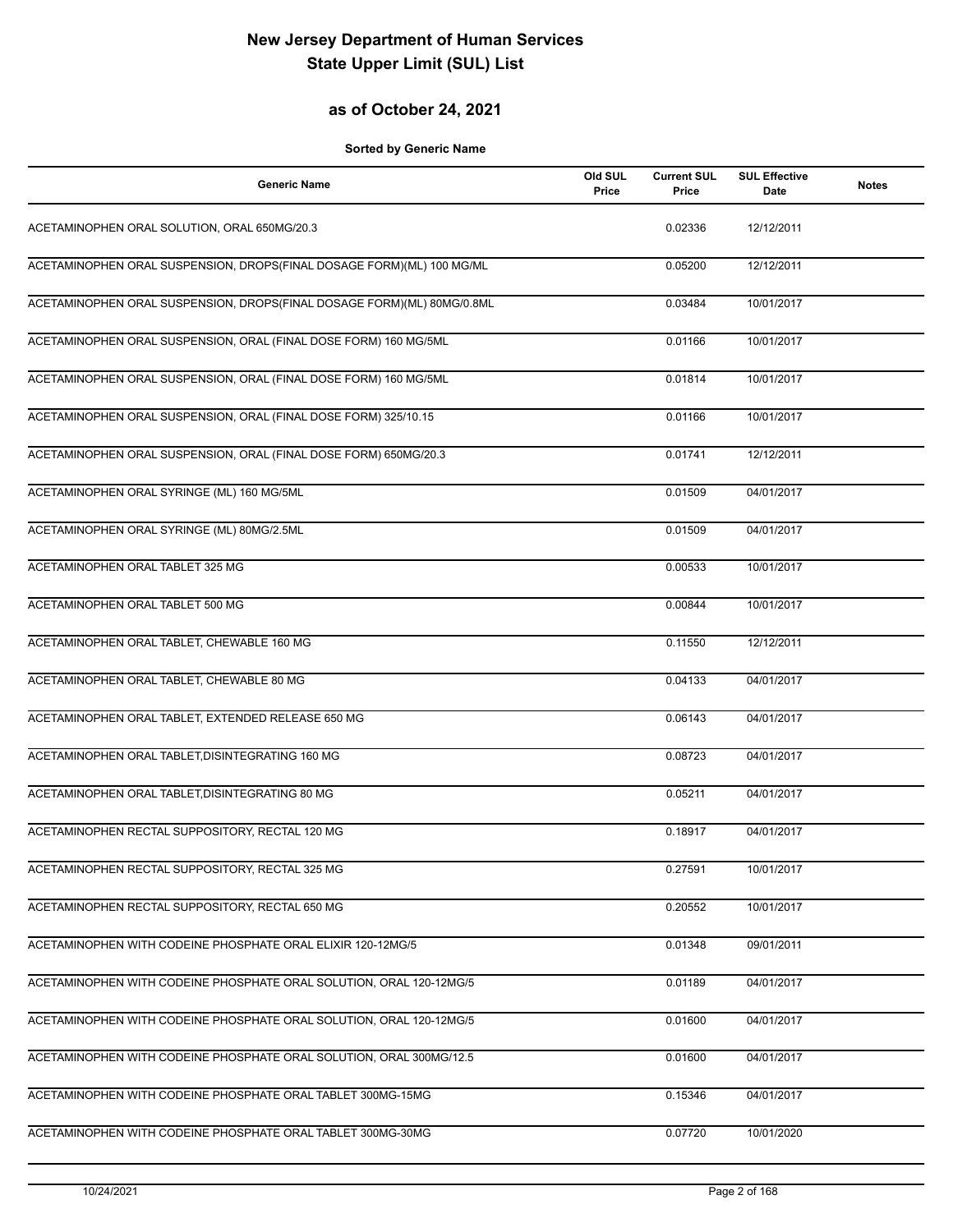# New Jersey Department of Human Services
# State Upper Limit (SUL) List

## as of October 24, 2021

**Sorted by Generic Name**

| Generic Name | Old SUL Price | Current SUL Price | SUL Effective Date | Notes |
|---|---|---|---|---|
| ACETAMINOPHEN ORAL SOLUTION, ORAL 650MG/20.3 | | 0.02336 | 12/12/2011 | |
| ACETAMINOPHEN ORAL SUSPENSION, DROPS(FINAL DOSAGE FORM)(ML) 100 MG/ML | | 0.05200 | 12/12/2011 | |
| ACETAMINOPHEN ORAL SUSPENSION, DROPS(FINAL DOSAGE FORM)(ML) 80MG/0.8ML | | 0.03484 | 10/01/2017 | |
| ACETAMINOPHEN ORAL SUSPENSION, ORAL (FINAL DOSE FORM) 160 MG/5ML | | 0.01166 | 10/01/2017 | |
| ACETAMINOPHEN ORAL SUSPENSION, ORAL (FINAL DOSE FORM) 160 MG/5ML | | 0.01814 | 10/01/2017 | |
| ACETAMINOPHEN ORAL SUSPENSION, ORAL (FINAL DOSE FORM) 325/10.15 | | 0.01166 | 10/01/2017 | |
| ACETAMINOPHEN ORAL SUSPENSION, ORAL (FINAL DOSE FORM) 650MG/20.3 | | 0.01741 | 12/12/2011 | |
| ACETAMINOPHEN ORAL SYRINGE (ML) 160 MG/5ML | | 0.01509 | 04/01/2017 | |
| ACETAMINOPHEN ORAL SYRINGE (ML) 80MG/2.5ML | | 0.01509 | 04/01/2017 | |
| ACETAMINOPHEN ORAL TABLET 325 MG | | 0.00533 | 10/01/2017 | |
| ACETAMINOPHEN ORAL TABLET 500 MG | | 0.00844 | 10/01/2017 | |
| ACETAMINOPHEN ORAL TABLET, CHEWABLE 160 MG | | 0.11550 | 12/12/2011 | |
| ACETAMINOPHEN ORAL TABLET, CHEWABLE 80 MG | | 0.04133 | 04/01/2017 | |
| ACETAMINOPHEN ORAL TABLET, EXTENDED RELEASE 650 MG | | 0.06143 | 04/01/2017 | |
| ACETAMINOPHEN ORAL TABLET,DISINTEGRATING 160 MG | | 0.08723 | 04/01/2017 | |
| ACETAMINOPHEN ORAL TABLET,DISINTEGRATING 80 MG | | 0.05211 | 04/01/2017 | |
| ACETAMINOPHEN RECTAL SUPPOSITORY, RECTAL 120 MG | | 0.18917 | 04/01/2017 | |
| ACETAMINOPHEN RECTAL SUPPOSITORY, RECTAL 325 MG | | 0.27591 | 10/01/2017 | |
| ACETAMINOPHEN RECTAL SUPPOSITORY, RECTAL 650 MG | | 0.20552 | 10/01/2017 | |
| ACETAMINOPHEN WITH CODEINE PHOSPHATE ORAL ELIXIR 120-12MG/5 | | 0.01348 | 09/01/2011 | |
| ACETAMINOPHEN WITH CODEINE PHOSPHATE ORAL SOLUTION, ORAL 120-12MG/5 | | 0.01189 | 04/01/2017 | |
| ACETAMINOPHEN WITH CODEINE PHOSPHATE ORAL SOLUTION, ORAL 120-12MG/5 | | 0.01600 | 04/01/2017 | |
| ACETAMINOPHEN WITH CODEINE PHOSPHATE ORAL SOLUTION, ORAL 300MG/12.5 | | 0.01600 | 04/01/2017 | |
| ACETAMINOPHEN WITH CODEINE PHOSPHATE ORAL TABLET 300MG-15MG | | 0.15346 | 04/01/2017 | |
| ACETAMINOPHEN WITH CODEINE PHOSPHATE ORAL TABLET 300MG-30MG | | 0.07720 | 10/01/2020 | |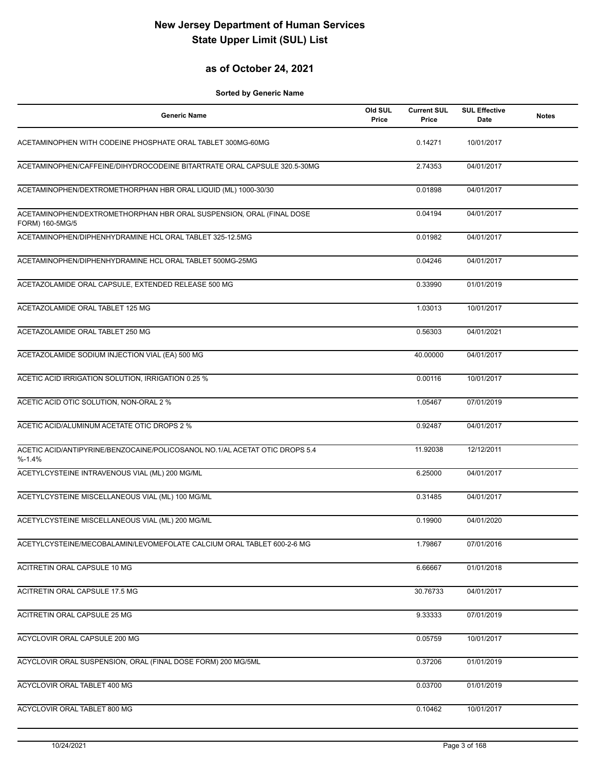# New Jersey Department of Human Services
# State Upper Limit (SUL) List

## as of October 24, 2021

**Sorted by Generic Name**

| Generic Name | Old SUL Price | Current SUL Price | SUL Effective Date | Notes |
|---|---|---|---|---|
| ACETAMINOPHEN WITH CODEINE PHOSPHATE ORAL TABLET 300MG-60MG | | 0.14271 | 10/01/2017 | |
| ACETAMINOPHEN/CAFFEINE/DIHYDROCODEINE BITARTRATE ORAL CAPSULE 320.5-30MG | | 2.74353 | 04/01/2017 | |
| ACETAMINOPHEN/DEXTROMETHORPHAN HBR ORAL LIQUID (ML) 1000-30/30 | | 0.01898 | 04/01/2017 | |
| ACETAMINOPHEN/DEXTROMETHORPHAN HBR ORAL SUSPENSION, ORAL (FINAL DOSE FORM) 160-5MG/5 | | 0.04194 | 04/01/2017 | |
| ACETAMINOPHEN/DIPHENHYDRAMINE HCL ORAL TABLET 325-12.5MG | | 0.01982 | 04/01/2017 | |
| ACETAMINOPHEN/DIPHENHYDRAMINE HCL ORAL TABLET 500MG-25MG | | 0.04246 | 04/01/2017 | |
| ACETAZOLAMIDE ORAL CAPSULE, EXTENDED RELEASE 500 MG | | 0.33990 | 01/01/2019 | |
| ACETAZOLAMIDE ORAL TABLET 125 MG | | 1.03013 | 10/01/2017 | |
| ACETAZOLAMIDE ORAL TABLET 250 MG | | 0.56303 | 04/01/2021 | |
| ACETAZOLAMIDE SODIUM INJECTION VIAL (EA) 500 MG | | 40.00000 | 04/01/2017 | |
| ACETIC ACID IRRIGATION SOLUTION, IRRIGATION 0.25 % | | 0.00116 | 10/01/2017 | |
| ACETIC ACID OTIC SOLUTION, NON-ORAL 2 % | | 1.05467 | 07/01/2019 | |
| ACETIC ACID/ALUMINUM ACETATE OTIC DROPS 2 % | | 0.92487 | 04/01/2017 | |
| ACETIC ACID/ANTIPYRINE/BENZOCAINE/POLICOSANOL NO.1/AL ACETAT OTIC DROPS 5.4 %-1.4% | | 11.92038 | 12/12/2011 | |
| ACETYLCYSTEINE INTRAVENOUS VIAL (ML) 200 MG/ML | | 6.25000 | 04/01/2017 | |
| ACETYLCYSTEINE MISCELLANEOUS VIAL (ML) 100 MG/ML | | 0.31485 | 04/01/2017 | |
| ACETYLCYSTEINE MISCELLANEOUS VIAL (ML) 200 MG/ML | | 0.19900 | 04/01/2020 | |
| ACETYLCYSTEINE/MECOBALAMIN/LEVOMEFOLATE CALCIUM ORAL TABLET 600-2-6 MG | | 1.79867 | 07/01/2016 | |
| ACITRETIN ORAL CAPSULE 10 MG | | 6.66667 | 01/01/2018 | |
| ACITRETIN ORAL CAPSULE 17.5 MG | | 30.76733 | 04/01/2017 | |
| ACITRETIN ORAL CAPSULE 25 MG | | 9.33333 | 07/01/2019 | |
| ACYCLOVIR ORAL CAPSULE 200 MG | | 0.05759 | 10/01/2017 | |
| ACYCLOVIR ORAL SUSPENSION, ORAL (FINAL DOSE FORM) 200 MG/5ML | | 0.37206 | 01/01/2019 | |
| ACYCLOVIR ORAL TABLET 400 MG | | 0.03700 | 01/01/2019 | |
| ACYCLOVIR ORAL TABLET 800 MG | | 0.10462 | 10/01/2017 | |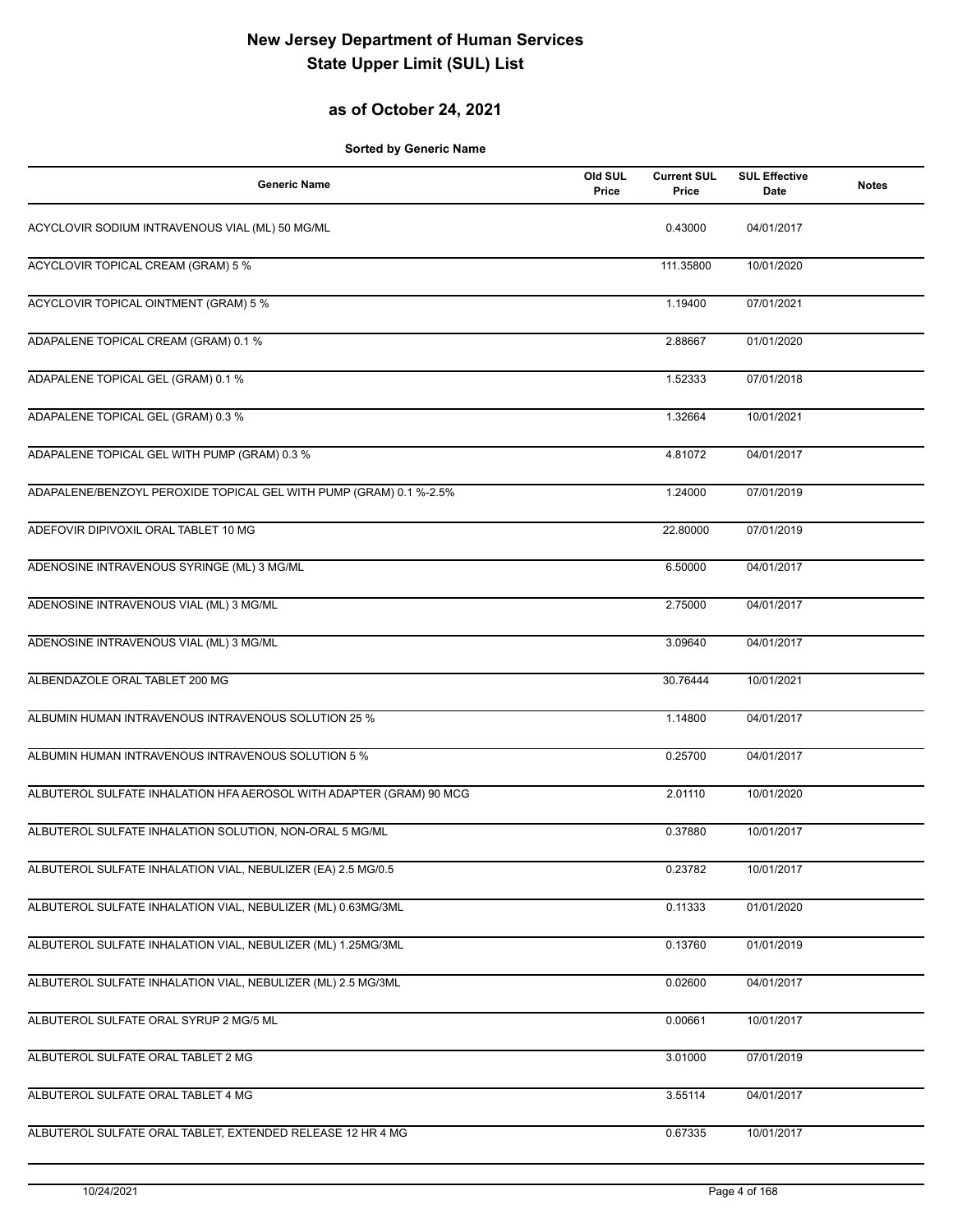# New Jersey Department of Human Services
# State Upper Limit (SUL) List

## as of October 24, 2021

**Sorted by Generic Name**

| Generic Name | Old SUL Price | Current SUL Price | SUL Effective Date | Notes |
|---|---|---|---|---|
| ACYCLOVIR SODIUM INTRAVENOUS VIAL (ML) 50 MG/ML | | 0.43000 | 04/01/2017 | |
| ACYCLOVIR TOPICAL CREAM (GRAM) 5 % | | 111.35800 | 10/01/2020 | |
| ACYCLOVIR TOPICAL OINTMENT (GRAM) 5 % | | 1.19400 | 07/01/2021 | |
| ADAPALENE TOPICAL CREAM (GRAM) 0.1 % | | 2.88667 | 01/01/2020 | |
| ADAPALENE TOPICAL GEL (GRAM) 0.1 % | | 1.52333 | 07/01/2018 | |
| ADAPALENE TOPICAL GEL (GRAM) 0.3 % | | 1.32664 | 10/01/2021 | |
| ADAPALENE TOPICAL GEL WITH PUMP (GRAM) 0.3 % | | 4.81072 | 04/01/2017 | |
| ADAPALENE/BENZOYL PEROXIDE TOPICAL GEL WITH PUMP (GRAM) 0.1 %-2.5% | | 1.24000 | 07/01/2019 | |
| ADEFOVIR DIPIVOXIL ORAL TABLET 10 MG | | 22.80000 | 07/01/2019 | |
| ADENOSINE INTRAVENOUS SYRINGE (ML) 3 MG/ML | | 6.50000 | 04/01/2017 | |
| ADENOSINE INTRAVENOUS VIAL (ML) 3 MG/ML | | 2.75000 | 04/01/2017 | |
| ADENOSINE INTRAVENOUS VIAL (ML) 3 MG/ML | | 3.09640 | 04/01/2017 | |
| ALBENDAZOLE ORAL TABLET 200 MG | | 30.76444 | 10/01/2021 | |
| ALBUMIN HUMAN INTRAVENOUS INTRAVENOUS SOLUTION 25 % | | 1.14800 | 04/01/2017 | |
| ALBUMIN HUMAN INTRAVENOUS INTRAVENOUS SOLUTION 5 % | | 0.25700 | 04/01/2017 | |
| ALBUTEROL SULFATE INHALATION HFA AEROSOL WITH ADAPTER (GRAM) 90 MCG | | 2.01110 | 10/01/2020 | |
| ALBUTEROL SULFATE INHALATION SOLUTION, NON-ORAL 5 MG/ML | | 0.37880 | 10/01/2017 | |
| ALBUTEROL SULFATE INHALATION VIAL, NEBULIZER (EA) 2.5 MG/0.5 | | 0.23782 | 10/01/2017 | |
| ALBUTEROL SULFATE INHALATION VIAL, NEBULIZER (ML) 0.63MG/3ML | | 0.11333 | 01/01/2020 | |
| ALBUTEROL SULFATE INHALATION VIAL, NEBULIZER (ML) 1.25MG/3ML | | 0.13760 | 01/01/2019 | |
| ALBUTEROL SULFATE INHALATION VIAL, NEBULIZER (ML) 2.5 MG/3ML | | 0.02600 | 04/01/2017 | |
| ALBUTEROL SULFATE ORAL SYRUP 2 MG/5 ML | | 0.00661 | 10/01/2017 | |
| ALBUTEROL SULFATE ORAL TABLET 2 MG | | 3.01000 | 07/01/2019 | |
| ALBUTEROL SULFATE ORAL TABLET 4 MG | | 3.55114 | 04/01/2017 | |
| ALBUTEROL SULFATE ORAL TABLET, EXTENDED RELEASE 12 HR 4 MG | | 0.67335 | 10/01/2017 | |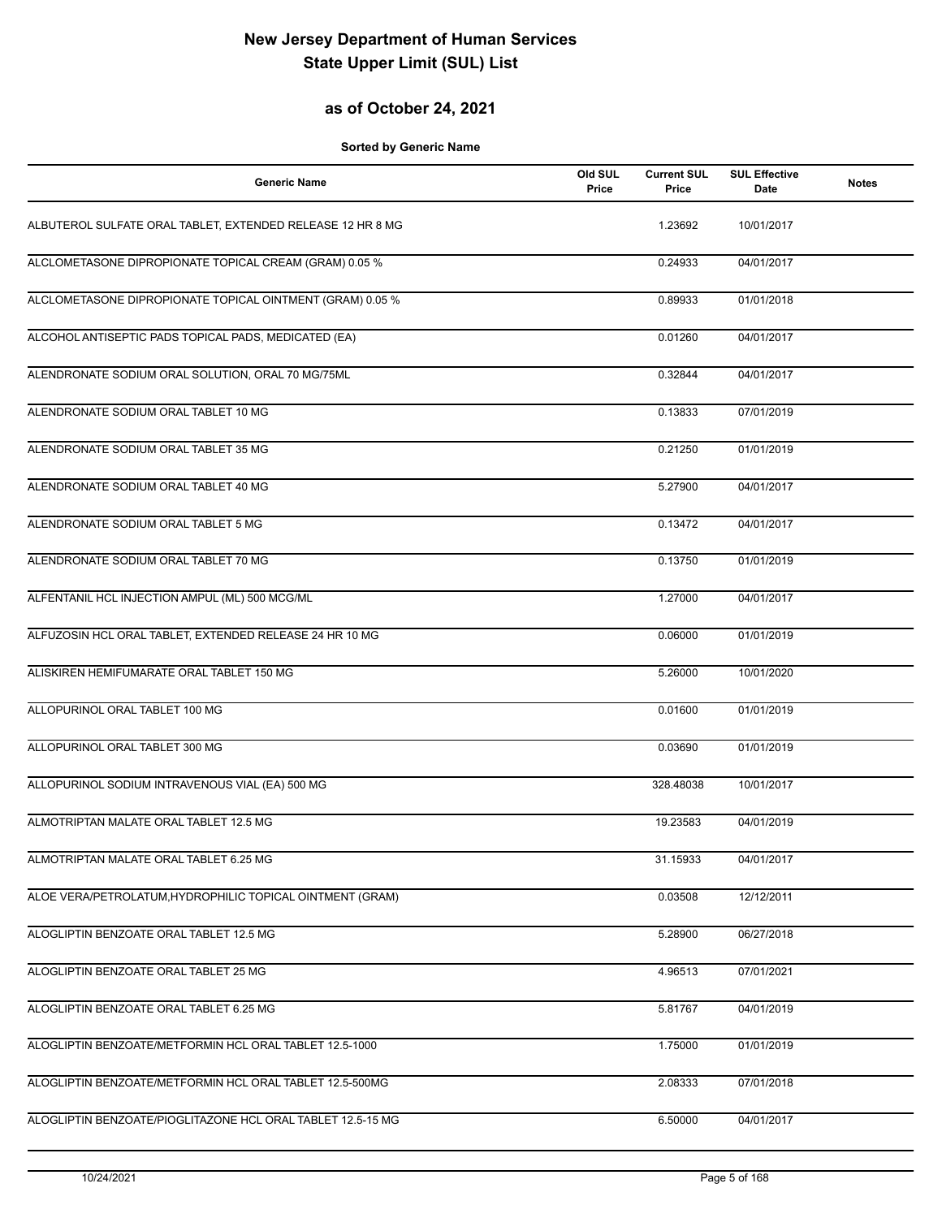# New Jersey Department of Human Services
# State Upper Limit (SUL) List

## as of October 24, 2021

**Sorted by Generic Name**

| Generic Name | Old SUL Price | Current SUL Price | SUL Effective Date | Notes |
|---|---|---|---|---|
| ALBUTEROL SULFATE ORAL TABLET, EXTENDED RELEASE 12 HR 8 MG | | 1.23692 | 10/01/2017 | |
| ALCLOMETASONE DIPROPIONATE TOPICAL CREAM (GRAM) 0.05 % | | 0.24933 | 04/01/2017 | |
| ALCLOMETASONE DIPROPIONATE TOPICAL OINTMENT (GRAM) 0.05 % | | 0.89933 | 01/01/2018 | |
| ALCOHOL ANTISEPTIC PADS TOPICAL PADS, MEDICATED (EA) | | 0.01260 | 04/01/2017 | |
| ALENDRONATE SODIUM ORAL SOLUTION, ORAL 70 MG/75ML | | 0.32844 | 04/01/2017 | |
| ALENDRONATE SODIUM ORAL TABLET 10 MG | | 0.13833 | 07/01/2019 | |
| ALENDRONATE SODIUM ORAL TABLET 35 MG | | 0.21250 | 01/01/2019 | |
| ALENDRONATE SODIUM ORAL TABLET 40 MG | | 5.27900 | 04/01/2017 | |
| ALENDRONATE SODIUM ORAL TABLET 5 MG | | 0.13472 | 04/01/2017 | |
| ALENDRONATE SODIUM ORAL TABLET 70 MG | | 0.13750 | 01/01/2019 | |
| ALFENTANIL HCL INJECTION AMPUL (ML) 500 MCG/ML | | 1.27000 | 04/01/2017 | |
| ALFUZOSIN HCL ORAL TABLET, EXTENDED RELEASE 24 HR 10 MG | | 0.06000 | 01/01/2019 | |
| ALISKIREN HEMIFUMARATE ORAL TABLET 150 MG | | 5.26000 | 10/01/2020 | |
| ALLOPURINOL ORAL TABLET 100 MG | | 0.01600 | 01/01/2019 | |
| ALLOPURINOL ORAL TABLET 300 MG | | 0.03690 | 01/01/2019 | |
| ALLOPURINOL SODIUM INTRAVENOUS VIAL (EA) 500 MG | | 328.48038 | 10/01/2017 | |
| ALMOTRIPTAN MALATE ORAL TABLET 12.5 MG | | 19.23583 | 04/01/2019 | |
| ALMOTRIPTAN MALATE ORAL TABLET 6.25 MG | | 31.15933 | 04/01/2017 | |
| ALOE VERA/PETROLATUM,HYDROPHILIC TOPICAL OINTMENT (GRAM) | | 0.03508 | 12/12/2011 | |
| ALOGLIPTIN BENZOATE ORAL TABLET 12.5 MG | | 5.28900 | 06/27/2018 | |
| ALOGLIPTIN BENZOATE ORAL TABLET 25 MG | | 4.96513 | 07/01/2021 | |
| ALOGLIPTIN BENZOATE ORAL TABLET 6.25 MG | | 5.81767 | 04/01/2019 | |
| ALOGLIPTIN BENZOATE/METFORMIN HCL ORAL TABLET 12.5-1000 | | 1.75000 | 01/01/2019 | |
| ALOGLIPTIN BENZOATE/METFORMIN HCL ORAL TABLET 12.5-500MG | | 2.08333 | 07/01/2018 | |
| ALOGLIPTIN BENZOATE/PIOGLITAZONE HCL ORAL TABLET 12.5-15 MG | | 6.50000 | 04/01/2017 | |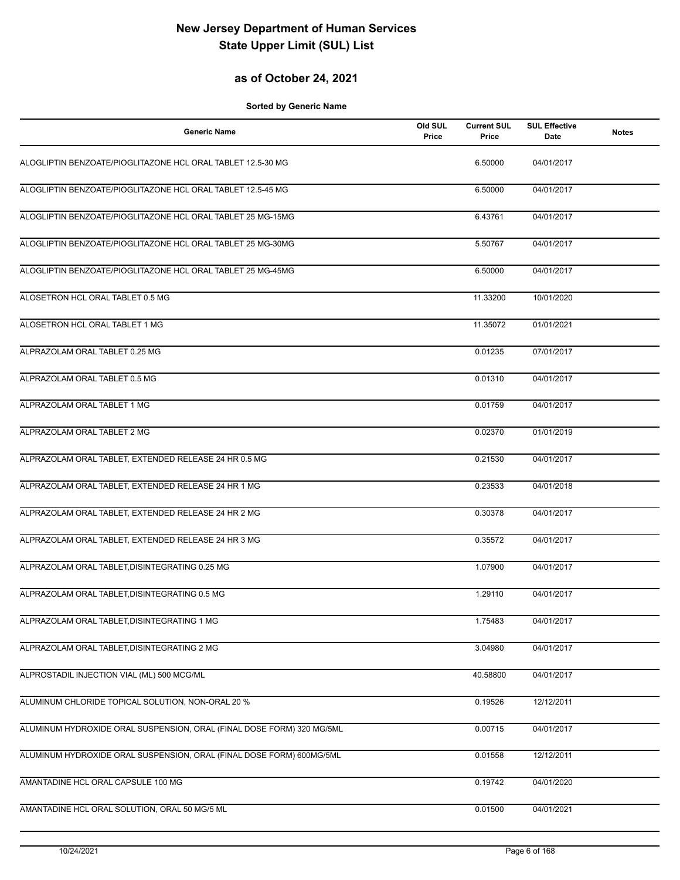# New Jersey Department of Human Services
# State Upper Limit (SUL) List

## as of October 24, 2021

**Sorted by Generic Name**

| Generic Name | Old SUL Price | Current SUL Price | SUL Effective Date | Notes |
|---|---|---|---|---|
| ALOGLIPTIN BENZOATE/PIOGLITAZONE HCL ORAL TABLET 12.5-30 MG | | 6.50000 | 04/01/2017 | |
| ALOGLIPTIN BENZOATE/PIOGLITAZONE HCL ORAL TABLET 12.5-45 MG | | 6.50000 | 04/01/2017 | |
| ALOGLIPTIN BENZOATE/PIOGLITAZONE HCL ORAL TABLET 25 MG-15MG | | 6.43761 | 04/01/2017 | |
| ALOGLIPTIN BENZOATE/PIOGLITAZONE HCL ORAL TABLET 25 MG-30MG | | 5.50767 | 04/01/2017 | |
| ALOGLIPTIN BENZOATE/PIOGLITAZONE HCL ORAL TABLET 25 MG-45MG | | 6.50000 | 04/01/2017 | |
| ALOSETRON HCL ORAL TABLET 0.5 MG | | 11.33200 | 10/01/2020 | |
| ALOSETRON HCL ORAL TABLET 1 MG | | 11.35072 | 01/01/2021 | |
| ALPRAZOLAM ORAL TABLET 0.25 MG | | 0.01235 | 07/01/2017 | |
| ALPRAZOLAM ORAL TABLET 0.5 MG | | 0.01310 | 04/01/2017 | |
| ALPRAZOLAM ORAL TABLET 1 MG | | 0.01759 | 04/01/2017 | |
| ALPRAZOLAM ORAL TABLET 2 MG | | 0.02370 | 01/01/2019 | |
| ALPRAZOLAM ORAL TABLET, EXTENDED RELEASE 24 HR 0.5 MG | | 0.21530 | 04/01/2017 | |
| ALPRAZOLAM ORAL TABLET, EXTENDED RELEASE 24 HR 1 MG | | 0.23533 | 04/01/2018 | |
| ALPRAZOLAM ORAL TABLET, EXTENDED RELEASE 24 HR 2 MG | | 0.30378 | 04/01/2017 | |
| ALPRAZOLAM ORAL TABLET, EXTENDED RELEASE 24 HR 3 MG | | 0.35572 | 04/01/2017 | |
| ALPRAZOLAM ORAL TABLET,DISINTEGRATING 0.25 MG | | 1.07900 | 04/01/2017 | |
| ALPRAZOLAM ORAL TABLET,DISINTEGRATING 0.5 MG | | 1.29110 | 04/01/2017 | |
| ALPRAZOLAM ORAL TABLET,DISINTEGRATING 1 MG | | 1.75483 | 04/01/2017 | |
| ALPRAZOLAM ORAL TABLET,DISINTEGRATING 2 MG | | 3.04980 | 04/01/2017 | |
| ALPROSTADIL INJECTION VIAL (ML) 500 MCG/ML | | 40.58800 | 04/01/2017 | |
| ALUMINUM CHLORIDE TOPICAL SOLUTION, NON-ORAL 20 % | | 0.19526 | 12/12/2011 | |
| ALUMINUM HYDROXIDE ORAL SUSPENSION, ORAL (FINAL DOSE FORM) 320 MG/5ML | | 0.00715 | 04/01/2017 | |
| ALUMINUM HYDROXIDE ORAL SUSPENSION, ORAL (FINAL DOSE FORM) 600MG/5ML | | 0.01558 | 12/12/2011 | |
| AMANTADINE HCL ORAL CAPSULE 100 MG | | 0.19742 | 04/01/2020 | |
| AMANTADINE HCL ORAL SOLUTION, ORAL 50 MG/5 ML | | 0.01500 | 04/01/2021 | |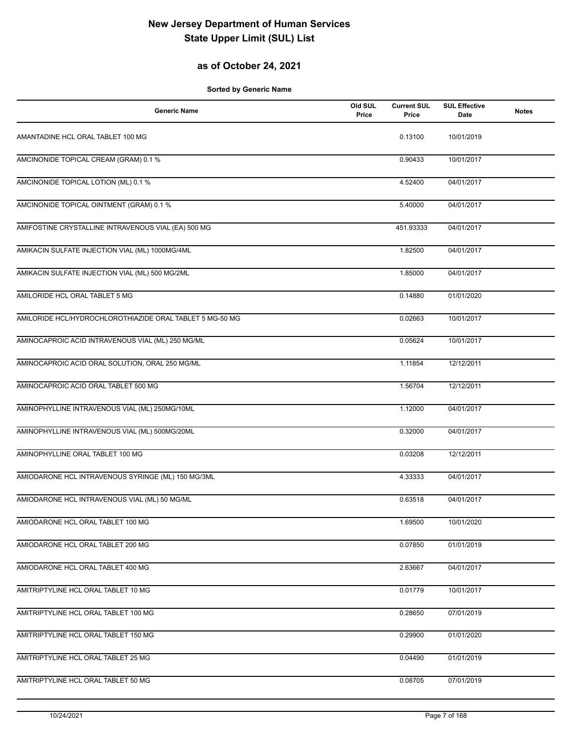# New Jersey Department of Human Services
# State Upper Limit (SUL) List

## as of October 24, 2021

**Sorted by Generic Name**

| Generic Name | Old SUL Price | Current SUL Price | SUL Effective Date | Notes |
|---|---|---|---|---|
| AMANTADINE HCL ORAL TABLET 100 MG | | 0.13100 | 10/01/2019 | |
| AMCINONIDE TOPICAL CREAM (GRAM) 0.1 % | | 0.90433 | 10/01/2017 | |
| AMCINONIDE TOPICAL LOTION (ML) 0.1 % | | 4.52400 | 04/01/2017 | |
| AMCINONIDE TOPICAL OINTMENT (GRAM) 0.1 % | | 5.40000 | 04/01/2017 | |
| AMIFOSTINE CRYSTALLINE INTRAVENOUS VIAL (EA) 500 MG | | 451.93333 | 04/01/2017 | |
| AMIKACIN SULFATE INJECTION VIAL (ML) 1000MG/4ML | | 1.82500 | 04/01/2017 | |
| AMIKACIN SULFATE INJECTION VIAL (ML) 500 MG/2ML | | 1.85000 | 04/01/2017 | |
| AMILORIDE HCL ORAL TABLET 5 MG | | 0.14880 | 01/01/2020 | |
| AMILORIDE HCL/HYDROCHLOROTHIAZIDE ORAL TABLET 5 MG-50 MG | | 0.02663 | 10/01/2017 | |
| AMINOCAPROIC ACID INTRAVENOUS VIAL (ML) 250 MG/ML | | 0.05624 | 10/01/2017 | |
| AMINOCAPROIC ACID ORAL SOLUTION, ORAL 250 MG/ML | | 1.11854 | 12/12/2011 | |
| AMINOCAPROIC ACID ORAL TABLET 500 MG | | 1.56704 | 12/12/2011 | |
| AMINOPHYLLINE INTRAVENOUS VIAL (ML) 250MG/10ML | | 1.12000 | 04/01/2017 | |
| AMINOPHYLLINE INTRAVENOUS VIAL (ML) 500MG/20ML | | 0.32000 | 04/01/2017 | |
| AMINOPHYLLINE ORAL TABLET 100 MG | | 0.03208 | 12/12/2011 | |
| AMIODARONE HCL INTRAVENOUS SYRINGE (ML) 150 MG/3ML | | 4.33333 | 04/01/2017 | |
| AMIODARONE HCL INTRAVENOUS VIAL (ML) 50 MG/ML | | 0.63518 | 04/01/2017 | |
| AMIODARONE HCL ORAL TABLET 100 MG | | 1.69500 | 10/01/2020 | |
| AMIODARONE HCL ORAL TABLET 200 MG | | 0.07850 | 01/01/2019 | |
| AMIODARONE HCL ORAL TABLET 400 MG | | 2.63667 | 04/01/2017 | |
| AMITRIPTYLINE HCL ORAL TABLET 10 MG | | 0.01779 | 10/01/2017 | |
| AMITRIPTYLINE HCL ORAL TABLET 100 MG | | 0.28650 | 07/01/2019 | |
| AMITRIPTYLINE HCL ORAL TABLET 150 MG | | 0.29900 | 01/01/2020 | |
| AMITRIPTYLINE HCL ORAL TABLET 25 MG | | 0.04490 | 01/01/2019 | |
| AMITRIPTYLINE HCL ORAL TABLET 50 MG | | 0.08705 | 07/01/2019 | |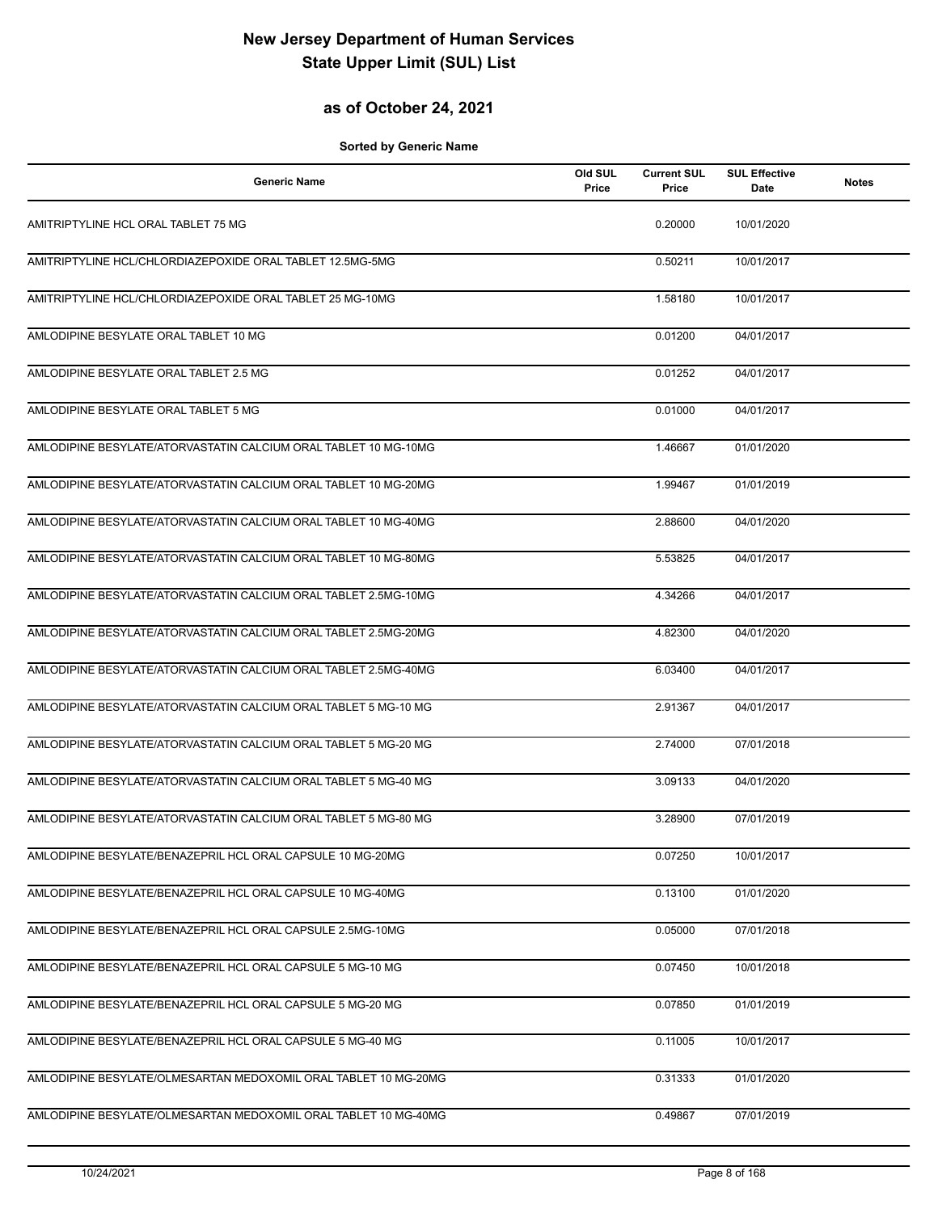# New Jersey Department of Human Services
# State Upper Limit (SUL) List

## as of October 24, 2021

**Sorted by Generic Name**

| Generic Name | Old SUL Price | Current SUL Price | SUL Effective Date | Notes |
|---|---|---|---|---|
| AMITRIPTYLINE HCL ORAL TABLET 75 MG | | 0.20000 | 10/01/2020 | |
| AMITRIPTYLINE HCL/CHLORDIAZEPOXIDE ORAL TABLET 12.5MG-5MG | | 0.50211 | 10/01/2017 | |
| AMITRIPTYLINE HCL/CHLORDIAZEPOXIDE ORAL TABLET 25 MG-10MG | | 1.58180 | 10/01/2017 | |
| AMLODIPINE BESYLATE ORAL TABLET 10 MG | | 0.01200 | 04/01/2017 | |
| AMLODIPINE BESYLATE ORAL TABLET 2.5 MG | | 0.01252 | 04/01/2017 | |
| AMLODIPINE BESYLATE ORAL TABLET 5 MG | | 0.01000 | 04/01/2017 | |
| AMLODIPINE BESYLATE/ATORVASTATIN CALCIUM ORAL TABLET 10 MG-10MG | | 1.46667 | 01/01/2020 | |
| AMLODIPINE BESYLATE/ATORVASTATIN CALCIUM ORAL TABLET 10 MG-20MG | | 1.99467 | 01/01/2019 | |
| AMLODIPINE BESYLATE/ATORVASTATIN CALCIUM ORAL TABLET 10 MG-40MG | | 2.88600 | 04/01/2020 | |
| AMLODIPINE BESYLATE/ATORVASTATIN CALCIUM ORAL TABLET 10 MG-80MG | | 5.53825 | 04/01/2017 | |
| AMLODIPINE BESYLATE/ATORVASTATIN CALCIUM ORAL TABLET 2.5MG-10MG | | 4.34266 | 04/01/2017 | |
| AMLODIPINE BESYLATE/ATORVASTATIN CALCIUM ORAL TABLET 2.5MG-20MG | | 4.82300 | 04/01/2020 | |
| AMLODIPINE BESYLATE/ATORVASTATIN CALCIUM ORAL TABLET 2.5MG-40MG | | 6.03400 | 04/01/2017 | |
| AMLODIPINE BESYLATE/ATORVASTATIN CALCIUM ORAL TABLET 5 MG-10 MG | | 2.91367 | 04/01/2017 | |
| AMLODIPINE BESYLATE/ATORVASTATIN CALCIUM ORAL TABLET 5 MG-20 MG | | 2.74000 | 07/01/2018 | |
| AMLODIPINE BESYLATE/ATORVASTATIN CALCIUM ORAL TABLET 5 MG-40 MG | | 3.09133 | 04/01/2020 | |
| AMLODIPINE BESYLATE/ATORVASTATIN CALCIUM ORAL TABLET 5 MG-80 MG | | 3.28900 | 07/01/2019 | |
| AMLODIPINE BESYLATE/BENAZEPRIL HCL ORAL CAPSULE 10 MG-20MG | | 0.07250 | 10/01/2017 | |
| AMLODIPINE BESYLATE/BENAZEPRIL HCL ORAL CAPSULE 10 MG-40MG | | 0.13100 | 01/01/2020 | |
| AMLODIPINE BESYLATE/BENAZEPRIL HCL ORAL CAPSULE 2.5MG-10MG | | 0.05000 | 07/01/2018 | |
| AMLODIPINE BESYLATE/BENAZEPRIL HCL ORAL CAPSULE 5 MG-10 MG | | 0.07450 | 10/01/2018 | |
| AMLODIPINE BESYLATE/BENAZEPRIL HCL ORAL CAPSULE 5 MG-20 MG | | 0.07850 | 01/01/2019 | |
| AMLODIPINE BESYLATE/BENAZEPRIL HCL ORAL CAPSULE 5 MG-40 MG | | 0.11005 | 10/01/2017 | |
| AMLODIPINE BESYLATE/OLMESARTAN MEDOXOMIL ORAL TABLET 10 MG-20MG | | 0.31333 | 01/01/2020 | |
| AMLODIPINE BESYLATE/OLMESARTAN MEDOXOMIL ORAL TABLET 10 MG-40MG | | 0.49867 | 07/01/2019 | |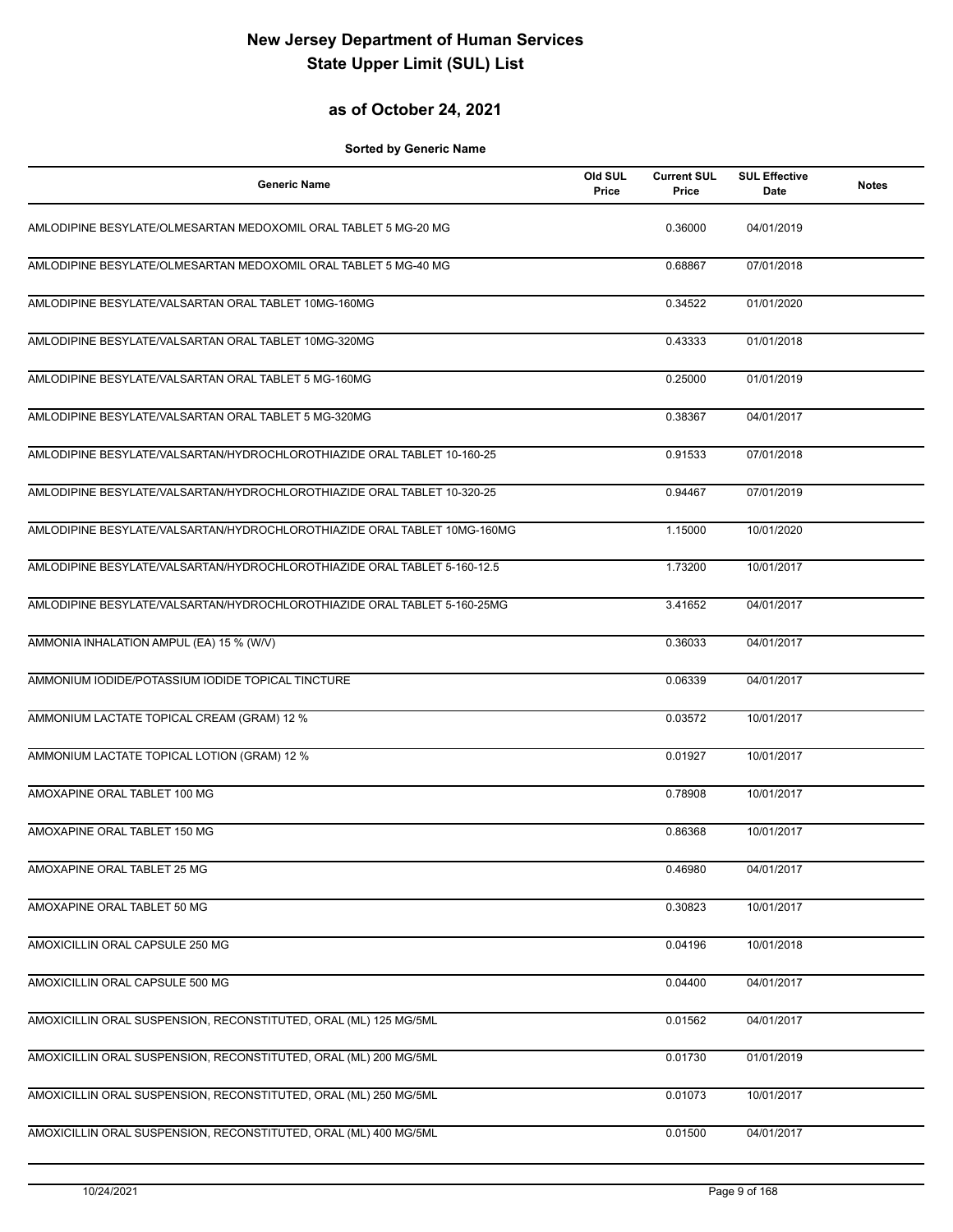# New Jersey Department of Human Services
# State Upper Limit (SUL) List

## as of October 24, 2021

**Sorted by Generic Name**

| Generic Name | Old SUL Price | Current SUL Price | SUL Effective Date | Notes |
|---|---|---|---|---|
| AMLODIPINE BESYLATE/OLMESARTAN MEDOXOMIL ORAL TABLET 5 MG-20 MG | | 0.36000 | 04/01/2019 | |
| AMLODIPINE BESYLATE/OLMESARTAN MEDOXOMIL ORAL TABLET 5 MG-40 MG | | 0.68867 | 07/01/2018 | |
| AMLODIPINE BESYLATE/VALSARTAN ORAL TABLET 10MG-160MG | | 0.34522 | 01/01/2020 | |
| AMLODIPINE BESYLATE/VALSARTAN ORAL TABLET 10MG-320MG | | 0.43333 | 01/01/2018 | |
| AMLODIPINE BESYLATE/VALSARTAN ORAL TABLET 5 MG-160MG | | 0.25000 | 01/01/2019 | |
| AMLODIPINE BESYLATE/VALSARTAN ORAL TABLET 5 MG-320MG | | 0.38367 | 04/01/2017 | |
| AMLODIPINE BESYLATE/VALSARTAN/HYDROCHLOROTHIAZIDE ORAL TABLET 10-160-25 | | 0.91533 | 07/01/2018 | |
| AMLODIPINE BESYLATE/VALSARTAN/HYDROCHLOROTHIAZIDE ORAL TABLET 10-320-25 | | 0.94467 | 07/01/2019 | |
| AMLODIPINE BESYLATE/VALSARTAN/HYDROCHLOROTHIAZIDE ORAL TABLET 10MG-160MG | | 1.15000 | 10/01/2020 | |
| AMLODIPINE BESYLATE/VALSARTAN/HYDROCHLOROTHIAZIDE ORAL TABLET 5-160-12.5 | | 1.73200 | 10/01/2017 | |
| AMLODIPINE BESYLATE/VALSARTAN/HYDROCHLOROTHIAZIDE ORAL TABLET 5-160-25MG | | 3.41652 | 04/01/2017 | |
| AMMONIA INHALATION AMPUL (EA) 15 % (W/V) | | 0.36033 | 04/01/2017 | |
| AMMONIUM IODIDE/POTASSIUM IODIDE TOPICAL TINCTURE | | 0.06339 | 04/01/2017 | |
| AMMONIUM LACTATE TOPICAL CREAM (GRAM) 12 % | | 0.03572 | 10/01/2017 | |
| AMMONIUM LACTATE TOPICAL LOTION (GRAM) 12 % | | 0.01927 | 10/01/2017 | |
| AMOXAPINE ORAL TABLET 100 MG | | 0.78908 | 10/01/2017 | |
| AMOXAPINE ORAL TABLET 150 MG | | 0.86368 | 10/01/2017 | |
| AMOXAPINE ORAL TABLET 25 MG | | 0.46980 | 04/01/2017 | |
| AMOXAPINE ORAL TABLET 50 MG | | 0.30823 | 10/01/2017 | |
| AMOXICILLIN ORAL CAPSULE 250 MG | | 0.04196 | 10/01/2018 | |
| AMOXICILLIN ORAL CAPSULE 500 MG | | 0.04400 | 04/01/2017 | |
| AMOXICILLIN ORAL SUSPENSION, RECONSTITUTED, ORAL (ML) 125 MG/5ML | | 0.01562 | 04/01/2017 | |
| AMOXICILLIN ORAL SUSPENSION, RECONSTITUTED, ORAL (ML) 200 MG/5ML | | 0.01730 | 01/01/2019 | |
| AMOXICILLIN ORAL SUSPENSION, RECONSTITUTED, ORAL (ML) 250 MG/5ML | | 0.01073 | 10/01/2017 | |
| AMOXICILLIN ORAL SUSPENSION, RECONSTITUTED, ORAL (ML) 400 MG/5ML | | 0.01500 | 04/01/2017 | |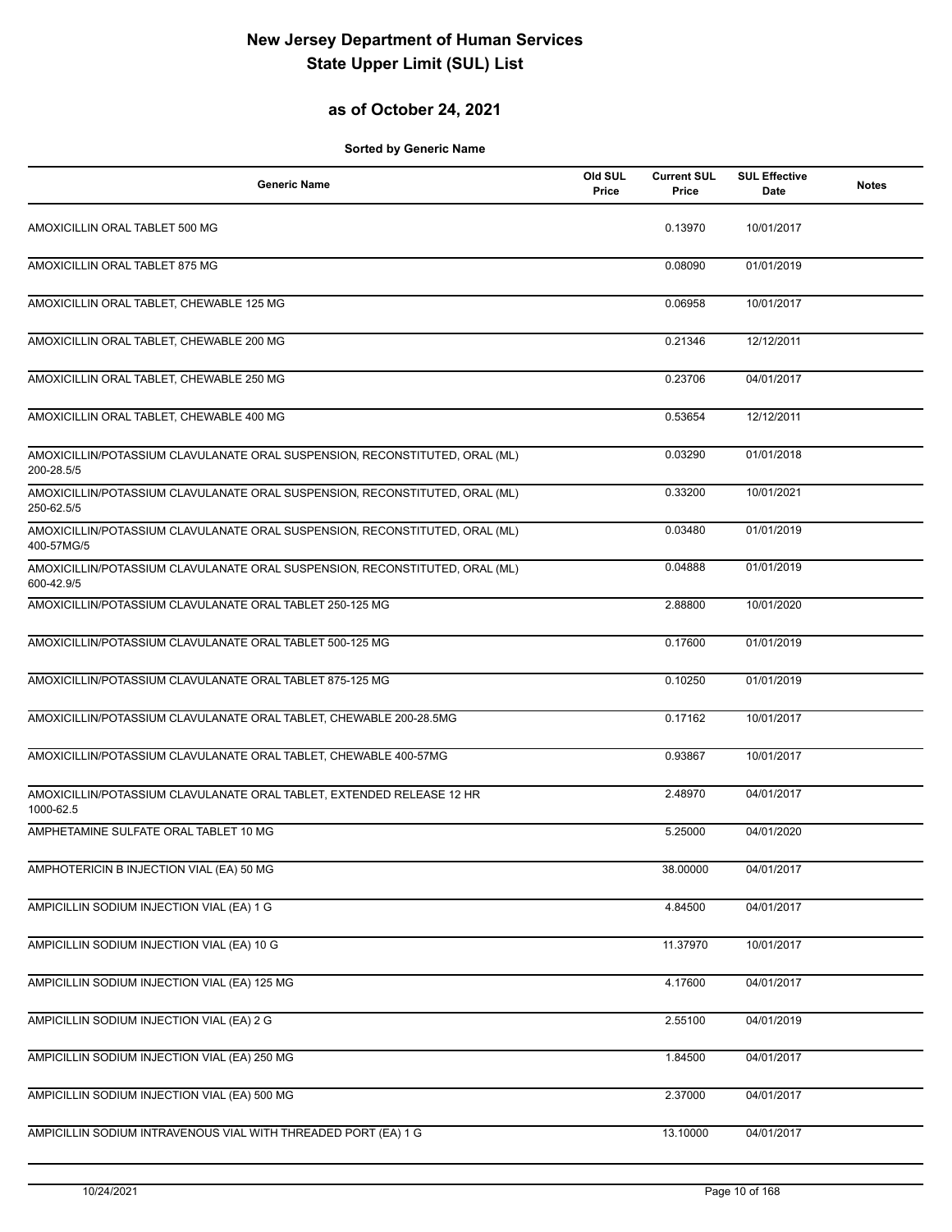# New Jersey Department of Human Services
# State Upper Limit (SUL) List

## as of October 24, 2021

**Sorted by Generic Name**

| Generic Name | Old SUL Price | Current SUL Price | SUL Effective Date | Notes |
|---|---|---|---|---|
| AMOXICILLIN ORAL TABLET 500 MG | | 0.13970 | 10/01/2017 | |
| AMOXICILLIN ORAL TABLET 875 MG | | 0.08090 | 01/01/2019 | |
| AMOXICILLIN ORAL TABLET, CHEWABLE 125 MG | | 0.06958 | 10/01/2017 | |
| AMOXICILLIN ORAL TABLET, CHEWABLE 200 MG | | 0.21346 | 12/12/2011 | |
| AMOXICILLIN ORAL TABLET, CHEWABLE 250 MG | | 0.23706 | 04/01/2017 | |
| AMOXICILLIN ORAL TABLET, CHEWABLE 400 MG | | 0.53654 | 12/12/2011 | |
| AMOXICILLIN/POTASSIUM CLAVULANATE ORAL SUSPENSION, RECONSTITUTED, ORAL (ML) 200-28.5/5 | | 0.03290 | 01/01/2018 | |
| AMOXICILLIN/POTASSIUM CLAVULANATE ORAL SUSPENSION, RECONSTITUTED, ORAL (ML) 250-62.5/5 | | 0.33200 | 10/01/2021 | |
| AMOXICILLIN/POTASSIUM CLAVULANATE ORAL SUSPENSION, RECONSTITUTED, ORAL (ML) 400-57MG/5 | | 0.03480 | 01/01/2019 | |
| AMOXICILLIN/POTASSIUM CLAVULANATE ORAL SUSPENSION, RECONSTITUTED, ORAL (ML) 600-42.9/5 | | 0.04888 | 01/01/2019 | |
| AMOXICILLIN/POTASSIUM CLAVULANATE ORAL TABLET 250-125 MG | | 2.88800 | 10/01/2020 | |
| AMOXICILLIN/POTASSIUM CLAVULANATE ORAL TABLET 500-125 MG | | 0.17600 | 01/01/2019 | |
| AMOXICILLIN/POTASSIUM CLAVULANATE ORAL TABLET 875-125 MG | | 0.10250 | 01/01/2019 | |
| AMOXICILLIN/POTASSIUM CLAVULANATE ORAL TABLET, CHEWABLE 200-28.5MG | | 0.17162 | 10/01/2017 | |
| AMOXICILLIN/POTASSIUM CLAVULANATE ORAL TABLET, CHEWABLE 400-57MG | | 0.93867 | 10/01/2017 | |
| AMOXICILLIN/POTASSIUM CLAVULANATE ORAL TABLET, EXTENDED RELEASE 12 HR 1000-62.5 | | 2.48970 | 04/01/2017 | |
| AMPHETAMINE SULFATE ORAL TABLET 10 MG | | 5.25000 | 04/01/2020 | |
| AMPHOTERICIN B INJECTION VIAL (EA) 50 MG | | 38.00000 | 04/01/2017 | |
| AMPICILLIN SODIUM INJECTION VIAL (EA) 1 G | | 4.84500 | 04/01/2017 | |
| AMPICILLIN SODIUM INJECTION VIAL (EA) 10 G | | 11.37970 | 10/01/2017 | |
| AMPICILLIN SODIUM INJECTION VIAL (EA) 125 MG | | 4.17600 | 04/01/2017 | |
| AMPICILLIN SODIUM INJECTION VIAL (EA) 2 G | | 2.55100 | 04/01/2019 | |
| AMPICILLIN SODIUM INJECTION VIAL (EA) 250 MG | | 1.84500 | 04/01/2017 | |
| AMPICILLIN SODIUM INJECTION VIAL (EA) 500 MG | | 2.37000 | 04/01/2017 | |
| AMPICILLIN SODIUM INTRAVENOUS VIAL WITH THREADED PORT (EA) 1 G | | 13.10000 | 04/01/2017 | |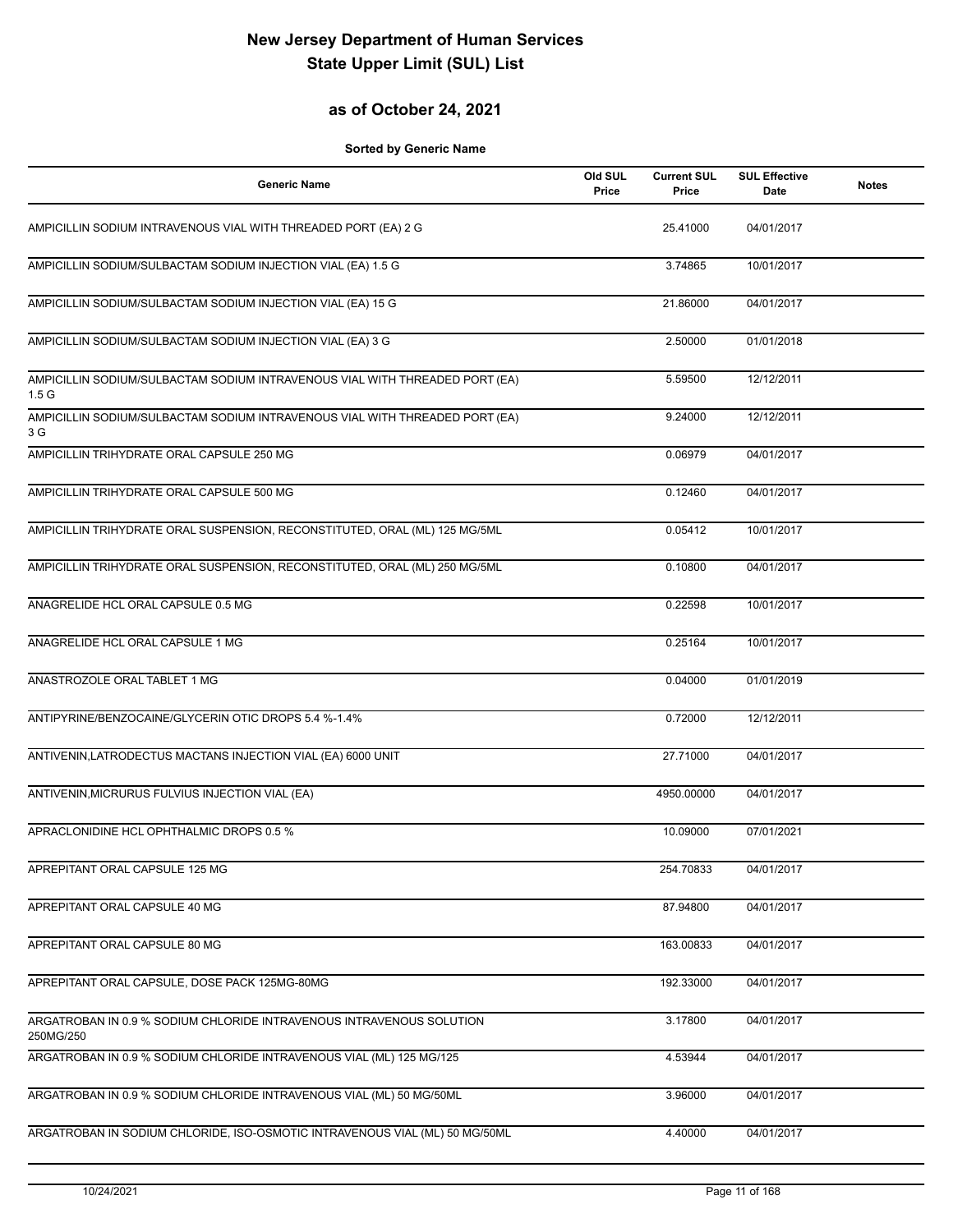# New Jersey Department of Human Services
# State Upper Limit (SUL) List

## as of October 24, 2021

**Sorted by Generic Name**

| Generic Name | Old SUL Price | Current SUL Price | SUL Effective Date | Notes |
|---|---|---|---|---|
| AMPICILLIN SODIUM INTRAVENOUS VIAL WITH THREADED PORT (EA) 2 G | | 25.41000 | 04/01/2017 | |
| AMPICILLIN SODIUM/SULBACTAM SODIUM INJECTION VIAL (EA) 1.5 G | | 3.74865 | 10/01/2017 | |
| AMPICILLIN SODIUM/SULBACTAM SODIUM INJECTION VIAL (EA) 15 G | | 21.86000 | 04/01/2017 | |
| AMPICILLIN SODIUM/SULBACTAM SODIUM INJECTION VIAL (EA) 3 G | | 2.50000 | 01/01/2018 | |
| AMPICILLIN SODIUM/SULBACTAM SODIUM INTRAVENOUS VIAL WITH THREADED PORT (EA) 1.5 G | | 5.59500 | 12/12/2011 | |
| AMPICILLIN SODIUM/SULBACTAM SODIUM INTRAVENOUS VIAL WITH THREADED PORT (EA) 3 G | | 9.24000 | 12/12/2011 | |
| AMPICILLIN TRIHYDRATE ORAL CAPSULE 250 MG | | 0.06979 | 04/01/2017 | |
| AMPICILLIN TRIHYDRATE ORAL CAPSULE 500 MG | | 0.12460 | 04/01/2017 | |
| AMPICILLIN TRIHYDRATE ORAL SUSPENSION, RECONSTITUTED, ORAL (ML) 125 MG/5ML | | 0.05412 | 10/01/2017 | |
| AMPICILLIN TRIHYDRATE ORAL SUSPENSION, RECONSTITUTED, ORAL (ML) 250 MG/5ML | | 0.10800 | 04/01/2017 | |
| ANAGRELIDE HCL ORAL CAPSULE 0.5 MG | | 0.22598 | 10/01/2017 | |
| ANAGRELIDE HCL ORAL CAPSULE 1 MG | | 0.25164 | 10/01/2017 | |
| ANASTROZOLE ORAL TABLET 1 MG | | 0.04000 | 01/01/2019 | |
| ANTIPYRINE/BENZOCAINE/GLYCERIN OTIC DROPS 5.4 %-1.4% | | 0.72000 | 12/12/2011 | |
| ANTIVENIN,LATRODECTUS MACTANS INJECTION VIAL (EA) 6000 UNIT | | 27.71000 | 04/01/2017 | |
| ANTIVENIN,MICRURUS FULVIUS INJECTION VIAL (EA) | | 4950.00000 | 04/01/2017 | |
| APRACLONIDINE HCL OPHTHALMIC DROPS 0.5 % | | 10.09000 | 07/01/2021 | |
| APREPITANT ORAL CAPSULE 125 MG | | 254.70833 | 04/01/2017 | |
| APREPITANT ORAL CAPSULE 40 MG | | 87.94800 | 04/01/2017 | |
| APREPITANT ORAL CAPSULE 80 MG | | 163.00833 | 04/01/2017 | |
| APREPITANT ORAL CAPSULE, DOSE PACK 125MG-80MG | | 192.33000 | 04/01/2017 | |
| ARGATROBAN IN 0.9 % SODIUM CHLORIDE INTRAVENOUS INTRAVENOUS SOLUTION 250MG/250 | | 3.17800 | 04/01/2017 | |
| ARGATROBAN IN 0.9 % SODIUM CHLORIDE INTRAVENOUS VIAL (ML) 125 MG/125 | | 4.53944 | 04/01/2017 | |
| ARGATROBAN IN 0.9 % SODIUM CHLORIDE INTRAVENOUS VIAL (ML) 50 MG/50ML | | 3.96000 | 04/01/2017 | |
| ARGATROBAN IN SODIUM CHLORIDE, ISO-OSMOTIC INTRAVENOUS VIAL (ML) 50 MG/50ML | | 4.40000 | 04/01/2017 | |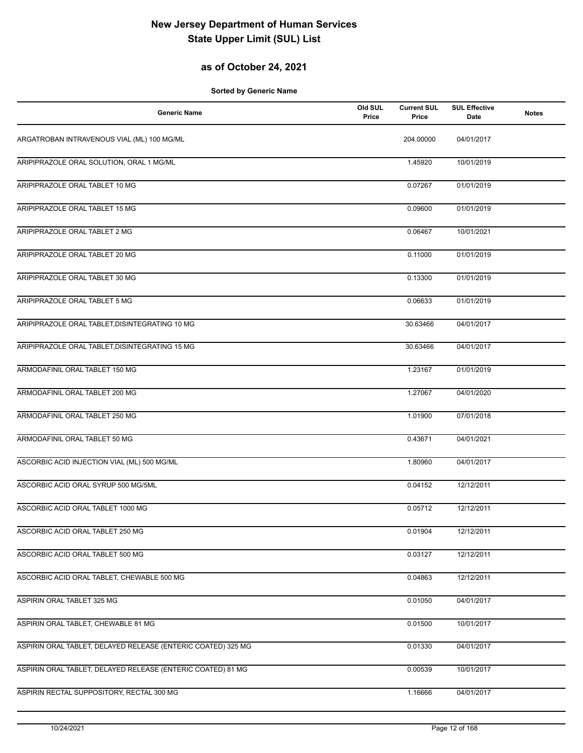# New Jersey Department of Human Services
# State Upper Limit (SUL) List

## as of October 24, 2021

**Sorted by Generic Name**

| Generic Name | Old SUL Price | Current SUL Price | SUL Effective Date | Notes |
|---|---|---|---|---|
| ARGATROBAN INTRAVENOUS VIAL (ML) 100 MG/ML | | 204.00000 | 04/01/2017 | |
| ARIPIPRAZOLE ORAL SOLUTION, ORAL 1 MG/ML | | 1.45920 | 10/01/2019 | |
| ARIPIPRAZOLE ORAL TABLET 10 MG | | 0.07267 | 01/01/2019 | |
| ARIPIPRAZOLE ORAL TABLET 15 MG | | 0.09600 | 01/01/2019 | |
| ARIPIPRAZOLE ORAL TABLET 2 MG | | 0.06467 | 10/01/2021 | |
| ARIPIPRAZOLE ORAL TABLET 20 MG | | 0.11000 | 01/01/2019 | |
| ARIPIPRAZOLE ORAL TABLET 30 MG | | 0.13300 | 01/01/2019 | |
| ARIPIPRAZOLE ORAL TABLET 5 MG | | 0.06633 | 01/01/2019 | |
| ARIPIPRAZOLE ORAL TABLET,DISINTEGRATING 10 MG | | 30.63466 | 04/01/2017 | |
| ARIPIPRAZOLE ORAL TABLET,DISINTEGRATING 15 MG | | 30.63466 | 04/01/2017 | |
| ARMODAFINIL ORAL TABLET 150 MG | | 1.23167 | 01/01/2019 | |
| ARMODAFINIL ORAL TABLET 200 MG | | 1.27067 | 04/01/2020 | |
| ARMODAFINIL ORAL TABLET 250 MG | | 1.01900 | 07/01/2018 | |
| ARMODAFINIL ORAL TABLET 50 MG | | 0.43671 | 04/01/2021 | |
| ASCORBIC ACID INJECTION VIAL (ML) 500 MG/ML | | 1.80960 | 04/01/2017 | |
| ASCORBIC ACID ORAL SYRUP 500 MG/5ML | | 0.04152 | 12/12/2011 | |
| ASCORBIC ACID ORAL TABLET 1000 MG | | 0.05712 | 12/12/2011 | |
| ASCORBIC ACID ORAL TABLET 250 MG | | 0.01904 | 12/12/2011 | |
| ASCORBIC ACID ORAL TABLET 500 MG | | 0.03127 | 12/12/2011 | |
| ASCORBIC ACID ORAL TABLET, CHEWABLE 500 MG | | 0.04863 | 12/12/2011 | |
| ASPIRIN ORAL TABLET 325 MG | | 0.01050 | 04/01/2017 | |
| ASPIRIN ORAL TABLET, CHEWABLE 81 MG | | 0.01500 | 10/01/2017 | |
| ASPIRIN ORAL TABLET, DELAYED RELEASE (ENTERIC COATED) 325 MG | | 0.01330 | 04/01/2017 | |
| ASPIRIN ORAL TABLET, DELAYED RELEASE (ENTERIC COATED) 81 MG | | 0.00539 | 10/01/2017 | |
| ASPIRIN RECTAL SUPPOSITORY, RECTAL 300 MG | | 1.16666 | 04/01/2017 | |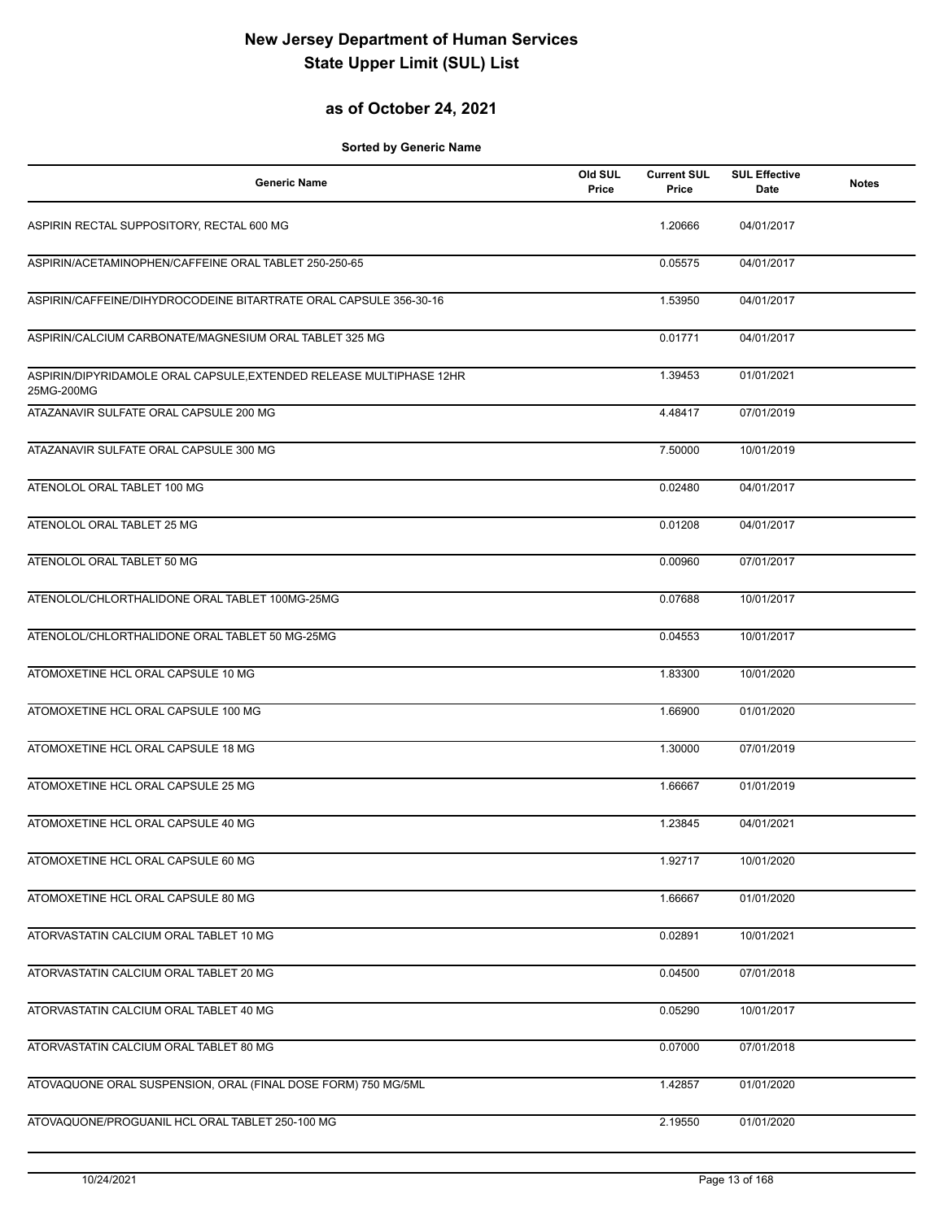# New Jersey Department of Human Services
# State Upper Limit (SUL) List

## as of October 24, 2021

**Sorted by Generic Name**

| Generic Name | Old SUL Price | Current SUL Price | SUL Effective Date | Notes |
|---|---|---|---|---|
| ASPIRIN RECTAL SUPPOSITORY, RECTAL 600 MG | | 1.20666 | 04/01/2017 | |
| ASPIRIN/ACETAMINOPHEN/CAFFEINE ORAL TABLET 250-250-65 | | 0.05575 | 04/01/2017 | |
| ASPIRIN/CAFFEINE/DIHYDROCODEINE BITARTRATE ORAL CAPSULE 356-30-16 | | 1.53950 | 04/01/2017 | |
| ASPIRIN/CALCIUM CARBONATE/MAGNESIUM ORAL TABLET 325 MG | | 0.01771 | 04/01/2017 | |
| ASPIRIN/DIPYRIDAMOLE ORAL CAPSULE,EXTENDED RELEASE MULTIPHASE 12HR 25MG-200MG | | 1.39453 | 01/01/2021 | |
| ATAZANAVIR SULFATE ORAL CAPSULE 200 MG | | 4.48417 | 07/01/2019 | |
| ATAZANAVIR SULFATE ORAL CAPSULE 300 MG | | 7.50000 | 10/01/2019 | |
| ATENOLOL ORAL TABLET 100 MG | | 0.02480 | 04/01/2017 | |
| ATENOLOL ORAL TABLET 25 MG | | 0.01208 | 04/01/2017 | |
| ATENOLOL ORAL TABLET 50 MG | | 0.00960 | 07/01/2017 | |
| ATENOLOL/CHLORTHALIDONE ORAL TABLET 100MG-25MG | | 0.07688 | 10/01/2017 | |
| ATENOLOL/CHLORTHALIDONE ORAL TABLET 50 MG-25MG | | 0.04553 | 10/01/2017 | |
| ATOMOXETINE HCL ORAL CAPSULE 10 MG | | 1.83300 | 10/01/2020 | |
| ATOMOXETINE HCL ORAL CAPSULE 100 MG | | 1.66900 | 01/01/2020 | |
| ATOMOXETINE HCL ORAL CAPSULE 18 MG | | 1.30000 | 07/01/2019 | |
| ATOMOXETINE HCL ORAL CAPSULE 25 MG | | 1.66667 | 01/01/2019 | |
| ATOMOXETINE HCL ORAL CAPSULE 40 MG | | 1.23845 | 04/01/2021 | |
| ATOMOXETINE HCL ORAL CAPSULE 60 MG | | 1.92717 | 10/01/2020 | |
| ATOMOXETINE HCL ORAL CAPSULE 80 MG | | 1.66667 | 01/01/2020 | |
| ATORVASTATIN CALCIUM ORAL TABLET 10 MG | | 0.02891 | 10/01/2021 | |
| ATORVASTATIN CALCIUM ORAL TABLET 20 MG | | 0.04500 | 07/01/2018 | |
| ATORVASTATIN CALCIUM ORAL TABLET 40 MG | | 0.05290 | 10/01/2017 | |
| ATORVASTATIN CALCIUM ORAL TABLET 80 MG | | 0.07000 | 07/01/2018 | |
| ATOVAQUONE ORAL SUSPENSION, ORAL (FINAL DOSE FORM) 750 MG/5ML | | 1.42857 | 01/01/2020 | |
| ATOVAQUONE/PROGUANIL HCL ORAL TABLET 250-100 MG | | 2.19550 | 01/01/2020 | |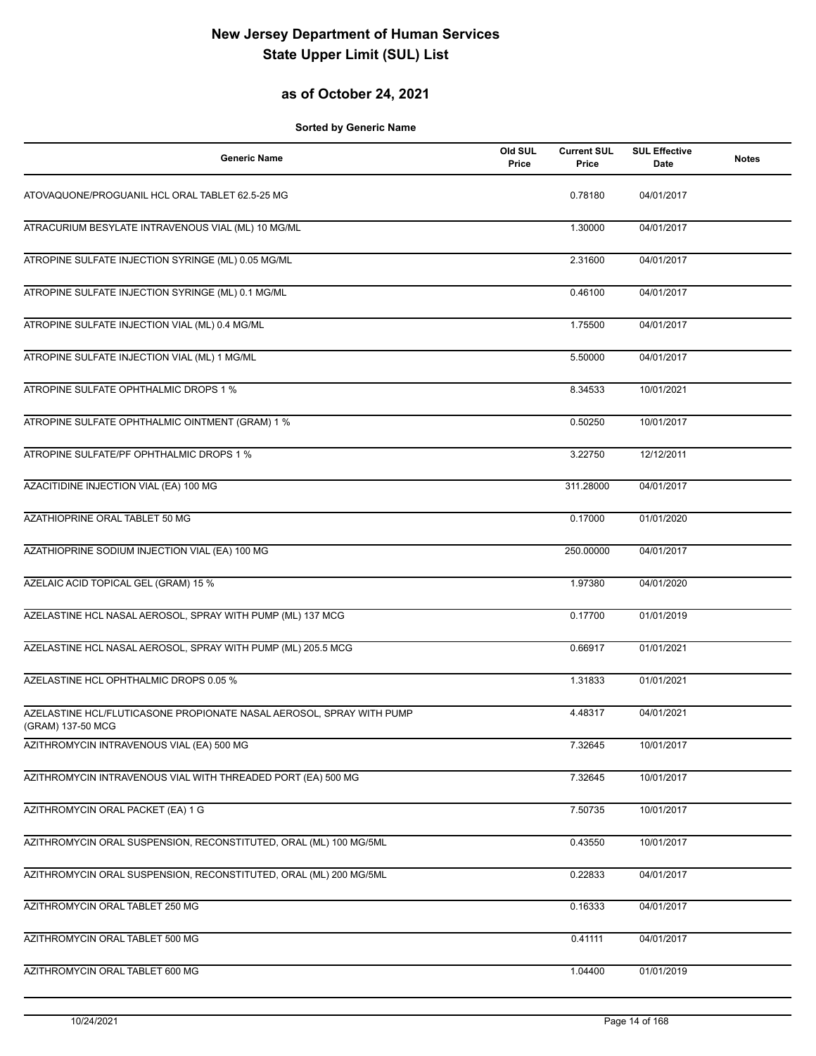# New Jersey Department of Human Services
# State Upper Limit (SUL) List

## as of October 24, 2021

**Sorted by Generic Name**

| Generic Name | Old SUL Price | Current SUL Price | SUL Effective Date | Notes |
|---|---|---|---|---|
| ATOVAQUONE/PROGUANIL HCL ORAL TABLET 62.5-25 MG | | 0.78180 | 04/01/2017 | |
| ATRACURIUM BESYLATE INTRAVENOUS VIAL (ML) 10 MG/ML | | 1.30000 | 04/01/2017 | |
| ATROPINE SULFATE INJECTION SYRINGE (ML) 0.05 MG/ML | | 2.31600 | 04/01/2017 | |
| ATROPINE SULFATE INJECTION SYRINGE (ML) 0.1 MG/ML | | 0.46100 | 04/01/2017 | |
| ATROPINE SULFATE INJECTION VIAL (ML) 0.4 MG/ML | | 1.75500 | 04/01/2017 | |
| ATROPINE SULFATE INJECTION VIAL (ML) 1 MG/ML | | 5.50000 | 04/01/2017 | |
| ATROPINE SULFATE OPHTHALMIC DROPS 1 % | | 8.34533 | 10/01/2021 | |
| ATROPINE SULFATE OPHTHALMIC OINTMENT (GRAM) 1 % | | 0.50250 | 10/01/2017 | |
| ATROPINE SULFATE/PF OPHTHALMIC DROPS 1 % | | 3.22750 | 12/12/2011 | |
| AZACITIDINE INJECTION VIAL (EA) 100 MG | | 311.28000 | 04/01/2017 | |
| AZATHIOPRINE ORAL TABLET 50 MG | | 0.17000 | 01/01/2020 | |
| AZATHIOPRINE SODIUM INJECTION VIAL (EA) 100 MG | | 250.00000 | 04/01/2017 | |
| AZELAIC ACID TOPICAL GEL (GRAM) 15 % | | 1.97380 | 04/01/2020 | |
| AZELASTINE HCL NASAL AEROSOL, SPRAY WITH PUMP (ML) 137 MCG | | 0.17700 | 01/01/2019 | |
| AZELASTINE HCL NASAL AEROSOL, SPRAY WITH PUMP (ML) 205.5 MCG | | 0.66917 | 01/01/2021 | |
| AZELASTINE HCL OPHTHALMIC DROPS 0.05 % | | 1.31833 | 01/01/2021 | |
| AZELASTINE HCL/FLUTICASONE PROPIONATE NASAL AEROSOL, SPRAY WITH PUMP (GRAM) 137-50 MCG | | 4.48317 | 04/01/2021 | |
| AZITHROMYCIN INTRAVENOUS VIAL (EA) 500 MG | | 7.32645 | 10/01/2017 | |
| AZITHROMYCIN INTRAVENOUS VIAL WITH THREADED PORT (EA) 500 MG | | 7.32645 | 10/01/2017 | |
| AZITHROMYCIN ORAL PACKET (EA) 1 G | | 7.50735 | 10/01/2017 | |
| AZITHROMYCIN ORAL SUSPENSION, RECONSTITUTED, ORAL (ML) 100 MG/5ML | | 0.43550 | 10/01/2017 | |
| AZITHROMYCIN ORAL SUSPENSION, RECONSTITUTED, ORAL (ML) 200 MG/5ML | | 0.22833 | 04/01/2017 | |
| AZITHROMYCIN ORAL TABLET 250 MG | | 0.16333 | 04/01/2017 | |
| AZITHROMYCIN ORAL TABLET 500 MG | | 0.41111 | 04/01/2017 | |
| AZITHROMYCIN ORAL TABLET 600 MG | | 1.04400 | 01/01/2019 | |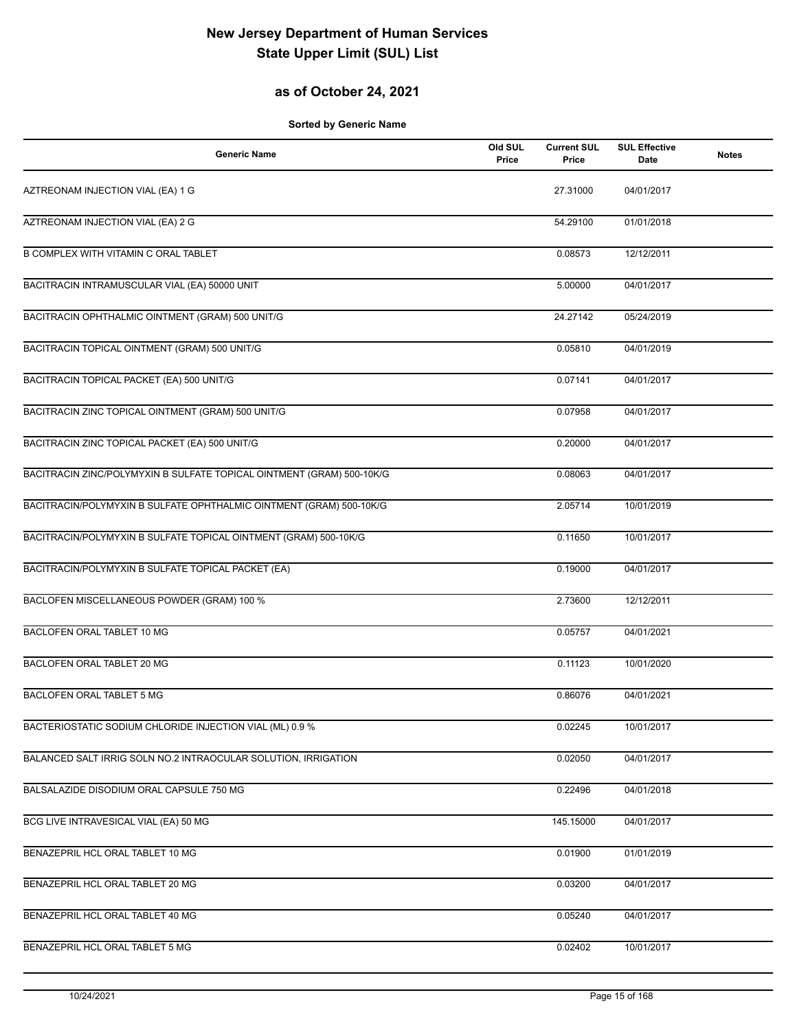# New Jersey Department of Human Services
# State Upper Limit (SUL) List

## as of October 24, 2021

**Sorted by Generic Name**

| Generic Name | Old SUL Price | Current SUL Price | SUL Effective Date | Notes |
|---|---|---|---|---|
| AZTREONAM INJECTION VIAL (EA) 1 G | | 27.31000 | 04/01/2017 | |
| AZTREONAM INJECTION VIAL (EA) 2 G | | 54.29100 | 01/01/2018 | |
| B COMPLEX WITH VITAMIN C ORAL TABLET | | 0.08573 | 12/12/2011 | |
| BACITRACIN INTRAMUSCULAR VIAL (EA) 50000 UNIT | | 5.00000 | 04/01/2017 | |
| BACITRACIN OPHTHALMIC OINTMENT (GRAM) 500 UNIT/G | | 24.27142 | 05/24/2019 | |
| BACITRACIN TOPICAL OINTMENT (GRAM) 500 UNIT/G | | 0.05810 | 04/01/2019 | |
| BACITRACIN TOPICAL PACKET (EA) 500 UNIT/G | | 0.07141 | 04/01/2017 | |
| BACITRACIN ZINC TOPICAL OINTMENT (GRAM) 500 UNIT/G | | 0.07958 | 04/01/2017 | |
| BACITRACIN ZINC TOPICAL PACKET (EA) 500 UNIT/G | | 0.20000 | 04/01/2017 | |
| BACITRACIN ZINC/POLYMYXIN B SULFATE TOPICAL OINTMENT (GRAM) 500-10K/G | | 0.08063 | 04/01/2017 | |
| BACITRACIN/POLYMYXIN B SULFATE OPHTHALMIC OINTMENT (GRAM) 500-10K/G | | 2.05714 | 10/01/2019 | |
| BACITRACIN/POLYMYXIN B SULFATE TOPICAL OINTMENT (GRAM) 500-10K/G | | 0.11650 | 10/01/2017 | |
| BACITRACIN/POLYMYXIN B SULFATE TOPICAL PACKET (EA) | | 0.19000 | 04/01/2017 | |
| BACLOFEN MISCELLANEOUS POWDER (GRAM) 100 % | | 2.73600 | 12/12/2011 | |
| BACLOFEN ORAL TABLET 10 MG | | 0.05757 | 04/01/2021 | |
| BACLOFEN ORAL TABLET 20 MG | | 0.11123 | 10/01/2020 | |
| BACLOFEN ORAL TABLET 5 MG | | 0.86076 | 04/01/2021 | |
| BACTERIOSTATIC SODIUM CHLORIDE INJECTION VIAL (ML) 0.9 % | | 0.02245 | 10/01/2017 | |
| BALANCED SALT IRRIG SOLN NO.2 INTRAOCULAR SOLUTION, IRRIGATION | | 0.02050 | 04/01/2017 | |
| BALSALAZIDE DISODIUM ORAL CAPSULE 750 MG | | 0.22496 | 04/01/2018 | |
| BCG LIVE INTRAVESICAL VIAL (EA) 50 MG | | 145.15000 | 04/01/2017 | |
| BENAZEPRIL HCL ORAL TABLET 10 MG | | 0.01900 | 01/01/2019 | |
| BENAZEPRIL HCL ORAL TABLET 20 MG | | 0.03200 | 04/01/2017 | |
| BENAZEPRIL HCL ORAL TABLET 40 MG | | 0.05240 | 04/01/2017 | |
| BENAZEPRIL HCL ORAL TABLET 5 MG | | 0.02402 | 10/01/2017 | |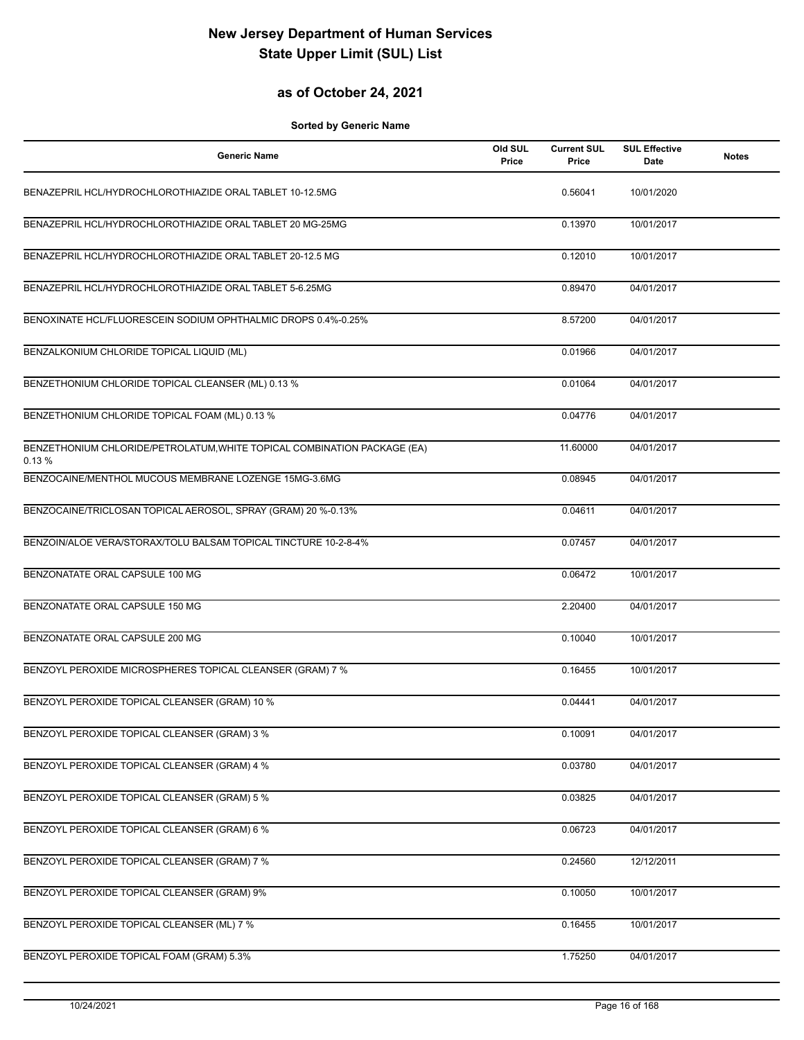# New Jersey Department of Human Services
# State Upper Limit (SUL) List

## as of October 24, 2021

**Sorted by Generic Name**

| Generic Name | Old SUL Price | Current SUL Price | SUL Effective Date | Notes |
|---|---|---|---|---|
| BENAZEPRIL HCL/HYDROCHLOROTHIAZIDE ORAL TABLET 10-12.5MG | | 0.56041 | 10/01/2020 | |
| BENAZEPRIL HCL/HYDROCHLOROTHIAZIDE ORAL TABLET 20 MG-25MG | | 0.13970 | 10/01/2017 | |
| BENAZEPRIL HCL/HYDROCHLOROTHIAZIDE ORAL TABLET 20-12.5 MG | | 0.12010 | 10/01/2017 | |
| BENAZEPRIL HCL/HYDROCHLOROTHIAZIDE ORAL TABLET 5-6.25MG | | 0.89470 | 04/01/2017 | |
| BENOXINATE HCL/FLUORESCEIN SODIUM OPHTHALMIC DROPS 0.4%-0.25% | | 8.57200 | 04/01/2017 | |
| BENZALKONIUM CHLORIDE TOPICAL LIQUID (ML) | | 0.01966 | 04/01/2017 | |
| BENZETHONIUM CHLORIDE TOPICAL CLEANSER (ML) 0.13 % | | 0.01064 | 04/01/2017 | |
| BENZETHONIUM CHLORIDE TOPICAL FOAM (ML) 0.13 % | | 0.04776 | 04/01/2017 | |
| BENZETHONIUM CHLORIDE/PETROLATUM,WHITE TOPICAL COMBINATION PACKAGE (EA) 0.13 % | | 11.60000 | 04/01/2017 | |
| BENZOCAINE/MENTHOL MUCOUS MEMBRANE LOZENGE 15MG-3.6MG | | 0.08945 | 04/01/2017 | |
| BENZOCAINE/TRICLOSAN TOPICAL AEROSOL, SPRAY (GRAM) 20 %-0.13% | | 0.04611 | 04/01/2017 | |
| BENZOIN/ALOE VERA/STORAX/TOLU BALSAM TOPICAL TINCTURE 10-2-8-4% | | 0.07457 | 04/01/2017 | |
| BENZONATATE ORAL CAPSULE 100 MG | | 0.06472 | 10/01/2017 | |
| BENZONATATE ORAL CAPSULE 150 MG | | 2.20400 | 04/01/2017 | |
| BENZONATATE ORAL CAPSULE 200 MG | | 0.10040 | 10/01/2017 | |
| BENZOYL PEROXIDE MICROSPHERES TOPICAL CLEANSER (GRAM) 7 % | | 0.16455 | 10/01/2017 | |
| BENZOYL PEROXIDE TOPICAL CLEANSER (GRAM) 10 % | | 0.04441 | 04/01/2017 | |
| BENZOYL PEROXIDE TOPICAL CLEANSER (GRAM) 3 % | | 0.10091 | 04/01/2017 | |
| BENZOYL PEROXIDE TOPICAL CLEANSER (GRAM) 4 % | | 0.03780 | 04/01/2017 | |
| BENZOYL PEROXIDE TOPICAL CLEANSER (GRAM) 5 % | | 0.03825 | 04/01/2017 | |
| BENZOYL PEROXIDE TOPICAL CLEANSER (GRAM) 6 % | | 0.06723 | 04/01/2017 | |
| BENZOYL PEROXIDE TOPICAL CLEANSER (GRAM) 7 % | | 0.24560 | 12/12/2011 | |
| BENZOYL PEROXIDE TOPICAL CLEANSER (GRAM) 9% | | 0.10050 | 10/01/2017 | |
| BENZOYL PEROXIDE TOPICAL CLEANSER (ML) 7 % | | 0.16455 | 10/01/2017 | |
| BENZOYL PEROXIDE TOPICAL FOAM (GRAM) 5.3% | | 1.75250 | 04/01/2017 | |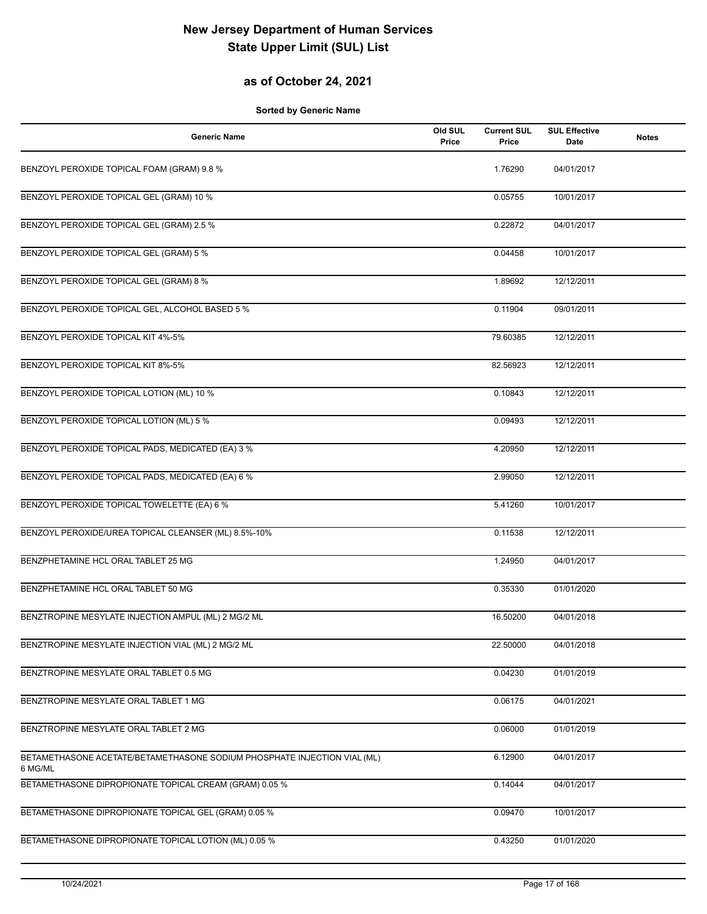# New Jersey Department of Human Services
# State Upper Limit (SUL) List

## as of October 24, 2021

**Sorted by Generic Name**

| Generic Name | Old SUL Price | Current SUL Price | SUL Effective Date | Notes |
|---|---|---|---|---|
| BENZOYL PEROXIDE TOPICAL FOAM (GRAM) 9.8 % | | 1.76290 | 04/01/2017 | |
| BENZOYL PEROXIDE TOPICAL GEL (GRAM) 10 % | | 0.05755 | 10/01/2017 | |
| BENZOYL PEROXIDE TOPICAL GEL (GRAM) 2.5 % | | 0.22872 | 04/01/2017 | |
| BENZOYL PEROXIDE TOPICAL GEL (GRAM) 5 % | | 0.04458 | 10/01/2017 | |
| BENZOYL PEROXIDE TOPICAL GEL (GRAM) 8 % | | 1.89692 | 12/12/2011 | |
| BENZOYL PEROXIDE TOPICAL GEL, ALCOHOL BASED 5 % | | 0.11904 | 09/01/2011 | |
| BENZOYL PEROXIDE TOPICAL KIT 4%-5% | | 79.60385 | 12/12/2011 | |
| BENZOYL PEROXIDE TOPICAL KIT 8%-5% | | 82.56923 | 12/12/2011 | |
| BENZOYL PEROXIDE TOPICAL LOTION (ML) 10 % | | 0.10843 | 12/12/2011 | |
| BENZOYL PEROXIDE TOPICAL LOTION (ML) 5 % | | 0.09493 | 12/12/2011 | |
| BENZOYL PEROXIDE TOPICAL PADS, MEDICATED (EA) 3 % | | 4.20950 | 12/12/2011 | |
| BENZOYL PEROXIDE TOPICAL PADS, MEDICATED (EA) 6 % | | 2.99050 | 12/12/2011 | |
| BENZOYL PEROXIDE TOPICAL TOWELETTE (EA) 6 % | | 5.41260 | 10/01/2017 | |
| BENZOYL PEROXIDE/UREA TOPICAL CLEANSER (ML) 8.5%-10% | | 0.11538 | 12/12/2011 | |
| BENZPHETAMINE HCL ORAL TABLET 25 MG | | 1.24950 | 04/01/2017 | |
| BENZPHETAMINE HCL ORAL TABLET 50 MG | | 0.35330 | 01/01/2020 | |
| BENZTROPINE MESYLATE INJECTION AMPUL (ML) 2 MG/2 ML | | 16.50200 | 04/01/2018 | |
| BENZTROPINE MESYLATE INJECTION VIAL (ML) 2 MG/2 ML | | 22.50000 | 04/01/2018 | |
| BENZTROPINE MESYLATE ORAL TABLET 0.5 MG | | 0.04230 | 01/01/2019 | |
| BENZTROPINE MESYLATE ORAL TABLET 1 MG | | 0.06175 | 04/01/2021 | |
| BENZTROPINE MESYLATE ORAL TABLET 2 MG | | 0.06000 | 01/01/2019 | |
| BETAMETHASONE ACETATE/BETAMETHASONE SODIUM PHOSPHATE INJECTION VIAL (ML) 6 MG/ML | | 6.12900 | 04/01/2017 | |
| BETAMETHASONE DIPROPIONATE TOPICAL CREAM (GRAM) 0.05 % | | 0.14044 | 04/01/2017 | |
| BETAMETHASONE DIPROPIONATE TOPICAL GEL (GRAM) 0.05 % | | 0.09470 | 10/01/2017 | |
| BETAMETHASONE DIPROPIONATE TOPICAL LOTION (ML) 0.05 % | | 0.43250 | 01/01/2020 | |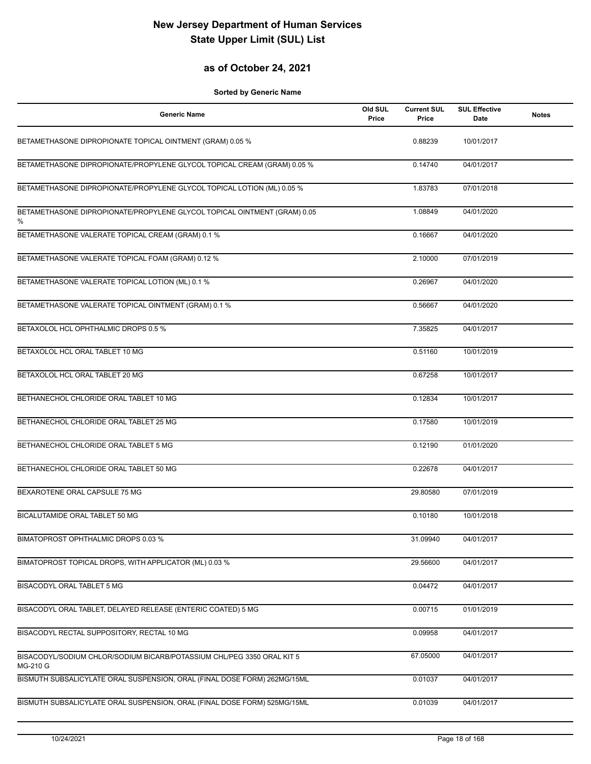# New Jersey Department of Human Services
# State Upper Limit (SUL) List

## as of October 24, 2021

**Sorted by Generic Name**

| Generic Name | Old SUL Price | Current SUL Price | SUL Effective Date | Notes |
|---|---|---|---|---|
| BETAMETHASONE DIPROPIONATE TOPICAL OINTMENT (GRAM) 0.05 % | | 0.88239 | 10/01/2017 | |
| BETAMETHASONE DIPROPIONATE/PROPYLENE GLYCOL TOPICAL CREAM (GRAM) 0.05 % | | 0.14740 | 04/01/2017 | |
| BETAMETHASONE DIPROPIONATE/PROPYLENE GLYCOL TOPICAL LOTION (ML) 0.05 % | | 1.83783 | 07/01/2018 | |
| BETAMETHASONE DIPROPIONATE/PROPYLENE GLYCOL TOPICAL OINTMENT (GRAM) 0.05 % | | 1.08849 | 04/01/2020 | |
| BETAMETHASONE VALERATE TOPICAL CREAM (GRAM) 0.1 % | | 0.16667 | 04/01/2020 | |
| BETAMETHASONE VALERATE TOPICAL FOAM (GRAM) 0.12 % | | 2.10000 | 07/01/2019 | |
| BETAMETHASONE VALERATE TOPICAL LOTION (ML) 0.1 % | | 0.26967 | 04/01/2020 | |
| BETAMETHASONE VALERATE TOPICAL OINTMENT (GRAM) 0.1 % | | 0.56667 | 04/01/2020 | |
| BETAXOLOL HCL OPHTHALMIC DROPS 0.5 % | | 7.35825 | 04/01/2017 | |
| BETAXOLOL HCL ORAL TABLET 10 MG | | 0.51160 | 10/01/2019 | |
| BETAXOLOL HCL ORAL TABLET 20 MG | | 0.67258 | 10/01/2017 | |
| BETHANECHOL CHLORIDE ORAL TABLET 10 MG | | 0.12834 | 10/01/2017 | |
| BETHANECHOL CHLORIDE ORAL TABLET 25 MG | | 0.17580 | 10/01/2019 | |
| BETHANECHOL CHLORIDE ORAL TABLET 5 MG | | 0.12190 | 01/01/2020 | |
| BETHANECHOL CHLORIDE ORAL TABLET 50 MG | | 0.22678 | 04/01/2017 | |
| BEXAROTENE ORAL CAPSULE 75 MG | | 29.80580 | 07/01/2019 | |
| BICALUTAMIDE ORAL TABLET 50 MG | | 0.10180 | 10/01/2018 | |
| BIMATOPROST OPHTHALMIC DROPS 0.03 % | | 31.09940 | 04/01/2017 | |
| BIMATOPROST TOPICAL DROPS, WITH APPLICATOR (ML) 0.03 % | | 29.56600 | 04/01/2017 | |
| BISACODYL ORAL TABLET 5 MG | | 0.04472 | 04/01/2017 | |
| BISACODYL ORAL TABLET, DELAYED RELEASE (ENTERIC COATED) 5 MG | | 0.00715 | 01/01/2019 | |
| BISACODYL RECTAL SUPPOSITORY, RECTAL 10 MG | | 0.09958 | 04/01/2017 | |
| BISACODYL/SODIUM CHLOR/SODIUM BICARB/POTASSIUM CHL/PEG 3350 ORAL KIT 5 MG-210 G | | 67.05000 | 04/01/2017 | |
| BISMUTH SUBSALICYLATE ORAL SUSPENSION, ORAL (FINAL DOSE FORM) 262MG/15ML | | 0.01037 | 04/01/2017 | |
| BISMUTH SUBSALICYLATE ORAL SUSPENSION, ORAL (FINAL DOSE FORM) 525MG/15ML | | 0.01039 | 04/01/2017 | |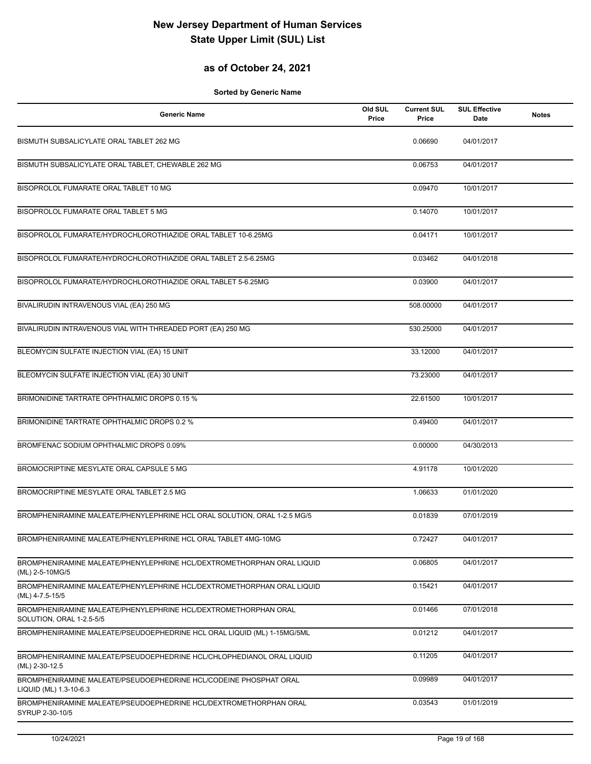# New Jersey Department of Human Services
# State Upper Limit (SUL) List

## as of October 24, 2021

**Sorted by Generic Name**

| Generic Name | Old SUL Price | Current SUL Price | SUL Effective Date | Notes |
|---|---|---|---|---|
| BISMUTH SUBSALICYLATE ORAL TABLET 262 MG | | 0.06690 | 04/01/2017 | |
| BISMUTH SUBSALICYLATE ORAL TABLET, CHEWABLE 262 MG | | 0.06753 | 04/01/2017 | |
| BISOPROLOL FUMARATE ORAL TABLET 10 MG | | 0.09470 | 10/01/2017 | |
| BISOPROLOL FUMARATE ORAL TABLET 5 MG | | 0.14070 | 10/01/2017 | |
| BISOPROLOL FUMARATE/HYDROCHLOROTHIAZIDE ORAL TABLET 10-6.25MG | | 0.04171 | 10/01/2017 | |
| BISOPROLOL FUMARATE/HYDROCHLOROTHIAZIDE ORAL TABLET 2.5-6.25MG | | 0.03462 | 04/01/2018 | |
| BISOPROLOL FUMARATE/HYDROCHLOROTHIAZIDE ORAL TABLET 5-6.25MG | | 0.03900 | 04/01/2017 | |
| BIVALIRUDIN INTRAVENOUS VIAL (EA) 250 MG | | 508.00000 | 04/01/2017 | |
| BIVALIRUDIN INTRAVENOUS VIAL WITH THREADED PORT (EA) 250 MG | | 530.25000 | 04/01/2017 | |
| BLEOMYCIN SULFATE INJECTION VIAL (EA) 15 UNIT | | 33.12000 | 04/01/2017 | |
| BLEOMYCIN SULFATE INJECTION VIAL (EA) 30 UNIT | | 73.23000 | 04/01/2017 | |
| BRIMONIDINE TARTRATE OPHTHALMIC DROPS 0.15 % | | 22.61500 | 10/01/2017 | |
| BRIMONIDINE TARTRATE OPHTHALMIC DROPS 0.2 % | | 0.49400 | 04/01/2017 | |
| BROMFENAC SODIUM OPHTHALMIC DROPS 0.09% | | 0.00000 | 04/30/2013 | |
| BROMOCRIPTINE MESYLATE ORAL CAPSULE 5 MG | | 4.91178 | 10/01/2020 | |
| BROMOCRIPTINE MESYLATE ORAL TABLET 2.5 MG | | 1.06633 | 01/01/2020 | |
| BROMPHENIRAMINE MALEATE/PHENYLEPHRINE HCL ORAL SOLUTION, ORAL 1-2.5 MG/5 | | 0.01839 | 07/01/2019 | |
| BROMPHENIRAMINE MALEATE/PHENYLEPHRINE HCL ORAL TABLET 4MG-10MG | | 0.72427 | 04/01/2017 | |
| BROMPHENIRAMINE MALEATE/PHENYLEPHRINE HCL/DEXTROMETHORPHAN ORAL LIQUID (ML) 2-5-10MG/5 | | 0.06805 | 04/01/2017 | |
| BROMPHENIRAMINE MALEATE/PHENYLEPHRINE HCL/DEXTROMETHORPHAN ORAL LIQUID (ML) 4-7.5-15/5 | | 0.15421 | 04/01/2017 | |
| BROMPHENIRAMINE MALEATE/PHENYLEPHRINE HCL/DEXTROMETHORPHAN ORAL SOLUTION, ORAL 1-2.5-5/5 | | 0.01466 | 07/01/2018 | |
| BROMPHENIRAMINE MALEATE/PSEUDOEPHEDRINE HCL ORAL LIQUID (ML) 1-15MG/5ML | | 0.01212 | 04/01/2017 | |
| BROMPHENIRAMINE MALEATE/PSEUDOEPHEDRINE HCL/CHLOPHEDIANOL ORAL LIQUID (ML) 2-30-12.5 | | 0.11205 | 04/01/2017 | |
| BROMPHENIRAMINE MALEATE/PSEUDOEPHEDRINE HCL/CODEINE PHOSPHAT ORAL LIQUID (ML) 1.3-10-6.3 | | 0.09989 | 04/01/2017 | |
| BROMPHENIRAMINE MALEATE/PSEUDOEPHEDRINE HCL/DEXTROMETHORPHAN ORAL SYRUP 2-30-10/5 | | 0.03543 | 01/01/2019 | |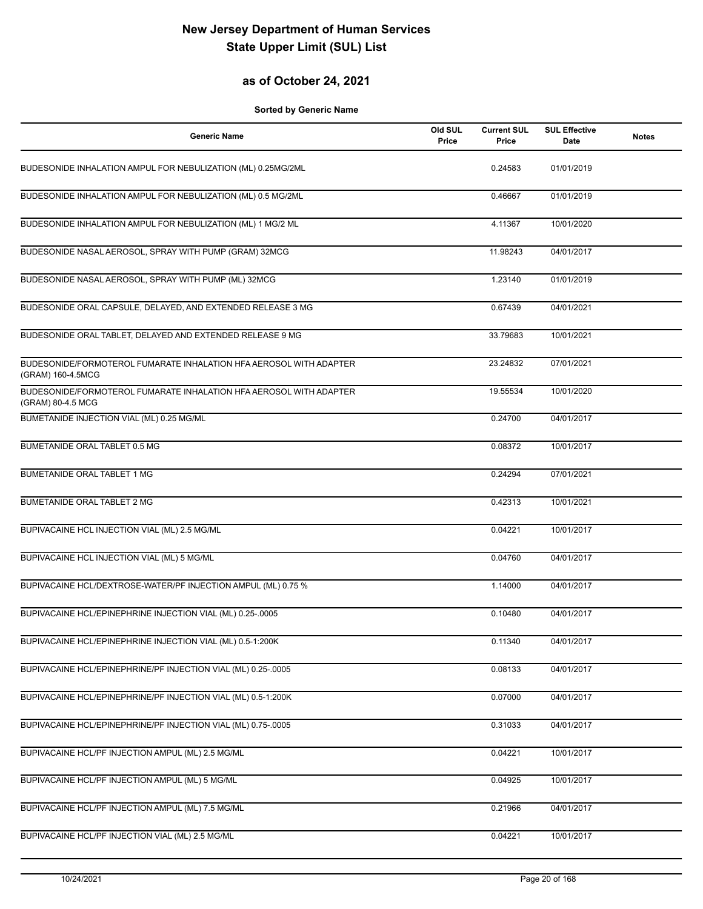# New Jersey Department of Human Services
# State Upper Limit (SUL) List

## as of October 24, 2021

**Sorted by Generic Name**

| Generic Name | Old SUL Price | Current SUL Price | SUL Effective Date | Notes |
|---|---|---|---|---|
| BUDESONIDE INHALATION AMPUL FOR NEBULIZATION (ML) 0.25MG/2ML | | 0.24583 | 01/01/2019 | |
| BUDESONIDE INHALATION AMPUL FOR NEBULIZATION (ML) 0.5 MG/2ML | | 0.46667 | 01/01/2019 | |
| BUDESONIDE INHALATION AMPUL FOR NEBULIZATION (ML) 1 MG/2 ML | | 4.11367 | 10/01/2020 | |
| BUDESONIDE NASAL AEROSOL, SPRAY WITH PUMP (GRAM) 32MCG | | 11.98243 | 04/01/2017 | |
| BUDESONIDE NASAL AEROSOL, SPRAY WITH PUMP (ML) 32MCG | | 1.23140 | 01/01/2019 | |
| BUDESONIDE ORAL CAPSULE, DELAYED, AND EXTENDED RELEASE 3 MG | | 0.67439 | 04/01/2021 | |
| BUDESONIDE ORAL TABLET, DELAYED AND EXTENDED RELEASE 9 MG | | 33.79683 | 10/01/2021 | |
| BUDESONIDE/FORMOTEROL FUMARATE INHALATION HFA AEROSOL WITH ADAPTER (GRAM) 160-4.5MCG | | 23.24832 | 07/01/2021 | |
| BUDESONIDE/FORMOTEROL FUMARATE INHALATION HFA AEROSOL WITH ADAPTER (GRAM) 80-4.5 MCG | | 19.55534 | 10/01/2020 | |
| BUMETANIDE INJECTION VIAL (ML) 0.25 MG/ML | | 0.24700 | 04/01/2017 | |
| BUMETANIDE ORAL TABLET 0.5 MG | | 0.08372 | 10/01/2017 | |
| BUMETANIDE ORAL TABLET 1 MG | | 0.24294 | 07/01/2021 | |
| BUMETANIDE ORAL TABLET 2 MG | | 0.42313 | 10/01/2021 | |
| BUPIVACAINE HCL INJECTION VIAL (ML) 2.5 MG/ML | | 0.04221 | 10/01/2017 | |
| BUPIVACAINE HCL INJECTION VIAL (ML) 5 MG/ML | | 0.04760 | 04/01/2017 | |
| BUPIVACAINE HCL/DEXTROSE-WATER/PF INJECTION AMPUL (ML) 0.75 % | | 1.14000 | 04/01/2017 | |
| BUPIVACAINE HCL/EPINEPHRINE INJECTION VIAL (ML) 0.25-.0005 | | 0.10480 | 04/01/2017 | |
| BUPIVACAINE HCL/EPINEPHRINE INJECTION VIAL (ML) 0.5-1:200K | | 0.11340 | 04/01/2017 | |
| BUPIVACAINE HCL/EPINEPHRINE/PF INJECTION VIAL (ML) 0.25-.0005 | | 0.08133 | 04/01/2017 | |
| BUPIVACAINE HCL/EPINEPHRINE/PF INJECTION VIAL (ML) 0.5-1:200K | | 0.07000 | 04/01/2017 | |
| BUPIVACAINE HCL/EPINEPHRINE/PF INJECTION VIAL (ML) 0.75-.0005 | | 0.31033 | 04/01/2017 | |
| BUPIVACAINE HCL/PF INJECTION AMPUL (ML) 2.5 MG/ML | | 0.04221 | 10/01/2017 | |
| BUPIVACAINE HCL/PF INJECTION AMPUL (ML) 5 MG/ML | | 0.04925 | 10/01/2017 | |
| BUPIVACAINE HCL/PF INJECTION AMPUL (ML) 7.5 MG/ML | | 0.21966 | 04/01/2017 | |
| BUPIVACAINE HCL/PF INJECTION VIAL (ML) 2.5 MG/ML | | 0.04221 | 10/01/2017 | |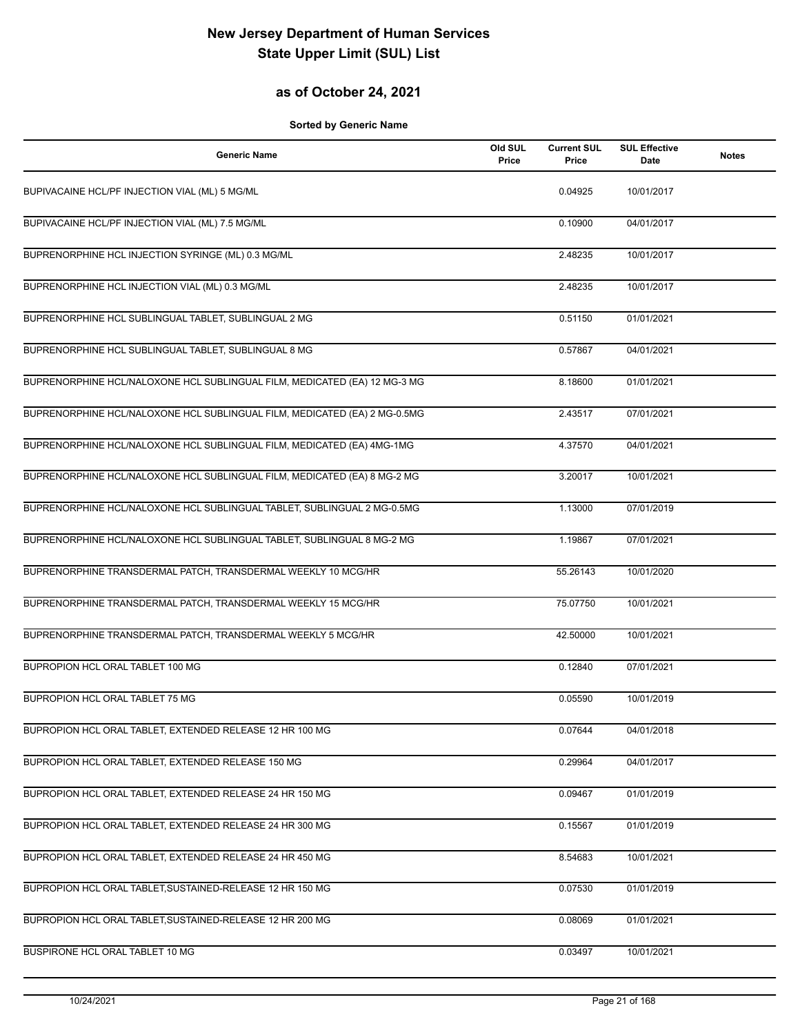# New Jersey Department of Human Services
# State Upper Limit (SUL) List

## as of October 24, 2021

**Sorted by Generic Name**

| Generic Name | Old SUL Price | Current SUL Price | SUL Effective Date | Notes |
|---|---|---|---|---|
| BUPIVACAINE HCL/PF INJECTION VIAL (ML) 5 MG/ML | | 0.04925 | 10/01/2017 | |
| BUPIVACAINE HCL/PF INJECTION VIAL (ML) 7.5 MG/ML | | 0.10900 | 04/01/2017 | |
| BUPRENORPHINE HCL INJECTION SYRINGE (ML) 0.3 MG/ML | | 2.48235 | 10/01/2017 | |
| BUPRENORPHINE HCL INJECTION VIAL (ML) 0.3 MG/ML | | 2.48235 | 10/01/2017 | |
| BUPRENORPHINE HCL SUBLINGUAL TABLET, SUBLINGUAL 2 MG | | 0.51150 | 01/01/2021 | |
| BUPRENORPHINE HCL SUBLINGUAL TABLET, SUBLINGUAL 8 MG | | 0.57867 | 04/01/2021 | |
| BUPRENORPHINE HCL/NALOXONE HCL SUBLINGUAL FILM, MEDICATED (EA) 12 MG-3 MG | | 8.18600 | 01/01/2021 | |
| BUPRENORPHINE HCL/NALOXONE HCL SUBLINGUAL FILM, MEDICATED (EA) 2 MG-0.5MG | | 2.43517 | 07/01/2021 | |
| BUPRENORPHINE HCL/NALOXONE HCL SUBLINGUAL FILM, MEDICATED (EA) 4MG-1MG | | 4.37570 | 04/01/2021 | |
| BUPRENORPHINE HCL/NALOXONE HCL SUBLINGUAL FILM, MEDICATED (EA) 8 MG-2 MG | | 3.20017 | 10/01/2021 | |
| BUPRENORPHINE HCL/NALOXONE HCL SUBLINGUAL TABLET, SUBLINGUAL 2 MG-0.5MG | | 1.13000 | 07/01/2019 | |
| BUPRENORPHINE HCL/NALOXONE HCL SUBLINGUAL TABLET, SUBLINGUAL 8 MG-2 MG | | 1.19867 | 07/01/2021 | |
| BUPRENORPHINE TRANSDERMAL PATCH, TRANSDERMAL WEEKLY 10 MCG/HR | | 55.26143 | 10/01/2020 | |
| BUPRENORPHINE TRANSDERMAL PATCH, TRANSDERMAL WEEKLY 15 MCG/HR | | 75.07750 | 10/01/2021 | |
| BUPRENORPHINE TRANSDERMAL PATCH, TRANSDERMAL WEEKLY 5 MCG/HR | | 42.50000 | 10/01/2021 | |
| BUPROPION HCL ORAL TABLET 100 MG | | 0.12840 | 07/01/2021 | |
| BUPROPION HCL ORAL TABLET 75 MG | | 0.05590 | 10/01/2019 | |
| BUPROPION HCL ORAL TABLET, EXTENDED RELEASE 12 HR 100 MG | | 0.07644 | 04/01/2018 | |
| BUPROPION HCL ORAL TABLET, EXTENDED RELEASE 150 MG | | 0.29964 | 04/01/2017 | |
| BUPROPION HCL ORAL TABLET, EXTENDED RELEASE 24 HR 150 MG | | 0.09467 | 01/01/2019 | |
| BUPROPION HCL ORAL TABLET, EXTENDED RELEASE 24 HR 300 MG | | 0.15567 | 01/01/2019 | |
| BUPROPION HCL ORAL TABLET, EXTENDED RELEASE 24 HR 450 MG | | 8.54683 | 10/01/2021 | |
| BUPROPION HCL ORAL TABLET,SUSTAINED-RELEASE 12 HR 150 MG | | 0.07530 | 01/01/2019 | |
| BUPROPION HCL ORAL TABLET,SUSTAINED-RELEASE 12 HR 200 MG | | 0.08069 | 01/01/2021 | |
| BUSPIRONE HCL ORAL TABLET 10 MG | | 0.03497 | 10/01/2021 | |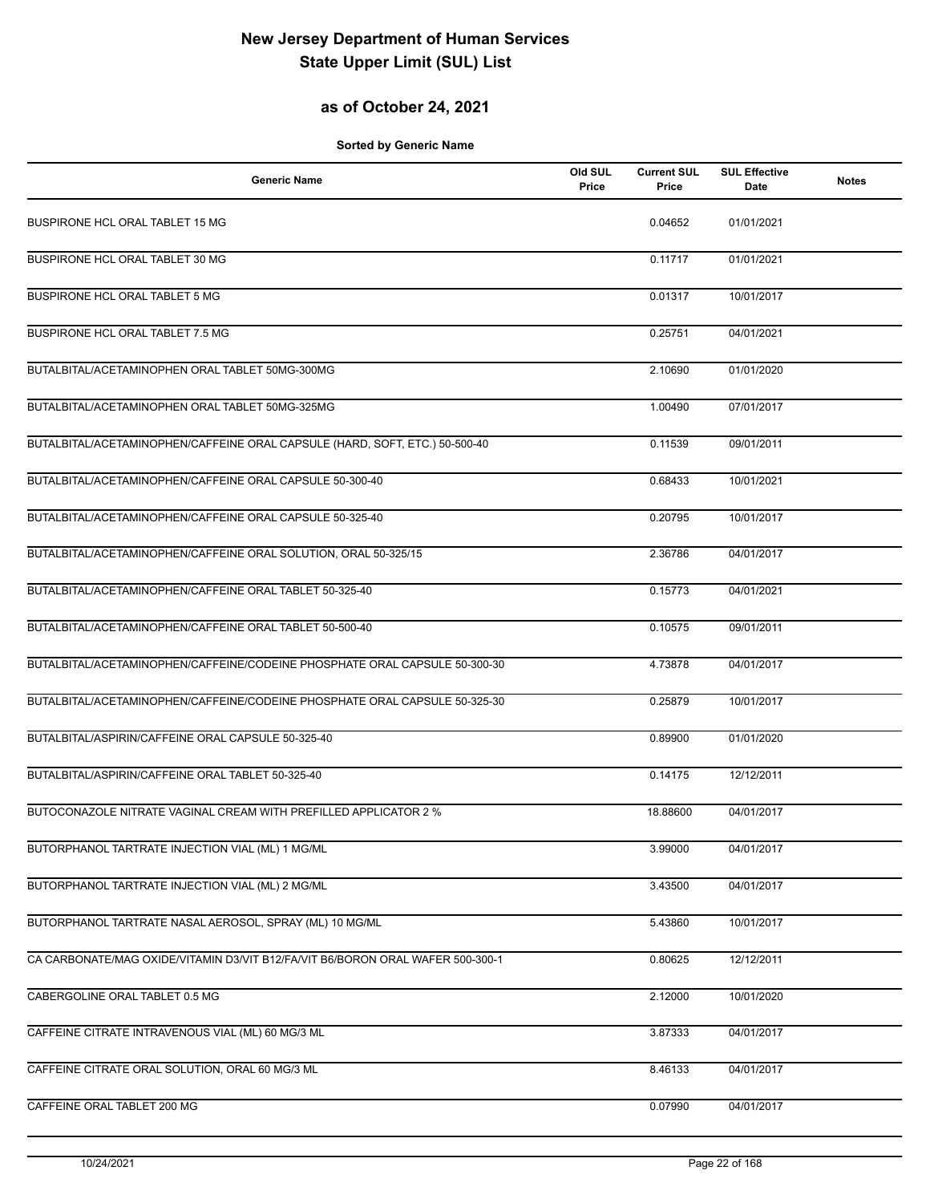# New Jersey Department of Human Services
# State Upper Limit (SUL) List

## as of October 24, 2021

**Sorted by Generic Name**

| Generic Name | Old SUL Price | Current SUL Price | SUL Effective Date | Notes |
|---|---|---|---|---|
| BUSPIRONE HCL ORAL TABLET 15 MG | | 0.04652 | 01/01/2021 | |
| BUSPIRONE HCL ORAL TABLET 30 MG | | 0.11717 | 01/01/2021 | |
| BUSPIRONE HCL ORAL TABLET 5 MG | | 0.01317 | 10/01/2017 | |
| BUSPIRONE HCL ORAL TABLET 7.5 MG | | 0.25751 | 04/01/2021 | |
| BUTALBITAL/ACETAMINOPHEN ORAL TABLET 50MG-300MG | | 2.10690 | 01/01/2020 | |
| BUTALBITAL/ACETAMINOPHEN ORAL TABLET 50MG-325MG | | 1.00490 | 07/01/2017 | |
| BUTALBITAL/ACETAMINOPHEN/CAFFEINE ORAL CAPSULE (HARD, SOFT, ETC.) 50-500-40 | | 0.11539 | 09/01/2011 | |
| BUTALBITAL/ACETAMINOPHEN/CAFFEINE ORAL CAPSULE 50-300-40 | | 0.68433 | 10/01/2021 | |
| BUTALBITAL/ACETAMINOPHEN/CAFFEINE ORAL CAPSULE 50-325-40 | | 0.20795 | 10/01/2017 | |
| BUTALBITAL/ACETAMINOPHEN/CAFFEINE ORAL SOLUTION, ORAL 50-325/15 | | 2.36786 | 04/01/2017 | |
| BUTALBITAL/ACETAMINOPHEN/CAFFEINE ORAL TABLET 50-325-40 | | 0.15773 | 04/01/2021 | |
| BUTALBITAL/ACETAMINOPHEN/CAFFEINE ORAL TABLET 50-500-40 | | 0.10575 | 09/01/2011 | |
| BUTALBITAL/ACETAMINOPHEN/CAFFEINE/CODEINE PHOSPHATE ORAL CAPSULE 50-300-30 | | 4.73878 | 04/01/2017 | |
| BUTALBITAL/ACETAMINOPHEN/CAFFEINE/CODEINE PHOSPHATE ORAL CAPSULE 50-325-30 | | 0.25879 | 10/01/2017 | |
| BUTALBITAL/ASPIRIN/CAFFEINE ORAL CAPSULE 50-325-40 | | 0.89900 | 01/01/2020 | |
| BUTALBITAL/ASPIRIN/CAFFEINE ORAL TABLET 50-325-40 | | 0.14175 | 12/12/2011 | |
| BUTOCONAZOLE NITRATE VAGINAL CREAM WITH PREFILLED APPLICATOR 2 % | | 18.88600 | 04/01/2017 | |
| BUTORPHANOL TARTRATE INJECTION VIAL (ML) 1 MG/ML | | 3.99000 | 04/01/2017 | |
| BUTORPHANOL TARTRATE INJECTION VIAL (ML) 2 MG/ML | | 3.43500 | 04/01/2017 | |
| BUTORPHANOL TARTRATE NASAL AEROSOL, SPRAY (ML) 10 MG/ML | | 5.43860 | 10/01/2017 | |
| CA CARBONATE/MAG OXIDE/VITAMIN D3/VIT B12/FA/VIT B6/BORON ORAL WAFER 500-300-1 | | 0.80625 | 12/12/2011 | |
| CABERGOLINE ORAL TABLET 0.5 MG | | 2.12000 | 10/01/2020 | |
| CAFFEINE CITRATE INTRAVENOUS VIAL (ML) 60 MG/3 ML | | 3.87333 | 04/01/2017 | |
| CAFFEINE CITRATE ORAL SOLUTION, ORAL 60 MG/3 ML | | 8.46133 | 04/01/2017 | |
| CAFFEINE ORAL TABLET 200 MG | | 0.07990 | 04/01/2017 | |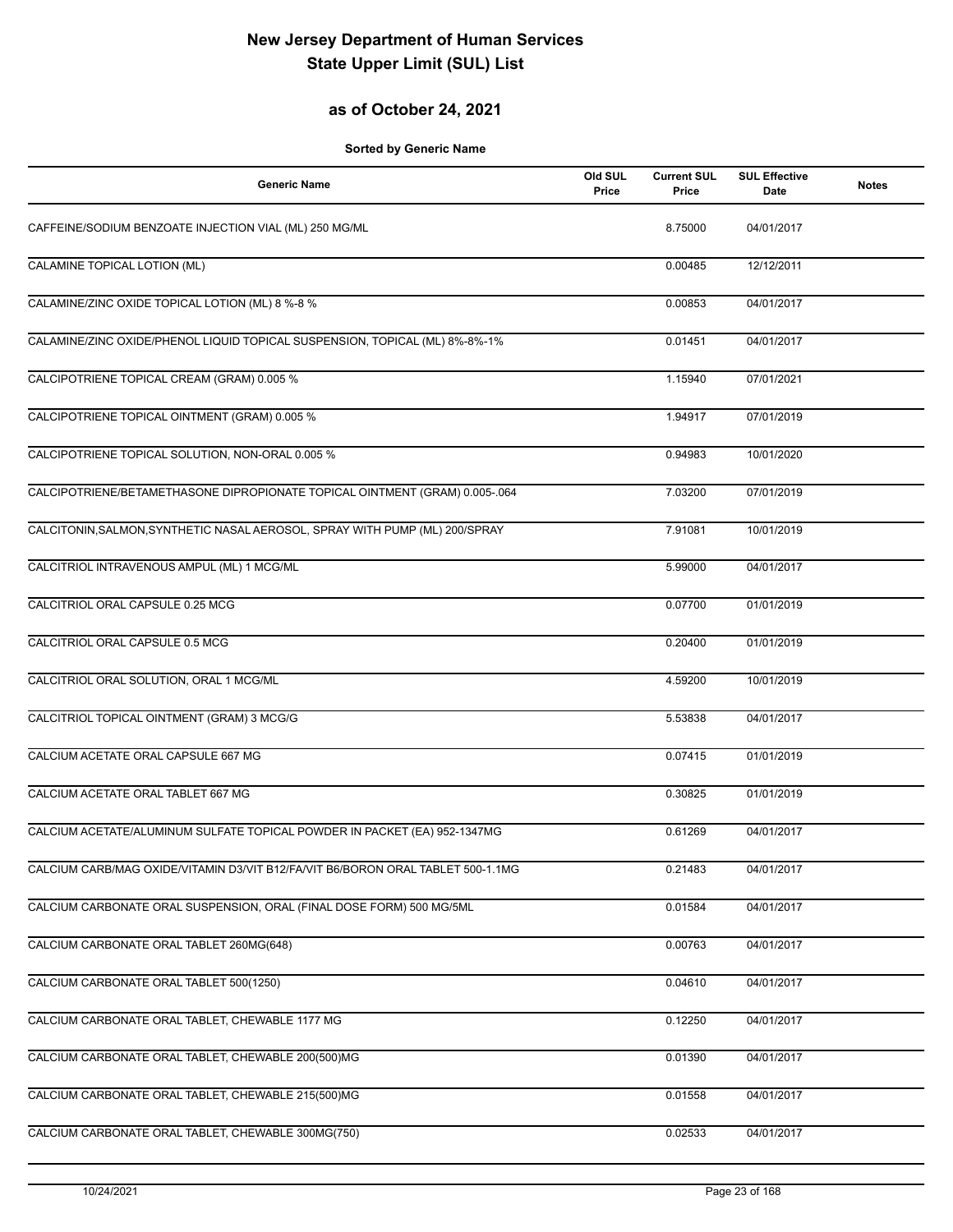# New Jersey Department of Human Services
# State Upper Limit (SUL) List

## as of October 24, 2021

**Sorted by Generic Name**

| Generic Name | Old SUL Price | Current SUL Price | SUL Effective Date | Notes |
|---|---|---|---|---|
| CAFFEINE/SODIUM BENZOATE INJECTION VIAL (ML) 250 MG/ML | | 8.75000 | 04/01/2017 | |
| CALAMINE TOPICAL LOTION (ML) | | 0.00485 | 12/12/2011 | |
| CALAMINE/ZINC OXIDE TOPICAL LOTION (ML) 8 %-8 % | | 0.00853 | 04/01/2017 | |
| CALAMINE/ZINC OXIDE/PHENOL LIQUID TOPICAL SUSPENSION, TOPICAL (ML) 8%-8%-1% | | 0.01451 | 04/01/2017 | |
| CALCIPOTRIENE TOPICAL CREAM (GRAM) 0.005 % | | 1.15940 | 07/01/2021 | |
| CALCIPOTRIENE TOPICAL OINTMENT (GRAM) 0.005 % | | 1.94917 | 07/01/2019 | |
| CALCIPOTRIENE TOPICAL SOLUTION, NON-ORAL 0.005 % | | 0.94983 | 10/01/2020 | |
| CALCIPOTRIENE/BETAMETHASONE DIPROPIONATE TOPICAL OINTMENT (GRAM) 0.005-.064 | | 7.03200 | 07/01/2019 | |
| CALCITONIN,SALMON,SYNTHETIC NASAL AEROSOL, SPRAY WITH PUMP (ML) 200/SPRAY | | 7.91081 | 10/01/2019 | |
| CALCITRIOL INTRAVENOUS AMPUL (ML) 1 MCG/ML | | 5.99000 | 04/01/2017 | |
| CALCITRIOL ORAL CAPSULE 0.25 MCG | | 0.07700 | 01/01/2019 | |
| CALCITRIOL ORAL CAPSULE 0.5 MCG | | 0.20400 | 01/01/2019 | |
| CALCITRIOL ORAL SOLUTION, ORAL 1 MCG/ML | | 4.59200 | 10/01/2019 | |
| CALCITRIOL TOPICAL OINTMENT (GRAM) 3 MCG/G | | 5.53838 | 04/01/2017 | |
| CALCIUM ACETATE ORAL CAPSULE 667 MG | | 0.07415 | 01/01/2019 | |
| CALCIUM ACETATE ORAL TABLET 667 MG | | 0.30825 | 01/01/2019 | |
| CALCIUM ACETATE/ALUMINUM SULFATE TOPICAL POWDER IN PACKET (EA) 952-1347MG | | 0.61269 | 04/01/2017 | |
| CALCIUM CARB/MAG OXIDE/VITAMIN D3/VIT B12/FA/VIT B6/BORON ORAL TABLET 500-1.1MG | | 0.21483 | 04/01/2017 | |
| CALCIUM CARBONATE ORAL SUSPENSION, ORAL (FINAL DOSE FORM) 500 MG/5ML | | 0.01584 | 04/01/2017 | |
| CALCIUM CARBONATE ORAL TABLET 260MG(648) | | 0.00763 | 04/01/2017 | |
| CALCIUM CARBONATE ORAL TABLET 500(1250) | | 0.04610 | 04/01/2017 | |
| CALCIUM CARBONATE ORAL TABLET, CHEWABLE 1177 MG | | 0.12250 | 04/01/2017 | |
| CALCIUM CARBONATE ORAL TABLET, CHEWABLE 200(500)MG | | 0.01390 | 04/01/2017 | |
| CALCIUM CARBONATE ORAL TABLET, CHEWABLE 215(500)MG | | 0.01558 | 04/01/2017 | |
| CALCIUM CARBONATE ORAL TABLET, CHEWABLE 300MG(750) | | 0.02533 | 04/01/2017 | |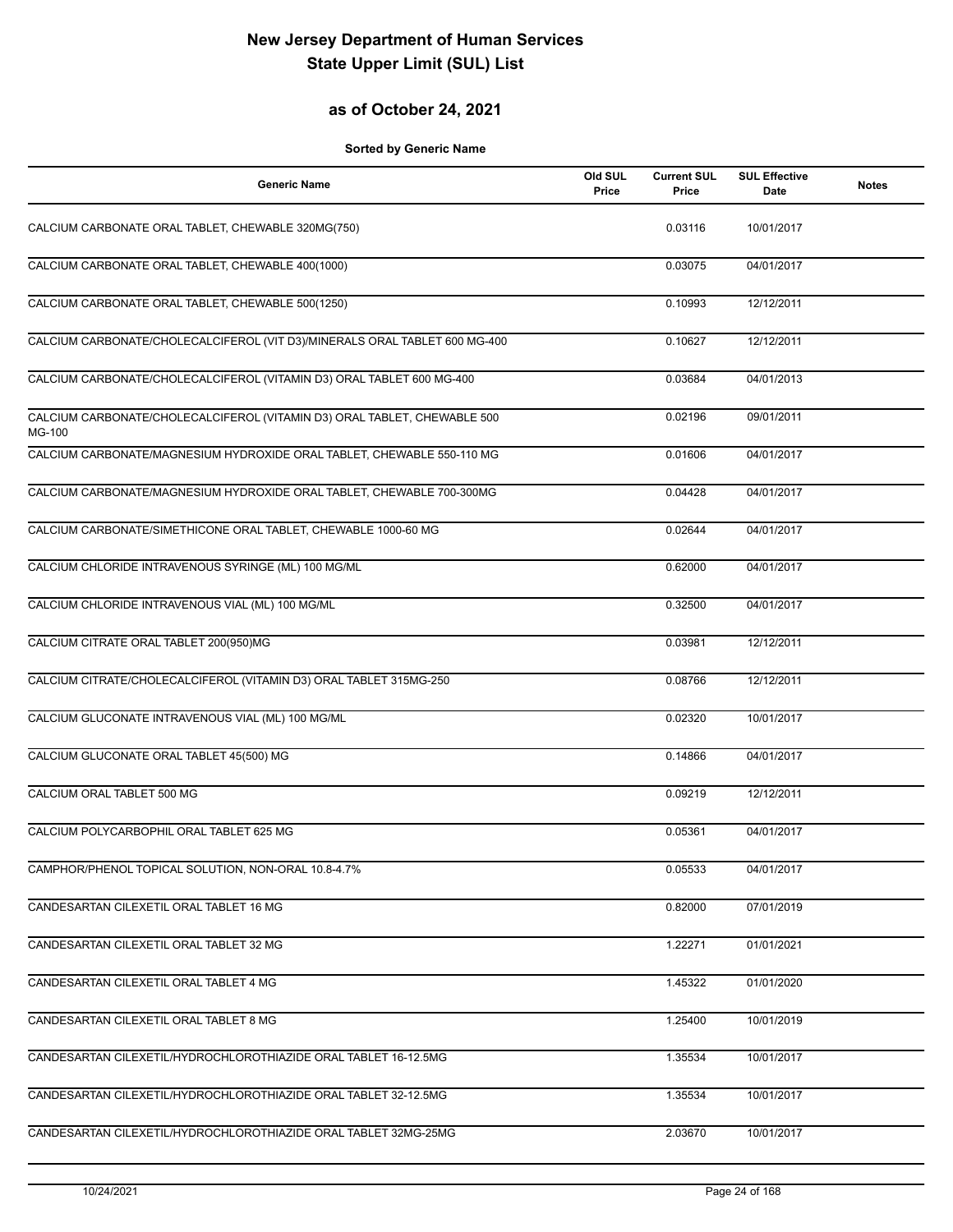# New Jersey Department of Human Services
# State Upper Limit (SUL) List

## as of October 24, 2021

**Sorted by Generic Name**

| Generic Name | Old SUL Price | Current SUL Price | SUL Effective Date | Notes |
|---|---|---|---|---|
| CALCIUM CARBONATE ORAL TABLET, CHEWABLE 320MG(750) | | 0.03116 | 10/01/2017 | |
| CALCIUM CARBONATE ORAL TABLET, CHEWABLE 400(1000) | | 0.03075 | 04/01/2017 | |
| CALCIUM CARBONATE ORAL TABLET, CHEWABLE 500(1250) | | 0.10993 | 12/12/2011 | |
| CALCIUM CARBONATE/CHOLECALCIFEROL (VIT D3)/MINERALS ORAL TABLET 600 MG-400 | | 0.10627 | 12/12/2011 | |
| CALCIUM CARBONATE/CHOLECALCIFEROL (VITAMIN D3) ORAL TABLET 600 MG-400 | | 0.03684 | 04/01/2013 | |
| CALCIUM CARBONATE/CHOLECALCIFEROL (VITAMIN D3) ORAL TABLET, CHEWABLE 500 MG-100 | | 0.02196 | 09/01/2011 | |
| CALCIUM CARBONATE/MAGNESIUM HYDROXIDE ORAL TABLET, CHEWABLE 550-110 MG | | 0.01606 | 04/01/2017 | |
| CALCIUM CARBONATE/MAGNESIUM HYDROXIDE ORAL TABLET, CHEWABLE 700-300MG | | 0.04428 | 04/01/2017 | |
| CALCIUM CARBONATE/SIMETHICONE ORAL TABLET, CHEWABLE 1000-60 MG | | 0.02644 | 04/01/2017 | |
| CALCIUM CHLORIDE INTRAVENOUS SYRINGE (ML) 100 MG/ML | | 0.62000 | 04/01/2017 | |
| CALCIUM CHLORIDE INTRAVENOUS VIAL (ML) 100 MG/ML | | 0.32500 | 04/01/2017 | |
| CALCIUM CITRATE ORAL TABLET 200(950)MG | | 0.03981 | 12/12/2011 | |
| CALCIUM CITRATE/CHOLECALCIFEROL (VITAMIN D3) ORAL TABLET 315MG-250 | | 0.08766 | 12/12/2011 | |
| CALCIUM GLUCONATE INTRAVENOUS VIAL (ML) 100 MG/ML | | 0.02320 | 10/01/2017 | |
| CALCIUM GLUCONATE ORAL TABLET 45(500) MG | | 0.14866 | 04/01/2017 | |
| CALCIUM ORAL TABLET 500 MG | | 0.09219 | 12/12/2011 | |
| CALCIUM POLYCARBOPHIL ORAL TABLET 625 MG | | 0.05361 | 04/01/2017 | |
| CAMPHOR/PHENOL TOPICAL SOLUTION, NON-ORAL 10.8-4.7% | | 0.05533 | 04/01/2017 | |
| CANDESARTAN CILEXETIL ORAL TABLET 16 MG | | 0.82000 | 07/01/2019 | |
| CANDESARTAN CILEXETIL ORAL TABLET 32 MG | | 1.22271 | 01/01/2021 | |
| CANDESARTAN CILEXETIL ORAL TABLET 4 MG | | 1.45322 | 01/01/2020 | |
| CANDESARTAN CILEXETIL ORAL TABLET 8 MG | | 1.25400 | 10/01/2019 | |
| CANDESARTAN CILEXETIL/HYDROCHLOROTHIAZIDE ORAL TABLET 16-12.5MG | | 1.35534 | 10/01/2017 | |
| CANDESARTAN CILEXETIL/HYDROCHLOROTHIAZIDE ORAL TABLET 32-12.5MG | | 1.35534 | 10/01/2017 | |
| CANDESARTAN CILEXETIL/HYDROCHLOROTHIAZIDE ORAL TABLET 32MG-25MG | | 2.03670 | 10/01/2017 | |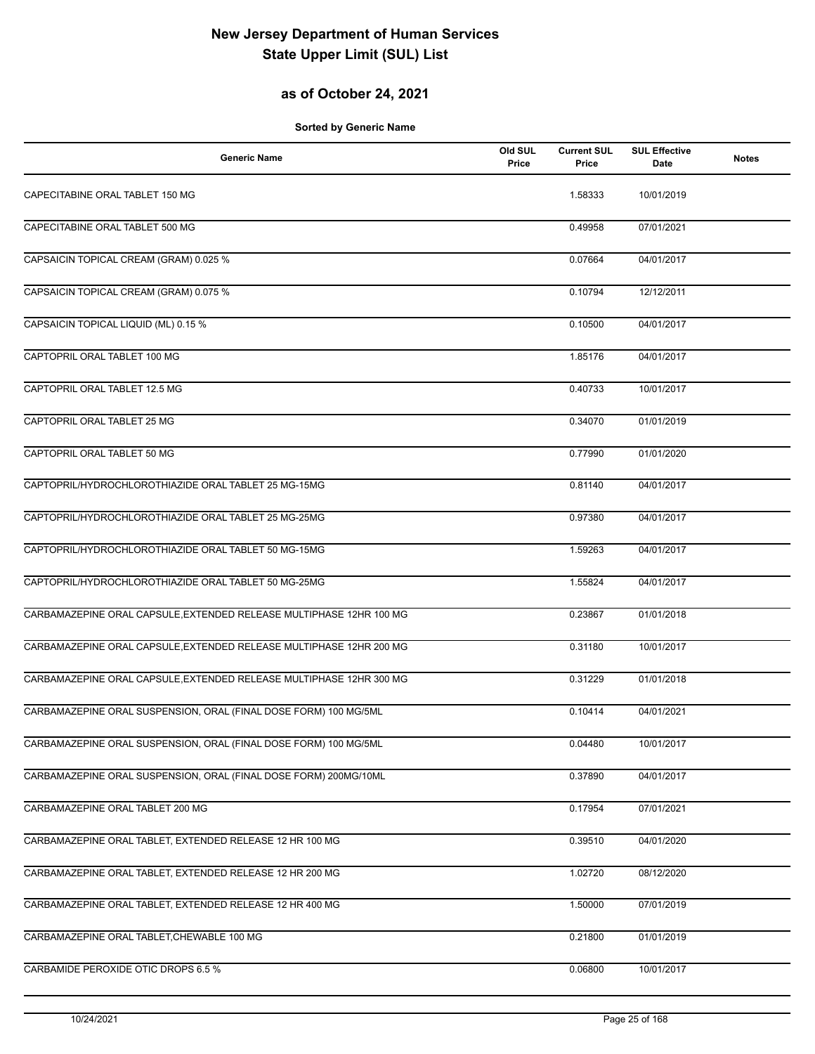# New Jersey Department of Human Services
# State Upper Limit (SUL) List

## as of October 24, 2021

**Sorted by Generic Name**

| Generic Name | Old SUL Price | Current SUL Price | SUL Effective Date | Notes |
|---|---|---|---|---|
| CAPECITABINE ORAL TABLET 150 MG | | 1.58333 | 10/01/2019 | |
| CAPECITABINE ORAL TABLET 500 MG | | 0.49958 | 07/01/2021 | |
| CAPSAICIN TOPICAL CREAM (GRAM) 0.025 % | | 0.07664 | 04/01/2017 | |
| CAPSAICIN TOPICAL CREAM (GRAM) 0.075 % | | 0.10794 | 12/12/2011 | |
| CAPSAICIN TOPICAL LIQUID (ML) 0.15 % | | 0.10500 | 04/01/2017 | |
| CAPTOPRIL ORAL TABLET 100 MG | | 1.85176 | 04/01/2017 | |
| CAPTOPRIL ORAL TABLET 12.5 MG | | 0.40733 | 10/01/2017 | |
| CAPTOPRIL ORAL TABLET 25 MG | | 0.34070 | 01/01/2019 | |
| CAPTOPRIL ORAL TABLET 50 MG | | 0.77990 | 01/01/2020 | |
| CAPTOPRIL/HYDROCHLOROTHIAZIDE ORAL TABLET 25 MG-15MG | | 0.81140 | 04/01/2017 | |
| CAPTOPRIL/HYDROCHLOROTHIAZIDE ORAL TABLET 25 MG-25MG | | 0.97380 | 04/01/2017 | |
| CAPTOPRIL/HYDROCHLOROTHIAZIDE ORAL TABLET 50 MG-15MG | | 1.59263 | 04/01/2017 | |
| CAPTOPRIL/HYDROCHLOROTHIAZIDE ORAL TABLET 50 MG-25MG | | 1.55824 | 04/01/2017 | |
| CARBAMAZEPINE ORAL CAPSULE,EXTENDED RELEASE MULTIPHASE 12HR 100 MG | | 0.23867 | 01/01/2018 | |
| CARBAMAZEPINE ORAL CAPSULE,EXTENDED RELEASE MULTIPHASE 12HR 200 MG | | 0.31180 | 10/01/2017 | |
| CARBAMAZEPINE ORAL CAPSULE,EXTENDED RELEASE MULTIPHASE 12HR 300 MG | | 0.31229 | 01/01/2018 | |
| CARBAMAZEPINE ORAL SUSPENSION, ORAL (FINAL DOSE FORM) 100 MG/5ML | | 0.10414 | 04/01/2021 | |
| CARBAMAZEPINE ORAL SUSPENSION, ORAL (FINAL DOSE FORM) 100 MG/5ML | | 0.04480 | 10/01/2017 | |
| CARBAMAZEPINE ORAL SUSPENSION, ORAL (FINAL DOSE FORM) 200MG/10ML | | 0.37890 | 04/01/2017 | |
| CARBAMAZEPINE ORAL TABLET 200 MG | | 0.17954 | 07/01/2021 | |
| CARBAMAZEPINE ORAL TABLET, EXTENDED RELEASE 12 HR 100 MG | | 0.39510 | 04/01/2020 | |
| CARBAMAZEPINE ORAL TABLET, EXTENDED RELEASE 12 HR 200 MG | | 1.02720 | 08/12/2020 | |
| CARBAMAZEPINE ORAL TABLET, EXTENDED RELEASE 12 HR 400 MG | | 1.50000 | 07/01/2019 | |
| CARBAMAZEPINE ORAL TABLET,CHEWABLE 100 MG | | 0.21800 | 01/01/2019 | |
| CARBAMIDE PEROXIDE OTIC DROPS 6.5 % | | 0.06800 | 10/01/2017 | |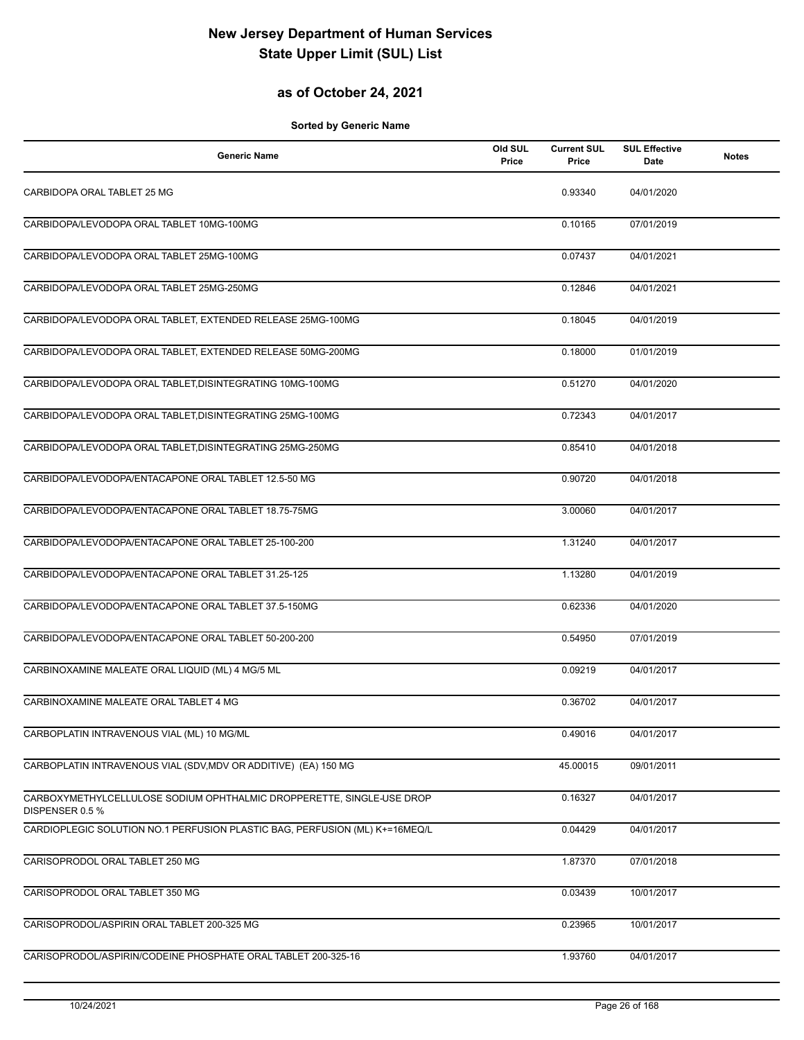# New Jersey Department of Human Services
# State Upper Limit (SUL) List

## as of October 24, 2021

**Sorted by Generic Name**

| Generic Name | Old SUL Price | Current SUL Price | SUL Effective Date | Notes |
|---|---|---|---|---|
| CARBIDOPA ORAL TABLET 25 MG | | 0.93340 | 04/01/2020 | |
| CARBIDOPA/LEVODOPA ORAL TABLET 10MG-100MG | | 0.10165 | 07/01/2019 | |
| CARBIDOPA/LEVODOPA ORAL TABLET 25MG-100MG | | 0.07437 | 04/01/2021 | |
| CARBIDOPA/LEVODOPA ORAL TABLET 25MG-250MG | | 0.12846 | 04/01/2021 | |
| CARBIDOPA/LEVODOPA ORAL TABLET, EXTENDED RELEASE 25MG-100MG | | 0.18045 | 04/01/2019 | |
| CARBIDOPA/LEVODOPA ORAL TABLET, EXTENDED RELEASE 50MG-200MG | | 0.18000 | 01/01/2019 | |
| CARBIDOPA/LEVODOPA ORAL TABLET,DISINTEGRATING 10MG-100MG | | 0.51270 | 04/01/2020 | |
| CARBIDOPA/LEVODOPA ORAL TABLET,DISINTEGRATING 25MG-100MG | | 0.72343 | 04/01/2017 | |
| CARBIDOPA/LEVODOPA ORAL TABLET,DISINTEGRATING 25MG-250MG | | 0.85410 | 04/01/2018 | |
| CARBIDOPA/LEVODOPA/ENTACAPONE ORAL TABLET 12.5-50 MG | | 0.90720 | 04/01/2018 | |
| CARBIDOPA/LEVODOPA/ENTACAPONE ORAL TABLET 18.75-75MG | | 3.00060 | 04/01/2017 | |
| CARBIDOPA/LEVODOPA/ENTACAPONE ORAL TABLET 25-100-200 | | 1.31240 | 04/01/2017 | |
| CARBIDOPA/LEVODOPA/ENTACAPONE ORAL TABLET 31.25-125 | | 1.13280 | 04/01/2019 | |
| CARBIDOPA/LEVODOPA/ENTACAPONE ORAL TABLET 37.5-150MG | | 0.62336 | 04/01/2020 | |
| CARBIDOPA/LEVODOPA/ENTACAPONE ORAL TABLET 50-200-200 | | 0.54950 | 07/01/2019 | |
| CARBINOXAMINE MALEATE ORAL LIQUID (ML) 4 MG/5 ML | | 0.09219 | 04/01/2017 | |
| CARBINOXAMINE MALEATE ORAL TABLET 4 MG | | 0.36702 | 04/01/2017 | |
| CARBOPLATIN INTRAVENOUS VIAL (ML) 10 MG/ML | | 0.49016 | 04/01/2017 | |
| CARBOPLATIN INTRAVENOUS VIAL (SDV,MDV OR ADDITIVE) (EA) 150 MG | | 45.00015 | 09/01/2011 | |
| CARBOXYMETHYLCELLULOSE SODIUM OPHTHALMIC DROPPERETTE, SINGLE-USE DROP DISPENSER 0.5 % | | 0.16327 | 04/01/2017 | |
| CARDIOPLEGIC SOLUTION NO.1 PERFUSION PLASTIC BAG, PERFUSION (ML) K+=16MEQ/L | | 0.04429 | 04/01/2017 | |
| CARISOPRODOL ORAL TABLET 250 MG | | 1.87370 | 07/01/2018 | |
| CARISOPRODOL ORAL TABLET 350 MG | | 0.03439 | 10/01/2017 | |
| CARISOPRODOL/ASPIRIN ORAL TABLET 200-325 MG | | 0.23965 | 10/01/2017 | |
| CARISOPRODOL/ASPIRIN/CODEINE PHOSPHATE ORAL TABLET 200-325-16 | | 1.93760 | 04/01/2017 | |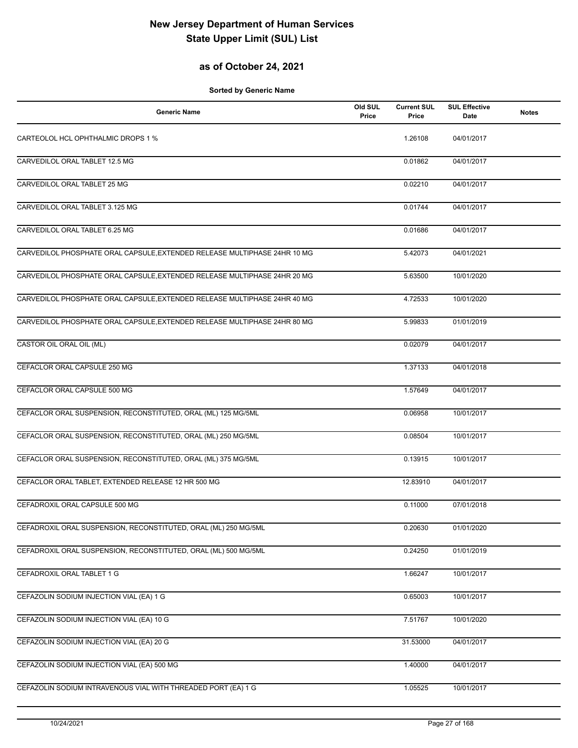# New Jersey Department of Human Services
# State Upper Limit (SUL) List

## as of October 24, 2021

**Sorted by Generic Name**

| Generic Name | Old SUL Price | Current SUL Price | SUL Effective Date | Notes |
|---|---|---|---|---|
| CARTEOLOL HCL OPHTHALMIC DROPS 1 % | | 1.26108 | 04/01/2017 | |
| CARVEDILOL ORAL TABLET 12.5 MG | | 0.01862 | 04/01/2017 | |
| CARVEDILOL ORAL TABLET 25 MG | | 0.02210 | 04/01/2017 | |
| CARVEDILOL ORAL TABLET 3.125 MG | | 0.01744 | 04/01/2017 | |
| CARVEDILOL ORAL TABLET 6.25 MG | | 0.01686 | 04/01/2017 | |
| CARVEDILOL PHOSPHATE ORAL CAPSULE,EXTENDED RELEASE MULTIPHASE 24HR 10 MG | | 5.42073 | 04/01/2021 | |
| CARVEDILOL PHOSPHATE ORAL CAPSULE,EXTENDED RELEASE MULTIPHASE 24HR 20 MG | | 5.63500 | 10/01/2020 | |
| CARVEDILOL PHOSPHATE ORAL CAPSULE,EXTENDED RELEASE MULTIPHASE 24HR 40 MG | | 4.72533 | 10/01/2020 | |
| CARVEDILOL PHOSPHATE ORAL CAPSULE,EXTENDED RELEASE MULTIPHASE 24HR 80 MG | | 5.99833 | 01/01/2019 | |
| CASTOR OIL ORAL OIL (ML) | | 0.02079 | 04/01/2017 | |
| CEFACLOR ORAL CAPSULE 250 MG | | 1.37133 | 04/01/2018 | |
| CEFACLOR ORAL CAPSULE 500 MG | | 1.57649 | 04/01/2017 | |
| CEFACLOR ORAL SUSPENSION, RECONSTITUTED, ORAL (ML) 125 MG/5ML | | 0.06958 | 10/01/2017 | |
| CEFACLOR ORAL SUSPENSION, RECONSTITUTED, ORAL (ML) 250 MG/5ML | | 0.08504 | 10/01/2017 | |
| CEFACLOR ORAL SUSPENSION, RECONSTITUTED, ORAL (ML) 375 MG/5ML | | 0.13915 | 10/01/2017 | |
| CEFACLOR ORAL TABLET, EXTENDED RELEASE 12 HR 500 MG | | 12.83910 | 04/01/2017 | |
| CEFADROXIL ORAL CAPSULE 500 MG | | 0.11000 | 07/01/2018 | |
| CEFADROXIL ORAL SUSPENSION, RECONSTITUTED, ORAL (ML) 250 MG/5ML | | 0.20630 | 01/01/2020 | |
| CEFADROXIL ORAL SUSPENSION, RECONSTITUTED, ORAL (ML) 500 MG/5ML | | 0.24250 | 01/01/2019 | |
| CEFADROXIL ORAL TABLET 1 G | | 1.66247 | 10/01/2017 | |
| CEFAZOLIN SODIUM INJECTION VIAL (EA) 1 G | | 0.65003 | 10/01/2017 | |
| CEFAZOLIN SODIUM INJECTION VIAL (EA) 10 G | | 7.51767 | 10/01/2020 | |
| CEFAZOLIN SODIUM INJECTION VIAL (EA) 20 G | | 31.53000 | 04/01/2017 | |
| CEFAZOLIN SODIUM INJECTION VIAL (EA) 500 MG | | 1.40000 | 04/01/2017 | |
| CEFAZOLIN SODIUM INTRAVENOUS VIAL WITH THREADED PORT (EA) 1 G | | 1.05525 | 10/01/2017 | |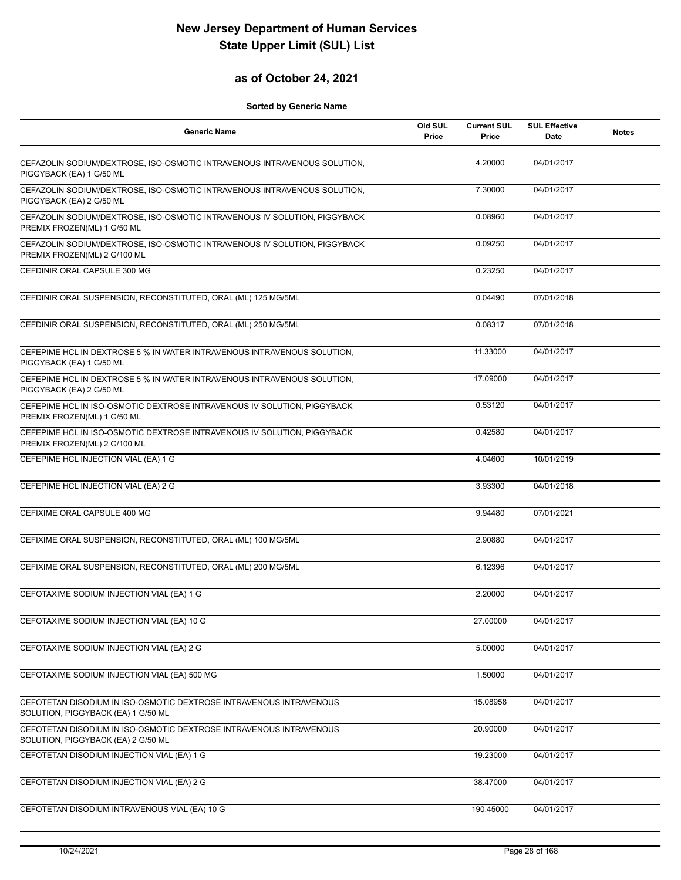# New Jersey Department of Human Services
# State Upper Limit (SUL) List

## as of October 24, 2021

**Sorted by Generic Name**

| Generic Name | Old SUL Price | Current SUL Price | SUL Effective Date | Notes |
|---|---|---|---|---|
| CEFAZOLIN SODIUM/DEXTROSE, ISO-OSMOTIC INTRAVENOUS INTRAVENOUS SOLUTION, PIGGYBACK (EA) 1 G/50 ML | | 4.20000 | 04/01/2017 | |
| CEFAZOLIN SODIUM/DEXTROSE, ISO-OSMOTIC INTRAVENOUS INTRAVENOUS SOLUTION, PIGGYBACK (EA) 2 G/50 ML | | 7.30000 | 04/01/2017 | |
| CEFAZOLIN SODIUM/DEXTROSE, ISO-OSMOTIC INTRAVENOUS IV SOLUTION, PIGGYBACK PREMIX FROZEN(ML) 1 G/50 ML | | 0.08960 | 04/01/2017 | |
| CEFAZOLIN SODIUM/DEXTROSE, ISO-OSMOTIC INTRAVENOUS IV SOLUTION, PIGGYBACK PREMIX FROZEN(ML) 2 G/100 ML | | 0.09250 | 04/01/2017 | |
| CEFDINIR ORAL CAPSULE 300 MG | | 0.23250 | 04/01/2017 | |
| CEFDINIR ORAL SUSPENSION, RECONSTITUTED, ORAL (ML) 125 MG/5ML | | 0.04490 | 07/01/2018 | |
| CEFDINIR ORAL SUSPENSION, RECONSTITUTED, ORAL (ML) 250 MG/5ML | | 0.08317 | 07/01/2018 | |
| CEFEPIME HCL IN DEXTROSE 5 % IN WATER INTRAVENOUS INTRAVENOUS SOLUTION, PIGGYBACK (EA) 1 G/50 ML | | 11.33000 | 04/01/2017 | |
| CEFEPIME HCL IN DEXTROSE 5 % IN WATER INTRAVENOUS INTRAVENOUS SOLUTION, PIGGYBACK (EA) 2 G/50 ML | | 17.09000 | 04/01/2017 | |
| CEFEPIME HCL IN ISO-OSMOTIC DEXTROSE INTRAVENOUS IV SOLUTION, PIGGYBACK PREMIX FROZEN(ML) 1 G/50 ML | | 0.53120 | 04/01/2017 | |
| CEFEPIME HCL IN ISO-OSMOTIC DEXTROSE INTRAVENOUS IV SOLUTION, PIGGYBACK PREMIX FROZEN(ML) 2 G/100 ML | | 0.42580 | 04/01/2017 | |
| CEFEPIME HCL INJECTION VIAL (EA) 1 G | | 4.04600 | 10/01/2019 | |
| CEFEPIME HCL INJECTION VIAL (EA) 2 G | | 3.93300 | 04/01/2018 | |
| CEFIXIME ORAL CAPSULE 400 MG | | 9.94480 | 07/01/2021 | |
| CEFIXIME ORAL SUSPENSION, RECONSTITUTED, ORAL (ML) 100 MG/5ML | | 2.90880 | 04/01/2017 | |
| CEFIXIME ORAL SUSPENSION, RECONSTITUTED, ORAL (ML) 200 MG/5ML | | 6.12396 | 04/01/2017 | |
| CEFOTAXIME SODIUM INJECTION VIAL (EA) 1 G | | 2.20000 | 04/01/2017 | |
| CEFOTAXIME SODIUM INJECTION VIAL (EA) 10 G | | 27.00000 | 04/01/2017 | |
| CEFOTAXIME SODIUM INJECTION VIAL (EA) 2 G | | 5.00000 | 04/01/2017 | |
| CEFOTAXIME SODIUM INJECTION VIAL (EA) 500 MG | | 1.50000 | 04/01/2017 | |
| CEFOTETAN DISODIUM IN ISO-OSMOTIC DEXTROSE INTRAVENOUS INTRAVENOUS SOLUTION, PIGGYBACK (EA) 1 G/50 ML | | 15.08958 | 04/01/2017 | |
| CEFOTETAN DISODIUM IN ISO-OSMOTIC DEXTROSE INTRAVENOUS INTRAVENOUS SOLUTION, PIGGYBACK (EA) 2 G/50 ML | | 20.90000 | 04/01/2017 | |
| CEFOTETAN DISODIUM INJECTION VIAL (EA) 1 G | | 19.23000 | 04/01/2017 | |
| CEFOTETAN DISODIUM INJECTION VIAL (EA) 2 G | | 38.47000 | 04/01/2017 | |
| CEFOTETAN DISODIUM INTRAVENOUS VIAL (EA) 10 G | | 190.45000 | 04/01/2017 | |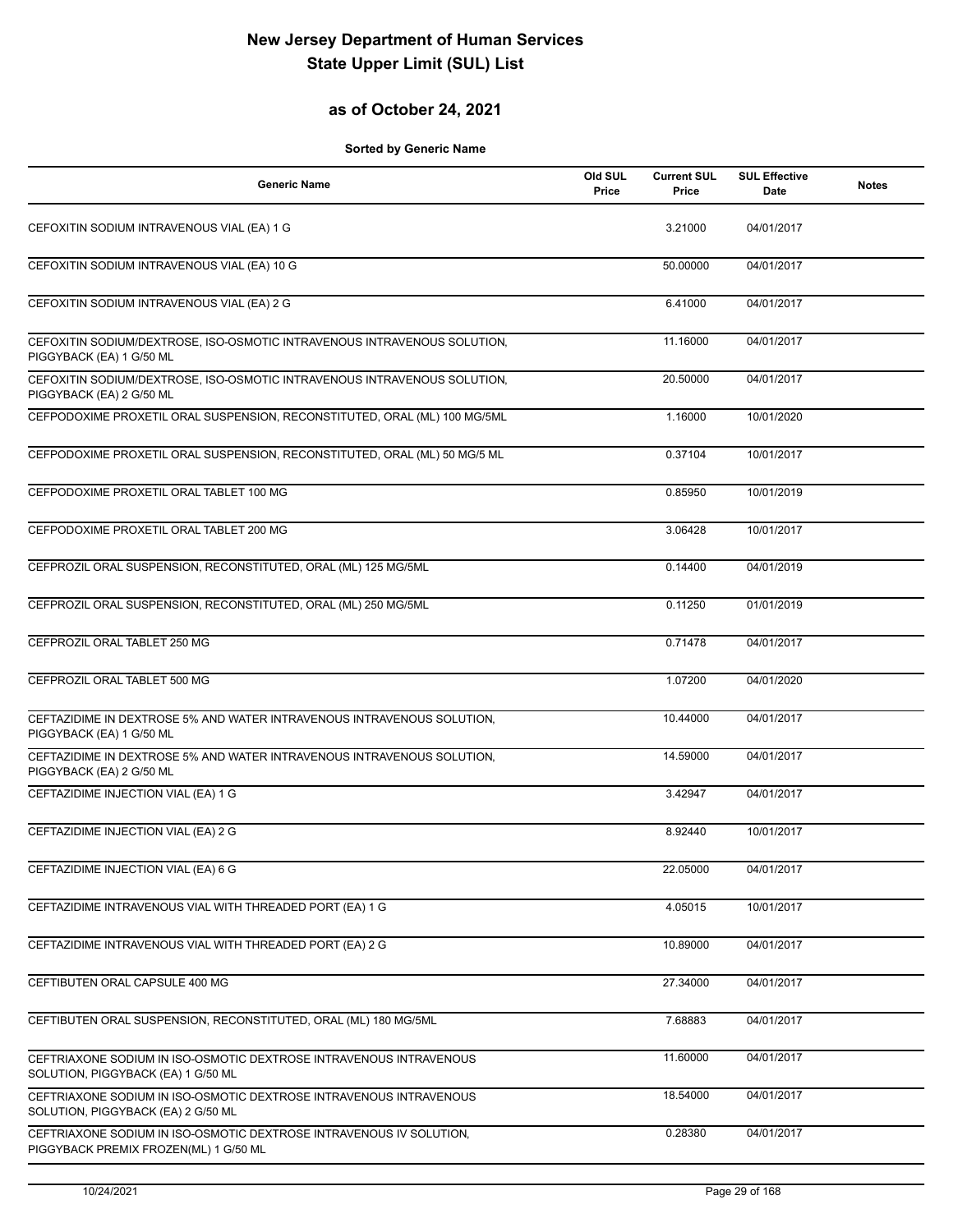# New Jersey Department of Human Services
# State Upper Limit (SUL) List

## as of October 24, 2021

**Sorted by Generic Name**

| Generic Name | Old SUL Price | Current SUL Price | SUL Effective Date | Notes |
|---|---|---|---|---|
| CEFOXITIN SODIUM INTRAVENOUS VIAL (EA) 1 G | | 3.21000 | 04/01/2017 | |
| CEFOXITIN SODIUM INTRAVENOUS VIAL (EA) 10 G | | 50.00000 | 04/01/2017 | |
| CEFOXITIN SODIUM INTRAVENOUS VIAL (EA) 2 G | | 6.41000 | 04/01/2017 | |
| CEFOXITIN SODIUM/DEXTROSE, ISO-OSMOTIC INTRAVENOUS INTRAVENOUS SOLUTION, PIGGYBACK (EA) 1 G/50 ML | | 11.16000 | 04/01/2017 | |
| CEFOXITIN SODIUM/DEXTROSE, ISO-OSMOTIC INTRAVENOUS INTRAVENOUS SOLUTION, PIGGYBACK (EA) 2 G/50 ML | | 20.50000 | 04/01/2017 | |
| CEFPODOXIME PROXETIL ORAL SUSPENSION, RECONSTITUTED, ORAL (ML) 100 MG/5ML | | 1.16000 | 10/01/2020 | |
| CEFPODOXIME PROXETIL ORAL SUSPENSION, RECONSTITUTED, ORAL (ML) 50 MG/5 ML | | 0.37104 | 10/01/2017 | |
| CEFPODOXIME PROXETIL ORAL TABLET 100 MG | | 0.85950 | 10/01/2019 | |
| CEFPODOXIME PROXETIL ORAL TABLET 200 MG | | 3.06428 | 10/01/2017 | |
| CEFPROZIL ORAL SUSPENSION, RECONSTITUTED, ORAL (ML) 125 MG/5ML | | 0.14400 | 04/01/2019 | |
| CEFPROZIL ORAL SUSPENSION, RECONSTITUTED, ORAL (ML) 250 MG/5ML | | 0.11250 | 01/01/2019 | |
| CEFPROZIL ORAL TABLET 250 MG | | 0.71478 | 04/01/2017 | |
| CEFPROZIL ORAL TABLET 500 MG | | 1.07200 | 04/01/2020 | |
| CEFTAZIDIME IN DEXTROSE 5% AND WATER INTRAVENOUS INTRAVENOUS SOLUTION, PIGGYBACK (EA) 1 G/50 ML | | 10.44000 | 04/01/2017 | |
| CEFTAZIDIME IN DEXTROSE 5% AND WATER INTRAVENOUS INTRAVENOUS SOLUTION, PIGGYBACK (EA) 2 G/50 ML | | 14.59000 | 04/01/2017 | |
| CEFTAZIDIME INJECTION VIAL (EA) 1 G | | 3.42947 | 04/01/2017 | |
| CEFTAZIDIME INJECTION VIAL (EA) 2 G | | 8.92440 | 10/01/2017 | |
| CEFTAZIDIME INJECTION VIAL (EA) 6 G | | 22.05000 | 04/01/2017 | |
| CEFTAZIDIME INTRAVENOUS VIAL WITH THREADED PORT (EA) 1 G | | 4.05015 | 10/01/2017 | |
| CEFTAZIDIME INTRAVENOUS VIAL WITH THREADED PORT (EA) 2 G | | 10.89000 | 04/01/2017 | |
| CEFTIBUTEN ORAL CAPSULE 400 MG | | 27.34000 | 04/01/2017 | |
| CEFTIBUTEN ORAL SUSPENSION, RECONSTITUTED, ORAL (ML) 180 MG/5ML | | 7.68883 | 04/01/2017 | |
| CEFTRIAXONE SODIUM IN ISO-OSMOTIC DEXTROSE INTRAVENOUS INTRAVENOUS SOLUTION, PIGGYBACK (EA) 1 G/50 ML | | 11.60000 | 04/01/2017 | |
| CEFTRIAXONE SODIUM IN ISO-OSMOTIC DEXTROSE INTRAVENOUS INTRAVENOUS SOLUTION, PIGGYBACK (EA) 2 G/50 ML | | 18.54000 | 04/01/2017 | |
| CEFTRIAXONE SODIUM IN ISO-OSMOTIC DEXTROSE INTRAVENOUS IV SOLUTION, PIGGYBACK PREMIX FROZEN(ML) 1 G/50 ML | | 0.28380 | 04/01/2017 | |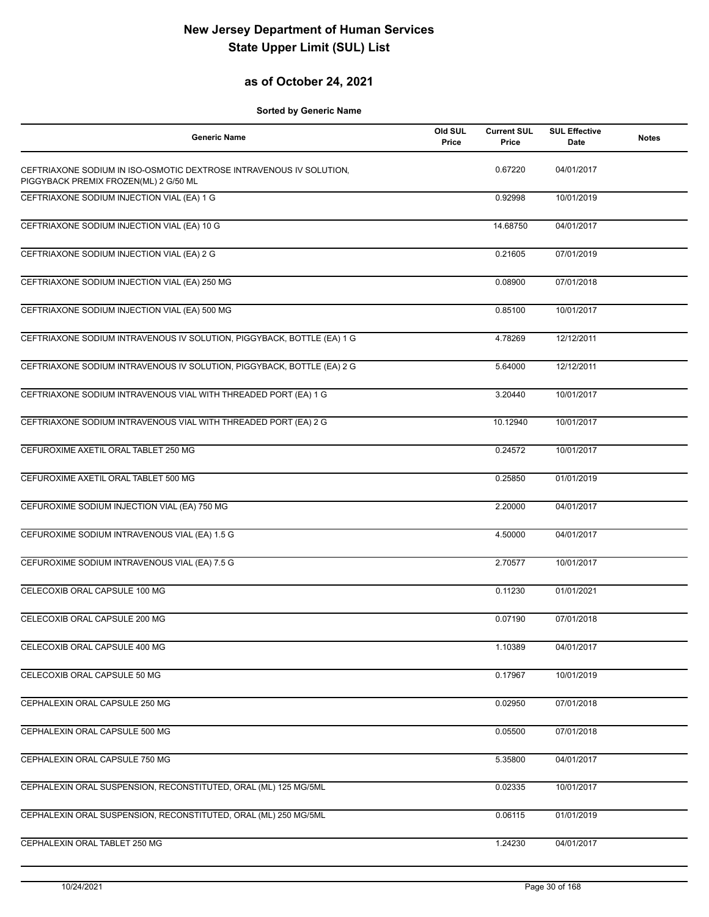# New Jersey Department of Human Services
# State Upper Limit (SUL) List

## as of October 24, 2021

**Sorted by Generic Name**

| Generic Name | Old SUL Price | Current SUL Price | SUL Effective Date | Notes |
|---|---|---|---|---|
| CEFTRIAXONE SODIUM IN ISO-OSMOTIC DEXTROSE INTRAVENOUS IV SOLUTION, PIGGYBACK PREMIX FROZEN(ML) 2 G/50 ML | | 0.67220 | 04/01/2017 | |
| CEFTRIAXONE SODIUM INJECTION VIAL (EA) 1 G | | 0.92998 | 10/01/2019 | |
| CEFTRIAXONE SODIUM INJECTION VIAL (EA) 10 G | | 14.68750 | 04/01/2017 | |
| CEFTRIAXONE SODIUM INJECTION VIAL (EA) 2 G | | 0.21605 | 07/01/2019 | |
| CEFTRIAXONE SODIUM INJECTION VIAL (EA) 250 MG | | 0.08900 | 07/01/2018 | |
| CEFTRIAXONE SODIUM INJECTION VIAL (EA) 500 MG | | 0.85100 | 10/01/2017 | |
| CEFTRIAXONE SODIUM INTRAVENOUS IV SOLUTION, PIGGYBACK, BOTTLE (EA) 1 G | | 4.78269 | 12/12/2011 | |
| CEFTRIAXONE SODIUM INTRAVENOUS IV SOLUTION, PIGGYBACK, BOTTLE (EA) 2 G | | 5.64000 | 12/12/2011 | |
| CEFTRIAXONE SODIUM INTRAVENOUS VIAL WITH THREADED PORT (EA) 1 G | | 3.20440 | 10/01/2017 | |
| CEFTRIAXONE SODIUM INTRAVENOUS VIAL WITH THREADED PORT (EA) 2 G | | 10.12940 | 10/01/2017 | |
| CEFUROXIME AXETIL ORAL TABLET 250 MG | | 0.24572 | 10/01/2017 | |
| CEFUROXIME AXETIL ORAL TABLET 500 MG | | 0.25850 | 01/01/2019 | |
| CEFUROXIME SODIUM INJECTION VIAL (EA) 750 MG | | 2.20000 | 04/01/2017 | |
| CEFUROXIME SODIUM INTRAVENOUS VIAL (EA) 1.5 G | | 4.50000 | 04/01/2017 | |
| CEFUROXIME SODIUM INTRAVENOUS VIAL (EA) 7.5 G | | 2.70577 | 10/01/2017 | |
| CELECOXIB ORAL CAPSULE 100 MG | | 0.11230 | 01/01/2021 | |
| CELECOXIB ORAL CAPSULE 200 MG | | 0.07190 | 07/01/2018 | |
| CELECOXIB ORAL CAPSULE 400 MG | | 1.10389 | 04/01/2017 | |
| CELECOXIB ORAL CAPSULE 50 MG | | 0.17967 | 10/01/2019 | |
| CEPHALEXIN ORAL CAPSULE 250 MG | | 0.02950 | 07/01/2018 | |
| CEPHALEXIN ORAL CAPSULE 500 MG | | 0.05500 | 07/01/2018 | |
| CEPHALEXIN ORAL CAPSULE 750 MG | | 5.35800 | 04/01/2017 | |
| CEPHALEXIN ORAL SUSPENSION, RECONSTITUTED, ORAL (ML) 125 MG/5ML | | 0.02335 | 10/01/2017 | |
| CEPHALEXIN ORAL SUSPENSION, RECONSTITUTED, ORAL (ML) 250 MG/5ML | | 0.06115 | 01/01/2019 | |
| CEPHALEXIN ORAL TABLET 250 MG | | 1.24230 | 04/01/2017 | |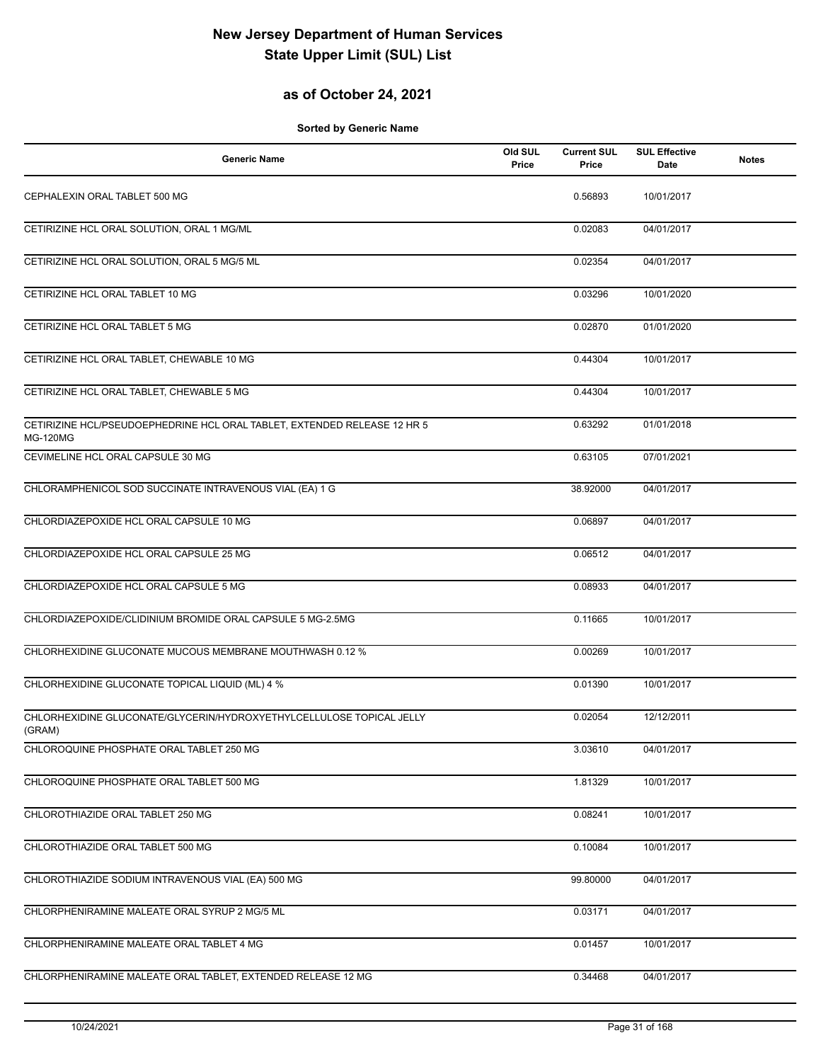# New Jersey Department of Human Services
# State Upper Limit (SUL) List

## as of October 24, 2021

**Sorted by Generic Name**

| Generic Name | Old SUL Price | Current SUL Price | SUL Effective Date | Notes |
|---|---|---|---|---|
| CEPHALEXIN ORAL TABLET 500 MG | | 0.56893 | 10/01/2017 | |
| CETIRIZINE HCL ORAL SOLUTION, ORAL 1 MG/ML | | 0.02083 | 04/01/2017 | |
| CETIRIZINE HCL ORAL SOLUTION, ORAL 5 MG/5 ML | | 0.02354 | 04/01/2017 | |
| CETIRIZINE HCL ORAL TABLET 10 MG | | 0.03296 | 10/01/2020 | |
| CETIRIZINE HCL ORAL TABLET 5 MG | | 0.02870 | 01/01/2020 | |
| CETIRIZINE HCL ORAL TABLET, CHEWABLE 10 MG | | 0.44304 | 10/01/2017 | |
| CETIRIZINE HCL ORAL TABLET, CHEWABLE 5 MG | | 0.44304 | 10/01/2017 | |
| CETIRIZINE HCL/PSEUDOEPHEDRINE HCL ORAL TABLET, EXTENDED RELEASE 12 HR 5 MG-120MG | | 0.63292 | 01/01/2018 | |
| CEVIMELINE HCL ORAL CAPSULE 30 MG | | 0.63105 | 07/01/2021 | |
| CHLORAMPHENICOL SOD SUCCINATE INTRAVENOUS VIAL (EA) 1 G | | 38.92000 | 04/01/2017 | |
| CHLORDIAZEPOXIDE HCL ORAL CAPSULE 10 MG | | 0.06897 | 04/01/2017 | |
| CHLORDIAZEPOXIDE HCL ORAL CAPSULE 25 MG | | 0.06512 | 04/01/2017 | |
| CHLORDIAZEPOXIDE HCL ORAL CAPSULE 5 MG | | 0.08933 | 04/01/2017 | |
| CHLORDIAZEPOXIDE/CLIDINIUM BROMIDE ORAL CAPSULE 5 MG-2.5MG | | 0.11665 | 10/01/2017 | |
| CHLORHEXIDINE GLUCONATE MUCOUS MEMBRANE MOUTHWASH 0.12 % | | 0.00269 | 10/01/2017 | |
| CHLORHEXIDINE GLUCONATE TOPICAL LIQUID (ML) 4 % | | 0.01390 | 10/01/2017 | |
| CHLORHEXIDINE GLUCONATE/GLYCERIN/HYDROXYETHYLCELLULOSE TOPICAL JELLY (GRAM) | | 0.02054 | 12/12/2011 | |
| CHLOROQUINE PHOSPHATE ORAL TABLET 250 MG | | 3.03610 | 04/01/2017 | |
| CHLOROQUINE PHOSPHATE ORAL TABLET 500 MG | | 1.81329 | 10/01/2017 | |
| CHLOROTHIAZIDE ORAL TABLET 250 MG | | 0.08241 | 10/01/2017 | |
| CHLOROTHIAZIDE ORAL TABLET 500 MG | | 0.10084 | 10/01/2017 | |
| CHLOROTHIAZIDE SODIUM INTRAVENOUS VIAL (EA) 500 MG | | 99.80000 | 04/01/2017 | |
| CHLORPHENIRAMINE MALEATE ORAL SYRUP 2 MG/5 ML | | 0.03171 | 04/01/2017 | |
| CHLORPHENIRAMINE MALEATE ORAL TABLET 4 MG | | 0.01457 | 10/01/2017 | |
| CHLORPHENIRAMINE MALEATE ORAL TABLET, EXTENDED RELEASE 12 MG | | 0.34468 | 04/01/2017 | |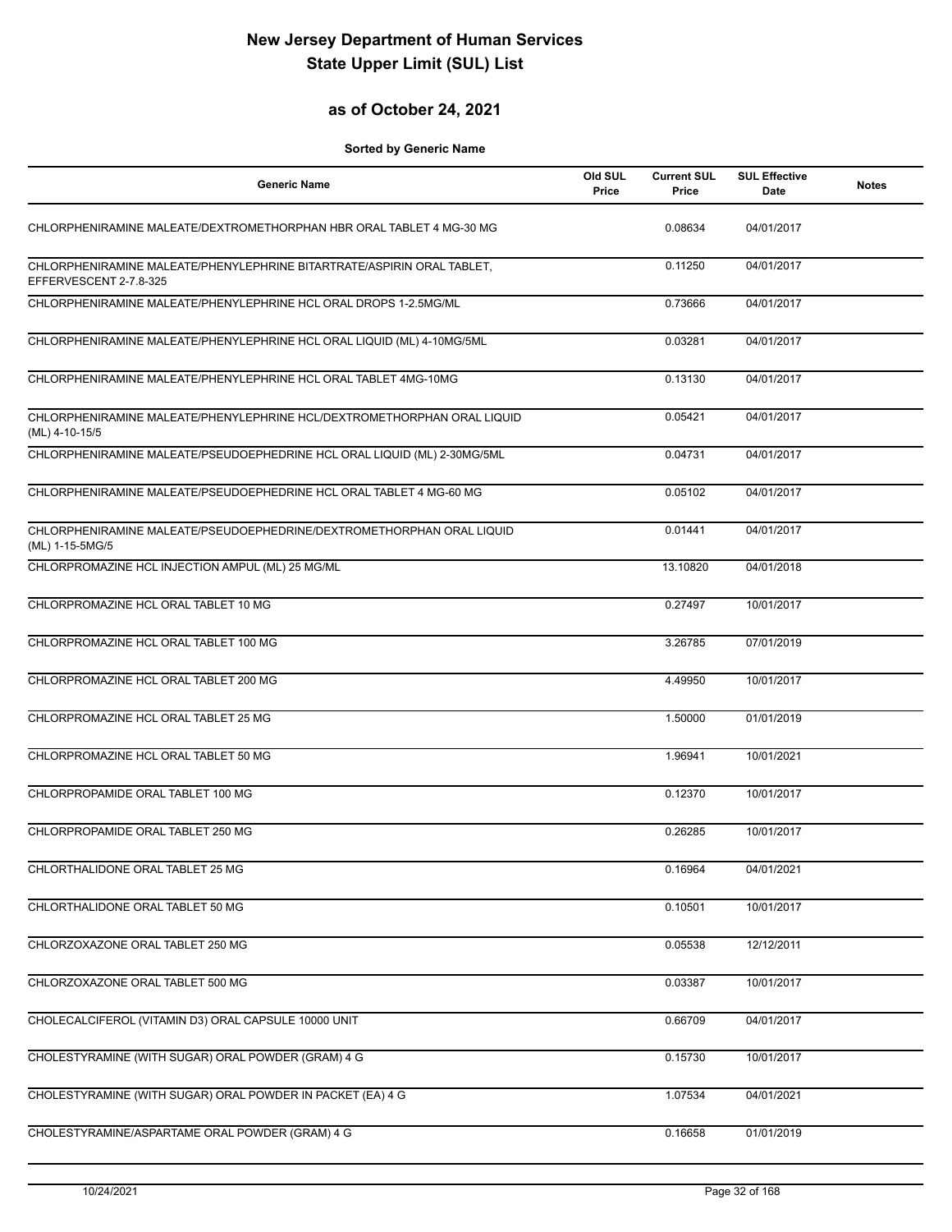# New Jersey Department of Human Services
# State Upper Limit (SUL) List

## as of October 24, 2021

**Sorted by Generic Name**

| Generic Name | Old SUL Price | Current SUL Price | SUL Effective Date | Notes |
|---|---|---|---|---|
| CHLORPHENIRAMINE MALEATE/DEXTROMETHORPHAN HBR ORAL TABLET 4 MG-30 MG | | 0.08634 | 04/01/2017 | |
| CHLORPHENIRAMINE MALEATE/PHENYLEPHRINE BITARTRATE/ASPIRIN ORAL TABLET, EFFERVESCENT 2-7.8-325 | | 0.11250 | 04/01/2017 | |
| CHLORPHENIRAMINE MALEATE/PHENYLEPHRINE HCL ORAL DROPS 1-2.5MG/ML | | 0.73666 | 04/01/2017 | |
| CHLORPHENIRAMINE MALEATE/PHENYLEPHRINE HCL ORAL LIQUID (ML) 4-10MG/5ML | | 0.03281 | 04/01/2017 | |
| CHLORPHENIRAMINE MALEATE/PHENYLEPHRINE HCL ORAL TABLET 4MG-10MG | | 0.13130 | 04/01/2017 | |
| CHLORPHENIRAMINE MALEATE/PHENYLEPHRINE HCL/DEXTROMETHORPHAN ORAL LIQUID (ML) 4-10-15/5 | | 0.05421 | 04/01/2017 | |
| CHLORPHENIRAMINE MALEATE/PSEUDOEPHEDRINE HCL ORAL LIQUID (ML) 2-30MG/5ML | | 0.04731 | 04/01/2017 | |
| CHLORPHENIRAMINE MALEATE/PSEUDOEPHEDRINE HCL ORAL TABLET 4 MG-60 MG | | 0.05102 | 04/01/2017 | |
| CHLORPHENIRAMINE MALEATE/PSEUDOEPHEDRINE/DEXTROMETHORPHAN ORAL LIQUID (ML) 1-15-5MG/5 | | 0.01441 | 04/01/2017 | |
| CHLORPROMAZINE HCL INJECTION AMPUL (ML) 25 MG/ML | | 13.10820 | 04/01/2018 | |
| CHLORPROMAZINE HCL ORAL TABLET 10 MG | | 0.27497 | 10/01/2017 | |
| CHLORPROMAZINE HCL ORAL TABLET 100 MG | | 3.26785 | 07/01/2019 | |
| CHLORPROMAZINE HCL ORAL TABLET 200 MG | | 4.49950 | 10/01/2017 | |
| CHLORPROMAZINE HCL ORAL TABLET 25 MG | | 1.50000 | 01/01/2019 | |
| CHLORPROMAZINE HCL ORAL TABLET 50 MG | | 1.96941 | 10/01/2021 | |
| CHLORPROPAMIDE ORAL TABLET 100 MG | | 0.12370 | 10/01/2017 | |
| CHLORPROPAMIDE ORAL TABLET 250 MG | | 0.26285 | 10/01/2017 | |
| CHLORTHALIDONE ORAL TABLET 25 MG | | 0.16964 | 04/01/2021 | |
| CHLORTHALIDONE ORAL TABLET 50 MG | | 0.10501 | 10/01/2017 | |
| CHLORZOXAZONE ORAL TABLET 250 MG | | 0.05538 | 12/12/2011 | |
| CHLORZOXAZONE ORAL TABLET 500 MG | | 0.03387 | 10/01/2017 | |
| CHOLECALCIFEROL (VITAMIN D3) ORAL CAPSULE 10000 UNIT | | 0.66709 | 04/01/2017 | |
| CHOLESTYRAMINE (WITH SUGAR) ORAL POWDER (GRAM) 4 G | | 0.15730 | 10/01/2017 | |
| CHOLESTYRAMINE (WITH SUGAR) ORAL POWDER IN PACKET (EA) 4 G | | 1.07534 | 04/01/2021 | |
| CHOLESTYRAMINE/ASPARTAME ORAL POWDER (GRAM) 4 G | | 0.16658 | 01/01/2019 | |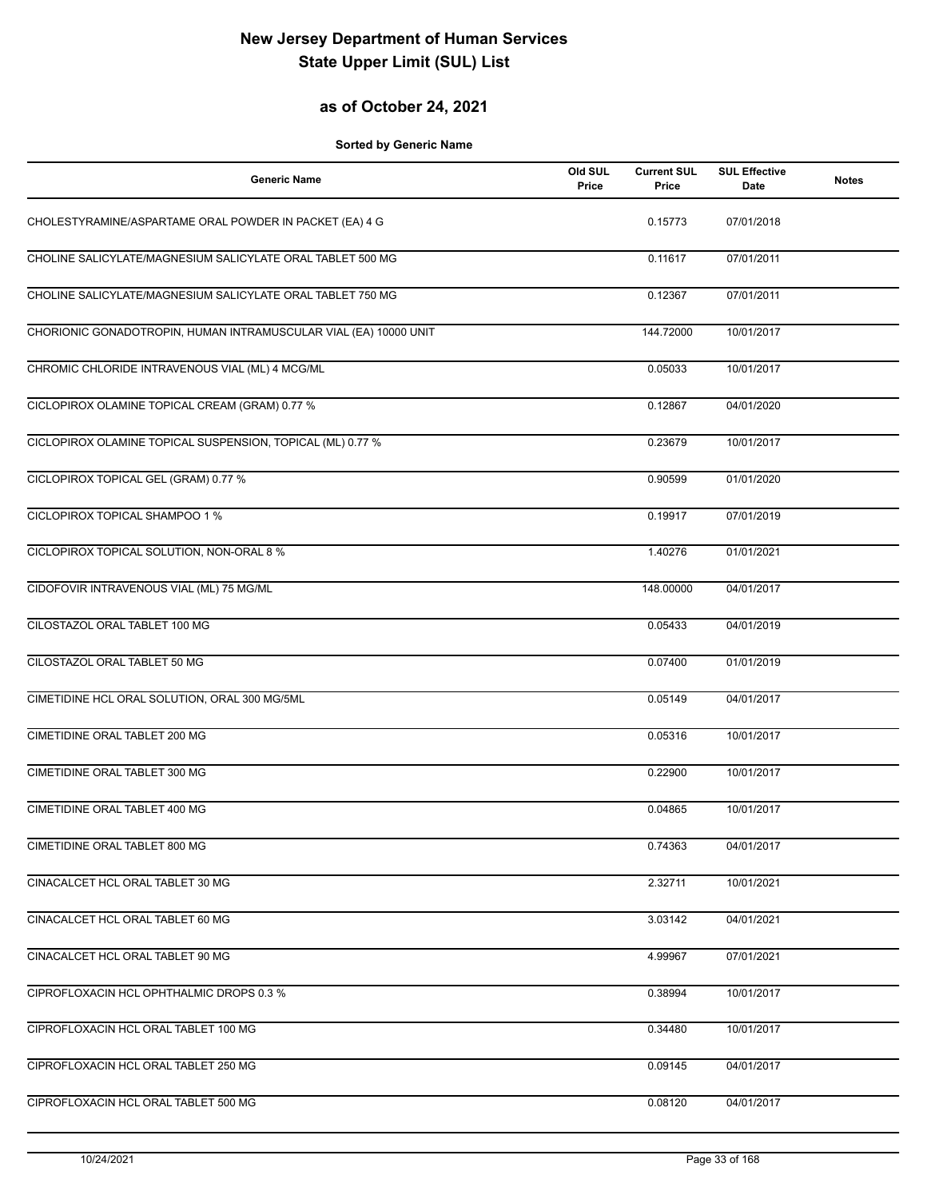# New Jersey Department of Human Services
# State Upper Limit (SUL) List

## as of October 24, 2021

**Sorted by Generic Name**

| Generic Name | Old SUL Price | Current SUL Price | SUL Effective Date | Notes |
|---|---|---|---|---|
| CHOLESTYRAMINE/ASPARTAME ORAL POWDER IN PACKET (EA) 4 G | | 0.15773 | 07/01/2018 | |
| CHOLINE SALICYLATE/MAGNESIUM SALICYLATE ORAL TABLET 500 MG | | 0.11617 | 07/01/2011 | |
| CHOLINE SALICYLATE/MAGNESIUM SALICYLATE ORAL TABLET 750 MG | | 0.12367 | 07/01/2011 | |
| CHORIONIC GONADOTROPIN, HUMAN INTRAMUSCULAR VIAL (EA) 10000 UNIT | | 144.72000 | 10/01/2017 | |
| CHROMIC CHLORIDE INTRAVENOUS VIAL (ML) 4 MCG/ML | | 0.05033 | 10/01/2017 | |
| CICLOPIROX OLAMINE TOPICAL CREAM (GRAM) 0.77 % | | 0.12867 | 04/01/2020 | |
| CICLOPIROX OLAMINE TOPICAL SUSPENSION, TOPICAL (ML) 0.77 % | | 0.23679 | 10/01/2017 | |
| CICLOPIROX TOPICAL GEL (GRAM) 0.77 % | | 0.90599 | 01/01/2020 | |
| CICLOPIROX TOPICAL SHAMPOO 1 % | | 0.19917 | 07/01/2019 | |
| CICLOPIROX TOPICAL SOLUTION, NON-ORAL 8 % | | 1.40276 | 01/01/2021 | |
| CIDOFOVIR INTRAVENOUS VIAL (ML) 75 MG/ML | | 148.00000 | 04/01/2017 | |
| CILOSTAZOL ORAL TABLET 100 MG | | 0.05433 | 04/01/2019 | |
| CILOSTAZOL ORAL TABLET 50 MG | | 0.07400 | 01/01/2019 | |
| CIMETIDINE HCL ORAL SOLUTION, ORAL 300 MG/5ML | | 0.05149 | 04/01/2017 | |
| CIMETIDINE ORAL TABLET 200 MG | | 0.05316 | 10/01/2017 | |
| CIMETIDINE ORAL TABLET 300 MG | | 0.22900 | 10/01/2017 | |
| CIMETIDINE ORAL TABLET 400 MG | | 0.04865 | 10/01/2017 | |
| CIMETIDINE ORAL TABLET 800 MG | | 0.74363 | 04/01/2017 | |
| CINACALCET HCL ORAL TABLET 30 MG | | 2.32711 | 10/01/2021 | |
| CINACALCET HCL ORAL TABLET 60 MG | | 3.03142 | 04/01/2021 | |
| CINACALCET HCL ORAL TABLET 90 MG | | 4.99967 | 07/01/2021 | |
| CIPROFLOXACIN HCL OPHTHALMIC DROPS 0.3 % | | 0.38994 | 10/01/2017 | |
| CIPROFLOXACIN HCL ORAL TABLET 100 MG | | 0.34480 | 10/01/2017 | |
| CIPROFLOXACIN HCL ORAL TABLET 250 MG | | 0.09145 | 04/01/2017 | |
| CIPROFLOXACIN HCL ORAL TABLET 500 MG | | 0.08120 | 04/01/2017 | |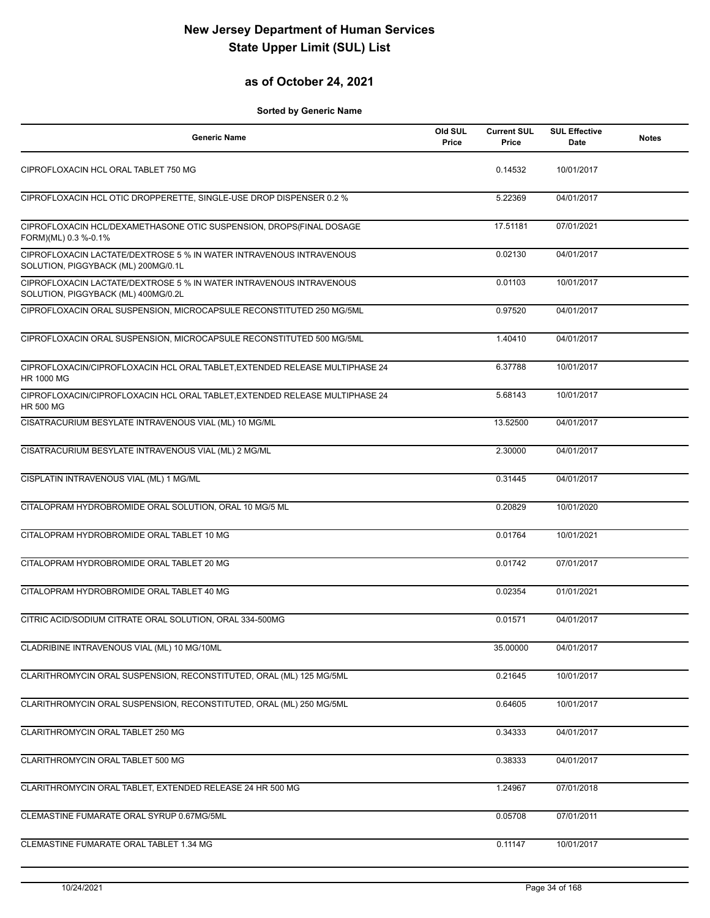# New Jersey Department of Human Services
# State Upper Limit (SUL) List

## as of October 24, 2021

**Sorted by Generic Name**

| Generic Name | Old SUL Price | Current SUL Price | SUL Effective Date | Notes |
|---|---|---|---|---|
| CIPROFLOXACIN HCL ORAL TABLET 750 MG | | 0.14532 | 10/01/2017 | |
| CIPROFLOXACIN HCL OTIC DROPPERETTE, SINGLE-USE DROP DISPENSER 0.2 % | | 5.22369 | 04/01/2017 | |
| CIPROFLOXACIN HCL/DEXAMETHASONE OTIC SUSPENSION, DROPS(FINAL DOSAGE FORM)(ML) 0.3 %-0.1% | | 17.51181 | 07/01/2021 | |
| CIPROFLOXACIN LACTATE/DEXTROSE 5 % IN WATER INTRAVENOUS INTRAVENOUS SOLUTION, PIGGYBACK (ML) 200MG/0.1L | | 0.02130 | 04/01/2017 | |
| CIPROFLOXACIN LACTATE/DEXTROSE 5 % IN WATER INTRAVENOUS INTRAVENOUS SOLUTION, PIGGYBACK (ML) 400MG/0.2L | | 0.01103 | 10/01/2017 | |
| CIPROFLOXACIN ORAL SUSPENSION, MICROCAPSULE RECONSTITUTED 250 MG/5ML | | 0.97520 | 04/01/2017 | |
| CIPROFLOXACIN ORAL SUSPENSION, MICROCAPSULE RECONSTITUTED 500 MG/5ML | | 1.40410 | 04/01/2017 | |
| CIPROFLOXACIN/CIPROFLOXACIN HCL ORAL TABLET,EXTENDED RELEASE MULTIPHASE 24 HR 1000 MG | | 6.37788 | 10/01/2017 | |
| CIPROFLOXACIN/CIPROFLOXACIN HCL ORAL TABLET,EXTENDED RELEASE MULTIPHASE 24 HR 500 MG | | 5.68143 | 10/01/2017 | |
| CISATRACURIUM BESYLATE INTRAVENOUS VIAL (ML) 10 MG/ML | | 13.52500 | 04/01/2017 | |
| CISATRACURIUM BESYLATE INTRAVENOUS VIAL (ML) 2 MG/ML | | 2.30000 | 04/01/2017 | |
| CISPLATIN INTRAVENOUS VIAL (ML) 1 MG/ML | | 0.31445 | 04/01/2017 | |
| CITALOPRAM HYDROBROMIDE ORAL SOLUTION, ORAL 10 MG/5 ML | | 0.20829 | 10/01/2020 | |
| CITALOPRAM HYDROBROMIDE ORAL TABLET 10 MG | | 0.01764 | 10/01/2021 | |
| CITALOPRAM HYDROBROMIDE ORAL TABLET 20 MG | | 0.01742 | 07/01/2017 | |
| CITALOPRAM HYDROBROMIDE ORAL TABLET 40 MG | | 0.02354 | 01/01/2021 | |
| CITRIC ACID/SODIUM CITRATE ORAL SOLUTION, ORAL 334-500MG | | 0.01571 | 04/01/2017 | |
| CLADRIBINE INTRAVENOUS VIAL (ML) 10 MG/10ML | | 35.00000 | 04/01/2017 | |
| CLARITHROMYCIN ORAL SUSPENSION, RECONSTITUTED, ORAL (ML) 125 MG/5ML | | 0.21645 | 10/01/2017 | |
| CLARITHROMYCIN ORAL SUSPENSION, RECONSTITUTED, ORAL (ML) 250 MG/5ML | | 0.64605 | 10/01/2017 | |
| CLARITHROMYCIN ORAL TABLET 250 MG | | 0.34333 | 04/01/2017 | |
| CLARITHROMYCIN ORAL TABLET 500 MG | | 0.38333 | 04/01/2017 | |
| CLARITHROMYCIN ORAL TABLET, EXTENDED RELEASE 24 HR 500 MG | | 1.24967 | 07/01/2018 | |
| CLEMASTINE FUMARATE ORAL SYRUP 0.67MG/5ML | | 0.05708 | 07/01/2011 | |
| CLEMASTINE FUMARATE ORAL TABLET 1.34 MG | | 0.11147 | 10/01/2017 | |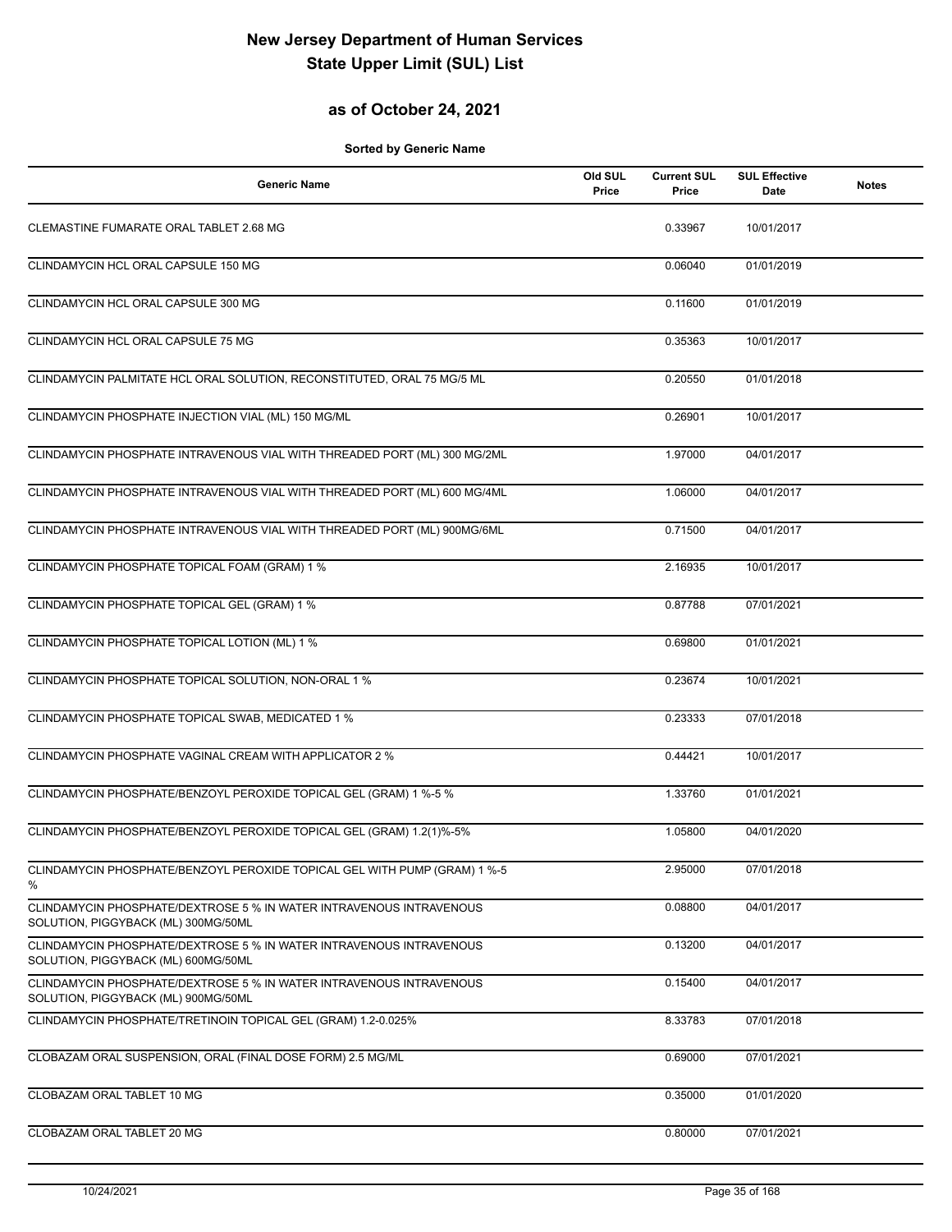# New Jersey Department of Human Services
# State Upper Limit (SUL) List

## as of October 24, 2021

**Sorted by Generic Name**

| Generic Name | Old SUL Price | Current SUL Price | SUL Effective Date | Notes |
|---|---|---|---|---|
| CLEMASTINE FUMARATE ORAL TABLET 2.68 MG | | 0.33967 | 10/01/2017 | |
| CLINDAMYCIN HCL ORAL CAPSULE 150 MG | | 0.06040 | 01/01/2019 | |
| CLINDAMYCIN HCL ORAL CAPSULE 300 MG | | 0.11600 | 01/01/2019 | |
| CLINDAMYCIN HCL ORAL CAPSULE 75 MG | | 0.35363 | 10/01/2017 | |
| CLINDAMYCIN PALMITATE HCL ORAL SOLUTION, RECONSTITUTED, ORAL 75 MG/5 ML | | 0.20550 | 01/01/2018 | |
| CLINDAMYCIN PHOSPHATE INJECTION VIAL (ML) 150 MG/ML | | 0.26901 | 10/01/2017 | |
| CLINDAMYCIN PHOSPHATE INTRAVENOUS VIAL WITH THREADED PORT (ML) 300 MG/2ML | | 1.97000 | 04/01/2017 | |
| CLINDAMYCIN PHOSPHATE INTRAVENOUS VIAL WITH THREADED PORT (ML) 600 MG/4ML | | 1.06000 | 04/01/2017 | |
| CLINDAMYCIN PHOSPHATE INTRAVENOUS VIAL WITH THREADED PORT (ML) 900MG/6ML | | 0.71500 | 04/01/2017 | |
| CLINDAMYCIN PHOSPHATE TOPICAL FOAM (GRAM) 1 % | | 2.16935 | 10/01/2017 | |
| CLINDAMYCIN PHOSPHATE TOPICAL GEL (GRAM) 1 % | | 0.87788 | 07/01/2021 | |
| CLINDAMYCIN PHOSPHATE TOPICAL LOTION (ML) 1 % | | 0.69800 | 01/01/2021 | |
| CLINDAMYCIN PHOSPHATE TOPICAL SOLUTION, NON-ORAL 1 % | | 0.23674 | 10/01/2021 | |
| CLINDAMYCIN PHOSPHATE TOPICAL SWAB, MEDICATED 1 % | | 0.23333 | 07/01/2018 | |
| CLINDAMYCIN PHOSPHATE VAGINAL CREAM WITH APPLICATOR 2 % | | 0.44421 | 10/01/2017 | |
| CLINDAMYCIN PHOSPHATE/BENZOYL PEROXIDE TOPICAL GEL (GRAM) 1 %-5 % | | 1.33760 | 01/01/2021 | |
| CLINDAMYCIN PHOSPHATE/BENZOYL PEROXIDE TOPICAL GEL (GRAM) 1.2(1)%-5% | | 1.05800 | 04/01/2020 | |
| CLINDAMYCIN PHOSPHATE/BENZOYL PEROXIDE TOPICAL GEL WITH PUMP (GRAM) 1 %-5 % | | 2.95000 | 07/01/2018 | |
| CLINDAMYCIN PHOSPHATE/DEXTROSE 5 % IN WATER INTRAVENOUS INTRAVENOUS SOLUTION, PIGGYBACK (ML) 300MG/50ML | | 0.08800 | 04/01/2017 | |
| CLINDAMYCIN PHOSPHATE/DEXTROSE 5 % IN WATER INTRAVENOUS INTRAVENOUS SOLUTION, PIGGYBACK (ML) 600MG/50ML | | 0.13200 | 04/01/2017 | |
| CLINDAMYCIN PHOSPHATE/DEXTROSE 5 % IN WATER INTRAVENOUS INTRAVENOUS SOLUTION, PIGGYBACK (ML) 900MG/50ML | | 0.15400 | 04/01/2017 | |
| CLINDAMYCIN PHOSPHATE/TRETINOIN TOPICAL GEL (GRAM) 1.2-0.025% | | 8.33783 | 07/01/2018 | |
| CLOBAZAM ORAL SUSPENSION, ORAL (FINAL DOSE FORM) 2.5 MG/ML | | 0.69000 | 07/01/2021 | |
| CLOBAZAM ORAL TABLET 10 MG | | 0.35000 | 01/01/2020 | |
| CLOBAZAM ORAL TABLET 20 MG | | 0.80000 | 07/01/2021 | |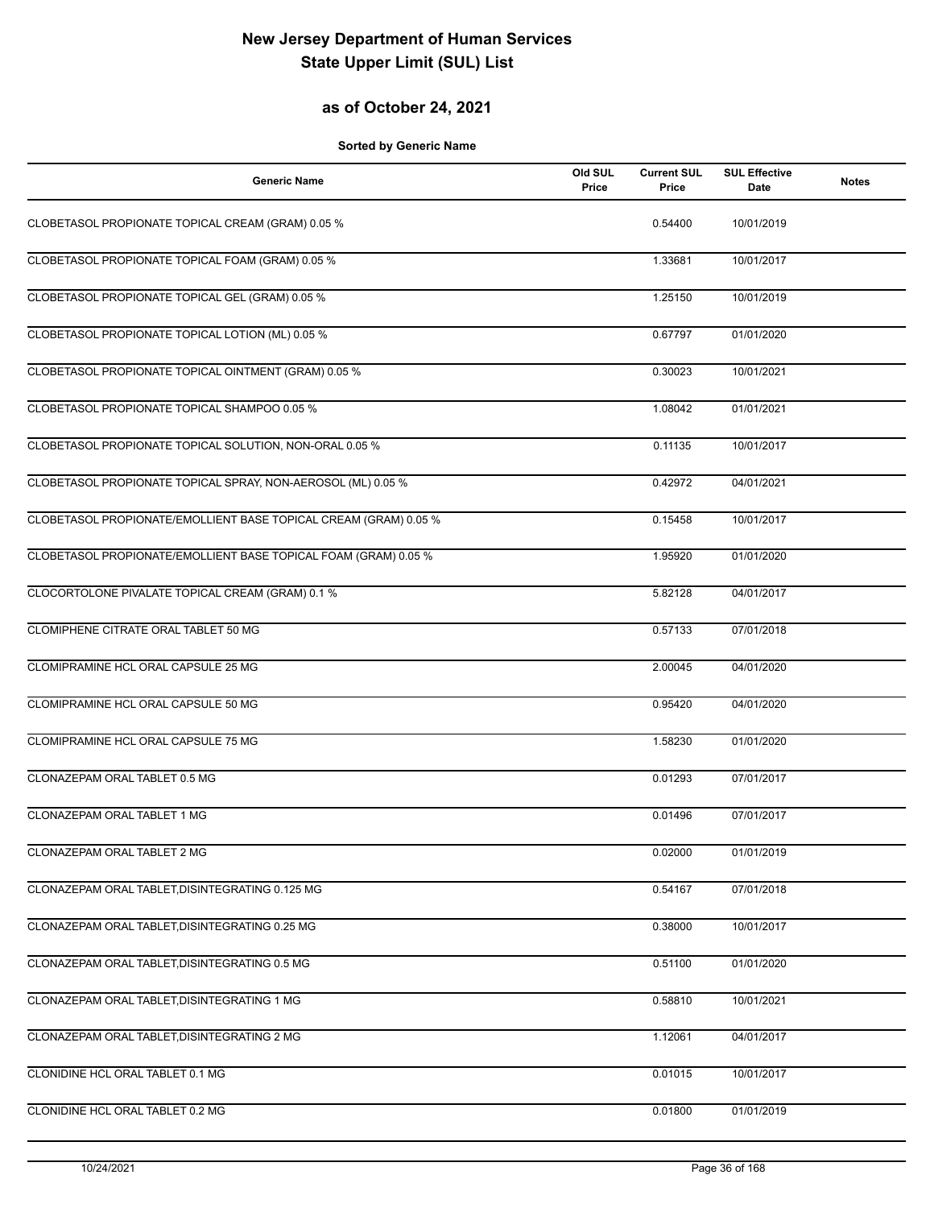# New Jersey Department of Human Services
# State Upper Limit (SUL) List

## as of October 24, 2021

**Sorted by Generic Name**

| Generic Name | Old SUL Price | Current SUL Price | SUL Effective Date | Notes |
|---|---|---|---|---|
| CLOBETASOL PROPIONATE TOPICAL CREAM (GRAM) 0.05 % | | 0.54400 | 10/01/2019 | |
| CLOBETASOL PROPIONATE TOPICAL FOAM (GRAM) 0.05 % | | 1.33681 | 10/01/2017 | |
| CLOBETASOL PROPIONATE TOPICAL GEL (GRAM) 0.05 % | | 1.25150 | 10/01/2019 | |
| CLOBETASOL PROPIONATE TOPICAL LOTION (ML) 0.05 % | | 0.67797 | 01/01/2020 | |
| CLOBETASOL PROPIONATE TOPICAL OINTMENT (GRAM) 0.05 % | | 0.30023 | 10/01/2021 | |
| CLOBETASOL PROPIONATE TOPICAL SHAMPOO 0.05 % | | 1.08042 | 01/01/2021 | |
| CLOBETASOL PROPIONATE TOPICAL SOLUTION, NON-ORAL 0.05 % | | 0.11135 | 10/01/2017 | |
| CLOBETASOL PROPIONATE TOPICAL SPRAY, NON-AEROSOL (ML) 0.05 % | | 0.42972 | 04/01/2021 | |
| CLOBETASOL PROPIONATE/EMOLLIENT BASE TOPICAL CREAM (GRAM) 0.05 % | | 0.15458 | 10/01/2017 | |
| CLOBETASOL PROPIONATE/EMOLLIENT BASE TOPICAL FOAM (GRAM) 0.05 % | | 1.95920 | 01/01/2020 | |
| CLOCORTOLONE PIVALATE TOPICAL CREAM (GRAM) 0.1 % | | 5.82128 | 04/01/2017 | |
| CLOMIPHENE CITRATE ORAL TABLET 50 MG | | 0.57133 | 07/01/2018 | |
| CLOMIPRAMINE HCL ORAL CAPSULE 25 MG | | 2.00045 | 04/01/2020 | |
| CLOMIPRAMINE HCL ORAL CAPSULE 50 MG | | 0.95420 | 04/01/2020 | |
| CLOMIPRAMINE HCL ORAL CAPSULE 75 MG | | 1.58230 | 01/01/2020 | |
| CLONAZEPAM ORAL TABLET 0.5 MG | | 0.01293 | 07/01/2017 | |
| CLONAZEPAM ORAL TABLET 1 MG | | 0.01496 | 07/01/2017 | |
| CLONAZEPAM ORAL TABLET 2 MG | | 0.02000 | 01/01/2019 | |
| CLONAZEPAM ORAL TABLET,DISINTEGRATING 0.125 MG | | 0.54167 | 07/01/2018 | |
| CLONAZEPAM ORAL TABLET,DISINTEGRATING 0.25 MG | | 0.38000 | 10/01/2017 | |
| CLONAZEPAM ORAL TABLET,DISINTEGRATING 0.5 MG | | 0.51100 | 01/01/2020 | |
| CLONAZEPAM ORAL TABLET,DISINTEGRATING 1 MG | | 0.58810 | 10/01/2021 | |
| CLONAZEPAM ORAL TABLET,DISINTEGRATING 2 MG | | 1.12061 | 04/01/2017 | |
| CLONIDINE HCL ORAL TABLET 0.1 MG | | 0.01015 | 10/01/2017 | |
| CLONIDINE HCL ORAL TABLET 0.2 MG | | 0.01800 | 01/01/2019 | |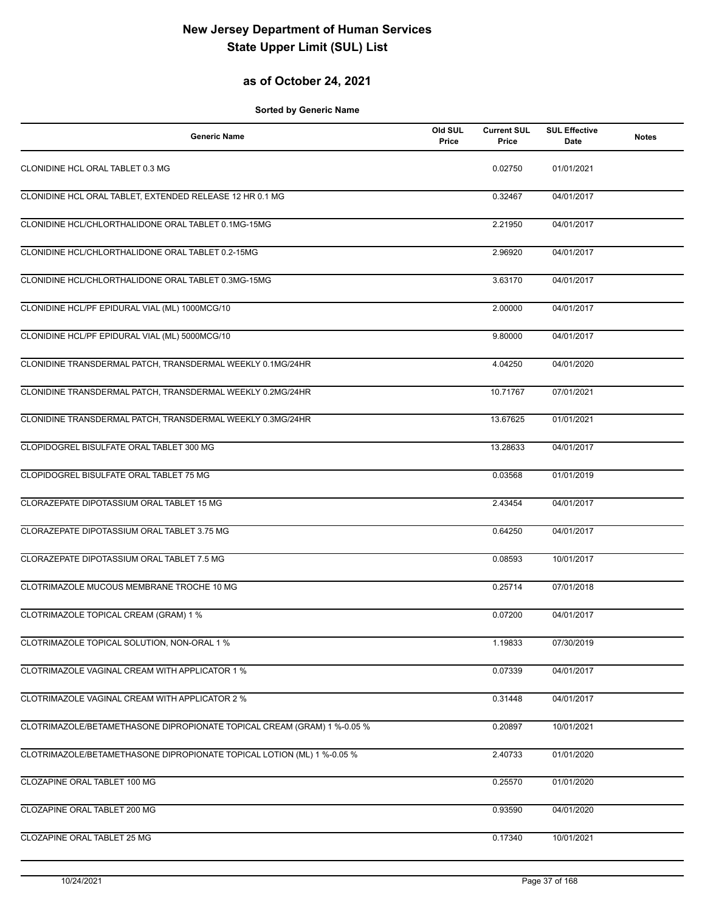# New Jersey Department of Human Services
# State Upper Limit (SUL) List

## as of October 24, 2021

**Sorted by Generic Name**

| Generic Name | Old SUL Price | Current SUL Price | SUL Effective Date | Notes |
|---|---|---|---|---|
| CLONIDINE HCL ORAL TABLET 0.3 MG | | 0.02750 | 01/01/2021 | |
| CLONIDINE HCL ORAL TABLET, EXTENDED RELEASE 12 HR 0.1 MG | | 0.32467 | 04/01/2017 | |
| CLONIDINE HCL/CHLORTHALIDONE ORAL TABLET 0.1MG-15MG | | 2.21950 | 04/01/2017 | |
| CLONIDINE HCL/CHLORTHALIDONE ORAL TABLET 0.2-15MG | | 2.96920 | 04/01/2017 | |
| CLONIDINE HCL/CHLORTHALIDONE ORAL TABLET 0.3MG-15MG | | 3.63170 | 04/01/2017 | |
| CLONIDINE HCL/PF EPIDURAL VIAL (ML) 1000MCG/10 | | 2.00000 | 04/01/2017 | |
| CLONIDINE HCL/PF EPIDURAL VIAL (ML) 5000MCG/10 | | 9.80000 | 04/01/2017 | |
| CLONIDINE TRANSDERMAL PATCH, TRANSDERMAL WEEKLY 0.1MG/24HR | | 4.04250 | 04/01/2020 | |
| CLONIDINE TRANSDERMAL PATCH, TRANSDERMAL WEEKLY 0.2MG/24HR | | 10.71767 | 07/01/2021 | |
| CLONIDINE TRANSDERMAL PATCH, TRANSDERMAL WEEKLY 0.3MG/24HR | | 13.67625 | 01/01/2021 | |
| CLOPIDOGREL BISULFATE ORAL TABLET 300 MG | | 13.28633 | 04/01/2017 | |
| CLOPIDOGREL BISULFATE ORAL TABLET 75 MG | | 0.03568 | 01/01/2019 | |
| CLORAZEPATE DIPOTASSIUM ORAL TABLET 15 MG | | 2.43454 | 04/01/2017 | |
| CLORAZEPATE DIPOTASSIUM ORAL TABLET 3.75 MG | | 0.64250 | 04/01/2017 | |
| CLORAZEPATE DIPOTASSIUM ORAL TABLET 7.5 MG | | 0.08593 | 10/01/2017 | |
| CLOTRIMAZOLE MUCOUS MEMBRANE TROCHE 10 MG | | 0.25714 | 07/01/2018 | |
| CLOTRIMAZOLE TOPICAL CREAM (GRAM) 1 % | | 0.07200 | 04/01/2017 | |
| CLOTRIMAZOLE TOPICAL SOLUTION, NON-ORAL 1 % | | 1.19833 | 07/30/2019 | |
| CLOTRIMAZOLE VAGINAL CREAM WITH APPLICATOR 1 % | | 0.07339 | 04/01/2017 | |
| CLOTRIMAZOLE VAGINAL CREAM WITH APPLICATOR 2 % | | 0.31448 | 04/01/2017 | |
| CLOTRIMAZOLE/BETAMETHASONE DIPROPIONATE TOPICAL CREAM (GRAM) 1 %-0.05 % | | 0.20897 | 10/01/2021 | |
| CLOTRIMAZOLE/BETAMETHASONE DIPROPIONATE TOPICAL LOTION (ML) 1 %-0.05 % | | 2.40733 | 01/01/2020 | |
| CLOZAPINE ORAL TABLET 100 MG | | 0.25570 | 01/01/2020 | |
| CLOZAPINE ORAL TABLET 200 MG | | 0.93590 | 04/01/2020 | |
| CLOZAPINE ORAL TABLET 25 MG | | 0.17340 | 10/01/2021 | |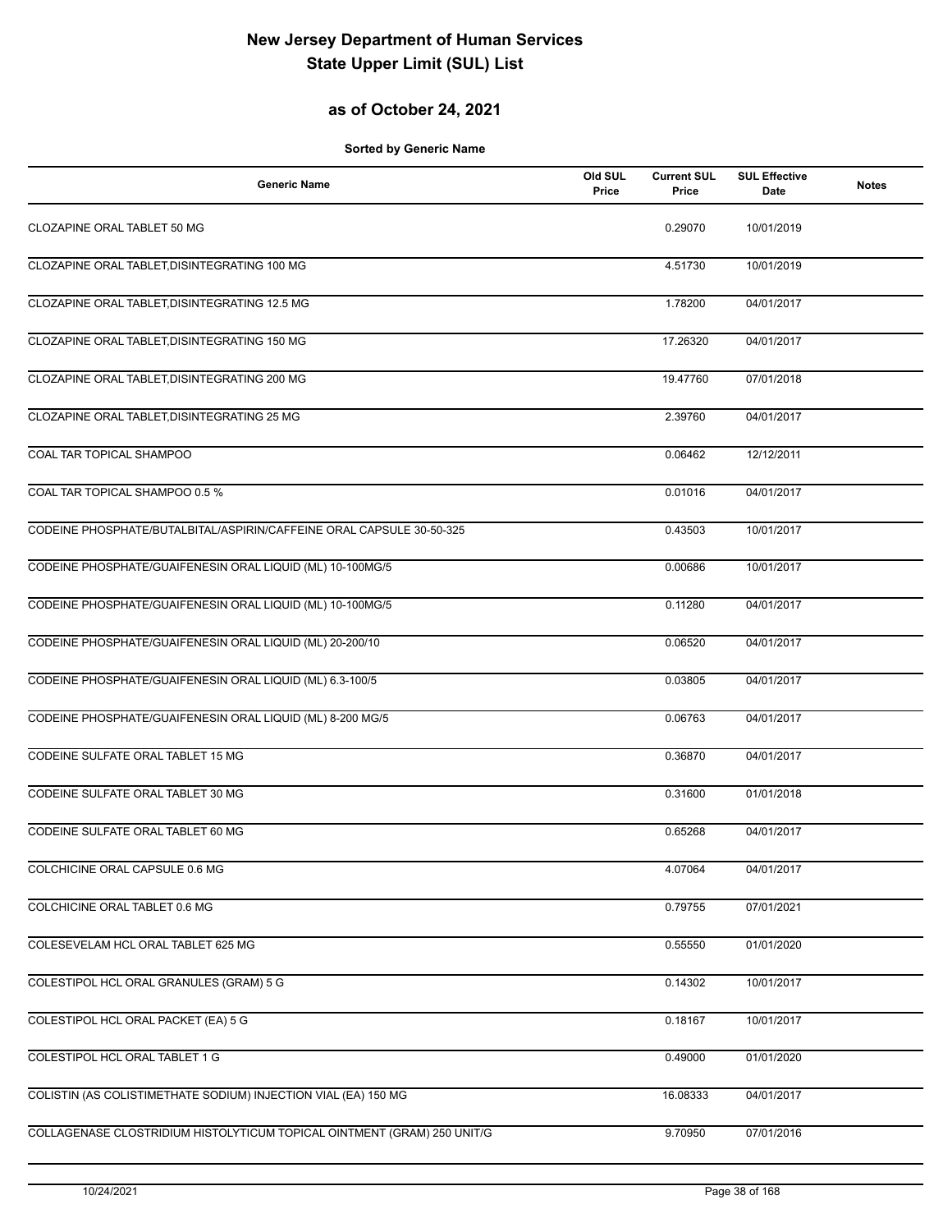# New Jersey Department of Human Services
# State Upper Limit (SUL) List

## as of October 24, 2021

**Sorted by Generic Name**

| Generic Name | Old SUL Price | Current SUL Price | SUL Effective Date | Notes |
|---|---|---|---|---|
| CLOZAPINE ORAL TABLET 50 MG | | 0.29070 | 10/01/2019 | |
| CLOZAPINE ORAL TABLET,DISINTEGRATING 100 MG | | 4.51730 | 10/01/2019 | |
| CLOZAPINE ORAL TABLET,DISINTEGRATING 12.5 MG | | 1.78200 | 04/01/2017 | |
| CLOZAPINE ORAL TABLET,DISINTEGRATING 150 MG | | 17.26320 | 04/01/2017 | |
| CLOZAPINE ORAL TABLET,DISINTEGRATING 200 MG | | 19.47760 | 07/01/2018 | |
| CLOZAPINE ORAL TABLET,DISINTEGRATING 25 MG | | 2.39760 | 04/01/2017 | |
| COAL TAR TOPICAL SHAMPOO | | 0.06462 | 12/12/2011 | |
| COAL TAR TOPICAL SHAMPOO 0.5 % | | 0.01016 | 04/01/2017 | |
| CODEINE PHOSPHATE/BUTALBITAL/ASPIRIN/CAFFEINE ORAL CAPSULE 30-50-325 | | 0.43503 | 10/01/2017 | |
| CODEINE PHOSPHATE/GUAIFENESIN ORAL LIQUID (ML) 10-100MG/5 | | 0.00686 | 10/01/2017 | |
| CODEINE PHOSPHATE/GUAIFENESIN ORAL LIQUID (ML) 10-100MG/5 | | 0.11280 | 04/01/2017 | |
| CODEINE PHOSPHATE/GUAIFENESIN ORAL LIQUID (ML) 20-200/10 | | 0.06520 | 04/01/2017 | |
| CODEINE PHOSPHATE/GUAIFENESIN ORAL LIQUID (ML) 6.3-100/5 | | 0.03805 | 04/01/2017 | |
| CODEINE PHOSPHATE/GUAIFENESIN ORAL LIQUID (ML) 8-200 MG/5 | | 0.06763 | 04/01/2017 | |
| CODEINE SULFATE ORAL TABLET 15 MG | | 0.36870 | 04/01/2017 | |
| CODEINE SULFATE ORAL TABLET 30 MG | | 0.31600 | 01/01/2018 | |
| CODEINE SULFATE ORAL TABLET 60 MG | | 0.65268 | 04/01/2017 | |
| COLCHICINE ORAL CAPSULE 0.6 MG | | 4.07064 | 04/01/2017 | |
| COLCHICINE ORAL TABLET 0.6 MG | | 0.79755 | 07/01/2021 | |
| COLESEVELAM HCL ORAL TABLET 625 MG | | 0.55550 | 01/01/2020 | |
| COLESTIPOL HCL ORAL GRANULES (GRAM) 5 G | | 0.14302 | 10/01/2017 | |
| COLESTIPOL HCL ORAL PACKET (EA) 5 G | | 0.18167 | 10/01/2017 | |
| COLESTIPOL HCL ORAL TABLET 1 G | | 0.49000 | 01/01/2020 | |
| COLISTIN (AS COLISTIMETHATE SODIUM) INJECTION VIAL (EA) 150 MG | | 16.08333 | 04/01/2017 | |
| COLLAGENASE CLOSTRIDIUM HISTOLYTICUM TOPICAL OINTMENT (GRAM) 250 UNIT/G | | 9.70950 | 07/01/2016 | |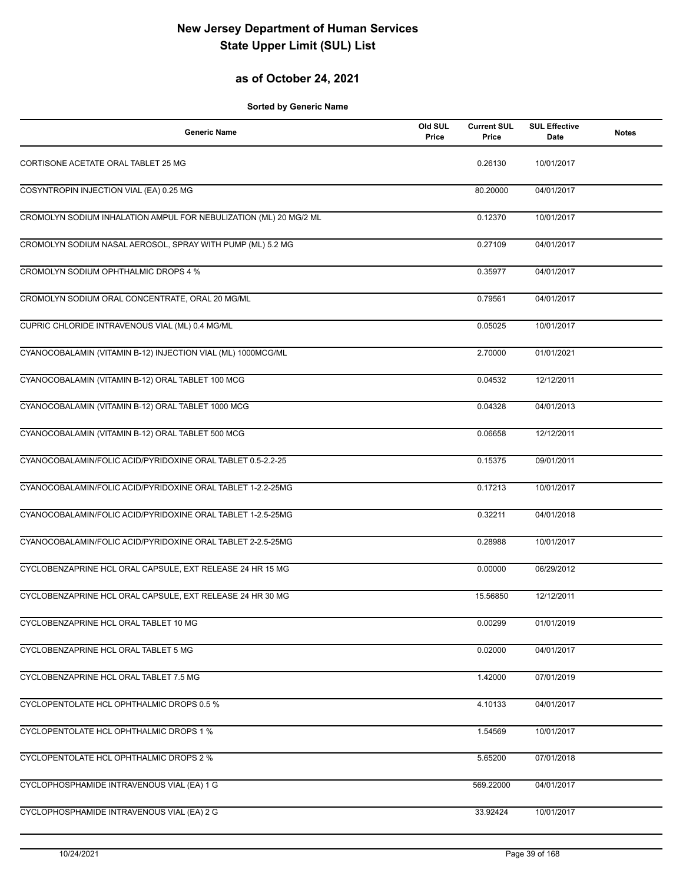# New Jersey Department of Human Services
# State Upper Limit (SUL) List

## as of October 24, 2021

**Sorted by Generic Name**

| Generic Name | Old SUL Price | Current SUL Price | SUL Effective Date | Notes |
|---|---|---|---|---|
| CORTISONE ACETATE ORAL TABLET 25 MG | | 0.26130 | 10/01/2017 | |
| COSYNTROPIN INJECTION VIAL (EA) 0.25 MG | | 80.20000 | 04/01/2017 | |
| CROMOLYN SODIUM INHALATION AMPUL FOR NEBULIZATION (ML) 20 MG/2 ML | | 0.12370 | 10/01/2017 | |
| CROMOLYN SODIUM NASAL AEROSOL, SPRAY WITH PUMP (ML) 5.2 MG | | 0.27109 | 04/01/2017 | |
| CROMOLYN SODIUM OPHTHALMIC DROPS 4 % | | 0.35977 | 04/01/2017 | |
| CROMOLYN SODIUM ORAL CONCENTRATE, ORAL 20 MG/ML | | 0.79561 | 04/01/2017 | |
| CUPRIC CHLORIDE INTRAVENOUS VIAL (ML) 0.4 MG/ML | | 0.05025 | 10/01/2017 | |
| CYANOCOBALAMIN (VITAMIN B-12) INJECTION VIAL (ML) 1000MCG/ML | | 2.70000 | 01/01/2021 | |
| CYANOCOBALAMIN (VITAMIN B-12) ORAL TABLET 100 MCG | | 0.04532 | 12/12/2011 | |
| CYANOCOBALAMIN (VITAMIN B-12) ORAL TABLET 1000 MCG | | 0.04328 | 04/01/2013 | |
| CYANOCOBALAMIN (VITAMIN B-12) ORAL TABLET 500 MCG | | 0.06658 | 12/12/2011 | |
| CYANOCOBALAMIN/FOLIC ACID/PYRIDOXINE ORAL TABLET 0.5-2.2-25 | | 0.15375 | 09/01/2011 | |
| CYANOCOBALAMIN/FOLIC ACID/PYRIDOXINE ORAL TABLET 1-2.2-25MG | | 0.17213 | 10/01/2017 | |
| CYANOCOBALAMIN/FOLIC ACID/PYRIDOXINE ORAL TABLET 1-2.5-25MG | | 0.32211 | 04/01/2018 | |
| CYANOCOBALAMIN/FOLIC ACID/PYRIDOXINE ORAL TABLET 2-2.5-25MG | | 0.28988 | 10/01/2017 | |
| CYCLOBENZAPRINE HCL ORAL CAPSULE, EXT RELEASE 24 HR 15 MG | | 0.00000 | 06/29/2012 | |
| CYCLOBENZAPRINE HCL ORAL CAPSULE, EXT RELEASE 24 HR 30 MG | | 15.56850 | 12/12/2011 | |
| CYCLOBENZAPRINE HCL ORAL TABLET 10 MG | | 0.00299 | 01/01/2019 | |
| CYCLOBENZAPRINE HCL ORAL TABLET 5 MG | | 0.02000 | 04/01/2017 | |
| CYCLOBENZAPRINE HCL ORAL TABLET 7.5 MG | | 1.42000 | 07/01/2019 | |
| CYCLOPENTOLATE HCL OPHTHALMIC DROPS 0.5 % | | 4.10133 | 04/01/2017 | |
| CYCLOPENTOLATE HCL OPHTHALMIC DROPS 1 % | | 1.54569 | 10/01/2017 | |
| CYCLOPENTOLATE HCL OPHTHALMIC DROPS 2 % | | 5.65200 | 07/01/2018 | |
| CYCLOPHOSPHAMIDE INTRAVENOUS VIAL (EA) 1 G | | 569.22000 | 04/01/2017 | |
| CYCLOPHOSPHAMIDE INTRAVENOUS VIAL (EA) 2 G | | 33.92424 | 10/01/2017 | |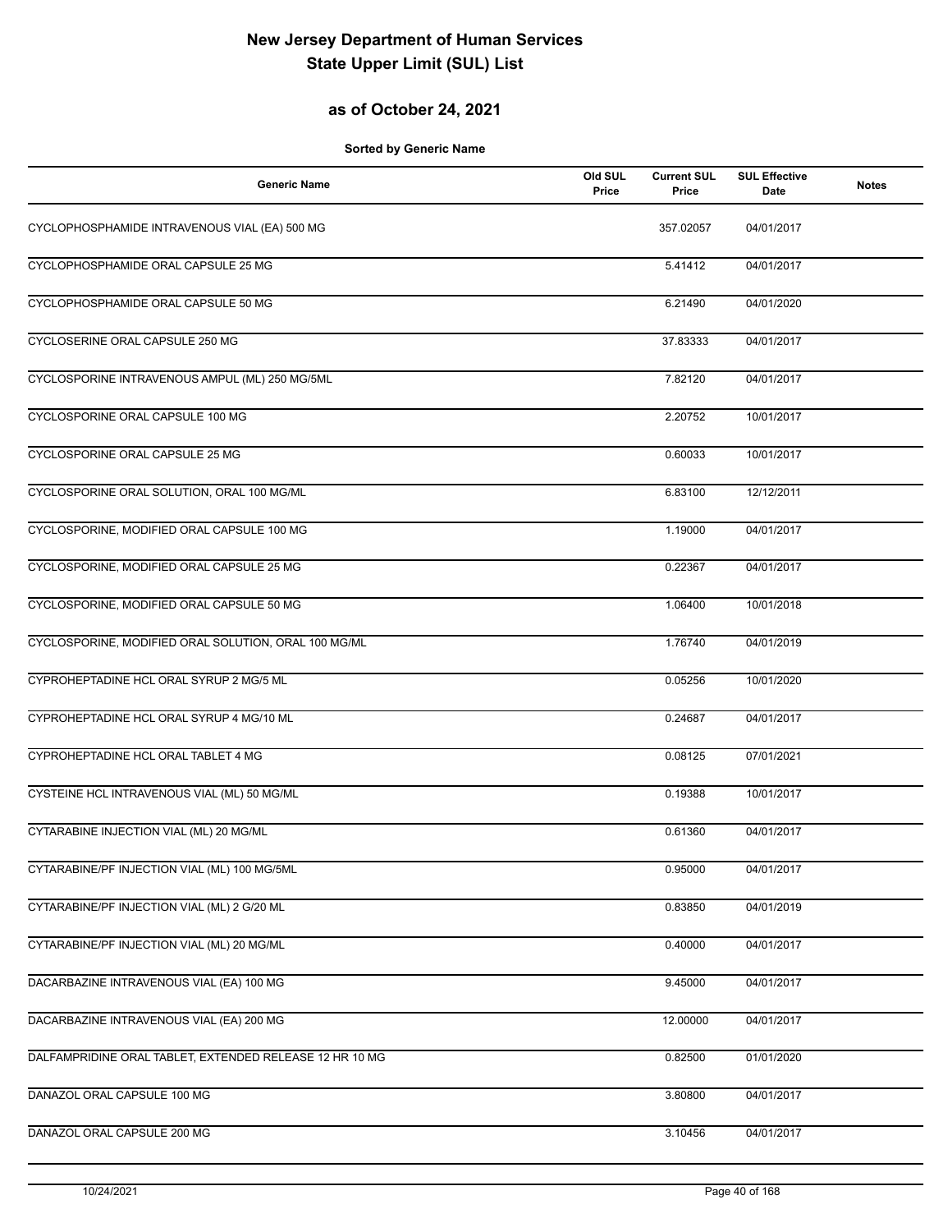# New Jersey Department of Human Services
# State Upper Limit (SUL) List

## as of October 24, 2021

**Sorted by Generic Name**

| Generic Name | Old SUL Price | Current SUL Price | SUL Effective Date | Notes |
|---|---|---|---|---|
| CYCLOPHOSPHAMIDE INTRAVENOUS VIAL (EA) 500 MG | | 357.02057 | 04/01/2017 | |
| CYCLOPHOSPHAMIDE ORAL CAPSULE 25 MG | | 5.41412 | 04/01/2017 | |
| CYCLOPHOSPHAMIDE ORAL CAPSULE 50 MG | | 6.21490 | 04/01/2020 | |
| CYCLOSERINE ORAL CAPSULE 250 MG | | 37.83333 | 04/01/2017 | |
| CYCLOSPORINE INTRAVENOUS AMPUL (ML) 250 MG/5ML | | 7.82120 | 04/01/2017 | |
| CYCLOSPORINE ORAL CAPSULE 100 MG | | 2.20752 | 10/01/2017 | |
| CYCLOSPORINE ORAL CAPSULE 25 MG | | 0.60033 | 10/01/2017 | |
| CYCLOSPORINE ORAL SOLUTION, ORAL 100 MG/ML | | 6.83100 | 12/12/2011 | |
| CYCLOSPORINE, MODIFIED ORAL CAPSULE 100 MG | | 1.19000 | 04/01/2017 | |
| CYCLOSPORINE, MODIFIED ORAL CAPSULE 25 MG | | 0.22367 | 04/01/2017 | |
| CYCLOSPORINE, MODIFIED ORAL CAPSULE 50 MG | | 1.06400 | 10/01/2018 | |
| CYCLOSPORINE, MODIFIED ORAL SOLUTION, ORAL 100 MG/ML | | 1.76740 | 04/01/2019 | |
| CYPROHEPTADINE HCL ORAL SYRUP 2 MG/5 ML | | 0.05256 | 10/01/2020 | |
| CYPROHEPTADINE HCL ORAL SYRUP 4 MG/10 ML | | 0.24687 | 04/01/2017 | |
| CYPROHEPTADINE HCL ORAL TABLET 4 MG | | 0.08125 | 07/01/2021 | |
| CYSTEINE HCL INTRAVENOUS VIAL (ML) 50 MG/ML | | 0.19388 | 10/01/2017 | |
| CYTARABINE INJECTION VIAL (ML) 20 MG/ML | | 0.61360 | 04/01/2017 | |
| CYTARABINE/PF INJECTION VIAL (ML) 100 MG/5ML | | 0.95000 | 04/01/2017 | |
| CYTARABINE/PF INJECTION VIAL (ML) 2 G/20 ML | | 0.83850 | 04/01/2019 | |
| CYTARABINE/PF INJECTION VIAL (ML) 20 MG/ML | | 0.40000 | 04/01/2017 | |
| DACARBAZINE INTRAVENOUS VIAL (EA) 100 MG | | 9.45000 | 04/01/2017 | |
| DACARBAZINE INTRAVENOUS VIAL (EA) 200 MG | | 12.00000 | 04/01/2017 | |
| DALFAMPRIDINE ORAL TABLET, EXTENDED RELEASE 12 HR 10 MG | | 0.82500 | 01/01/2020 | |
| DANAZOL ORAL CAPSULE 100 MG | | 3.80800 | 04/01/2017 | |
| DANAZOL ORAL CAPSULE 200 MG | | 3.10456 | 04/01/2017 | |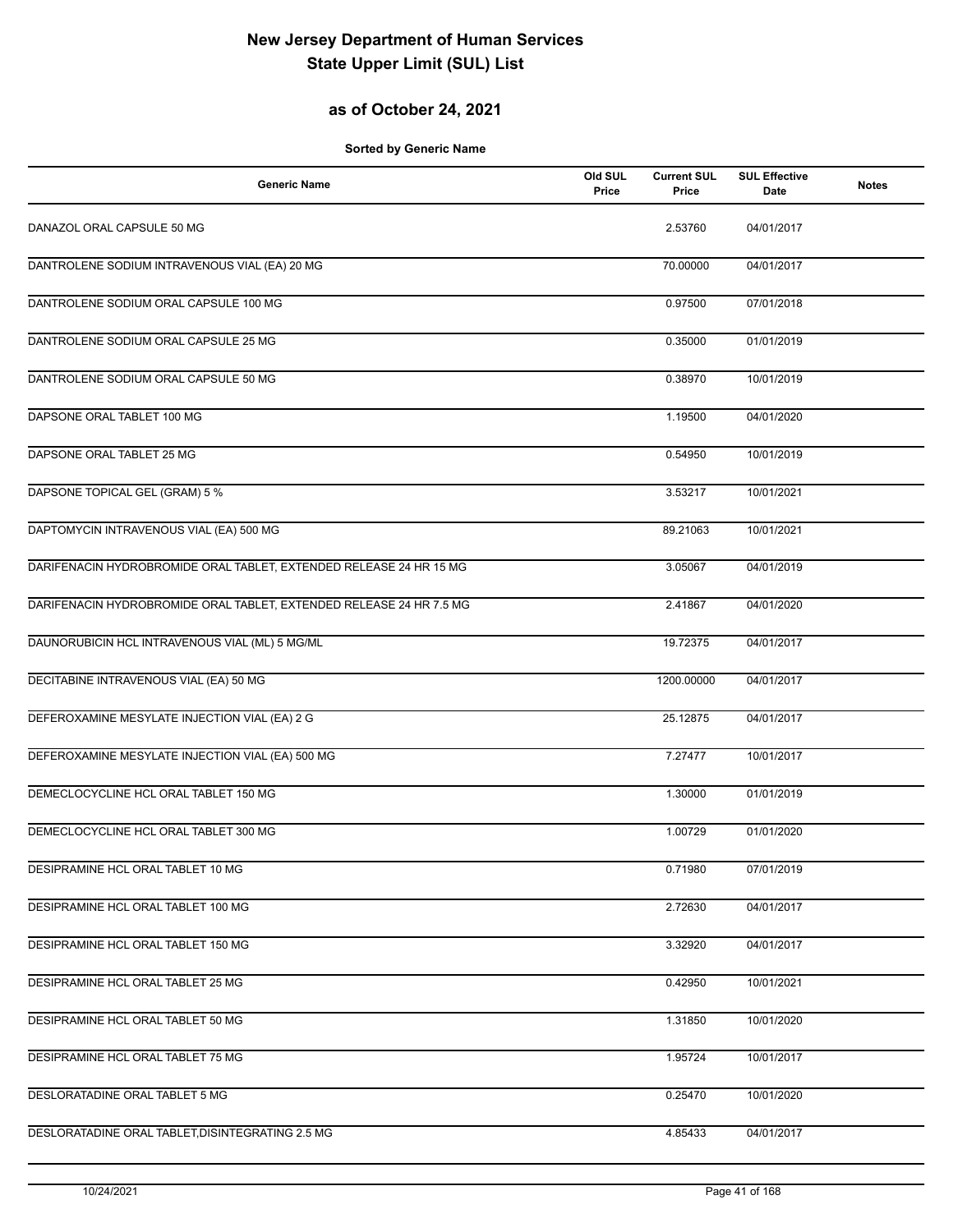# New Jersey Department of Human Services
# State Upper Limit (SUL) List

## as of October 24, 2021

**Sorted by Generic Name**

| Generic Name | Old SUL Price | Current SUL Price | SUL Effective Date | Notes |
|---|---|---|---|---|
| DANAZOL ORAL CAPSULE 50 MG | | 2.53760 | 04/01/2017 | |
| DANTROLENE SODIUM INTRAVENOUS VIAL (EA) 20 MG | | 70.00000 | 04/01/2017 | |
| DANTROLENE SODIUM ORAL CAPSULE 100 MG | | 0.97500 | 07/01/2018 | |
| DANTROLENE SODIUM ORAL CAPSULE 25 MG | | 0.35000 | 01/01/2019 | |
| DANTROLENE SODIUM ORAL CAPSULE 50 MG | | 0.38970 | 10/01/2019 | |
| DAPSONE ORAL TABLET 100 MG | | 1.19500 | 04/01/2020 | |
| DAPSONE ORAL TABLET 25 MG | | 0.54950 | 10/01/2019 | |
| DAPSONE TOPICAL GEL (GRAM) 5 % | | 3.53217 | 10/01/2021 | |
| DAPTOMYCIN INTRAVENOUS VIAL (EA) 500 MG | | 89.21063 | 10/01/2021 | |
| DARIFENACIN HYDROBROMIDE ORAL TABLET, EXTENDED RELEASE 24 HR 15 MG | | 3.05067 | 04/01/2019 | |
| DARIFENACIN HYDROBROMIDE ORAL TABLET, EXTENDED RELEASE 24 HR 7.5 MG | | 2.41867 | 04/01/2020 | |
| DAUNORUBICIN HCL INTRAVENOUS VIAL (ML) 5 MG/ML | | 19.72375 | 04/01/2017 | |
| DECITABINE INTRAVENOUS VIAL (EA) 50 MG | | 1200.00000 | 04/01/2017 | |
| DEFEROXAMINE MESYLATE INJECTION VIAL (EA) 2 G | | 25.12875 | 04/01/2017 | |
| DEFEROXAMINE MESYLATE INJECTION VIAL (EA) 500 MG | | 7.27477 | 10/01/2017 | |
| DEMECLOCYCLINE HCL ORAL TABLET 150 MG | | 1.30000 | 01/01/2019 | |
| DEMECLOCYCLINE HCL ORAL TABLET 300 MG | | 1.00729 | 01/01/2020 | |
| DESIPRAMINE HCL ORAL TABLET 10 MG | | 0.71980 | 07/01/2019 | |
| DESIPRAMINE HCL ORAL TABLET 100 MG | | 2.72630 | 04/01/2017 | |
| DESIPRAMINE HCL ORAL TABLET 150 MG | | 3.32920 | 04/01/2017 | |
| DESIPRAMINE HCL ORAL TABLET 25 MG | | 0.42950 | 10/01/2021 | |
| DESIPRAMINE HCL ORAL TABLET 50 MG | | 1.31850 | 10/01/2020 | |
| DESIPRAMINE HCL ORAL TABLET 75 MG | | 1.95724 | 10/01/2017 | |
| DESLORATADINE ORAL TABLET 5 MG | | 0.25470 | 10/01/2020 | |
| DESLORATADINE ORAL TABLET,DISINTEGRATING 2.5 MG | | 4.85433 | 04/01/2017 | |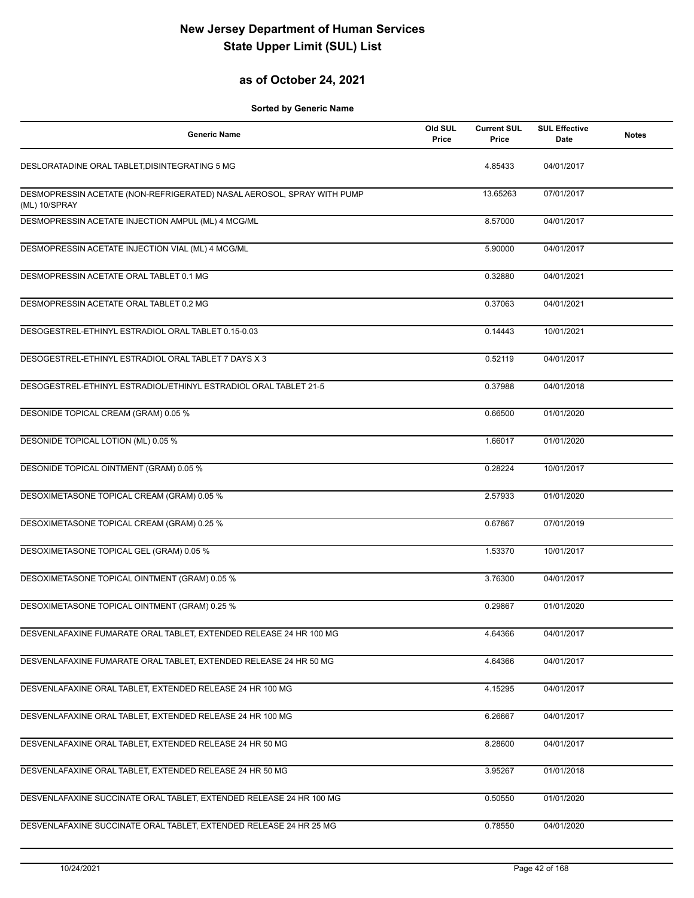# New Jersey Department of Human Services
# State Upper Limit (SUL) List

## as of October 24, 2021

**Sorted by Generic Name**

| Generic Name | Old SUL Price | Current SUL Price | SUL Effective Date | Notes |
|---|---|---|---|---|
| DESLORATADINE ORAL TABLET,DISINTEGRATING 5 MG | | 4.85433 | 04/01/2017 | |
| DESMOPRESSIN ACETATE (NON-REFRIGERATED) NASAL AEROSOL, SPRAY WITH PUMP (ML) 10/SPRAY | | 13.65263 | 07/01/2017 | |
| DESMOPRESSIN ACETATE INJECTION AMPUL (ML) 4 MCG/ML | | 8.57000 | 04/01/2017 | |
| DESMOPRESSIN ACETATE INJECTION VIAL (ML) 4 MCG/ML | | 5.90000 | 04/01/2017 | |
| DESMOPRESSIN ACETATE ORAL TABLET 0.1 MG | | 0.32880 | 04/01/2021 | |
| DESMOPRESSIN ACETATE ORAL TABLET 0.2 MG | | 0.37063 | 04/01/2021 | |
| DESOGESTREL-ETHINYL ESTRADIOL ORAL TABLET 0.15-0.03 | | 0.14443 | 10/01/2021 | |
| DESOGESTREL-ETHINYL ESTRADIOL ORAL TABLET 7 DAYS X 3 | | 0.52119 | 04/01/2017 | |
| DESOGESTREL-ETHINYL ESTRADIOL/ETHINYL ESTRADIOL ORAL TABLET 21-5 | | 0.37988 | 04/01/2018 | |
| DESONIDE TOPICAL CREAM (GRAM) 0.05 % | | 0.66500 | 01/01/2020 | |
| DESONIDE TOPICAL LOTION (ML) 0.05 % | | 1.66017 | 01/01/2020 | |
| DESONIDE TOPICAL OINTMENT (GRAM) 0.05 % | | 0.28224 | 10/01/2017 | |
| DESOXIMETASONE TOPICAL CREAM (GRAM) 0.05 % | | 2.57933 | 01/01/2020 | |
| DESOXIMETASONE TOPICAL CREAM (GRAM) 0.25 % | | 0.67867 | 07/01/2019 | |
| DESOXIMETASONE TOPICAL GEL (GRAM) 0.05 % | | 1.53370 | 10/01/2017 | |
| DESOXIMETASONE TOPICAL OINTMENT (GRAM) 0.05 % | | 3.76300 | 04/01/2017 | |
| DESOXIMETASONE TOPICAL OINTMENT (GRAM) 0.25 % | | 0.29867 | 01/01/2020 | |
| DESVENLAFAXINE FUMARATE ORAL TABLET, EXTENDED RELEASE 24 HR 100 MG | | 4.64366 | 04/01/2017 | |
| DESVENLAFAXINE FUMARATE ORAL TABLET, EXTENDED RELEASE 24 HR 50 MG | | 4.64366 | 04/01/2017 | |
| DESVENLAFAXINE ORAL TABLET, EXTENDED RELEASE 24 HR 100 MG | | 4.15295 | 04/01/2017 | |
| DESVENLAFAXINE ORAL TABLET, EXTENDED RELEASE 24 HR 100 MG | | 6.26667 | 04/01/2017 | |
| DESVENLAFAXINE ORAL TABLET, EXTENDED RELEASE 24 HR 50 MG | | 8.28600 | 04/01/2017 | |
| DESVENLAFAXINE ORAL TABLET, EXTENDED RELEASE 24 HR 50 MG | | 3.95267 | 01/01/2018 | |
| DESVENLAFAXINE SUCCINATE ORAL TABLET, EXTENDED RELEASE 24 HR 100 MG | | 0.50550 | 01/01/2020 | |
| DESVENLAFAXINE SUCCINATE ORAL TABLET, EXTENDED RELEASE 24 HR 25 MG | | 0.78550 | 04/01/2020 | |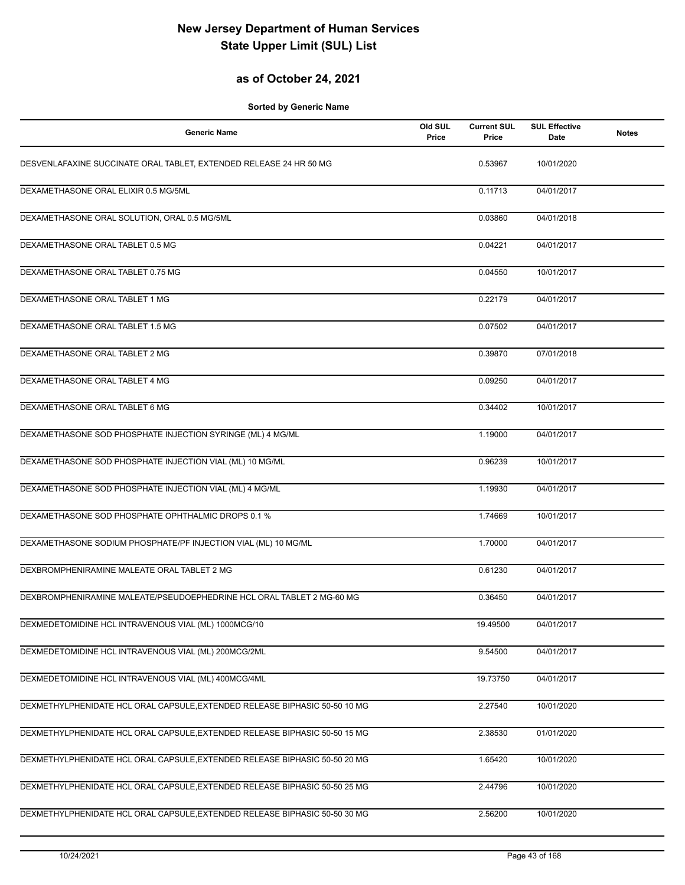# New Jersey Department of Human Services
# State Upper Limit (SUL) List

## as of October 24, 2021

**Sorted by Generic Name**

| Generic Name | Old SUL Price | Current SUL Price | SUL Effective Date | Notes |
|---|---|---|---|---|
| DESVENLAFAXINE SUCCINATE ORAL TABLET, EXTENDED RELEASE 24 HR 50 MG | | 0.53967 | 10/01/2020 | |
| DEXAMETHASONE ORAL ELIXIR 0.5 MG/5ML | | 0.11713 | 04/01/2017 | |
| DEXAMETHASONE ORAL SOLUTION, ORAL 0.5 MG/5ML | | 0.03860 | 04/01/2018 | |
| DEXAMETHASONE ORAL TABLET 0.5 MG | | 0.04221 | 04/01/2017 | |
| DEXAMETHASONE ORAL TABLET 0.75 MG | | 0.04550 | 10/01/2017 | |
| DEXAMETHASONE ORAL TABLET 1 MG | | 0.22179 | 04/01/2017 | |
| DEXAMETHASONE ORAL TABLET 1.5 MG | | 0.07502 | 04/01/2017 | |
| DEXAMETHASONE ORAL TABLET 2 MG | | 0.39870 | 07/01/2018 | |
| DEXAMETHASONE ORAL TABLET 4 MG | | 0.09250 | 04/01/2017 | |
| DEXAMETHASONE ORAL TABLET 6 MG | | 0.34402 | 10/01/2017 | |
| DEXAMETHASONE SOD PHOSPHATE INJECTION SYRINGE (ML) 4 MG/ML | | 1.19000 | 04/01/2017 | |
| DEXAMETHASONE SOD PHOSPHATE INJECTION VIAL (ML) 10 MG/ML | | 0.96239 | 10/01/2017 | |
| DEXAMETHASONE SOD PHOSPHATE INJECTION VIAL (ML) 4 MG/ML | | 1.19930 | 04/01/2017 | |
| DEXAMETHASONE SOD PHOSPHATE OPHTHALMIC DROPS 0.1 % | | 1.74669 | 10/01/2017 | |
| DEXAMETHASONE SODIUM PHOSPHATE/PF INJECTION VIAL (ML) 10 MG/ML | | 1.70000 | 04/01/2017 | |
| DEXBROMPHENIRAMINE MALEATE ORAL TABLET 2 MG | | 0.61230 | 04/01/2017 | |
| DEXBROMPHENIRAMINE MALEATE/PSEUDOEPHEDRINE HCL ORAL TABLET 2 MG-60 MG | | 0.36450 | 04/01/2017 | |
| DEXMEDETOMIDINE HCL INTRAVENOUS VIAL (ML) 1000MCG/10 | | 19.49500 | 04/01/2017 | |
| DEXMEDETOMIDINE HCL INTRAVENOUS VIAL (ML) 200MCG/2ML | | 9.54500 | 04/01/2017 | |
| DEXMEDETOMIDINE HCL INTRAVENOUS VIAL (ML) 400MCG/4ML | | 19.73750 | 04/01/2017 | |
| DEXMETHYLPHENIDATE HCL ORAL CAPSULE,EXTENDED RELEASE BIPHASIC 50-50 10 MG | | 2.27540 | 10/01/2020 | |
| DEXMETHYLPHENIDATE HCL ORAL CAPSULE,EXTENDED RELEASE BIPHASIC 50-50 15 MG | | 2.38530 | 01/01/2020 | |
| DEXMETHYLPHENIDATE HCL ORAL CAPSULE,EXTENDED RELEASE BIPHASIC 50-50 20 MG | | 1.65420 | 10/01/2020 | |
| DEXMETHYLPHENIDATE HCL ORAL CAPSULE,EXTENDED RELEASE BIPHASIC 50-50 25 MG | | 2.44796 | 10/01/2020 | |
| DEXMETHYLPHENIDATE HCL ORAL CAPSULE,EXTENDED RELEASE BIPHASIC 50-50 30 MG | | 2.56200 | 10/01/2020 | |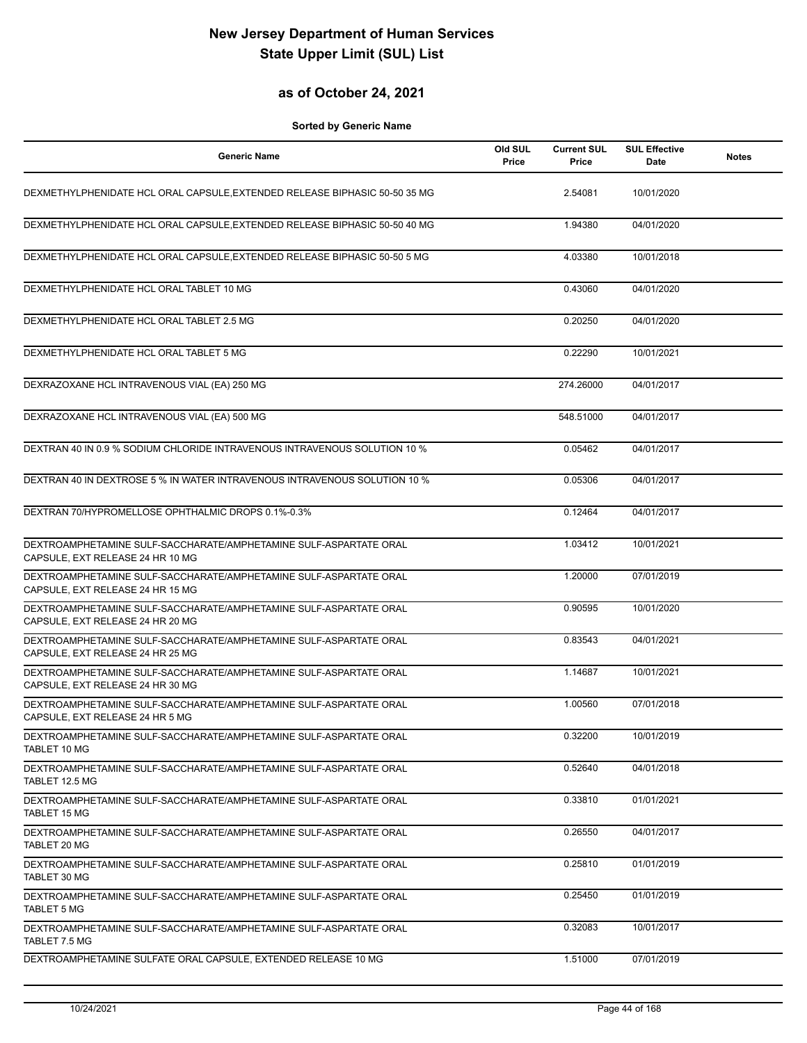# New Jersey Department of Human Services
# State Upper Limit (SUL) List

## as of October 24, 2021

**Sorted by Generic Name**

| Generic Name | Old SUL Price | Current SUL Price | SUL Effective Date | Notes |
|---|---|---|---|---|
| DEXMETHYLPHENIDATE HCL ORAL CAPSULE,EXTENDED RELEASE BIPHASIC 50-50 35 MG | | 2.54081 | 10/01/2020 | |
| DEXMETHYLPHENIDATE HCL ORAL CAPSULE,EXTENDED RELEASE BIPHASIC 50-50 40 MG | | 1.94380 | 04/01/2020 | |
| DEXMETHYLPHENIDATE HCL ORAL CAPSULE,EXTENDED RELEASE BIPHASIC 50-50 5 MG | | 4.03380 | 10/01/2018 | |
| DEXMETHYLPHENIDATE HCL ORAL TABLET 10 MG | | 0.43060 | 04/01/2020 | |
| DEXMETHYLPHENIDATE HCL ORAL TABLET 2.5 MG | | 0.20250 | 04/01/2020 | |
| DEXMETHYLPHENIDATE HCL ORAL TABLET 5 MG | | 0.22290 | 10/01/2021 | |
| DEXRAZOXANE HCL INTRAVENOUS VIAL (EA) 250 MG | | 274.26000 | 04/01/2017 | |
| DEXRAZOXANE HCL INTRAVENOUS VIAL (EA) 500 MG | | 548.51000 | 04/01/2017 | |
| DEXTRAN 40 IN 0.9 % SODIUM CHLORIDE INTRAVENOUS INTRAVENOUS SOLUTION 10 % | | 0.05462 | 04/01/2017 | |
| DEXTRAN 40 IN DEXTROSE 5 % IN WATER INTRAVENOUS INTRAVENOUS SOLUTION 10 % | | 0.05306 | 04/01/2017 | |
| DEXTRAN 70/HYPROMELLOSE OPHTHALMIC DROPS 0.1%-0.3% | | 0.12464 | 04/01/2017 | |
| DEXTROAMPHETAMINE SULF-SACCHARATE/AMPHETAMINE SULF-ASPARTATE ORAL CAPSULE, EXT RELEASE 24 HR 10 MG | | 1.03412 | 10/01/2021 | |
| DEXTROAMPHETAMINE SULF-SACCHARATE/AMPHETAMINE SULF-ASPARTATE ORAL CAPSULE, EXT RELEASE 24 HR 15 MG | | 1.20000 | 07/01/2019 | |
| DEXTROAMPHETAMINE SULF-SACCHARATE/AMPHETAMINE SULF-ASPARTATE ORAL CAPSULE, EXT RELEASE 24 HR 20 MG | | 0.90595 | 10/01/2020 | |
| DEXTROAMPHETAMINE SULF-SACCHARATE/AMPHETAMINE SULF-ASPARTATE ORAL CAPSULE, EXT RELEASE 24 HR 25 MG | | 0.83543 | 04/01/2021 | |
| DEXTROAMPHETAMINE SULF-SACCHARATE/AMPHETAMINE SULF-ASPARTATE ORAL CAPSULE, EXT RELEASE 24 HR 30 MG | | 1.14687 | 10/01/2021 | |
| DEXTROAMPHETAMINE SULF-SACCHARATE/AMPHETAMINE SULF-ASPARTATE ORAL CAPSULE, EXT RELEASE 24 HR 5 MG | | 1.00560 | 07/01/2018 | |
| DEXTROAMPHETAMINE SULF-SACCHARATE/AMPHETAMINE SULF-ASPARTATE ORAL TABLET 10 MG | | 0.32200 | 10/01/2019 | |
| DEXTROAMPHETAMINE SULF-SACCHARATE/AMPHETAMINE SULF-ASPARTATE ORAL TABLET 12.5 MG | | 0.52640 | 04/01/2018 | |
| DEXTROAMPHETAMINE SULF-SACCHARATE/AMPHETAMINE SULF-ASPARTATE ORAL TABLET 15 MG | | 0.33810 | 01/01/2021 | |
| DEXTROAMPHETAMINE SULF-SACCHARATE/AMPHETAMINE SULF-ASPARTATE ORAL TABLET 20 MG | | 0.26550 | 04/01/2017 | |
| DEXTROAMPHETAMINE SULF-SACCHARATE/AMPHETAMINE SULF-ASPARTATE ORAL TABLET 30 MG | | 0.25810 | 01/01/2019 | |
| DEXTROAMPHETAMINE SULF-SACCHARATE/AMPHETAMINE SULF-ASPARTATE ORAL TABLET 5 MG | | 0.25450 | 01/01/2019 | |
| DEXTROAMPHETAMINE SULF-SACCHARATE/AMPHETAMINE SULF-ASPARTATE ORAL TABLET 7.5 MG | | 0.32083 | 10/01/2017 | |
| DEXTROAMPHETAMINE SULFATE ORAL CAPSULE, EXTENDED RELEASE 10 MG | | 1.51000 | 07/01/2019 | |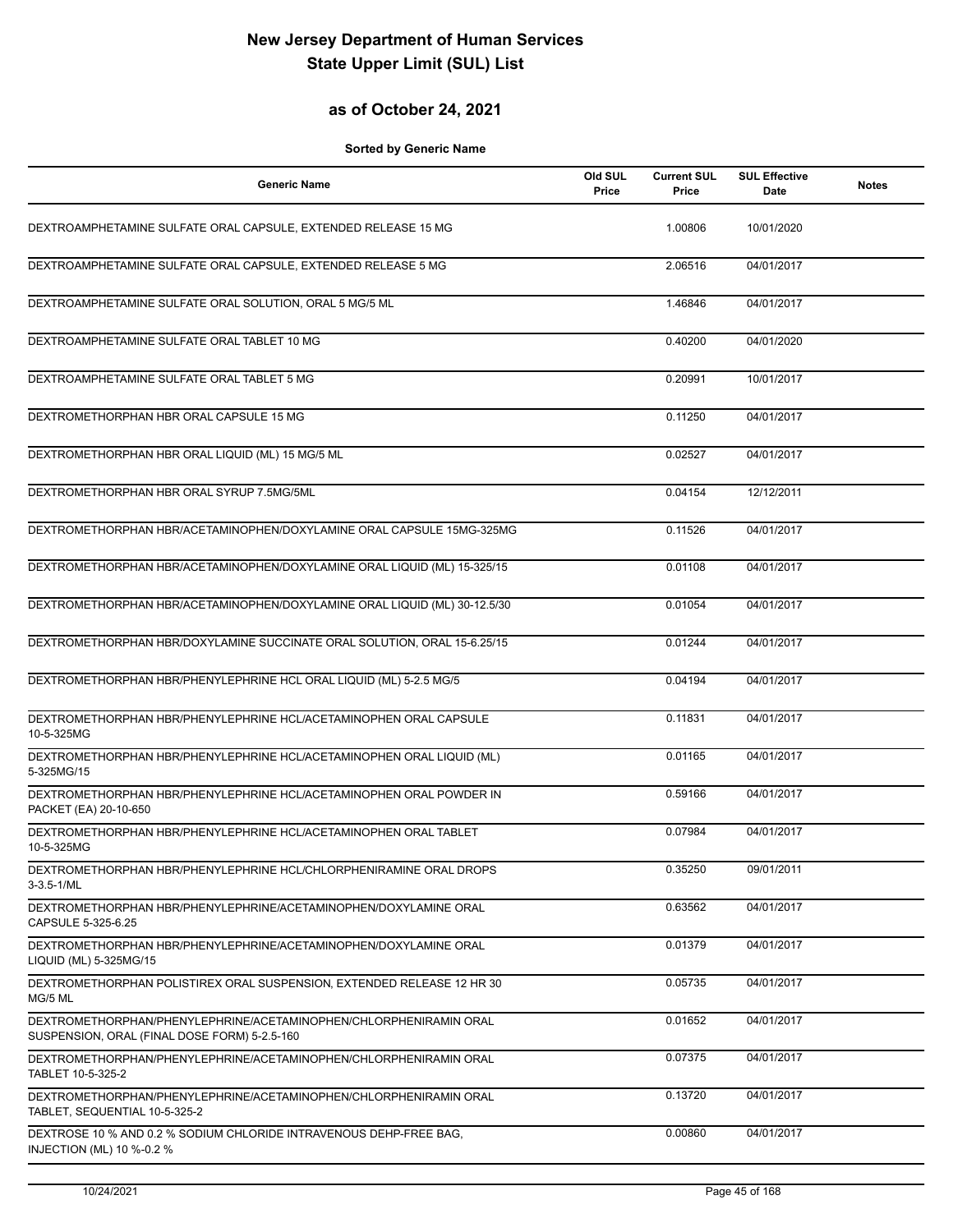# New Jersey Department of Human Services
# State Upper Limit (SUL) List

## as of October 24, 2021

**Sorted by Generic Name**

| Generic Name | Old SUL Price | Current SUL Price | SUL Effective Date | Notes |
|---|---|---|---|---|
| DEXTROAMPHETAMINE SULFATE ORAL CAPSULE, EXTENDED RELEASE 15 MG | | 1.00806 | 10/01/2020 | |
| DEXTROAMPHETAMINE SULFATE ORAL CAPSULE, EXTENDED RELEASE 5 MG | | 2.06516 | 04/01/2017 | |
| DEXTROAMPHETAMINE SULFATE ORAL SOLUTION, ORAL 5 MG/5 ML | | 1.46846 | 04/01/2017 | |
| DEXTROAMPHETAMINE SULFATE ORAL TABLET 10 MG | | 0.40200 | 04/01/2020 | |
| DEXTROAMPHETAMINE SULFATE ORAL TABLET 5 MG | | 0.20991 | 10/01/2017 | |
| DEXTROMETHORPHAN HBR ORAL CAPSULE 15 MG | | 0.11250 | 04/01/2017 | |
| DEXTROMETHORPHAN HBR ORAL LIQUID (ML) 15 MG/5 ML | | 0.02527 | 04/01/2017 | |
| DEXTROMETHORPHAN HBR ORAL SYRUP 7.5MG/5ML | | 0.04154 | 12/12/2011 | |
| DEXTROMETHORPHAN HBR/ACETAMINOPHEN/DOXYLAMINE ORAL CAPSULE 15MG-325MG | | 0.11526 | 04/01/2017 | |
| DEXTROMETHORPHAN HBR/ACETAMINOPHEN/DOXYLAMINE ORAL LIQUID (ML) 15-325/15 | | 0.01108 | 04/01/2017 | |
| DEXTROMETHORPHAN HBR/ACETAMINOPHEN/DOXYLAMINE ORAL LIQUID (ML) 30-12.5/30 | | 0.01054 | 04/01/2017 | |
| DEXTROMETHORPHAN HBR/DOXYLAMINE SUCCINATE ORAL SOLUTION, ORAL 15-6.25/15 | | 0.01244 | 04/01/2017 | |
| DEXTROMETHORPHAN HBR/PHENYLEPHRINE HCL ORAL LIQUID (ML) 5-2.5 MG/5 | | 0.04194 | 04/01/2017 | |
| DEXTROMETHORPHAN HBR/PHENYLEPHRINE HCL/ACETAMINOPHEN ORAL CAPSULE 10-5-325MG | | 0.11831 | 04/01/2017 | |
| DEXTROMETHORPHAN HBR/PHENYLEPHRINE HCL/ACETAMINOPHEN ORAL LIQUID (ML) 5-325MG/15 | | 0.01165 | 04/01/2017 | |
| DEXTROMETHORPHAN HBR/PHENYLEPHRINE HCL/ACETAMINOPHEN ORAL POWDER IN PACKET (EA) 20-10-650 | | 0.59166 | 04/01/2017 | |
| DEXTROMETHORPHAN HBR/PHENYLEPHRINE HCL/ACETAMINOPHEN ORAL TABLET 10-5-325MG | | 0.07984 | 04/01/2017 | |
| DEXTROMETHORPHAN HBR/PHENYLEPHRINE HCL/CHLORPHENIRAMINE ORAL DROPS 3-3.5-1/ML | | 0.35250 | 09/01/2011 | |
| DEXTROMETHORPHAN HBR/PHENYLEPHRINE/ACETAMINOPHEN/DOXYLAMINE ORAL CAPSULE 5-325-6.25 | | 0.63562 | 04/01/2017 | |
| DEXTROMETHORPHAN HBR/PHENYLEPHRINE/ACETAMINOPHEN/DOXYLAMINE ORAL LIQUID (ML) 5-325MG/15 | | 0.01379 | 04/01/2017 | |
| DEXTROMETHORPHAN POLISTIREX ORAL SUSPENSION, EXTENDED RELEASE 12 HR 30 MG/5 ML | | 0.05735 | 04/01/2017 | |
| DEXTROMETHORPHAN/PHENYLEPHRINE/ACETAMINOPHEN/CHLORPHENIRAMIN ORAL SUSPENSION, ORAL (FINAL DOSE FORM) 5-2.5-160 | | 0.01652 | 04/01/2017 | |
| DEXTROMETHORPHAN/PHENYLEPHRINE/ACETAMINOPHEN/CHLORPHENIRAMIN ORAL TABLET 10-5-325-2 | | 0.07375 | 04/01/2017 | |
| DEXTROMETHORPHAN/PHENYLEPHRINE/ACETAMINOPHEN/CHLORPHENIRAMIN ORAL TABLET, SEQUENTIAL 10-5-325-2 | | 0.13720 | 04/01/2017 | |
| DEXTROSE 10 % AND 0.2 % SODIUM CHLORIDE INTRAVENOUS DEHP-FREE BAG, INJECTION (ML) 10 %-0.2 % | | 0.00860 | 04/01/2017 | |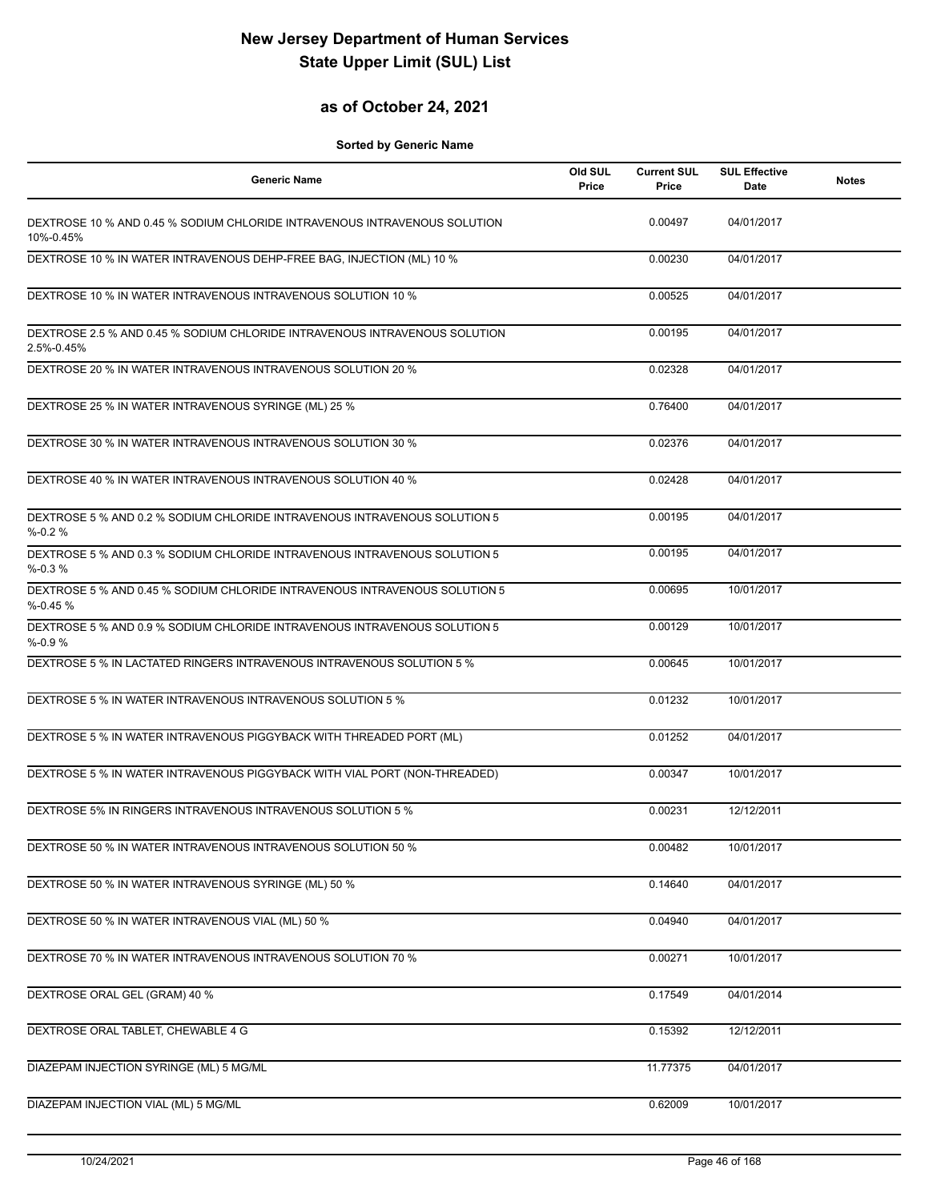# New Jersey Department of Human Services
# State Upper Limit (SUL) List

## as of October 24, 2021

**Sorted by Generic Name**

| Generic Name | Old SUL Price | Current SUL Price | SUL Effective Date | Notes |
|---|---|---|---|---|
| DEXTROSE 10 % AND 0.45 % SODIUM CHLORIDE INTRAVENOUS INTRAVENOUS SOLUTION 10%-0.45% | | 0.00497 | 04/01/2017 | |
| DEXTROSE 10 % IN WATER INTRAVENOUS DEHP-FREE BAG, INJECTION (ML) 10 % | | 0.00230 | 04/01/2017 | |
| DEXTROSE 10 % IN WATER INTRAVENOUS INTRAVENOUS SOLUTION 10 % | | 0.00525 | 04/01/2017 | |
| DEXTROSE 2.5 % AND 0.45 % SODIUM CHLORIDE INTRAVENOUS INTRAVENOUS SOLUTION 2.5%-0.45% | | 0.00195 | 04/01/2017 | |
| DEXTROSE 20 % IN WATER INTRAVENOUS INTRAVENOUS SOLUTION 20 % | | 0.02328 | 04/01/2017 | |
| DEXTROSE 25 % IN WATER INTRAVENOUS SYRINGE (ML) 25 % | | 0.76400 | 04/01/2017 | |
| DEXTROSE 30 % IN WATER INTRAVENOUS INTRAVENOUS SOLUTION 30 % | | 0.02376 | 04/01/2017 | |
| DEXTROSE 40 % IN WATER INTRAVENOUS INTRAVENOUS SOLUTION 40 % | | 0.02428 | 04/01/2017 | |
| DEXTROSE 5 % AND 0.2 % SODIUM CHLORIDE INTRAVENOUS INTRAVENOUS SOLUTION 5 %-0.2 % | | 0.00195 | 04/01/2017 | |
| DEXTROSE 5 % AND 0.3 % SODIUM CHLORIDE INTRAVENOUS INTRAVENOUS SOLUTION 5 %-0.3 % | | 0.00195 | 04/01/2017 | |
| DEXTROSE 5 % AND 0.45 % SODIUM CHLORIDE INTRAVENOUS INTRAVENOUS SOLUTION 5 %-0.45 % | | 0.00695 | 10/01/2017 | |
| DEXTROSE 5 % AND 0.9 % SODIUM CHLORIDE INTRAVENOUS INTRAVENOUS SOLUTION 5 %-0.9 % | | 0.00129 | 10/01/2017 | |
| DEXTROSE 5 % IN LACTATED RINGERS INTRAVENOUS INTRAVENOUS SOLUTION 5 % | | 0.00645 | 10/01/2017 | |
| DEXTROSE 5 % IN WATER INTRAVENOUS INTRAVENOUS SOLUTION 5 % | | 0.01232 | 10/01/2017 | |
| DEXTROSE 5 % IN WATER INTRAVENOUS PIGGYBACK WITH THREADED PORT (ML) | | 0.01252 | 04/01/2017 | |
| DEXTROSE 5 % IN WATER INTRAVENOUS PIGGYBACK WITH VIAL PORT (NON-THREADED) | | 0.00347 | 10/01/2017 | |
| DEXTROSE 5% IN RINGERS INTRAVENOUS INTRAVENOUS SOLUTION 5 % | | 0.00231 | 12/12/2011 | |
| DEXTROSE 50 % IN WATER INTRAVENOUS INTRAVENOUS SOLUTION 50 % | | 0.00482 | 10/01/2017 | |
| DEXTROSE 50 % IN WATER INTRAVENOUS SYRINGE (ML) 50 % | | 0.14640 | 04/01/2017 | |
| DEXTROSE 50 % IN WATER INTRAVENOUS VIAL (ML) 50 % | | 0.04940 | 04/01/2017 | |
| DEXTROSE 70 % IN WATER INTRAVENOUS INTRAVENOUS SOLUTION 70 % | | 0.00271 | 10/01/2017 | |
| DEXTROSE ORAL GEL (GRAM) 40 % | | 0.17549 | 04/01/2014 | |
| DEXTROSE ORAL TABLET, CHEWABLE 4 G | | 0.15392 | 12/12/2011 | |
| DIAZEPAM INJECTION SYRINGE (ML) 5 MG/ML | | 11.77375 | 04/01/2017 | |
| DIAZEPAM INJECTION VIAL (ML) 5 MG/ML | | 0.62009 | 10/01/2017 | |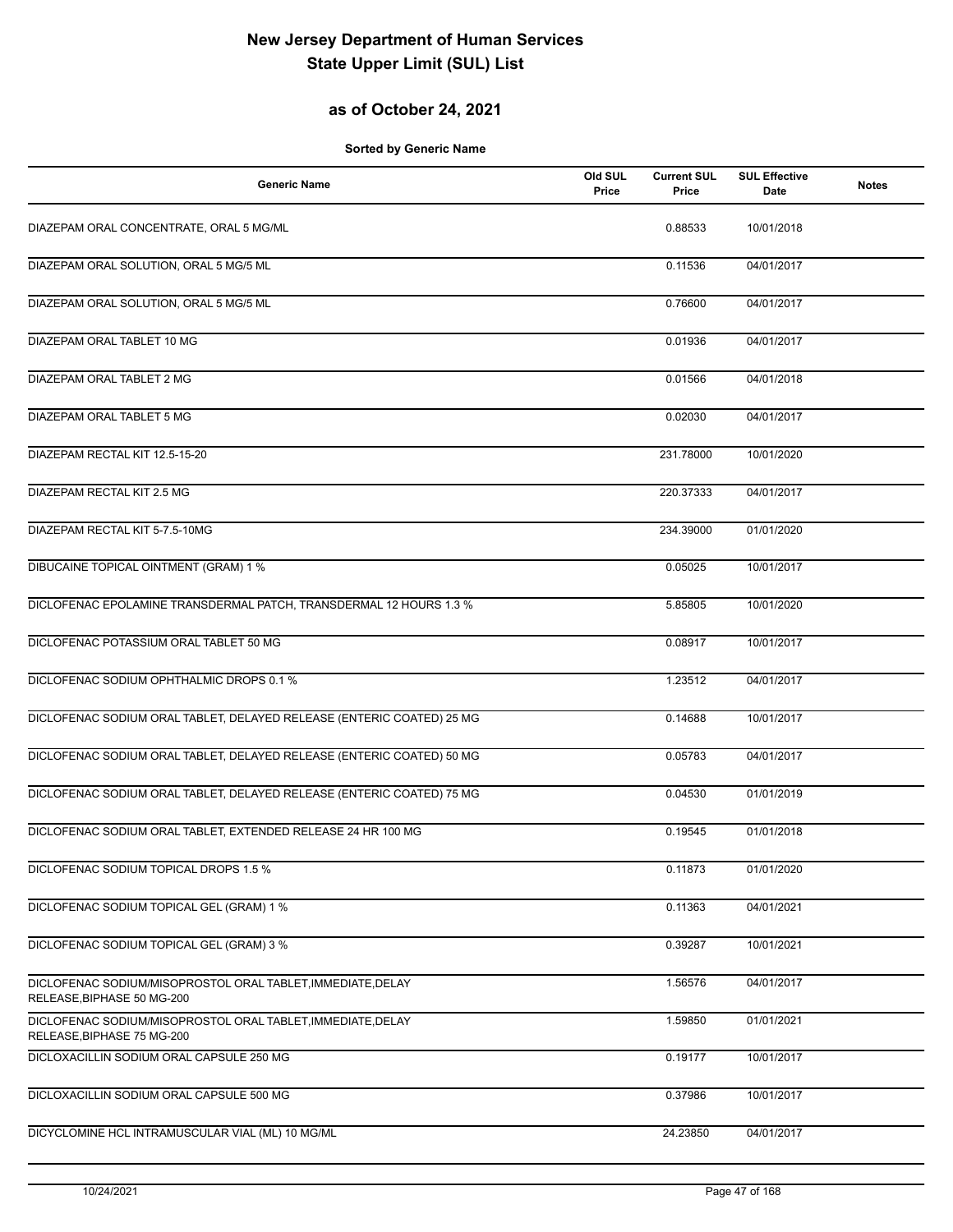# New Jersey Department of Human Services
# State Upper Limit (SUL) List

## as of October 24, 2021

**Sorted by Generic Name**

| Generic Name | Old SUL Price | Current SUL Price | SUL Effective Date | Notes |
|---|---|---|---|---|
| DIAZEPAM ORAL CONCENTRATE, ORAL 5 MG/ML | | 0.88533 | 10/01/2018 | |
| DIAZEPAM ORAL SOLUTION, ORAL 5 MG/5 ML | | 0.11536 | 04/01/2017 | |
| DIAZEPAM ORAL SOLUTION, ORAL 5 MG/5 ML | | 0.76600 | 04/01/2017 | |
| DIAZEPAM ORAL TABLET 10 MG | | 0.01936 | 04/01/2017 | |
| DIAZEPAM ORAL TABLET 2 MG | | 0.01566 | 04/01/2018 | |
| DIAZEPAM ORAL TABLET 5 MG | | 0.02030 | 04/01/2017 | |
| DIAZEPAM RECTAL KIT 12.5-15-20 | | 231.78000 | 10/01/2020 | |
| DIAZEPAM RECTAL KIT 2.5 MG | | 220.37333 | 04/01/2017 | |
| DIAZEPAM RECTAL KIT 5-7.5-10MG | | 234.39000 | 01/01/2020 | |
| DIBUCAINE TOPICAL OINTMENT (GRAM) 1 % | | 0.05025 | 10/01/2017 | |
| DICLOFENAC EPOLAMINE TRANSDERMAL PATCH, TRANSDERMAL 12 HOURS 1.3 % | | 5.85805 | 10/01/2020 | |
| DICLOFENAC POTASSIUM ORAL TABLET 50 MG | | 0.08917 | 10/01/2017 | |
| DICLOFENAC SODIUM OPHTHALMIC DROPS 0.1 % | | 1.23512 | 04/01/2017 | |
| DICLOFENAC SODIUM ORAL TABLET, DELAYED RELEASE (ENTERIC COATED) 25 MG | | 0.14688 | 10/01/2017 | |
| DICLOFENAC SODIUM ORAL TABLET, DELAYED RELEASE (ENTERIC COATED) 50 MG | | 0.05783 | 04/01/2017 | |
| DICLOFENAC SODIUM ORAL TABLET, DELAYED RELEASE (ENTERIC COATED) 75 MG | | 0.04530 | 01/01/2019 | |
| DICLOFENAC SODIUM ORAL TABLET, EXTENDED RELEASE 24 HR 100 MG | | 0.19545 | 01/01/2018 | |
| DICLOFENAC SODIUM TOPICAL DROPS 1.5 % | | 0.11873 | 01/01/2020 | |
| DICLOFENAC SODIUM TOPICAL GEL (GRAM) 1 % | | 0.11363 | 04/01/2021 | |
| DICLOFENAC SODIUM TOPICAL GEL (GRAM) 3 % | | 0.39287 | 10/01/2021 | |
| DICLOFENAC SODIUM/MISOPROSTOL ORAL TABLET,IMMEDIATE,DELAY RELEASE,BIPHASE 50 MG-200 | | 1.56576 | 04/01/2017 | |
| DICLOFENAC SODIUM/MISOPROSTOL ORAL TABLET,IMMEDIATE,DELAY RELEASE,BIPHASE 75 MG-200 | | 1.59850 | 01/01/2021 | |
| DICLOXACILLIN SODIUM ORAL CAPSULE 250 MG | | 0.19177 | 10/01/2017 | |
| DICLOXACILLIN SODIUM ORAL CAPSULE 500 MG | | 0.37986 | 10/01/2017 | |
| DICYCLOMINE HCL INTRAMUSCULAR VIAL (ML) 10 MG/ML | | 24.23850 | 04/01/2017 | |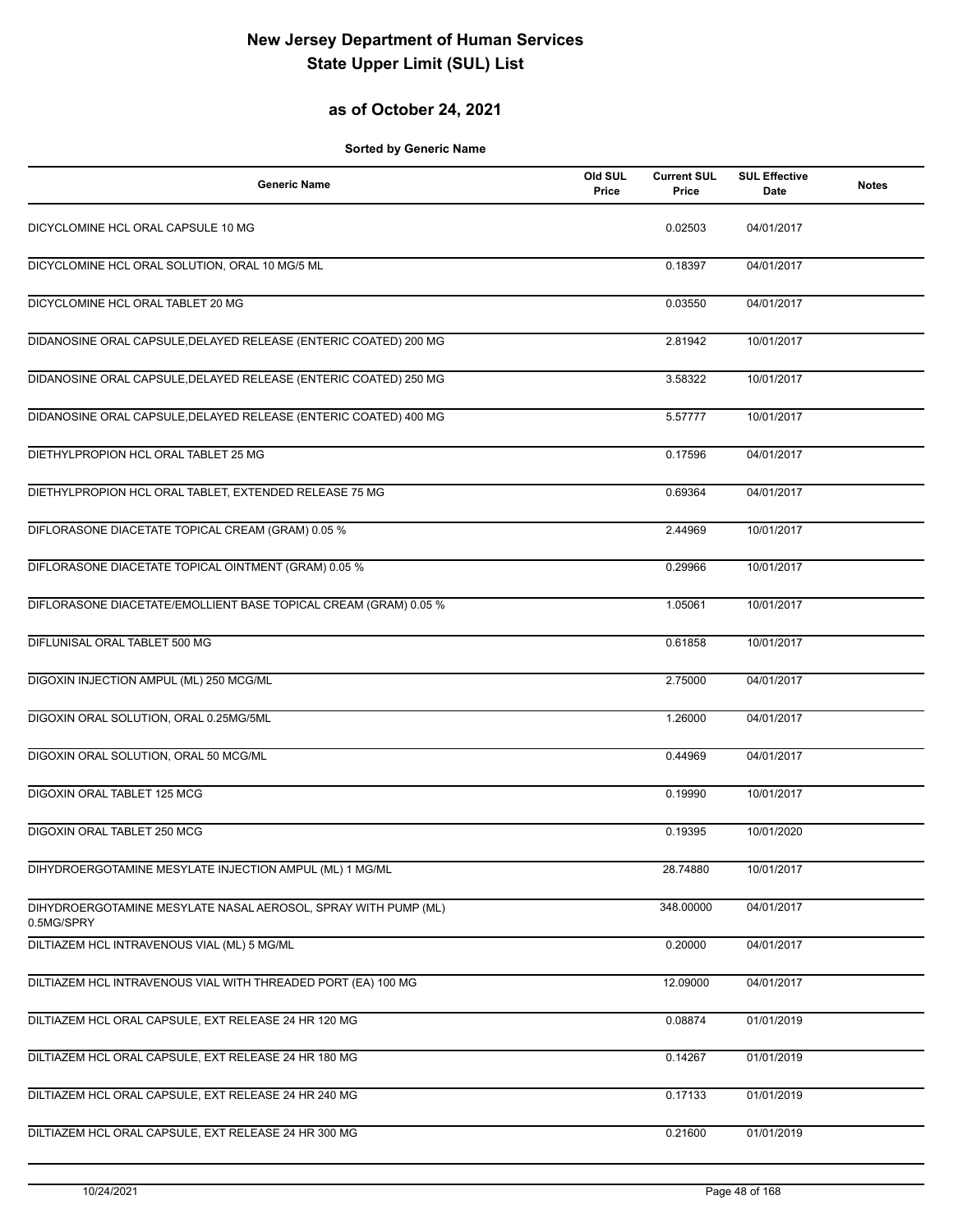# New Jersey Department of Human Services
# State Upper Limit (SUL) List

## as of October 24, 2021

**Sorted by Generic Name**

| Generic Name | Old SUL Price | Current SUL Price | SUL Effective Date | Notes |
|---|---|---|---|---|
| DICYCLOMINE HCL ORAL CAPSULE 10 MG | | 0.02503 | 04/01/2017 | |
| DICYCLOMINE HCL ORAL SOLUTION, ORAL 10 MG/5 ML | | 0.18397 | 04/01/2017 | |
| DICYCLOMINE HCL ORAL TABLET 20 MG | | 0.03550 | 04/01/2017 | |
| DIDANOSINE ORAL CAPSULE,DELAYED RELEASE (ENTERIC COATED) 200 MG | | 2.81942 | 10/01/2017 | |
| DIDANOSINE ORAL CAPSULE,DELAYED RELEASE (ENTERIC COATED) 250 MG | | 3.58322 | 10/01/2017 | |
| DIDANOSINE ORAL CAPSULE,DELAYED RELEASE (ENTERIC COATED) 400 MG | | 5.57777 | 10/01/2017 | |
| DIETHYLPROPION HCL ORAL TABLET 25 MG | | 0.17596 | 04/01/2017 | |
| DIETHYLPROPION HCL ORAL TABLET, EXTENDED RELEASE 75 MG | | 0.69364 | 04/01/2017 | |
| DIFLORASONE DIACETATE TOPICAL CREAM (GRAM) 0.05 % | | 2.44969 | 10/01/2017 | |
| DIFLORASONE DIACETATE TOPICAL OINTMENT (GRAM) 0.05 % | | 0.29966 | 10/01/2017 | |
| DIFLORASONE DIACETATE/EMOLLIENT BASE TOPICAL CREAM (GRAM) 0.05 % | | 1.05061 | 10/01/2017 | |
| DIFLUNISAL ORAL TABLET 500 MG | | 0.61858 | 10/01/2017 | |
| DIGOXIN INJECTION AMPUL (ML) 250 MCG/ML | | 2.75000 | 04/01/2017 | |
| DIGOXIN ORAL SOLUTION, ORAL 0.25MG/5ML | | 1.26000 | 04/01/2017 | |
| DIGOXIN ORAL SOLUTION, ORAL 50 MCG/ML | | 0.44969 | 04/01/2017 | |
| DIGOXIN ORAL TABLET 125 MCG | | 0.19990 | 10/01/2017 | |
| DIGOXIN ORAL TABLET 250 MCG | | 0.19395 | 10/01/2020 | |
| DIHYDROERGOTAMINE MESYLATE INJECTION AMPUL (ML) 1 MG/ML | | 28.74880 | 10/01/2017 | |
| DIHYDROERGOTAMINE MESYLATE NASAL AEROSOL, SPRAY WITH PUMP (ML) 0.5MG/SPRY | | 348.00000 | 04/01/2017 | |
| DILTIAZEM HCL INTRAVENOUS VIAL (ML) 5 MG/ML | | 0.20000 | 04/01/2017 | |
| DILTIAZEM HCL INTRAVENOUS VIAL WITH THREADED PORT (EA) 100 MG | | 12.09000 | 04/01/2017 | |
| DILTIAZEM HCL ORAL CAPSULE, EXT RELEASE 24 HR 120 MG | | 0.08874 | 01/01/2019 | |
| DILTIAZEM HCL ORAL CAPSULE, EXT RELEASE 24 HR 180 MG | | 0.14267 | 01/01/2019 | |
| DILTIAZEM HCL ORAL CAPSULE, EXT RELEASE 24 HR 240 MG | | 0.17133 | 01/01/2019 | |
| DILTIAZEM HCL ORAL CAPSULE, EXT RELEASE 24 HR 300 MG | | 0.21600 | 01/01/2019 | |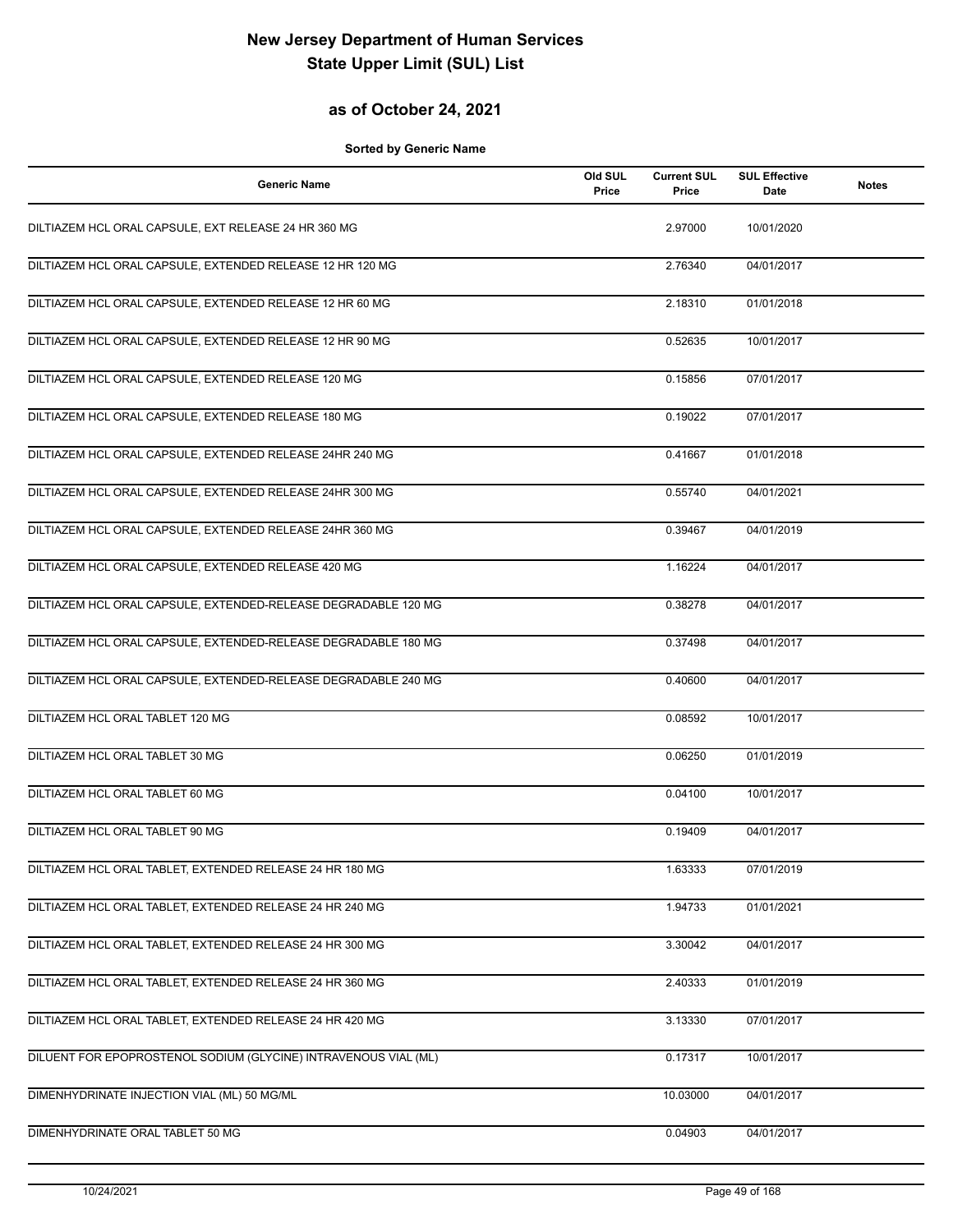# New Jersey Department of Human Services
# State Upper Limit (SUL) List

## as of October 24, 2021

**Sorted by Generic Name**

| Generic Name | Old SUL Price | Current SUL Price | SUL Effective Date | Notes |
|---|---|---|---|---|
| DILTIAZEM HCL ORAL CAPSULE, EXT RELEASE 24 HR 360 MG | | 2.97000 | 10/01/2020 | |
| DILTIAZEM HCL ORAL CAPSULE, EXTENDED RELEASE 12 HR 120 MG | | 2.76340 | 04/01/2017 | |
| DILTIAZEM HCL ORAL CAPSULE, EXTENDED RELEASE 12 HR 60 MG | | 2.18310 | 01/01/2018 | |
| DILTIAZEM HCL ORAL CAPSULE, EXTENDED RELEASE 12 HR 90 MG | | 0.52635 | 10/01/2017 | |
| DILTIAZEM HCL ORAL CAPSULE, EXTENDED RELEASE 120 MG | | 0.15856 | 07/01/2017 | |
| DILTIAZEM HCL ORAL CAPSULE, EXTENDED RELEASE 180 MG | | 0.19022 | 07/01/2017 | |
| DILTIAZEM HCL ORAL CAPSULE, EXTENDED RELEASE 24HR 240 MG | | 0.41667 | 01/01/2018 | |
| DILTIAZEM HCL ORAL CAPSULE, EXTENDED RELEASE 24HR 300 MG | | 0.55740 | 04/01/2021 | |
| DILTIAZEM HCL ORAL CAPSULE, EXTENDED RELEASE 24HR 360 MG | | 0.39467 | 04/01/2019 | |
| DILTIAZEM HCL ORAL CAPSULE, EXTENDED RELEASE 420 MG | | 1.16224 | 04/01/2017 | |
| DILTIAZEM HCL ORAL CAPSULE, EXTENDED-RELEASE DEGRADABLE 120 MG | | 0.38278 | 04/01/2017 | |
| DILTIAZEM HCL ORAL CAPSULE, EXTENDED-RELEASE DEGRADABLE 180 MG | | 0.37498 | 04/01/2017 | |
| DILTIAZEM HCL ORAL CAPSULE, EXTENDED-RELEASE DEGRADABLE 240 MG | | 0.40600 | 04/01/2017 | |
| DILTIAZEM HCL ORAL TABLET 120 MG | | 0.08592 | 10/01/2017 | |
| DILTIAZEM HCL ORAL TABLET 30 MG | | 0.06250 | 01/01/2019 | |
| DILTIAZEM HCL ORAL TABLET 60 MG | | 0.04100 | 10/01/2017 | |
| DILTIAZEM HCL ORAL TABLET 90 MG | | 0.19409 | 04/01/2017 | |
| DILTIAZEM HCL ORAL TABLET, EXTENDED RELEASE 24 HR 180 MG | | 1.63333 | 07/01/2019 | |
| DILTIAZEM HCL ORAL TABLET, EXTENDED RELEASE 24 HR 240 MG | | 1.94733 | 01/01/2021 | |
| DILTIAZEM HCL ORAL TABLET, EXTENDED RELEASE 24 HR 300 MG | | 3.30042 | 04/01/2017 | |
| DILTIAZEM HCL ORAL TABLET, EXTENDED RELEASE 24 HR 360 MG | | 2.40333 | 01/01/2019 | |
| DILTIAZEM HCL ORAL TABLET, EXTENDED RELEASE 24 HR 420 MG | | 3.13330 | 07/01/2017 | |
| DILUENT FOR EPOPROSTENOL SODIUM (GLYCINE) INTRAVENOUS VIAL (ML) | | 0.17317 | 10/01/2017 | |
| DIMENHYDRINATE INJECTION VIAL (ML) 50 MG/ML | | 10.03000 | 04/01/2017 | |
| DIMENHYDRINATE ORAL TABLET 50 MG | | 0.04903 | 04/01/2017 | |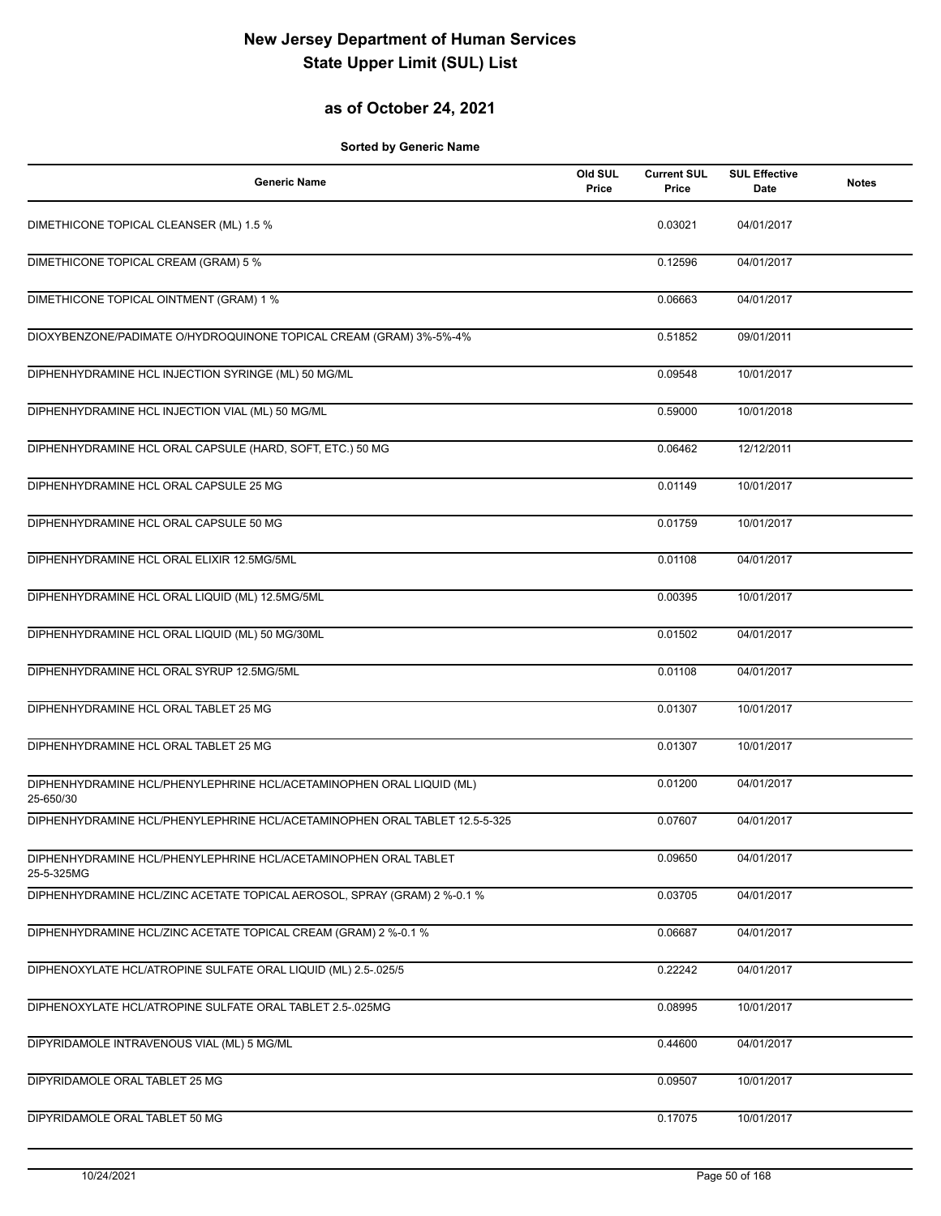# New Jersey Department of Human Services
# State Upper Limit (SUL) List

## as of October 24, 2021

**Sorted by Generic Name**

| Generic Name | Old SUL Price | Current SUL Price | SUL Effective Date | Notes |
|---|---|---|---|---|
| DIMETHICONE TOPICAL CLEANSER (ML) 1.5 % | | 0.03021 | 04/01/2017 | |
| DIMETHICONE TOPICAL CREAM (GRAM) 5 % | | 0.12596 | 04/01/2017 | |
| DIMETHICONE TOPICAL OINTMENT (GRAM) 1 % | | 0.06663 | 04/01/2017 | |
| DIOXYBENZONE/PADIMATE O/HYDROQUINONE TOPICAL CREAM (GRAM) 3%-5%-4% | | 0.51852 | 09/01/2011 | |
| DIPHENHYDRAMINE HCL INJECTION SYRINGE (ML) 50 MG/ML | | 0.09548 | 10/01/2017 | |
| DIPHENHYDRAMINE HCL INJECTION VIAL (ML) 50 MG/ML | | 0.59000 | 10/01/2018 | |
| DIPHENHYDRAMINE HCL ORAL CAPSULE (HARD, SOFT, ETC.) 50 MG | | 0.06462 | 12/12/2011 | |
| DIPHENHYDRAMINE HCL ORAL CAPSULE 25 MG | | 0.01149 | 10/01/2017 | |
| DIPHENHYDRAMINE HCL ORAL CAPSULE 50 MG | | 0.01759 | 10/01/2017 | |
| DIPHENHYDRAMINE HCL ORAL ELIXIR 12.5MG/5ML | | 0.01108 | 04/01/2017 | |
| DIPHENHYDRAMINE HCL ORAL LIQUID (ML) 12.5MG/5ML | | 0.00395 | 10/01/2017 | |
| DIPHENHYDRAMINE HCL ORAL LIQUID (ML) 50 MG/30ML | | 0.01502 | 04/01/2017 | |
| DIPHENHYDRAMINE HCL ORAL SYRUP 12.5MG/5ML | | 0.01108 | 04/01/2017 | |
| DIPHENHYDRAMINE HCL ORAL TABLET 25 MG | | 0.01307 | 10/01/2017 | |
| DIPHENHYDRAMINE HCL ORAL TABLET 25 MG | | 0.01307 | 10/01/2017 | |
| DIPHENHYDRAMINE HCL/PHENYLEPHRINE HCL/ACETAMINOPHEN ORAL LIQUID (ML) 25-650/30 | | 0.01200 | 04/01/2017 | |
| DIPHENHYDRAMINE HCL/PHENYLEPHRINE HCL/ACETAMINOPHEN ORAL TABLET 12.5-5-325 | | 0.07607 | 04/01/2017 | |
| DIPHENHYDRAMINE HCL/PHENYLEPHRINE HCL/ACETAMINOPHEN ORAL TABLET 25-5-325MG | | 0.09650 | 04/01/2017 | |
| DIPHENHYDRAMINE HCL/ZINC ACETATE TOPICAL AEROSOL, SPRAY (GRAM) 2 %-0.1 % | | 0.03705 | 04/01/2017 | |
| DIPHENHYDRAMINE HCL/ZINC ACETATE TOPICAL CREAM (GRAM) 2 %-0.1 % | | 0.06687 | 04/01/2017 | |
| DIPHENOXYLATE HCL/ATROPINE SULFATE ORAL LIQUID (ML) 2.5-.025/5 | | 0.22242 | 04/01/2017 | |
| DIPHENOXYLATE HCL/ATROPINE SULFATE ORAL TABLET 2.5-.025MG | | 0.08995 | 10/01/2017 | |
| DIPYRIDAMOLE INTRAVENOUS VIAL (ML) 5 MG/ML | | 0.44600 | 04/01/2017 | |
| DIPYRIDAMOLE ORAL TABLET 25 MG | | 0.09507 | 10/01/2017 | |
| DIPYRIDAMOLE ORAL TABLET 50 MG | | 0.17075 | 10/01/2017 | |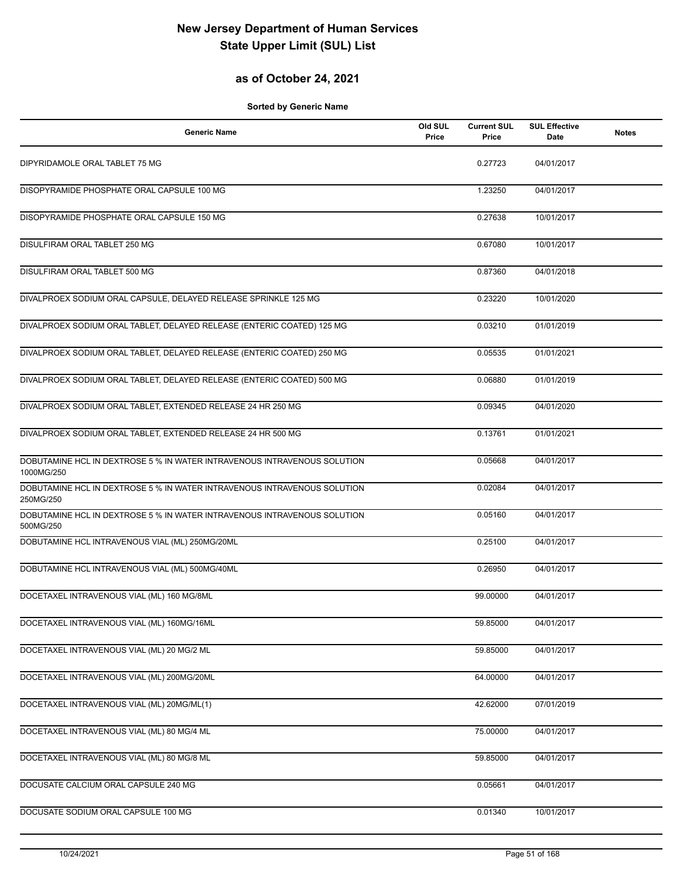# New Jersey Department of Human Services
# State Upper Limit (SUL) List

## as of October 24, 2021

**Sorted by Generic Name**

| Generic Name | Old SUL Price | Current SUL Price | SUL Effective Date | Notes |
|---|---|---|---|---|
| DIPYRIDAMOLE ORAL TABLET 75 MG | | 0.27723 | 04/01/2017 | |
| DISOPYRAMIDE PHOSPHATE ORAL CAPSULE 100 MG | | 1.23250 | 04/01/2017 | |
| DISOPYRAMIDE PHOSPHATE ORAL CAPSULE 150 MG | | 0.27638 | 10/01/2017 | |
| DISULFIRAM ORAL TABLET 250 MG | | 0.67080 | 10/01/2017 | |
| DISULFIRAM ORAL TABLET 500 MG | | 0.87360 | 04/01/2018 | |
| DIVALPROEX SODIUM ORAL CAPSULE, DELAYED RELEASE SPRINKLE 125 MG | | 0.23220 | 10/01/2020 | |
| DIVALPROEX SODIUM ORAL TABLET, DELAYED RELEASE (ENTERIC COATED) 125 MG | | 0.03210 | 01/01/2019 | |
| DIVALPROEX SODIUM ORAL TABLET, DELAYED RELEASE (ENTERIC COATED) 250 MG | | 0.05535 | 01/01/2021 | |
| DIVALPROEX SODIUM ORAL TABLET, DELAYED RELEASE (ENTERIC COATED) 500 MG | | 0.06880 | 01/01/2019 | |
| DIVALPROEX SODIUM ORAL TABLET, EXTENDED RELEASE 24 HR 250 MG | | 0.09345 | 04/01/2020 | |
| DIVALPROEX SODIUM ORAL TABLET, EXTENDED RELEASE 24 HR 500 MG | | 0.13761 | 01/01/2021 | |
| DOBUTAMINE HCL IN DEXTROSE 5 % IN WATER INTRAVENOUS INTRAVENOUS SOLUTION 1000MG/250 | | 0.05668 | 04/01/2017 | |
| DOBUTAMINE HCL IN DEXTROSE 5 % IN WATER INTRAVENOUS INTRAVENOUS SOLUTION 250MG/250 | | 0.02084 | 04/01/2017 | |
| DOBUTAMINE HCL IN DEXTROSE 5 % IN WATER INTRAVENOUS INTRAVENOUS SOLUTION 500MG/250 | | 0.05160 | 04/01/2017 | |
| DOBUTAMINE HCL INTRAVENOUS VIAL (ML) 250MG/20ML | | 0.25100 | 04/01/2017 | |
| DOBUTAMINE HCL INTRAVENOUS VIAL (ML) 500MG/40ML | | 0.26950 | 04/01/2017 | |
| DOCETAXEL INTRAVENOUS VIAL (ML) 160 MG/8ML | | 99.00000 | 04/01/2017 | |
| DOCETAXEL INTRAVENOUS VIAL (ML) 160MG/16ML | | 59.85000 | 04/01/2017 | |
| DOCETAXEL INTRAVENOUS VIAL (ML) 20 MG/2 ML | | 59.85000 | 04/01/2017 | |
| DOCETAXEL INTRAVENOUS VIAL (ML) 200MG/20ML | | 64.00000 | 04/01/2017 | |
| DOCETAXEL INTRAVENOUS VIAL (ML) 20MG/ML(1) | | 42.62000 | 07/01/2019 | |
| DOCETAXEL INTRAVENOUS VIAL (ML) 80 MG/4 ML | | 75.00000 | 04/01/2017 | |
| DOCETAXEL INTRAVENOUS VIAL (ML) 80 MG/8 ML | | 59.85000 | 04/01/2017 | |
| DOCUSATE CALCIUM ORAL CAPSULE 240 MG | | 0.05661 | 04/01/2017 | |
| DOCUSATE SODIUM ORAL CAPSULE 100 MG | | 0.01340 | 10/01/2017 | |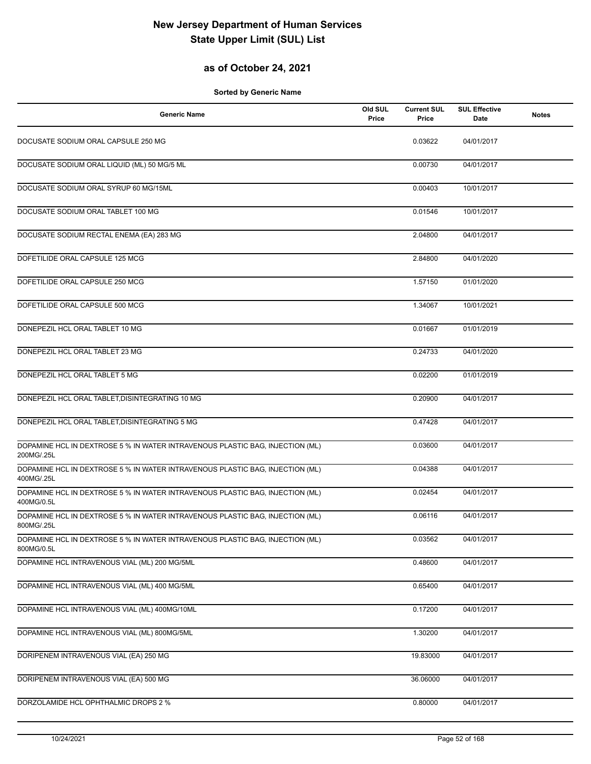# New Jersey Department of Human Services
# State Upper Limit (SUL) List

## as of October 24, 2021

**Sorted by Generic Name**

| Generic Name | Old SUL Price | Current SUL Price | SUL Effective Date | Notes |
|---|---|---|---|---|
| DOCUSATE SODIUM ORAL CAPSULE 250 MG | | 0.03622 | 04/01/2017 | |
| DOCUSATE SODIUM ORAL LIQUID (ML) 50 MG/5 ML | | 0.00730 | 04/01/2017 | |
| DOCUSATE SODIUM ORAL SYRUP 60 MG/15ML | | 0.00403 | 10/01/2017 | |
| DOCUSATE SODIUM ORAL TABLET 100 MG | | 0.01546 | 10/01/2017 | |
| DOCUSATE SODIUM RECTAL ENEMA (EA) 283 MG | | 2.04800 | 04/01/2017 | |
| DOFETILIDE ORAL CAPSULE 125 MCG | | 2.84800 | 04/01/2020 | |
| DOFETILIDE ORAL CAPSULE 250 MCG | | 1.57150 | 01/01/2020 | |
| DOFETILIDE ORAL CAPSULE 500 MCG | | 1.34067 | 10/01/2021 | |
| DONEPEZIL HCL ORAL TABLET 10 MG | | 0.01667 | 01/01/2019 | |
| DONEPEZIL HCL ORAL TABLET 23 MG | | 0.24733 | 04/01/2020 | |
| DONEPEZIL HCL ORAL TABLET 5 MG | | 0.02200 | 01/01/2019 | |
| DONEPEZIL HCL ORAL TABLET,DISINTEGRATING 10 MG | | 0.20900 | 04/01/2017 | |
| DONEPEZIL HCL ORAL TABLET,DISINTEGRATING 5 MG | | 0.47428 | 04/01/2017 | |
| DOPAMINE HCL IN DEXTROSE 5 % IN WATER INTRAVENOUS PLASTIC BAG, INJECTION (ML) 200MG/.25L | | 0.03600 | 04/01/2017 | |
| DOPAMINE HCL IN DEXTROSE 5 % IN WATER INTRAVENOUS PLASTIC BAG, INJECTION (ML) 400MG/.25L | | 0.04388 | 04/01/2017 | |
| DOPAMINE HCL IN DEXTROSE 5 % IN WATER INTRAVENOUS PLASTIC BAG, INJECTION (ML) 400MG/0.5L | | 0.02454 | 04/01/2017 | |
| DOPAMINE HCL IN DEXTROSE 5 % IN WATER INTRAVENOUS PLASTIC BAG, INJECTION (ML) 800MG/.25L | | 0.06116 | 04/01/2017 | |
| DOPAMINE HCL IN DEXTROSE 5 % IN WATER INTRAVENOUS PLASTIC BAG, INJECTION (ML) 800MG/0.5L | | 0.03562 | 04/01/2017 | |
| DOPAMINE HCL INTRAVENOUS VIAL (ML) 200 MG/5ML | | 0.48600 | 04/01/2017 | |
| DOPAMINE HCL INTRAVENOUS VIAL (ML) 400 MG/5ML | | 0.65400 | 04/01/2017 | |
| DOPAMINE HCL INTRAVENOUS VIAL (ML) 400MG/10ML | | 0.17200 | 04/01/2017 | |
| DOPAMINE HCL INTRAVENOUS VIAL (ML) 800MG/5ML | | 1.30200 | 04/01/2017 | |
| DORIPENEM INTRAVENOUS VIAL (EA) 250 MG | | 19.83000 | 04/01/2017 | |
| DORIPENEM INTRAVENOUS VIAL (EA) 500 MG | | 36.06000 | 04/01/2017 | |
| DORZOLAMIDE HCL OPHTHALMIC DROPS 2 % | | 0.80000 | 04/01/2017 | |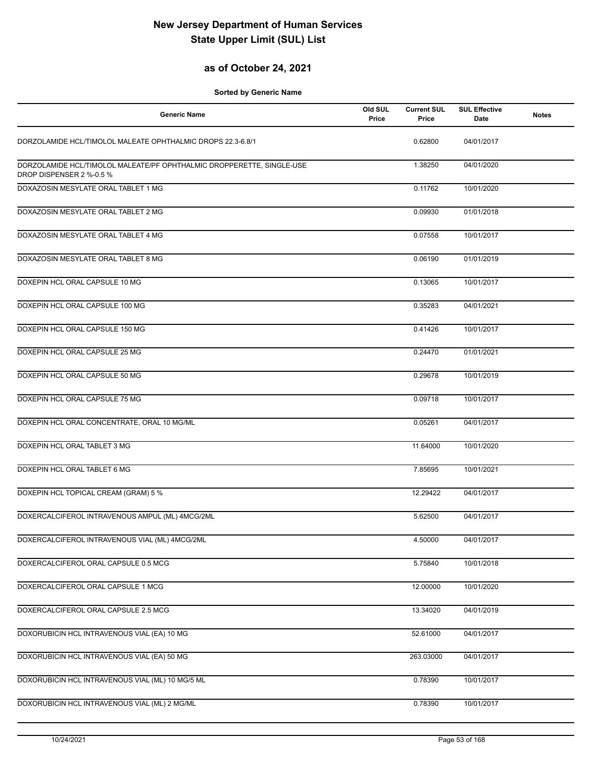# New Jersey Department of Human Services
# State Upper Limit (SUL) List

## as of October 24, 2021

**Sorted by Generic Name**

| Generic Name | Old SUL Price | Current SUL Price | SUL Effective Date | Notes |
|---|---|---|---|---|
| DORZOLAMIDE HCL/TIMOLOL MALEATE OPHTHALMIC DROPS 22.3-6.8/1 | | 0.62800 | 04/01/2017 | |
| DORZOLAMIDE HCL/TIMOLOL MALEATE/PF OPHTHALMIC DROPPERETTE, SINGLE-USE DROP DISPENSER 2 %-0.5 % | | 1.38250 | 04/01/2020 | |
| DOXAZOSIN MESYLATE ORAL TABLET 1 MG | | 0.11762 | 10/01/2020 | |
| DOXAZOSIN MESYLATE ORAL TABLET 2 MG | | 0.09930 | 01/01/2018 | |
| DOXAZOSIN MESYLATE ORAL TABLET 4 MG | | 0.07558 | 10/01/2017 | |
| DOXAZOSIN MESYLATE ORAL TABLET 8 MG | | 0.06190 | 01/01/2019 | |
| DOXEPIN HCL ORAL CAPSULE 10 MG | | 0.13065 | 10/01/2017 | |
| DOXEPIN HCL ORAL CAPSULE 100 MG | | 0.35283 | 04/01/2021 | |
| DOXEPIN HCL ORAL CAPSULE 150 MG | | 0.41426 | 10/01/2017 | |
| DOXEPIN HCL ORAL CAPSULE 25 MG | | 0.24470 | 01/01/2021 | |
| DOXEPIN HCL ORAL CAPSULE 50 MG | | 0.29678 | 10/01/2019 | |
| DOXEPIN HCL ORAL CAPSULE 75 MG | | 0.09718 | 10/01/2017 | |
| DOXEPIN HCL ORAL CONCENTRATE, ORAL 10 MG/ML | | 0.05261 | 04/01/2017 | |
| DOXEPIN HCL ORAL TABLET 3 MG | | 11.64000 | 10/01/2020 | |
| DOXEPIN HCL ORAL TABLET 6 MG | | 7.85695 | 10/01/2021 | |
| DOXEPIN HCL TOPICAL CREAM (GRAM) 5 % | | 12.29422 | 04/01/2017 | |
| DOXERCALCIFEROL INTRAVENOUS AMPUL (ML) 4MCG/2ML | | 5.62500 | 04/01/2017 | |
| DOXERCALCIFEROL INTRAVENOUS VIAL (ML) 4MCG/2ML | | 4.50000 | 04/01/2017 | |
| DOXERCALCIFEROL ORAL CAPSULE 0.5 MCG | | 5.75840 | 10/01/2018 | |
| DOXERCALCIFEROL ORAL CAPSULE 1 MCG | | 12.00000 | 10/01/2020 | |
| DOXERCALCIFEROL ORAL CAPSULE 2.5 MCG | | 13.34020 | 04/01/2019 | |
| DOXORUBICIN HCL INTRAVENOUS VIAL (EA) 10 MG | | 52.61000 | 04/01/2017 | |
| DOXORUBICIN HCL INTRAVENOUS VIAL (EA) 50 MG | | 263.03000 | 04/01/2017 | |
| DOXORUBICIN HCL INTRAVENOUS VIAL (ML) 10 MG/5 ML | | 0.78390 | 10/01/2017 | |
| DOXORUBICIN HCL INTRAVENOUS VIAL (ML) 2 MG/ML | | 0.78390 | 10/01/2017 | |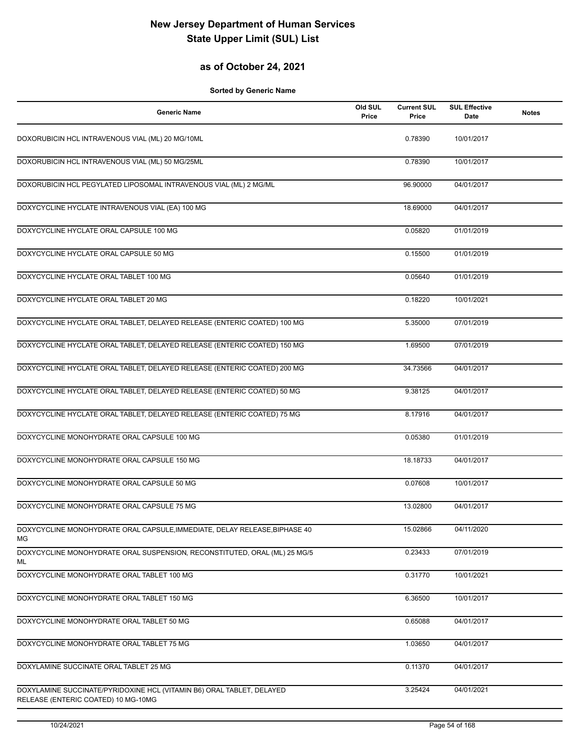# New Jersey Department of Human Services
# State Upper Limit (SUL) List

## as of October 24, 2021

**Sorted by Generic Name**

| Generic Name | Old SUL Price | Current SUL Price | SUL Effective Date | Notes |
|---|---|---|---|---|
| DOXORUBICIN HCL INTRAVENOUS VIAL (ML) 20 MG/10ML | | 0.78390 | 10/01/2017 | |
| DOXORUBICIN HCL INTRAVENOUS VIAL (ML) 50 MG/25ML | | 0.78390 | 10/01/2017 | |
| DOXORUBICIN HCL PEGYLATED LIPOSOMAL INTRAVENOUS VIAL (ML) 2 MG/ML | | 96.90000 | 04/01/2017 | |
| DOXYCYCLINE HYCLATE INTRAVENOUS VIAL (EA) 100 MG | | 18.69000 | 04/01/2017 | |
| DOXYCYCLINE HYCLATE ORAL CAPSULE 100 MG | | 0.05820 | 01/01/2019 | |
| DOXYCYCLINE HYCLATE ORAL CAPSULE 50 MG | | 0.15500 | 01/01/2019 | |
| DOXYCYCLINE HYCLATE ORAL TABLET 100 MG | | 0.05640 | 01/01/2019 | |
| DOXYCYCLINE HYCLATE ORAL TABLET 20 MG | | 0.18220 | 10/01/2021 | |
| DOXYCYCLINE HYCLATE ORAL TABLET, DELAYED RELEASE (ENTERIC COATED) 100 MG | | 5.35000 | 07/01/2019 | |
| DOXYCYCLINE HYCLATE ORAL TABLET, DELAYED RELEASE (ENTERIC COATED) 150 MG | | 1.69500 | 07/01/2019 | |
| DOXYCYCLINE HYCLATE ORAL TABLET, DELAYED RELEASE (ENTERIC COATED) 200 MG | | 34.73566 | 04/01/2017 | |
| DOXYCYCLINE HYCLATE ORAL TABLET, DELAYED RELEASE (ENTERIC COATED) 50 MG | | 9.38125 | 04/01/2017 | |
| DOXYCYCLINE HYCLATE ORAL TABLET, DELAYED RELEASE (ENTERIC COATED) 75 MG | | 8.17916 | 04/01/2017 | |
| DOXYCYCLINE MONOHYDRATE ORAL CAPSULE 100 MG | | 0.05380 | 01/01/2019 | |
| DOXYCYCLINE MONOHYDRATE ORAL CAPSULE 150 MG | | 18.18733 | 04/01/2017 | |
| DOXYCYCLINE MONOHYDRATE ORAL CAPSULE 50 MG | | 0.07608 | 10/01/2017 | |
| DOXYCYCLINE MONOHYDRATE ORAL CAPSULE 75 MG | | 13.02800 | 04/01/2017 | |
| DOXYCYCLINE MONOHYDRATE ORAL CAPSULE,IMMEDIATE, DELAY RELEASE,BIPHASE 40 MG | | 15.02866 | 04/11/2020 | |
| DOXYCYCLINE MONOHYDRATE ORAL SUSPENSION, RECONSTITUTED, ORAL (ML) 25 MG/5 ML | | 0.23433 | 07/01/2019 | |
| DOXYCYCLINE MONOHYDRATE ORAL TABLET 100 MG | | 0.31770 | 10/01/2021 | |
| DOXYCYCLINE MONOHYDRATE ORAL TABLET 150 MG | | 6.36500 | 10/01/2017 | |
| DOXYCYCLINE MONOHYDRATE ORAL TABLET 50 MG | | 0.65088 | 04/01/2017 | |
| DOXYCYCLINE MONOHYDRATE ORAL TABLET 75 MG | | 1.03650 | 04/01/2017 | |
| DOXYLAMINE SUCCINATE ORAL TABLET 25 MG | | 0.11370 | 04/01/2017 | |
| DOXYLAMINE SUCCINATE/PYRIDOXINE HCL (VITAMIN B6) ORAL TABLET, DELAYED RELEASE (ENTERIC COATED) 10 MG-10MG | | 3.25424 | 04/01/2021 | |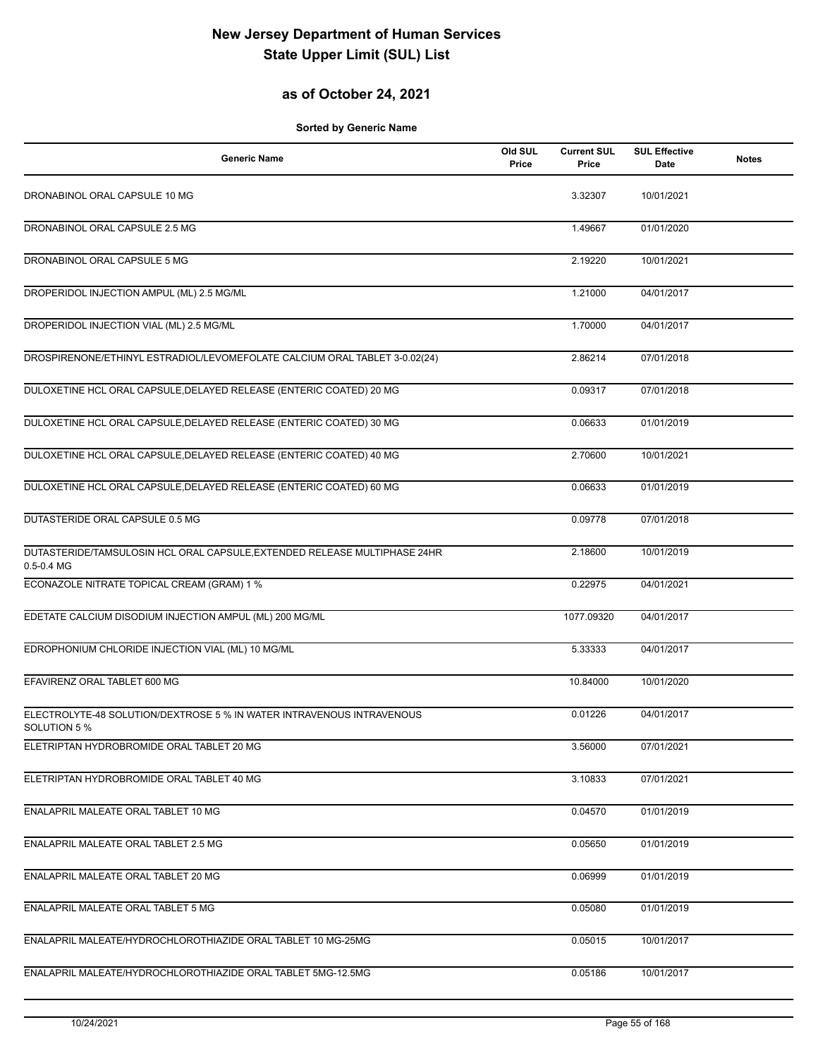# New Jersey Department of Human Services
# State Upper Limit (SUL) List

## as of October 24, 2021

**Sorted by Generic Name**

| Generic Name | Old SUL Price | Current SUL Price | SUL Effective Date | Notes |
|---|---|---|---|---|
| DRONABINOL ORAL CAPSULE 10 MG | | 3.32307 | 10/01/2021 | |
| DRONABINOL ORAL CAPSULE 2.5 MG | | 1.49667 | 01/01/2020 | |
| DRONABINOL ORAL CAPSULE 5 MG | | 2.19220 | 10/01/2021 | |
| DROPERIDOL INJECTION AMPUL (ML) 2.5 MG/ML | | 1.21000 | 04/01/2017 | |
| DROPERIDOL INJECTION VIAL (ML) 2.5 MG/ML | | 1.70000 | 04/01/2017 | |
| DROSPIRENONE/ETHINYL ESTRADIOL/LEVOMEFOLATE CALCIUM ORAL TABLET 3-0.02(24) | | 2.86214 | 07/01/2018 | |
| DULOXETINE HCL ORAL CAPSULE,DELAYED RELEASE (ENTERIC COATED) 20 MG | | 0.09317 | 07/01/2018 | |
| DULOXETINE HCL ORAL CAPSULE,DELAYED RELEASE (ENTERIC COATED) 30 MG | | 0.06633 | 01/01/2019 | |
| DULOXETINE HCL ORAL CAPSULE,DELAYED RELEASE (ENTERIC COATED) 40 MG | | 2.70600 | 10/01/2021 | |
| DULOXETINE HCL ORAL CAPSULE,DELAYED RELEASE (ENTERIC COATED) 60 MG | | 0.06633 | 01/01/2019 | |
| DUTASTERIDE ORAL CAPSULE 0.5 MG | | 0.09778 | 07/01/2018 | |
| DUTASTERIDE/TAMSULOSIN HCL ORAL CAPSULE,EXTENDED RELEASE MULTIPHASE 24HR 0.5-0.4 MG | | 2.18600 | 10/01/2019 | |
| ECONAZOLE NITRATE TOPICAL CREAM (GRAM) 1 % | | 0.22975 | 04/01/2021 | |
| EDETATE CALCIUM DISODIUM INJECTION AMPUL (ML) 200 MG/ML | | 1077.09320 | 04/01/2017 | |
| EDROPHONIUM CHLORIDE INJECTION VIAL (ML) 10 MG/ML | | 5.33333 | 04/01/2017 | |
| EFAVIRENZ ORAL TABLET 600 MG | | 10.84000 | 10/01/2020 | |
| ELECTROLYTE-48 SOLUTION/DEXTROSE 5 % IN WATER INTRAVENOUS INTRAVENOUS SOLUTION 5 % | | 0.01226 | 04/01/2017 | |
| ELETRIPTAN HYDROBROMIDE ORAL TABLET 20 MG | | 3.56000 | 07/01/2021 | |
| ELETRIPTAN HYDROBROMIDE ORAL TABLET 40 MG | | 3.10833 | 07/01/2021 | |
| ENALAPRIL MALEATE ORAL TABLET 10 MG | | 0.04570 | 01/01/2019 | |
| ENALAPRIL MALEATE ORAL TABLET 2.5 MG | | 0.05650 | 01/01/2019 | |
| ENALAPRIL MALEATE ORAL TABLET 20 MG | | 0.06999 | 01/01/2019 | |
| ENALAPRIL MALEATE ORAL TABLET 5 MG | | 0.05080 | 01/01/2019 | |
| ENALAPRIL MALEATE/HYDROCHLOROTHIAZIDE ORAL TABLET 10 MG-25MG | | 0.05015 | 10/01/2017 | |
| ENALAPRIL MALEATE/HYDROCHLOROTHIAZIDE ORAL TABLET 5MG-12.5MG | | 0.05186 | 10/01/2017 | |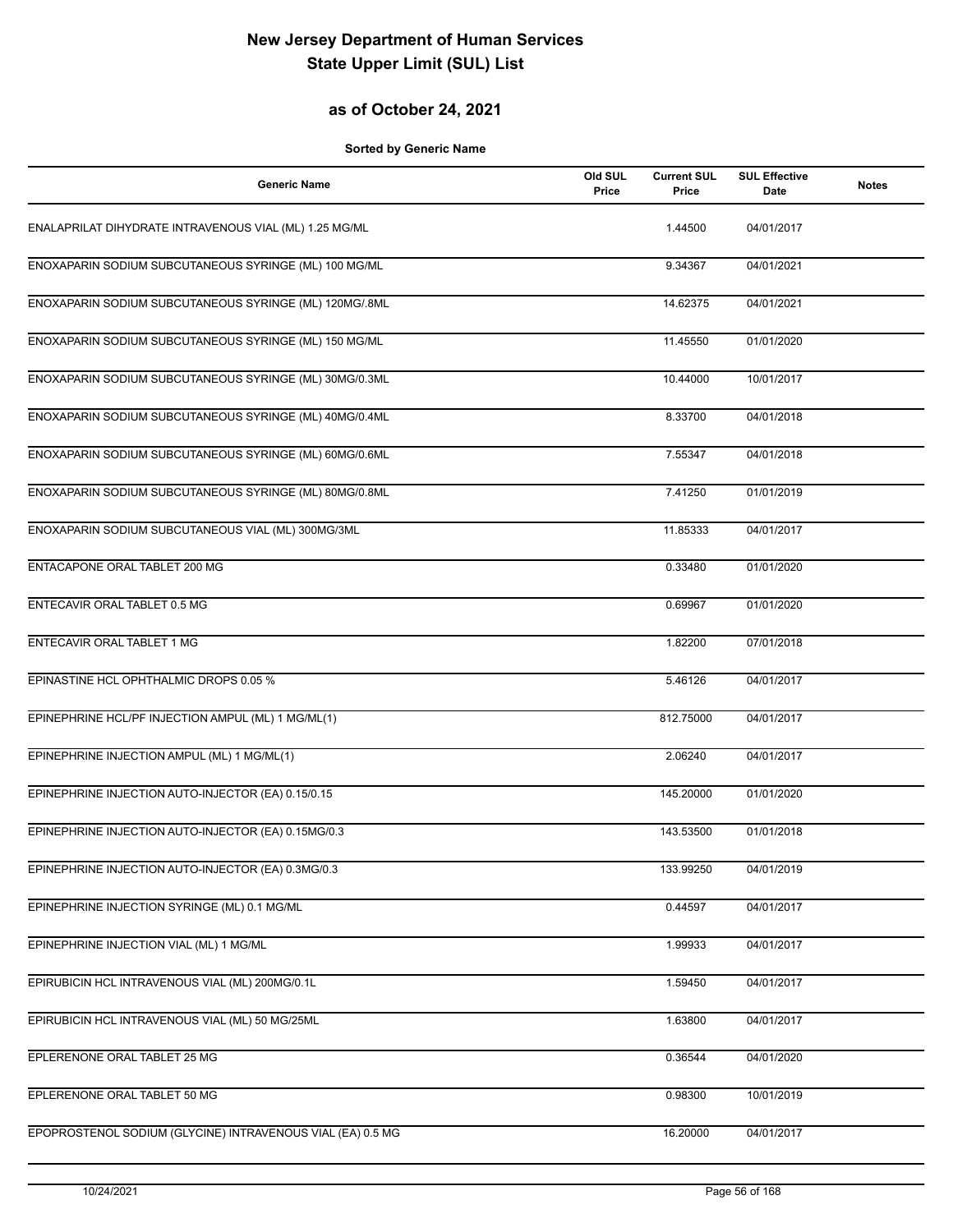# New Jersey Department of Human Services
# State Upper Limit (SUL) List

## as of October 24, 2021

**Sorted by Generic Name**

| Generic Name | Old SUL Price | Current SUL Price | SUL Effective Date | Notes |
|---|---|---|---|---|
| ENALAPRILAT DIHYDRATE INTRAVENOUS VIAL (ML) 1.25 MG/ML | | 1.44500 | 04/01/2017 | |
| ENOXAPARIN SODIUM SUBCUTANEOUS SYRINGE (ML) 100 MG/ML | | 9.34367 | 04/01/2021 | |
| ENOXAPARIN SODIUM SUBCUTANEOUS SYRINGE (ML) 120MG/.8ML | | 14.62375 | 04/01/2021 | |
| ENOXAPARIN SODIUM SUBCUTANEOUS SYRINGE (ML) 150 MG/ML | | 11.45550 | 01/01/2020 | |
| ENOXAPARIN SODIUM SUBCUTANEOUS SYRINGE (ML) 30MG/0.3ML | | 10.44000 | 10/01/2017 | |
| ENOXAPARIN SODIUM SUBCUTANEOUS SYRINGE (ML) 40MG/0.4ML | | 8.33700 | 04/01/2018 | |
| ENOXAPARIN SODIUM SUBCUTANEOUS SYRINGE (ML) 60MG/0.6ML | | 7.55347 | 04/01/2018 | |
| ENOXAPARIN SODIUM SUBCUTANEOUS SYRINGE (ML) 80MG/0.8ML | | 7.41250 | 01/01/2019 | |
| ENOXAPARIN SODIUM SUBCUTANEOUS VIAL (ML) 300MG/3ML | | 11.85333 | 04/01/2017 | |
| ENTACAPONE ORAL TABLET 200 MG | | 0.33480 | 01/01/2020 | |
| ENTECAVIR ORAL TABLET 0.5 MG | | 0.69967 | 01/01/2020 | |
| ENTECAVIR ORAL TABLET 1 MG | | 1.82200 | 07/01/2018 | |
| EPINASTINE HCL OPHTHALMIC DROPS 0.05 % | | 5.46126 | 04/01/2017 | |
| EPINEPHRINE HCL/PF INJECTION AMPUL (ML) 1 MG/ML(1) | | 812.75000 | 04/01/2017 | |
| EPINEPHRINE INJECTION AMPUL (ML) 1 MG/ML(1) | | 2.06240 | 04/01/2017 | |
| EPINEPHRINE INJECTION AUTO-INJECTOR (EA) 0.15/0.15 | | 145.20000 | 01/01/2020 | |
| EPINEPHRINE INJECTION AUTO-INJECTOR (EA) 0.15MG/0.3 | | 143.53500 | 01/01/2018 | |
| EPINEPHRINE INJECTION AUTO-INJECTOR (EA) 0.3MG/0.3 | | 133.99250 | 04/01/2019 | |
| EPINEPHRINE INJECTION SYRINGE (ML) 0.1 MG/ML | | 0.44597 | 04/01/2017 | |
| EPINEPHRINE INJECTION VIAL (ML) 1 MG/ML | | 1.99933 | 04/01/2017 | |
| EPIRUBICIN HCL INTRAVENOUS VIAL (ML) 200MG/0.1L | | 1.59450 | 04/01/2017 | |
| EPIRUBICIN HCL INTRAVENOUS VIAL (ML) 50 MG/25ML | | 1.63800 | 04/01/2017 | |
| EPLERENONE ORAL TABLET 25 MG | | 0.36544 | 04/01/2020 | |
| EPLERENONE ORAL TABLET 50 MG | | 0.98300 | 10/01/2019 | |
| EPOPROSTENOL SODIUM (GLYCINE) INTRAVENOUS VIAL (EA) 0.5 MG | | 16.20000 | 04/01/2017 | |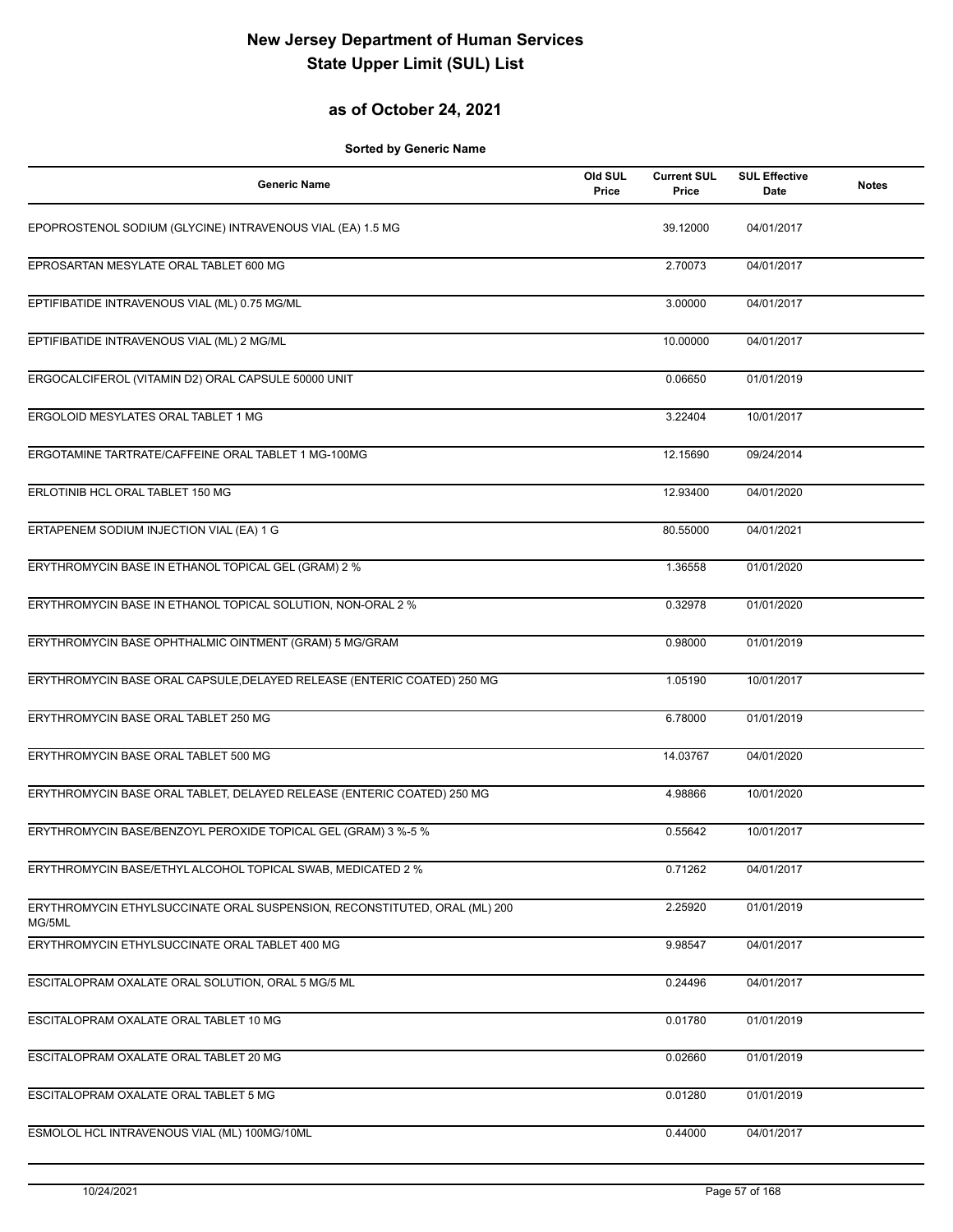# New Jersey Department of Human Services
# State Upper Limit (SUL) List

## as of October 24, 2021

**Sorted by Generic Name**

| Generic Name | Old SUL Price | Current SUL Price | SUL Effective Date | Notes |
|---|---|---|---|---|
| EPOPROSTENOL SODIUM (GLYCINE) INTRAVENOUS VIAL (EA) 1.5 MG | | 39.12000 | 04/01/2017 | |
| EPROSARTAN MESYLATE ORAL TABLET 600 MG | | 2.70073 | 04/01/2017 | |
| EPTIFIBATIDE INTRAVENOUS VIAL (ML) 0.75 MG/ML | | 3.00000 | 04/01/2017 | |
| EPTIFIBATIDE INTRAVENOUS VIAL (ML) 2 MG/ML | | 10.00000 | 04/01/2017 | |
| ERGOCALCIFEROL (VITAMIN D2) ORAL CAPSULE 50000 UNIT | | 0.06650 | 01/01/2019 | |
| ERGOLOID MESYLATES ORAL TABLET 1 MG | | 3.22404 | 10/01/2017 | |
| ERGOTAMINE TARTRATE/CAFFEINE ORAL TABLET 1 MG-100MG | | 12.15690 | 09/24/2014 | |
| ERLOTINIB HCL ORAL TABLET 150 MG | | 12.93400 | 04/01/2020 | |
| ERTAPENEM SODIUM INJECTION VIAL (EA) 1 G | | 80.55000 | 04/01/2021 | |
| ERYTHROMYCIN BASE IN ETHANOL TOPICAL GEL (GRAM) 2 % | | 1.36558 | 01/01/2020 | |
| ERYTHROMYCIN BASE IN ETHANOL TOPICAL SOLUTION, NON-ORAL 2 % | | 0.32978 | 01/01/2020 | |
| ERYTHROMYCIN BASE OPHTHALMIC OINTMENT (GRAM) 5 MG/GRAM | | 0.98000 | 01/01/2019 | |
| ERYTHROMYCIN BASE ORAL CAPSULE,DELAYED RELEASE (ENTERIC COATED) 250 MG | | 1.05190 | 10/01/2017 | |
| ERYTHROMYCIN BASE ORAL TABLET 250 MG | | 6.78000 | 01/01/2019 | |
| ERYTHROMYCIN BASE ORAL TABLET 500 MG | | 14.03767 | 04/01/2020 | |
| ERYTHROMYCIN BASE ORAL TABLET, DELAYED RELEASE (ENTERIC COATED) 250 MG | | 4.98866 | 10/01/2020 | |
| ERYTHROMYCIN BASE/BENZOYL PEROXIDE TOPICAL GEL (GRAM) 3 %-5 % | | 0.55642 | 10/01/2017 | |
| ERYTHROMYCIN BASE/ETHYL ALCOHOL TOPICAL SWAB, MEDICATED 2 % | | 0.71262 | 04/01/2017 | |
| ERYTHROMYCIN ETHYLSUCCINATE ORAL SUSPENSION, RECONSTITUTED, ORAL (ML) 200 MG/5ML | | 2.25920 | 01/01/2019 | |
| ERYTHROMYCIN ETHYLSUCCINATE ORAL TABLET 400 MG | | 9.98547 | 04/01/2017 | |
| ESCITALOPRAM OXALATE ORAL SOLUTION, ORAL 5 MG/5 ML | | 0.24496 | 04/01/2017 | |
| ESCITALOPRAM OXALATE ORAL TABLET 10 MG | | 0.01780 | 01/01/2019 | |
| ESCITALOPRAM OXALATE ORAL TABLET 20 MG | | 0.02660 | 01/01/2019 | |
| ESCITALOPRAM OXALATE ORAL TABLET 5 MG | | 0.01280 | 01/01/2019 | |
| ESMOLOL HCL INTRAVENOUS VIAL (ML) 100MG/10ML | | 0.44000 | 04/01/2017 | |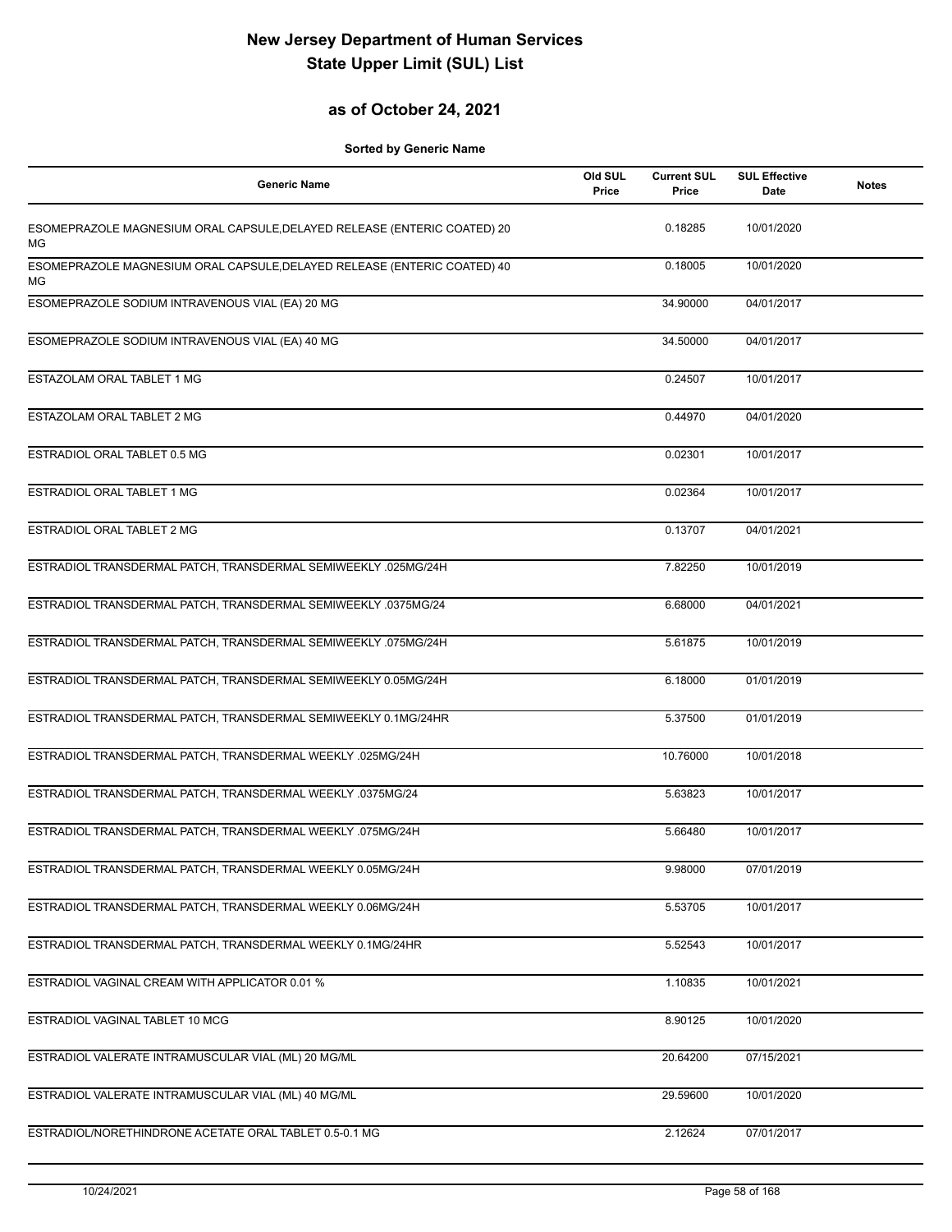# New Jersey Department of Human Services
# State Upper Limit (SUL) List

## as of October 24, 2021

**Sorted by Generic Name**

| Generic Name | Old SUL Price | Current SUL Price | SUL Effective Date | Notes |
|---|---|---|---|---|
| ESOMEPRAZOLE MAGNESIUM ORAL CAPSULE,DELAYED RELEASE (ENTERIC COATED) 20 MG | | 0.18285 | 10/01/2020 | |
| ESOMEPRAZOLE MAGNESIUM ORAL CAPSULE,DELAYED RELEASE (ENTERIC COATED) 40 MG | | 0.18005 | 10/01/2020 | |
| ESOMEPRAZOLE SODIUM INTRAVENOUS VIAL (EA) 20 MG | | 34.90000 | 04/01/2017 | |
| ESOMEPRAZOLE SODIUM INTRAVENOUS VIAL (EA) 40 MG | | 34.50000 | 04/01/2017 | |
| ESTAZOLAM ORAL TABLET 1 MG | | 0.24507 | 10/01/2017 | |
| ESTAZOLAM ORAL TABLET 2 MG | | 0.44970 | 04/01/2020 | |
| ESTRADIOL ORAL TABLET 0.5 MG | | 0.02301 | 10/01/2017 | |
| ESTRADIOL ORAL TABLET 1 MG | | 0.02364 | 10/01/2017 | |
| ESTRADIOL ORAL TABLET 2 MG | | 0.13707 | 04/01/2021 | |
| ESTRADIOL TRANSDERMAL PATCH, TRANSDERMAL SEMIWEEKLY .025MG/24H | | 7.82250 | 10/01/2019 | |
| ESTRADIOL TRANSDERMAL PATCH, TRANSDERMAL SEMIWEEKLY .0375MG/24 | | 6.68000 | 04/01/2021 | |
| ESTRADIOL TRANSDERMAL PATCH, TRANSDERMAL SEMIWEEKLY .075MG/24H | | 5.61875 | 10/01/2019 | |
| ESTRADIOL TRANSDERMAL PATCH, TRANSDERMAL SEMIWEEKLY 0.05MG/24H | | 6.18000 | 01/01/2019 | |
| ESTRADIOL TRANSDERMAL PATCH, TRANSDERMAL SEMIWEEKLY 0.1MG/24HR | | 5.37500 | 01/01/2019 | |
| ESTRADIOL TRANSDERMAL PATCH, TRANSDERMAL WEEKLY .025MG/24H | | 10.76000 | 10/01/2018 | |
| ESTRADIOL TRANSDERMAL PATCH, TRANSDERMAL WEEKLY .0375MG/24 | | 5.63823 | 10/01/2017 | |
| ESTRADIOL TRANSDERMAL PATCH, TRANSDERMAL WEEKLY .075MG/24H | | 5.66480 | 10/01/2017 | |
| ESTRADIOL TRANSDERMAL PATCH, TRANSDERMAL WEEKLY 0.05MG/24H | | 9.98000 | 07/01/2019 | |
| ESTRADIOL TRANSDERMAL PATCH, TRANSDERMAL WEEKLY 0.06MG/24H | | 5.53705 | 10/01/2017 | |
| ESTRADIOL TRANSDERMAL PATCH, TRANSDERMAL WEEKLY 0.1MG/24HR | | 5.52543 | 10/01/2017 | |
| ESTRADIOL VAGINAL CREAM WITH APPLICATOR 0.01 % | | 1.10835 | 10/01/2021 | |
| ESTRADIOL VAGINAL TABLET 10 MCG | | 8.90125 | 10/01/2020 | |
| ESTRADIOL VALERATE INTRAMUSCULAR VIAL (ML) 20 MG/ML | | 20.64200 | 07/15/2021 | |
| ESTRADIOL VALERATE INTRAMUSCULAR VIAL (ML) 40 MG/ML | | 29.59600 | 10/01/2020 | |
| ESTRADIOL/NORETHINDRONE ACETATE ORAL TABLET 0.5-0.1 MG | | 2.12624 | 07/01/2017 | |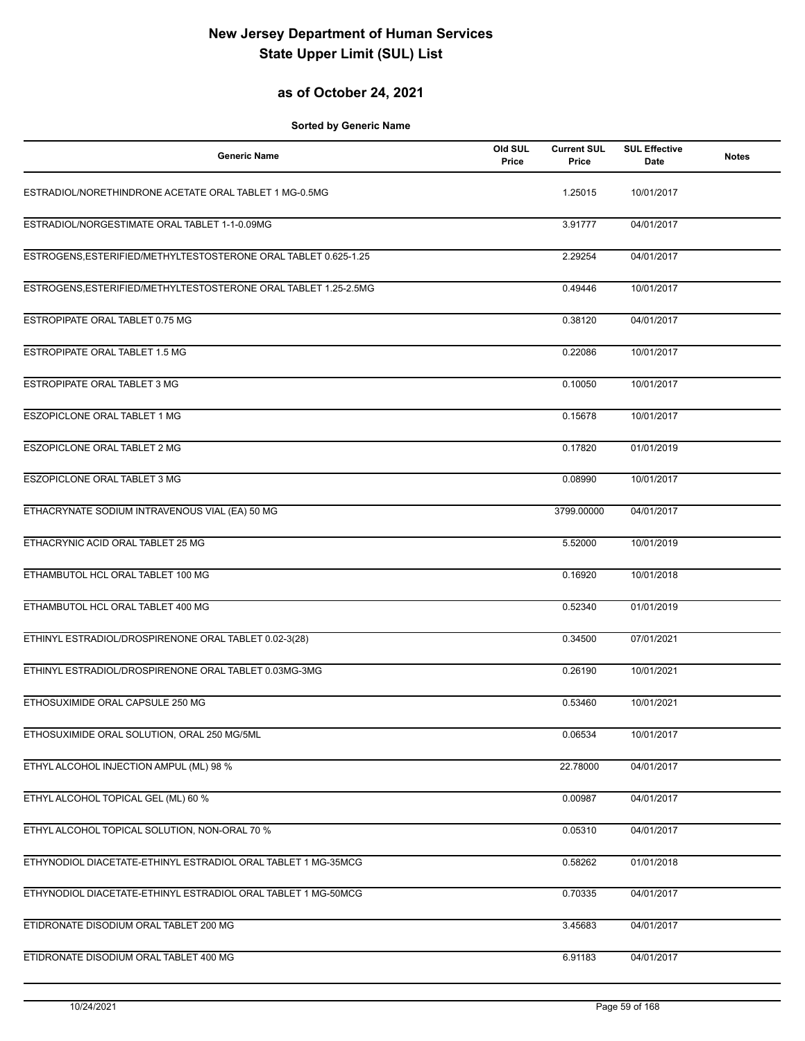# New Jersey Department of Human Services
# State Upper Limit (SUL) List

## as of October 24, 2021

**Sorted by Generic Name**

| Generic Name | Old SUL Price | Current SUL Price | SUL Effective Date | Notes |
|---|---|---|---|---|
| ESTRADIOL/NORETHINDRONE ACETATE ORAL TABLET 1 MG-0.5MG | | 1.25015 | 10/01/2017 | |
| ESTRADIOL/NORGESTIMATE ORAL TABLET 1-1-0.09MG | | 3.91777 | 04/01/2017 | |
| ESTROGENS,ESTERIFIED/METHYLTESTOSTERONE ORAL TABLET 0.625-1.25 | | 2.29254 | 04/01/2017 | |
| ESTROGENS,ESTERIFIED/METHYLTESTOSTERONE ORAL TABLET 1.25-2.5MG | | 0.49446 | 10/01/2017 | |
| ESTROPIPATE ORAL TABLET 0.75 MG | | 0.38120 | 04/01/2017 | |
| ESTROPIPATE ORAL TABLET 1.5 MG | | 0.22086 | 10/01/2017 | |
| ESTROPIPATE ORAL TABLET 3 MG | | 0.10050 | 10/01/2017 | |
| ESZOPICLONE ORAL TABLET 1 MG | | 0.15678 | 10/01/2017 | |
| ESZOPICLONE ORAL TABLET 2 MG | | 0.17820 | 01/01/2019 | |
| ESZOPICLONE ORAL TABLET 3 MG | | 0.08990 | 10/01/2017 | |
| ETHACRYNATE SODIUM INTRAVENOUS VIAL (EA) 50 MG | | 3799.00000 | 04/01/2017 | |
| ETHACRYNIC ACID ORAL TABLET 25 MG | | 5.52000 | 10/01/2019 | |
| ETHAMBUTOL HCL ORAL TABLET 100 MG | | 0.16920 | 10/01/2018 | |
| ETHAMBUTOL HCL ORAL TABLET 400 MG | | 0.52340 | 01/01/2019 | |
| ETHINYL ESTRADIOL/DROSPIRENONE ORAL TABLET 0.02-3(28) | | 0.34500 | 07/01/2021 | |
| ETHINYL ESTRADIOL/DROSPIRENONE ORAL TABLET 0.03MG-3MG | | 0.26190 | 10/01/2021 | |
| ETHOSUXIMIDE ORAL CAPSULE 250 MG | | 0.53460 | 10/01/2021 | |
| ETHOSUXIMIDE ORAL SOLUTION, ORAL 250 MG/5ML | | 0.06534 | 10/01/2017 | |
| ETHYL ALCOHOL INJECTION AMPUL (ML) 98 % | | 22.78000 | 04/01/2017 | |
| ETHYL ALCOHOL TOPICAL GEL (ML) 60 % | | 0.00987 | 04/01/2017 | |
| ETHYL ALCOHOL TOPICAL SOLUTION, NON-ORAL 70 % | | 0.05310 | 04/01/2017 | |
| ETHYNODIOL DIACETATE-ETHINYL ESTRADIOL ORAL TABLET 1 MG-35MCG | | 0.58262 | 01/01/2018 | |
| ETHYNODIOL DIACETATE-ETHINYL ESTRADIOL ORAL TABLET 1 MG-50MCG | | 0.70335 | 04/01/2017 | |
| ETIDRONATE DISODIUM ORAL TABLET 200 MG | | 3.45683 | 04/01/2017 | |
| ETIDRONATE DISODIUM ORAL TABLET 400 MG | | 6.91183 | 04/01/2017 | |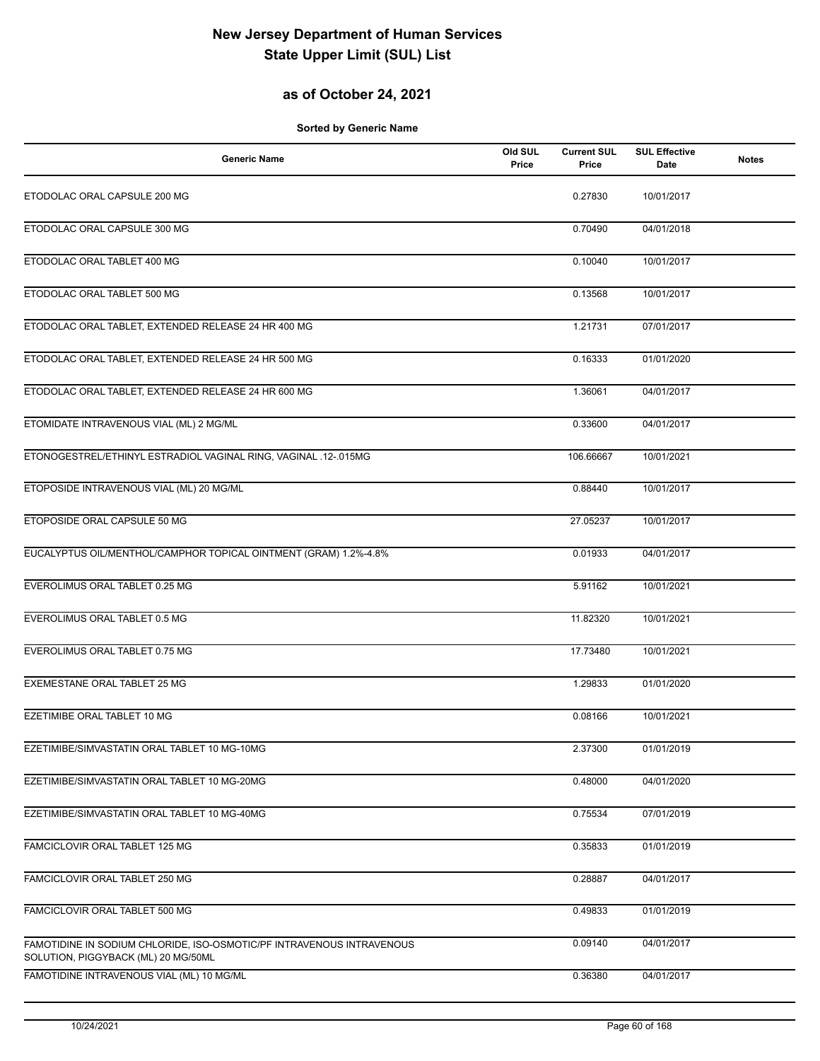# New Jersey Department of Human Services
# State Upper Limit (SUL) List

## as of October 24, 2021

**Sorted by Generic Name**

| Generic Name | Old SUL Price | Current SUL Price | SUL Effective Date | Notes |
|---|---|---|---|---|
| ETODOLAC ORAL CAPSULE 200 MG | | 0.27830 | 10/01/2017 | |
| ETODOLAC ORAL CAPSULE 300 MG | | 0.70490 | 04/01/2018 | |
| ETODOLAC ORAL TABLET 400 MG | | 0.10040 | 10/01/2017 | |
| ETODOLAC ORAL TABLET 500 MG | | 0.13568 | 10/01/2017 | |
| ETODOLAC ORAL TABLET, EXTENDED RELEASE 24 HR 400 MG | | 1.21731 | 07/01/2017 | |
| ETODOLAC ORAL TABLET, EXTENDED RELEASE 24 HR 500 MG | | 0.16333 | 01/01/2020 | |
| ETODOLAC ORAL TABLET, EXTENDED RELEASE 24 HR 600 MG | | 1.36061 | 04/01/2017 | |
| ETOMIDATE INTRAVENOUS VIAL (ML) 2 MG/ML | | 0.33600 | 04/01/2017 | |
| ETONOGESTREL/ETHINYL ESTRADIOL VAGINAL RING, VAGINAL .12-.015MG | | 106.66667 | 10/01/2021 | |
| ETOPOSIDE INTRAVENOUS VIAL (ML) 20 MG/ML | | 0.88440 | 10/01/2017 | |
| ETOPOSIDE ORAL CAPSULE 50 MG | | 27.05237 | 10/01/2017 | |
| EUCALYPTUS OIL/MENTHOL/CAMPHOR TOPICAL OINTMENT (GRAM) 1.2%-4.8% | | 0.01933 | 04/01/2017 | |
| EVEROLIMUS ORAL TABLET 0.25 MG | | 5.91162 | 10/01/2021 | |
| EVEROLIMUS ORAL TABLET 0.5 MG | | 11.82320 | 10/01/2021 | |
| EVEROLIMUS ORAL TABLET 0.75 MG | | 17.73480 | 10/01/2021 | |
| EXEMESTANE ORAL TABLET 25 MG | | 1.29833 | 01/01/2020 | |
| EZETIMIBE ORAL TABLET 10 MG | | 0.08166 | 10/01/2021 | |
| EZETIMIBE/SIMVASTATIN ORAL TABLET 10 MG-10MG | | 2.37300 | 01/01/2019 | |
| EZETIMIBE/SIMVASTATIN ORAL TABLET 10 MG-20MG | | 0.48000 | 04/01/2020 | |
| EZETIMIBE/SIMVASTATIN ORAL TABLET 10 MG-40MG | | 0.75534 | 07/01/2019 | |
| FAMCICLOVIR ORAL TABLET 125 MG | | 0.35833 | 01/01/2019 | |
| FAMCICLOVIR ORAL TABLET 250 MG | | 0.28887 | 04/01/2017 | |
| FAMCICLOVIR ORAL TABLET 500 MG | | 0.49833 | 01/01/2019 | |
| FAMOTIDINE IN SODIUM CHLORIDE, ISO-OSMOTIC/PF INTRAVENOUS INTRAVENOUS SOLUTION, PIGGYBACK (ML) 20 MG/50ML | | 0.09140 | 04/01/2017 | |
| FAMOTIDINE INTRAVENOUS VIAL (ML) 10 MG/ML | | 0.36380 | 04/01/2017 | |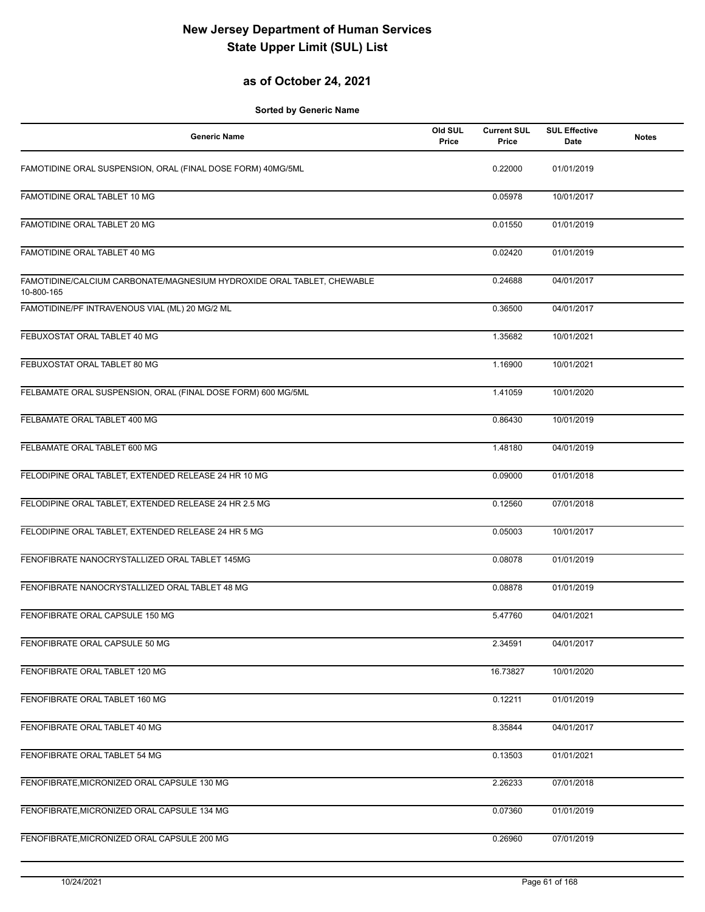# New Jersey Department of Human Services
# State Upper Limit (SUL) List

## as of October 24, 2021

**Sorted by Generic Name**

| Generic Name | Old SUL Price | Current SUL Price | SUL Effective Date | Notes |
|---|---|---|---|---|
| FAMOTIDINE ORAL SUSPENSION, ORAL (FINAL DOSE FORM) 40MG/5ML | | 0.22000 | 01/01/2019 | |
| FAMOTIDINE ORAL TABLET 10 MG | | 0.05978 | 10/01/2017 | |
| FAMOTIDINE ORAL TABLET 20 MG | | 0.01550 | 01/01/2019 | |
| FAMOTIDINE ORAL TABLET 40 MG | | 0.02420 | 01/01/2019 | |
| FAMOTIDINE/CALCIUM CARBONATE/MAGNESIUM HYDROXIDE ORAL TABLET, CHEWABLE 10-800-165 | | 0.24688 | 04/01/2017 | |
| FAMOTIDINE/PF INTRAVENOUS VIAL (ML) 20 MG/2 ML | | 0.36500 | 04/01/2017 | |
| FEBUXOSTAT ORAL TABLET 40 MG | | 1.35682 | 10/01/2021 | |
| FEBUXOSTAT ORAL TABLET 80 MG | | 1.16900 | 10/01/2021 | |
| FELBAMATE ORAL SUSPENSION, ORAL (FINAL DOSE FORM) 600 MG/5ML | | 1.41059 | 10/01/2020 | |
| FELBAMATE ORAL TABLET 400 MG | | 0.86430 | 10/01/2019 | |
| FELBAMATE ORAL TABLET 600 MG | | 1.48180 | 04/01/2019 | |
| FELODIPINE ORAL TABLET, EXTENDED RELEASE 24 HR 10 MG | | 0.09000 | 01/01/2018 | |
| FELODIPINE ORAL TABLET, EXTENDED RELEASE 24 HR 2.5 MG | | 0.12560 | 07/01/2018 | |
| FELODIPINE ORAL TABLET, EXTENDED RELEASE 24 HR 5 MG | | 0.05003 | 10/01/2017 | |
| FENOFIBRATE NANOCRYSTALLIZED ORAL TABLET 145MG | | 0.08078 | 01/01/2019 | |
| FENOFIBRATE NANOCRYSTALLIZED ORAL TABLET 48 MG | | 0.08878 | 01/01/2019 | |
| FENOFIBRATE ORAL CAPSULE 150 MG | | 5.47760 | 04/01/2021 | |
| FENOFIBRATE ORAL CAPSULE 50 MG | | 2.34591 | 04/01/2017 | |
| FENOFIBRATE ORAL TABLET 120 MG | | 16.73827 | 10/01/2020 | |
| FENOFIBRATE ORAL TABLET 160 MG | | 0.12211 | 01/01/2019 | |
| FENOFIBRATE ORAL TABLET 40 MG | | 8.35844 | 04/01/2017 | |
| FENOFIBRATE ORAL TABLET 54 MG | | 0.13503 | 01/01/2021 | |
| FENOFIBRATE,MICRONIZED ORAL CAPSULE 130 MG | | 2.26233 | 07/01/2018 | |
| FENOFIBRATE,MICRONIZED ORAL CAPSULE 134 MG | | 0.07360 | 01/01/2019 | |
| FENOFIBRATE,MICRONIZED ORAL CAPSULE 200 MG | | 0.26960 | 07/01/2019 | |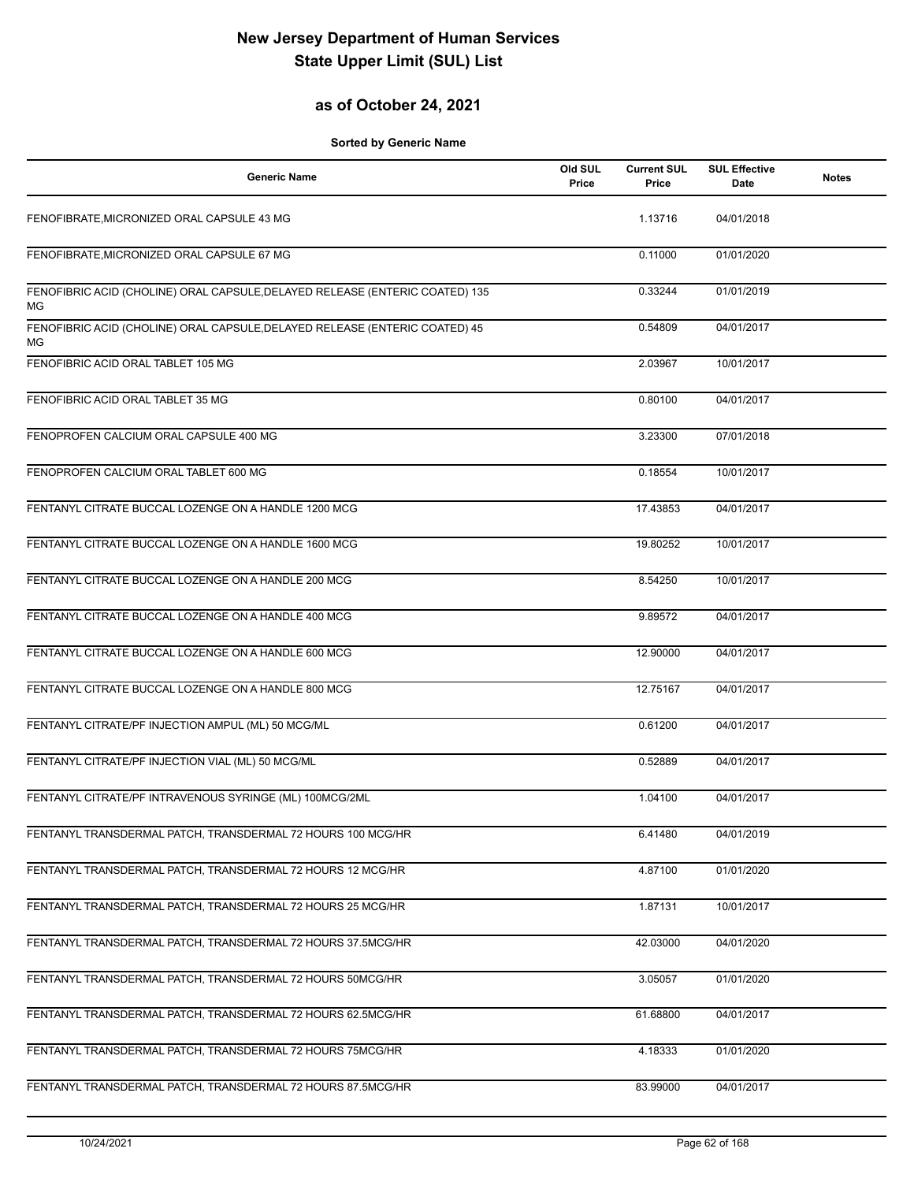# New Jersey Department of Human Services
# State Upper Limit (SUL) List

## as of October 24, 2021

**Sorted by Generic Name**

| Generic Name | Old SUL Price | Current SUL Price | SUL Effective Date | Notes |
|---|---|---|---|---|
| FENOFIBRATE,MICRONIZED ORAL CAPSULE 43 MG | | 1.13716 | 04/01/2018 | |
| FENOFIBRATE,MICRONIZED ORAL CAPSULE 67 MG | | 0.11000 | 01/01/2020 | |
| FENOFIBRIC ACID (CHOLINE) ORAL CAPSULE,DELAYED RELEASE (ENTERIC COATED) 135 MG | | 0.33244 | 01/01/2019 | |
| FENOFIBRIC ACID (CHOLINE) ORAL CAPSULE,DELAYED RELEASE (ENTERIC COATED) 45 MG | | 0.54809 | 04/01/2017 | |
| FENOFIBRIC ACID ORAL TABLET 105 MG | | 2.03967 | 10/01/2017 | |
| FENOFIBRIC ACID ORAL TABLET 35 MG | | 0.80100 | 04/01/2017 | |
| FENOPROFEN CALCIUM ORAL CAPSULE 400 MG | | 3.23300 | 07/01/2018 | |
| FENOPROFEN CALCIUM ORAL TABLET 600 MG | | 0.18554 | 10/01/2017 | |
| FENTANYL CITRATE BUCCAL LOZENGE ON A HANDLE 1200 MCG | | 17.43853 | 04/01/2017 | |
| FENTANYL CITRATE BUCCAL LOZENGE ON A HANDLE 1600 MCG | | 19.80252 | 10/01/2017 | |
| FENTANYL CITRATE BUCCAL LOZENGE ON A HANDLE 200 MCG | | 8.54250 | 10/01/2017 | |
| FENTANYL CITRATE BUCCAL LOZENGE ON A HANDLE 400 MCG | | 9.89572 | 04/01/2017 | |
| FENTANYL CITRATE BUCCAL LOZENGE ON A HANDLE 600 MCG | | 12.90000 | 04/01/2017 | |
| FENTANYL CITRATE BUCCAL LOZENGE ON A HANDLE 800 MCG | | 12.75167 | 04/01/2017 | |
| FENTANYL CITRATE/PF INJECTION AMPUL (ML) 50 MCG/ML | | 0.61200 | 04/01/2017 | |
| FENTANYL CITRATE/PF INJECTION VIAL (ML) 50 MCG/ML | | 0.52889 | 04/01/2017 | |
| FENTANYL CITRATE/PF INTRAVENOUS SYRINGE (ML) 100MCG/2ML | | 1.04100 | 04/01/2017 | |
| FENTANYL TRANSDERMAL PATCH, TRANSDERMAL 72 HOURS 100 MCG/HR | | 6.41480 | 04/01/2019 | |
| FENTANYL TRANSDERMAL PATCH, TRANSDERMAL 72 HOURS 12 MCG/HR | | 4.87100 | 01/01/2020 | |
| FENTANYL TRANSDERMAL PATCH, TRANSDERMAL 72 HOURS 25 MCG/HR | | 1.87131 | 10/01/2017 | |
| FENTANYL TRANSDERMAL PATCH, TRANSDERMAL 72 HOURS 37.5MCG/HR | | 42.03000 | 04/01/2020 | |
| FENTANYL TRANSDERMAL PATCH, TRANSDERMAL 72 HOURS 50MCG/HR | | 3.05057 | 01/01/2020 | |
| FENTANYL TRANSDERMAL PATCH, TRANSDERMAL 72 HOURS 62.5MCG/HR | | 61.68800 | 04/01/2017 | |
| FENTANYL TRANSDERMAL PATCH, TRANSDERMAL 72 HOURS 75MCG/HR | | 4.18333 | 01/01/2020 | |
| FENTANYL TRANSDERMAL PATCH, TRANSDERMAL 72 HOURS 87.5MCG/HR | | 83.99000 | 04/01/2017 | |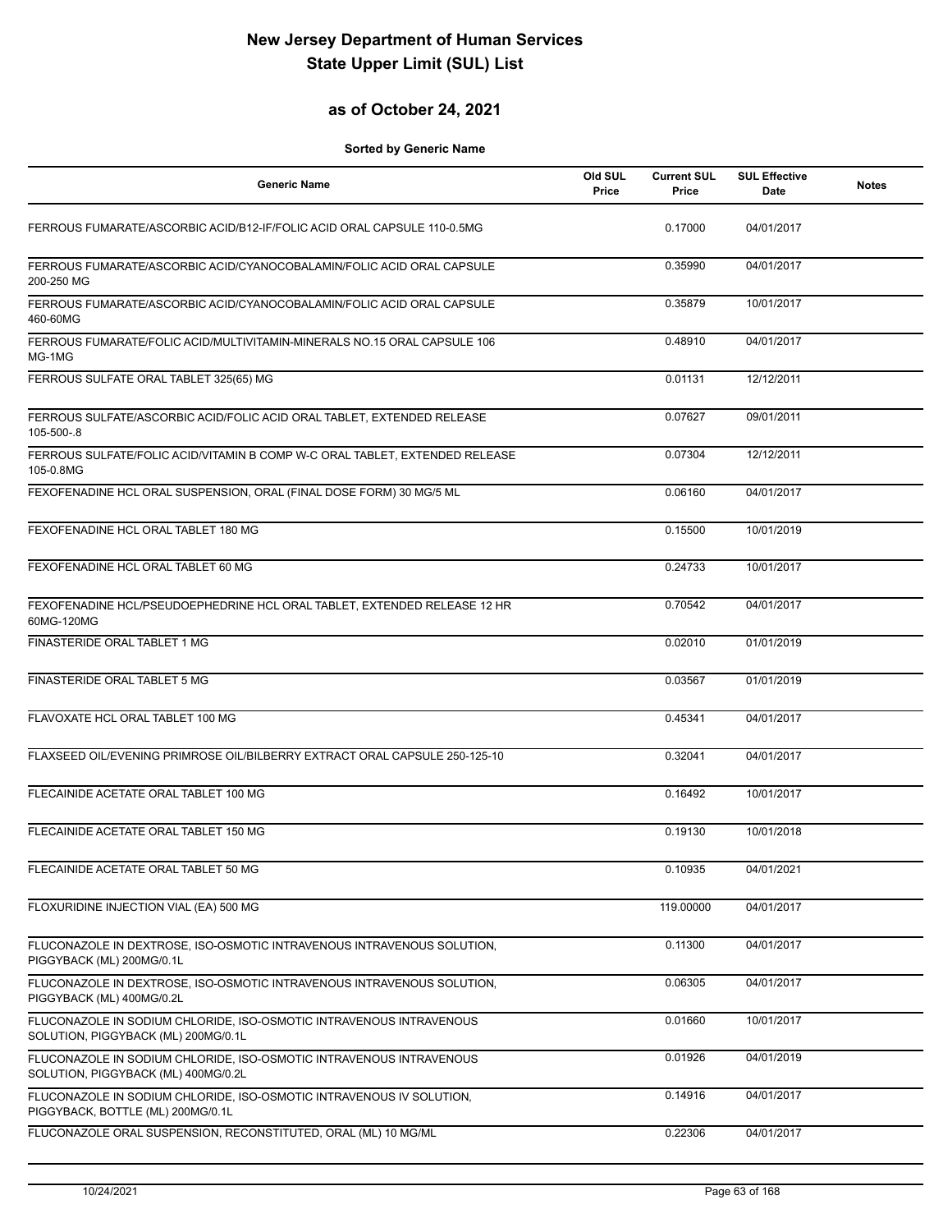# New Jersey Department of Human Services
# State Upper Limit (SUL) List

## as of October 24, 2021

**Sorted by Generic Name**

| Generic Name | Old SUL Price | Current SUL Price | SUL Effective Date | Notes |
|---|---|---|---|---|
| FERROUS FUMARATE/ASCORBIC ACID/B12-IF/FOLIC ACID ORAL CAPSULE 110-0.5MG | | 0.17000 | 04/01/2017 | |
| FERROUS FUMARATE/ASCORBIC ACID/CYANOCOBALAMIN/FOLIC ACID ORAL CAPSULE 200-250 MG | | 0.35990 | 04/01/2017 | |
| FERROUS FUMARATE/ASCORBIC ACID/CYANOCOBALAMIN/FOLIC ACID ORAL CAPSULE 460-60MG | | 0.35879 | 10/01/2017 | |
| FERROUS FUMARATE/FOLIC ACID/MULTIVITAMIN-MINERALS NO.15 ORAL CAPSULE 106 MG-1MG | | 0.48910 | 04/01/2017 | |
| FERROUS SULFATE ORAL TABLET 325(65) MG | | 0.01131 | 12/12/2011 | |
| FERROUS SULFATE/ASCORBIC ACID/FOLIC ACID ORAL TABLET, EXTENDED RELEASE 105-500-.8 | | 0.07627 | 09/01/2011 | |
| FERROUS SULFATE/FOLIC ACID/VITAMIN B COMP W-C ORAL TABLET, EXTENDED RELEASE 105-0.8MG | | 0.07304 | 12/12/2011 | |
| FEXOFENADINE HCL ORAL SUSPENSION, ORAL (FINAL DOSE FORM) 30 MG/5 ML | | 0.06160 | 04/01/2017 | |
| FEXOFENADINE HCL ORAL TABLET 180 MG | | 0.15500 | 10/01/2019 | |
| FEXOFENADINE HCL ORAL TABLET 60 MG | | 0.24733 | 10/01/2017 | |
| FEXOFENADINE HCL/PSEUDOEPHEDRINE HCL ORAL TABLET, EXTENDED RELEASE 12 HR 60MG-120MG | | 0.70542 | 04/01/2017 | |
| FINASTERIDE ORAL TABLET 1 MG | | 0.02010 | 01/01/2019 | |
| FINASTERIDE ORAL TABLET 5 MG | | 0.03567 | 01/01/2019 | |
| FLAVOXATE HCL ORAL TABLET 100 MG | | 0.45341 | 04/01/2017 | |
| FLAXSEED OIL/EVENING PRIMROSE OIL/BILBERRY EXTRACT ORAL CAPSULE 250-125-10 | | 0.32041 | 04/01/2017 | |
| FLECAINIDE ACETATE ORAL TABLET 100 MG | | 0.16492 | 10/01/2017 | |
| FLECAINIDE ACETATE ORAL TABLET 150 MG | | 0.19130 | 10/01/2018 | |
| FLECAINIDE ACETATE ORAL TABLET 50 MG | | 0.10935 | 04/01/2021 | |
| FLOXURIDINE INJECTION VIAL (EA) 500 MG | | 119.00000 | 04/01/2017 | |
| FLUCONAZOLE IN DEXTROSE, ISO-OSMOTIC INTRAVENOUS INTRAVENOUS SOLUTION, PIGGYBACK (ML) 200MG/0.1L | | 0.11300 | 04/01/2017 | |
| FLUCONAZOLE IN DEXTROSE, ISO-OSMOTIC INTRAVENOUS INTRAVENOUS SOLUTION, PIGGYBACK (ML) 400MG/0.2L | | 0.06305 | 04/01/2017 | |
| FLUCONAZOLE IN SODIUM CHLORIDE, ISO-OSMOTIC INTRAVENOUS INTRAVENOUS SOLUTION, PIGGYBACK (ML) 200MG/0.1L | | 0.01660 | 10/01/2017 | |
| FLUCONAZOLE IN SODIUM CHLORIDE, ISO-OSMOTIC INTRAVENOUS INTRAVENOUS SOLUTION, PIGGYBACK (ML) 400MG/0.2L | | 0.01926 | 04/01/2019 | |
| FLUCONAZOLE IN SODIUM CHLORIDE, ISO-OSMOTIC INTRAVENOUS IV SOLUTION, PIGGYBACK, BOTTLE (ML) 200MG/0.1L | | 0.14916 | 04/01/2017 | |
| FLUCONAZOLE ORAL SUSPENSION, RECONSTITUTED, ORAL (ML) 10 MG/ML | | 0.22306 | 04/01/2017 | |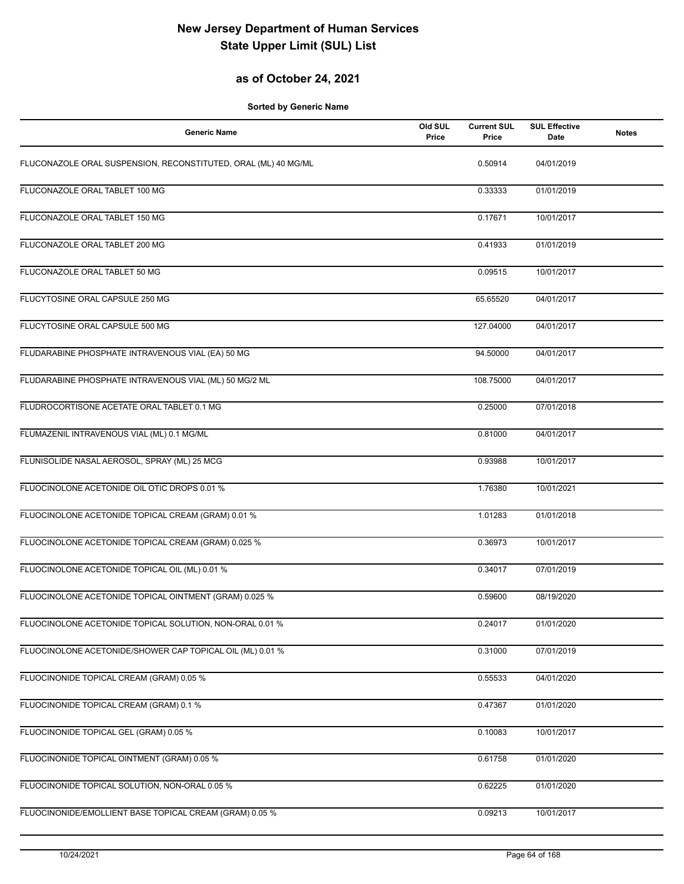# New Jersey Department of Human Services
# State Upper Limit (SUL) List

## as of October 24, 2021

**Sorted by Generic Name**

| Generic Name | Old SUL Price | Current SUL Price | SUL Effective Date | Notes |
|---|---|---|---|---|
| FLUCONAZOLE ORAL SUSPENSION, RECONSTITUTED, ORAL (ML) 40 MG/ML | | 0.50914 | 04/01/2019 | |
| FLUCONAZOLE ORAL TABLET 100 MG | | 0.33333 | 01/01/2019 | |
| FLUCONAZOLE ORAL TABLET 150 MG | | 0.17671 | 10/01/2017 | |
| FLUCONAZOLE ORAL TABLET 200 MG | | 0.41933 | 01/01/2019 | |
| FLUCONAZOLE ORAL TABLET 50 MG | | 0.09515 | 10/01/2017 | |
| FLUCYTOSINE ORAL CAPSULE 250 MG | | 65.65520 | 04/01/2017 | |
| FLUCYTOSINE ORAL CAPSULE 500 MG | | 127.04000 | 04/01/2017 | |
| FLUDARABINE PHOSPHATE INTRAVENOUS VIAL (EA) 50 MG | | 94.50000 | 04/01/2017 | |
| FLUDARABINE PHOSPHATE INTRAVENOUS VIAL (ML) 50 MG/2 ML | | 108.75000 | 04/01/2017 | |
| FLUDROCORTISONE ACETATE ORAL TABLET 0.1 MG | | 0.25000 | 07/01/2018 | |
| FLUMAZENIL INTRAVENOUS VIAL (ML) 0.1 MG/ML | | 0.81000 | 04/01/2017 | |
| FLUNISOLIDE NASAL AEROSOL, SPRAY (ML) 25 MCG | | 0.93988 | 10/01/2017 | |
| FLUOCINOLONE ACETONIDE OIL OTIC DROPS 0.01 % | | 1.76380 | 10/01/2021 | |
| FLUOCINOLONE ACETONIDE TOPICAL CREAM (GRAM) 0.01 % | | 1.01283 | 01/01/2018 | |
| FLUOCINOLONE ACETONIDE TOPICAL CREAM (GRAM) 0.025 % | | 0.36973 | 10/01/2017 | |
| FLUOCINOLONE ACETONIDE TOPICAL OIL (ML) 0.01 % | | 0.34017 | 07/01/2019 | |
| FLUOCINOLONE ACETONIDE TOPICAL OINTMENT (GRAM) 0.025 % | | 0.59600 | 08/19/2020 | |
| FLUOCINOLONE ACETONIDE TOPICAL SOLUTION, NON-ORAL 0.01 % | | 0.24017 | 01/01/2020 | |
| FLUOCINOLONE ACETONIDE/SHOWER CAP TOPICAL OIL (ML) 0.01 % | | 0.31000 | 07/01/2019 | |
| FLUOCINONIDE TOPICAL CREAM (GRAM) 0.05 % | | 0.55533 | 04/01/2020 | |
| FLUOCINONIDE TOPICAL CREAM (GRAM) 0.1 % | | 0.47367 | 01/01/2020 | |
| FLUOCINONIDE TOPICAL GEL (GRAM) 0.05 % | | 0.10083 | 10/01/2017 | |
| FLUOCINONIDE TOPICAL OINTMENT (GRAM) 0.05 % | | 0.61758 | 01/01/2020 | |
| FLUOCINONIDE TOPICAL SOLUTION, NON-ORAL 0.05 % | | 0.62225 | 01/01/2020 | |
| FLUOCINONIDE/EMOLLIENT BASE TOPICAL CREAM (GRAM) 0.05 % | | 0.09213 | 10/01/2017 | |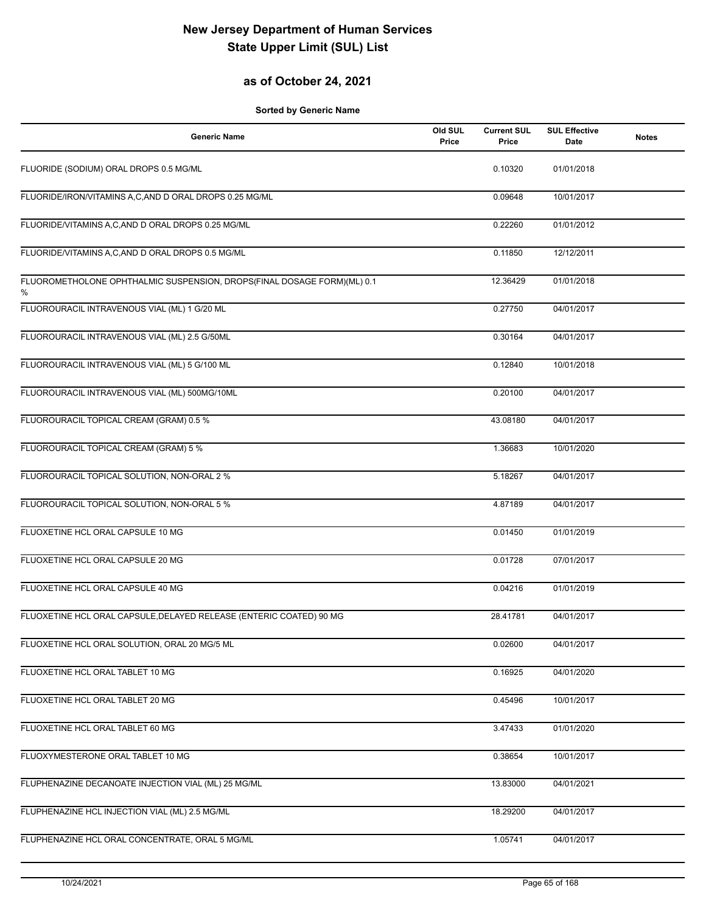# New Jersey Department of Human Services
# State Upper Limit (SUL) List

## as of October 24, 2021

**Sorted by Generic Name**

| Generic Name | Old SUL Price | Current SUL Price | SUL Effective Date | Notes |
|---|---|---|---|---|
| FLUORIDE (SODIUM) ORAL DROPS 0.5 MG/ML | | 0.10320 | 01/01/2018 | |
| FLUORIDE/IRON/VITAMINS A,C,AND D ORAL DROPS 0.25 MG/ML | | 0.09648 | 10/01/2017 | |
| FLUORIDE/VITAMINS A,C,AND D ORAL DROPS 0.25 MG/ML | | 0.22260 | 01/01/2012 | |
| FLUORIDE/VITAMINS A,C,AND D ORAL DROPS 0.5 MG/ML | | 0.11850 | 12/12/2011 | |
| FLUOROMETHOLONE OPHTHALMIC SUSPENSION, DROPS(FINAL DOSAGE FORM)(ML) 0.1 % | | 12.36429 | 01/01/2018 | |
| FLUOROURACIL INTRAVENOUS VIAL (ML) 1 G/20 ML | | 0.27750 | 04/01/2017 | |
| FLUOROURACIL INTRAVENOUS VIAL (ML) 2.5 G/50ML | | 0.30164 | 04/01/2017 | |
| FLUOROURACIL INTRAVENOUS VIAL (ML) 5 G/100 ML | | 0.12840 | 10/01/2018 | |
| FLUOROURACIL INTRAVENOUS VIAL (ML) 500MG/10ML | | 0.20100 | 04/01/2017 | |
| FLUOROURACIL TOPICAL CREAM (GRAM) 0.5 % | | 43.08180 | 04/01/2017 | |
| FLUOROURACIL TOPICAL CREAM (GRAM) 5 % | | 1.36683 | 10/01/2020 | |
| FLUOROURACIL TOPICAL SOLUTION, NON-ORAL 2 % | | 5.18267 | 04/01/2017 | |
| FLUOROURACIL TOPICAL SOLUTION, NON-ORAL 5 % | | 4.87189 | 04/01/2017 | |
| FLUOXETINE HCL ORAL CAPSULE 10 MG | | 0.01450 | 01/01/2019 | |
| FLUOXETINE HCL ORAL CAPSULE 20 MG | | 0.01728 | 07/01/2017 | |
| FLUOXETINE HCL ORAL CAPSULE 40 MG | | 0.04216 | 01/01/2019 | |
| FLUOXETINE HCL ORAL CAPSULE,DELAYED RELEASE (ENTERIC COATED) 90 MG | | 28.41781 | 04/01/2017 | |
| FLUOXETINE HCL ORAL SOLUTION, ORAL 20 MG/5 ML | | 0.02600 | 04/01/2017 | |
| FLUOXETINE HCL ORAL TABLET 10 MG | | 0.16925 | 04/01/2020 | |
| FLUOXETINE HCL ORAL TABLET 20 MG | | 0.45496 | 10/01/2017 | |
| FLUOXETINE HCL ORAL TABLET 60 MG | | 3.47433 | 01/01/2020 | |
| FLUOXYMESTERONE ORAL TABLET 10 MG | | 0.38654 | 10/01/2017 | |
| FLUPHENAZINE DECANOATE INJECTION VIAL (ML) 25 MG/ML | | 13.83000 | 04/01/2021 | |
| FLUPHENAZINE HCL INJECTION VIAL (ML) 2.5 MG/ML | | 18.29200 | 04/01/2017 | |
| FLUPHENAZINE HCL ORAL CONCENTRATE, ORAL 5 MG/ML | | 1.05741 | 04/01/2017 | |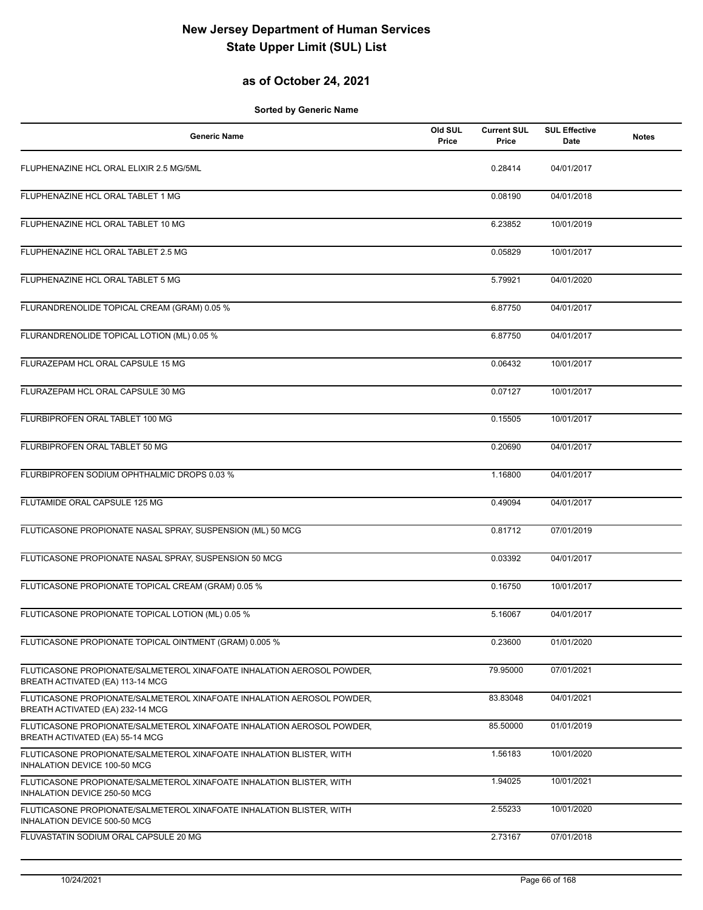# New Jersey Department of Human Services
# State Upper Limit (SUL) List

## as of October 24, 2021

**Sorted by Generic Name**

| Generic Name | Old SUL Price | Current SUL Price | SUL Effective Date | Notes |
|---|---|---|---|---|
| FLUPHENAZINE HCL ORAL ELIXIR 2.5 MG/5ML | | 0.28414 | 04/01/2017 | |
| FLUPHENAZINE HCL ORAL TABLET 1 MG | | 0.08190 | 04/01/2018 | |
| FLUPHENAZINE HCL ORAL TABLET 10 MG | | 6.23852 | 10/01/2019 | |
| FLUPHENAZINE HCL ORAL TABLET 2.5 MG | | 0.05829 | 10/01/2017 | |
| FLUPHENAZINE HCL ORAL TABLET 5 MG | | 5.79921 | 04/01/2020 | |
| FLURANDRENOLIDE TOPICAL CREAM (GRAM) 0.05 % | | 6.87750 | 04/01/2017 | |
| FLURANDRENOLIDE TOPICAL LOTION (ML) 0.05 % | | 6.87750 | 04/01/2017 | |
| FLURAZEPAM HCL ORAL CAPSULE 15 MG | | 0.06432 | 10/01/2017 | |
| FLURAZEPAM HCL ORAL CAPSULE 30 MG | | 0.07127 | 10/01/2017 | |
| FLURBIPROFEN ORAL TABLET 100 MG | | 0.15505 | 10/01/2017 | |
| FLURBIPROFEN ORAL TABLET 50 MG | | 0.20690 | 04/01/2017 | |
| FLURBIPROFEN SODIUM OPHTHALMIC DROPS 0.03 % | | 1.16800 | 04/01/2017 | |
| FLUTAMIDE ORAL CAPSULE 125 MG | | 0.49094 | 04/01/2017 | |
| FLUTICASONE PROPIONATE NASAL SPRAY, SUSPENSION (ML) 50 MCG | | 0.81712 | 07/01/2019 | |
| FLUTICASONE PROPIONATE NASAL SPRAY, SUSPENSION 50 MCG | | 0.03392 | 04/01/2017 | |
| FLUTICASONE PROPIONATE TOPICAL CREAM (GRAM) 0.05 % | | 0.16750 | 10/01/2017 | |
| FLUTICASONE PROPIONATE TOPICAL LOTION (ML) 0.05 % | | 5.16067 | 04/01/2017 | |
| FLUTICASONE PROPIONATE TOPICAL OINTMENT (GRAM) 0.005 % | | 0.23600 | 01/01/2020 | |
| FLUTICASONE PROPIONATE/SALMETEROL XINAFOATE INHALATION AEROSOL POWDER, BREATH ACTIVATED (EA) 113-14 MCG | | 79.95000 | 07/01/2021 | |
| FLUTICASONE PROPIONATE/SALMETEROL XINAFOATE INHALATION AEROSOL POWDER, BREATH ACTIVATED (EA) 232-14 MCG | | 83.83048 | 04/01/2021 | |
| FLUTICASONE PROPIONATE/SALMETEROL XINAFOATE INHALATION AEROSOL POWDER, BREATH ACTIVATED (EA) 55-14 MCG | | 85.50000 | 01/01/2019 | |
| FLUTICASONE PROPIONATE/SALMETEROL XINAFOATE INHALATION BLISTER, WITH INHALATION DEVICE 100-50 MCG | | 1.56183 | 10/01/2020 | |
| FLUTICASONE PROPIONATE/SALMETEROL XINAFOATE INHALATION BLISTER, WITH INHALATION DEVICE 250-50 MCG | | 1.94025 | 10/01/2021 | |
| FLUTICASONE PROPIONATE/SALMETEROL XINAFOATE INHALATION BLISTER, WITH INHALATION DEVICE 500-50 MCG | | 2.55233 | 10/01/2020 | |
| FLUVASTATIN SODIUM ORAL CAPSULE 20 MG | | 2.73167 | 07/01/2018 | |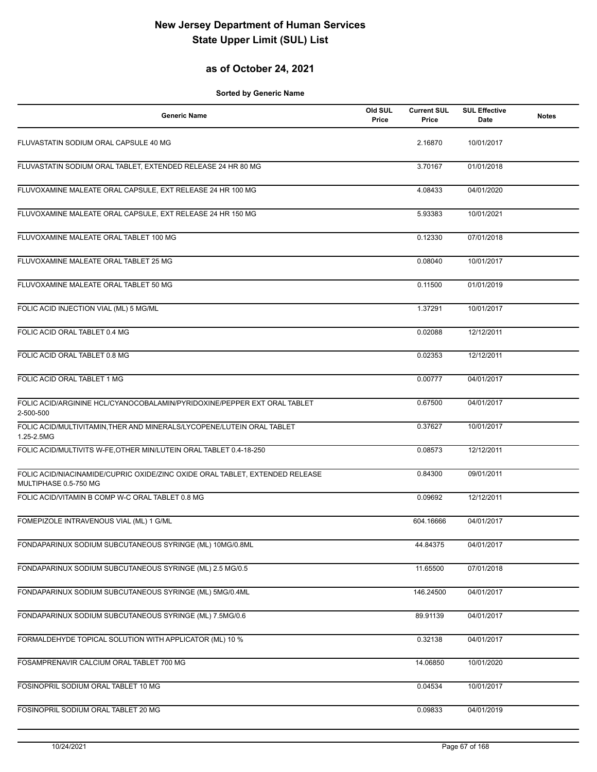# New Jersey Department of Human Services
# State Upper Limit (SUL) List

## as of October 24, 2021

**Sorted by Generic Name**

| Generic Name | Old SUL Price | Current SUL Price | SUL Effective Date | Notes |
|---|---|---|---|---|
| FLUVASTATIN SODIUM ORAL CAPSULE 40 MG | | 2.16870 | 10/01/2017 | |
| FLUVASTATIN SODIUM ORAL TABLET, EXTENDED RELEASE 24 HR 80 MG | | 3.70167 | 01/01/2018 | |
| FLUVOXAMINE MALEATE ORAL CAPSULE, EXT RELEASE 24 HR 100 MG | | 4.08433 | 04/01/2020 | |
| FLUVOXAMINE MALEATE ORAL CAPSULE, EXT RELEASE 24 HR 150 MG | | 5.93383 | 10/01/2021 | |
| FLUVOXAMINE MALEATE ORAL TABLET 100 MG | | 0.12330 | 07/01/2018 | |
| FLUVOXAMINE MALEATE ORAL TABLET 25 MG | | 0.08040 | 10/01/2017 | |
| FLUVOXAMINE MALEATE ORAL TABLET 50 MG | | 0.11500 | 01/01/2019 | |
| FOLIC ACID INJECTION VIAL (ML) 5 MG/ML | | 1.37291 | 10/01/2017 | |
| FOLIC ACID ORAL TABLET 0.4 MG | | 0.02088 | 12/12/2011 | |
| FOLIC ACID ORAL TABLET 0.8 MG | | 0.02353 | 12/12/2011 | |
| FOLIC ACID ORAL TABLET 1 MG | | 0.00777 | 04/01/2017 | |
| FOLIC ACID/ARGININE HCL/CYANOCOBALAMIN/PYRIDOXINE/PEPPER EXT ORAL TABLET 2-500-500 | | 0.67500 | 04/01/2017 | |
| FOLIC ACID/MULTIVITAMIN,THER AND MINERALS/LYCOPENE/LUTEIN ORAL TABLET 1.25-2.5MG | | 0.37627 | 10/01/2017 | |
| FOLIC ACID/MULTIVITS W-FE,OTHER MIN/LUTEIN ORAL TABLET 0.4-18-250 | | 0.08573 | 12/12/2011 | |
| FOLIC ACID/NIACINAMIDE/CUPRIC OXIDE/ZINC OXIDE ORAL TABLET, EXTENDED RELEASE MULTIPHASE 0.5-750 MG | | 0.84300 | 09/01/2011 | |
| FOLIC ACID/VITAMIN B COMP W-C ORAL TABLET 0.8 MG | | 0.09692 | 12/12/2011 | |
| FOMEPIZOLE INTRAVENOUS VIAL (ML) 1 G/ML | | 604.16666 | 04/01/2017 | |
| FONDAPARINUX SODIUM SUBCUTANEOUS SYRINGE (ML) 10MG/0.8ML | | 44.84375 | 04/01/2017 | |
| FONDAPARINUX SODIUM SUBCUTANEOUS SYRINGE (ML) 2.5 MG/0.5 | | 11.65500 | 07/01/2018 | |
| FONDAPARINUX SODIUM SUBCUTANEOUS SYRINGE (ML) 5MG/0.4ML | | 146.24500 | 04/01/2017 | |
| FONDAPARINUX SODIUM SUBCUTANEOUS SYRINGE (ML) 7.5MG/0.6 | | 89.91139 | 04/01/2017 | |
| FORMALDEHYDE TOPICAL SOLUTION WITH APPLICATOR (ML) 10 % | | 0.32138 | 04/01/2017 | |
| FOSAMPRENAVIR CALCIUM ORAL TABLET 700 MG | | 14.06850 | 10/01/2020 | |
| FOSINOPRIL SODIUM ORAL TABLET 10 MG | | 0.04534 | 10/01/2017 | |
| FOSINOPRIL SODIUM ORAL TABLET 20 MG | | 0.09833 | 04/01/2019 | |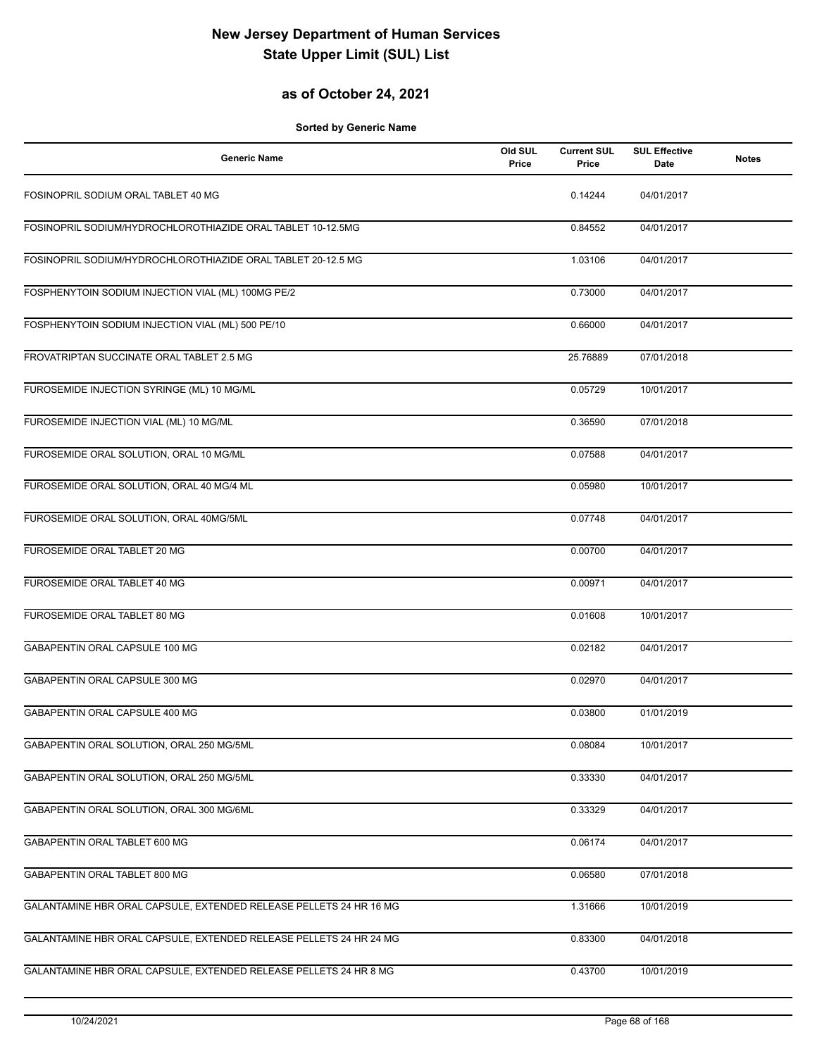# New Jersey Department of Human Services
# State Upper Limit (SUL) List

## as of October 24, 2021

**Sorted by Generic Name**

| Generic Name | Old SUL Price | Current SUL Price | SUL Effective Date | Notes |
|---|---|---|---|---|
| FOSINOPRIL SODIUM ORAL TABLET 40 MG | | 0.14244 | 04/01/2017 | |
| FOSINOPRIL SODIUM/HYDROCHLOROTHIAZIDE ORAL TABLET 10-12.5MG | | 0.84552 | 04/01/2017 | |
| FOSINOPRIL SODIUM/HYDROCHLOROTHIAZIDE ORAL TABLET 20-12.5 MG | | 1.03106 | 04/01/2017 | |
| FOSPHENYTOIN SODIUM INJECTION VIAL (ML) 100MG PE/2 | | 0.73000 | 04/01/2017 | |
| FOSPHENYTOIN SODIUM INJECTION VIAL (ML) 500 PE/10 | | 0.66000 | 04/01/2017 | |
| FROVATRIPTAN SUCCINATE ORAL TABLET 2.5 MG | | 25.76889 | 07/01/2018 | |
| FUROSEMIDE INJECTION SYRINGE (ML) 10 MG/ML | | 0.05729 | 10/01/2017 | |
| FUROSEMIDE INJECTION VIAL (ML) 10 MG/ML | | 0.36590 | 07/01/2018 | |
| FUROSEMIDE ORAL SOLUTION, ORAL 10 MG/ML | | 0.07588 | 04/01/2017 | |
| FUROSEMIDE ORAL SOLUTION, ORAL 40 MG/4 ML | | 0.05980 | 10/01/2017 | |
| FUROSEMIDE ORAL SOLUTION, ORAL 40MG/5ML | | 0.07748 | 04/01/2017 | |
| FUROSEMIDE ORAL TABLET 20 MG | | 0.00700 | 04/01/2017 | |
| FUROSEMIDE ORAL TABLET 40 MG | | 0.00971 | 04/01/2017 | |
| FUROSEMIDE ORAL TABLET 80 MG | | 0.01608 | 10/01/2017 | |
| GABAPENTIN ORAL CAPSULE 100 MG | | 0.02182 | 04/01/2017 | |
| GABAPENTIN ORAL CAPSULE 300 MG | | 0.02970 | 04/01/2017 | |
| GABAPENTIN ORAL CAPSULE 400 MG | | 0.03800 | 01/01/2019 | |
| GABAPENTIN ORAL SOLUTION, ORAL 250 MG/5ML | | 0.08084 | 10/01/2017 | |
| GABAPENTIN ORAL SOLUTION, ORAL 250 MG/5ML | | 0.33330 | 04/01/2017 | |
| GABAPENTIN ORAL SOLUTION, ORAL 300 MG/6ML | | 0.33329 | 04/01/2017 | |
| GABAPENTIN ORAL TABLET 600 MG | | 0.06174 | 04/01/2017 | |
| GABAPENTIN ORAL TABLET 800 MG | | 0.06580 | 07/01/2018 | |
| GALANTAMINE HBR ORAL CAPSULE, EXTENDED RELEASE PELLETS 24 HR 16 MG | | 1.31666 | 10/01/2019 | |
| GALANTAMINE HBR ORAL CAPSULE, EXTENDED RELEASE PELLETS 24 HR 24 MG | | 0.83300 | 04/01/2018 | |
| GALANTAMINE HBR ORAL CAPSULE, EXTENDED RELEASE PELLETS 24 HR 8 MG | | 0.43700 | 10/01/2019 | |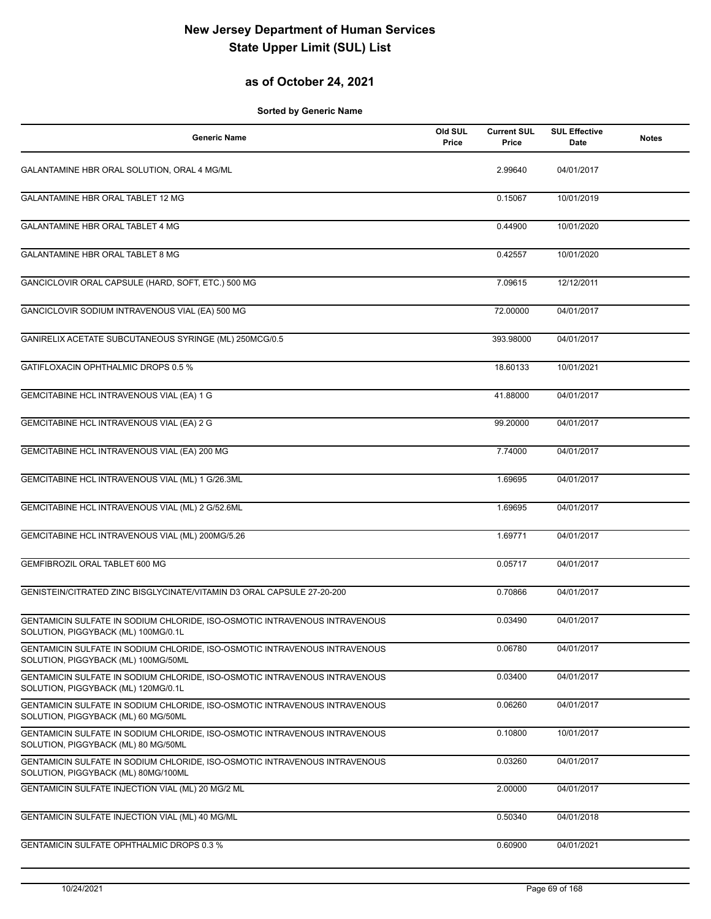# New Jersey Department of Human Services
# State Upper Limit (SUL) List

## as of October 24, 2021

**Sorted by Generic Name**

| Generic Name | Old SUL Price | Current SUL Price | SUL Effective Date | Notes |
|---|---|---|---|---|
| GALANTAMINE HBR ORAL SOLUTION, ORAL 4 MG/ML | | 2.99640 | 04/01/2017 | |
| GALANTAMINE HBR ORAL TABLET 12 MG | | 0.15067 | 10/01/2019 | |
| GALANTAMINE HBR ORAL TABLET 4 MG | | 0.44900 | 10/01/2020 | |
| GALANTAMINE HBR ORAL TABLET 8 MG | | 0.42557 | 10/01/2020 | |
| GANCICLOVIR ORAL CAPSULE (HARD, SOFT, ETC.) 500 MG | | 7.09615 | 12/12/2011 | |
| GANCICLOVIR SODIUM INTRAVENOUS VIAL (EA) 500 MG | | 72.00000 | 04/01/2017 | |
| GANIRELIX ACETATE SUBCUTANEOUS SYRINGE (ML) 250MCG/0.5 | | 393.98000 | 04/01/2017 | |
| GATIFLOXACIN OPHTHALMIC DROPS 0.5 % | | 18.60133 | 10/01/2021 | |
| GEMCITABINE HCL INTRAVENOUS VIAL (EA) 1 G | | 41.88000 | 04/01/2017 | |
| GEMCITABINE HCL INTRAVENOUS VIAL (EA) 2 G | | 99.20000 | 04/01/2017 | |
| GEMCITABINE HCL INTRAVENOUS VIAL (EA) 200 MG | | 7.74000 | 04/01/2017 | |
| GEMCITABINE HCL INTRAVENOUS VIAL (ML) 1 G/26.3ML | | 1.69695 | 04/01/2017 | |
| GEMCITABINE HCL INTRAVENOUS VIAL (ML) 2 G/52.6ML | | 1.69695 | 04/01/2017 | |
| GEMCITABINE HCL INTRAVENOUS VIAL (ML) 200MG/5.26 | | 1.69771 | 04/01/2017 | |
| GEMFIBROZIL ORAL TABLET 600 MG | | 0.05717 | 04/01/2017 | |
| GENISTEIN/CITRATED ZINC BISGLYCINATE/VITAMIN D3 ORAL CAPSULE 27-20-200 | | 0.70866 | 04/01/2017 | |
| GENTAMICIN SULFATE IN SODIUM CHLORIDE, ISO-OSMOTIC INTRAVENOUS INTRAVENOUS SOLUTION, PIGGYBACK (ML) 100MG/0.1L | | 0.03490 | 04/01/2017 | |
| GENTAMICIN SULFATE IN SODIUM CHLORIDE, ISO-OSMOTIC INTRAVENOUS INTRAVENOUS SOLUTION, PIGGYBACK (ML) 100MG/50ML | | 0.06780 | 04/01/2017 | |
| GENTAMICIN SULFATE IN SODIUM CHLORIDE, ISO-OSMOTIC INTRAVENOUS INTRAVENOUS SOLUTION, PIGGYBACK (ML) 120MG/0.1L | | 0.03400 | 04/01/2017 | |
| GENTAMICIN SULFATE IN SODIUM CHLORIDE, ISO-OSMOTIC INTRAVENOUS INTRAVENOUS SOLUTION, PIGGYBACK (ML) 60 MG/50ML | | 0.06260 | 04/01/2017 | |
| GENTAMICIN SULFATE IN SODIUM CHLORIDE, ISO-OSMOTIC INTRAVENOUS INTRAVENOUS SOLUTION, PIGGYBACK (ML) 80 MG/50ML | | 0.10800 | 10/01/2017 | |
| GENTAMICIN SULFATE IN SODIUM CHLORIDE, ISO-OSMOTIC INTRAVENOUS INTRAVENOUS SOLUTION, PIGGYBACK (ML) 80MG/100ML | | 0.03260 | 04/01/2017 | |
| GENTAMICIN SULFATE INJECTION VIAL (ML) 20 MG/2 ML | | 2.00000 | 04/01/2017 | |
| GENTAMICIN SULFATE INJECTION VIAL (ML) 40 MG/ML | | 0.50340 | 04/01/2018 | |
| GENTAMICIN SULFATE OPHTHALMIC DROPS 0.3 % | | 0.60900 | 04/01/2021 | |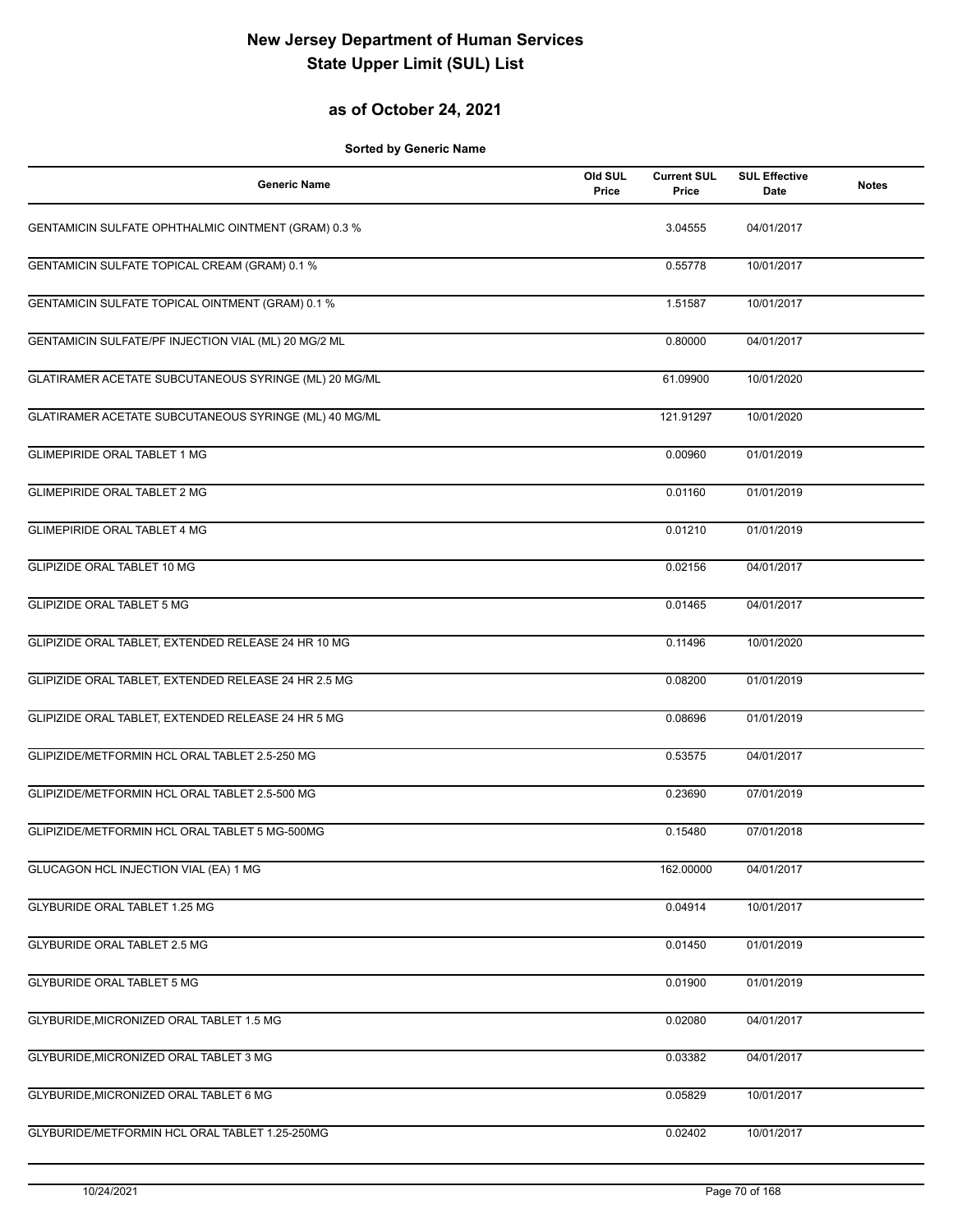# New Jersey Department of Human Services
# State Upper Limit (SUL) List

## as of October 24, 2021

**Sorted by Generic Name**

| Generic Name | Old SUL Price | Current SUL Price | SUL Effective Date | Notes |
|---|---|---|---|---|
| GENTAMICIN SULFATE OPHTHALMIC OINTMENT (GRAM) 0.3 % | | 3.04555 | 04/01/2017 | |
| GENTAMICIN SULFATE TOPICAL CREAM (GRAM) 0.1 % | | 0.55778 | 10/01/2017 | |
| GENTAMICIN SULFATE TOPICAL OINTMENT (GRAM) 0.1 % | | 1.51587 | 10/01/2017 | |
| GENTAMICIN SULFATE/PF INJECTION VIAL (ML) 20 MG/2 ML | | 0.80000 | 04/01/2017 | |
| GLATIRAMER ACETATE SUBCUTANEOUS SYRINGE (ML) 20 MG/ML | | 61.09900 | 10/01/2020 | |
| GLATIRAMER ACETATE SUBCUTANEOUS SYRINGE (ML) 40 MG/ML | | 121.91297 | 10/01/2020 | |
| GLIMEPIRIDE ORAL TABLET 1 MG | | 0.00960 | 01/01/2019 | |
| GLIMEPIRIDE ORAL TABLET 2 MG | | 0.01160 | 01/01/2019 | |
| GLIMEPIRIDE ORAL TABLET 4 MG | | 0.01210 | 01/01/2019 | |
| GLIPIZIDE ORAL TABLET 10 MG | | 0.02156 | 04/01/2017 | |
| GLIPIZIDE ORAL TABLET 5 MG | | 0.01465 | 04/01/2017 | |
| GLIPIZIDE ORAL TABLET, EXTENDED RELEASE 24 HR 10 MG | | 0.11496 | 10/01/2020 | |
| GLIPIZIDE ORAL TABLET, EXTENDED RELEASE 24 HR 2.5 MG | | 0.08200 | 01/01/2019 | |
| GLIPIZIDE ORAL TABLET, EXTENDED RELEASE 24 HR 5 MG | | 0.08696 | 01/01/2019 | |
| GLIPIZIDE/METFORMIN HCL ORAL TABLET 2.5-250 MG | | 0.53575 | 04/01/2017 | |
| GLIPIZIDE/METFORMIN HCL ORAL TABLET 2.5-500 MG | | 0.23690 | 07/01/2019 | |
| GLIPIZIDE/METFORMIN HCL ORAL TABLET 5 MG-500MG | | 0.15480 | 07/01/2018 | |
| GLUCAGON HCL INJECTION VIAL (EA) 1 MG | | 162.00000 | 04/01/2017 | |
| GLYBURIDE ORAL TABLET 1.25 MG | | 0.04914 | 10/01/2017 | |
| GLYBURIDE ORAL TABLET 2.5 MG | | 0.01450 | 01/01/2019 | |
| GLYBURIDE ORAL TABLET 5 MG | | 0.01900 | 01/01/2019 | |
| GLYBURIDE,MICRONIZED ORAL TABLET 1.5 MG | | 0.02080 | 04/01/2017 | |
| GLYBURIDE,MICRONIZED ORAL TABLET 3 MG | | 0.03382 | 04/01/2017 | |
| GLYBURIDE,MICRONIZED ORAL TABLET 6 MG | | 0.05829 | 10/01/2017 | |
| GLYBURIDE/METFORMIN HCL ORAL TABLET 1.25-250MG | | 0.02402 | 10/01/2017 | |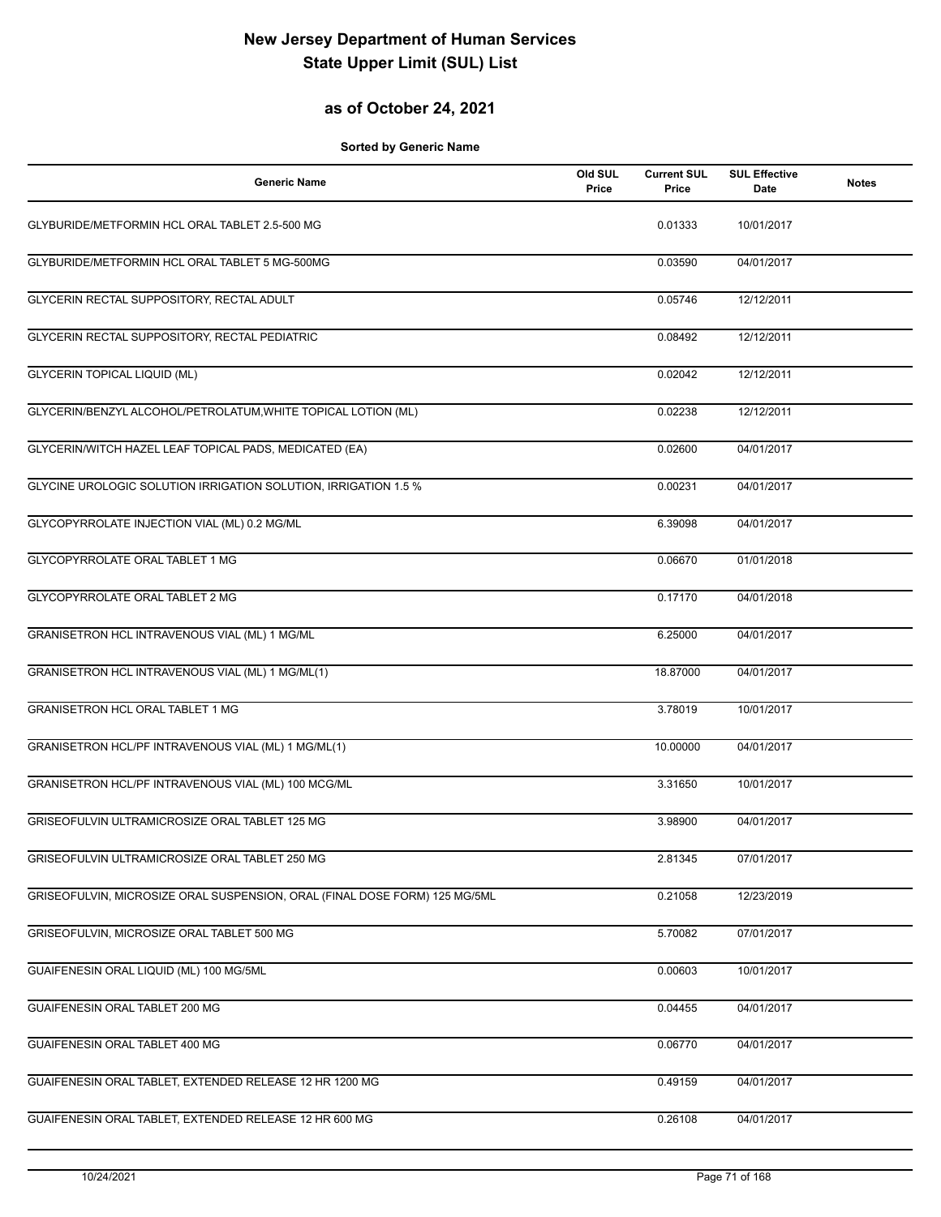# New Jersey Department of Human Services
# State Upper Limit (SUL) List

## as of October 24, 2021

**Sorted by Generic Name**

| Generic Name | Old SUL Price | Current SUL Price | SUL Effective Date | Notes |
|---|---|---|---|---|
| GLYBURIDE/METFORMIN HCL ORAL TABLET 2.5-500 MG | | 0.01333 | 10/01/2017 | |
| GLYBURIDE/METFORMIN HCL ORAL TABLET 5 MG-500MG | | 0.03590 | 04/01/2017 | |
| GLYCERIN RECTAL SUPPOSITORY, RECTAL ADULT | | 0.05746 | 12/12/2011 | |
| GLYCERIN RECTAL SUPPOSITORY, RECTAL PEDIATRIC | | 0.08492 | 12/12/2011 | |
| GLYCERIN TOPICAL LIQUID (ML) | | 0.02042 | 12/12/2011 | |
| GLYCERIN/BENZYL ALCOHOL/PETROLATUM,WHITE TOPICAL LOTION (ML) | | 0.02238 | 12/12/2011 | |
| GLYCERIN/WITCH HAZEL LEAF TOPICAL PADS, MEDICATED (EA) | | 0.02600 | 04/01/2017 | |
| GLYCINE UROLOGIC SOLUTION IRRIGATION SOLUTION, IRRIGATION 1.5 % | | 0.00231 | 04/01/2017 | |
| GLYCOPYRROLATE INJECTION VIAL (ML) 0.2 MG/ML | | 6.39098 | 04/01/2017 | |
| GLYCOPYRROLATE ORAL TABLET 1 MG | | 0.06670 | 01/01/2018 | |
| GLYCOPYRROLATE ORAL TABLET 2 MG | | 0.17170 | 04/01/2018 | |
| GRANISETRON HCL INTRAVENOUS VIAL (ML) 1 MG/ML | | 6.25000 | 04/01/2017 | |
| GRANISETRON HCL INTRAVENOUS VIAL (ML) 1 MG/ML(1) | | 18.87000 | 04/01/2017 | |
| GRANISETRON HCL ORAL TABLET 1 MG | | 3.78019 | 10/01/2017 | |
| GRANISETRON HCL/PF INTRAVENOUS VIAL (ML) 1 MG/ML(1) | | 10.00000 | 04/01/2017 | |
| GRANISETRON HCL/PF INTRAVENOUS VIAL (ML) 100 MCG/ML | | 3.31650 | 10/01/2017 | |
| GRISEOFULVIN ULTRAMICROSIZE ORAL TABLET 125 MG | | 3.98900 | 04/01/2017 | |
| GRISEOFULVIN ULTRAMICROSIZE ORAL TABLET 250 MG | | 2.81345 | 07/01/2017 | |
| GRISEOFULVIN, MICROSIZE ORAL SUSPENSION, ORAL (FINAL DOSE FORM) 125 MG/5ML | | 0.21058 | 12/23/2019 | |
| GRISEOFULVIN, MICROSIZE ORAL TABLET 500 MG | | 5.70082 | 07/01/2017 | |
| GUAIFENESIN ORAL LIQUID (ML) 100 MG/5ML | | 0.00603 | 10/01/2017 | |
| GUAIFENESIN ORAL TABLET 200 MG | | 0.04455 | 04/01/2017 | |
| GUAIFENESIN ORAL TABLET 400 MG | | 0.06770 | 04/01/2017 | |
| GUAIFENESIN ORAL TABLET, EXTENDED RELEASE 12 HR 1200 MG | | 0.49159 | 04/01/2017 | |
| GUAIFENESIN ORAL TABLET, EXTENDED RELEASE 12 HR 600 MG | | 0.26108 | 04/01/2017 | |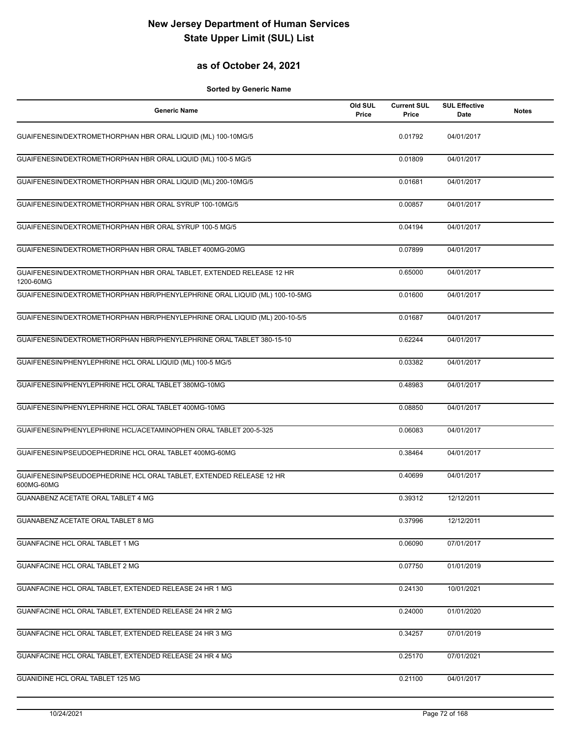# New Jersey Department of Human Services
# State Upper Limit (SUL) List

## as of October 24, 2021

**Sorted by Generic Name**

| Generic Name | Old SUL Price | Current SUL Price | SUL Effective Date | Notes |
|---|---|---|---|---|
| GUAIFENESIN/DEXTROMETHORPHAN HBR ORAL LIQUID (ML) 100-10MG/5 | | 0.01792 | 04/01/2017 | |
| GUAIFENESIN/DEXTROMETHORPHAN HBR ORAL LIQUID (ML) 100-5 MG/5 | | 0.01809 | 04/01/2017 | |
| GUAIFENESIN/DEXTROMETHORPHAN HBR ORAL LIQUID (ML) 200-10MG/5 | | 0.01681 | 04/01/2017 | |
| GUAIFENESIN/DEXTROMETHORPHAN HBR ORAL SYRUP 100-10MG/5 | | 0.00857 | 04/01/2017 | |
| GUAIFENESIN/DEXTROMETHORPHAN HBR ORAL SYRUP 100-5 MG/5 | | 0.04194 | 04/01/2017 | |
| GUAIFENESIN/DEXTROMETHORPHAN HBR ORAL TABLET 400MG-20MG | | 0.07899 | 04/01/2017 | |
| GUAIFENESIN/DEXTROMETHORPHAN HBR ORAL TABLET, EXTENDED RELEASE 12 HR 1200-60MG | | 0.65000 | 04/01/2017 | |
| GUAIFENESIN/DEXTROMETHORPHAN HBR/PHENYLEPHRINE ORAL LIQUID (ML) 100-10-5MG | | 0.01600 | 04/01/2017 | |
| GUAIFENESIN/DEXTROMETHORPHAN HBR/PHENYLEPHRINE ORAL LIQUID (ML) 200-10-5/5 | | 0.01687 | 04/01/2017 | |
| GUAIFENESIN/DEXTROMETHORPHAN HBR/PHENYLEPHRINE ORAL TABLET 380-15-10 | | 0.62244 | 04/01/2017 | |
| GUAIFENESIN/PHENYLEPHRINE HCL ORAL LIQUID (ML) 100-5 MG/5 | | 0.03382 | 04/01/2017 | |
| GUAIFENESIN/PHENYLEPHRINE HCL ORAL TABLET 380MG-10MG | | 0.48983 | 04/01/2017 | |
| GUAIFENESIN/PHENYLEPHRINE HCL ORAL TABLET 400MG-10MG | | 0.08850 | 04/01/2017 | |
| GUAIFENESIN/PHENYLEPHRINE HCL/ACETAMINOPHEN ORAL TABLET 200-5-325 | | 0.06083 | 04/01/2017 | |
| GUAIFENESIN/PSEUDOEPHEDRINE HCL ORAL TABLET 400MG-60MG | | 0.38464 | 04/01/2017 | |
| GUAIFENESIN/PSEUDOEPHEDRINE HCL ORAL TABLET, EXTENDED RELEASE 12 HR 600MG-60MG | | 0.40699 | 04/01/2017 | |
| GUANABENZ ACETATE ORAL TABLET 4 MG | | 0.39312 | 12/12/2011 | |
| GUANABENZ ACETATE ORAL TABLET 8 MG | | 0.37996 | 12/12/2011 | |
| GUANFACINE HCL ORAL TABLET 1 MG | | 0.06090 | 07/01/2017 | |
| GUANFACINE HCL ORAL TABLET 2 MG | | 0.07750 | 01/01/2019 | |
| GUANFACINE HCL ORAL TABLET, EXTENDED RELEASE 24 HR 1 MG | | 0.24130 | 10/01/2021 | |
| GUANFACINE HCL ORAL TABLET, EXTENDED RELEASE 24 HR 2 MG | | 0.24000 | 01/01/2020 | |
| GUANFACINE HCL ORAL TABLET, EXTENDED RELEASE 24 HR 3 MG | | 0.34257 | 07/01/2019 | |
| GUANFACINE HCL ORAL TABLET, EXTENDED RELEASE 24 HR 4 MG | | 0.25170 | 07/01/2021 | |
| GUANIDINE HCL ORAL TABLET 125 MG | | 0.21100 | 04/01/2017 | |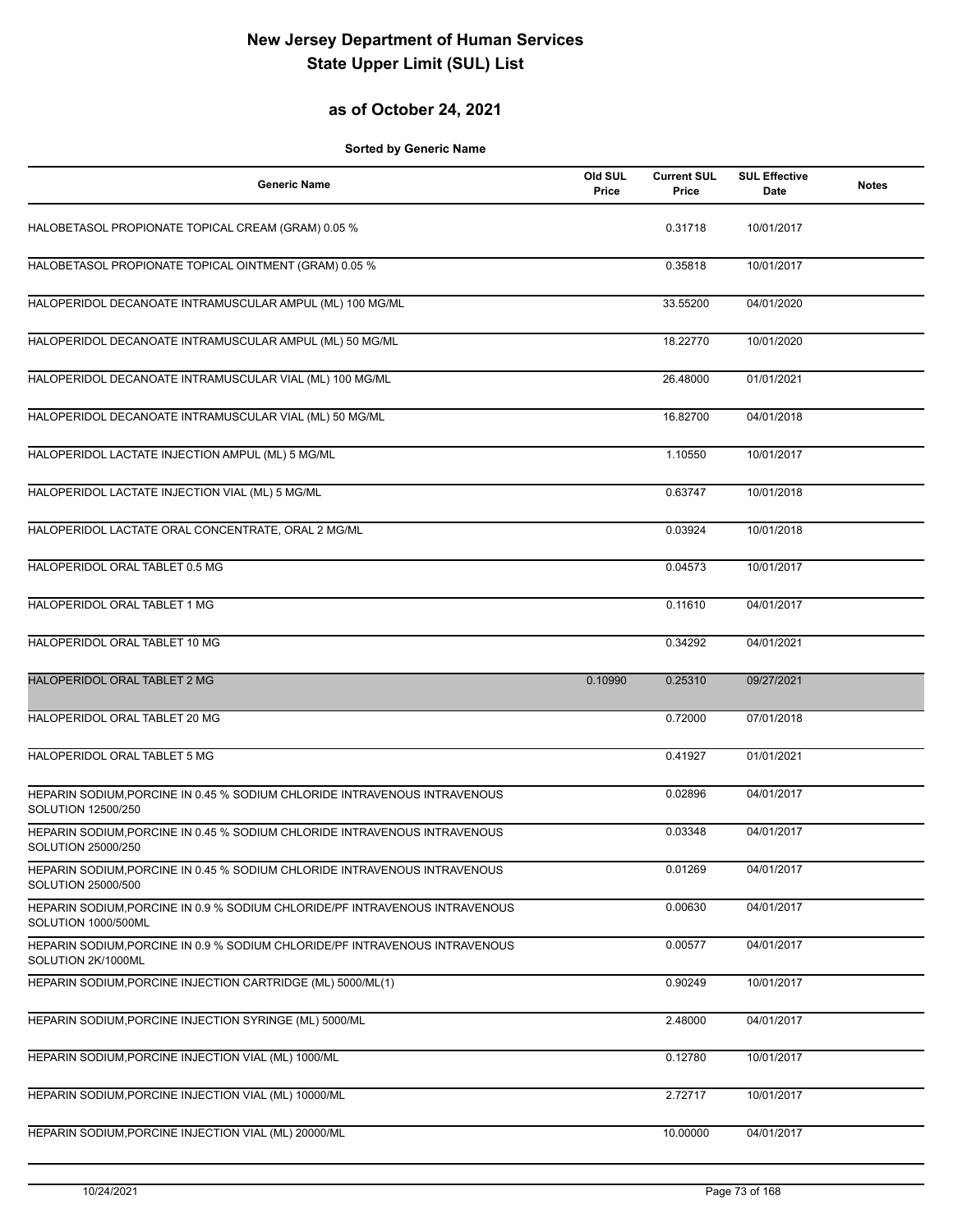# New Jersey Department of Human Services
# State Upper Limit (SUL) List

## as of October 24, 2021

**Sorted by Generic Name**

| Generic Name | Old SUL Price | Current SUL Price | SUL Effective Date | Notes |
|---|---|---|---|---|
| HALOBETASOL PROPIONATE TOPICAL CREAM (GRAM) 0.05 % | | 0.31718 | 10/01/2017 | |
| HALOBETASOL PROPIONATE TOPICAL OINTMENT (GRAM) 0.05 % | | 0.35818 | 10/01/2017 | |
| HALOPERIDOL DECANOATE INTRAMUSCULAR AMPUL (ML) 100 MG/ML | | 33.55200 | 04/01/2020 | |
| HALOPERIDOL DECANOATE INTRAMUSCULAR AMPUL (ML) 50 MG/ML | | 18.22770 | 10/01/2020 | |
| HALOPERIDOL DECANOATE INTRAMUSCULAR VIAL (ML) 100 MG/ML | | 26.48000 | 01/01/2021 | |
| HALOPERIDOL DECANOATE INTRAMUSCULAR VIAL (ML) 50 MG/ML | | 16.82700 | 04/01/2018 | |
| HALOPERIDOL LACTATE INJECTION AMPUL (ML) 5 MG/ML | | 1.10550 | 10/01/2017 | |
| HALOPERIDOL LACTATE INJECTION VIAL (ML) 5 MG/ML | | 0.63747 | 10/01/2018 | |
| HALOPERIDOL LACTATE ORAL CONCENTRATE, ORAL 2 MG/ML | | 0.03924 | 10/01/2018 | |
| HALOPERIDOL ORAL TABLET 0.5 MG | | 0.04573 | 10/01/2017 | |
| HALOPERIDOL ORAL TABLET 1 MG | | 0.11610 | 04/01/2017 | |
| HALOPERIDOL ORAL TABLET 10 MG | | 0.34292 | 04/01/2021 | |
| HALOPERIDOL ORAL TABLET 2 MG | 0.10990 | 0.25310 | 09/27/2021 | |
| HALOPERIDOL ORAL TABLET 20 MG | | 0.72000 | 07/01/2018 | |
| HALOPERIDOL ORAL TABLET 5 MG | | 0.41927 | 01/01/2021 | |
| HEPARIN SODIUM,PORCINE IN 0.45 % SODIUM CHLORIDE INTRAVENOUS INTRAVENOUS SOLUTION 12500/250 | | 0.02896 | 04/01/2017 | |
| HEPARIN SODIUM,PORCINE IN 0.45 % SODIUM CHLORIDE INTRAVENOUS INTRAVENOUS SOLUTION 25000/250 | | 0.03348 | 04/01/2017 | |
| HEPARIN SODIUM,PORCINE IN 0.45 % SODIUM CHLORIDE INTRAVENOUS INTRAVENOUS SOLUTION 25000/500 | | 0.01269 | 04/01/2017 | |
| HEPARIN SODIUM,PORCINE IN 0.9 % SODIUM CHLORIDE/PF INTRAVENOUS INTRAVENOUS SOLUTION 1000/500ML | | 0.00630 | 04/01/2017 | |
| HEPARIN SODIUM,PORCINE IN 0.9 % SODIUM CHLORIDE/PF INTRAVENOUS INTRAVENOUS SOLUTION 2K/1000ML | | 0.00577 | 04/01/2017 | |
| HEPARIN SODIUM,PORCINE INJECTION CARTRIDGE (ML) 5000/ML(1) | | 0.90249 | 10/01/2017 | |
| HEPARIN SODIUM,PORCINE INJECTION SYRINGE (ML) 5000/ML | | 2.48000 | 04/01/2017 | |
| HEPARIN SODIUM,PORCINE INJECTION VIAL (ML) 1000/ML | | 0.12780 | 10/01/2017 | |
| HEPARIN SODIUM,PORCINE INJECTION VIAL (ML) 10000/ML | | 2.72717 | 10/01/2017 | |
| HEPARIN SODIUM,PORCINE INJECTION VIAL (ML) 20000/ML | | 10.00000 | 04/01/2017 | |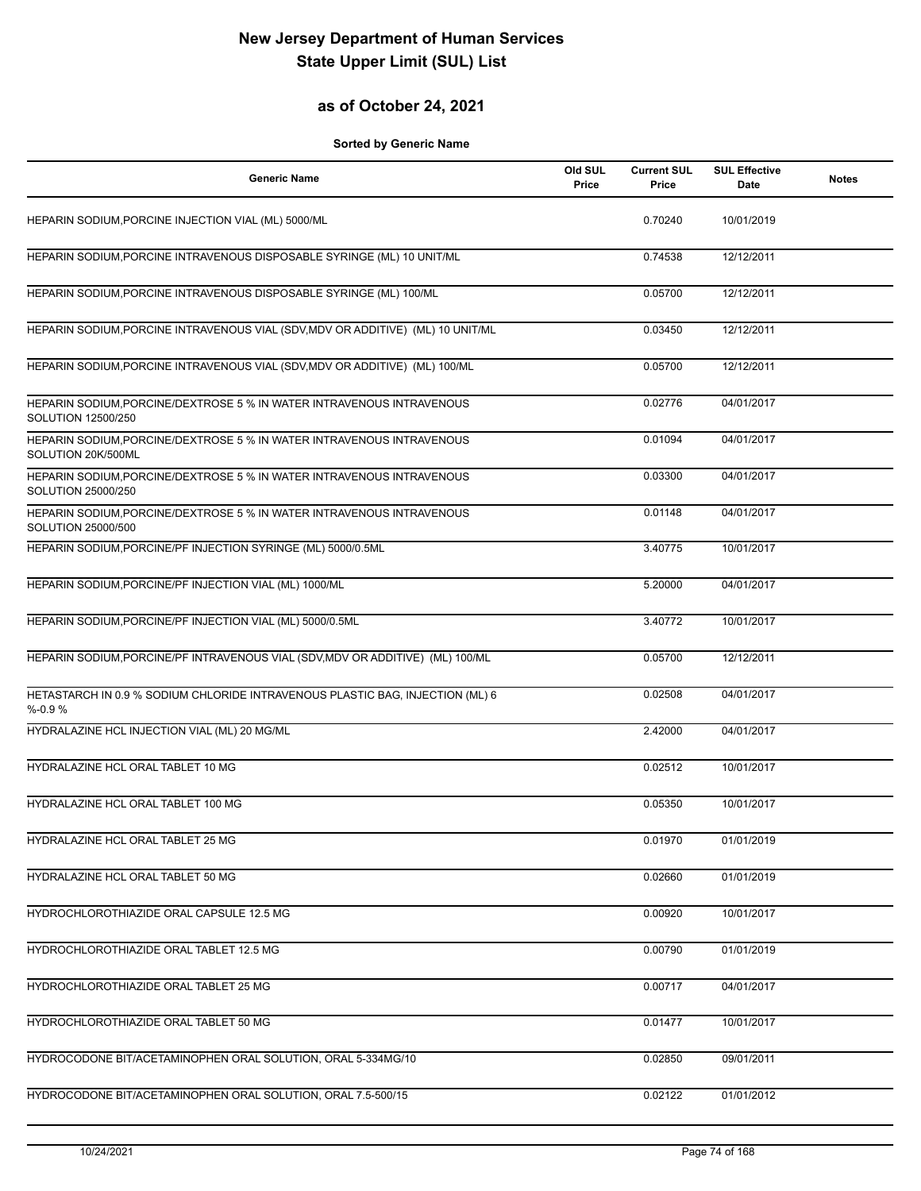# New Jersey Department of Human Services
# State Upper Limit (SUL) List

## as of October 24, 2021

**Sorted by Generic Name**

| Generic Name | Old SUL Price | Current SUL Price | SUL Effective Date | Notes |
|---|---|---|---|---|
| HEPARIN SODIUM,PORCINE INJECTION VIAL (ML) 5000/ML | | 0.70240 | 10/01/2019 | |
| HEPARIN SODIUM,PORCINE INTRAVENOUS DISPOSABLE SYRINGE (ML) 10 UNIT/ML | | 0.74538 | 12/12/2011 | |
| HEPARIN SODIUM,PORCINE INTRAVENOUS DISPOSABLE SYRINGE (ML) 100/ML | | 0.05700 | 12/12/2011 | |
| HEPARIN SODIUM,PORCINE INTRAVENOUS VIAL (SDV,MDV OR ADDITIVE) (ML) 10 UNIT/ML | | 0.03450 | 12/12/2011 | |
| HEPARIN SODIUM,PORCINE INTRAVENOUS VIAL (SDV,MDV OR ADDITIVE) (ML) 100/ML | | 0.05700 | 12/12/2011 | |
| HEPARIN SODIUM,PORCINE/DEXTROSE 5 % IN WATER INTRAVENOUS INTRAVENOUS SOLUTION 12500/250 | | 0.02776 | 04/01/2017 | |
| HEPARIN SODIUM,PORCINE/DEXTROSE 5 % IN WATER INTRAVENOUS INTRAVENOUS SOLUTION 20K/500ML | | 0.01094 | 04/01/2017 | |
| HEPARIN SODIUM,PORCINE/DEXTROSE 5 % IN WATER INTRAVENOUS INTRAVENOUS SOLUTION 25000/250 | | 0.03300 | 04/01/2017 | |
| HEPARIN SODIUM,PORCINE/DEXTROSE 5 % IN WATER INTRAVENOUS INTRAVENOUS SOLUTION 25000/500 | | 0.01148 | 04/01/2017 | |
| HEPARIN SODIUM,PORCINE/PF INJECTION SYRINGE (ML) 5000/0.5ML | | 3.40775 | 10/01/2017 | |
| HEPARIN SODIUM,PORCINE/PF INJECTION VIAL (ML) 1000/ML | | 5.20000 | 04/01/2017 | |
| HEPARIN SODIUM,PORCINE/PF INJECTION VIAL (ML) 5000/0.5ML | | 3.40772 | 10/01/2017 | |
| HEPARIN SODIUM,PORCINE/PF INTRAVENOUS VIAL (SDV,MDV OR ADDITIVE) (ML) 100/ML | | 0.05700 | 12/12/2011 | |
| HETASTARCH IN 0.9 % SODIUM CHLORIDE INTRAVENOUS PLASTIC BAG, INJECTION (ML) 6 %-0.9 % | | 0.02508 | 04/01/2017 | |
| HYDRALAZINE HCL INJECTION VIAL (ML) 20 MG/ML | | 2.42000 | 04/01/2017 | |
| HYDRALAZINE HCL ORAL TABLET 10 MG | | 0.02512 | 10/01/2017 | |
| HYDRALAZINE HCL ORAL TABLET 100 MG | | 0.05350 | 10/01/2017 | |
| HYDRALAZINE HCL ORAL TABLET 25 MG | | 0.01970 | 01/01/2019 | |
| HYDRALAZINE HCL ORAL TABLET 50 MG | | 0.02660 | 01/01/2019 | |
| HYDROCHLOROTHIAZIDE ORAL CAPSULE 12.5 MG | | 0.00920 | 10/01/2017 | |
| HYDROCHLOROTHIAZIDE ORAL TABLET 12.5 MG | | 0.00790 | 01/01/2019 | |
| HYDROCHLOROTHIAZIDE ORAL TABLET 25 MG | | 0.00717 | 04/01/2017 | |
| HYDROCHLOROTHIAZIDE ORAL TABLET 50 MG | | 0.01477 | 10/01/2017 | |
| HYDROCODONE BIT/ACETAMINOPHEN ORAL SOLUTION, ORAL 5-334MG/10 | | 0.02850 | 09/01/2011 | |
| HYDROCODONE BIT/ACETAMINOPHEN ORAL SOLUTION, ORAL 7.5-500/15 | | 0.02122 | 01/01/2012 | |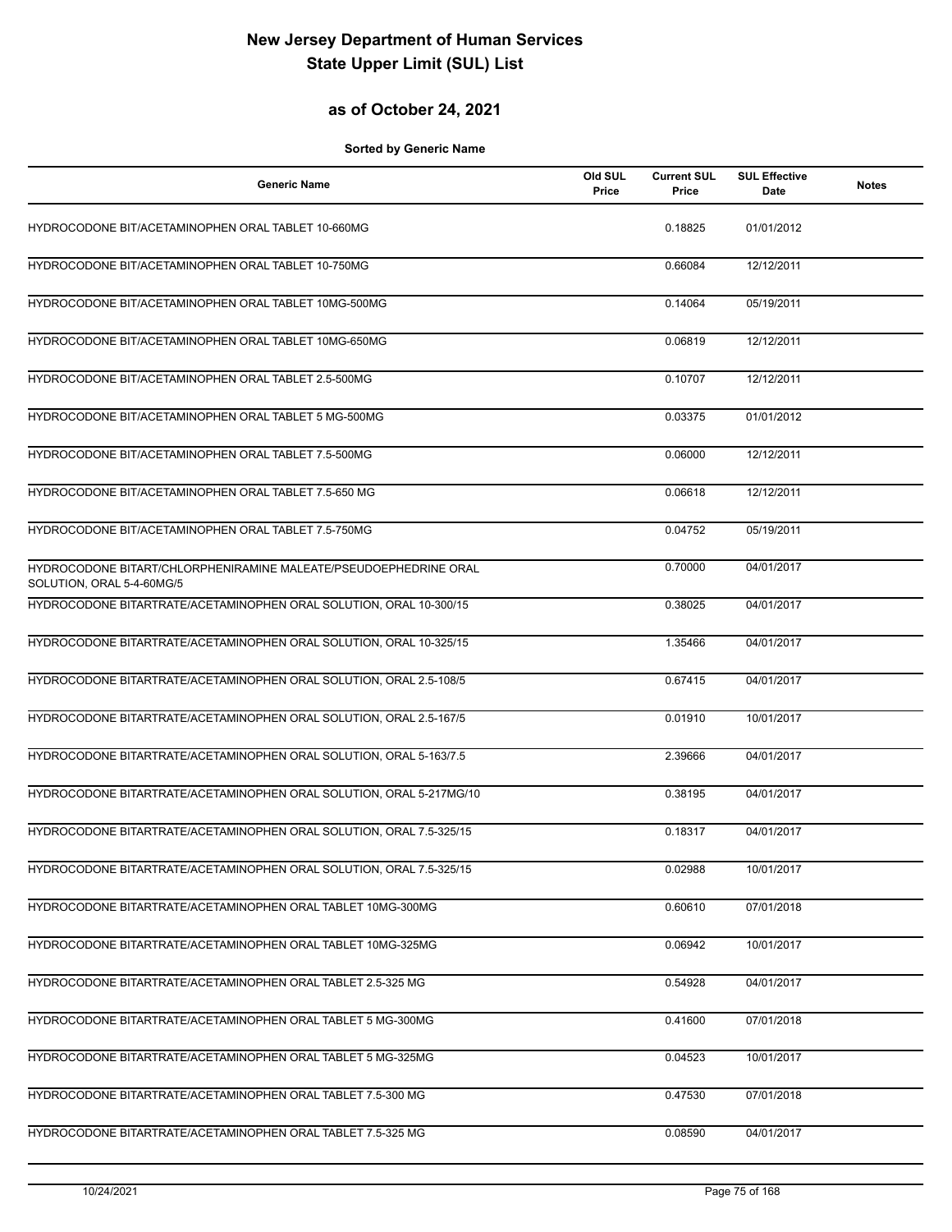# New Jersey Department of Human Services
# State Upper Limit (SUL) List

## as of October 24, 2021

**Sorted by Generic Name**

| Generic Name | Old SUL Price | Current SUL Price | SUL Effective Date | Notes |
|---|---|---|---|---|
| HYDROCODONE BIT/ACETAMINOPHEN ORAL TABLET 10-660MG | | 0.18825 | 01/01/2012 | |
| HYDROCODONE BIT/ACETAMINOPHEN ORAL TABLET 10-750MG | | 0.66084 | 12/12/2011 | |
| HYDROCODONE BIT/ACETAMINOPHEN ORAL TABLET 10MG-500MG | | 0.14064 | 05/19/2011 | |
| HYDROCODONE BIT/ACETAMINOPHEN ORAL TABLET 10MG-650MG | | 0.06819 | 12/12/2011 | |
| HYDROCODONE BIT/ACETAMINOPHEN ORAL TABLET 2.5-500MG | | 0.10707 | 12/12/2011 | |
| HYDROCODONE BIT/ACETAMINOPHEN ORAL TABLET 5 MG-500MG | | 0.03375 | 01/01/2012 | |
| HYDROCODONE BIT/ACETAMINOPHEN ORAL TABLET 7.5-500MG | | 0.06000 | 12/12/2011 | |
| HYDROCODONE BIT/ACETAMINOPHEN ORAL TABLET 7.5-650 MG | | 0.06618 | 12/12/2011 | |
| HYDROCODONE BIT/ACETAMINOPHEN ORAL TABLET 7.5-750MG | | 0.04752 | 05/19/2011 | |
| HYDROCODONE BITART/CHLORPHENIRAMINE MALEATE/PSEUDOEPHEDRINE ORAL SOLUTION, ORAL 5-4-60MG/5 | | 0.70000 | 04/01/2017 | |
| HYDROCODONE BITARTRATE/ACETAMINOPHEN ORAL SOLUTION, ORAL 10-300/15 | | 0.38025 | 04/01/2017 | |
| HYDROCODONE BITARTRATE/ACETAMINOPHEN ORAL SOLUTION, ORAL 10-325/15 | | 1.35466 | 04/01/2017 | |
| HYDROCODONE BITARTRATE/ACETAMINOPHEN ORAL SOLUTION, ORAL 2.5-108/5 | | 0.67415 | 04/01/2017 | |
| HYDROCODONE BITARTRATE/ACETAMINOPHEN ORAL SOLUTION, ORAL 2.5-167/5 | | 0.01910 | 10/01/2017 | |
| HYDROCODONE BITARTRATE/ACETAMINOPHEN ORAL SOLUTION, ORAL 5-163/7.5 | | 2.39666 | 04/01/2017 | |
| HYDROCODONE BITARTRATE/ACETAMINOPHEN ORAL SOLUTION, ORAL 5-217MG/10 | | 0.38195 | 04/01/2017 | |
| HYDROCODONE BITARTRATE/ACETAMINOPHEN ORAL SOLUTION, ORAL 7.5-325/15 | | 0.18317 | 04/01/2017 | |
| HYDROCODONE BITARTRATE/ACETAMINOPHEN ORAL SOLUTION, ORAL 7.5-325/15 | | 0.02988 | 10/01/2017 | |
| HYDROCODONE BITARTRATE/ACETAMINOPHEN ORAL TABLET 10MG-300MG | | 0.60610 | 07/01/2018 | |
| HYDROCODONE BITARTRATE/ACETAMINOPHEN ORAL TABLET 10MG-325MG | | 0.06942 | 10/01/2017 | |
| HYDROCODONE BITARTRATE/ACETAMINOPHEN ORAL TABLET 2.5-325 MG | | 0.54928 | 04/01/2017 | |
| HYDROCODONE BITARTRATE/ACETAMINOPHEN ORAL TABLET 5 MG-300MG | | 0.41600 | 07/01/2018 | |
| HYDROCODONE BITARTRATE/ACETAMINOPHEN ORAL TABLET 5 MG-325MG | | 0.04523 | 10/01/2017 | |
| HYDROCODONE BITARTRATE/ACETAMINOPHEN ORAL TABLET 7.5-300 MG | | 0.47530 | 07/01/2018 | |
| HYDROCODONE BITARTRATE/ACETAMINOPHEN ORAL TABLET 7.5-325 MG | | 0.08590 | 04/01/2017 | |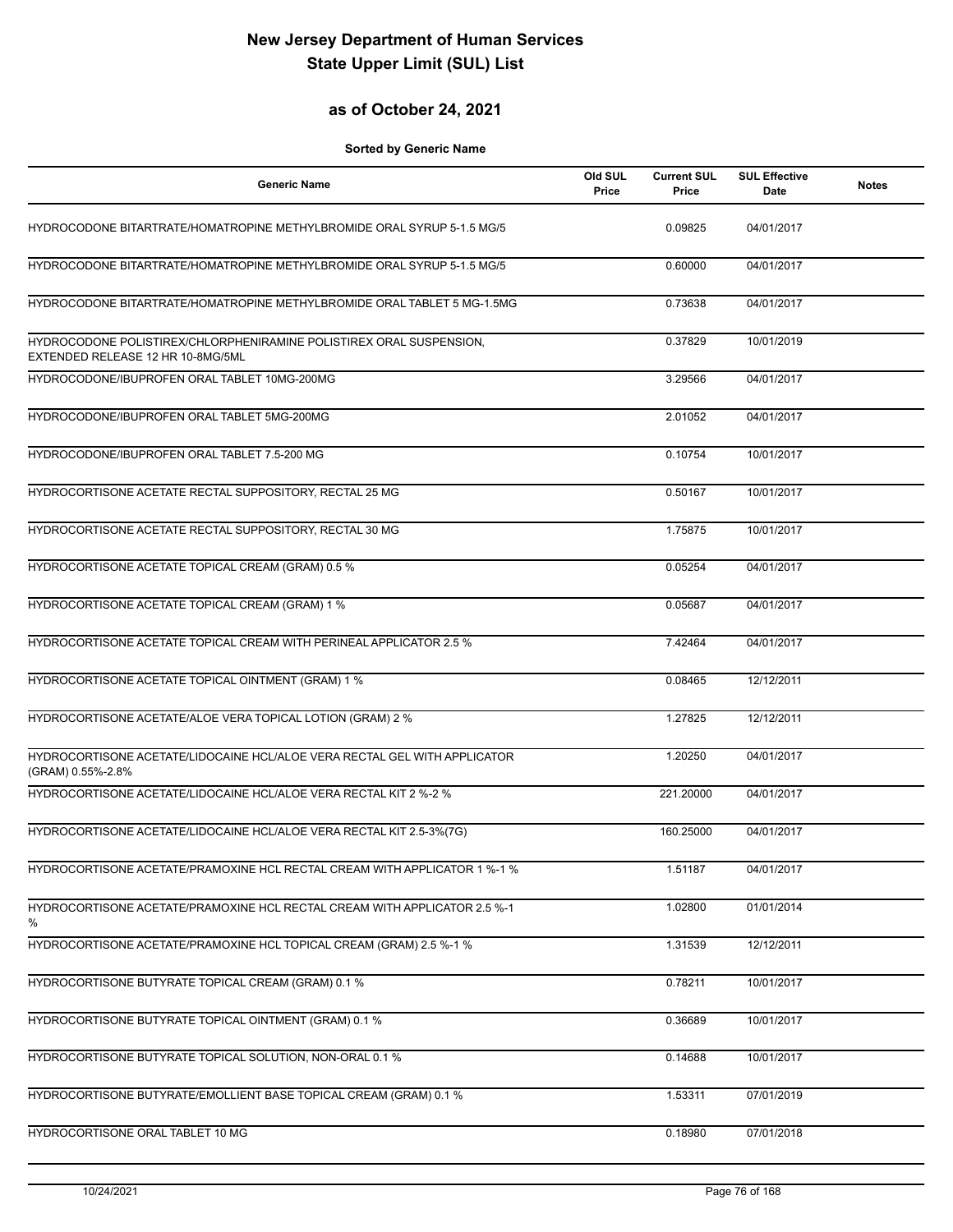# New Jersey Department of Human Services
# State Upper Limit (SUL) List

## as of October 24, 2021

**Sorted by Generic Name**

| Generic Name | Old SUL Price | Current SUL Price | SUL Effective Date | Notes |
|---|---|---|---|---|
| HYDROCODONE BITARTRATE/HOMATROPINE METHYLBROMIDE ORAL SYRUP 5-1.5 MG/5 | | 0.09825 | 04/01/2017 | |
| HYDROCODONE BITARTRATE/HOMATROPINE METHYLBROMIDE ORAL SYRUP 5-1.5 MG/5 | | 0.60000 | 04/01/2017 | |
| HYDROCODONE BITARTRATE/HOMATROPINE METHYLBROMIDE ORAL TABLET 5 MG-1.5MG | | 0.73638 | 04/01/2017 | |
| HYDROCODONE POLISTIREX/CHLORPHENIRAMINE POLISTIREX ORAL SUSPENSION, EXTENDED RELEASE 12 HR 10-8MG/5ML | | 0.37829 | 10/01/2019 | |
| HYDROCODONE/IBUPROFEN ORAL TABLET 10MG-200MG | | 3.29566 | 04/01/2017 | |
| HYDROCODONE/IBUPROFEN ORAL TABLET 5MG-200MG | | 2.01052 | 04/01/2017 | |
| HYDROCODONE/IBUPROFEN ORAL TABLET 7.5-200 MG | | 0.10754 | 10/01/2017 | |
| HYDROCORTISONE ACETATE RECTAL SUPPOSITORY, RECTAL 25 MG | | 0.50167 | 10/01/2017 | |
| HYDROCORTISONE ACETATE RECTAL SUPPOSITORY, RECTAL 30 MG | | 1.75875 | 10/01/2017 | |
| HYDROCORTISONE ACETATE TOPICAL CREAM (GRAM) 0.5 % | | 0.05254 | 04/01/2017 | |
| HYDROCORTISONE ACETATE TOPICAL CREAM (GRAM) 1 % | | 0.05687 | 04/01/2017 | |
| HYDROCORTISONE ACETATE TOPICAL CREAM WITH PERINEAL APPLICATOR 2.5 % | | 7.42464 | 04/01/2017 | |
| HYDROCORTISONE ACETATE TOPICAL OINTMENT (GRAM) 1 % | | 0.08465 | 12/12/2011 | |
| HYDROCORTISONE ACETATE/ALOE VERA TOPICAL LOTION (GRAM) 2 % | | 1.27825 | 12/12/2011 | |
| HYDROCORTISONE ACETATE/LIDOCAINE HCL/ALOE VERA RECTAL GEL WITH APPLICATOR (GRAM) 0.55%-2.8% | | 1.20250 | 04/01/2017 | |
| HYDROCORTISONE ACETATE/LIDOCAINE HCL/ALOE VERA RECTAL KIT 2 %-2 % | | 221.20000 | 04/01/2017 | |
| HYDROCORTISONE ACETATE/LIDOCAINE HCL/ALOE VERA RECTAL KIT 2.5-3%(7G) | | 160.25000 | 04/01/2017 | |
| HYDROCORTISONE ACETATE/PRAMOXINE HCL RECTAL CREAM WITH APPLICATOR 1 %-1 % | | 1.51187 | 04/01/2017 | |
| HYDROCORTISONE ACETATE/PRAMOXINE HCL RECTAL CREAM WITH APPLICATOR 2.5 %-1 % | | 1.02800 | 01/01/2014 | |
| HYDROCORTISONE ACETATE/PRAMOXINE HCL TOPICAL CREAM (GRAM) 2.5 %-1 % | | 1.31539 | 12/12/2011 | |
| HYDROCORTISONE BUTYRATE TOPICAL CREAM (GRAM) 0.1 % | | 0.78211 | 10/01/2017 | |
| HYDROCORTISONE BUTYRATE TOPICAL OINTMENT (GRAM) 0.1 % | | 0.36689 | 10/01/2017 | |
| HYDROCORTISONE BUTYRATE TOPICAL SOLUTION, NON-ORAL 0.1 % | | 0.14688 | 10/01/2017 | |
| HYDROCORTISONE BUTYRATE/EMOLLIENT BASE TOPICAL CREAM (GRAM) 0.1 % | | 1.53311 | 07/01/2019 | |
| HYDROCORTISONE ORAL TABLET 10 MG | | 0.18980 | 07/01/2018 | |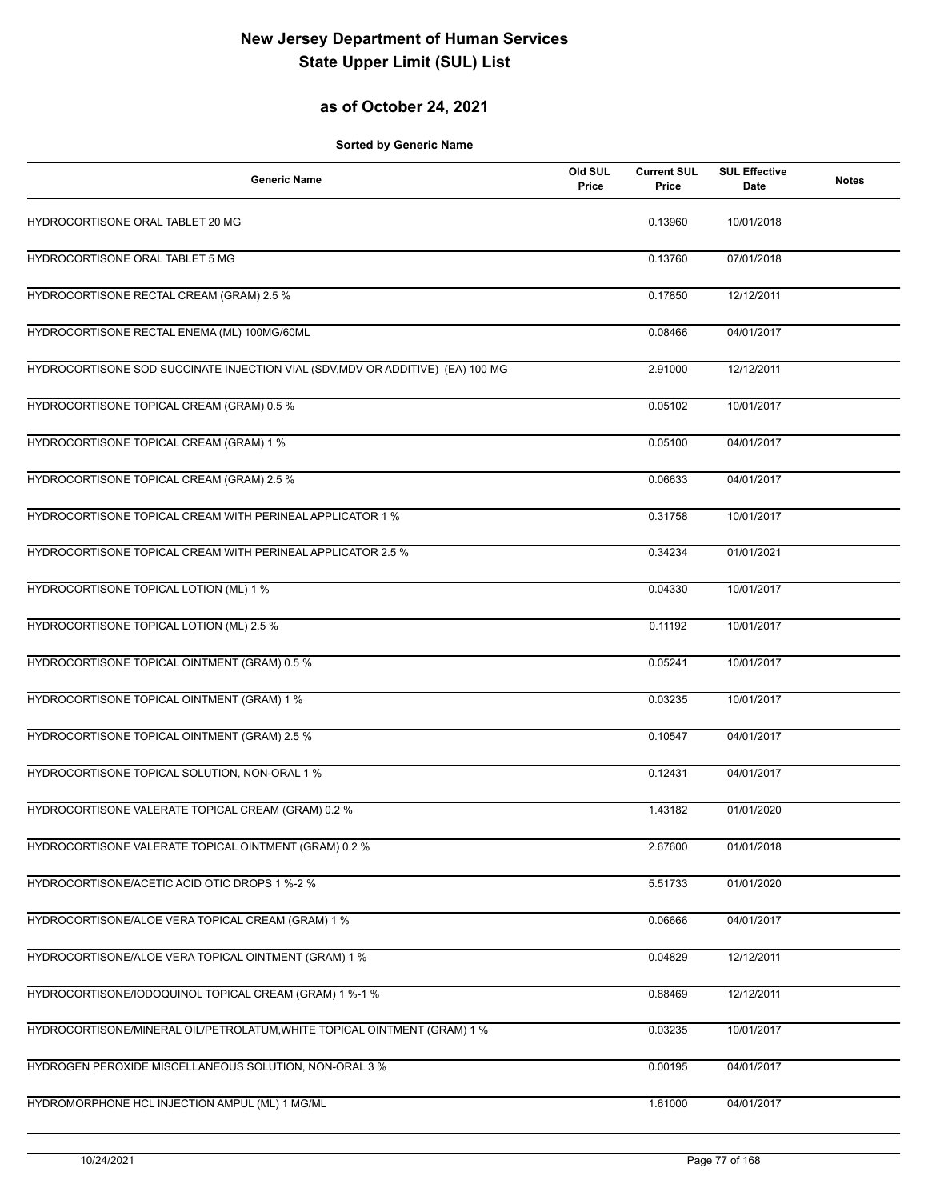# New Jersey Department of Human Services
# State Upper Limit (SUL) List

## as of October 24, 2021

**Sorted by Generic Name**

| Generic Name | Old SUL Price | Current SUL Price | SUL Effective Date | Notes |
|---|---|---|---|---|
| HYDROCORTISONE ORAL TABLET 20 MG | | 0.13960 | 10/01/2018 | |
| HYDROCORTISONE ORAL TABLET 5 MG | | 0.13760 | 07/01/2018 | |
| HYDROCORTISONE RECTAL CREAM (GRAM) 2.5 % | | 0.17850 | 12/12/2011 | |
| HYDROCORTISONE RECTAL ENEMA (ML) 100MG/60ML | | 0.08466 | 04/01/2017 | |
| HYDROCORTISONE SOD SUCCINATE INJECTION VIAL (SDV,MDV OR ADDITIVE) (EA) 100 MG | | 2.91000 | 12/12/2011 | |
| HYDROCORTISONE TOPICAL CREAM (GRAM) 0.5 % | | 0.05102 | 10/01/2017 | |
| HYDROCORTISONE TOPICAL CREAM (GRAM) 1 % | | 0.05100 | 04/01/2017 | |
| HYDROCORTISONE TOPICAL CREAM (GRAM) 2.5 % | | 0.06633 | 04/01/2017 | |
| HYDROCORTISONE TOPICAL CREAM WITH PERINEAL APPLICATOR 1 % | | 0.31758 | 10/01/2017 | |
| HYDROCORTISONE TOPICAL CREAM WITH PERINEAL APPLICATOR 2.5 % | | 0.34234 | 01/01/2021 | |
| HYDROCORTISONE TOPICAL LOTION (ML) 1 % | | 0.04330 | 10/01/2017 | |
| HYDROCORTISONE TOPICAL LOTION (ML) 2.5 % | | 0.11192 | 10/01/2017 | |
| HYDROCORTISONE TOPICAL OINTMENT (GRAM) 0.5 % | | 0.05241 | 10/01/2017 | |
| HYDROCORTISONE TOPICAL OINTMENT (GRAM) 1 % | | 0.03235 | 10/01/2017 | |
| HYDROCORTISONE TOPICAL OINTMENT (GRAM) 2.5 % | | 0.10547 | 04/01/2017 | |
| HYDROCORTISONE TOPICAL SOLUTION, NON-ORAL 1 % | | 0.12431 | 04/01/2017 | |
| HYDROCORTISONE VALERATE TOPICAL CREAM (GRAM) 0.2 % | | 1.43182 | 01/01/2020 | |
| HYDROCORTISONE VALERATE TOPICAL OINTMENT (GRAM) 0.2 % | | 2.67600 | 01/01/2018 | |
| HYDROCORTISONE/ACETIC ACID OTIC DROPS 1 %-2 % | | 5.51733 | 01/01/2020 | |
| HYDROCORTISONE/ALOE VERA TOPICAL CREAM (GRAM) 1 % | | 0.06666 | 04/01/2017 | |
| HYDROCORTISONE/ALOE VERA TOPICAL OINTMENT (GRAM) 1 % | | 0.04829 | 12/12/2011 | |
| HYDROCORTISONE/IODOQUINOL TOPICAL CREAM (GRAM) 1 %-1 % | | 0.88469 | 12/12/2011 | |
| HYDROCORTISONE/MINERAL OIL/PETROLATUM,WHITE TOPICAL OINTMENT (GRAM) 1 % | | 0.03235 | 10/01/2017 | |
| HYDROGEN PEROXIDE MISCELLANEOUS SOLUTION, NON-ORAL 3 % | | 0.00195 | 04/01/2017 | |
| HYDROMORPHONE HCL INJECTION AMPUL (ML) 1 MG/ML | | 1.61000 | 04/01/2017 | |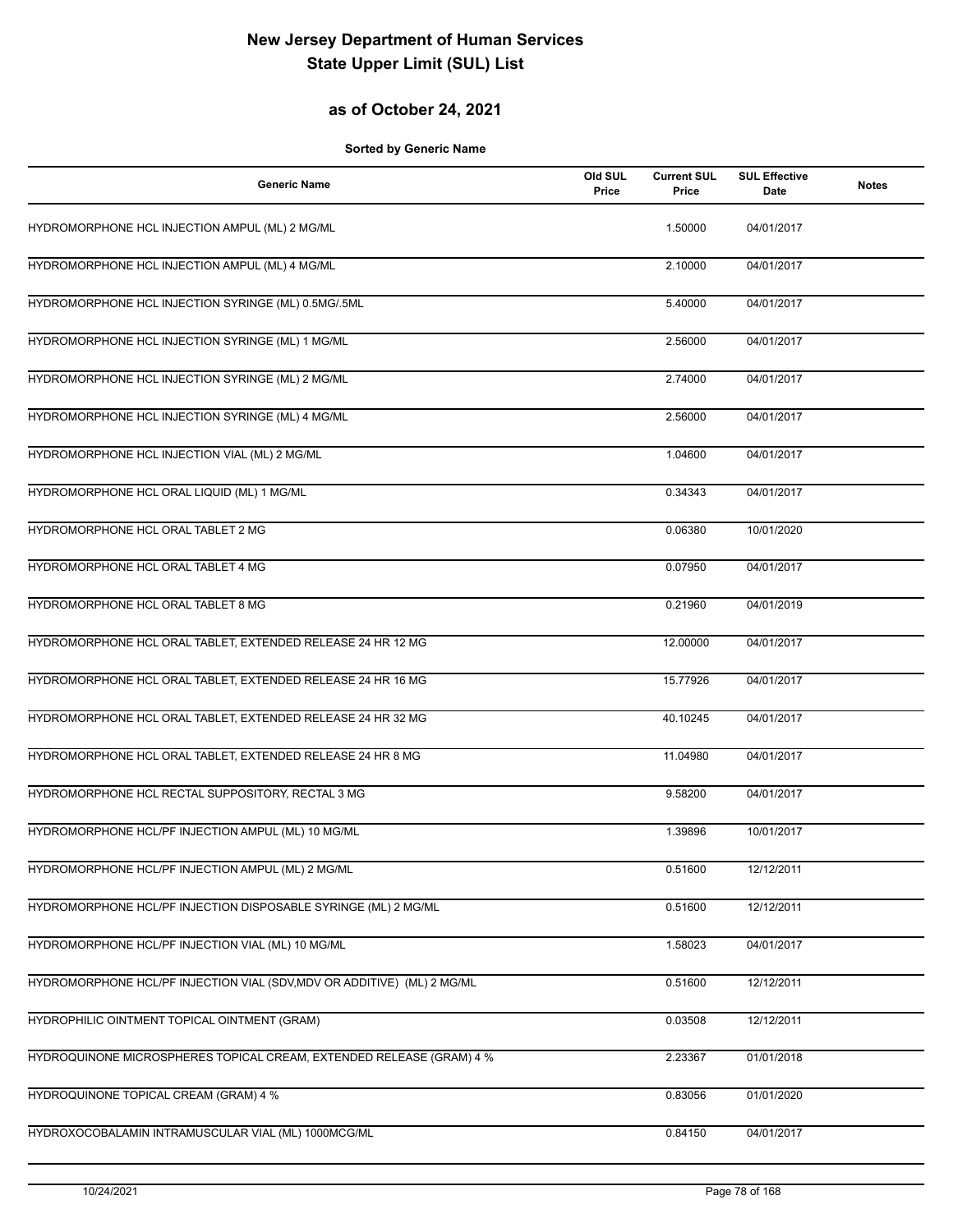# New Jersey Department of Human Services
# State Upper Limit (SUL) List

## as of October 24, 2021

**Sorted by Generic Name**

| Generic Name | Old SUL Price | Current SUL Price | SUL Effective Date | Notes |
|---|---|---|---|---|
| HYDROMORPHONE HCL INJECTION AMPUL (ML) 2 MG/ML | | 1.50000 | 04/01/2017 | |
| HYDROMORPHONE HCL INJECTION AMPUL (ML) 4 MG/ML | | 2.10000 | 04/01/2017 | |
| HYDROMORPHONE HCL INJECTION SYRINGE (ML) 0.5MG/.5ML | | 5.40000 | 04/01/2017 | |
| HYDROMORPHONE HCL INJECTION SYRINGE (ML) 1 MG/ML | | 2.56000 | 04/01/2017 | |
| HYDROMORPHONE HCL INJECTION SYRINGE (ML) 2 MG/ML | | 2.74000 | 04/01/2017 | |
| HYDROMORPHONE HCL INJECTION SYRINGE (ML) 4 MG/ML | | 2.56000 | 04/01/2017 | |
| HYDROMORPHONE HCL INJECTION VIAL (ML) 2 MG/ML | | 1.04600 | 04/01/2017 | |
| HYDROMORPHONE HCL ORAL LIQUID (ML) 1 MG/ML | | 0.34343 | 04/01/2017 | |
| HYDROMORPHONE HCL ORAL TABLET 2 MG | | 0.06380 | 10/01/2020 | |
| HYDROMORPHONE HCL ORAL TABLET 4 MG | | 0.07950 | 04/01/2017 | |
| HYDROMORPHONE HCL ORAL TABLET 8 MG | | 0.21960 | 04/01/2019 | |
| HYDROMORPHONE HCL ORAL TABLET, EXTENDED RELEASE 24 HR 12 MG | | 12.00000 | 04/01/2017 | |
| HYDROMORPHONE HCL ORAL TABLET, EXTENDED RELEASE 24 HR 16 MG | | 15.77926 | 04/01/2017 | |
| HYDROMORPHONE HCL ORAL TABLET, EXTENDED RELEASE 24 HR 32 MG | | 40.10245 | 04/01/2017 | |
| HYDROMORPHONE HCL ORAL TABLET, EXTENDED RELEASE 24 HR 8 MG | | 11.04980 | 04/01/2017 | |
| HYDROMORPHONE HCL RECTAL SUPPOSITORY, RECTAL 3 MG | | 9.58200 | 04/01/2017 | |
| HYDROMORPHONE HCL/PF INJECTION AMPUL (ML) 10 MG/ML | | 1.39896 | 10/01/2017 | |
| HYDROMORPHONE HCL/PF INJECTION AMPUL (ML) 2 MG/ML | | 0.51600 | 12/12/2011 | |
| HYDROMORPHONE HCL/PF INJECTION DISPOSABLE SYRINGE (ML) 2 MG/ML | | 0.51600 | 12/12/2011 | |
| HYDROMORPHONE HCL/PF INJECTION VIAL (ML) 10 MG/ML | | 1.58023 | 04/01/2017 | |
| HYDROMORPHONE HCL/PF INJECTION VIAL (SDV,MDV OR ADDITIVE) (ML) 2 MG/ML | | 0.51600 | 12/12/2011 | |
| HYDROPHILIC OINTMENT TOPICAL OINTMENT (GRAM) | | 0.03508 | 12/12/2011 | |
| HYDROQUINONE MICROSPHERES TOPICAL CREAM, EXTENDED RELEASE (GRAM) 4 % | | 2.23367 | 01/01/2018 | |
| HYDROQUINONE TOPICAL CREAM (GRAM) 4 % | | 0.83056 | 01/01/2020 | |
| HYDROXOCOBALAMIN INTRAMUSCULAR VIAL (ML) 1000MCG/ML | | 0.84150 | 04/01/2017 | |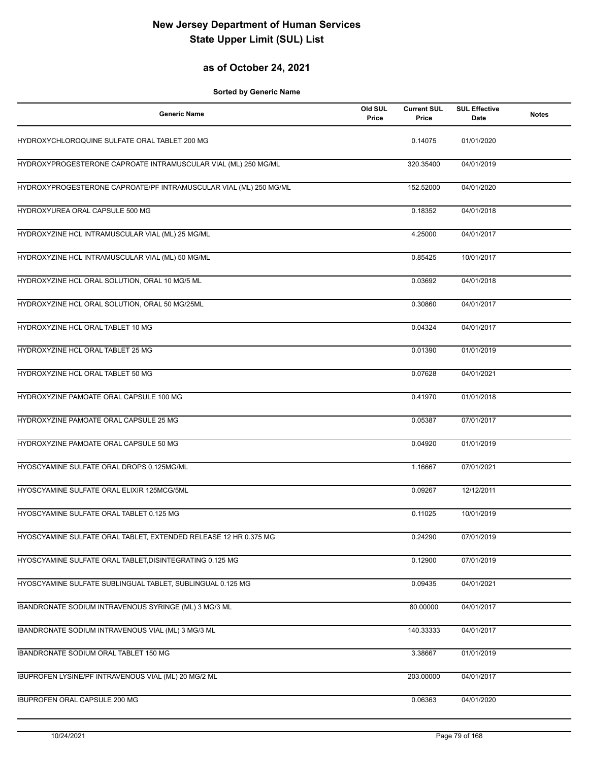# New Jersey Department of Human Services
# State Upper Limit (SUL) List

## as of October 24, 2021

**Sorted by Generic Name**

| Generic Name | Old SUL Price | Current SUL Price | SUL Effective Date | Notes |
|---|---|---|---|---|
| HYDROXYCHLOROQUINE SULFATE ORAL TABLET 200 MG | | 0.14075 | 01/01/2020 | |
| HYDROXYPROGESTERONE CAPROATE INTRAMUSCULAR VIAL (ML) 250 MG/ML | | 320.35400 | 04/01/2019 | |
| HYDROXYPROGESTERONE CAPROATE/PF INTRAMUSCULAR VIAL (ML) 250 MG/ML | | 152.52000 | 04/01/2020 | |
| HYDROXYUREA ORAL CAPSULE 500 MG | | 0.18352 | 04/01/2018 | |
| HYDROXYZINE HCL INTRAMUSCULAR VIAL (ML) 25 MG/ML | | 4.25000 | 04/01/2017 | |
| HYDROXYZINE HCL INTRAMUSCULAR VIAL (ML) 50 MG/ML | | 0.85425 | 10/01/2017 | |
| HYDROXYZINE HCL ORAL SOLUTION, ORAL 10 MG/5 ML | | 0.03692 | 04/01/2018 | |
| HYDROXYZINE HCL ORAL SOLUTION, ORAL 50 MG/25ML | | 0.30860 | 04/01/2017 | |
| HYDROXYZINE HCL ORAL TABLET 10 MG | | 0.04324 | 04/01/2017 | |
| HYDROXYZINE HCL ORAL TABLET 25 MG | | 0.01390 | 01/01/2019 | |
| HYDROXYZINE HCL ORAL TABLET 50 MG | | 0.07628 | 04/01/2021 | |
| HYDROXYZINE PAMOATE ORAL CAPSULE 100 MG | | 0.41970 | 01/01/2018 | |
| HYDROXYZINE PAMOATE ORAL CAPSULE 25 MG | | 0.05387 | 07/01/2017 | |
| HYDROXYZINE PAMOATE ORAL CAPSULE 50 MG | | 0.04920 | 01/01/2019 | |
| HYOSCYAMINE SULFATE ORAL DROPS 0.125MG/ML | | 1.16667 | 07/01/2021 | |
| HYOSCYAMINE SULFATE ORAL ELIXIR 125MCG/5ML | | 0.09267 | 12/12/2011 | |
| HYOSCYAMINE SULFATE ORAL TABLET 0.125 MG | | 0.11025 | 10/01/2019 | |
| HYOSCYAMINE SULFATE ORAL TABLET, EXTENDED RELEASE 12 HR 0.375 MG | | 0.24290 | 07/01/2019 | |
| HYOSCYAMINE SULFATE ORAL TABLET,DISINTEGRATING 0.125 MG | | 0.12900 | 07/01/2019 | |
| HYOSCYAMINE SULFATE SUBLINGUAL TABLET, SUBLINGUAL 0.125 MG | | 0.09435 | 04/01/2021 | |
| IBANDRONATE SODIUM INTRAVENOUS SYRINGE (ML) 3 MG/3 ML | | 80.00000 | 04/01/2017 | |
| IBANDRONATE SODIUM INTRAVENOUS VIAL (ML) 3 MG/3 ML | | 140.33333 | 04/01/2017 | |
| IBANDRONATE SODIUM ORAL TABLET 150 MG | | 3.38667 | 01/01/2019 | |
| IBUPROFEN LYSINE/PF INTRAVENOUS VIAL (ML) 20 MG/2 ML | | 203.00000 | 04/01/2017 | |
| IBUPROFEN ORAL CAPSULE 200 MG | | 0.06363 | 04/01/2020 | |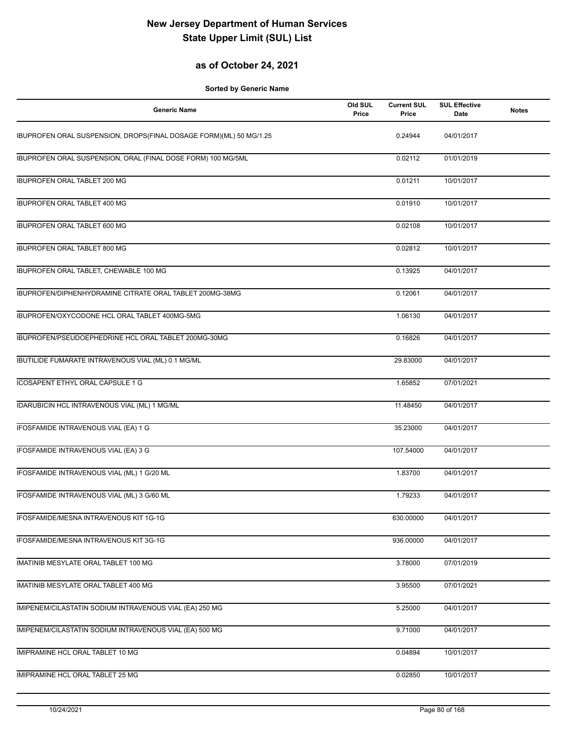# New Jersey Department of Human Services
# State Upper Limit (SUL) List

## as of October 24, 2021

**Sorted by Generic Name**

| Generic Name | Old SUL Price | Current SUL Price | SUL Effective Date | Notes |
|---|---|---|---|---|
| IBUPROFEN ORAL SUSPENSION, DROPS(FINAL DOSAGE FORM)(ML) 50 MG/1.25 | | 0.24944 | 04/01/2017 | |
| IBUPROFEN ORAL SUSPENSION, ORAL (FINAL DOSE FORM) 100 MG/5ML | | 0.02112 | 01/01/2019 | |
| IBUPROFEN ORAL TABLET 200 MG | | 0.01211 | 10/01/2017 | |
| IBUPROFEN ORAL TABLET 400 MG | | 0.01910 | 10/01/2017 | |
| IBUPROFEN ORAL TABLET 600 MG | | 0.02108 | 10/01/2017 | |
| IBUPROFEN ORAL TABLET 800 MG | | 0.02812 | 10/01/2017 | |
| IBUPROFEN ORAL TABLET, CHEWABLE 100 MG | | 0.13925 | 04/01/2017 | |
| IBUPROFEN/DIPHENHYDRAMINE CITRATE ORAL TABLET 200MG-38MG | | 0.12061 | 04/01/2017 | |
| IBUPROFEN/OXYCODONE HCL ORAL TABLET 400MG-5MG | | 1.06130 | 04/01/2017 | |
| IBUPROFEN/PSEUDOEPHEDRINE HCL ORAL TABLET 200MG-30MG | | 0.16826 | 04/01/2017 | |
| IBUTILIDE FUMARATE INTRAVENOUS VIAL (ML) 0.1 MG/ML | | 29.83000 | 04/01/2017 | |
| ICOSAPENT ETHYL ORAL CAPSULE 1 G | | 1.65852 | 07/01/2021 | |
| IDARUBICIN HCL INTRAVENOUS VIAL (ML) 1 MG/ML | | 11.48450 | 04/01/2017 | |
| IFOSFAMIDE INTRAVENOUS VIAL (EA) 1 G | | 35.23000 | 04/01/2017 | |
| IFOSFAMIDE INTRAVENOUS VIAL (EA) 3 G | | 107.54000 | 04/01/2017 | |
| IFOSFAMIDE INTRAVENOUS VIAL (ML) 1 G/20 ML | | 1.83700 | 04/01/2017 | |
| IFOSFAMIDE INTRAVENOUS VIAL (ML) 3 G/60 ML | | 1.79233 | 04/01/2017 | |
| IFOSFAMIDE/MESNA INTRAVENOUS KIT 1G-1G | | 630.00000 | 04/01/2017 | |
| IFOSFAMIDE/MESNA INTRAVENOUS KIT 3G-1G | | 936.00000 | 04/01/2017 | |
| IMATINIB MESYLATE ORAL TABLET 100 MG | | 3.78000 | 07/01/2019 | |
| IMATINIB MESYLATE ORAL TABLET 400 MG | | 3.95500 | 07/01/2021 | |
| IMIPENEM/CILASTATIN SODIUM INTRAVENOUS VIAL (EA) 250 MG | | 5.25000 | 04/01/2017 | |
| IMIPENEM/CILASTATIN SODIUM INTRAVENOUS VIAL (EA) 500 MG | | 9.71000 | 04/01/2017 | |
| IMIPRAMINE HCL ORAL TABLET 10 MG | | 0.04894 | 10/01/2017 | |
| IMIPRAMINE HCL ORAL TABLET 25 MG | | 0.02850 | 10/01/2017 | |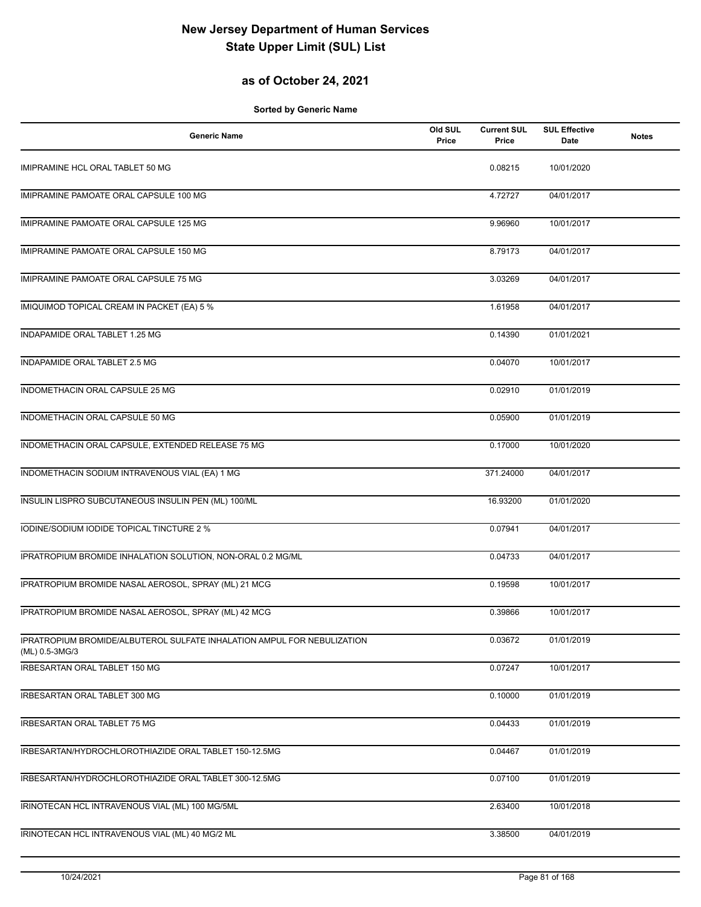# New Jersey Department of Human Services
# State Upper Limit (SUL) List

## as of October 24, 2021

**Sorted by Generic Name**

| Generic Name | Old SUL Price | Current SUL Price | SUL Effective Date | Notes |
|---|---|---|---|---|
| IMIPRAMINE HCL ORAL TABLET 50 MG | | 0.08215 | 10/01/2020 | |
| IMIPRAMINE PAMOATE ORAL CAPSULE 100 MG | | 4.72727 | 04/01/2017 | |
| IMIPRAMINE PAMOATE ORAL CAPSULE 125 MG | | 9.96960 | 10/01/2017 | |
| IMIPRAMINE PAMOATE ORAL CAPSULE 150 MG | | 8.79173 | 04/01/2017 | |
| IMIPRAMINE PAMOATE ORAL CAPSULE 75 MG | | 3.03269 | 04/01/2017 | |
| IMIQUIMOD TOPICAL CREAM IN PACKET (EA) 5 % | | 1.61958 | 04/01/2017 | |
| INDAPAMIDE ORAL TABLET 1.25 MG | | 0.14390 | 01/01/2021 | |
| INDAPAMIDE ORAL TABLET 2.5 MG | | 0.04070 | 10/01/2017 | |
| INDOMETHACIN ORAL CAPSULE 25 MG | | 0.02910 | 01/01/2019 | |
| INDOMETHACIN ORAL CAPSULE 50 MG | | 0.05900 | 01/01/2019 | |
| INDOMETHACIN ORAL CAPSULE, EXTENDED RELEASE 75 MG | | 0.17000 | 10/01/2020 | |
| INDOMETHACIN SODIUM INTRAVENOUS VIAL (EA) 1 MG | | 371.24000 | 04/01/2017 | |
| INSULIN LISPRO SUBCUTANEOUS INSULIN PEN (ML) 100/ML | | 16.93200 | 01/01/2020 | |
| IODINE/SODIUM IODIDE TOPICAL TINCTURE 2 % | | 0.07941 | 04/01/2017 | |
| IPRATROPIUM BROMIDE INHALATION SOLUTION, NON-ORAL 0.2 MG/ML | | 0.04733 | 04/01/2017 | |
| IPRATROPIUM BROMIDE NASAL AEROSOL, SPRAY (ML) 21 MCG | | 0.19598 | 10/01/2017 | |
| IPRATROPIUM BROMIDE NASAL AEROSOL, SPRAY (ML) 42 MCG | | 0.39866 | 10/01/2017 | |
| IPRATROPIUM BROMIDE/ALBUTEROL SULFATE INHALATION AMPUL FOR NEBULIZATION (ML) 0.5-3MG/3 | | 0.03672 | 01/01/2019 | |
| IRBESARTAN ORAL TABLET 150 MG | | 0.07247 | 10/01/2017 | |
| IRBESARTAN ORAL TABLET 300 MG | | 0.10000 | 01/01/2019 | |
| IRBESARTAN ORAL TABLET 75 MG | | 0.04433 | 01/01/2019 | |
| IRBESARTAN/HYDROCHLOROTHIAZIDE ORAL TABLET 150-12.5MG | | 0.04467 | 01/01/2019 | |
| IRBESARTAN/HYDROCHLOROTHIAZIDE ORAL TABLET 300-12.5MG | | 0.07100 | 01/01/2019 | |
| IRINOTECAN HCL INTRAVENOUS VIAL (ML) 100 MG/5ML | | 2.63400 | 10/01/2018 | |
| IRINOTECAN HCL INTRAVENOUS VIAL (ML) 40 MG/2 ML | | 3.38500 | 04/01/2019 | |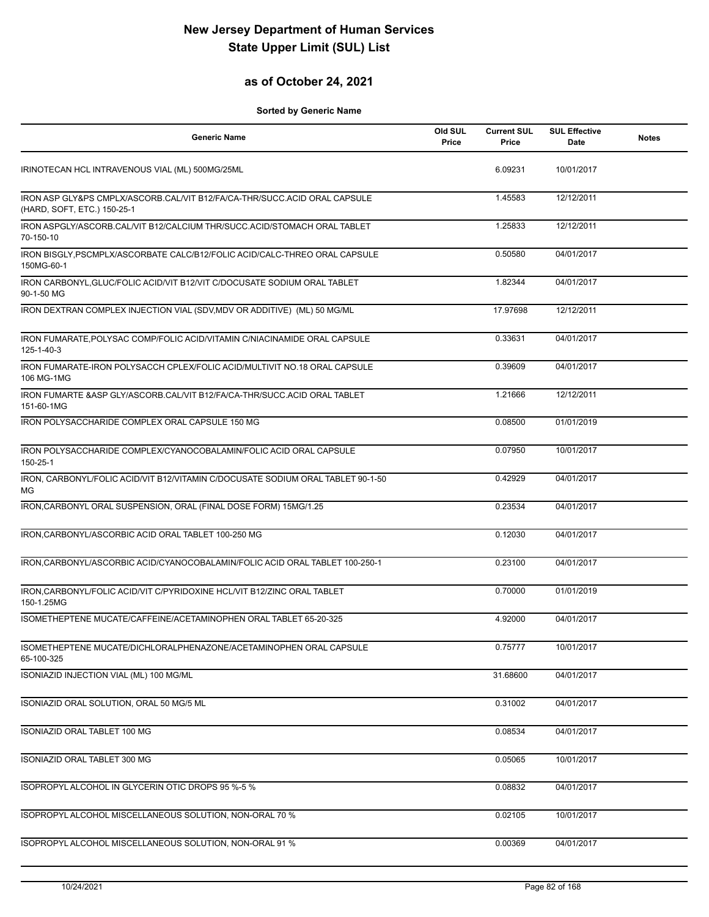# New Jersey Department of Human Services
# State Upper Limit (SUL) List

## as of October 24, 2021

**Sorted by Generic Name**

| Generic Name | Old SUL Price | Current SUL Price | SUL Effective Date | Notes |
|---|---|---|---|---|
| IRINOTECAN HCL INTRAVENOUS VIAL (ML) 500MG/25ML | | 6.09231 | 10/01/2017 | |
| IRON ASP GLY&PS CMPLX/ASCORB.CAL/VIT B12/FA/CA-THR/SUCC.ACID ORAL CAPSULE (HARD, SOFT, ETC.) 150-25-1 | | 1.45583 | 12/12/2011 | |
| IRON ASPGLY/ASCORB.CAL/VIT B12/CALCIUM THR/SUCC.ACID/STOMACH ORAL TABLET 70-150-10 | | 1.25833 | 12/12/2011 | |
| IRON BISGLY,PSCMPLX/ASCORBATE CALC/B12/FOLIC ACID/CALC-THREO ORAL CAPSULE 150MG-60-1 | | 0.50580 | 04/01/2017 | |
| IRON CARBONYL,GLUC/FOLIC ACID/VIT B12/VIT C/DOCUSATE SODIUM ORAL TABLET 90-1-50 MG | | 1.82344 | 04/01/2017 | |
| IRON DEXTRAN COMPLEX INJECTION VIAL (SDV,MDV OR ADDITIVE) (ML) 50 MG/ML | | 17.97698 | 12/12/2011 | |
| IRON FUMARATE,POLYSAC COMP/FOLIC ACID/VITAMIN C/NIACINAMIDE ORAL CAPSULE 125-1-40-3 | | 0.33631 | 04/01/2017 | |
| IRON FUMARATE-IRON POLYSACCH CPLEX/FOLIC ACID/MULTIVIT NO.18 ORAL CAPSULE 106 MG-1MG | | 0.39609 | 04/01/2017 | |
| IRON FUMARTE &ASP GLY/ASCORB.CAL/VIT B12/FA/CA-THR/SUCC.ACID ORAL TABLET 151-60-1MG | | 1.21666 | 12/12/2011 | |
| IRON POLYSACCHARIDE COMPLEX ORAL CAPSULE 150 MG | | 0.08500 | 01/01/2019 | |
| IRON POLYSACCHARIDE COMPLEX/CYANOCOBALAMIN/FOLIC ACID ORAL CAPSULE 150-25-1 | | 0.07950 | 10/01/2017 | |
| IRON, CARBONYL/FOLIC ACID/VIT B12/VITAMIN C/DOCUSATE SODIUM ORAL TABLET 90-1-50 MG | | 0.42929 | 04/01/2017 | |
| IRON,CARBONYL ORAL SUSPENSION, ORAL (FINAL DOSE FORM) 15MG/1.25 | | 0.23534 | 04/01/2017 | |
| IRON,CARBONYL/ASCORBIC ACID ORAL TABLET 100-250 MG | | 0.12030 | 04/01/2017 | |
| IRON,CARBONYL/ASCORBIC ACID/CYANOCOBALAMIN/FOLIC ACID ORAL TABLET 100-250-1 | | 0.23100 | 04/01/2017 | |
| IRON,CARBONYL/FOLIC ACID/VIT C/PYRIDOXINE HCL/VIT B12/ZINC ORAL TABLET 150-1.25MG | | 0.70000 | 01/01/2019 | |
| ISOMETHEPTENE MUCATE/CAFFEINE/ACETAMINOPHEN ORAL TABLET 65-20-325 | | 4.92000 | 04/01/2017 | |
| ISOMETHEPTENE MUCATE/DICHLORALPHENAZONE/ACETAMINOPHEN ORAL CAPSULE 65-100-325 | | 0.75777 | 10/01/2017 | |
| ISONIAZID INJECTION VIAL (ML) 100 MG/ML | | 31.68600 | 04/01/2017 | |
| ISONIAZID ORAL SOLUTION, ORAL 50 MG/5 ML | | 0.31002 | 04/01/2017 | |
| ISONIAZID ORAL TABLET 100 MG | | 0.08534 | 04/01/2017 | |
| ISONIAZID ORAL TABLET 300 MG | | 0.05065 | 10/01/2017 | |
| ISOPROPYL ALCOHOL IN GLYCERIN OTIC DROPS 95 %-5 % | | 0.08832 | 04/01/2017 | |
| ISOPROPYL ALCOHOL MISCELLANEOUS SOLUTION, NON-ORAL 70 % | | 0.02105 | 10/01/2017 | |
| ISOPROPYL ALCOHOL MISCELLANEOUS SOLUTION, NON-ORAL 91 % | | 0.00369 | 04/01/2017 | |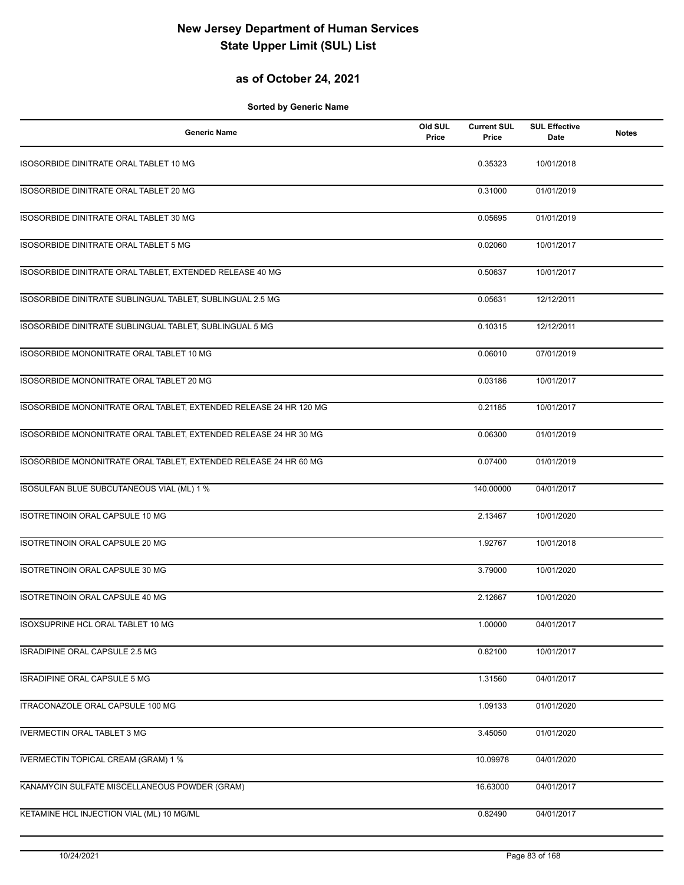# New Jersey Department of Human Services
# State Upper Limit (SUL) List

## as of October 24, 2021

**Sorted by Generic Name**

| Generic Name | Old SUL Price | Current SUL Price | SUL Effective Date | Notes |
|---|---|---|---|---|
| ISOSORBIDE DINITRATE ORAL TABLET 10 MG | | 0.35323 | 10/01/2018 | |
| ISOSORBIDE DINITRATE ORAL TABLET 20 MG | | 0.31000 | 01/01/2019 | |
| ISOSORBIDE DINITRATE ORAL TABLET 30 MG | | 0.05695 | 01/01/2019 | |
| ISOSORBIDE DINITRATE ORAL TABLET 5 MG | | 0.02060 | 10/01/2017 | |
| ISOSORBIDE DINITRATE ORAL TABLET, EXTENDED RELEASE 40 MG | | 0.50637 | 10/01/2017 | |
| ISOSORBIDE DINITRATE SUBLINGUAL TABLET, SUBLINGUAL 2.5 MG | | 0.05631 | 12/12/2011 | |
| ISOSORBIDE DINITRATE SUBLINGUAL TABLET, SUBLINGUAL 5 MG | | 0.10315 | 12/12/2011 | |
| ISOSORBIDE MONONITRATE ORAL TABLET 10 MG | | 0.06010 | 07/01/2019 | |
| ISOSORBIDE MONONITRATE ORAL TABLET 20 MG | | 0.03186 | 10/01/2017 | |
| ISOSORBIDE MONONITRATE ORAL TABLET, EXTENDED RELEASE 24 HR 120 MG | | 0.21185 | 10/01/2017 | |
| ISOSORBIDE MONONITRATE ORAL TABLET, EXTENDED RELEASE 24 HR 30 MG | | 0.06300 | 01/01/2019 | |
| ISOSORBIDE MONONITRATE ORAL TABLET, EXTENDED RELEASE 24 HR 60 MG | | 0.07400 | 01/01/2019 | |
| ISOSULFAN BLUE SUBCUTANEOUS VIAL (ML) 1 % | | 140.00000 | 04/01/2017 | |
| ISOTRETINOIN ORAL CAPSULE 10 MG | | 2.13467 | 10/01/2020 | |
| ISOTRETINOIN ORAL CAPSULE 20 MG | | 1.92767 | 10/01/2018 | |
| ISOTRETINOIN ORAL CAPSULE 30 MG | | 3.79000 | 10/01/2020 | |
| ISOTRETINOIN ORAL CAPSULE 40 MG | | 2.12667 | 10/01/2020 | |
| ISOXSUPRINE HCL ORAL TABLET 10 MG | | 1.00000 | 04/01/2017 | |
| ISRADIPINE ORAL CAPSULE 2.5 MG | | 0.82100 | 10/01/2017 | |
| ISRADIPINE ORAL CAPSULE 5 MG | | 1.31560 | 04/01/2017 | |
| ITRACONAZOLE ORAL CAPSULE 100 MG | | 1.09133 | 01/01/2020 | |
| IVERMECTIN ORAL TABLET 3 MG | | 3.45050 | 01/01/2020 | |
| IVERMECTIN TOPICAL CREAM (GRAM) 1 % | | 10.09978 | 04/01/2020 | |
| KANAMYCIN SULFATE MISCELLANEOUS POWDER (GRAM) | | 16.63000 | 04/01/2017 | |
| KETAMINE HCL INJECTION VIAL (ML) 10 MG/ML | | 0.82490 | 04/01/2017 | |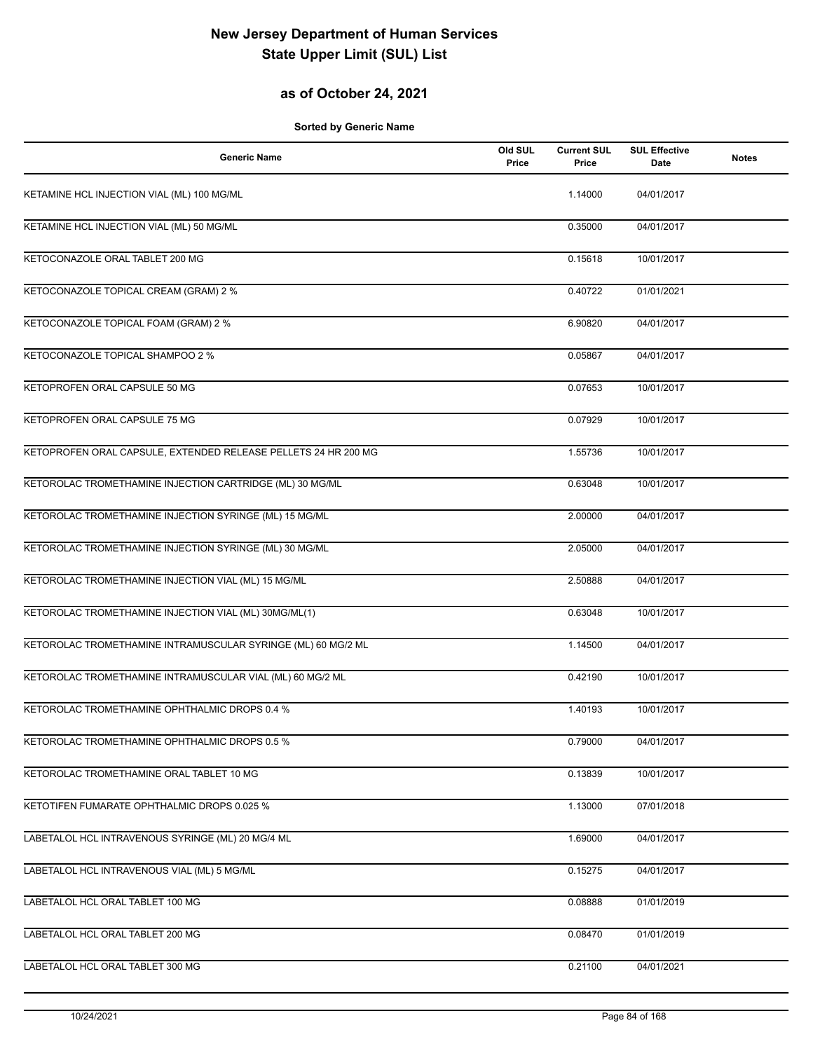# New Jersey Department of Human Services
# State Upper Limit (SUL) List

## as of October 24, 2021

**Sorted by Generic Name**

| Generic Name | Old SUL Price | Current SUL Price | SUL Effective Date | Notes |
|---|---|---|---|---|
| KETAMINE HCL INJECTION VIAL (ML) 100 MG/ML | | 1.14000 | 04/01/2017 | |
| KETAMINE HCL INJECTION VIAL (ML) 50 MG/ML | | 0.35000 | 04/01/2017 | |
| KETOCONAZOLE ORAL TABLET 200 MG | | 0.15618 | 10/01/2017 | |
| KETOCONAZOLE TOPICAL CREAM (GRAM) 2 % | | 0.40722 | 01/01/2021 | |
| KETOCONAZOLE TOPICAL FOAM (GRAM) 2 % | | 6.90820 | 04/01/2017 | |
| KETOCONAZOLE TOPICAL SHAMPOO 2 % | | 0.05867 | 04/01/2017 | |
| KETOPROFEN ORAL CAPSULE 50 MG | | 0.07653 | 10/01/2017 | |
| KETOPROFEN ORAL CAPSULE 75 MG | | 0.07929 | 10/01/2017 | |
| KETOPROFEN ORAL CAPSULE, EXTENDED RELEASE PELLETS 24 HR 200 MG | | 1.55736 | 10/01/2017 | |
| KETOROLAC TROMETHAMINE INJECTION CARTRIDGE (ML) 30 MG/ML | | 0.63048 | 10/01/2017 | |
| KETOROLAC TROMETHAMINE INJECTION SYRINGE (ML) 15 MG/ML | | 2.00000 | 04/01/2017 | |
| KETOROLAC TROMETHAMINE INJECTION SYRINGE (ML) 30 MG/ML | | 2.05000 | 04/01/2017 | |
| KETOROLAC TROMETHAMINE INJECTION VIAL (ML) 15 MG/ML | | 2.50888 | 04/01/2017 | |
| KETOROLAC TROMETHAMINE INJECTION VIAL (ML) 30MG/ML(1) | | 0.63048 | 10/01/2017 | |
| KETOROLAC TROMETHAMINE INTRAMUSCULAR SYRINGE (ML) 60 MG/2 ML | | 1.14500 | 04/01/2017 | |
| KETOROLAC TROMETHAMINE INTRAMUSCULAR VIAL (ML) 60 MG/2 ML | | 0.42190 | 10/01/2017 | |
| KETOROLAC TROMETHAMINE OPHTHALMIC DROPS 0.4 % | | 1.40193 | 10/01/2017 | |
| KETOROLAC TROMETHAMINE OPHTHALMIC DROPS 0.5 % | | 0.79000 | 04/01/2017 | |
| KETOROLAC TROMETHAMINE ORAL TABLET 10 MG | | 0.13839 | 10/01/2017 | |
| KETOTIFEN FUMARATE OPHTHALMIC DROPS 0.025 % | | 1.13000 | 07/01/2018 | |
| LABETALOL HCL INTRAVENOUS SYRINGE (ML) 20 MG/4 ML | | 1.69000 | 04/01/2017 | |
| LABETALOL HCL INTRAVENOUS VIAL (ML) 5 MG/ML | | 0.15275 | 04/01/2017 | |
| LABETALOL HCL ORAL TABLET 100 MG | | 0.08888 | 01/01/2019 | |
| LABETALOL HCL ORAL TABLET 200 MG | | 0.08470 | 01/01/2019 | |
| LABETALOL HCL ORAL TABLET 300 MG | | 0.21100 | 04/01/2021 | |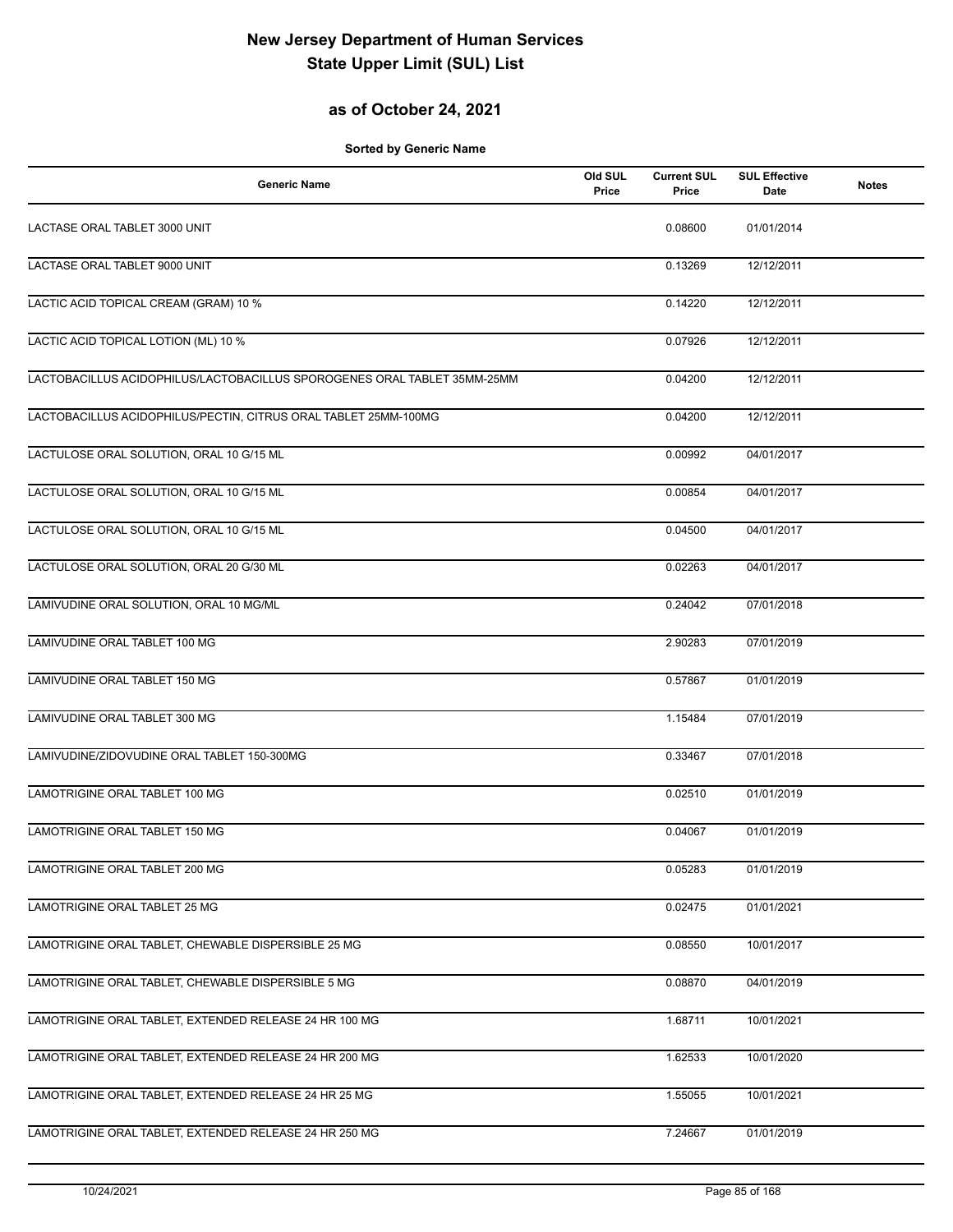# New Jersey Department of Human Services
# State Upper Limit (SUL) List

## as of October 24, 2021

**Sorted by Generic Name**

| Generic Name | Old SUL Price | Current SUL Price | SUL Effective Date | Notes |
|---|---|---|---|---|
| LACTASE ORAL TABLET 3000 UNIT | | 0.08600 | 01/01/2014 | |
| LACTASE ORAL TABLET 9000 UNIT | | 0.13269 | 12/12/2011 | |
| LACTIC ACID TOPICAL CREAM (GRAM) 10 % | | 0.14220 | 12/12/2011 | |
| LACTIC ACID TOPICAL LOTION (ML) 10 % | | 0.07926 | 12/12/2011 | |
| LACTOBACILLUS ACIDOPHILUS/LACTOBACILLUS SPOROGENES ORAL TABLET 35MM-25MM | | 0.04200 | 12/12/2011 | |
| LACTOBACILLUS ACIDOPHILUS/PECTIN, CITRUS ORAL TABLET 25MM-100MG | | 0.04200 | 12/12/2011 | |
| LACTULOSE ORAL SOLUTION, ORAL 10 G/15 ML | | 0.00992 | 04/01/2017 | |
| LACTULOSE ORAL SOLUTION, ORAL 10 G/15 ML | | 0.00854 | 04/01/2017 | |
| LACTULOSE ORAL SOLUTION, ORAL 10 G/15 ML | | 0.04500 | 04/01/2017 | |
| LACTULOSE ORAL SOLUTION, ORAL 20 G/30 ML | | 0.02263 | 04/01/2017 | |
| LAMIVUDINE ORAL SOLUTION, ORAL 10 MG/ML | | 0.24042 | 07/01/2018 | |
| LAMIVUDINE ORAL TABLET 100 MG | | 2.90283 | 07/01/2019 | |
| LAMIVUDINE ORAL TABLET 150 MG | | 0.57867 | 01/01/2019 | |
| LAMIVUDINE ORAL TABLET 300 MG | | 1.15484 | 07/01/2019 | |
| LAMIVUDINE/ZIDOVUDINE ORAL TABLET 150-300MG | | 0.33467 | 07/01/2018 | |
| LAMOTRIGINE ORAL TABLET 100 MG | | 0.02510 | 01/01/2019 | |
| LAMOTRIGINE ORAL TABLET 150 MG | | 0.04067 | 01/01/2019 | |
| LAMOTRIGINE ORAL TABLET 200 MG | | 0.05283 | 01/01/2019 | |
| LAMOTRIGINE ORAL TABLET 25 MG | | 0.02475 | 01/01/2021 | |
| LAMOTRIGINE ORAL TABLET, CHEWABLE DISPERSIBLE 25 MG | | 0.08550 | 10/01/2017 | |
| LAMOTRIGINE ORAL TABLET, CHEWABLE DISPERSIBLE 5 MG | | 0.08870 | 04/01/2019 | |
| LAMOTRIGINE ORAL TABLET, EXTENDED RELEASE 24 HR 100 MG | | 1.68711 | 10/01/2021 | |
| LAMOTRIGINE ORAL TABLET, EXTENDED RELEASE 24 HR 200 MG | | 1.62533 | 10/01/2020 | |
| LAMOTRIGINE ORAL TABLET, EXTENDED RELEASE 24 HR 25 MG | | 1.55055 | 10/01/2021 | |
| LAMOTRIGINE ORAL TABLET, EXTENDED RELEASE 24 HR 250 MG | | 7.24667 | 01/01/2019 | |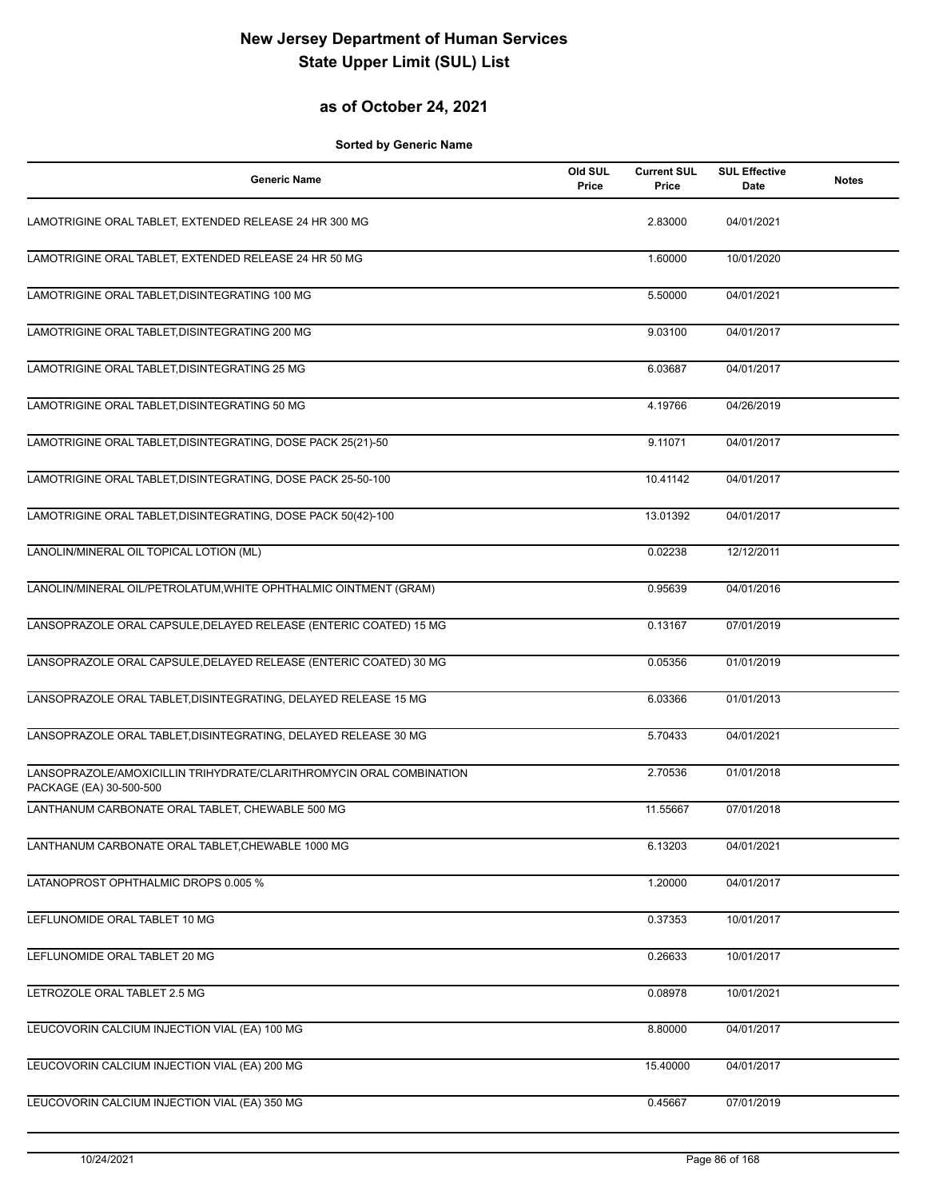# New Jersey Department of Human Services
# State Upper Limit (SUL) List

## as of October 24, 2021

**Sorted by Generic Name**

| Generic Name | Old SUL Price | Current SUL Price | SUL Effective Date | Notes |
|---|---|---|---|---|
| LAMOTRIGINE ORAL TABLET, EXTENDED RELEASE 24 HR 300 MG | | 2.83000 | 04/01/2021 | |
| LAMOTRIGINE ORAL TABLET, EXTENDED RELEASE 24 HR 50 MG | | 1.60000 | 10/01/2020 | |
| LAMOTRIGINE ORAL TABLET,DISINTEGRATING 100 MG | | 5.50000 | 04/01/2021 | |
| LAMOTRIGINE ORAL TABLET,DISINTEGRATING 200 MG | | 9.03100 | 04/01/2017 | |
| LAMOTRIGINE ORAL TABLET,DISINTEGRATING 25 MG | | 6.03687 | 04/01/2017 | |
| LAMOTRIGINE ORAL TABLET,DISINTEGRATING 50 MG | | 4.19766 | 04/26/2019 | |
| LAMOTRIGINE ORAL TABLET,DISINTEGRATING, DOSE PACK 25(21)-50 | | 9.11071 | 04/01/2017 | |
| LAMOTRIGINE ORAL TABLET,DISINTEGRATING, DOSE PACK 25-50-100 | | 10.41142 | 04/01/2017 | |
| LAMOTRIGINE ORAL TABLET,DISINTEGRATING, DOSE PACK 50(42)-100 | | 13.01392 | 04/01/2017 | |
| LANOLIN/MINERAL OIL TOPICAL LOTION (ML) | | 0.02238 | 12/12/2011 | |
| LANOLIN/MINERAL OIL/PETROLATUM,WHITE OPHTHALMIC OINTMENT (GRAM) | | 0.95639 | 04/01/2016 | |
| LANSOPRAZOLE ORAL CAPSULE,DELAYED RELEASE (ENTERIC COATED) 15 MG | | 0.13167 | 07/01/2019 | |
| LANSOPRAZOLE ORAL CAPSULE,DELAYED RELEASE (ENTERIC COATED) 30 MG | | 0.05356 | 01/01/2019 | |
| LANSOPRAZOLE ORAL TABLET,DISINTEGRATING, DELAYED RELEASE 15 MG | | 6.03366 | 01/01/2013 | |
| LANSOPRAZOLE ORAL TABLET,DISINTEGRATING, DELAYED RELEASE 30 MG | | 5.70433 | 04/01/2021 | |
| LANSOPRAZOLE/AMOXICILLIN TRIHYDRATE/CLARITHROMYCIN ORAL COMBINATION PACKAGE (EA) 30-500-500 | | 2.70536 | 01/01/2018 | |
| LANTHANUM CARBONATE ORAL TABLET, CHEWABLE 500 MG | | 11.55667 | 07/01/2018 | |
| LANTHANUM CARBONATE ORAL TABLET,CHEWABLE 1000 MG | | 6.13203 | 04/01/2021 | |
| LATANOPROST OPHTHALMIC DROPS 0.005 % | | 1.20000 | 04/01/2017 | |
| LEFLUNOMIDE ORAL TABLET 10 MG | | 0.37353 | 10/01/2017 | |
| LEFLUNOMIDE ORAL TABLET 20 MG | | 0.26633 | 10/01/2017 | |
| LETROZOLE ORAL TABLET 2.5 MG | | 0.08978 | 10/01/2021 | |
| LEUCOVORIN CALCIUM INJECTION VIAL (EA) 100 MG | | 8.80000 | 04/01/2017 | |
| LEUCOVORIN CALCIUM INJECTION VIAL (EA) 200 MG | | 15.40000 | 04/01/2017 | |
| LEUCOVORIN CALCIUM INJECTION VIAL (EA) 350 MG | | 0.45667 | 07/01/2019 | |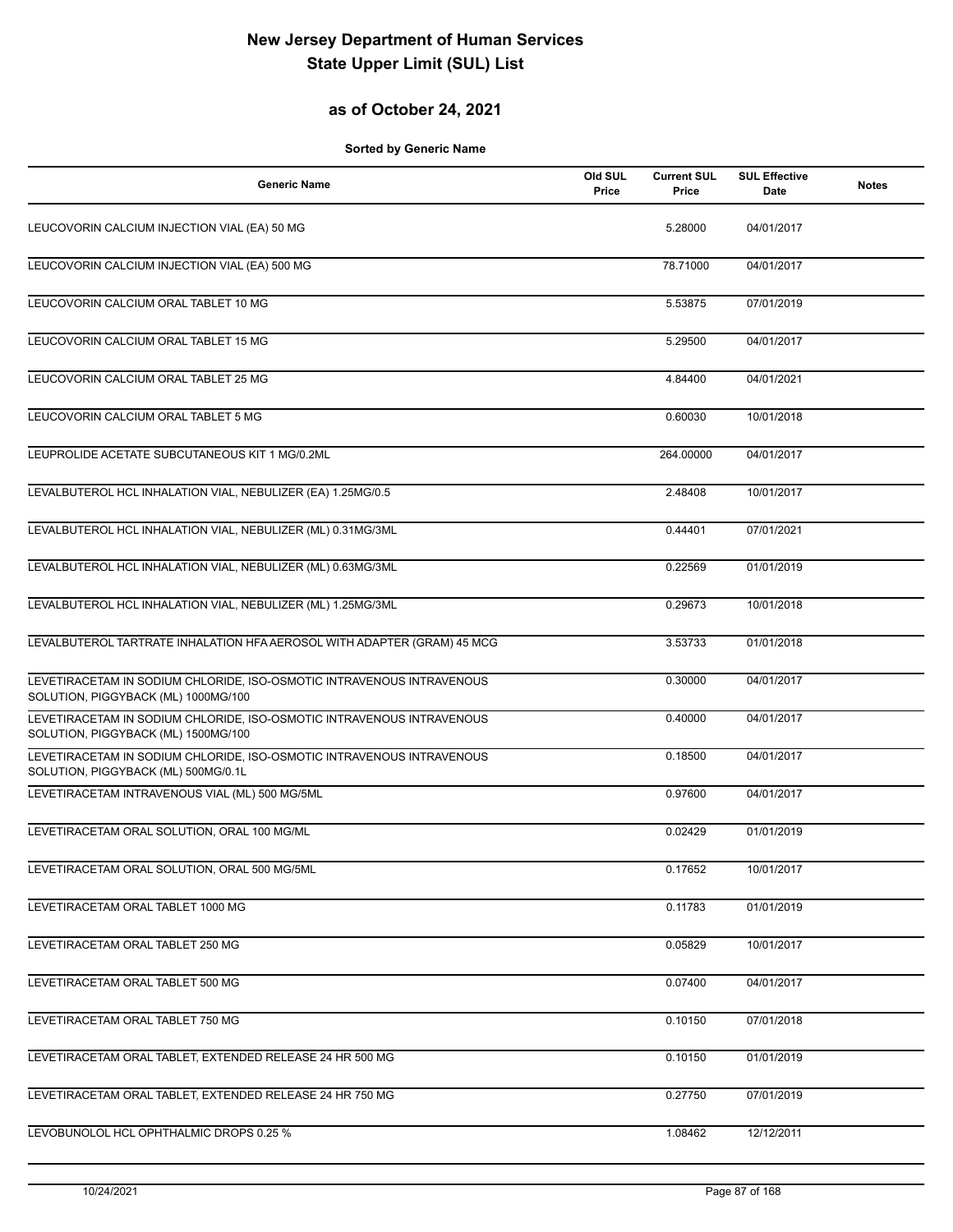# New Jersey Department of Human Services
# State Upper Limit (SUL) List

## as of October 24, 2021

**Sorted by Generic Name**

| Generic Name | Old SUL Price | Current SUL Price | SUL Effective Date | Notes |
|---|---|---|---|---|
| LEUCOVORIN CALCIUM INJECTION VIAL (EA) 50 MG | | 5.28000 | 04/01/2017 | |
| LEUCOVORIN CALCIUM INJECTION VIAL (EA) 500 MG | | 78.71000 | 04/01/2017 | |
| LEUCOVORIN CALCIUM ORAL TABLET 10 MG | | 5.53875 | 07/01/2019 | |
| LEUCOVORIN CALCIUM ORAL TABLET 15 MG | | 5.29500 | 04/01/2017 | |
| LEUCOVORIN CALCIUM ORAL TABLET 25 MG | | 4.84400 | 04/01/2021 | |
| LEUCOVORIN CALCIUM ORAL TABLET 5 MG | | 0.60030 | 10/01/2018 | |
| LEUPROLIDE ACETATE SUBCUTANEOUS KIT 1 MG/0.2ML | | 264.00000 | 04/01/2017 | |
| LEVALBUTEROL HCL INHALATION VIAL, NEBULIZER (EA) 1.25MG/0.5 | | 2.48408 | 10/01/2017 | |
| LEVALBUTEROL HCL INHALATION VIAL, NEBULIZER (ML) 0.31MG/3ML | | 0.44401 | 07/01/2021 | |
| LEVALBUTEROL HCL INHALATION VIAL, NEBULIZER (ML) 0.63MG/3ML | | 0.22569 | 01/01/2019 | |
| LEVALBUTEROL HCL INHALATION VIAL, NEBULIZER (ML) 1.25MG/3ML | | 0.29673 | 10/01/2018 | |
| LEVALBUTEROL TARTRATE INHALATION HFA AEROSOL WITH ADAPTER (GRAM) 45 MCG | | 3.53733 | 01/01/2018 | |
| LEVETIRACETAM IN SODIUM CHLORIDE, ISO-OSMOTIC INTRAVENOUS INTRAVENOUS SOLUTION, PIGGYBACK (ML) 1000MG/100 | | 0.30000 | 04/01/2017 | |
| LEVETIRACETAM IN SODIUM CHLORIDE, ISO-OSMOTIC INTRAVENOUS INTRAVENOUS SOLUTION, PIGGYBACK (ML) 1500MG/100 | | 0.40000 | 04/01/2017 | |
| LEVETIRACETAM IN SODIUM CHLORIDE, ISO-OSMOTIC INTRAVENOUS INTRAVENOUS SOLUTION, PIGGYBACK (ML) 500MG/0.1L | | 0.18500 | 04/01/2017 | |
| LEVETIRACETAM INTRAVENOUS VIAL (ML) 500 MG/5ML | | 0.97600 | 04/01/2017 | |
| LEVETIRACETAM ORAL SOLUTION, ORAL 100 MG/ML | | 0.02429 | 01/01/2019 | |
| LEVETIRACETAM ORAL SOLUTION, ORAL 500 MG/5ML | | 0.17652 | 10/01/2017 | |
| LEVETIRACETAM ORAL TABLET 1000 MG | | 0.11783 | 01/01/2019 | |
| LEVETIRACETAM ORAL TABLET 250 MG | | 0.05829 | 10/01/2017 | |
| LEVETIRACETAM ORAL TABLET 500 MG | | 0.07400 | 04/01/2017 | |
| LEVETIRACETAM ORAL TABLET 750 MG | | 0.10150 | 07/01/2018 | |
| LEVETIRACETAM ORAL TABLET, EXTENDED RELEASE 24 HR 500 MG | | 0.10150 | 01/01/2019 | |
| LEVETIRACETAM ORAL TABLET, EXTENDED RELEASE 24 HR 750 MG | | 0.27750 | 07/01/2019 | |
| LEVOBUNOLOL HCL OPHTHALMIC DROPS 0.25 % | | 1.08462 | 12/12/2011 | |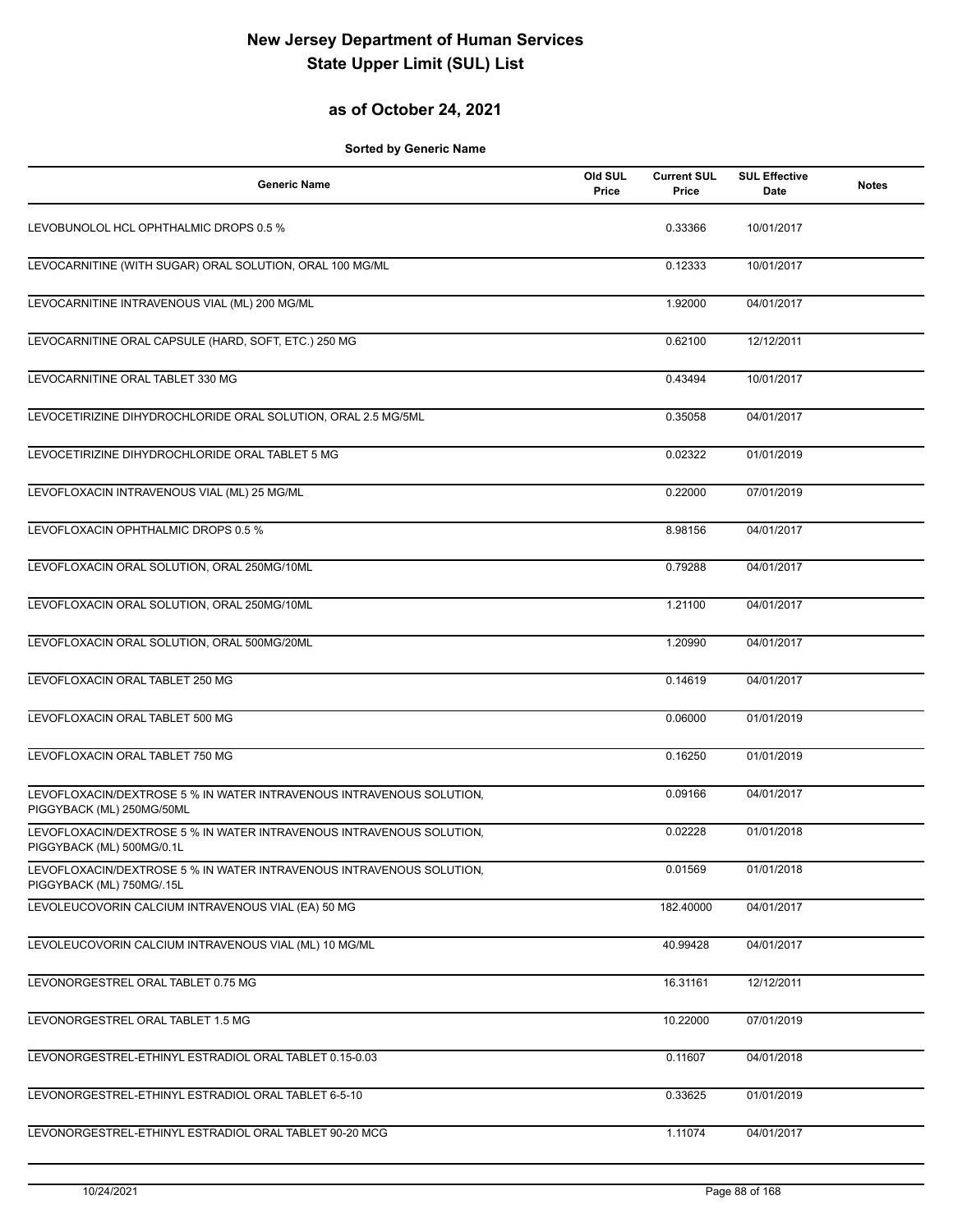# New Jersey Department of Human Services
# State Upper Limit (SUL) List

## as of October 24, 2021

**Sorted by Generic Name**

| Generic Name | Old SUL Price | Current SUL Price | SUL Effective Date | Notes |
|---|---|---|---|---|
| LEVOBUNOLOL HCL OPHTHALMIC DROPS 0.5 % | | 0.33366 | 10/01/2017 | |
| LEVOCARNITINE (WITH SUGAR) ORAL SOLUTION, ORAL 100 MG/ML | | 0.12333 | 10/01/2017 | |
| LEVOCARNITINE INTRAVENOUS VIAL (ML) 200 MG/ML | | 1.92000 | 04/01/2017 | |
| LEVOCARNITINE ORAL CAPSULE (HARD, SOFT, ETC.) 250 MG | | 0.62100 | 12/12/2011 | |
| LEVOCARNITINE ORAL TABLET 330 MG | | 0.43494 | 10/01/2017 | |
| LEVOCETIRIZINE DIHYDROCHLORIDE ORAL SOLUTION, ORAL 2.5 MG/5ML | | 0.35058 | 04/01/2017 | |
| LEVOCETIRIZINE DIHYDROCHLORIDE ORAL TABLET 5 MG | | 0.02322 | 01/01/2019 | |
| LEVOFLOXACIN INTRAVENOUS VIAL (ML) 25 MG/ML | | 0.22000 | 07/01/2019 | |
| LEVOFLOXACIN OPHTHALMIC DROPS 0.5 % | | 8.98156 | 04/01/2017 | |
| LEVOFLOXACIN ORAL SOLUTION, ORAL 250MG/10ML | | 0.79288 | 04/01/2017 | |
| LEVOFLOXACIN ORAL SOLUTION, ORAL 250MG/10ML | | 1.21100 | 04/01/2017 | |
| LEVOFLOXACIN ORAL SOLUTION, ORAL 500MG/20ML | | 1.20990 | 04/01/2017 | |
| LEVOFLOXACIN ORAL TABLET 250 MG | | 0.14619 | 04/01/2017 | |
| LEVOFLOXACIN ORAL TABLET 500 MG | | 0.06000 | 01/01/2019 | |
| LEVOFLOXACIN ORAL TABLET 750 MG | | 0.16250 | 01/01/2019 | |
| LEVOFLOXACIN/DEXTROSE 5 % IN WATER INTRAVENOUS INTRAVENOUS SOLUTION, PIGGYBACK (ML) 250MG/50ML | | 0.09166 | 04/01/2017 | |
| LEVOFLOXACIN/DEXTROSE 5 % IN WATER INTRAVENOUS INTRAVENOUS SOLUTION, PIGGYBACK (ML) 500MG/0.1L | | 0.02228 | 01/01/2018 | |
| LEVOFLOXACIN/DEXTROSE 5 % IN WATER INTRAVENOUS INTRAVENOUS SOLUTION, PIGGYBACK (ML) 750MG/.15L | | 0.01569 | 01/01/2018 | |
| LEVOLEUCOVORIN CALCIUM INTRAVENOUS VIAL (EA) 50 MG | | 182.40000 | 04/01/2017 | |
| LEVOLEUCOVORIN CALCIUM INTRAVENOUS VIAL (ML) 10 MG/ML | | 40.99428 | 04/01/2017 | |
| LEVONORGESTREL ORAL TABLET 0.75 MG | | 16.31161 | 12/12/2011 | |
| LEVONORGESTREL ORAL TABLET 1.5 MG | | 10.22000 | 07/01/2019 | |
| LEVONORGESTREL-ETHINYL ESTRADIOL ORAL TABLET 0.15-0.03 | | 0.11607 | 04/01/2018 | |
| LEVONORGESTREL-ETHINYL ESTRADIOL ORAL TABLET 6-5-10 | | 0.33625 | 01/01/2019 | |
| LEVONORGESTREL-ETHINYL ESTRADIOL ORAL TABLET 90-20 MCG | | 1.11074 | 04/01/2017 | |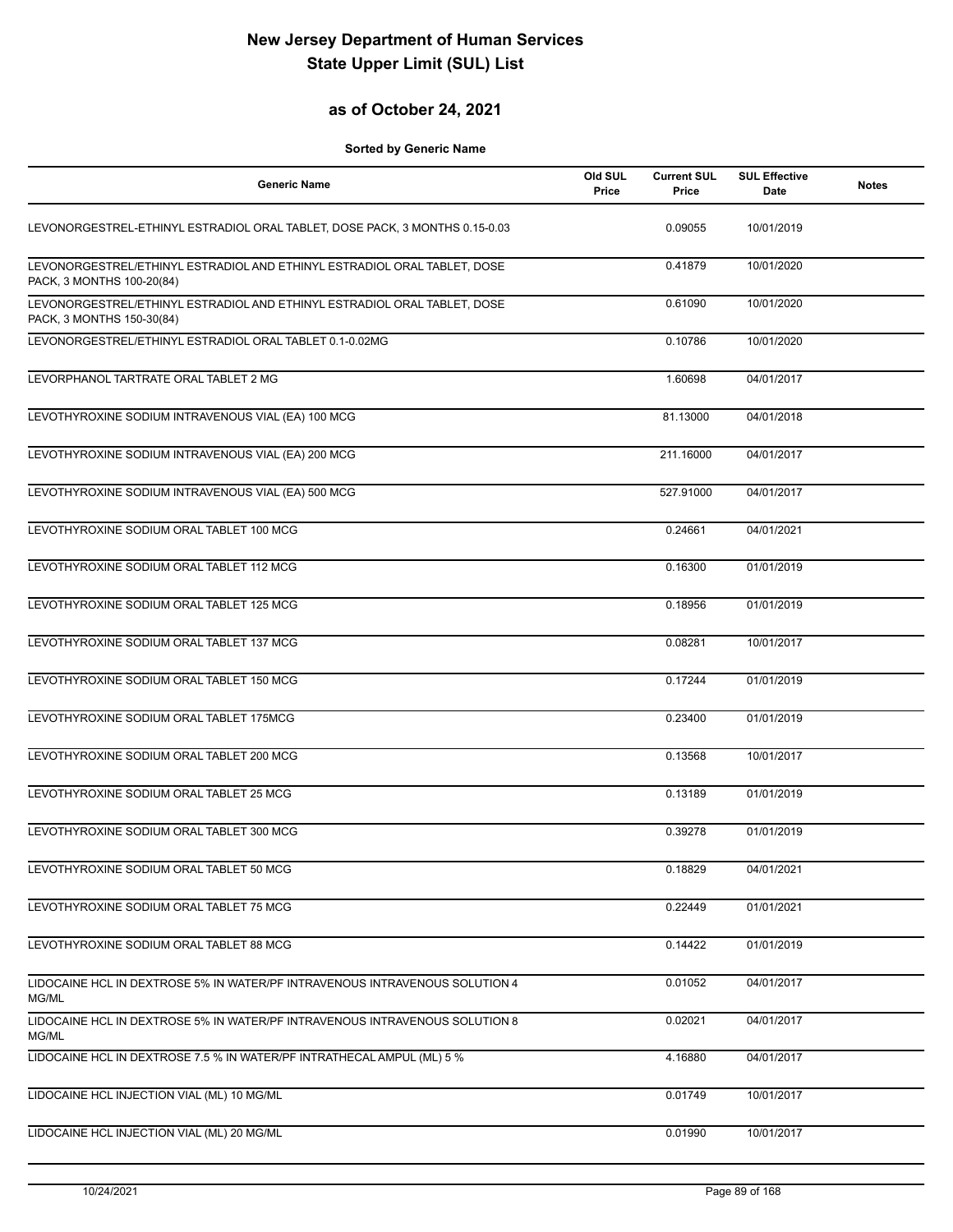# New Jersey Department of Human Services
# State Upper Limit (SUL) List

## as of October 24, 2021

**Sorted by Generic Name**

| Generic Name | Old SUL Price | Current SUL Price | SUL Effective Date | Notes |
|---|---|---|---|---|
| LEVONORGESTREL-ETHINYL ESTRADIOL ORAL TABLET, DOSE PACK, 3 MONTHS 0.15-0.03 | | 0.09055 | 10/01/2019 | |
| LEVONORGESTREL/ETHINYL ESTRADIOL AND ETHINYL ESTRADIOL ORAL TABLET, DOSE PACK, 3 MONTHS 100-20(84) | | 0.41879 | 10/01/2020 | |
| LEVONORGESTREL/ETHINYL ESTRADIOL AND ETHINYL ESTRADIOL ORAL TABLET, DOSE PACK, 3 MONTHS 150-30(84) | | 0.61090 | 10/01/2020 | |
| LEVONORGESTREL/ETHINYL ESTRADIOL ORAL TABLET 0.1-0.02MG | | 0.10786 | 10/01/2020 | |
| LEVORPHANOL TARTRATE ORAL TABLET 2 MG | | 1.60698 | 04/01/2017 | |
| LEVOTHYROXINE SODIUM INTRAVENOUS VIAL (EA) 100 MCG | | 81.13000 | 04/01/2018 | |
| LEVOTHYROXINE SODIUM INTRAVENOUS VIAL (EA) 200 MCG | | 211.16000 | 04/01/2017 | |
| LEVOTHYROXINE SODIUM INTRAVENOUS VIAL (EA) 500 MCG | | 527.91000 | 04/01/2017 | |
| LEVOTHYROXINE SODIUM ORAL TABLET 100 MCG | | 0.24661 | 04/01/2021 | |
| LEVOTHYROXINE SODIUM ORAL TABLET 112 MCG | | 0.16300 | 01/01/2019 | |
| LEVOTHYROXINE SODIUM ORAL TABLET 125 MCG | | 0.18956 | 01/01/2019 | |
| LEVOTHYROXINE SODIUM ORAL TABLET 137 MCG | | 0.08281 | 10/01/2017 | |
| LEVOTHYROXINE SODIUM ORAL TABLET 150 MCG | | 0.17244 | 01/01/2019 | |
| LEVOTHYROXINE SODIUM ORAL TABLET 175MCG | | 0.23400 | 01/01/2019 | |
| LEVOTHYROXINE SODIUM ORAL TABLET 200 MCG | | 0.13568 | 10/01/2017 | |
| LEVOTHYROXINE SODIUM ORAL TABLET 25 MCG | | 0.13189 | 01/01/2019 | |
| LEVOTHYROXINE SODIUM ORAL TABLET 300 MCG | | 0.39278 | 01/01/2019 | |
| LEVOTHYROXINE SODIUM ORAL TABLET 50 MCG | | 0.18829 | 04/01/2021 | |
| LEVOTHYROXINE SODIUM ORAL TABLET 75 MCG | | 0.22449 | 01/01/2021 | |
| LEVOTHYROXINE SODIUM ORAL TABLET 88 MCG | | 0.14422 | 01/01/2019 | |
| LIDOCAINE HCL IN DEXTROSE 5% IN WATER/PF INTRAVENOUS INTRAVENOUS SOLUTION 4 MG/ML | | 0.01052 | 04/01/2017 | |
| LIDOCAINE HCL IN DEXTROSE 5% IN WATER/PF INTRAVENOUS INTRAVENOUS SOLUTION 8 MG/ML | | 0.02021 | 04/01/2017 | |
| LIDOCAINE HCL IN DEXTROSE 7.5 % IN WATER/PF INTRATHECAL AMPUL (ML) 5 % | | 4.16880 | 04/01/2017 | |
| LIDOCAINE HCL INJECTION VIAL (ML) 10 MG/ML | | 0.01749 | 10/01/2017 | |
| LIDOCAINE HCL INJECTION VIAL (ML) 20 MG/ML | | 0.01990 | 10/01/2017 | |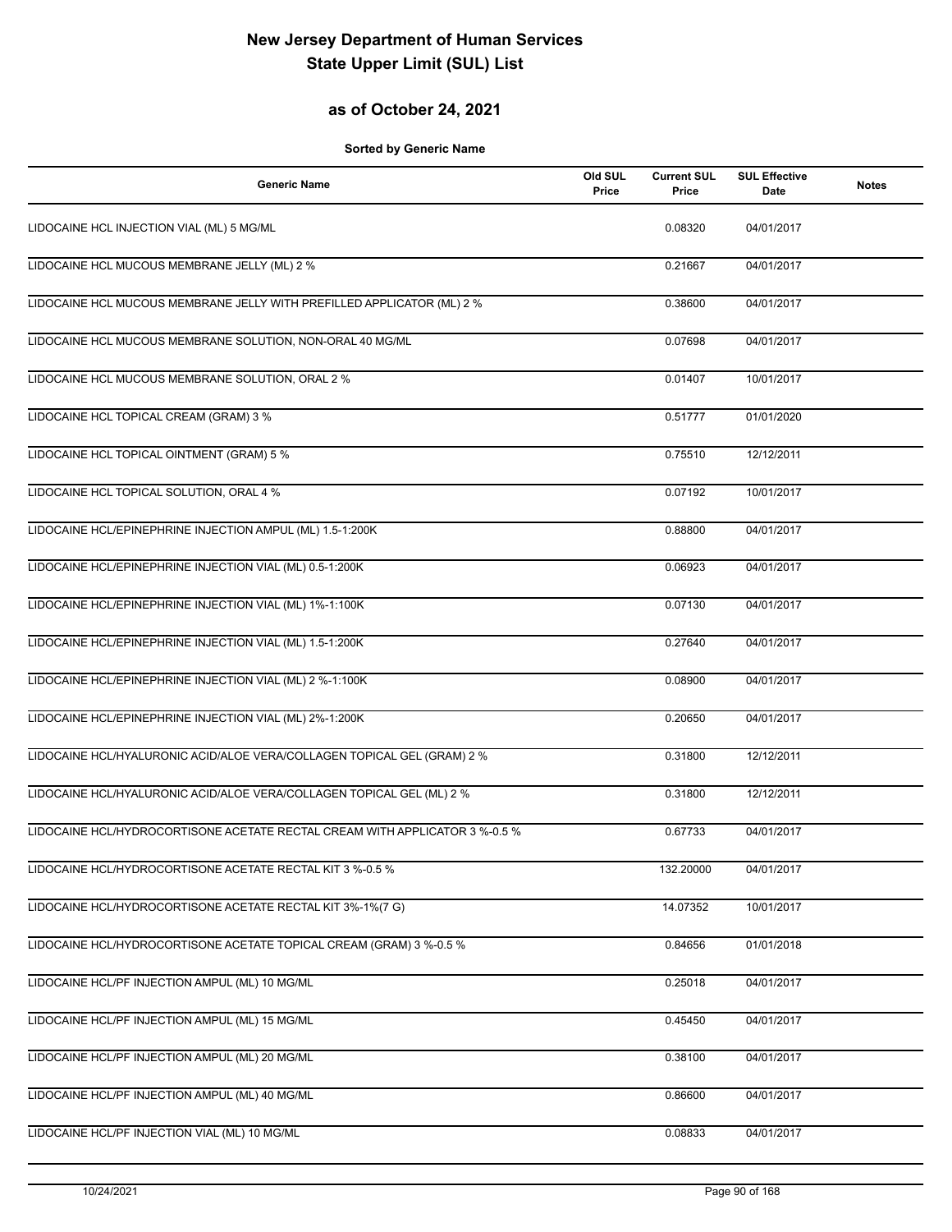# New Jersey Department of Human Services
# State Upper Limit (SUL) List

## as of October 24, 2021

**Sorted by Generic Name**

| Generic Name | Old SUL Price | Current SUL Price | SUL Effective Date | Notes |
|---|---|---|---|---|
| LIDOCAINE HCL INJECTION VIAL (ML) 5 MG/ML | | 0.08320 | 04/01/2017 | |
| LIDOCAINE HCL MUCOUS MEMBRANE JELLY (ML) 2 % | | 0.21667 | 04/01/2017 | |
| LIDOCAINE HCL MUCOUS MEMBRANE JELLY WITH PREFILLED APPLICATOR (ML) 2 % | | 0.38600 | 04/01/2017 | |
| LIDOCAINE HCL MUCOUS MEMBRANE SOLUTION, NON-ORAL 40 MG/ML | | 0.07698 | 04/01/2017 | |
| LIDOCAINE HCL MUCOUS MEMBRANE SOLUTION, ORAL 2 % | | 0.01407 | 10/01/2017 | |
| LIDOCAINE HCL TOPICAL CREAM (GRAM) 3 % | | 0.51777 | 01/01/2020 | |
| LIDOCAINE HCL TOPICAL OINTMENT (GRAM) 5 % | | 0.75510 | 12/12/2011 | |
| LIDOCAINE HCL TOPICAL SOLUTION, ORAL 4 % | | 0.07192 | 10/01/2017 | |
| LIDOCAINE HCL/EPINEPHRINE INJECTION AMPUL (ML) 1.5-1:200K | | 0.88800 | 04/01/2017 | |
| LIDOCAINE HCL/EPINEPHRINE INJECTION VIAL (ML) 0.5-1:200K | | 0.06923 | 04/01/2017 | |
| LIDOCAINE HCL/EPINEPHRINE INJECTION VIAL (ML) 1%-1:100K | | 0.07130 | 04/01/2017 | |
| LIDOCAINE HCL/EPINEPHRINE INJECTION VIAL (ML) 1.5-1:200K | | 0.27640 | 04/01/2017 | |
| LIDOCAINE HCL/EPINEPHRINE INJECTION VIAL (ML) 2 %-1:100K | | 0.08900 | 04/01/2017 | |
| LIDOCAINE HCL/EPINEPHRINE INJECTION VIAL (ML) 2%-1:200K | | 0.20650 | 04/01/2017 | |
| LIDOCAINE HCL/HYALURONIC ACID/ALOE VERA/COLLAGEN TOPICAL GEL (GRAM) 2 % | | 0.31800 | 12/12/2011 | |
| LIDOCAINE HCL/HYALURONIC ACID/ALOE VERA/COLLAGEN TOPICAL GEL (ML) 2 % | | 0.31800 | 12/12/2011 | |
| LIDOCAINE HCL/HYDROCORTISONE ACETATE RECTAL CREAM WITH APPLICATOR 3 %-0.5 % | | 0.67733 | 04/01/2017 | |
| LIDOCAINE HCL/HYDROCORTISONE ACETATE RECTAL KIT 3 %-0.5 % | | 132.20000 | 04/01/2017 | |
| LIDOCAINE HCL/HYDROCORTISONE ACETATE RECTAL KIT 3%-1%(7 G) | | 14.07352 | 10/01/2017 | |
| LIDOCAINE HCL/HYDROCORTISONE ACETATE TOPICAL CREAM (GRAM) 3 %-0.5 % | | 0.84656 | 01/01/2018 | |
| LIDOCAINE HCL/PF INJECTION AMPUL (ML) 10 MG/ML | | 0.25018 | 04/01/2017 | |
| LIDOCAINE HCL/PF INJECTION AMPUL (ML) 15 MG/ML | | 0.45450 | 04/01/2017 | |
| LIDOCAINE HCL/PF INJECTION AMPUL (ML) 20 MG/ML | | 0.38100 | 04/01/2017 | |
| LIDOCAINE HCL/PF INJECTION AMPUL (ML) 40 MG/ML | | 0.86600 | 04/01/2017 | |
| LIDOCAINE HCL/PF INJECTION VIAL (ML) 10 MG/ML | | 0.08833 | 04/01/2017 | |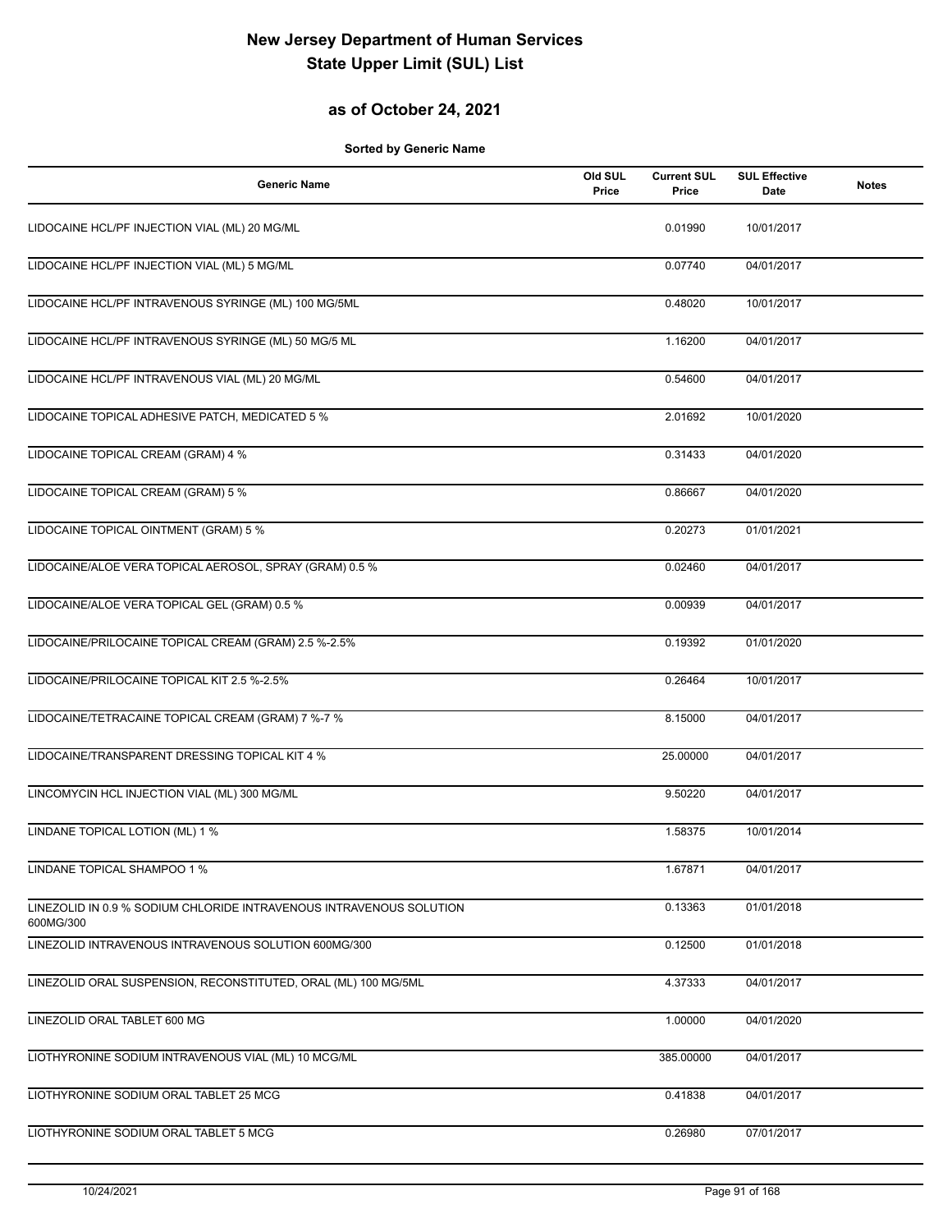# New Jersey Department of Human Services
# State Upper Limit (SUL) List

## as of October 24, 2021

**Sorted by Generic Name**

| Generic Name | Old SUL Price | Current SUL Price | SUL Effective Date | Notes |
|---|---|---|---|---|
| LIDOCAINE HCL/PF INJECTION VIAL (ML) 20 MG/ML | | 0.01990 | 10/01/2017 | |
| LIDOCAINE HCL/PF INJECTION VIAL (ML) 5 MG/ML | | 0.07740 | 04/01/2017 | |
| LIDOCAINE HCL/PF INTRAVENOUS SYRINGE (ML) 100 MG/5ML | | 0.48020 | 10/01/2017 | |
| LIDOCAINE HCL/PF INTRAVENOUS SYRINGE (ML) 50 MG/5 ML | | 1.16200 | 04/01/2017 | |
| LIDOCAINE HCL/PF INTRAVENOUS VIAL (ML) 20 MG/ML | | 0.54600 | 04/01/2017 | |
| LIDOCAINE TOPICAL ADHESIVE PATCH, MEDICATED 5 % | | 2.01692 | 10/01/2020 | |
| LIDOCAINE TOPICAL CREAM (GRAM) 4 % | | 0.31433 | 04/01/2020 | |
| LIDOCAINE TOPICAL CREAM (GRAM) 5 % | | 0.86667 | 04/01/2020 | |
| LIDOCAINE TOPICAL OINTMENT (GRAM) 5 % | | 0.20273 | 01/01/2021 | |
| LIDOCAINE/ALOE VERA TOPICAL AEROSOL, SPRAY (GRAM) 0.5 % | | 0.02460 | 04/01/2017 | |
| LIDOCAINE/ALOE VERA TOPICAL GEL (GRAM) 0.5 % | | 0.00939 | 04/01/2017 | |
| LIDOCAINE/PRILOCAINE TOPICAL CREAM (GRAM) 2.5 %-2.5% | | 0.19392 | 01/01/2020 | |
| LIDOCAINE/PRILOCAINE TOPICAL KIT 2.5 %-2.5% | | 0.26464 | 10/01/2017 | |
| LIDOCAINE/TETRACAINE TOPICAL CREAM (GRAM) 7 %-7 % | | 8.15000 | 04/01/2017 | |
| LIDOCAINE/TRANSPARENT DRESSING TOPICAL KIT 4 % | | 25.00000 | 04/01/2017 | |
| LINCOMYCIN HCL INJECTION VIAL (ML) 300 MG/ML | | 9.50220 | 04/01/2017 | |
| LINDANE TOPICAL LOTION (ML) 1 % | | 1.58375 | 10/01/2014 | |
| LINDANE TOPICAL SHAMPOO 1 % | | 1.67871 | 04/01/2017 | |
| LINEZOLID IN 0.9 % SODIUM CHLORIDE INTRAVENOUS INTRAVENOUS SOLUTION 600MG/300 | | 0.13363 | 01/01/2018 | |
| LINEZOLID INTRAVENOUS INTRAVENOUS SOLUTION 600MG/300 | | 0.12500 | 01/01/2018 | |
| LINEZOLID ORAL SUSPENSION, RECONSTITUTED, ORAL (ML) 100 MG/5ML | | 4.37333 | 04/01/2017 | |
| LINEZOLID ORAL TABLET 600 MG | | 1.00000 | 04/01/2020 | |
| LIOTHYRONINE SODIUM INTRAVENOUS VIAL (ML) 10 MCG/ML | | 385.00000 | 04/01/2017 | |
| LIOTHYRONINE SODIUM ORAL TABLET 25 MCG | | 0.41838 | 04/01/2017 | |
| LIOTHYRONINE SODIUM ORAL TABLET 5 MCG | | 0.26980 | 07/01/2017 | |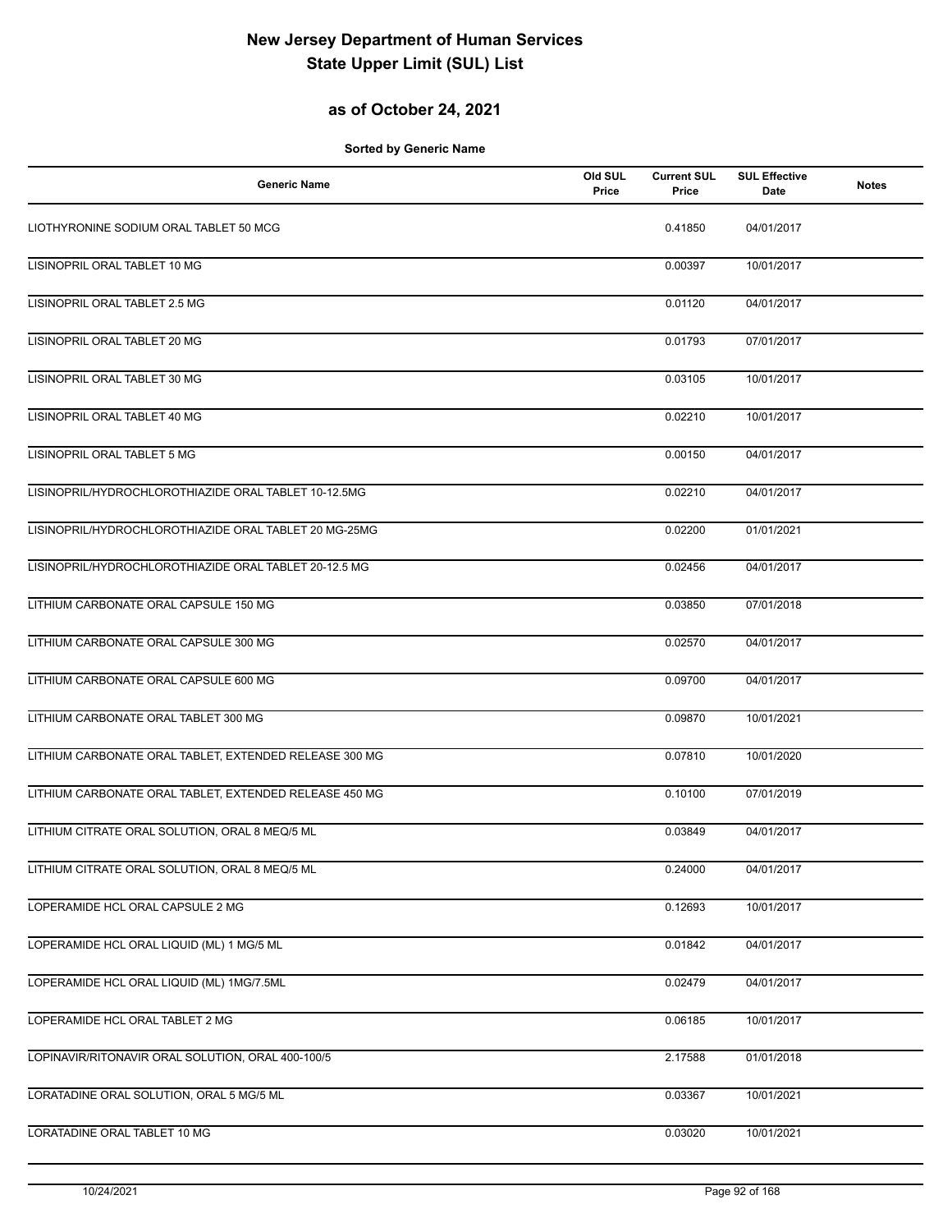# New Jersey Department of Human Services
# State Upper Limit (SUL) List

## as of October 24, 2021

**Sorted by Generic Name**

| Generic Name | Old SUL Price | Current SUL Price | SUL Effective Date | Notes |
|---|---|---|---|---|
| LIOTHYRONINE SODIUM ORAL TABLET 50 MCG | | 0.41850 | 04/01/2017 | |
| LISINOPRIL ORAL TABLET 10 MG | | 0.00397 | 10/01/2017 | |
| LISINOPRIL ORAL TABLET 2.5 MG | | 0.01120 | 04/01/2017 | |
| LISINOPRIL ORAL TABLET 20 MG | | 0.01793 | 07/01/2017 | |
| LISINOPRIL ORAL TABLET 30 MG | | 0.03105 | 10/01/2017 | |
| LISINOPRIL ORAL TABLET 40 MG | | 0.02210 | 10/01/2017 | |
| LISINOPRIL ORAL TABLET 5 MG | | 0.00150 | 04/01/2017 | |
| LISINOPRIL/HYDROCHLOROTHIAZIDE ORAL TABLET 10-12.5MG | | 0.02210 | 04/01/2017 | |
| LISINOPRIL/HYDROCHLOROTHIAZIDE ORAL TABLET 20 MG-25MG | | 0.02200 | 01/01/2021 | |
| LISINOPRIL/HYDROCHLOROTHIAZIDE ORAL TABLET 20-12.5 MG | | 0.02456 | 04/01/2017 | |
| LITHIUM CARBONATE ORAL CAPSULE 150 MG | | 0.03850 | 07/01/2018 | |
| LITHIUM CARBONATE ORAL CAPSULE 300 MG | | 0.02570 | 04/01/2017 | |
| LITHIUM CARBONATE ORAL CAPSULE 600 MG | | 0.09700 | 04/01/2017 | |
| LITHIUM CARBONATE ORAL TABLET 300 MG | | 0.09870 | 10/01/2021 | |
| LITHIUM CARBONATE ORAL TABLET, EXTENDED RELEASE 300 MG | | 0.07810 | 10/01/2020 | |
| LITHIUM CARBONATE ORAL TABLET, EXTENDED RELEASE 450 MG | | 0.10100 | 07/01/2019 | |
| LITHIUM CITRATE ORAL SOLUTION, ORAL 8 MEQ/5 ML | | 0.03849 | 04/01/2017 | |
| LITHIUM CITRATE ORAL SOLUTION, ORAL 8 MEQ/5 ML | | 0.24000 | 04/01/2017 | |
| LOPERAMIDE HCL ORAL CAPSULE 2 MG | | 0.12693 | 10/01/2017 | |
| LOPERAMIDE HCL ORAL LIQUID (ML) 1 MG/5 ML | | 0.01842 | 04/01/2017 | |
| LOPERAMIDE HCL ORAL LIQUID (ML) 1MG/7.5ML | | 0.02479 | 04/01/2017 | |
| LOPERAMIDE HCL ORAL TABLET 2 MG | | 0.06185 | 10/01/2017 | |
| LOPINAVIR/RITONAVIR ORAL SOLUTION, ORAL 400-100/5 | | 2.17588 | 01/01/2018 | |
| LORATADINE ORAL SOLUTION, ORAL 5 MG/5 ML | | 0.03367 | 10/01/2021 | |
| LORATADINE ORAL TABLET 10 MG | | 0.03020 | 10/01/2021 | |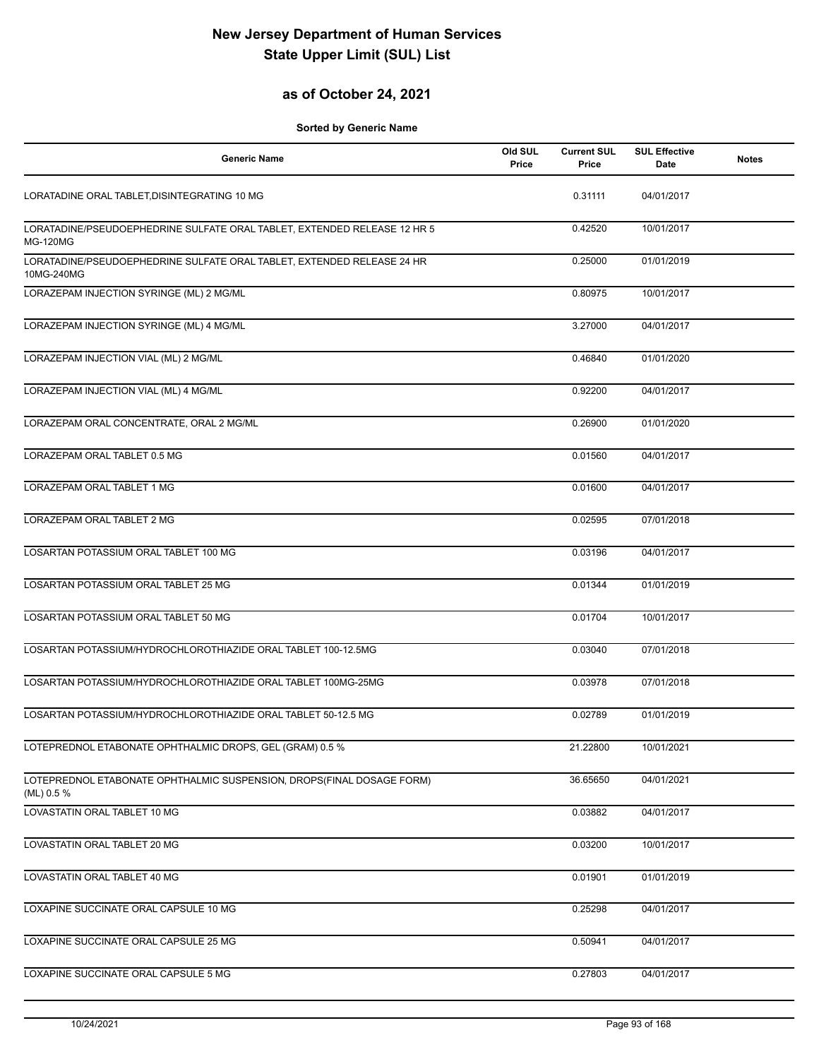# New Jersey Department of Human Services
# State Upper Limit (SUL) List

## as of October 24, 2021

**Sorted by Generic Name**

| Generic Name | Old SUL Price | Current SUL Price | SUL Effective Date | Notes |
|---|---|---|---|---|
| LORATADINE ORAL TABLET,DISINTEGRATING 10 MG | | 0.31111 | 04/01/2017 | |
| LORATADINE/PSEUDOEPHEDRINE SULFATE ORAL TABLET, EXTENDED RELEASE 12 HR 5 MG-120MG | | 0.42520 | 10/01/2017 | |
| LORATADINE/PSEUDOEPHEDRINE SULFATE ORAL TABLET, EXTENDED RELEASE 24 HR 10MG-240MG | | 0.25000 | 01/01/2019 | |
| LORAZEPAM INJECTION SYRINGE (ML) 2 MG/ML | | 0.80975 | 10/01/2017 | |
| LORAZEPAM INJECTION SYRINGE (ML) 4 MG/ML | | 3.27000 | 04/01/2017 | |
| LORAZEPAM INJECTION VIAL (ML) 2 MG/ML | | 0.46840 | 01/01/2020 | |
| LORAZEPAM INJECTION VIAL (ML) 4 MG/ML | | 0.92200 | 04/01/2017 | |
| LORAZEPAM ORAL CONCENTRATE, ORAL 2 MG/ML | | 0.26900 | 01/01/2020 | |
| LORAZEPAM ORAL TABLET 0.5 MG | | 0.01560 | 04/01/2017 | |
| LORAZEPAM ORAL TABLET 1 MG | | 0.01600 | 04/01/2017 | |
| LORAZEPAM ORAL TABLET 2 MG | | 0.02595 | 07/01/2018 | |
| LOSARTAN POTASSIUM ORAL TABLET 100 MG | | 0.03196 | 04/01/2017 | |
| LOSARTAN POTASSIUM ORAL TABLET 25 MG | | 0.01344 | 01/01/2019 | |
| LOSARTAN POTASSIUM ORAL TABLET 50 MG | | 0.01704 | 10/01/2017 | |
| LOSARTAN POTASSIUM/HYDROCHLOROTHIAZIDE ORAL TABLET 100-12.5MG | | 0.03040 | 07/01/2018 | |
| LOSARTAN POTASSIUM/HYDROCHLOROTHIAZIDE ORAL TABLET 100MG-25MG | | 0.03978 | 07/01/2018 | |
| LOSARTAN POTASSIUM/HYDROCHLOROTHIAZIDE ORAL TABLET 50-12.5 MG | | 0.02789 | 01/01/2019 | |
| LOTEPREDNOL ETABONATE OPHTHALMIC DROPS, GEL (GRAM) 0.5 % | | 21.22800 | 10/01/2021 | |
| LOTEPREDNOL ETABONATE OPHTHALMIC SUSPENSION, DROPS(FINAL DOSAGE FORM) (ML) 0.5 % | | 36.65650 | 04/01/2021 | |
| LOVASTATIN ORAL TABLET 10 MG | | 0.03882 | 04/01/2017 | |
| LOVASTATIN ORAL TABLET 20 MG | | 0.03200 | 10/01/2017 | |
| LOVASTATIN ORAL TABLET 40 MG | | 0.01901 | 01/01/2019 | |
| LOXAPINE SUCCINATE ORAL CAPSULE 10 MG | | 0.25298 | 04/01/2017 | |
| LOXAPINE SUCCINATE ORAL CAPSULE 25 MG | | 0.50941 | 04/01/2017 | |
| LOXAPINE SUCCINATE ORAL CAPSULE 5 MG | | 0.27803 | 04/01/2017 | |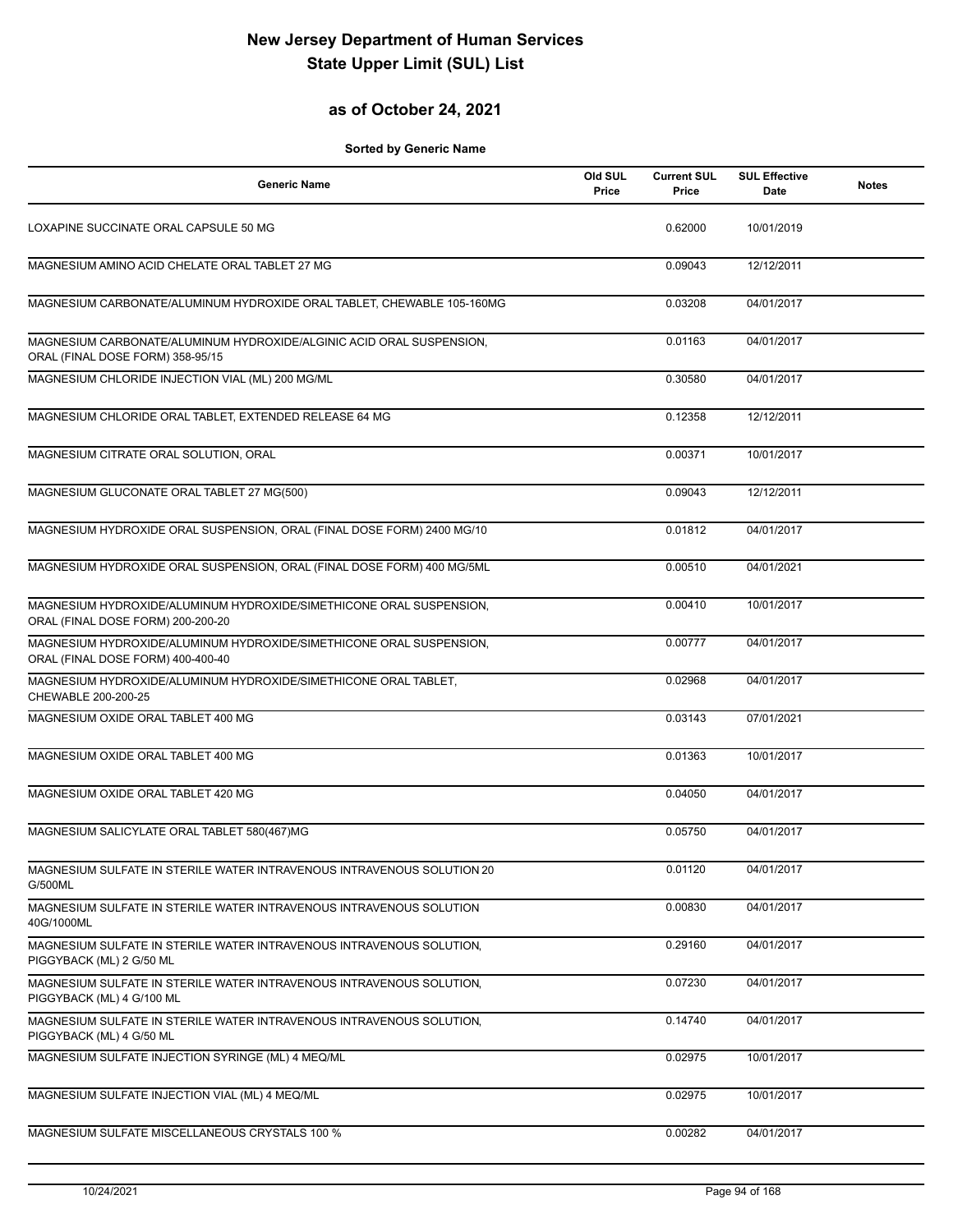# New Jersey Department of Human Services
# State Upper Limit (SUL) List

## as of October 24, 2021

**Sorted by Generic Name**

| Generic Name | Old SUL Price | Current SUL Price | SUL Effective Date | Notes |
|---|---|---|---|---|
| LOXAPINE SUCCINATE ORAL CAPSULE 50 MG | | 0.62000 | 10/01/2019 | |
| MAGNESIUM AMINO ACID CHELATE ORAL TABLET 27 MG | | 0.09043 | 12/12/2011 | |
| MAGNESIUM CARBONATE/ALUMINUM HYDROXIDE ORAL TABLET, CHEWABLE 105-160MG | | 0.03208 | 04/01/2017 | |
| MAGNESIUM CARBONATE/ALUMINUM HYDROXIDE/ALGINIC ACID ORAL SUSPENSION, ORAL (FINAL DOSE FORM) 358-95/15 | | 0.01163 | 04/01/2017 | |
| MAGNESIUM CHLORIDE INJECTION VIAL (ML) 200 MG/ML | | 0.30580 | 04/01/2017 | |
| MAGNESIUM CHLORIDE ORAL TABLET, EXTENDED RELEASE 64 MG | | 0.12358 | 12/12/2011 | |
| MAGNESIUM CITRATE ORAL SOLUTION, ORAL | | 0.00371 | 10/01/2017 | |
| MAGNESIUM GLUCONATE ORAL TABLET 27 MG(500) | | 0.09043 | 12/12/2011 | |
| MAGNESIUM HYDROXIDE ORAL SUSPENSION, ORAL (FINAL DOSE FORM) 2400 MG/10 | | 0.01812 | 04/01/2017 | |
| MAGNESIUM HYDROXIDE ORAL SUSPENSION, ORAL (FINAL DOSE FORM) 400 MG/5ML | | 0.00510 | 04/01/2021 | |
| MAGNESIUM HYDROXIDE/ALUMINUM HYDROXIDE/SIMETHICONE ORAL SUSPENSION, ORAL (FINAL DOSE FORM) 200-200-20 | | 0.00410 | 10/01/2017 | |
| MAGNESIUM HYDROXIDE/ALUMINUM HYDROXIDE/SIMETHICONE ORAL SUSPENSION, ORAL (FINAL DOSE FORM) 400-400-40 | | 0.00777 | 04/01/2017 | |
| MAGNESIUM HYDROXIDE/ALUMINUM HYDROXIDE/SIMETHICONE ORAL TABLET, CHEWABLE 200-200-25 | | 0.02968 | 04/01/2017 | |
| MAGNESIUM OXIDE ORAL TABLET 400 MG | | 0.03143 | 07/01/2021 | |
| MAGNESIUM OXIDE ORAL TABLET 400 MG | | 0.01363 | 10/01/2017 | |
| MAGNESIUM OXIDE ORAL TABLET 420 MG | | 0.04050 | 04/01/2017 | |
| MAGNESIUM SALICYLATE ORAL TABLET 580(467)MG | | 0.05750 | 04/01/2017 | |
| MAGNESIUM SULFATE IN STERILE WATER INTRAVENOUS INTRAVENOUS SOLUTION 20 G/500ML | | 0.01120 | 04/01/2017 | |
| MAGNESIUM SULFATE IN STERILE WATER INTRAVENOUS INTRAVENOUS SOLUTION 40G/1000ML | | 0.00830 | 04/01/2017 | |
| MAGNESIUM SULFATE IN STERILE WATER INTRAVENOUS INTRAVENOUS SOLUTION, PIGGYBACK (ML) 2 G/50 ML | | 0.29160 | 04/01/2017 | |
| MAGNESIUM SULFATE IN STERILE WATER INTRAVENOUS INTRAVENOUS SOLUTION, PIGGYBACK (ML) 4 G/100 ML | | 0.07230 | 04/01/2017 | |
| MAGNESIUM SULFATE IN STERILE WATER INTRAVENOUS INTRAVENOUS SOLUTION, PIGGYBACK (ML) 4 G/50 ML | | 0.14740 | 04/01/2017 | |
| MAGNESIUM SULFATE INJECTION SYRINGE (ML) 4 MEQ/ML | | 0.02975 | 10/01/2017 | |
| MAGNESIUM SULFATE INJECTION VIAL (ML) 4 MEQ/ML | | 0.02975 | 10/01/2017 | |
| MAGNESIUM SULFATE MISCELLANEOUS CRYSTALS 100 % | | 0.00282 | 04/01/2017 | |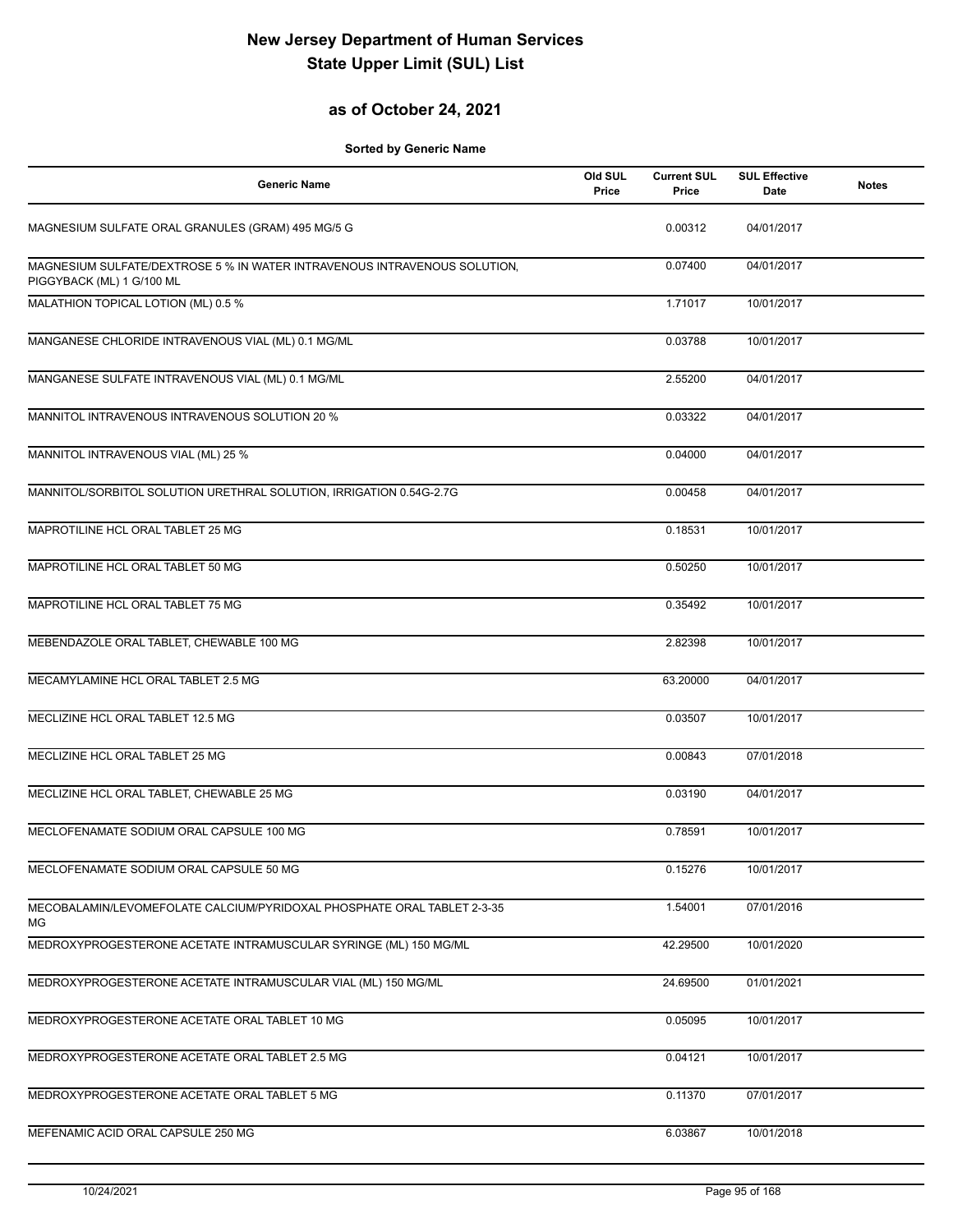# New Jersey Department of Human Services
# State Upper Limit (SUL) List

## as of October 24, 2021

**Sorted by Generic Name**

| Generic Name | Old SUL Price | Current SUL Price | SUL Effective Date | Notes |
|---|---|---|---|---|
| MAGNESIUM SULFATE ORAL GRANULES (GRAM) 495 MG/5 G | | 0.00312 | 04/01/2017 | |
| MAGNESIUM SULFATE/DEXTROSE 5 % IN WATER INTRAVENOUS INTRAVENOUS SOLUTION, PIGGYBACK (ML) 1 G/100 ML | | 0.07400 | 04/01/2017 | |
| MALATHION TOPICAL LOTION (ML) 0.5 % | | 1.71017 | 10/01/2017 | |
| MANGANESE CHLORIDE INTRAVENOUS VIAL (ML) 0.1 MG/ML | | 0.03788 | 10/01/2017 | |
| MANGANESE SULFATE INTRAVENOUS VIAL (ML) 0.1 MG/ML | | 2.55200 | 04/01/2017 | |
| MANNITOL INTRAVENOUS INTRAVENOUS SOLUTION 20 % | | 0.03322 | 04/01/2017 | |
| MANNITOL INTRAVENOUS VIAL (ML) 25 % | | 0.04000 | 04/01/2017 | |
| MANNITOL/SORBITOL SOLUTION URETHRAL SOLUTION, IRRIGATION 0.54G-2.7G | | 0.00458 | 04/01/2017 | |
| MAPROTILINE HCL ORAL TABLET 25 MG | | 0.18531 | 10/01/2017 | |
| MAPROTILINE HCL ORAL TABLET 50 MG | | 0.50250 | 10/01/2017 | |
| MAPROTILINE HCL ORAL TABLET 75 MG | | 0.35492 | 10/01/2017 | |
| MEBENDAZOLE ORAL TABLET, CHEWABLE 100 MG | | 2.82398 | 10/01/2017 | |
| MECAMYLAMINE HCL ORAL TABLET 2.5 MG | | 63.20000 | 04/01/2017 | |
| MECLIZINE HCL ORAL TABLET 12.5 MG | | 0.03507 | 10/01/2017 | |
| MECLIZINE HCL ORAL TABLET 25 MG | | 0.00843 | 07/01/2018 | |
| MECLIZINE HCL ORAL TABLET, CHEWABLE 25 MG | | 0.03190 | 04/01/2017 | |
| MECLOFENAMATE SODIUM ORAL CAPSULE 100 MG | | 0.78591 | 10/01/2017 | |
| MECLOFENAMATE SODIUM ORAL CAPSULE 50 MG | | 0.15276 | 10/01/2017 | |
| MECOBALAMIN/LEVOMEFOLATE CALCIUM/PYRIDOXAL PHOSPHATE ORAL TABLET 2-3-35 MG | | 1.54001 | 07/01/2016 | |
| MEDROXYPROGESTERONE ACETATE INTRAMUSCULAR SYRINGE (ML) 150 MG/ML | | 42.29500 | 10/01/2020 | |
| MEDROXYPROGESTERONE ACETATE INTRAMUSCULAR VIAL (ML) 150 MG/ML | | 24.69500 | 01/01/2021 | |
| MEDROXYPROGESTERONE ACETATE ORAL TABLET 10 MG | | 0.05095 | 10/01/2017 | |
| MEDROXYPROGESTERONE ACETATE ORAL TABLET 2.5 MG | | 0.04121 | 10/01/2017 | |
| MEDROXYPROGESTERONE ACETATE ORAL TABLET 5 MG | | 0.11370 | 07/01/2017 | |
| MEFENAMIC ACID ORAL CAPSULE 250 MG | | 6.03867 | 10/01/2018 | |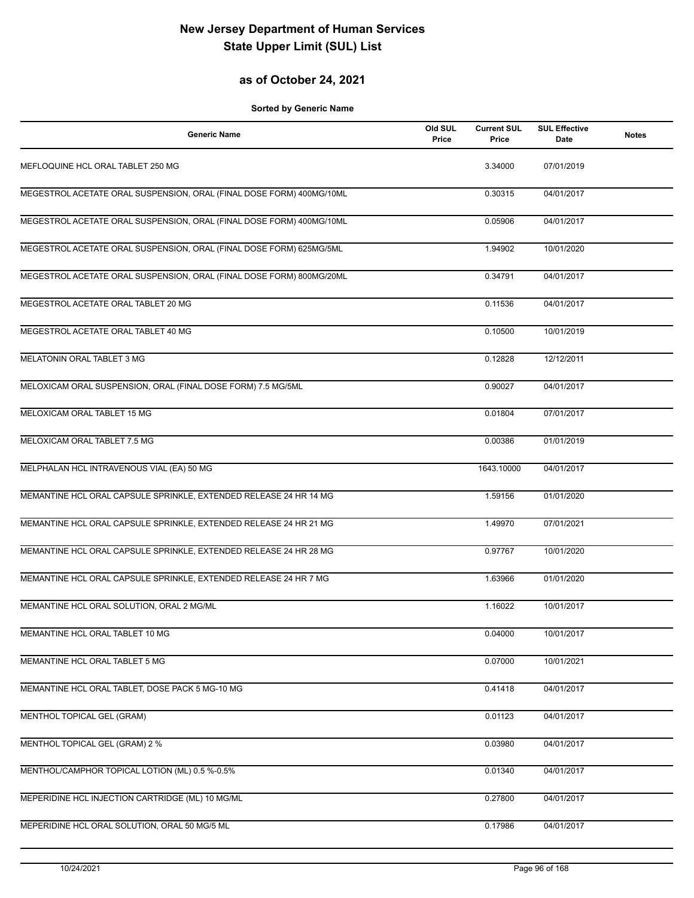# New Jersey Department of Human Services
# State Upper Limit (SUL) List

## as of October 24, 2021

**Sorted by Generic Name**

| Generic Name | Old SUL Price | Current SUL Price | SUL Effective Date | Notes |
|---|---|---|---|---|
| MEFLOQUINE HCL ORAL TABLET 250 MG | | 3.34000 | 07/01/2019 | |
| MEGESTROL ACETATE ORAL SUSPENSION, ORAL (FINAL DOSE FORM) 400MG/10ML | | 0.30315 | 04/01/2017 | |
| MEGESTROL ACETATE ORAL SUSPENSION, ORAL (FINAL DOSE FORM) 400MG/10ML | | 0.05906 | 04/01/2017 | |
| MEGESTROL ACETATE ORAL SUSPENSION, ORAL (FINAL DOSE FORM) 625MG/5ML | | 1.94902 | 10/01/2020 | |
| MEGESTROL ACETATE ORAL SUSPENSION, ORAL (FINAL DOSE FORM) 800MG/20ML | | 0.34791 | 04/01/2017 | |
| MEGESTROL ACETATE ORAL TABLET 20 MG | | 0.11536 | 04/01/2017 | |
| MEGESTROL ACETATE ORAL TABLET 40 MG | | 0.10500 | 10/01/2019 | |
| MELATONIN ORAL TABLET 3 MG | | 0.12828 | 12/12/2011 | |
| MELOXICAM ORAL SUSPENSION, ORAL (FINAL DOSE FORM) 7.5 MG/5ML | | 0.90027 | 04/01/2017 | |
| MELOXICAM ORAL TABLET 15 MG | | 0.01804 | 07/01/2017 | |
| MELOXICAM ORAL TABLET 7.5 MG | | 0.00386 | 01/01/2019 | |
| MELPHALAN HCL INTRAVENOUS VIAL (EA) 50 MG | | 1643.10000 | 04/01/2017 | |
| MEMANTINE HCL ORAL CAPSULE SPRINKLE, EXTENDED RELEASE 24 HR 14 MG | | 1.59156 | 01/01/2020 | |
| MEMANTINE HCL ORAL CAPSULE SPRINKLE, EXTENDED RELEASE 24 HR 21 MG | | 1.49970 | 07/01/2021 | |
| MEMANTINE HCL ORAL CAPSULE SPRINKLE, EXTENDED RELEASE 24 HR 28 MG | | 0.97767 | 10/01/2020 | |
| MEMANTINE HCL ORAL CAPSULE SPRINKLE, EXTENDED RELEASE 24 HR 7 MG | | 1.63966 | 01/01/2020 | |
| MEMANTINE HCL ORAL SOLUTION, ORAL 2 MG/ML | | 1.16022 | 10/01/2017 | |
| MEMANTINE HCL ORAL TABLET 10 MG | | 0.04000 | 10/01/2017 | |
| MEMANTINE HCL ORAL TABLET 5 MG | | 0.07000 | 10/01/2021 | |
| MEMANTINE HCL ORAL TABLET, DOSE PACK 5 MG-10 MG | | 0.41418 | 04/01/2017 | |
| MENTHOL TOPICAL GEL (GRAM) | | 0.01123 | 04/01/2017 | |
| MENTHOL TOPICAL GEL (GRAM) 2 % | | 0.03980 | 04/01/2017 | |
| MENTHOL/CAMPHOR TOPICAL LOTION (ML) 0.5 %-0.5% | | 0.01340 | 04/01/2017 | |
| MEPERIDINE HCL INJECTION CARTRIDGE (ML) 10 MG/ML | | 0.27800 | 04/01/2017 | |
| MEPERIDINE HCL ORAL SOLUTION, ORAL 50 MG/5 ML | | 0.17986 | 04/01/2017 | |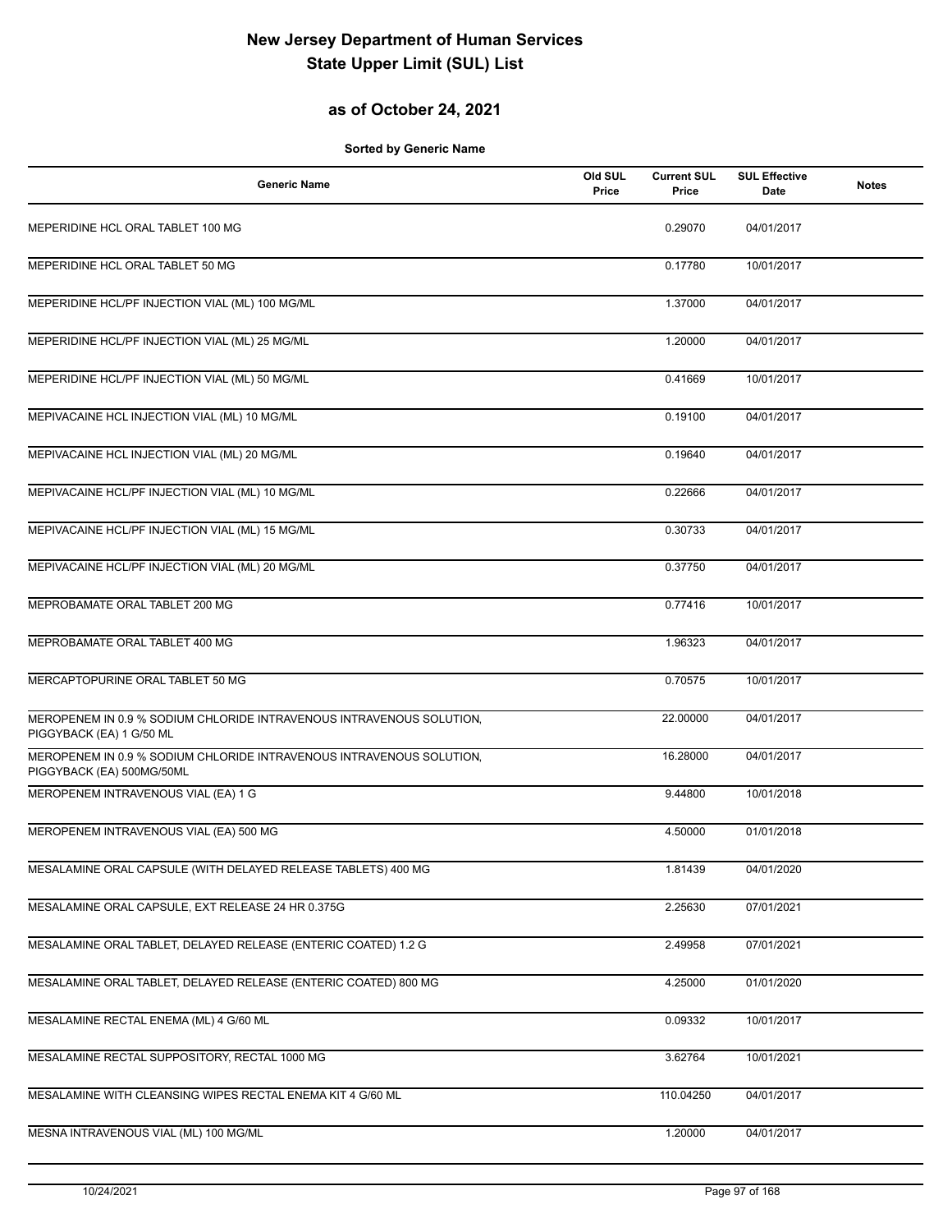# New Jersey Department of Human Services
# State Upper Limit (SUL) List

## as of October 24, 2021

**Sorted by Generic Name**

| Generic Name | Old SUL Price | Current SUL Price | SUL Effective Date | Notes |
|---|---|---|---|---|
| MEPERIDINE HCL ORAL TABLET 100 MG | | 0.29070 | 04/01/2017 | |
| MEPERIDINE HCL ORAL TABLET 50 MG | | 0.17780 | 10/01/2017 | |
| MEPERIDINE HCL/PF INJECTION VIAL (ML) 100 MG/ML | | 1.37000 | 04/01/2017 | |
| MEPERIDINE HCL/PF INJECTION VIAL (ML) 25 MG/ML | | 1.20000 | 04/01/2017 | |
| MEPERIDINE HCL/PF INJECTION VIAL (ML) 50 MG/ML | | 0.41669 | 10/01/2017 | |
| MEPIVACAINE HCL INJECTION VIAL (ML) 10 MG/ML | | 0.19100 | 04/01/2017 | |
| MEPIVACAINE HCL INJECTION VIAL (ML) 20 MG/ML | | 0.19640 | 04/01/2017 | |
| MEPIVACAINE HCL/PF INJECTION VIAL (ML) 10 MG/ML | | 0.22666 | 04/01/2017 | |
| MEPIVACAINE HCL/PF INJECTION VIAL (ML) 15 MG/ML | | 0.30733 | 04/01/2017 | |
| MEPIVACAINE HCL/PF INJECTION VIAL (ML) 20 MG/ML | | 0.37750 | 04/01/2017 | |
| MEPROBAMATE ORAL TABLET 200 MG | | 0.77416 | 10/01/2017 | |
| MEPROBAMATE ORAL TABLET 400 MG | | 1.96323 | 04/01/2017 | |
| MERCAPTOPURINE ORAL TABLET 50 MG | | 0.70575 | 10/01/2017 | |
| MEROPENEM IN 0.9 % SODIUM CHLORIDE INTRAVENOUS INTRAVENOUS SOLUTION, PIGGYBACK (EA) 1 G/50 ML | | 22.00000 | 04/01/2017 | |
| MEROPENEM IN 0.9 % SODIUM CHLORIDE INTRAVENOUS INTRAVENOUS SOLUTION, PIGGYBACK (EA) 500MG/50ML | | 16.28000 | 04/01/2017 | |
| MEROPENEM INTRAVENOUS VIAL (EA) 1 G | | 9.44800 | 10/01/2018 | |
| MEROPENEM INTRAVENOUS VIAL (EA) 500 MG | | 4.50000 | 01/01/2018 | |
| MESALAMINE ORAL CAPSULE (WITH DELAYED RELEASE TABLETS) 400 MG | | 1.81439 | 04/01/2020 | |
| MESALAMINE ORAL CAPSULE, EXT RELEASE 24 HR 0.375G | | 2.25630 | 07/01/2021 | |
| MESALAMINE ORAL TABLET, DELAYED RELEASE (ENTERIC COATED) 1.2 G | | 2.49958 | 07/01/2021 | |
| MESALAMINE ORAL TABLET, DELAYED RELEASE (ENTERIC COATED) 800 MG | | 4.25000 | 01/01/2020 | |
| MESALAMINE RECTAL ENEMA (ML) 4 G/60 ML | | 0.09332 | 10/01/2017 | |
| MESALAMINE RECTAL SUPPOSITORY, RECTAL 1000 MG | | 3.62764 | 10/01/2021 | |
| MESALAMINE WITH CLEANSING WIPES RECTAL ENEMA KIT 4 G/60 ML | | 110.04250 | 04/01/2017 | |
| MESNA INTRAVENOUS VIAL (ML) 100 MG/ML | | 1.20000 | 04/01/2017 | |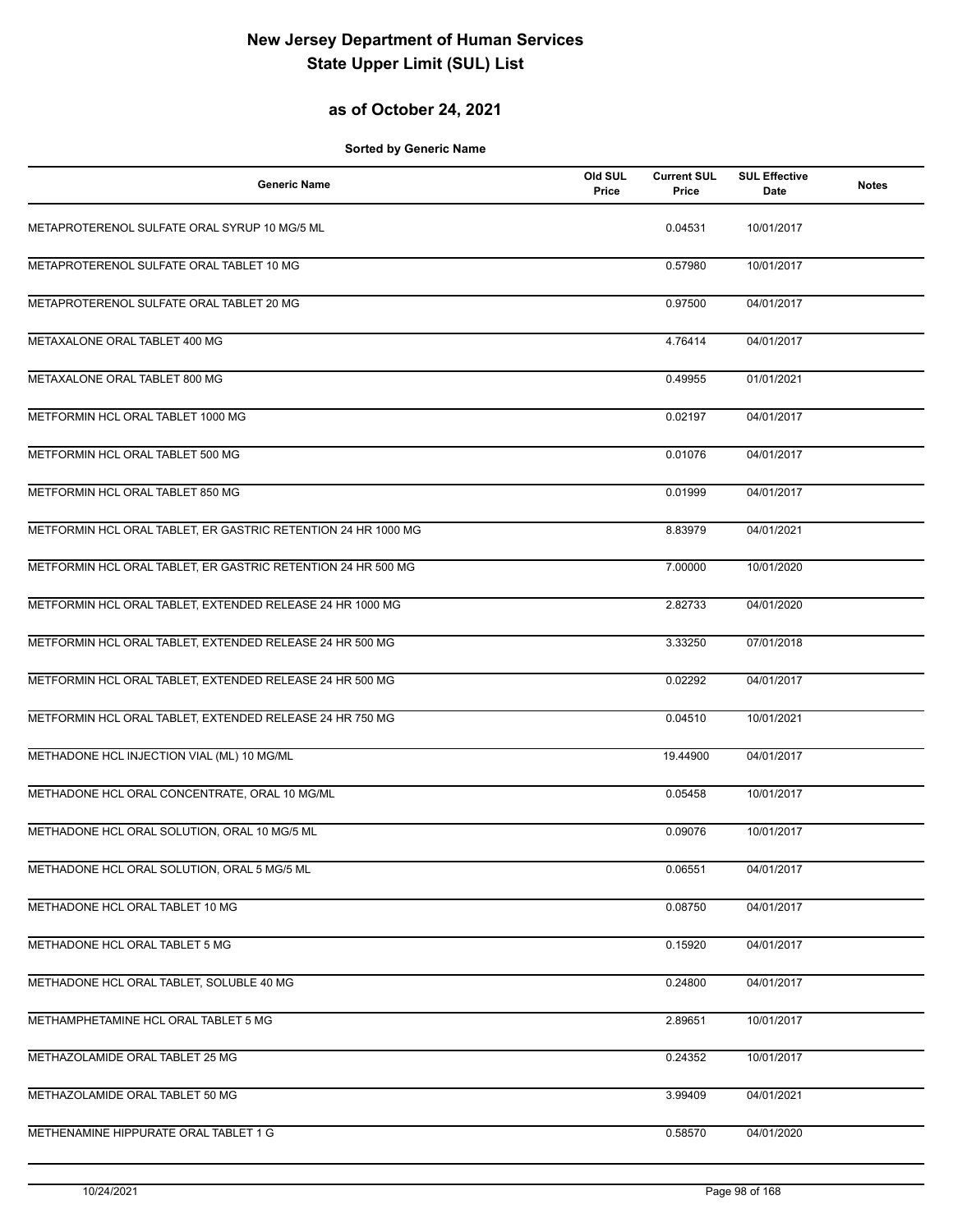# New Jersey Department of Human Services
# State Upper Limit (SUL) List

## as of October 24, 2021

**Sorted by Generic Name**

| Generic Name | Old SUL Price | Current SUL Price | SUL Effective Date | Notes |
|---|---|---|---|---|
| METAPROTERENOL SULFATE ORAL SYRUP 10 MG/5 ML | | 0.04531 | 10/01/2017 | |
| METAPROTERENOL SULFATE ORAL TABLET 10 MG | | 0.57980 | 10/01/2017 | |
| METAPROTERENOL SULFATE ORAL TABLET 20 MG | | 0.97500 | 04/01/2017 | |
| METAXALONE ORAL TABLET 400 MG | | 4.76414 | 04/01/2017 | |
| METAXALONE ORAL TABLET 800 MG | | 0.49955 | 01/01/2021 | |
| METFORMIN HCL ORAL TABLET 1000 MG | | 0.02197 | 04/01/2017 | |
| METFORMIN HCL ORAL TABLET 500 MG | | 0.01076 | 04/01/2017 | |
| METFORMIN HCL ORAL TABLET 850 MG | | 0.01999 | 04/01/2017 | |
| METFORMIN HCL ORAL TABLET, ER GASTRIC RETENTION 24 HR 1000 MG | | 8.83979 | 04/01/2021 | |
| METFORMIN HCL ORAL TABLET, ER GASTRIC RETENTION 24 HR 500 MG | | 7.00000 | 10/01/2020 | |
| METFORMIN HCL ORAL TABLET, EXTENDED RELEASE 24 HR 1000 MG | | 2.82733 | 04/01/2020 | |
| METFORMIN HCL ORAL TABLET, EXTENDED RELEASE 24 HR 500 MG | | 3.33250 | 07/01/2018 | |
| METFORMIN HCL ORAL TABLET, EXTENDED RELEASE 24 HR 500 MG | | 0.02292 | 04/01/2017 | |
| METFORMIN HCL ORAL TABLET, EXTENDED RELEASE 24 HR 750 MG | | 0.04510 | 10/01/2021 | |
| METHADONE HCL INJECTION VIAL (ML) 10 MG/ML | | 19.44900 | 04/01/2017 | |
| METHADONE HCL ORAL CONCENTRATE, ORAL 10 MG/ML | | 0.05458 | 10/01/2017 | |
| METHADONE HCL ORAL SOLUTION, ORAL 10 MG/5 ML | | 0.09076 | 10/01/2017 | |
| METHADONE HCL ORAL SOLUTION, ORAL 5 MG/5 ML | | 0.06551 | 04/01/2017 | |
| METHADONE HCL ORAL TABLET 10 MG | | 0.08750 | 04/01/2017 | |
| METHADONE HCL ORAL TABLET 5 MG | | 0.15920 | 04/01/2017 | |
| METHADONE HCL ORAL TABLET, SOLUBLE 40 MG | | 0.24800 | 04/01/2017 | |
| METHAMPHETAMINE HCL ORAL TABLET 5 MG | | 2.89651 | 10/01/2017 | |
| METHAZOLAMIDE ORAL TABLET 25 MG | | 0.24352 | 10/01/2017 | |
| METHAZOLAMIDE ORAL TABLET 50 MG | | 3.99409 | 04/01/2021 | |
| METHENAMINE HIPPURATE ORAL TABLET 1 G | | 0.58570 | 04/01/2020 | |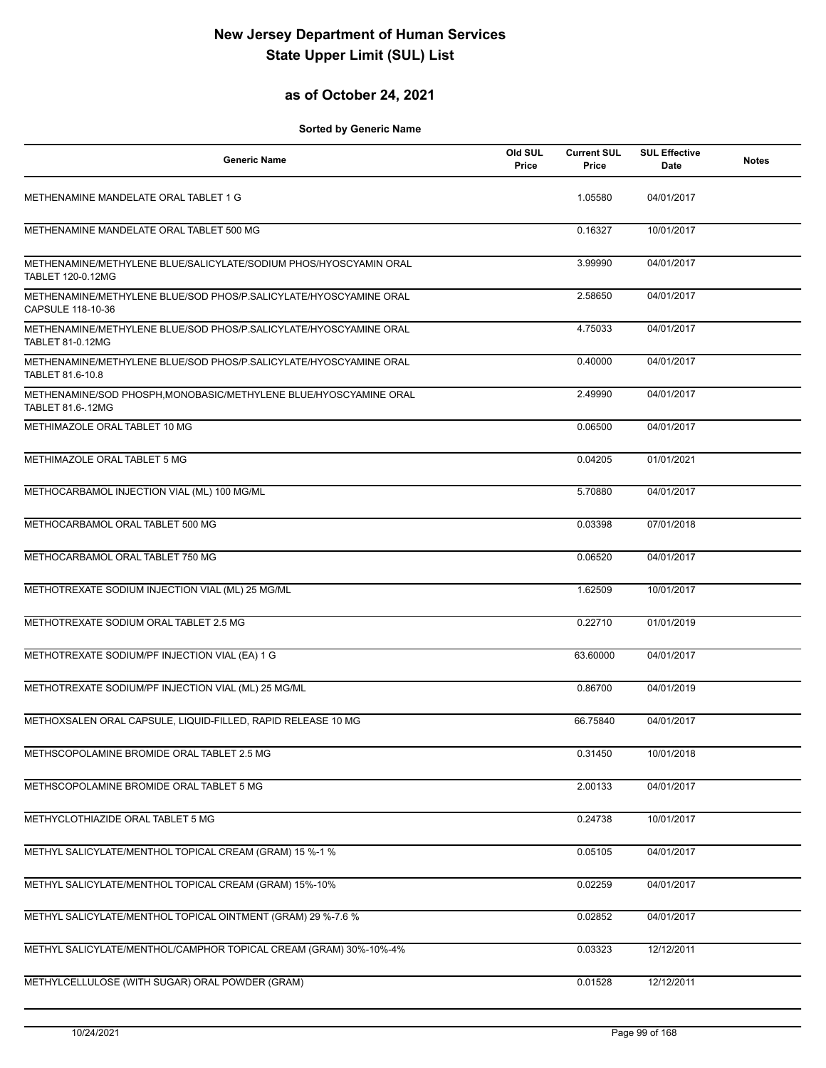# New Jersey Department of Human Services
# State Upper Limit (SUL) List

## as of October 24, 2021

**Sorted by Generic Name**

| Generic Name | Old SUL Price | Current SUL Price | SUL Effective Date | Notes |
|---|---|---|---|---|
| METHENAMINE MANDELATE ORAL TABLET 1 G | | 1.05580 | 04/01/2017 | |
| METHENAMINE MANDELATE ORAL TABLET 500 MG | | 0.16327 | 10/01/2017 | |
| METHENAMINE/METHYLENE BLUE/SALICYLATE/SODIUM PHOS/HYOSCYAMIN ORAL TABLET 120-0.12MG | | 3.99990 | 04/01/2017 | |
| METHENAMINE/METHYLENE BLUE/SOD PHOS/P.SALICYLATE/HYOSCYAMINE ORAL CAPSULE 118-10-36 | | 2.58650 | 04/01/2017 | |
| METHENAMINE/METHYLENE BLUE/SOD PHOS/P.SALICYLATE/HYOSCYAMINE ORAL TABLET 81-0.12MG | | 4.75033 | 04/01/2017 | |
| METHENAMINE/METHYLENE BLUE/SOD PHOS/P.SALICYLATE/HYOSCYAMINE ORAL TABLET 81.6-10.8 | | 0.40000 | 04/01/2017 | |
| METHENAMINE/SOD PHOSPH,MONOBASIC/METHYLENE BLUE/HYOSCYAMINE ORAL TABLET 81.6-.12MG | | 2.49990 | 04/01/2017 | |
| METHIMAZOLE ORAL TABLET 10 MG | | 0.06500 | 04/01/2017 | |
| METHIMAZOLE ORAL TABLET 5 MG | | 0.04205 | 01/01/2021 | |
| METHOCARBAMOL INJECTION VIAL (ML) 100 MG/ML | | 5.70880 | 04/01/2017 | |
| METHOCARBAMOL ORAL TABLET 500 MG | | 0.03398 | 07/01/2018 | |
| METHOCARBAMOL ORAL TABLET 750 MG | | 0.06520 | 04/01/2017 | |
| METHOTREXATE SODIUM INJECTION VIAL (ML) 25 MG/ML | | 1.62509 | 10/01/2017 | |
| METHOTREXATE SODIUM ORAL TABLET 2.5 MG | | 0.22710 | 01/01/2019 | |
| METHOTREXATE SODIUM/PF INJECTION VIAL (EA) 1 G | | 63.60000 | 04/01/2017 | |
| METHOTREXATE SODIUM/PF INJECTION VIAL (ML) 25 MG/ML | | 0.86700 | 04/01/2019 | |
| METHOXSALEN ORAL CAPSULE, LIQUID-FILLED, RAPID RELEASE 10 MG | | 66.75840 | 04/01/2017 | |
| METHSCOPOLAMINE BROMIDE ORAL TABLET 2.5 MG | | 0.31450 | 10/01/2018 | |
| METHSCOPOLAMINE BROMIDE ORAL TABLET 5 MG | | 2.00133 | 04/01/2017 | |
| METHYCLOTHIAZIDE ORAL TABLET 5 MG | | 0.24738 | 10/01/2017 | |
| METHYL SALICYLATE/MENTHOL TOPICAL CREAM (GRAM) 15 %-1 % | | 0.05105 | 04/01/2017 | |
| METHYL SALICYLATE/MENTHOL TOPICAL CREAM (GRAM) 15%-10% | | 0.02259 | 04/01/2017 | |
| METHYL SALICYLATE/MENTHOL TOPICAL OINTMENT (GRAM) 29 %-7.6 % | | 0.02852 | 04/01/2017 | |
| METHYL SALICYLATE/MENTHOL/CAMPHOR TOPICAL CREAM (GRAM) 30%-10%-4% | | 0.03323 | 12/12/2011 | |
| METHYLCELLULOSE (WITH SUGAR) ORAL POWDER (GRAM) | | 0.01528 | 12/12/2011 | |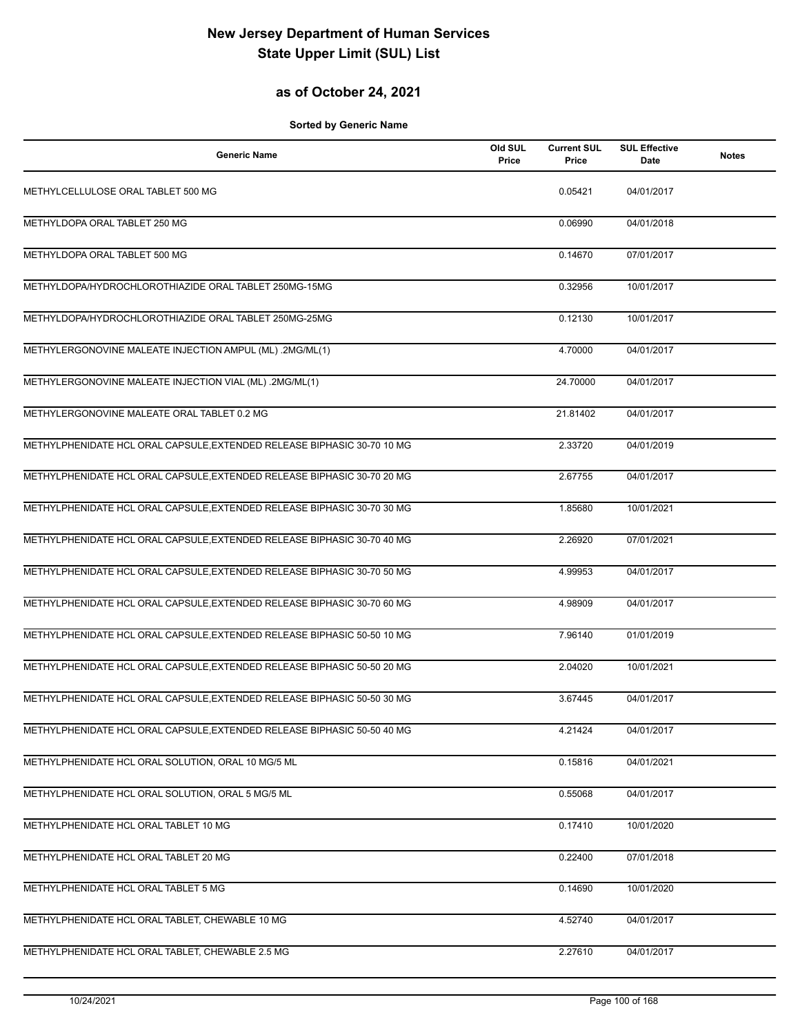# New Jersey Department of Human Services
# State Upper Limit (SUL) List

## as of October 24, 2021

**Sorted by Generic Name**

| Generic Name | Old SUL Price | Current SUL Price | SUL Effective Date | Notes |
|---|---|---|---|---|
| METHYLCELLULOSE ORAL TABLET 500 MG | | 0.05421 | 04/01/2017 | |
| METHYLDOPA ORAL TABLET 250 MG | | 0.06990 | 04/01/2018 | |
| METHYLDOPA ORAL TABLET 500 MG | | 0.14670 | 07/01/2017 | |
| METHYLDOPA/HYDROCHLOROTHIAZIDE ORAL TABLET 250MG-15MG | | 0.32956 | 10/01/2017 | |
| METHYLDOPA/HYDROCHLOROTHIAZIDE ORAL TABLET 250MG-25MG | | 0.12130 | 10/01/2017 | |
| METHYLERGONOVINE MALEATE INJECTION AMPUL (ML) .2MG/ML(1) | | 4.70000 | 04/01/2017 | |
| METHYLERGONOVINE MALEATE INJECTION VIAL (ML) .2MG/ML(1) | | 24.70000 | 04/01/2017 | |
| METHYLERGONOVINE MALEATE ORAL TABLET 0.2 MG | | 21.81402 | 04/01/2017 | |
| METHYLPHENIDATE HCL ORAL CAPSULE,EXTENDED RELEASE BIPHASIC 30-70 10 MG | | 2.33720 | 04/01/2019 | |
| METHYLPHENIDATE HCL ORAL CAPSULE,EXTENDED RELEASE BIPHASIC 30-70 20 MG | | 2.67755 | 04/01/2017 | |
| METHYLPHENIDATE HCL ORAL CAPSULE,EXTENDED RELEASE BIPHASIC 30-70 30 MG | | 1.85680 | 10/01/2021 | |
| METHYLPHENIDATE HCL ORAL CAPSULE,EXTENDED RELEASE BIPHASIC 30-70 40 MG | | 2.26920 | 07/01/2021 | |
| METHYLPHENIDATE HCL ORAL CAPSULE,EXTENDED RELEASE BIPHASIC 30-70 50 MG | | 4.99953 | 04/01/2017 | |
| METHYLPHENIDATE HCL ORAL CAPSULE,EXTENDED RELEASE BIPHASIC 30-70 60 MG | | 4.98909 | 04/01/2017 | |
| METHYLPHENIDATE HCL ORAL CAPSULE,EXTENDED RELEASE BIPHASIC 50-50 10 MG | | 7.96140 | 01/01/2019 | |
| METHYLPHENIDATE HCL ORAL CAPSULE,EXTENDED RELEASE BIPHASIC 50-50 20 MG | | 2.04020 | 10/01/2021 | |
| METHYLPHENIDATE HCL ORAL CAPSULE,EXTENDED RELEASE BIPHASIC 50-50 30 MG | | 3.67445 | 04/01/2017 | |
| METHYLPHENIDATE HCL ORAL CAPSULE,EXTENDED RELEASE BIPHASIC 50-50 40 MG | | 4.21424 | 04/01/2017 | |
| METHYLPHENIDATE HCL ORAL SOLUTION, ORAL 10 MG/5 ML | | 0.15816 | 04/01/2021 | |
| METHYLPHENIDATE HCL ORAL SOLUTION, ORAL 5 MG/5 ML | | 0.55068 | 04/01/2017 | |
| METHYLPHENIDATE HCL ORAL TABLET 10 MG | | 0.17410 | 10/01/2020 | |
| METHYLPHENIDATE HCL ORAL TABLET 20 MG | | 0.22400 | 07/01/2018 | |
| METHYLPHENIDATE HCL ORAL TABLET 5 MG | | 0.14690 | 10/01/2020 | |
| METHYLPHENIDATE HCL ORAL TABLET, CHEWABLE 10 MG | | 4.52740 | 04/01/2017 | |
| METHYLPHENIDATE HCL ORAL TABLET, CHEWABLE 2.5 MG | | 2.27610 | 04/01/2017 | |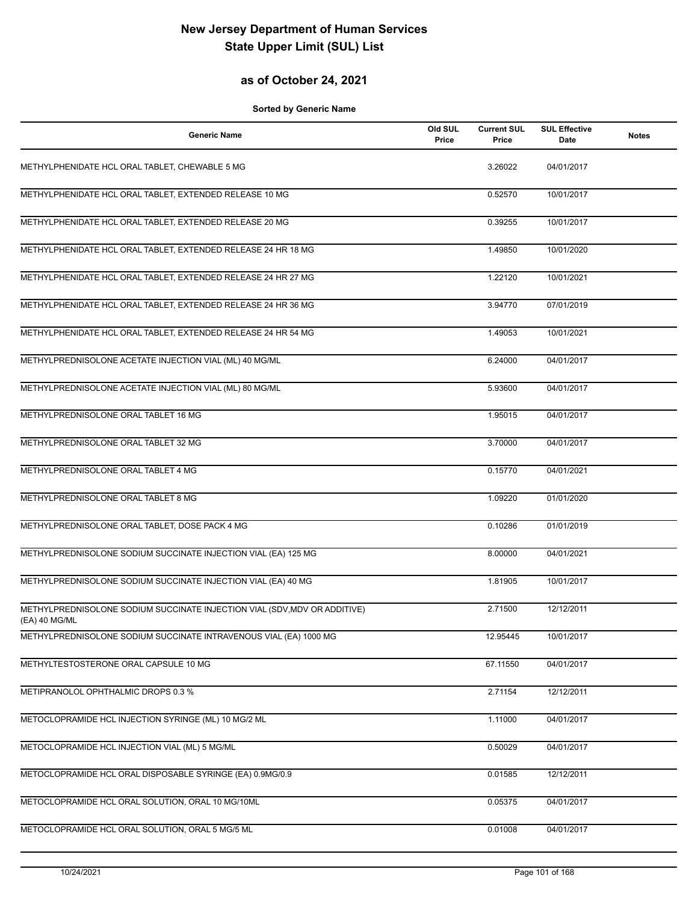# New Jersey Department of Human Services
# State Upper Limit (SUL) List

## as of October 24, 2021

**Sorted by Generic Name**

| Generic Name | Old SUL Price | Current SUL Price | SUL Effective Date | Notes |
|---|---|---|---|---|
| METHYLPHENIDATE HCL ORAL TABLET, CHEWABLE 5 MG | | 3.26022 | 04/01/2017 | |
| METHYLPHENIDATE HCL ORAL TABLET, EXTENDED RELEASE 10 MG | | 0.52570 | 10/01/2017 | |
| METHYLPHENIDATE HCL ORAL TABLET, EXTENDED RELEASE 20 MG | | 0.39255 | 10/01/2017 | |
| METHYLPHENIDATE HCL ORAL TABLET, EXTENDED RELEASE 24 HR 18 MG | | 1.49850 | 10/01/2020 | |
| METHYLPHENIDATE HCL ORAL TABLET, EXTENDED RELEASE 24 HR 27 MG | | 1.22120 | 10/01/2021 | |
| METHYLPHENIDATE HCL ORAL TABLET, EXTENDED RELEASE 24 HR 36 MG | | 3.94770 | 07/01/2019 | |
| METHYLPHENIDATE HCL ORAL TABLET, EXTENDED RELEASE 24 HR 54 MG | | 1.49053 | 10/01/2021 | |
| METHYLPREDNISOLONE ACETATE INJECTION VIAL (ML) 40 MG/ML | | 6.24000 | 04/01/2017 | |
| METHYLPREDNISOLONE ACETATE INJECTION VIAL (ML) 80 MG/ML | | 5.93600 | 04/01/2017 | |
| METHYLPREDNISOLONE ORAL TABLET 16 MG | | 1.95015 | 04/01/2017 | |
| METHYLPREDNISOLONE ORAL TABLET 32 MG | | 3.70000 | 04/01/2017 | |
| METHYLPREDNISOLONE ORAL TABLET 4 MG | | 0.15770 | 04/01/2021 | |
| METHYLPREDNISOLONE ORAL TABLET 8 MG | | 1.09220 | 01/01/2020 | |
| METHYLPREDNISOLONE ORAL TABLET, DOSE PACK 4 MG | | 0.10286 | 01/01/2019 | |
| METHYLPREDNISOLONE SODIUM SUCCINATE INJECTION VIAL (EA) 125 MG | | 8.00000 | 04/01/2021 | |
| METHYLPREDNISOLONE SODIUM SUCCINATE INJECTION VIAL (EA) 40 MG | | 1.81905 | 10/01/2017 | |
| METHYLPREDNISOLONE SODIUM SUCCINATE INJECTION VIAL (SDV,MDV OR ADDITIVE) (EA) 40 MG/ML | | 2.71500 | 12/12/2011 | |
| METHYLPREDNISOLONE SODIUM SUCCINATE INTRAVENOUS VIAL (EA) 1000 MG | | 12.95445 | 10/01/2017 | |
| METHYLTESTOSTERONE ORAL CAPSULE 10 MG | | 67.11550 | 04/01/2017 | |
| METIPRANOLOL OPHTHALMIC DROPS 0.3 % | | 2.71154 | 12/12/2011 | |
| METOCLOPRAMIDE HCL INJECTION SYRINGE (ML) 10 MG/2 ML | | 1.11000 | 04/01/2017 | |
| METOCLOPRAMIDE HCL INJECTION VIAL (ML) 5 MG/ML | | 0.50029 | 04/01/2017 | |
| METOCLOPRAMIDE HCL ORAL DISPOSABLE SYRINGE (EA) 0.9MG/0.9 | | 0.01585 | 12/12/2011 | |
| METOCLOPRAMIDE HCL ORAL SOLUTION, ORAL 10 MG/10ML | | 0.05375 | 04/01/2017 | |
| METOCLOPRAMIDE HCL ORAL SOLUTION, ORAL 5 MG/5 ML | | 0.01008 | 04/01/2017 | |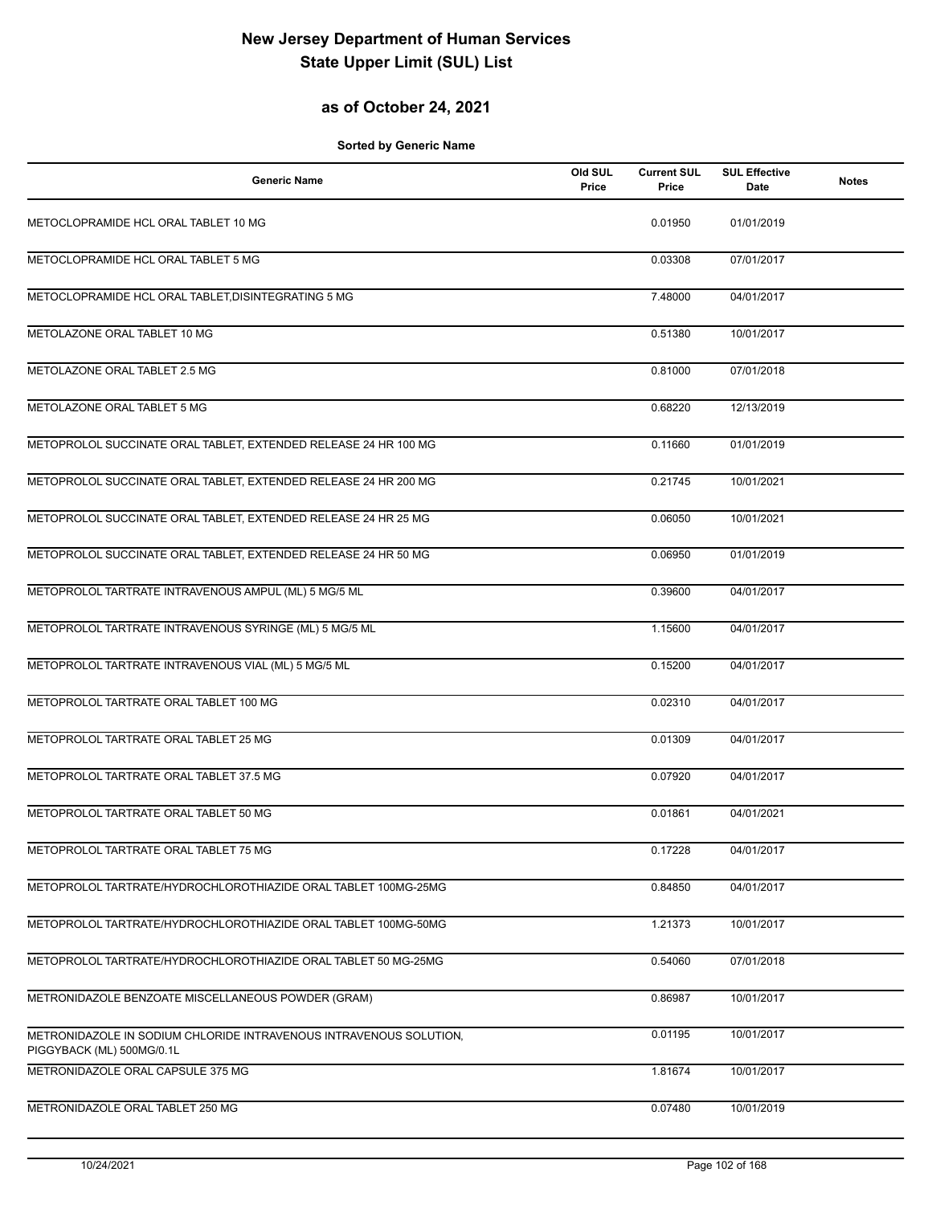# New Jersey Department of Human Services
# State Upper Limit (SUL) List

## as of October 24, 2021

**Sorted by Generic Name**

| Generic Name | Old SUL Price | Current SUL Price | SUL Effective Date | Notes |
|---|---|---|---|---|
| METOCLOPRAMIDE HCL ORAL TABLET 10 MG | | 0.01950 | 01/01/2019 | |
| METOCLOPRAMIDE HCL ORAL TABLET 5 MG | | 0.03308 | 07/01/2017 | |
| METOCLOPRAMIDE HCL ORAL TABLET,DISINTEGRATING 5 MG | | 7.48000 | 04/01/2017 | |
| METOLAZONE ORAL TABLET 10 MG | | 0.51380 | 10/01/2017 | |
| METOLAZONE ORAL TABLET 2.5 MG | | 0.81000 | 07/01/2018 | |
| METOLAZONE ORAL TABLET 5 MG | | 0.68220 | 12/13/2019 | |
| METOPROLOL SUCCINATE ORAL TABLET, EXTENDED RELEASE 24 HR 100 MG | | 0.11660 | 01/01/2019 | |
| METOPROLOL SUCCINATE ORAL TABLET, EXTENDED RELEASE 24 HR 200 MG | | 0.21745 | 10/01/2021 | |
| METOPROLOL SUCCINATE ORAL TABLET, EXTENDED RELEASE 24 HR 25 MG | | 0.06050 | 10/01/2021 | |
| METOPROLOL SUCCINATE ORAL TABLET, EXTENDED RELEASE 24 HR 50 MG | | 0.06950 | 01/01/2019 | |
| METOPROLOL TARTRATE INTRAVENOUS AMPUL (ML) 5 MG/5 ML | | 0.39600 | 04/01/2017 | |
| METOPROLOL TARTRATE INTRAVENOUS SYRINGE (ML) 5 MG/5 ML | | 1.15600 | 04/01/2017 | |
| METOPROLOL TARTRATE INTRAVENOUS VIAL (ML) 5 MG/5 ML | | 0.15200 | 04/01/2017 | |
| METOPROLOL TARTRATE ORAL TABLET 100 MG | | 0.02310 | 04/01/2017 | |
| METOPROLOL TARTRATE ORAL TABLET 25 MG | | 0.01309 | 04/01/2017 | |
| METOPROLOL TARTRATE ORAL TABLET 37.5 MG | | 0.07920 | 04/01/2017 | |
| METOPROLOL TARTRATE ORAL TABLET 50 MG | | 0.01861 | 04/01/2021 | |
| METOPROLOL TARTRATE ORAL TABLET 75 MG | | 0.17228 | 04/01/2017 | |
| METOPROLOL TARTRATE/HYDROCHLOROTHIAZIDE ORAL TABLET 100MG-25MG | | 0.84850 | 04/01/2017 | |
| METOPROLOL TARTRATE/HYDROCHLOROTHIAZIDE ORAL TABLET 100MG-50MG | | 1.21373 | 10/01/2017 | |
| METOPROLOL TARTRATE/HYDROCHLOROTHIAZIDE ORAL TABLET 50 MG-25MG | | 0.54060 | 07/01/2018 | |
| METRONIDAZOLE BENZOATE MISCELLANEOUS POWDER (GRAM) | | 0.86987 | 10/01/2017 | |
| METRONIDAZOLE IN SODIUM CHLORIDE INTRAVENOUS INTRAVENOUS SOLUTION, PIGGYBACK (ML) 500MG/0.1L | | 0.01195 | 10/01/2017 | |
| METRONIDAZOLE ORAL CAPSULE 375 MG | | 1.81674 | 10/01/2017 | |
| METRONIDAZOLE ORAL TABLET 250 MG | | 0.07480 | 10/01/2019 | |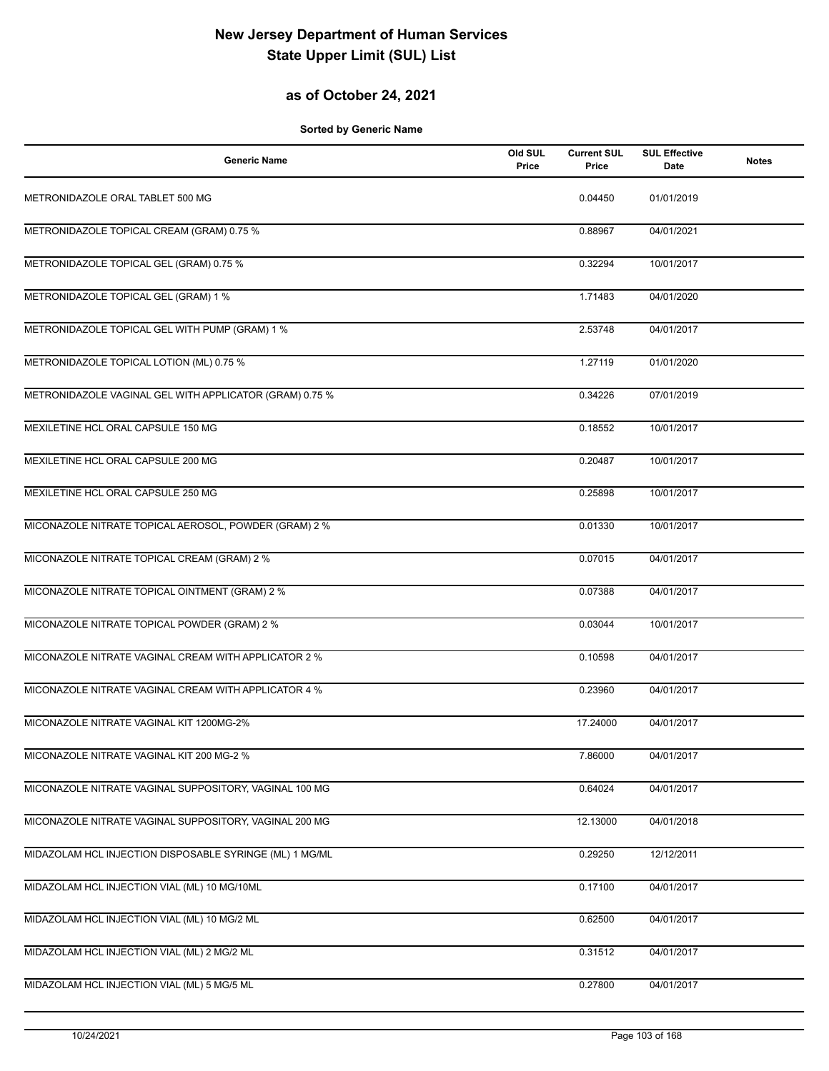# New Jersey Department of Human Services
# State Upper Limit (SUL) List

## as of October 24, 2021

**Sorted by Generic Name**

| Generic Name | Old SUL Price | Current SUL Price | SUL Effective Date | Notes |
|---|---|---|---|---|
| METRONIDAZOLE ORAL TABLET 500 MG | | 0.04450 | 01/01/2019 | |
| METRONIDAZOLE TOPICAL CREAM (GRAM) 0.75 % | | 0.88967 | 04/01/2021 | |
| METRONIDAZOLE TOPICAL GEL (GRAM) 0.75 % | | 0.32294 | 10/01/2017 | |
| METRONIDAZOLE TOPICAL GEL (GRAM) 1 % | | 1.71483 | 04/01/2020 | |
| METRONIDAZOLE TOPICAL GEL WITH PUMP (GRAM) 1 % | | 2.53748 | 04/01/2017 | |
| METRONIDAZOLE TOPICAL LOTION (ML) 0.75 % | | 1.27119 | 01/01/2020 | |
| METRONIDAZOLE VAGINAL GEL WITH APPLICATOR (GRAM) 0.75 % | | 0.34226 | 07/01/2019 | |
| MEXILETINE HCL ORAL CAPSULE 150 MG | | 0.18552 | 10/01/2017 | |
| MEXILETINE HCL ORAL CAPSULE 200 MG | | 0.20487 | 10/01/2017 | |
| MEXILETINE HCL ORAL CAPSULE 250 MG | | 0.25898 | 10/01/2017 | |
| MICONAZOLE NITRATE TOPICAL AEROSOL, POWDER (GRAM) 2 % | | 0.01330 | 10/01/2017 | |
| MICONAZOLE NITRATE TOPICAL CREAM (GRAM) 2 % | | 0.07015 | 04/01/2017 | |
| MICONAZOLE NITRATE TOPICAL OINTMENT (GRAM) 2 % | | 0.07388 | 04/01/2017 | |
| MICONAZOLE NITRATE TOPICAL POWDER (GRAM) 2 % | | 0.03044 | 10/01/2017 | |
| MICONAZOLE NITRATE VAGINAL CREAM WITH APPLICATOR 2 % | | 0.10598 | 04/01/2017 | |
| MICONAZOLE NITRATE VAGINAL CREAM WITH APPLICATOR 4 % | | 0.23960 | 04/01/2017 | |
| MICONAZOLE NITRATE VAGINAL KIT 1200MG-2% | | 17.24000 | 04/01/2017 | |
| MICONAZOLE NITRATE VAGINAL KIT 200 MG-2 % | | 7.86000 | 04/01/2017 | |
| MICONAZOLE NITRATE VAGINAL SUPPOSITORY, VAGINAL 100 MG | | 0.64024 | 04/01/2017 | |
| MICONAZOLE NITRATE VAGINAL SUPPOSITORY, VAGINAL 200 MG | | 12.13000 | 04/01/2018 | |
| MIDAZOLAM HCL INJECTION DISPOSABLE SYRINGE (ML) 1 MG/ML | | 0.29250 | 12/12/2011 | |
| MIDAZOLAM HCL INJECTION VIAL (ML) 10 MG/10ML | | 0.17100 | 04/01/2017 | |
| MIDAZOLAM HCL INJECTION VIAL (ML) 10 MG/2 ML | | 0.62500 | 04/01/2017 | |
| MIDAZOLAM HCL INJECTION VIAL (ML) 2 MG/2 ML | | 0.31512 | 04/01/2017 | |
| MIDAZOLAM HCL INJECTION VIAL (ML) 5 MG/5 ML | | 0.27800 | 04/01/2017 | |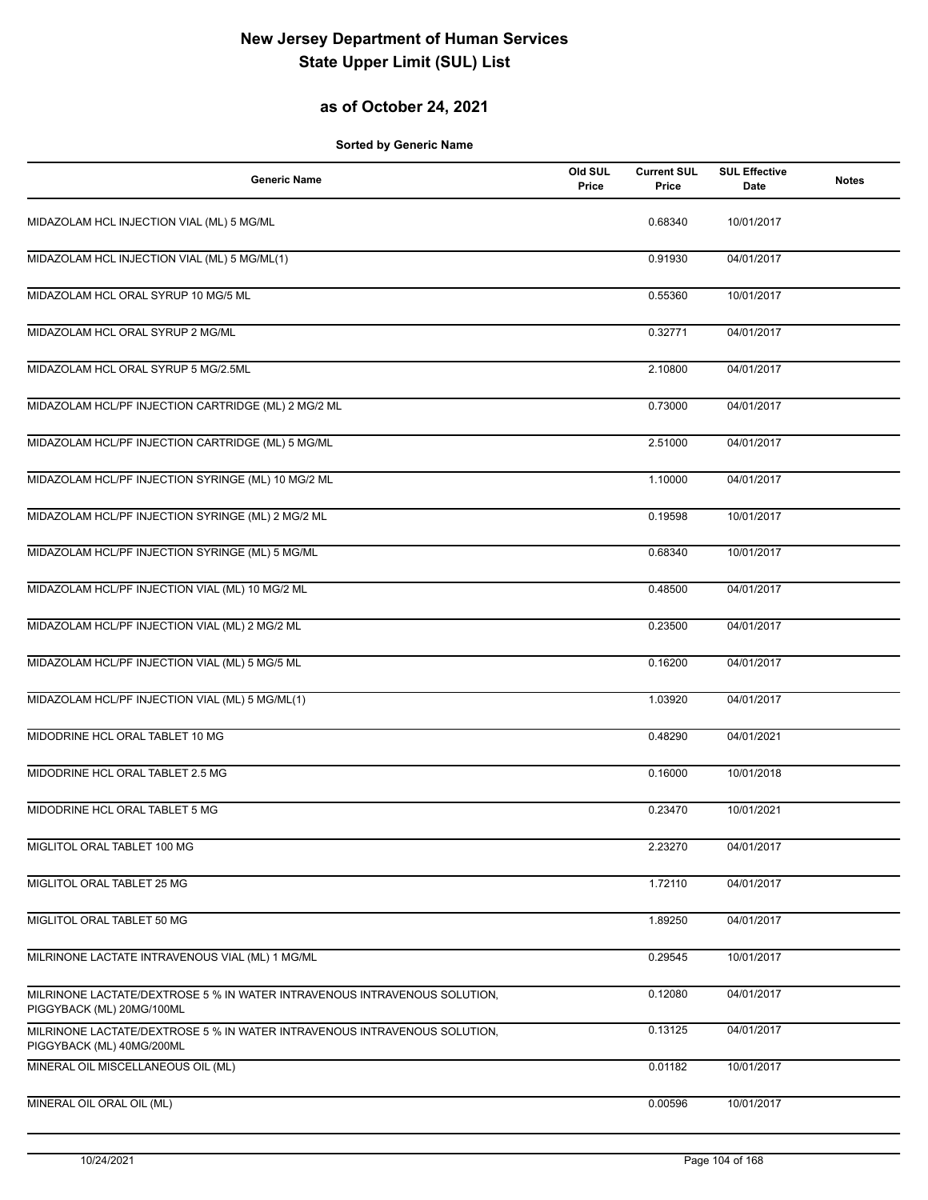# New Jersey Department of Human Services
# State Upper Limit (SUL) List

## as of October 24, 2021

**Sorted by Generic Name**

| Generic Name | Old SUL Price | Current SUL Price | SUL Effective Date | Notes |
|---|---|---|---|---|
| MIDAZOLAM HCL INJECTION VIAL (ML) 5 MG/ML | | 0.68340 | 10/01/2017 | |
| MIDAZOLAM HCL INJECTION VIAL (ML) 5 MG/ML(1) | | 0.91930 | 04/01/2017 | |
| MIDAZOLAM HCL ORAL SYRUP 10 MG/5 ML | | 0.55360 | 10/01/2017 | |
| MIDAZOLAM HCL ORAL SYRUP 2 MG/ML | | 0.32771 | 04/01/2017 | |
| MIDAZOLAM HCL ORAL SYRUP 5 MG/2.5ML | | 2.10800 | 04/01/2017 | |
| MIDAZOLAM HCL/PF INJECTION CARTRIDGE (ML) 2 MG/2 ML | | 0.73000 | 04/01/2017 | |
| MIDAZOLAM HCL/PF INJECTION CARTRIDGE (ML) 5 MG/ML | | 2.51000 | 04/01/2017 | |
| MIDAZOLAM HCL/PF INJECTION SYRINGE (ML) 10 MG/2 ML | | 1.10000 | 04/01/2017 | |
| MIDAZOLAM HCL/PF INJECTION SYRINGE (ML) 2 MG/2 ML | | 0.19598 | 10/01/2017 | |
| MIDAZOLAM HCL/PF INJECTION SYRINGE (ML) 5 MG/ML | | 0.68340 | 10/01/2017 | |
| MIDAZOLAM HCL/PF INJECTION VIAL (ML) 10 MG/2 ML | | 0.48500 | 04/01/2017 | |
| MIDAZOLAM HCL/PF INJECTION VIAL (ML) 2 MG/2 ML | | 0.23500 | 04/01/2017 | |
| MIDAZOLAM HCL/PF INJECTION VIAL (ML) 5 MG/5 ML | | 0.16200 | 04/01/2017 | |
| MIDAZOLAM HCL/PF INJECTION VIAL (ML) 5 MG/ML(1) | | 1.03920 | 04/01/2017 | |
| MIDODRINE HCL ORAL TABLET 10 MG | | 0.48290 | 04/01/2021 | |
| MIDODRINE HCL ORAL TABLET 2.5 MG | | 0.16000 | 10/01/2018 | |
| MIDODRINE HCL ORAL TABLET 5 MG | | 0.23470 | 10/01/2021 | |
| MIGLITOL ORAL TABLET 100 MG | | 2.23270 | 04/01/2017 | |
| MIGLITOL ORAL TABLET 25 MG | | 1.72110 | 04/01/2017 | |
| MIGLITOL ORAL TABLET 50 MG | | 1.89250 | 04/01/2017 | |
| MILRINONE LACTATE INTRAVENOUS VIAL (ML) 1 MG/ML | | 0.29545 | 10/01/2017 | |
| MILRINONE LACTATE/DEXTROSE 5 % IN WATER INTRAVENOUS INTRAVENOUS SOLUTION, PIGGYBACK (ML) 20MG/100ML | | 0.12080 | 04/01/2017 | |
| MILRINONE LACTATE/DEXTROSE 5 % IN WATER INTRAVENOUS INTRAVENOUS SOLUTION, PIGGYBACK (ML) 40MG/200ML | | 0.13125 | 04/01/2017 | |
| MINERAL OIL MISCELLANEOUS OIL (ML) | | 0.01182 | 10/01/2017 | |
| MINERAL OIL ORAL OIL (ML) | | 0.00596 | 10/01/2017 | |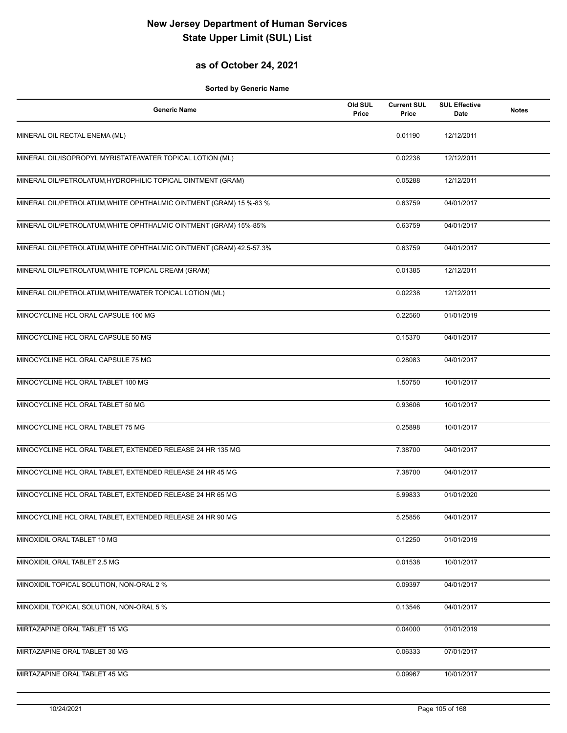# New Jersey Department of Human Services
# State Upper Limit (SUL) List

## as of October 24, 2021

**Sorted by Generic Name**

| Generic Name | Old SUL Price | Current SUL Price | SUL Effective Date | Notes |
|---|---|---|---|---|
| MINERAL OIL RECTAL ENEMA (ML) | | 0.01190 | 12/12/2011 | |
| MINERAL OIL/ISOPROPYL MYRISTATE/WATER TOPICAL LOTION (ML) | | 0.02238 | 12/12/2011 | |
| MINERAL OIL/PETROLATUM,HYDROPHILIC TOPICAL OINTMENT (GRAM) | | 0.05288 | 12/12/2011 | |
| MINERAL OIL/PETROLATUM,WHITE OPHTHALMIC OINTMENT (GRAM) 15 %-83 % | | 0.63759 | 04/01/2017 | |
| MINERAL OIL/PETROLATUM,WHITE OPHTHALMIC OINTMENT (GRAM) 15%-85% | | 0.63759 | 04/01/2017 | |
| MINERAL OIL/PETROLATUM,WHITE OPHTHALMIC OINTMENT (GRAM) 42.5-57.3% | | 0.63759 | 04/01/2017 | |
| MINERAL OIL/PETROLATUM,WHITE TOPICAL CREAM (GRAM) | | 0.01385 | 12/12/2011 | |
| MINERAL OIL/PETROLATUM,WHITE/WATER TOPICAL LOTION (ML) | | 0.02238 | 12/12/2011 | |
| MINOCYCLINE HCL ORAL CAPSULE 100 MG | | 0.22560 | 01/01/2019 | |
| MINOCYCLINE HCL ORAL CAPSULE 50 MG | | 0.15370 | 04/01/2017 | |
| MINOCYCLINE HCL ORAL CAPSULE 75 MG | | 0.28083 | 04/01/2017 | |
| MINOCYCLINE HCL ORAL TABLET 100 MG | | 1.50750 | 10/01/2017 | |
| MINOCYCLINE HCL ORAL TABLET 50 MG | | 0.93606 | 10/01/2017 | |
| MINOCYCLINE HCL ORAL TABLET 75 MG | | 0.25898 | 10/01/2017 | |
| MINOCYCLINE HCL ORAL TABLET, EXTENDED RELEASE 24 HR 135 MG | | 7.38700 | 04/01/2017 | |
| MINOCYCLINE HCL ORAL TABLET, EXTENDED RELEASE 24 HR 45 MG | | 7.38700 | 04/01/2017 | |
| MINOCYCLINE HCL ORAL TABLET, EXTENDED RELEASE 24 HR 65 MG | | 5.99833 | 01/01/2020 | |
| MINOCYCLINE HCL ORAL TABLET, EXTENDED RELEASE 24 HR 90 MG | | 5.25856 | 04/01/2017 | |
| MINOXIDIL ORAL TABLET 10 MG | | 0.12250 | 01/01/2019 | |
| MINOXIDIL ORAL TABLET 2.5 MG | | 0.01538 | 10/01/2017 | |
| MINOXIDIL TOPICAL SOLUTION, NON-ORAL 2 % | | 0.09397 | 04/01/2017 | |
| MINOXIDIL TOPICAL SOLUTION, NON-ORAL 5 % | | 0.13546 | 04/01/2017 | |
| MIRTAZAPINE ORAL TABLET 15 MG | | 0.04000 | 01/01/2019 | |
| MIRTAZAPINE ORAL TABLET 30 MG | | 0.06333 | 07/01/2017 | |
| MIRTAZAPINE ORAL TABLET 45 MG | | 0.09967 | 10/01/2017 | |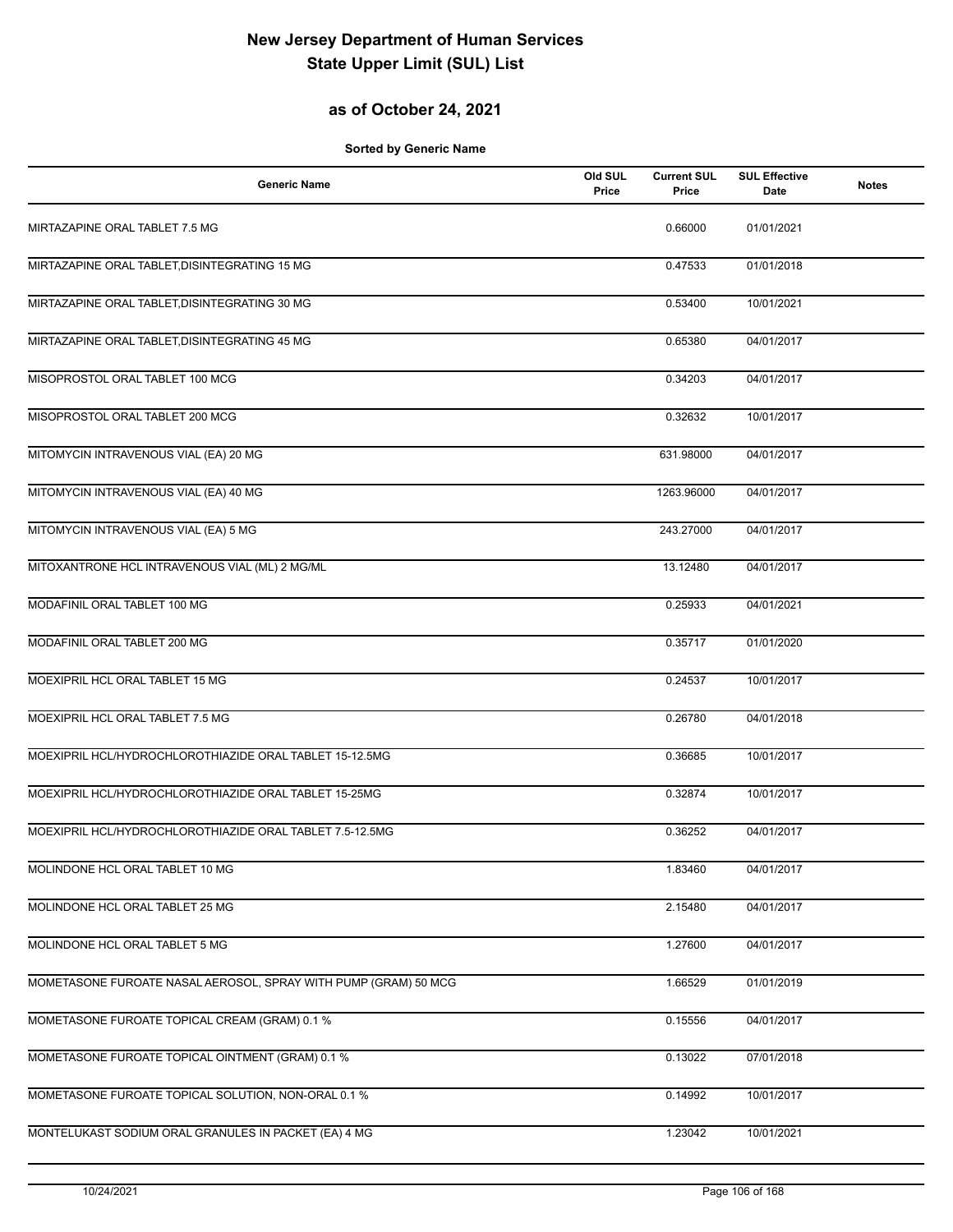# New Jersey Department of Human Services
# State Upper Limit (SUL) List

## as of October 24, 2021

**Sorted by Generic Name**

| Generic Name | Old SUL Price | Current SUL Price | SUL Effective Date | Notes |
|---|---|---|---|---|
| MIRTAZAPINE ORAL TABLET 7.5 MG | | 0.66000 | 01/01/2021 | |
| MIRTAZAPINE ORAL TABLET,DISINTEGRATING 15 MG | | 0.47533 | 01/01/2018 | |
| MIRTAZAPINE ORAL TABLET,DISINTEGRATING 30 MG | | 0.53400 | 10/01/2021 | |
| MIRTAZAPINE ORAL TABLET,DISINTEGRATING 45 MG | | 0.65380 | 04/01/2017 | |
| MISOPROSTOL ORAL TABLET 100 MCG | | 0.34203 | 04/01/2017 | |
| MISOPROSTOL ORAL TABLET 200 MCG | | 0.32632 | 10/01/2017 | |
| MITOMYCIN INTRAVENOUS VIAL (EA) 20 MG | | 631.98000 | 04/01/2017 | |
| MITOMYCIN INTRAVENOUS VIAL (EA) 40 MG | | 1263.96000 | 04/01/2017 | |
| MITOMYCIN INTRAVENOUS VIAL (EA) 5 MG | | 243.27000 | 04/01/2017 | |
| MITOXANTRONE HCL INTRAVENOUS VIAL (ML) 2 MG/ML | | 13.12480 | 04/01/2017 | |
| MODAFINIL ORAL TABLET 100 MG | | 0.25933 | 04/01/2021 | |
| MODAFINIL ORAL TABLET 200 MG | | 0.35717 | 01/01/2020 | |
| MOEXIPRIL HCL ORAL TABLET 15 MG | | 0.24537 | 10/01/2017 | |
| MOEXIPRIL HCL ORAL TABLET 7.5 MG | | 0.26780 | 04/01/2018 | |
| MOEXIPRIL HCL/HYDROCHLOROTHIAZIDE ORAL TABLET 15-12.5MG | | 0.36685 | 10/01/2017 | |
| MOEXIPRIL HCL/HYDROCHLOROTHIAZIDE ORAL TABLET 15-25MG | | 0.32874 | 10/01/2017 | |
| MOEXIPRIL HCL/HYDROCHLOROTHIAZIDE ORAL TABLET 7.5-12.5MG | | 0.36252 | 04/01/2017 | |
| MOLINDONE HCL ORAL TABLET 10 MG | | 1.83460 | 04/01/2017 | |
| MOLINDONE HCL ORAL TABLET 25 MG | | 2.15480 | 04/01/2017 | |
| MOLINDONE HCL ORAL TABLET 5 MG | | 1.27600 | 04/01/2017 | |
| MOMETASONE FUROATE NASAL AEROSOL, SPRAY WITH PUMP (GRAM) 50 MCG | | 1.66529 | 01/01/2019 | |
| MOMETASONE FUROATE TOPICAL CREAM (GRAM) 0.1 % | | 0.15556 | 04/01/2017 | |
| MOMETASONE FUROATE TOPICAL OINTMENT (GRAM) 0.1 % | | 0.13022 | 07/01/2018 | |
| MOMETASONE FUROATE TOPICAL SOLUTION, NON-ORAL 0.1 % | | 0.14992 | 10/01/2017 | |
| MONTELUKAST SODIUM ORAL GRANULES IN PACKET (EA) 4 MG | | 1.23042 | 10/01/2021 | |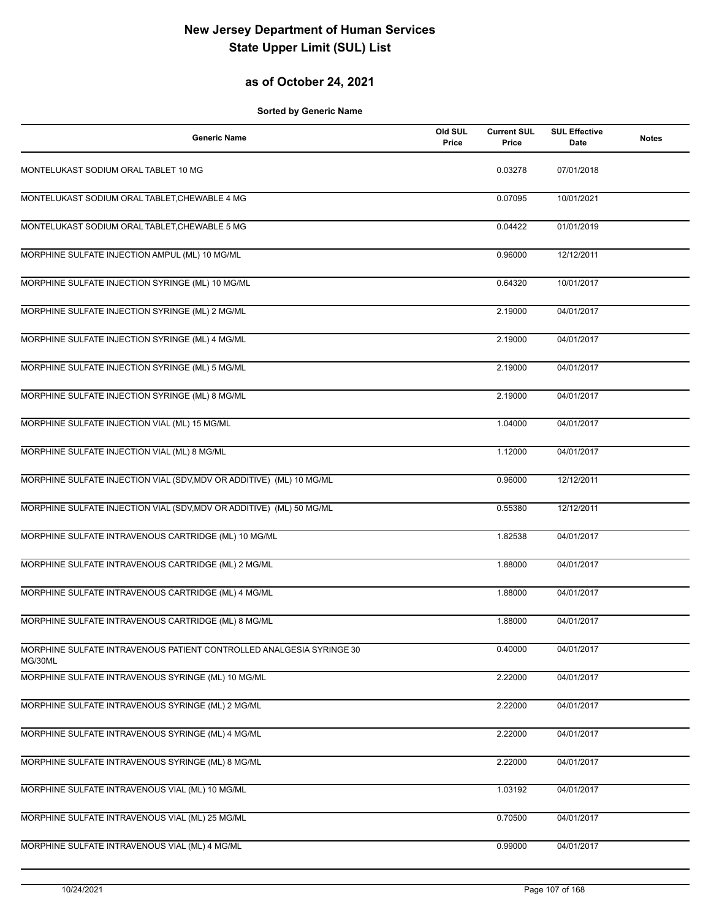# New Jersey Department of Human Services
# State Upper Limit (SUL) List

## as of October 24, 2021

**Sorted by Generic Name**

| Generic Name | Old SUL Price | Current SUL Price | SUL Effective Date | Notes |
|---|---|---|---|---|
| MONTELUKAST SODIUM ORAL TABLET 10 MG | | 0.03278 | 07/01/2018 | |
| MONTELUKAST SODIUM ORAL TABLET,CHEWABLE 4 MG | | 0.07095 | 10/01/2021 | |
| MONTELUKAST SODIUM ORAL TABLET,CHEWABLE 5 MG | | 0.04422 | 01/01/2019 | |
| MORPHINE SULFATE INJECTION AMPUL (ML) 10 MG/ML | | 0.96000 | 12/12/2011 | |
| MORPHINE SULFATE INJECTION SYRINGE (ML) 10 MG/ML | | 0.64320 | 10/01/2017 | |
| MORPHINE SULFATE INJECTION SYRINGE (ML) 2 MG/ML | | 2.19000 | 04/01/2017 | |
| MORPHINE SULFATE INJECTION SYRINGE (ML) 4 MG/ML | | 2.19000 | 04/01/2017 | |
| MORPHINE SULFATE INJECTION SYRINGE (ML) 5 MG/ML | | 2.19000 | 04/01/2017 | |
| MORPHINE SULFATE INJECTION SYRINGE (ML) 8 MG/ML | | 2.19000 | 04/01/2017 | |
| MORPHINE SULFATE INJECTION VIAL (ML) 15 MG/ML | | 1.04000 | 04/01/2017 | |
| MORPHINE SULFATE INJECTION VIAL (ML) 8 MG/ML | | 1.12000 | 04/01/2017 | |
| MORPHINE SULFATE INJECTION VIAL (SDV,MDV OR ADDITIVE) (ML) 10 MG/ML | | 0.96000 | 12/12/2011 | |
| MORPHINE SULFATE INJECTION VIAL (SDV,MDV OR ADDITIVE) (ML) 50 MG/ML | | 0.55380 | 12/12/2011 | |
| MORPHINE SULFATE INTRAVENOUS CARTRIDGE (ML) 10 MG/ML | | 1.82538 | 04/01/2017 | |
| MORPHINE SULFATE INTRAVENOUS CARTRIDGE (ML) 2 MG/ML | | 1.88000 | 04/01/2017 | |
| MORPHINE SULFATE INTRAVENOUS CARTRIDGE (ML) 4 MG/ML | | 1.88000 | 04/01/2017 | |
| MORPHINE SULFATE INTRAVENOUS CARTRIDGE (ML) 8 MG/ML | | 1.88000 | 04/01/2017 | |
| MORPHINE SULFATE INTRAVENOUS PATIENT CONTROLLED ANALGESIA SYRINGE 30 MG/30ML | | 0.40000 | 04/01/2017 | |
| MORPHINE SULFATE INTRAVENOUS SYRINGE (ML) 10 MG/ML | | 2.22000 | 04/01/2017 | |
| MORPHINE SULFATE INTRAVENOUS SYRINGE (ML) 2 MG/ML | | 2.22000 | 04/01/2017 | |
| MORPHINE SULFATE INTRAVENOUS SYRINGE (ML) 4 MG/ML | | 2.22000 | 04/01/2017 | |
| MORPHINE SULFATE INTRAVENOUS SYRINGE (ML) 8 MG/ML | | 2.22000 | 04/01/2017 | |
| MORPHINE SULFATE INTRAVENOUS VIAL (ML) 10 MG/ML | | 1.03192 | 04/01/2017 | |
| MORPHINE SULFATE INTRAVENOUS VIAL (ML) 25 MG/ML | | 0.70500 | 04/01/2017 | |
| MORPHINE SULFATE INTRAVENOUS VIAL (ML) 4 MG/ML | | 0.99000 | 04/01/2017 | |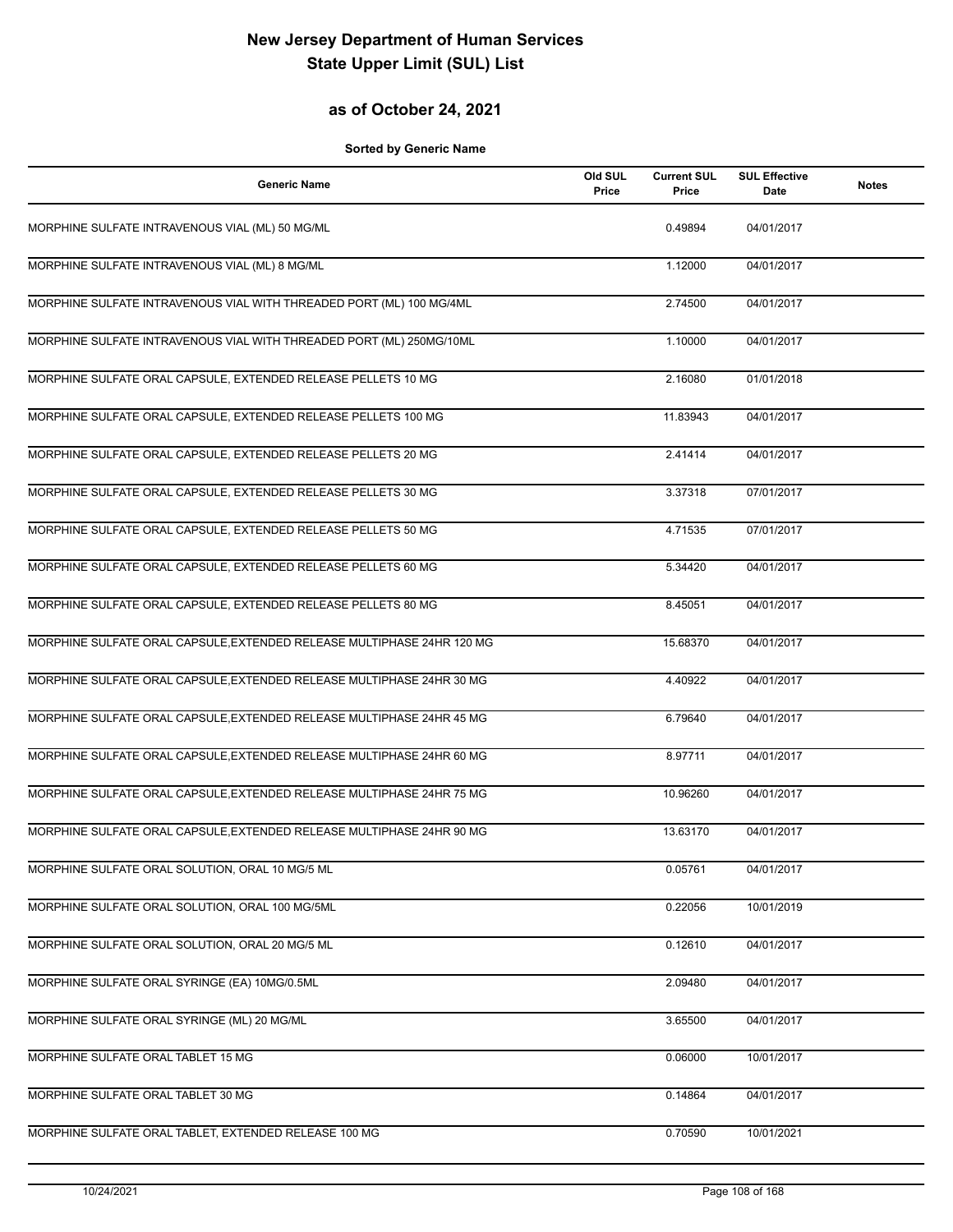# New Jersey Department of Human Services
# State Upper Limit (SUL) List

## as of October 24, 2021

**Sorted by Generic Name**

| Generic Name | Old SUL Price | Current SUL Price | SUL Effective Date | Notes |
|---|---|---|---|---|
| MORPHINE SULFATE INTRAVENOUS VIAL (ML) 50 MG/ML | | 0.49894 | 04/01/2017 | |
| MORPHINE SULFATE INTRAVENOUS VIAL (ML) 8 MG/ML | | 1.12000 | 04/01/2017 | |
| MORPHINE SULFATE INTRAVENOUS VIAL WITH THREADED PORT (ML) 100 MG/4ML | | 2.74500 | 04/01/2017 | |
| MORPHINE SULFATE INTRAVENOUS VIAL WITH THREADED PORT (ML) 250MG/10ML | | 1.10000 | 04/01/2017 | |
| MORPHINE SULFATE ORAL CAPSULE, EXTENDED RELEASE PELLETS 10 MG | | 2.16080 | 01/01/2018 | |
| MORPHINE SULFATE ORAL CAPSULE, EXTENDED RELEASE PELLETS 100 MG | | 11.83943 | 04/01/2017 | |
| MORPHINE SULFATE ORAL CAPSULE, EXTENDED RELEASE PELLETS 20 MG | | 2.41414 | 04/01/2017 | |
| MORPHINE SULFATE ORAL CAPSULE, EXTENDED RELEASE PELLETS 30 MG | | 3.37318 | 07/01/2017 | |
| MORPHINE SULFATE ORAL CAPSULE, EXTENDED RELEASE PELLETS 50 MG | | 4.71535 | 07/01/2017 | |
| MORPHINE SULFATE ORAL CAPSULE, EXTENDED RELEASE PELLETS 60 MG | | 5.34420 | 04/01/2017 | |
| MORPHINE SULFATE ORAL CAPSULE, EXTENDED RELEASE PELLETS 80 MG | | 8.45051 | 04/01/2017 | |
| MORPHINE SULFATE ORAL CAPSULE,EXTENDED RELEASE MULTIPHASE 24HR 120 MG | | 15.68370 | 04/01/2017 | |
| MORPHINE SULFATE ORAL CAPSULE,EXTENDED RELEASE MULTIPHASE 24HR 30 MG | | 4.40922 | 04/01/2017 | |
| MORPHINE SULFATE ORAL CAPSULE,EXTENDED RELEASE MULTIPHASE 24HR 45 MG | | 6.79640 | 04/01/2017 | |
| MORPHINE SULFATE ORAL CAPSULE,EXTENDED RELEASE MULTIPHASE 24HR 60 MG | | 8.97711 | 04/01/2017 | |
| MORPHINE SULFATE ORAL CAPSULE,EXTENDED RELEASE MULTIPHASE 24HR 75 MG | | 10.96260 | 04/01/2017 | |
| MORPHINE SULFATE ORAL CAPSULE,EXTENDED RELEASE MULTIPHASE 24HR 90 MG | | 13.63170 | 04/01/2017 | |
| MORPHINE SULFATE ORAL SOLUTION, ORAL 10 MG/5 ML | | 0.05761 | 04/01/2017 | |
| MORPHINE SULFATE ORAL SOLUTION, ORAL 100 MG/5ML | | 0.22056 | 10/01/2019 | |
| MORPHINE SULFATE ORAL SOLUTION, ORAL 20 MG/5 ML | | 0.12610 | 04/01/2017 | |
| MORPHINE SULFATE ORAL SYRINGE (EA) 10MG/0.5ML | | 2.09480 | 04/01/2017 | |
| MORPHINE SULFATE ORAL SYRINGE (ML) 20 MG/ML | | 3.65500 | 04/01/2017 | |
| MORPHINE SULFATE ORAL TABLET 15 MG | | 0.06000 | 10/01/2017 | |
| MORPHINE SULFATE ORAL TABLET 30 MG | | 0.14864 | 04/01/2017 | |
| MORPHINE SULFATE ORAL TABLET, EXTENDED RELEASE 100 MG | | 0.70590 | 10/01/2021 | |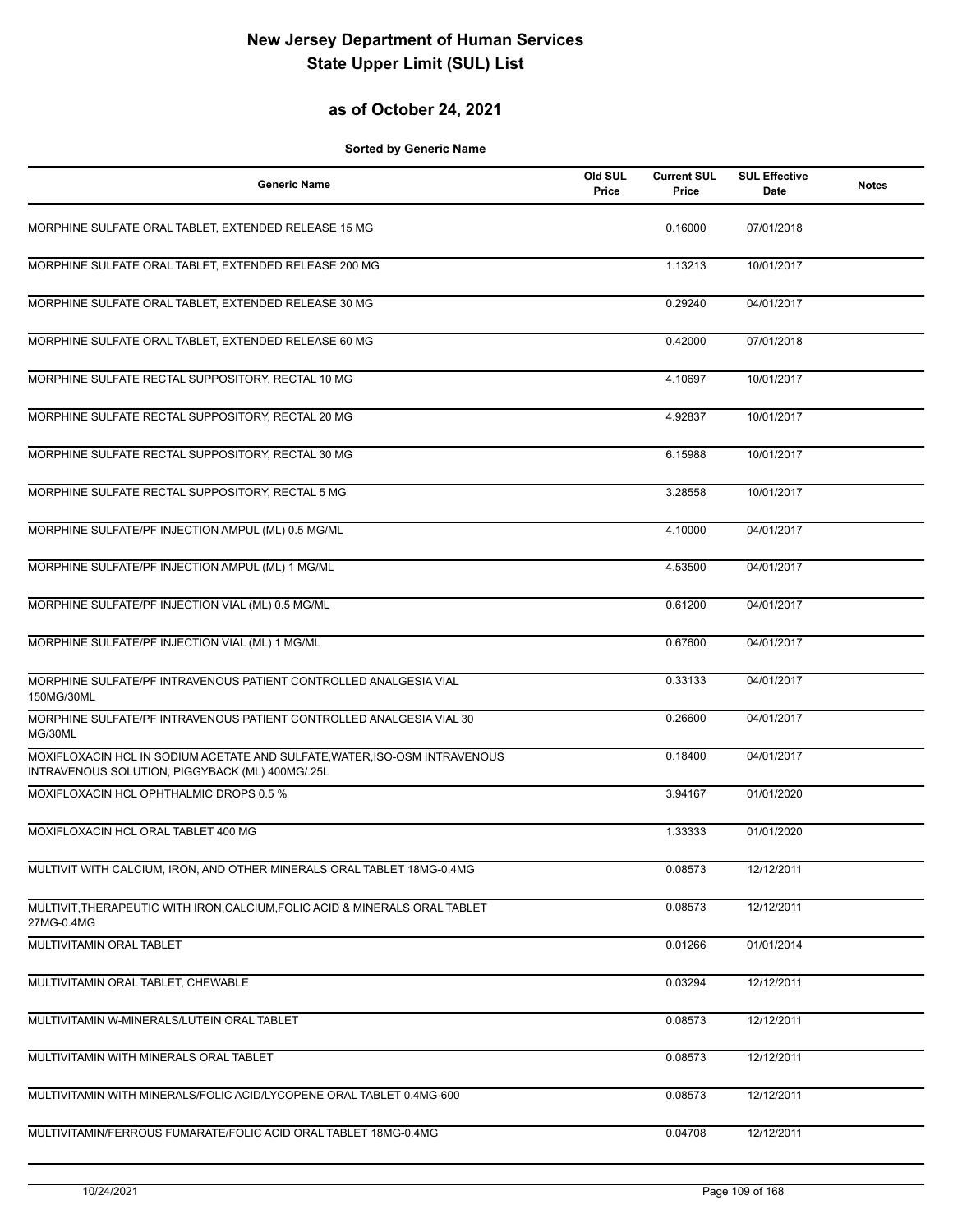# New Jersey Department of Human Services
# State Upper Limit (SUL) List

## as of October 24, 2021

**Sorted by Generic Name**

| Generic Name | Old SUL Price | Current SUL Price | SUL Effective Date | Notes |
|---|---|---|---|---|
| MORPHINE SULFATE ORAL TABLET, EXTENDED RELEASE 15 MG | | 0.16000 | 07/01/2018 | |
| MORPHINE SULFATE ORAL TABLET, EXTENDED RELEASE 200 MG | | 1.13213 | 10/01/2017 | |
| MORPHINE SULFATE ORAL TABLET, EXTENDED RELEASE 30 MG | | 0.29240 | 04/01/2017 | |
| MORPHINE SULFATE ORAL TABLET, EXTENDED RELEASE 60 MG | | 0.42000 | 07/01/2018 | |
| MORPHINE SULFATE RECTAL SUPPOSITORY, RECTAL 10 MG | | 4.10697 | 10/01/2017 | |
| MORPHINE SULFATE RECTAL SUPPOSITORY, RECTAL 20 MG | | 4.92837 | 10/01/2017 | |
| MORPHINE SULFATE RECTAL SUPPOSITORY, RECTAL 30 MG | | 6.15988 | 10/01/2017 | |
| MORPHINE SULFATE RECTAL SUPPOSITORY, RECTAL 5 MG | | 3.28558 | 10/01/2017 | |
| MORPHINE SULFATE/PF INJECTION AMPUL (ML) 0.5 MG/ML | | 4.10000 | 04/01/2017 | |
| MORPHINE SULFATE/PF INJECTION AMPUL (ML) 1 MG/ML | | 4.53500 | 04/01/2017 | |
| MORPHINE SULFATE/PF INJECTION VIAL (ML) 0.5 MG/ML | | 0.61200 | 04/01/2017 | |
| MORPHINE SULFATE/PF INJECTION VIAL (ML) 1 MG/ML | | 0.67600 | 04/01/2017 | |
| MORPHINE SULFATE/PF INTRAVENOUS PATIENT CONTROLLED ANALGESIA VIAL 150MG/30ML | | 0.33133 | 04/01/2017 | |
| MORPHINE SULFATE/PF INTRAVENOUS PATIENT CONTROLLED ANALGESIA VIAL 30 MG/30ML | | 0.26600 | 04/01/2017 | |
| MOXIFLOXACIN HCL IN SODIUM ACETATE AND SULFATE,WATER,ISO-OSM INTRAVENOUS INTRAVENOUS SOLUTION, PIGGYBACK (ML) 400MG/.25L | | 0.18400 | 04/01/2017 | |
| MOXIFLOXACIN HCL OPHTHALMIC DROPS 0.5 % | | 3.94167 | 01/01/2020 | |
| MOXIFLOXACIN HCL ORAL TABLET 400 MG | | 1.33333 | 01/01/2020 | |
| MULTIVIT WITH CALCIUM, IRON, AND OTHER MINERALS ORAL TABLET 18MG-0.4MG | | 0.08573 | 12/12/2011 | |
| MULTIVIT,THERAPEUTIC WITH IRON,CALCIUM,FOLIC ACID & MINERALS ORAL TABLET 27MG-0.4MG | | 0.08573 | 12/12/2011 | |
| MULTIVITAMIN ORAL TABLET | | 0.01266 | 01/01/2014 | |
| MULTIVITAMIN ORAL TABLET, CHEWABLE | | 0.03294 | 12/12/2011 | |
| MULTIVITAMIN W-MINERALS/LUTEIN ORAL TABLET | | 0.08573 | 12/12/2011 | |
| MULTIVITAMIN WITH MINERALS ORAL TABLET | | 0.08573 | 12/12/2011 | |
| MULTIVITAMIN WITH MINERALS/FOLIC ACID/LYCOPENE ORAL TABLET 0.4MG-600 | | 0.08573 | 12/12/2011 | |
| MULTIVITAMIN/FERROUS FUMARATE/FOLIC ACID ORAL TABLET 18MG-0.4MG | | 0.04708 | 12/12/2011 | |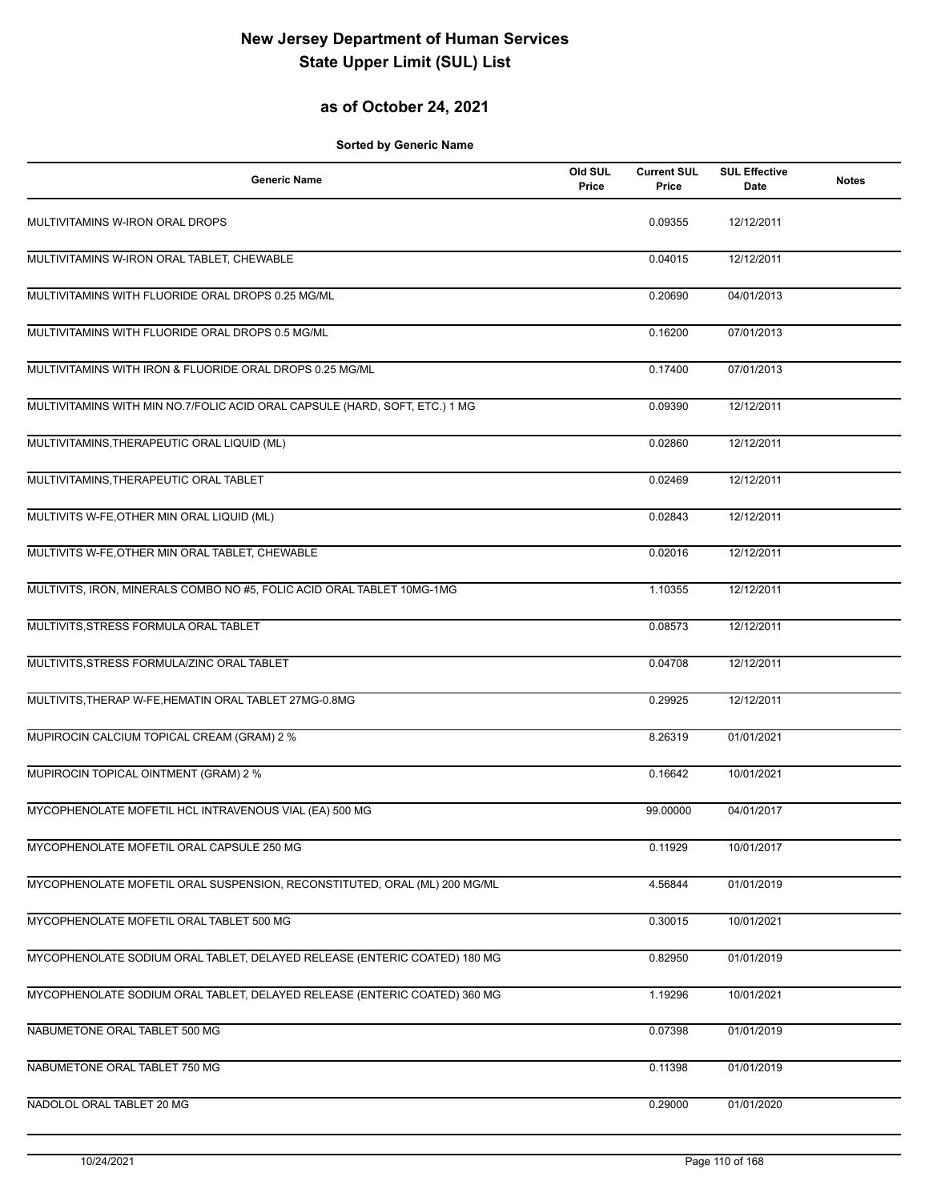# New Jersey Department of Human Services
# State Upper Limit (SUL) List

## as of October 24, 2021

**Sorted by Generic Name**

| Generic Name | Old SUL Price | Current SUL Price | SUL Effective Date | Notes |
|---|---|---|---|---|
| MULTIVITAMINS W-IRON ORAL DROPS | | 0.09355 | 12/12/2011 | |
| MULTIVITAMINS W-IRON ORAL TABLET, CHEWABLE | | 0.04015 | 12/12/2011 | |
| MULTIVITAMINS WITH FLUORIDE ORAL DROPS 0.25 MG/ML | | 0.20690 | 04/01/2013 | |
| MULTIVITAMINS WITH FLUORIDE ORAL DROPS 0.5 MG/ML | | 0.16200 | 07/01/2013 | |
| MULTIVITAMINS WITH IRON & FLUORIDE ORAL DROPS 0.25 MG/ML | | 0.17400 | 07/01/2013 | |
| MULTIVITAMINS WITH MIN NO.7/FOLIC ACID ORAL CAPSULE (HARD, SOFT, ETC.) 1 MG | | 0.09390 | 12/12/2011 | |
| MULTIVITAMINS,THERAPEUTIC ORAL LIQUID (ML) | | 0.02860 | 12/12/2011 | |
| MULTIVITAMINS,THERAPEUTIC ORAL TABLET | | 0.02469 | 12/12/2011 | |
| MULTIVITS W-FE,OTHER MIN ORAL LIQUID (ML) | | 0.02843 | 12/12/2011 | |
| MULTIVITS W-FE,OTHER MIN ORAL TABLET, CHEWABLE | | 0.02016 | 12/12/2011 | |
| MULTIVITS, IRON, MINERALS COMBO NO #5, FOLIC ACID ORAL TABLET 10MG-1MG | | 1.10355 | 12/12/2011 | |
| MULTIVITS,STRESS FORMULA ORAL TABLET | | 0.08573 | 12/12/2011 | |
| MULTIVITS,STRESS FORMULA/ZINC ORAL TABLET | | 0.04708 | 12/12/2011 | |
| MULTIVITS,THERAP W-FE,HEMATIN ORAL TABLET 27MG-0.8MG | | 0.29925 | 12/12/2011 | |
| MUPIROCIN CALCIUM TOPICAL CREAM (GRAM) 2 % | | 8.26319 | 01/01/2021 | |
| MUPIROCIN TOPICAL OINTMENT (GRAM) 2 % | | 0.16642 | 10/01/2021 | |
| MYCOPHENOLATE MOFETIL HCL INTRAVENOUS VIAL (EA) 500 MG | | 99.00000 | 04/01/2017 | |
| MYCOPHENOLATE MOFETIL ORAL CAPSULE 250 MG | | 0.11929 | 10/01/2017 | |
| MYCOPHENOLATE MOFETIL ORAL SUSPENSION, RECONSTITUTED, ORAL (ML) 200 MG/ML | | 4.56844 | 01/01/2019 | |
| MYCOPHENOLATE MOFETIL ORAL TABLET 500 MG | | 0.30015 | 10/01/2021 | |
| MYCOPHENOLATE SODIUM ORAL TABLET, DELAYED RELEASE (ENTERIC COATED) 180 MG | | 0.82950 | 01/01/2019 | |
| MYCOPHENOLATE SODIUM ORAL TABLET, DELAYED RELEASE (ENTERIC COATED) 360 MG | | 1.19296 | 10/01/2021 | |
| NABUMETONE ORAL TABLET 500 MG | | 0.07398 | 01/01/2019 | |
| NABUMETONE ORAL TABLET 750 MG | | 0.11398 | 01/01/2019 | |
| NADOLOL ORAL TABLET 20 MG | | 0.29000 | 01/01/2020 | |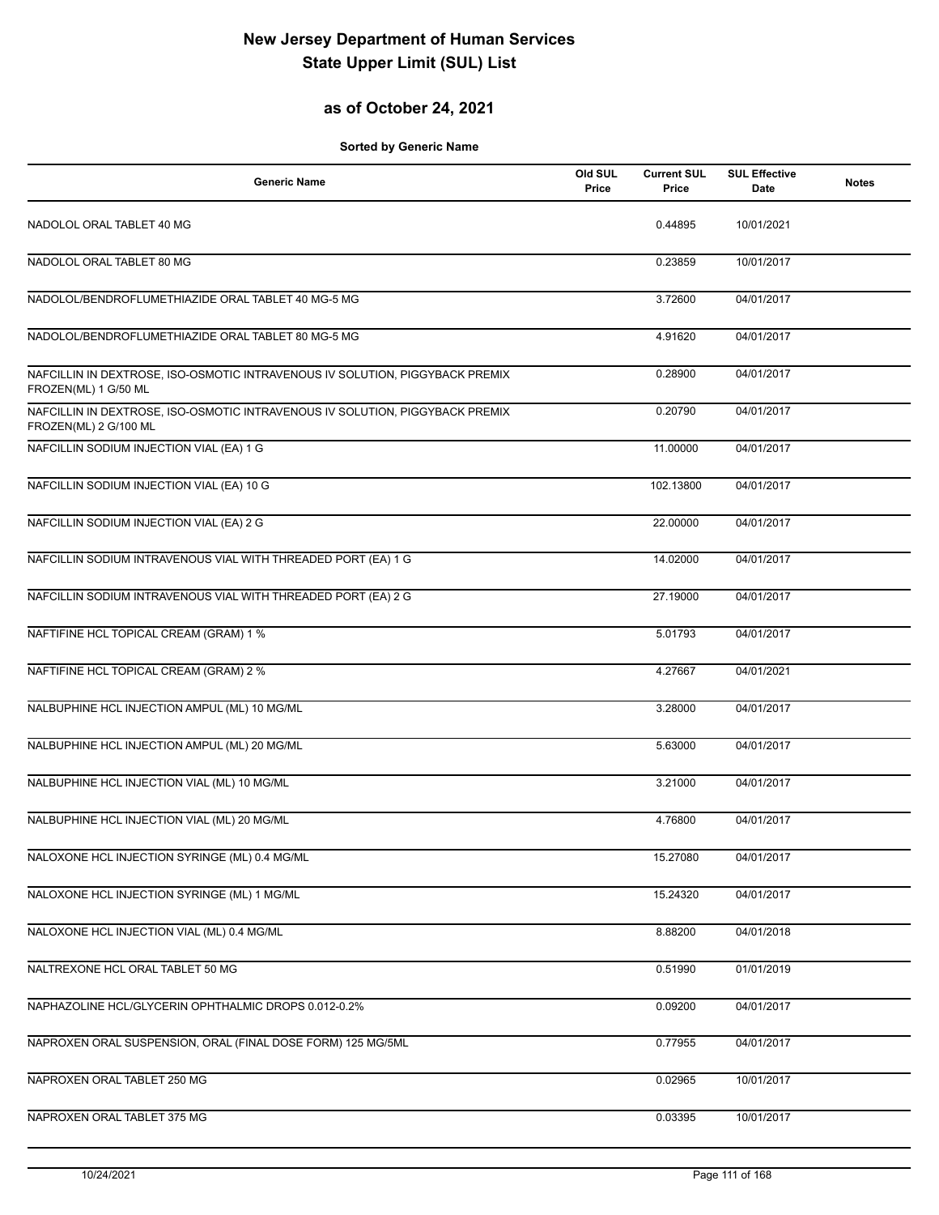# New Jersey Department of Human Services
# State Upper Limit (SUL) List

## as of October 24, 2021

**Sorted by Generic Name**

| Generic Name | Old SUL Price | Current SUL Price | SUL Effective Date | Notes |
|---|---|---|---|---|
| NADOLOL ORAL TABLET 40 MG | | 0.44895 | 10/01/2021 | |
| NADOLOL ORAL TABLET 80 MG | | 0.23859 | 10/01/2017 | |
| NADOLOL/BENDROFLUMETHIAZIDE ORAL TABLET 40 MG-5 MG | | 3.72600 | 04/01/2017 | |
| NADOLOL/BENDROFLUMETHIAZIDE ORAL TABLET 80 MG-5 MG | | 4.91620 | 04/01/2017 | |
| NAFCILLIN IN DEXTROSE, ISO-OSMOTIC INTRAVENOUS IV SOLUTION, PIGGYBACK PREMIX FROZEN(ML) 1 G/50 ML | | 0.28900 | 04/01/2017 | |
| NAFCILLIN IN DEXTROSE, ISO-OSMOTIC INTRAVENOUS IV SOLUTION, PIGGYBACK PREMIX FROZEN(ML) 2 G/100 ML | | 0.20790 | 04/01/2017 | |
| NAFCILLIN SODIUM INJECTION VIAL (EA) 1 G | | 11.00000 | 04/01/2017 | |
| NAFCILLIN SODIUM INJECTION VIAL (EA) 10 G | | 102.13800 | 04/01/2017 | |
| NAFCILLIN SODIUM INJECTION VIAL (EA) 2 G | | 22.00000 | 04/01/2017 | |
| NAFCILLIN SODIUM INTRAVENOUS VIAL WITH THREADED PORT (EA) 1 G | | 14.02000 | 04/01/2017 | |
| NAFCILLIN SODIUM INTRAVENOUS VIAL WITH THREADED PORT (EA) 2 G | | 27.19000 | 04/01/2017 | |
| NAFTIFINE HCL TOPICAL CREAM (GRAM) 1 % | | 5.01793 | 04/01/2017 | |
| NAFTIFINE HCL TOPICAL CREAM (GRAM) 2 % | | 4.27667 | 04/01/2021 | |
| NALBUPHINE HCL INJECTION AMPUL (ML) 10 MG/ML | | 3.28000 | 04/01/2017 | |
| NALBUPHINE HCL INJECTION AMPUL (ML) 20 MG/ML | | 5.63000 | 04/01/2017 | |
| NALBUPHINE HCL INJECTION VIAL (ML) 10 MG/ML | | 3.21000 | 04/01/2017 | |
| NALBUPHINE HCL INJECTION VIAL (ML) 20 MG/ML | | 4.76800 | 04/01/2017 | |
| NALOXONE HCL INJECTION SYRINGE (ML) 0.4 MG/ML | | 15.27080 | 04/01/2017 | |
| NALOXONE HCL INJECTION SYRINGE (ML) 1 MG/ML | | 15.24320 | 04/01/2017 | |
| NALOXONE HCL INJECTION VIAL (ML) 0.4 MG/ML | | 8.88200 | 04/01/2018 | |
| NALTREXONE HCL ORAL TABLET 50 MG | | 0.51990 | 01/01/2019 | |
| NAPHAZOLINE HCL/GLYCERIN OPHTHALMIC DROPS 0.012-0.2% | | 0.09200 | 04/01/2017 | |
| NAPROXEN ORAL SUSPENSION, ORAL (FINAL DOSE FORM) 125 MG/5ML | | 0.77955 | 04/01/2017 | |
| NAPROXEN ORAL TABLET 250 MG | | 0.02965 | 10/01/2017 | |
| NAPROXEN ORAL TABLET 375 MG | | 0.03395 | 10/01/2017 | |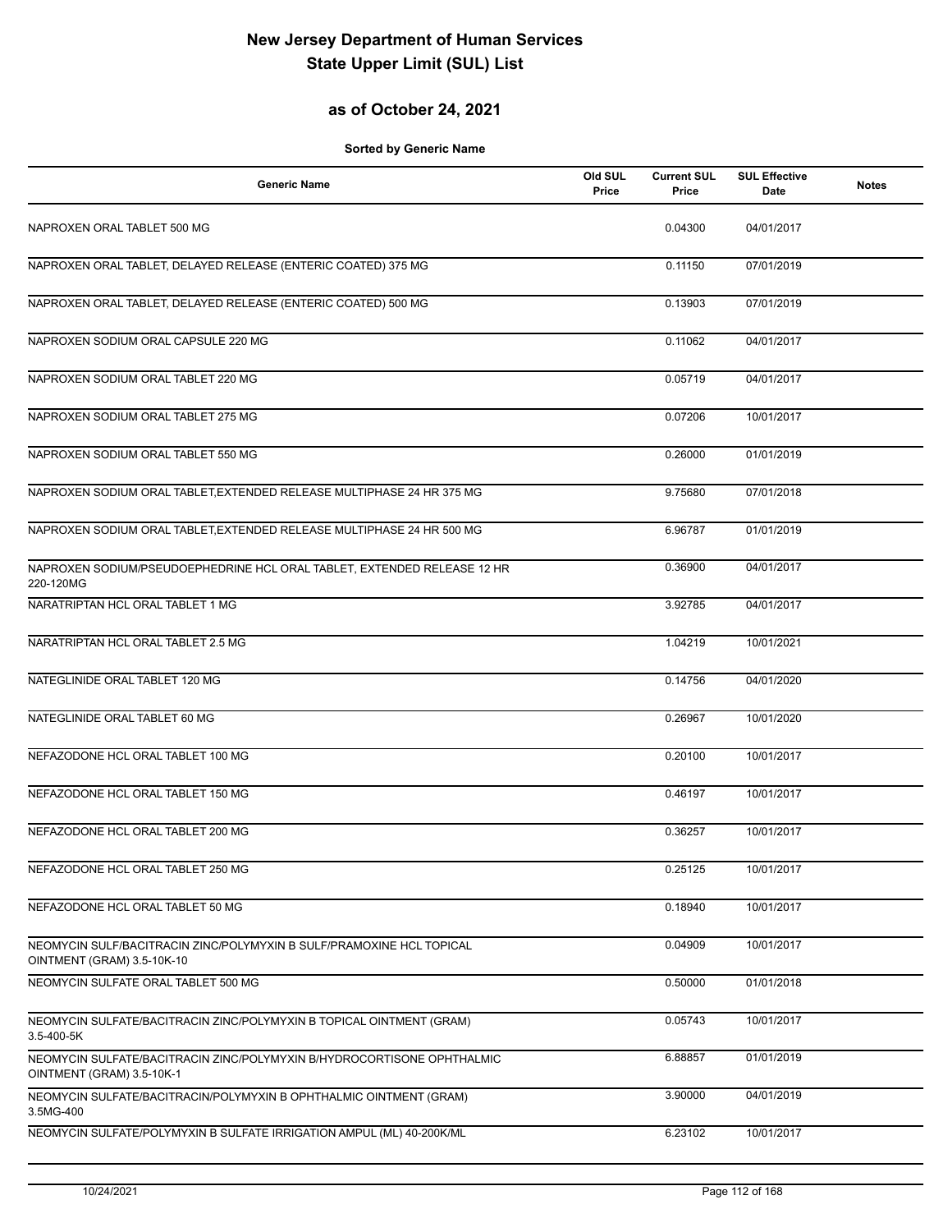# New Jersey Department of Human Services
# State Upper Limit (SUL) List

## as of October 24, 2021

**Sorted by Generic Name**

| Generic Name | Old SUL Price | Current SUL Price | SUL Effective Date | Notes |
|---|---|---|---|---|
| NAPROXEN ORAL TABLET 500 MG | | 0.04300 | 04/01/2017 | |
| NAPROXEN ORAL TABLET, DELAYED RELEASE (ENTERIC COATED) 375 MG | | 0.11150 | 07/01/2019 | |
| NAPROXEN ORAL TABLET, DELAYED RELEASE (ENTERIC COATED) 500 MG | | 0.13903 | 07/01/2019 | |
| NAPROXEN SODIUM ORAL CAPSULE 220 MG | | 0.11062 | 04/01/2017 | |
| NAPROXEN SODIUM ORAL TABLET 220 MG | | 0.05719 | 04/01/2017 | |
| NAPROXEN SODIUM ORAL TABLET 275 MG | | 0.07206 | 10/01/2017 | |
| NAPROXEN SODIUM ORAL TABLET 550 MG | | 0.26000 | 01/01/2019 | |
| NAPROXEN SODIUM ORAL TABLET,EXTENDED RELEASE MULTIPHASE 24 HR 375 MG | | 9.75680 | 07/01/2018 | |
| NAPROXEN SODIUM ORAL TABLET,EXTENDED RELEASE MULTIPHASE 24 HR 500 MG | | 6.96787 | 01/01/2019 | |
| NAPROXEN SODIUM/PSEUDOEPHEDRINE HCL ORAL TABLET, EXTENDED RELEASE 12 HR 220-120MG | | 0.36900 | 04/01/2017 | |
| NARATRIPTAN HCL ORAL TABLET 1 MG | | 3.92785 | 04/01/2017 | |
| NARATRIPTAN HCL ORAL TABLET 2.5 MG | | 1.04219 | 10/01/2021 | |
| NATEGLINIDE ORAL TABLET 120 MG | | 0.14756 | 04/01/2020 | |
| NATEGLINIDE ORAL TABLET 60 MG | | 0.26967 | 10/01/2020 | |
| NEFAZODONE HCL ORAL TABLET 100 MG | | 0.20100 | 10/01/2017 | |
| NEFAZODONE HCL ORAL TABLET 150 MG | | 0.46197 | 10/01/2017 | |
| NEFAZODONE HCL ORAL TABLET 200 MG | | 0.36257 | 10/01/2017 | |
| NEFAZODONE HCL ORAL TABLET 250 MG | | 0.25125 | 10/01/2017 | |
| NEFAZODONE HCL ORAL TABLET 50 MG | | 0.18940 | 10/01/2017 | |
| NEOMYCIN SULF/BACITRACIN ZINC/POLYMYXIN B SULF/PRAMOXINE HCL TOPICAL OINTMENT (GRAM) 3.5-10K-10 | | 0.04909 | 10/01/2017 | |
| NEOMYCIN SULFATE ORAL TABLET 500 MG | | 0.50000 | 01/01/2018 | |
| NEOMYCIN SULFATE/BACITRACIN ZINC/POLYMYXIN B TOPICAL OINTMENT (GRAM) 3.5-400-5K | | 0.05743 | 10/01/2017 | |
| NEOMYCIN SULFATE/BACITRACIN ZINC/POLYMYXIN B/HYDROCORTISONE OPHTHALMIC OINTMENT (GRAM) 3.5-10K-1 | | 6.88857 | 01/01/2019 | |
| NEOMYCIN SULFATE/BACITRACIN/POLYMYXIN B OPHTHALMIC OINTMENT (GRAM) 3.5MG-400 | | 3.90000 | 04/01/2019 | |
| NEOMYCIN SULFATE/POLYMYXIN B SULFATE IRRIGATION AMPUL (ML) 40-200K/ML | | 6.23102 | 10/01/2017 | |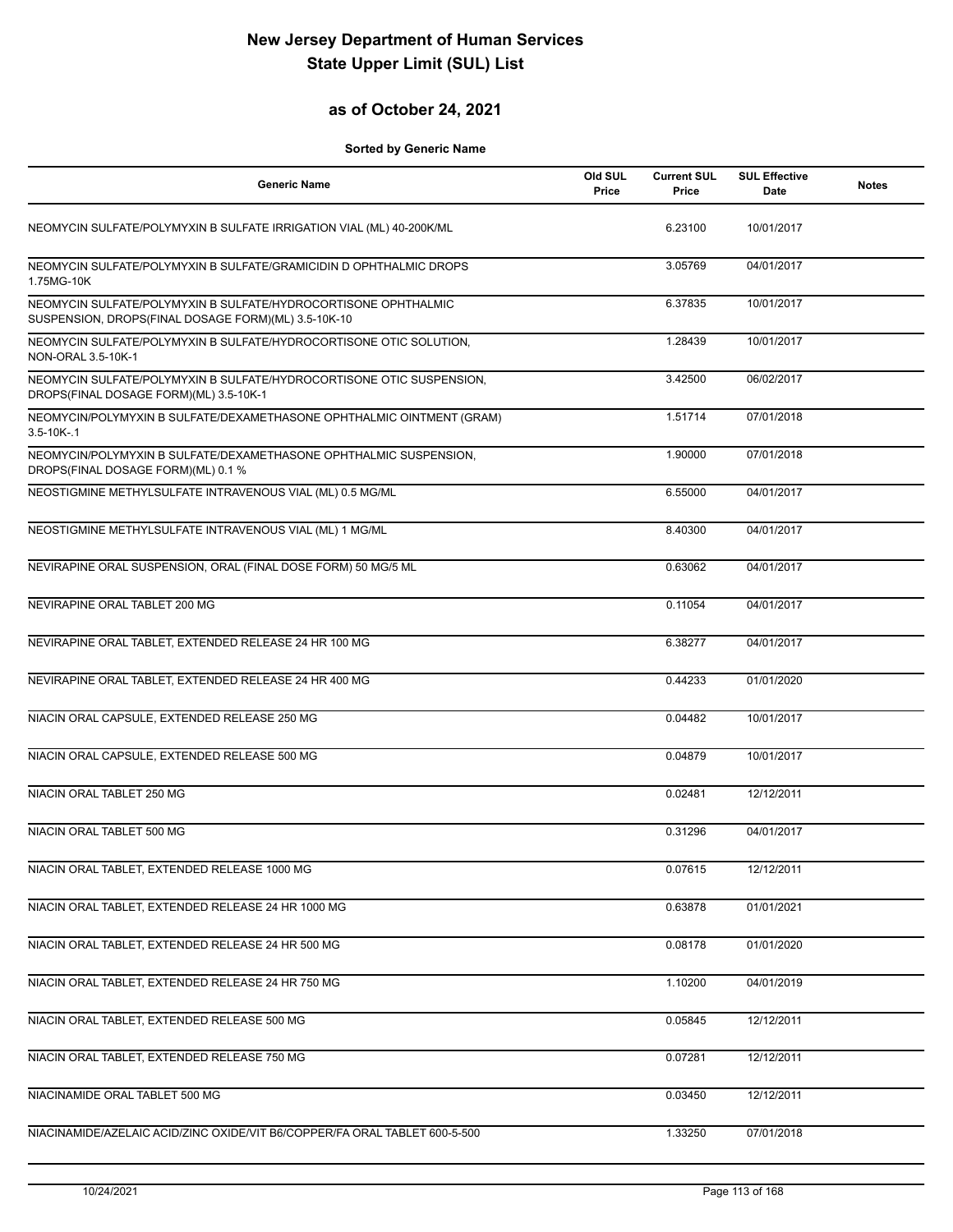# New Jersey Department of Human Services
# State Upper Limit (SUL) List

## as of October 24, 2021

**Sorted by Generic Name**

| Generic Name | Old SUL Price | Current SUL Price | SUL Effective Date | Notes |
|---|---|---|---|---|
| NEOMYCIN SULFATE/POLYMYXIN B SULFATE IRRIGATION VIAL (ML) 40-200K/ML | | 6.23100 | 10/01/2017 | |
| NEOMYCIN SULFATE/POLYMYXIN B SULFATE/GRAMICIDIN D OPHTHALMIC DROPS 1.75MG-10K | | 3.05769 | 04/01/2017 | |
| NEOMYCIN SULFATE/POLYMYXIN B SULFATE/HYDROCORTISONE OPHTHALMIC SUSPENSION, DROPS(FINAL DOSAGE FORM)(ML) 3.5-10K-10 | | 6.37835 | 10/01/2017 | |
| NEOMYCIN SULFATE/POLYMYXIN B SULFATE/HYDROCORTISONE OTIC SOLUTION, NON-ORAL 3.5-10K-1 | | 1.28439 | 10/01/2017 | |
| NEOMYCIN SULFATE/POLYMYXIN B SULFATE/HYDROCORTISONE OTIC SUSPENSION, DROPS(FINAL DOSAGE FORM)(ML) 3.5-10K-1 | | 3.42500 | 06/02/2017 | |
| NEOMYCIN/POLYMYXIN B SULFATE/DEXAMETHASONE OPHTHALMIC OINTMENT (GRAM) 3.5-10K-.1 | | 1.51714 | 07/01/2018 | |
| NEOMYCIN/POLYMYXIN B SULFATE/DEXAMETHASONE OPHTHALMIC SUSPENSION, DROPS(FINAL DOSAGE FORM)(ML) 0.1 % | | 1.90000 | 07/01/2018 | |
| NEOSTIGMINE METHYLSULFATE INTRAVENOUS VIAL (ML) 0.5 MG/ML | | 6.55000 | 04/01/2017 | |
| NEOSTIGMINE METHYLSULFATE INTRAVENOUS VIAL (ML) 1 MG/ML | | 8.40300 | 04/01/2017 | |
| NEVIRAPINE ORAL SUSPENSION, ORAL (FINAL DOSE FORM) 50 MG/5 ML | | 0.63062 | 04/01/2017 | |
| NEVIRAPINE ORAL TABLET 200 MG | | 0.11054 | 04/01/2017 | |
| NEVIRAPINE ORAL TABLET, EXTENDED RELEASE 24 HR 100 MG | | 6.38277 | 04/01/2017 | |
| NEVIRAPINE ORAL TABLET, EXTENDED RELEASE 24 HR 400 MG | | 0.44233 | 01/01/2020 | |
| NIACIN ORAL CAPSULE, EXTENDED RELEASE 250 MG | | 0.04482 | 10/01/2017 | |
| NIACIN ORAL CAPSULE, EXTENDED RELEASE 500 MG | | 0.04879 | 10/01/2017 | |
| NIACIN ORAL TABLET 250 MG | | 0.02481 | 12/12/2011 | |
| NIACIN ORAL TABLET 500 MG | | 0.31296 | 04/01/2017 | |
| NIACIN ORAL TABLET, EXTENDED RELEASE 1000 MG | | 0.07615 | 12/12/2011 | |
| NIACIN ORAL TABLET, EXTENDED RELEASE 24 HR 1000 MG | | 0.63878 | 01/01/2021 | |
| NIACIN ORAL TABLET, EXTENDED RELEASE 24 HR 500 MG | | 0.08178 | 01/01/2020 | |
| NIACIN ORAL TABLET, EXTENDED RELEASE 24 HR 750 MG | | 1.10200 | 04/01/2019 | |
| NIACIN ORAL TABLET, EXTENDED RELEASE 500 MG | | 0.05845 | 12/12/2011 | |
| NIACIN ORAL TABLET, EXTENDED RELEASE 750 MG | | 0.07281 | 12/12/2011 | |
| NIACINAMIDE ORAL TABLET 500 MG | | 0.03450 | 12/12/2011 | |
| NIACINAMIDE/AZELAIC ACID/ZINC OXIDE/VIT B6/COPPER/FA ORAL TABLET 600-5-500 | | 1.33250 | 07/01/2018 | |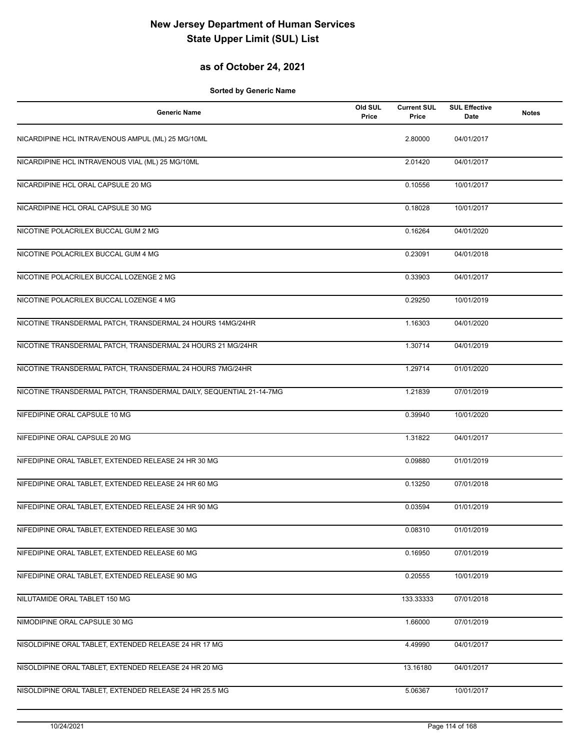# New Jersey Department of Human Services
# State Upper Limit (SUL) List

## as of October 24, 2021

**Sorted by Generic Name**

| Generic Name | Old SUL Price | Current SUL Price | SUL Effective Date | Notes |
|---|---|---|---|---|
| NICARDIPINE HCL INTRAVENOUS AMPUL (ML) 25 MG/10ML | | 2.80000 | 04/01/2017 | |
| NICARDIPINE HCL INTRAVENOUS VIAL (ML) 25 MG/10ML | | 2.01420 | 04/01/2017 | |
| NICARDIPINE HCL ORAL CAPSULE 20 MG | | 0.10556 | 10/01/2017 | |
| NICARDIPINE HCL ORAL CAPSULE 30 MG | | 0.18028 | 10/01/2017 | |
| NICOTINE POLACRILEX BUCCAL GUM 2 MG | | 0.16264 | 04/01/2020 | |
| NICOTINE POLACRILEX BUCCAL GUM 4 MG | | 0.23091 | 04/01/2018 | |
| NICOTINE POLACRILEX BUCCAL LOZENGE 2 MG | | 0.33903 | 04/01/2017 | |
| NICOTINE POLACRILEX BUCCAL LOZENGE 4 MG | | 0.29250 | 10/01/2019 | |
| NICOTINE TRANSDERMAL PATCH, TRANSDERMAL 24 HOURS 14MG/24HR | | 1.16303 | 04/01/2020 | |
| NICOTINE TRANSDERMAL PATCH, TRANSDERMAL 24 HOURS 21 MG/24HR | | 1.30714 | 04/01/2019 | |
| NICOTINE TRANSDERMAL PATCH, TRANSDERMAL 24 HOURS 7MG/24HR | | 1.29714 | 01/01/2020 | |
| NICOTINE TRANSDERMAL PATCH, TRANSDERMAL DAILY, SEQUENTIAL 21-14-7MG | | 1.21839 | 07/01/2019 | |
| NIFEDIPINE ORAL CAPSULE 10 MG | | 0.39940 | 10/01/2020 | |
| NIFEDIPINE ORAL CAPSULE 20 MG | | 1.31822 | 04/01/2017 | |
| NIFEDIPINE ORAL TABLET, EXTENDED RELEASE 24 HR 30 MG | | 0.09880 | 01/01/2019 | |
| NIFEDIPINE ORAL TABLET, EXTENDED RELEASE 24 HR 60 MG | | 0.13250 | 07/01/2018 | |
| NIFEDIPINE ORAL TABLET, EXTENDED RELEASE 24 HR 90 MG | | 0.03594 | 01/01/2019 | |
| NIFEDIPINE ORAL TABLET, EXTENDED RELEASE 30 MG | | 0.08310 | 01/01/2019 | |
| NIFEDIPINE ORAL TABLET, EXTENDED RELEASE 60 MG | | 0.16950 | 07/01/2019 | |
| NIFEDIPINE ORAL TABLET, EXTENDED RELEASE 90 MG | | 0.20555 | 10/01/2019 | |
| NILUTAMIDE ORAL TABLET 150 MG | | 133.33333 | 07/01/2018 | |
| NIMODIPINE ORAL CAPSULE 30 MG | | 1.66000 | 07/01/2019 | |
| NISOLDIPINE ORAL TABLET, EXTENDED RELEASE 24 HR 17 MG | | 4.49990 | 04/01/2017 | |
| NISOLDIPINE ORAL TABLET, EXTENDED RELEASE 24 HR 20 MG | | 13.16180 | 04/01/2017 | |
| NISOLDIPINE ORAL TABLET, EXTENDED RELEASE 24 HR 25.5 MG | | 5.06367 | 10/01/2017 | |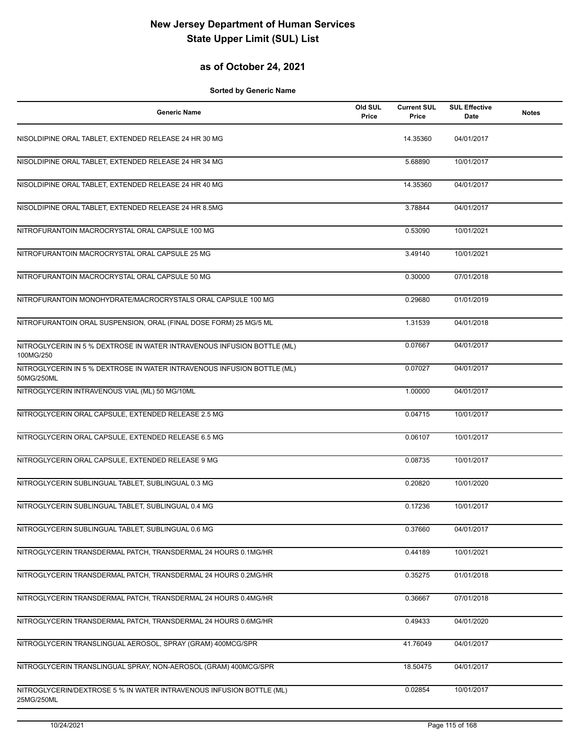# New Jersey Department of Human Services
# State Upper Limit (SUL) List

## as of October 24, 2021

**Sorted by Generic Name**

| Generic Name | Old SUL Price | Current SUL Price | SUL Effective Date | Notes |
|---|---|---|---|---|
| NISOLDIPINE ORAL TABLET, EXTENDED RELEASE 24 HR 30 MG | | 14.35360 | 04/01/2017 | |
| NISOLDIPINE ORAL TABLET, EXTENDED RELEASE 24 HR 34 MG | | 5.68890 | 10/01/2017 | |
| NISOLDIPINE ORAL TABLET, EXTENDED RELEASE 24 HR 40 MG | | 14.35360 | 04/01/2017 | |
| NISOLDIPINE ORAL TABLET, EXTENDED RELEASE 24 HR 8.5MG | | 3.78844 | 04/01/2017 | |
| NITROFURANTOIN MACROCRYSTAL ORAL CAPSULE 100 MG | | 0.53090 | 10/01/2021 | |
| NITROFURANTOIN MACROCRYSTAL ORAL CAPSULE 25 MG | | 3.49140 | 10/01/2021 | |
| NITROFURANTOIN MACROCRYSTAL ORAL CAPSULE 50 MG | | 0.30000 | 07/01/2018 | |
| NITROFURANTOIN MONOHYDRATE/MACROCRYSTALS ORAL CAPSULE 100 MG | | 0.29680 | 01/01/2019 | |
| NITROFURANTOIN ORAL SUSPENSION, ORAL (FINAL DOSE FORM) 25 MG/5 ML | | 1.31539 | 04/01/2018 | |
| NITROGLYCERIN IN 5 % DEXTROSE IN WATER INTRAVENOUS INFUSION BOTTLE (ML) 100MG/250 | | 0.07667 | 04/01/2017 | |
| NITROGLYCERIN IN 5 % DEXTROSE IN WATER INTRAVENOUS INFUSION BOTTLE (ML) 50MG/250ML | | 0.07027 | 04/01/2017 | |
| NITROGLYCERIN INTRAVENOUS VIAL (ML) 50 MG/10ML | | 1.00000 | 04/01/2017 | |
| NITROGLYCERIN ORAL CAPSULE, EXTENDED RELEASE 2.5 MG | | 0.04715 | 10/01/2017 | |
| NITROGLYCERIN ORAL CAPSULE, EXTENDED RELEASE 6.5 MG | | 0.06107 | 10/01/2017 | |
| NITROGLYCERIN ORAL CAPSULE, EXTENDED RELEASE 9 MG | | 0.08735 | 10/01/2017 | |
| NITROGLYCERIN SUBLINGUAL TABLET, SUBLINGUAL 0.3 MG | | 0.20820 | 10/01/2020 | |
| NITROGLYCERIN SUBLINGUAL TABLET, SUBLINGUAL 0.4 MG | | 0.17236 | 10/01/2017 | |
| NITROGLYCERIN SUBLINGUAL TABLET, SUBLINGUAL 0.6 MG | | 0.37660 | 04/01/2017 | |
| NITROGLYCERIN TRANSDERMAL PATCH, TRANSDERMAL 24 HOURS 0.1MG/HR | | 0.44189 | 10/01/2021 | |
| NITROGLYCERIN TRANSDERMAL PATCH, TRANSDERMAL 24 HOURS 0.2MG/HR | | 0.35275 | 01/01/2018 | |
| NITROGLYCERIN TRANSDERMAL PATCH, TRANSDERMAL 24 HOURS 0.4MG/HR | | 0.36667 | 07/01/2018 | |
| NITROGLYCERIN TRANSDERMAL PATCH, TRANSDERMAL 24 HOURS 0.6MG/HR | | 0.49433 | 04/01/2020 | |
| NITROGLYCERIN TRANSLINGUAL AEROSOL, SPRAY (GRAM) 400MCG/SPR | | 41.76049 | 04/01/2017 | |
| NITROGLYCERIN TRANSLINGUAL SPRAY, NON-AEROSOL (GRAM) 400MCG/SPR | | 18.50475 | 04/01/2017 | |
| NITROGLYCERIN/DEXTROSE 5 % IN WATER INTRAVENOUS INFUSION BOTTLE (ML) 25MG/250ML | | 0.02854 | 10/01/2017 | |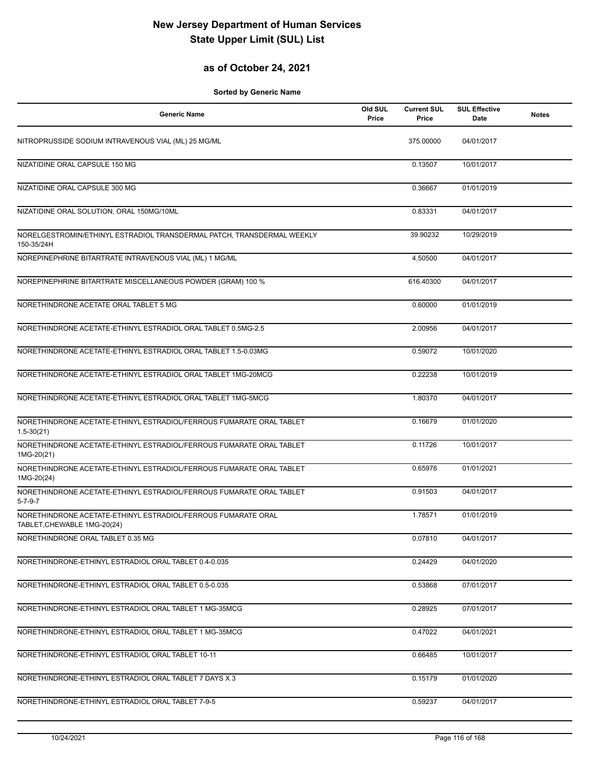# New Jersey Department of Human Services
# State Upper Limit (SUL) List

## as of October 24, 2021

**Sorted by Generic Name**

| Generic Name | Old SUL Price | Current SUL Price | SUL Effective Date | Notes |
|---|---|---|---|---|
| NITROPRUSSIDE SODIUM INTRAVENOUS VIAL (ML) 25 MG/ML | | 375.00000 | 04/01/2017 | |
| NIZATIDINE ORAL CAPSULE 150 MG | | 0.13507 | 10/01/2017 | |
| NIZATIDINE ORAL CAPSULE 300 MG | | 0.36667 | 01/01/2019 | |
| NIZATIDINE ORAL SOLUTION, ORAL 150MG/10ML | | 0.83331 | 04/01/2017 | |
| NORELGESTROMIN/ETHINYL ESTRADIOL TRANSDERMAL PATCH, TRANSDERMAL WEEKLY 150-35/24H | | 39.90232 | 10/29/2019 | |
| NOREPINEPHRINE BITARTRATE INTRAVENOUS VIAL (ML) 1 MG/ML | | 4.50500 | 04/01/2017 | |
| NOREPINEPHRINE BITARTRATE MISCELLANEOUS POWDER (GRAM) 100 % | | 616.40300 | 04/01/2017 | |
| NORETHINDRONE ACETATE ORAL TABLET 5 MG | | 0.60000 | 01/01/2019 | |
| NORETHINDRONE ACETATE-ETHINYL ESTRADIOL ORAL TABLET 0.5MG-2.5 | | 2.00956 | 04/01/2017 | |
| NORETHINDRONE ACETATE-ETHINYL ESTRADIOL ORAL TABLET 1.5-0.03MG | | 0.59072 | 10/01/2020 | |
| NORETHINDRONE ACETATE-ETHINYL ESTRADIOL ORAL TABLET 1MG-20MCG | | 0.22238 | 10/01/2019 | |
| NORETHINDRONE ACETATE-ETHINYL ESTRADIOL ORAL TABLET 1MG-5MCG | | 1.80370 | 04/01/2017 | |
| NORETHINDRONE ACETATE-ETHINYL ESTRADIOL/FERROUS FUMARATE ORAL TABLET 1.5-30(21) | | 0.16679 | 01/01/2020 | |
| NORETHINDRONE ACETATE-ETHINYL ESTRADIOL/FERROUS FUMARATE ORAL TABLET 1MG-20(21) | | 0.11726 | 10/01/2017 | |
| NORETHINDRONE ACETATE-ETHINYL ESTRADIOL/FERROUS FUMARATE ORAL TABLET 1MG-20(24) | | 0.65976 | 01/01/2021 | |
| NORETHINDRONE ACETATE-ETHINYL ESTRADIOL/FERROUS FUMARATE ORAL TABLET 5-7-9-7 | | 0.91503 | 04/01/2017 | |
| NORETHINDRONE ACETATE-ETHINYL ESTRADIOL/FERROUS FUMARATE ORAL TABLET,CHEWABLE 1MG-20(24) | | 1.78571 | 01/01/2019 | |
| NORETHINDRONE ORAL TABLET 0.35 MG | | 0.07810 | 04/01/2017 | |
| NORETHINDRONE-ETHINYL ESTRADIOL ORAL TABLET 0.4-0.035 | | 0.24429 | 04/01/2020 | |
| NORETHINDRONE-ETHINYL ESTRADIOL ORAL TABLET 0.5-0.035 | | 0.53868 | 07/01/2017 | |
| NORETHINDRONE-ETHINYL ESTRADIOL ORAL TABLET 1 MG-35MCG | | 0.28925 | 07/01/2017 | |
| NORETHINDRONE-ETHINYL ESTRADIOL ORAL TABLET 1 MG-35MCG | | 0.47022 | 04/01/2021 | |
| NORETHINDRONE-ETHINYL ESTRADIOL ORAL TABLET 10-11 | | 0.66485 | 10/01/2017 | |
| NORETHINDRONE-ETHINYL ESTRADIOL ORAL TABLET 7 DAYS X 3 | | 0.15179 | 01/01/2020 | |
| NORETHINDRONE-ETHINYL ESTRADIOL ORAL TABLET 7-9-5 | | 0.59237 | 04/01/2017 | |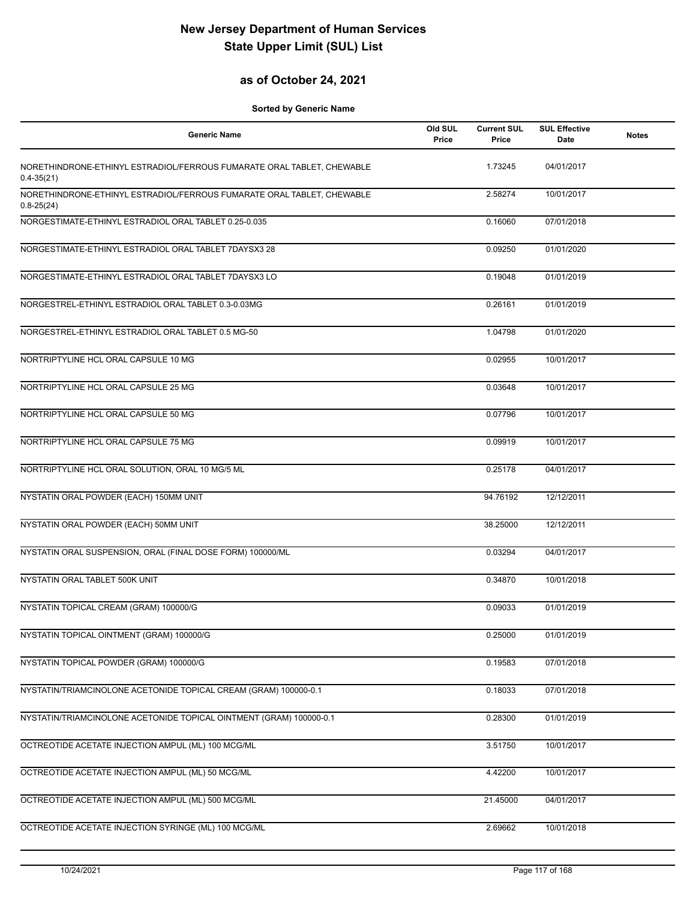# New Jersey Department of Human Services
# State Upper Limit (SUL) List

## as of October 24, 2021

**Sorted by Generic Name**

| Generic Name | Old SUL Price | Current SUL Price | SUL Effective Date | Notes |
|---|---|---|---|---|
| NORETHINDRONE-ETHINYL ESTRADIOL/FERROUS FUMARATE ORAL TABLET, CHEWABLE 0.4-35(21) | | 1.73245 | 04/01/2017 | |
| NORETHINDRONE-ETHINYL ESTRADIOL/FERROUS FUMARATE ORAL TABLET, CHEWABLE 0.8-25(24) | | 2.58274 | 10/01/2017 | |
| NORGESTIMATE-ETHINYL ESTRADIOL ORAL TABLET 0.25-0.035 | | 0.16060 | 07/01/2018 | |
| NORGESTIMATE-ETHINYL ESTRADIOL ORAL TABLET 7DAYSX3 28 | | 0.09250 | 01/01/2020 | |
| NORGESTIMATE-ETHINYL ESTRADIOL ORAL TABLET 7DAYSX3 LO | | 0.19048 | 01/01/2019 | |
| NORGESTREL-ETHINYL ESTRADIOL ORAL TABLET 0.3-0.03MG | | 0.26161 | 01/01/2019 | |
| NORGESTREL-ETHINYL ESTRADIOL ORAL TABLET 0.5 MG-50 | | 1.04798 | 01/01/2020 | |
| NORTRIPTYLINE HCL ORAL CAPSULE 10 MG | | 0.02955 | 10/01/2017 | |
| NORTRIPTYLINE HCL ORAL CAPSULE 25 MG | | 0.03648 | 10/01/2017 | |
| NORTRIPTYLINE HCL ORAL CAPSULE 50 MG | | 0.07796 | 10/01/2017 | |
| NORTRIPTYLINE HCL ORAL CAPSULE 75 MG | | 0.09919 | 10/01/2017 | |
| NORTRIPTYLINE HCL ORAL SOLUTION, ORAL 10 MG/5 ML | | 0.25178 | 04/01/2017 | |
| NYSTATIN ORAL POWDER (EACH) 150MM UNIT | | 94.76192 | 12/12/2011 | |
| NYSTATIN ORAL POWDER (EACH) 50MM UNIT | | 38.25000 | 12/12/2011 | |
| NYSTATIN ORAL SUSPENSION, ORAL (FINAL DOSE FORM) 100000/ML | | 0.03294 | 04/01/2017 | |
| NYSTATIN ORAL TABLET 500K UNIT | | 0.34870 | 10/01/2018 | |
| NYSTATIN TOPICAL CREAM (GRAM) 100000/G | | 0.09033 | 01/01/2019 | |
| NYSTATIN TOPICAL OINTMENT (GRAM) 100000/G | | 0.25000 | 01/01/2019 | |
| NYSTATIN TOPICAL POWDER (GRAM) 100000/G | | 0.19583 | 07/01/2018 | |
| NYSTATIN/TRIAMCINOLONE ACETONIDE TOPICAL CREAM (GRAM) 100000-0.1 | | 0.18033 | 07/01/2018 | |
| NYSTATIN/TRIAMCINOLONE ACETONIDE TOPICAL OINTMENT (GRAM) 100000-0.1 | | 0.28300 | 01/01/2019 | |
| OCTREOTIDE ACETATE INJECTION AMPUL (ML) 100 MCG/ML | | 3.51750 | 10/01/2017 | |
| OCTREOTIDE ACETATE INJECTION AMPUL (ML) 50 MCG/ML | | 4.42200 | 10/01/2017 | |
| OCTREOTIDE ACETATE INJECTION AMPUL (ML) 500 MCG/ML | | 21.45000 | 04/01/2017 | |
| OCTREOTIDE ACETATE INJECTION SYRINGE (ML) 100 MCG/ML | | 2.69662 | 10/01/2018 | |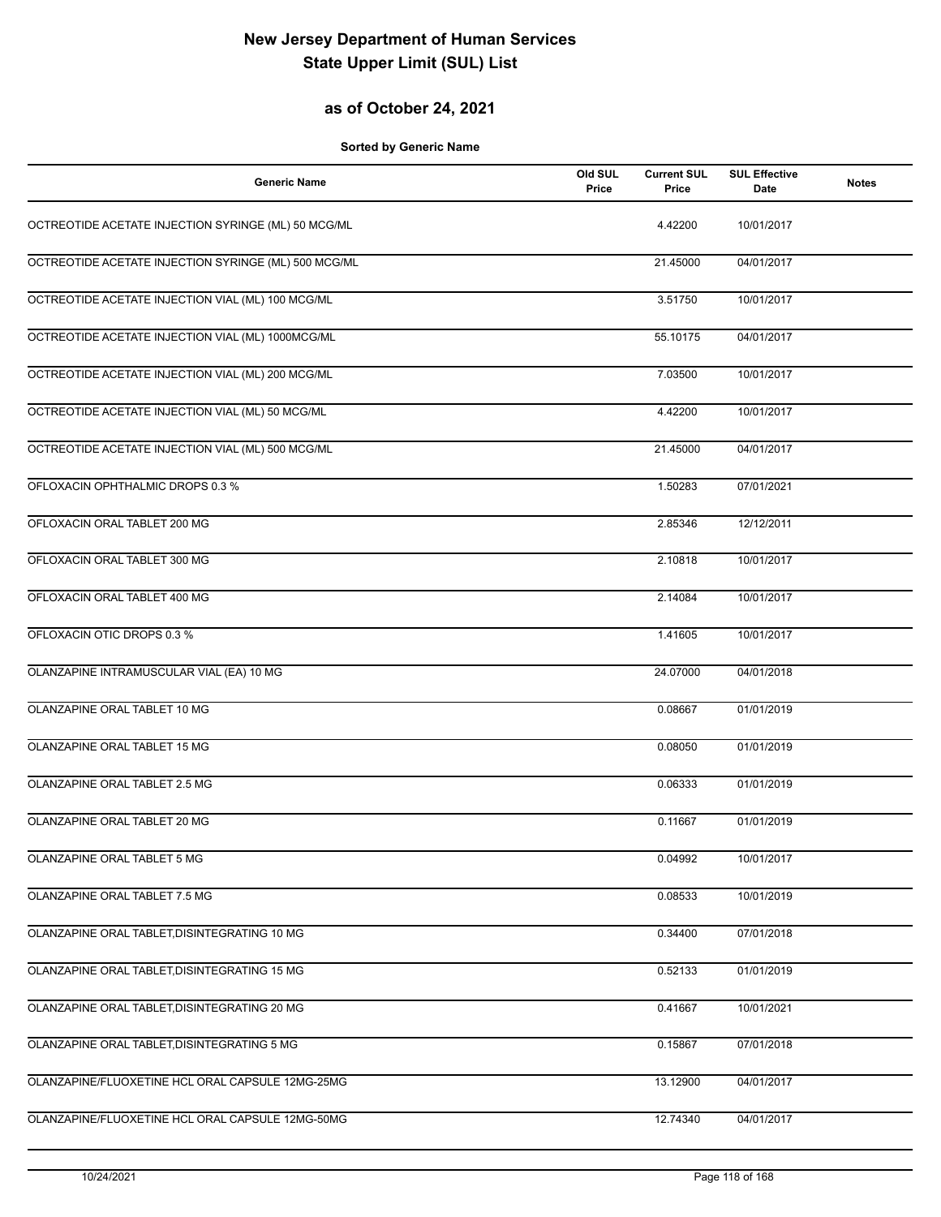# New Jersey Department of Human Services
# State Upper Limit (SUL) List

## as of October 24, 2021

**Sorted by Generic Name**

| Generic Name | Old SUL Price | Current SUL Price | SUL Effective Date | Notes |
|---|---|---|---|---|
| OCTREOTIDE ACETATE INJECTION SYRINGE (ML) 50 MCG/ML | | 4.42200 | 10/01/2017 | |
| OCTREOTIDE ACETATE INJECTION SYRINGE (ML) 500 MCG/ML | | 21.45000 | 04/01/2017 | |
| OCTREOTIDE ACETATE INJECTION VIAL (ML) 100 MCG/ML | | 3.51750 | 10/01/2017 | |
| OCTREOTIDE ACETATE INJECTION VIAL (ML) 1000MCG/ML | | 55.10175 | 04/01/2017 | |
| OCTREOTIDE ACETATE INJECTION VIAL (ML) 200 MCG/ML | | 7.03500 | 10/01/2017 | |
| OCTREOTIDE ACETATE INJECTION VIAL (ML) 50 MCG/ML | | 4.42200 | 10/01/2017 | |
| OCTREOTIDE ACETATE INJECTION VIAL (ML) 500 MCG/ML | | 21.45000 | 04/01/2017 | |
| OFLOXACIN OPHTHALMIC DROPS 0.3 % | | 1.50283 | 07/01/2021 | |
| OFLOXACIN ORAL TABLET 200 MG | | 2.85346 | 12/12/2011 | |
| OFLOXACIN ORAL TABLET 300 MG | | 2.10818 | 10/01/2017 | |
| OFLOXACIN ORAL TABLET 400 MG | | 2.14084 | 10/01/2017 | |
| OFLOXACIN OTIC DROPS 0.3 % | | 1.41605 | 10/01/2017 | |
| OLANZAPINE INTRAMUSCULAR VIAL (EA) 10 MG | | 24.07000 | 04/01/2018 | |
| OLANZAPINE ORAL TABLET 10 MG | | 0.08667 | 01/01/2019 | |
| OLANZAPINE ORAL TABLET 15 MG | | 0.08050 | 01/01/2019 | |
| OLANZAPINE ORAL TABLET 2.5 MG | | 0.06333 | 01/01/2019 | |
| OLANZAPINE ORAL TABLET 20 MG | | 0.11667 | 01/01/2019 | |
| OLANZAPINE ORAL TABLET 5 MG | | 0.04992 | 10/01/2017 | |
| OLANZAPINE ORAL TABLET 7.5 MG | | 0.08533 | 10/01/2019 | |
| OLANZAPINE ORAL TABLET,DISINTEGRATING 10 MG | | 0.34400 | 07/01/2018 | |
| OLANZAPINE ORAL TABLET,DISINTEGRATING 15 MG | | 0.52133 | 01/01/2019 | |
| OLANZAPINE ORAL TABLET,DISINTEGRATING 20 MG | | 0.41667 | 10/01/2021 | |
| OLANZAPINE ORAL TABLET,DISINTEGRATING 5 MG | | 0.15867 | 07/01/2018 | |
| OLANZAPINE/FLUOXETINE HCL ORAL CAPSULE 12MG-25MG | | 13.12900 | 04/01/2017 | |
| OLANZAPINE/FLUOXETINE HCL ORAL CAPSULE 12MG-50MG | | 12.74340 | 04/01/2017 | |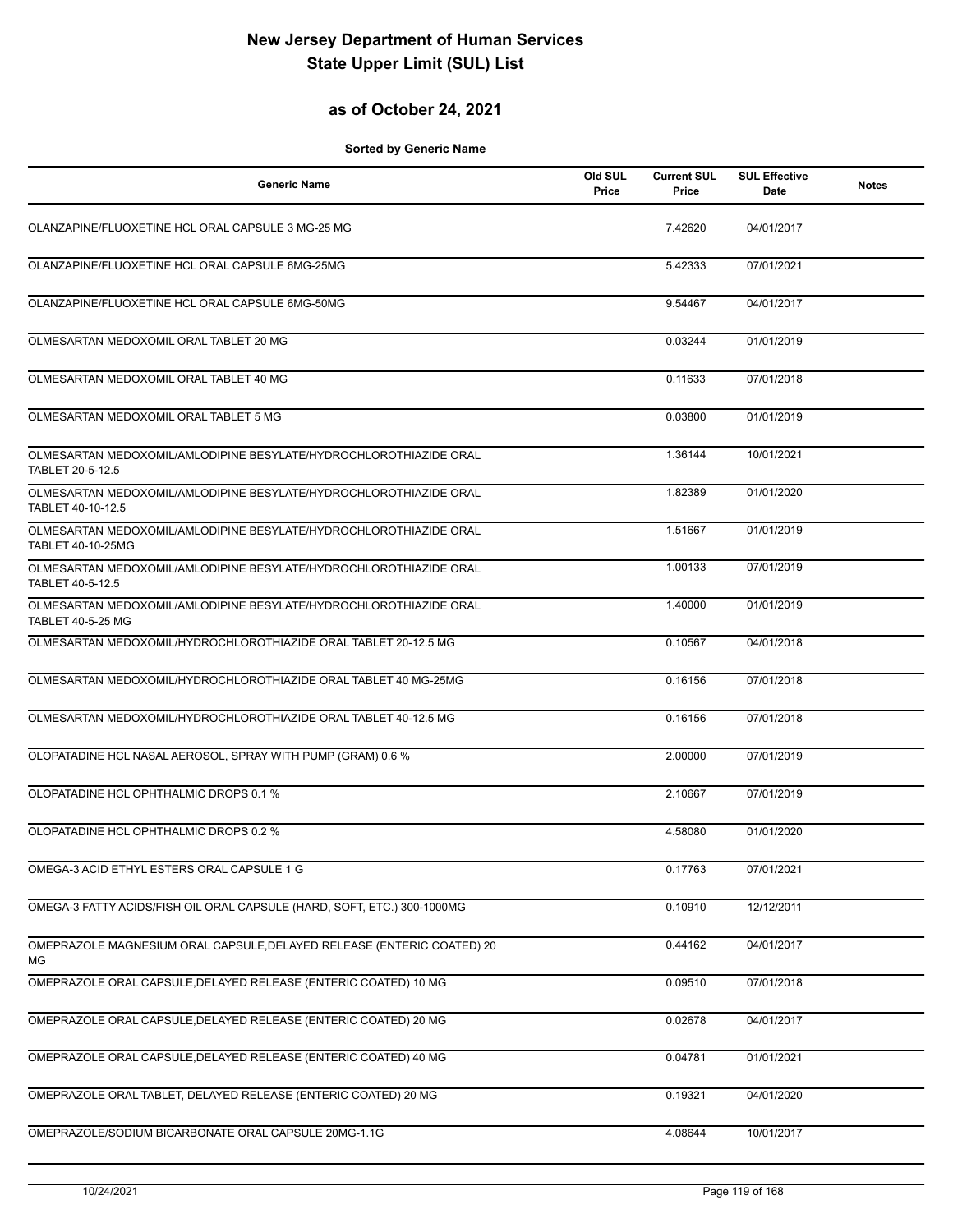# New Jersey Department of Human Services
# State Upper Limit (SUL) List

## as of October 24, 2021

**Sorted by Generic Name**

| Generic Name | Old SUL Price | Current SUL Price | SUL Effective Date | Notes |
|---|---|---|---|---|
| OLANZAPINE/FLUOXETINE HCL ORAL CAPSULE 3 MG-25 MG | | 7.42620 | 04/01/2017 | |
| OLANZAPINE/FLUOXETINE HCL ORAL CAPSULE 6MG-25MG | | 5.42333 | 07/01/2021 | |
| OLANZAPINE/FLUOXETINE HCL ORAL CAPSULE 6MG-50MG | | 9.54467 | 04/01/2017 | |
| OLMESARTAN MEDOXOMIL ORAL TABLET 20 MG | | 0.03244 | 01/01/2019 | |
| OLMESARTAN MEDOXOMIL ORAL TABLET 40 MG | | 0.11633 | 07/01/2018 | |
| OLMESARTAN MEDOXOMIL ORAL TABLET 5 MG | | 0.03800 | 01/01/2019 | |
| OLMESARTAN MEDOXOMIL/AMLODIPINE BESYLATE/HYDROCHLOROTHIAZIDE ORAL TABLET 20-5-12.5 | | 1.36144 | 10/01/2021 | |
| OLMESARTAN MEDOXOMIL/AMLODIPINE BESYLATE/HYDROCHLOROTHIAZIDE ORAL TABLET 40-10-12.5 | | 1.82389 | 01/01/2020 | |
| OLMESARTAN MEDOXOMIL/AMLODIPINE BESYLATE/HYDROCHLOROTHIAZIDE ORAL TABLET 40-10-25MG | | 1.51667 | 01/01/2019 | |
| OLMESARTAN MEDOXOMIL/AMLODIPINE BESYLATE/HYDROCHLOROTHIAZIDE ORAL TABLET 40-5-12.5 | | 1.00133 | 07/01/2019 | |
| OLMESARTAN MEDOXOMIL/AMLODIPINE BESYLATE/HYDROCHLOROTHIAZIDE ORAL TABLET 40-5-25 MG | | 1.40000 | 01/01/2019 | |
| OLMESARTAN MEDOXOMIL/HYDROCHLOROTHIAZIDE ORAL TABLET 20-12.5 MG | | 0.10567 | 04/01/2018 | |
| OLMESARTAN MEDOXOMIL/HYDROCHLOROTHIAZIDE ORAL TABLET 40 MG-25MG | | 0.16156 | 07/01/2018 | |
| OLMESARTAN MEDOXOMIL/HYDROCHLOROTHIAZIDE ORAL TABLET 40-12.5 MG | | 0.16156 | 07/01/2018 | |
| OLOPATADINE HCL NASAL AEROSOL, SPRAY WITH PUMP (GRAM) 0.6 % | | 2.00000 | 07/01/2019 | |
| OLOPATADINE HCL OPHTHALMIC DROPS 0.1 % | | 2.10667 | 07/01/2019 | |
| OLOPATADINE HCL OPHTHALMIC DROPS 0.2 % | | 4.58080 | 01/01/2020 | |
| OMEGA-3 ACID ETHYL ESTERS ORAL CAPSULE 1 G | | 0.17763 | 07/01/2021 | |
| OMEGA-3 FATTY ACIDS/FISH OIL ORAL CAPSULE (HARD, SOFT, ETC.) 300-1000MG | | 0.10910 | 12/12/2011 | |
| OMEPRAZOLE MAGNESIUM ORAL CAPSULE,DELAYED RELEASE (ENTERIC COATED) 20 MG | | 0.44162 | 04/01/2017 | |
| OMEPRAZOLE ORAL CAPSULE,DELAYED RELEASE (ENTERIC COATED) 10 MG | | 0.09510 | 07/01/2018 | |
| OMEPRAZOLE ORAL CAPSULE,DELAYED RELEASE (ENTERIC COATED) 20 MG | | 0.02678 | 04/01/2017 | |
| OMEPRAZOLE ORAL CAPSULE,DELAYED RELEASE (ENTERIC COATED) 40 MG | | 0.04781 | 01/01/2021 | |
| OMEPRAZOLE ORAL TABLET, DELAYED RELEASE (ENTERIC COATED) 20 MG | | 0.19321 | 04/01/2020 | |
| OMEPRAZOLE/SODIUM BICARBONATE ORAL CAPSULE 20MG-1.1G | | 4.08644 | 10/01/2017 | |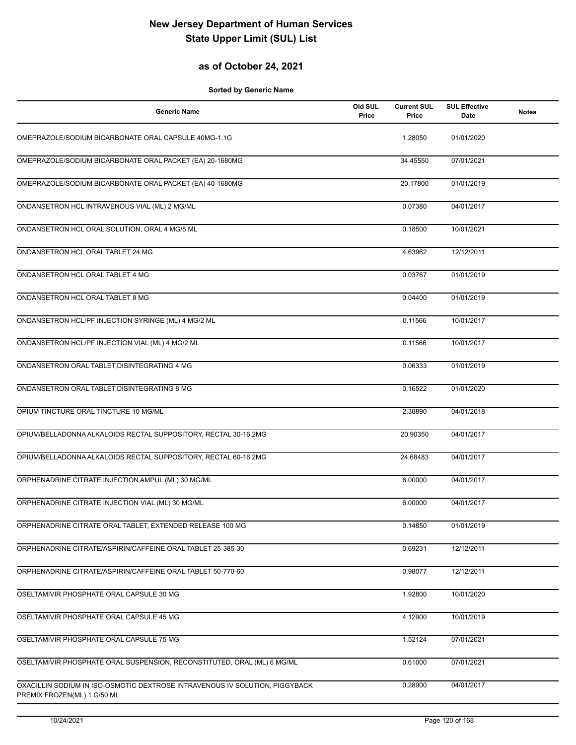# New Jersey Department of Human Services
# State Upper Limit (SUL) List

## as of October 24, 2021

**Sorted by Generic Name**

| Generic Name | Old SUL Price | Current SUL Price | SUL Effective Date | Notes |
|---|---|---|---|---|
| OMEPRAZOLE/SODIUM BICARBONATE ORAL CAPSULE 40MG-1.1G | | 1.28050 | 01/01/2020 | |
| OMEPRAZOLE/SODIUM BICARBONATE ORAL PACKET (EA) 20-1680MG | | 34.45550 | 07/01/2021 | |
| OMEPRAZOLE/SODIUM BICARBONATE ORAL PACKET (EA) 40-1680MG | | 20.17800 | 01/01/2019 | |
| ONDANSETRON HCL INTRAVENOUS VIAL (ML) 2 MG/ML | | 0.07380 | 04/01/2017 | |
| ONDANSETRON HCL ORAL SOLUTION, ORAL 4 MG/5 ML | | 0.18500 | 10/01/2021 | |
| ONDANSETRON HCL ORAL TABLET 24 MG | | 4.63962 | 12/12/2011 | |
| ONDANSETRON HCL ORAL TABLET 4 MG | | 0.03767 | 01/01/2019 | |
| ONDANSETRON HCL ORAL TABLET 8 MG | | 0.04400 | 01/01/2019 | |
| ONDANSETRON HCL/PF INJECTION SYRINGE (ML) 4 MG/2 ML | | 0.11566 | 10/01/2017 | |
| ONDANSETRON HCL/PF INJECTION VIAL (ML) 4 MG/2 ML | | 0.11566 | 10/01/2017 | |
| ONDANSETRON ORAL TABLET,DISINTEGRATING 4 MG | | 0.06333 | 01/01/2019 | |
| ONDANSETRON ORAL TABLET,DISINTEGRATING 8 MG | | 0.16522 | 01/01/2020 | |
| OPIUM TINCTURE ORAL TINCTURE 10 MG/ML | | 2.38890 | 04/01/2018 | |
| OPIUM/BELLADONNA ALKALOIDS RECTAL SUPPOSITORY, RECTAL 30-16.2MG | | 20.90350 | 04/01/2017 | |
| OPIUM/BELLADONNA ALKALOIDS RECTAL SUPPOSITORY, RECTAL 60-16.2MG | | 24.68483 | 04/01/2017 | |
| ORPHENADRINE CITRATE INJECTION AMPUL (ML) 30 MG/ML | | 6.00000 | 04/01/2017 | |
| ORPHENADRINE CITRATE INJECTION VIAL (ML) 30 MG/ML | | 6.00000 | 04/01/2017 | |
| ORPHENADRINE CITRATE ORAL TABLET, EXTENDED RELEASE 100 MG | | 0.14850 | 01/01/2019 | |
| ORPHENADRINE CITRATE/ASPIRIN/CAFFEINE ORAL TABLET 25-385-30 | | 0.69231 | 12/12/2011 | |
| ORPHENADRINE CITRATE/ASPIRIN/CAFFEINE ORAL TABLET 50-770-60 | | 0.98077 | 12/12/2011 | |
| OSELTAMIVIR PHOSPHATE ORAL CAPSULE 30 MG | | 1.92800 | 10/01/2020 | |
| OSELTAMIVIR PHOSPHATE ORAL CAPSULE 45 MG | | 4.12900 | 10/01/2019 | |
| OSELTAMIVIR PHOSPHATE ORAL CAPSULE 75 MG | | 1.52124 | 07/01/2021 | |
| OSELTAMIVIR PHOSPHATE ORAL SUSPENSION, RECONSTITUTED, ORAL (ML) 6 MG/ML | | 0.61000 | 07/01/2021 | |
| OXACILLIN SODIUM IN ISO-OSMOTIC DEXTROSE INTRAVENOUS IV SOLUTION, PIGGYBACK PREMIX FROZEN(ML) 1 G/50 ML | | 0.28900 | 04/01/2017 | |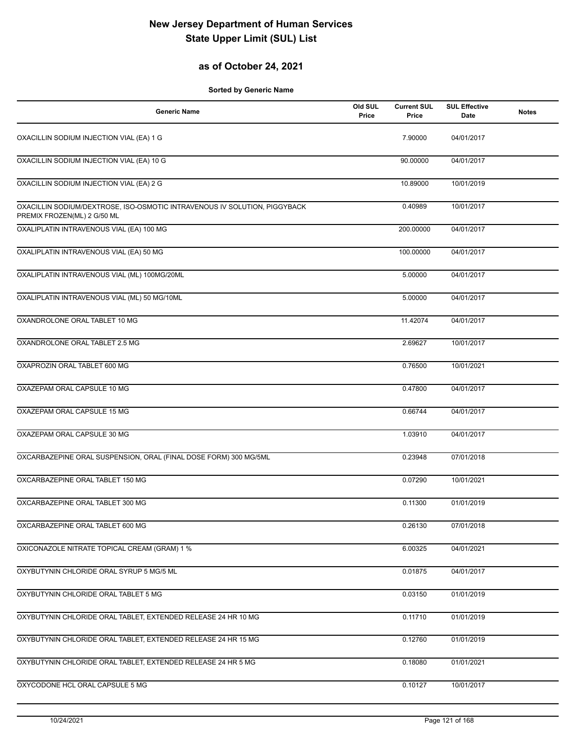# New Jersey Department of Human Services
# State Upper Limit (SUL) List

## as of October 24, 2021

**Sorted by Generic Name**

| Generic Name | Old SUL Price | Current SUL Price | SUL Effective Date | Notes |
|---|---|---|---|---|
| OXACILLIN SODIUM INJECTION VIAL (EA) 1 G | | 7.90000 | 04/01/2017 | |
| OXACILLIN SODIUM INJECTION VIAL (EA) 10 G | | 90.00000 | 04/01/2017 | |
| OXACILLIN SODIUM INJECTION VIAL (EA) 2 G | | 10.89000 | 10/01/2019 | |
| OXACILLIN SODIUM/DEXTROSE, ISO-OSMOTIC INTRAVENOUS IV SOLUTION, PIGGYBACK PREMIX FROZEN(ML) 2 G/50 ML | | 0.40989 | 10/01/2017 | |
| OXALIPLATIN INTRAVENOUS VIAL (EA) 100 MG | | 200.00000 | 04/01/2017 | |
| OXALIPLATIN INTRAVENOUS VIAL (EA) 50 MG | | 100.00000 | 04/01/2017 | |
| OXALIPLATIN INTRAVENOUS VIAL (ML) 100MG/20ML | | 5.00000 | 04/01/2017 | |
| OXALIPLATIN INTRAVENOUS VIAL (ML) 50 MG/10ML | | 5.00000 | 04/01/2017 | |
| OXANDROLONE ORAL TABLET 10 MG | | 11.42074 | 04/01/2017 | |
| OXANDROLONE ORAL TABLET 2.5 MG | | 2.69627 | 10/01/2017 | |
| OXAPROZIN ORAL TABLET 600 MG | | 0.76500 | 10/01/2021 | |
| OXAZEPAM ORAL CAPSULE 10 MG | | 0.47800 | 04/01/2017 | |
| OXAZEPAM ORAL CAPSULE 15 MG | | 0.66744 | 04/01/2017 | |
| OXAZEPAM ORAL CAPSULE 30 MG | | 1.03910 | 04/01/2017 | |
| OXCARBAZEPINE ORAL SUSPENSION, ORAL (FINAL DOSE FORM) 300 MG/5ML | | 0.23948 | 07/01/2018 | |
| OXCARBAZEPINE ORAL TABLET 150 MG | | 0.07290 | 10/01/2021 | |
| OXCARBAZEPINE ORAL TABLET 300 MG | | 0.11300 | 01/01/2019 | |
| OXCARBAZEPINE ORAL TABLET 600 MG | | 0.26130 | 07/01/2018 | |
| OXICONAZOLE NITRATE TOPICAL CREAM (GRAM) 1 % | | 6.00325 | 04/01/2021 | |
| OXYBUTYNIN CHLORIDE ORAL SYRUP 5 MG/5 ML | | 0.01875 | 04/01/2017 | |
| OXYBUTYNIN CHLORIDE ORAL TABLET 5 MG | | 0.03150 | 01/01/2019 | |
| OXYBUTYNIN CHLORIDE ORAL TABLET, EXTENDED RELEASE 24 HR 10 MG | | 0.11710 | 01/01/2019 | |
| OXYBUTYNIN CHLORIDE ORAL TABLET, EXTENDED RELEASE 24 HR 15 MG | | 0.12760 | 01/01/2019 | |
| OXYBUTYNIN CHLORIDE ORAL TABLET, EXTENDED RELEASE 24 HR 5 MG | | 0.18080 | 01/01/2021 | |
| OXYCODONE HCL ORAL CAPSULE 5 MG | | 0.10127 | 10/01/2017 | |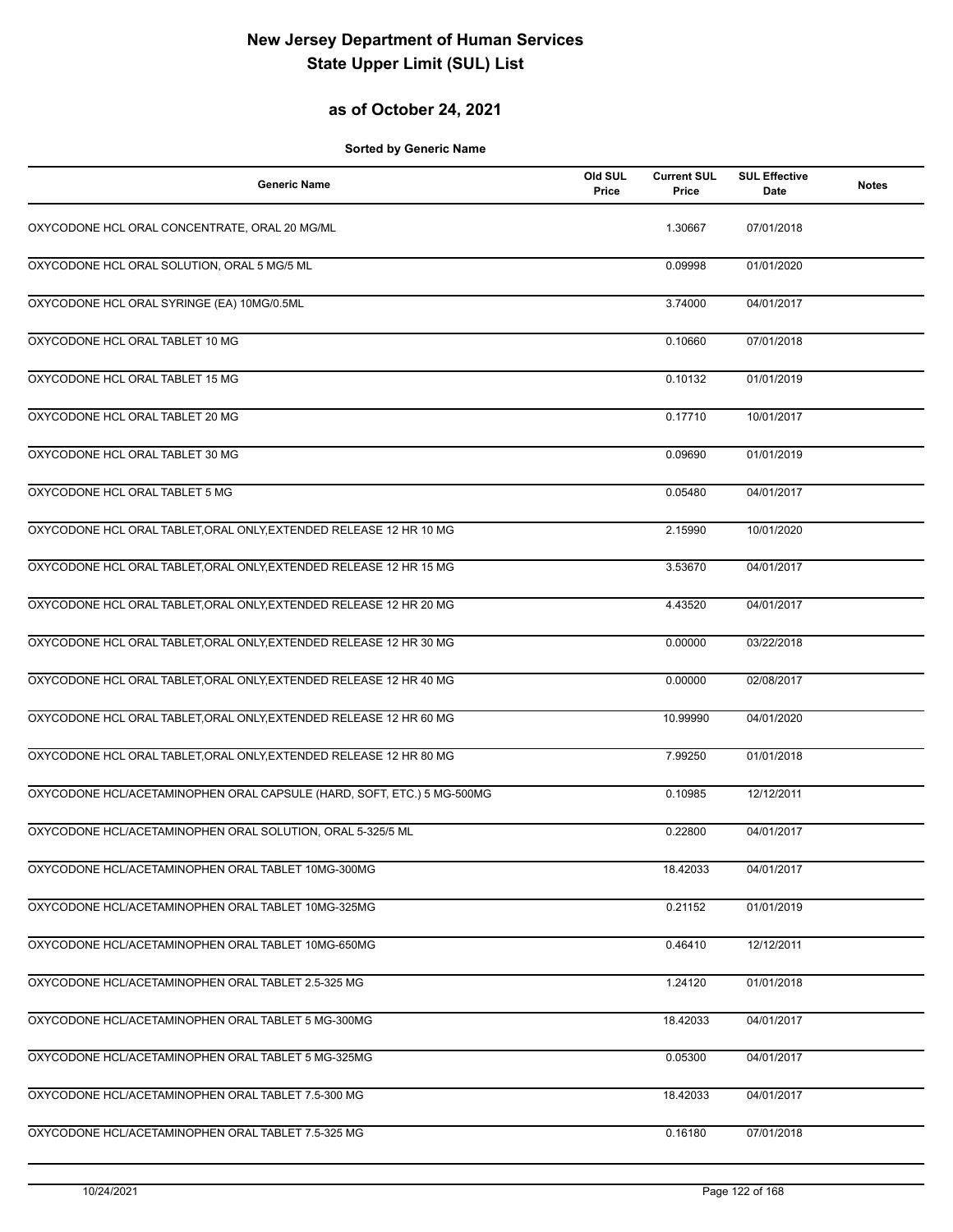# New Jersey Department of Human Services
# State Upper Limit (SUL) List

## as of October 24, 2021

**Sorted by Generic Name**

| Generic Name | Old SUL Price | Current SUL Price | SUL Effective Date | Notes |
|---|---|---|---|---|
| OXYCODONE HCL ORAL CONCENTRATE, ORAL 20 MG/ML | | 1.30667 | 07/01/2018 | |
| OXYCODONE HCL ORAL SOLUTION, ORAL 5 MG/5 ML | | 0.09998 | 01/01/2020 | |
| OXYCODONE HCL ORAL SYRINGE (EA) 10MG/0.5ML | | 3.74000 | 04/01/2017 | |
| OXYCODONE HCL ORAL TABLET 10 MG | | 0.10660 | 07/01/2018 | |
| OXYCODONE HCL ORAL TABLET 15 MG | | 0.10132 | 01/01/2019 | |
| OXYCODONE HCL ORAL TABLET 20 MG | | 0.17710 | 10/01/2017 | |
| OXYCODONE HCL ORAL TABLET 30 MG | | 0.09690 | 01/01/2019 | |
| OXYCODONE HCL ORAL TABLET 5 MG | | 0.05480 | 04/01/2017 | |
| OXYCODONE HCL ORAL TABLET,ORAL ONLY,EXTENDED RELEASE 12 HR 10 MG | | 2.15990 | 10/01/2020 | |
| OXYCODONE HCL ORAL TABLET,ORAL ONLY,EXTENDED RELEASE 12 HR 15 MG | | 3.53670 | 04/01/2017 | |
| OXYCODONE HCL ORAL TABLET,ORAL ONLY,EXTENDED RELEASE 12 HR 20 MG | | 4.43520 | 04/01/2017 | |
| OXYCODONE HCL ORAL TABLET,ORAL ONLY,EXTENDED RELEASE 12 HR 30 MG | | 0.00000 | 03/22/2018 | |
| OXYCODONE HCL ORAL TABLET,ORAL ONLY,EXTENDED RELEASE 12 HR 40 MG | | 0.00000 | 02/08/2017 | |
| OXYCODONE HCL ORAL TABLET,ORAL ONLY,EXTENDED RELEASE 12 HR 60 MG | | 10.99990 | 04/01/2020 | |
| OXYCODONE HCL ORAL TABLET,ORAL ONLY,EXTENDED RELEASE 12 HR 80 MG | | 7.99250 | 01/01/2018 | |
| OXYCODONE HCL/ACETAMINOPHEN ORAL CAPSULE (HARD, SOFT, ETC.) 5 MG-500MG | | 0.10985 | 12/12/2011 | |
| OXYCODONE HCL/ACETAMINOPHEN ORAL SOLUTION, ORAL 5-325/5 ML | | 0.22800 | 04/01/2017 | |
| OXYCODONE HCL/ACETAMINOPHEN ORAL TABLET 10MG-300MG | | 18.42033 | 04/01/2017 | |
| OXYCODONE HCL/ACETAMINOPHEN ORAL TABLET 10MG-325MG | | 0.21152 | 01/01/2019 | |
| OXYCODONE HCL/ACETAMINOPHEN ORAL TABLET 10MG-650MG | | 0.46410 | 12/12/2011 | |
| OXYCODONE HCL/ACETAMINOPHEN ORAL TABLET 2.5-325 MG | | 1.24120 | 01/01/2018 | |
| OXYCODONE HCL/ACETAMINOPHEN ORAL TABLET 5 MG-300MG | | 18.42033 | 04/01/2017 | |
| OXYCODONE HCL/ACETAMINOPHEN ORAL TABLET 5 MG-325MG | | 0.05300 | 04/01/2017 | |
| OXYCODONE HCL/ACETAMINOPHEN ORAL TABLET 7.5-300 MG | | 18.42033 | 04/01/2017 | |
| OXYCODONE HCL/ACETAMINOPHEN ORAL TABLET 7.5-325 MG | | 0.16180 | 07/01/2018 | |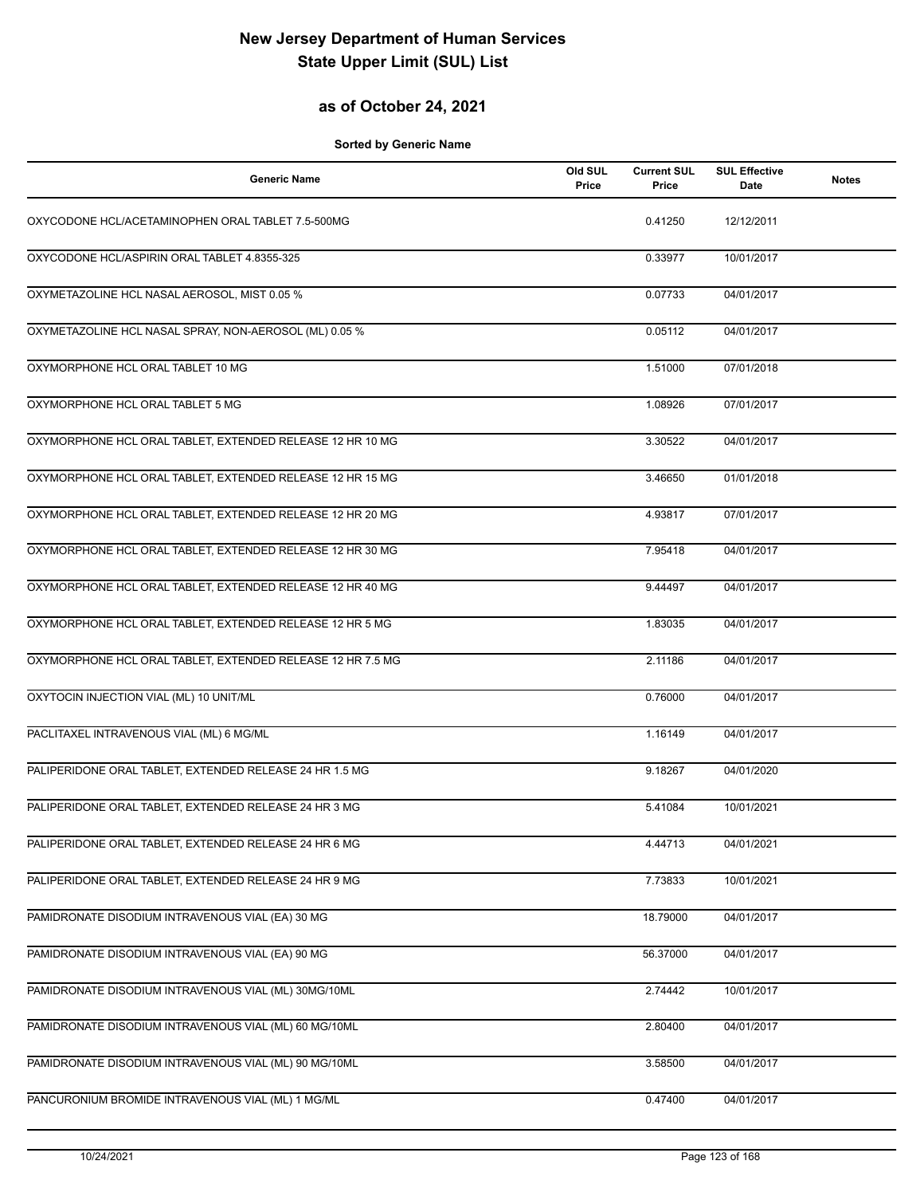# New Jersey Department of Human Services
# State Upper Limit (SUL) List

## as of October 24, 2021

**Sorted by Generic Name**

| Generic Name | Old SUL Price | Current SUL Price | SUL Effective Date | Notes |
|---|---|---|---|---|
| OXYCODONE HCL/ACETAMINOPHEN ORAL TABLET 7.5-500MG | | 0.41250 | 12/12/2011 | |
| OXYCODONE HCL/ASPIRIN ORAL TABLET 4.8355-325 | | 0.33977 | 10/01/2017 | |
| OXYMETAZOLINE HCL NASAL AEROSOL, MIST 0.05 % | | 0.07733 | 04/01/2017 | |
| OXYMETAZOLINE HCL NASAL SPRAY, NON-AEROSOL (ML) 0.05 % | | 0.05112 | 04/01/2017 | |
| OXYMORPHONE HCL ORAL TABLET 10 MG | | 1.51000 | 07/01/2018 | |
| OXYMORPHONE HCL ORAL TABLET 5 MG | | 1.08926 | 07/01/2017 | |
| OXYMORPHONE HCL ORAL TABLET, EXTENDED RELEASE 12 HR 10 MG | | 3.30522 | 04/01/2017 | |
| OXYMORPHONE HCL ORAL TABLET, EXTENDED RELEASE 12 HR 15 MG | | 3.46650 | 01/01/2018 | |
| OXYMORPHONE HCL ORAL TABLET, EXTENDED RELEASE 12 HR 20 MG | | 4.93817 | 07/01/2017 | |
| OXYMORPHONE HCL ORAL TABLET, EXTENDED RELEASE 12 HR 30 MG | | 7.95418 | 04/01/2017 | |
| OXYMORPHONE HCL ORAL TABLET, EXTENDED RELEASE 12 HR 40 MG | | 9.44497 | 04/01/2017 | |
| OXYMORPHONE HCL ORAL TABLET, EXTENDED RELEASE 12 HR 5 MG | | 1.83035 | 04/01/2017 | |
| OXYMORPHONE HCL ORAL TABLET, EXTENDED RELEASE 12 HR 7.5 MG | | 2.11186 | 04/01/2017 | |
| OXYTOCIN INJECTION VIAL (ML) 10 UNIT/ML | | 0.76000 | 04/01/2017 | |
| PACLITAXEL INTRAVENOUS VIAL (ML) 6 MG/ML | | 1.16149 | 04/01/2017 | |
| PALIPERIDONE ORAL TABLET, EXTENDED RELEASE 24 HR 1.5 MG | | 9.18267 | 04/01/2020 | |
| PALIPERIDONE ORAL TABLET, EXTENDED RELEASE 24 HR 3 MG | | 5.41084 | 10/01/2021 | |
| PALIPERIDONE ORAL TABLET, EXTENDED RELEASE 24 HR 6 MG | | 4.44713 | 04/01/2021 | |
| PALIPERIDONE ORAL TABLET, EXTENDED RELEASE 24 HR 9 MG | | 7.73833 | 10/01/2021 | |
| PAMIDRONATE DISODIUM INTRAVENOUS VIAL (EA) 30 MG | | 18.79000 | 04/01/2017 | |
| PAMIDRONATE DISODIUM INTRAVENOUS VIAL (EA) 90 MG | | 56.37000 | 04/01/2017 | |
| PAMIDRONATE DISODIUM INTRAVENOUS VIAL (ML) 30MG/10ML | | 2.74442 | 10/01/2017 | |
| PAMIDRONATE DISODIUM INTRAVENOUS VIAL (ML) 60 MG/10ML | | 2.80400 | 04/01/2017 | |
| PAMIDRONATE DISODIUM INTRAVENOUS VIAL (ML) 90 MG/10ML | | 3.58500 | 04/01/2017 | |
| PANCURONIUM BROMIDE INTRAVENOUS VIAL (ML) 1 MG/ML | | 0.47400 | 04/01/2017 | |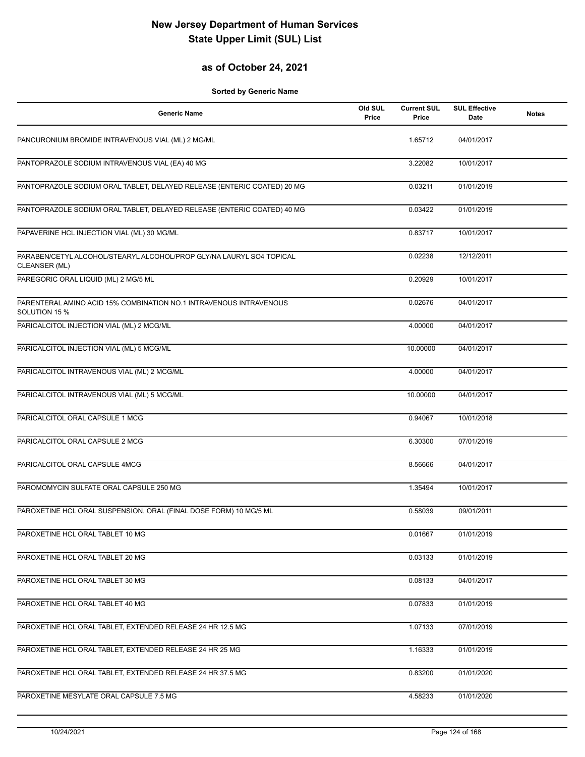# New Jersey Department of Human Services
# State Upper Limit (SUL) List

## as of October 24, 2021

**Sorted by Generic Name**

| Generic Name | Old SUL Price | Current SUL Price | SUL Effective Date | Notes |
|---|---|---|---|---|
| PANCURONIUM BROMIDE INTRAVENOUS VIAL (ML) 2 MG/ML | | 1.65712 | 04/01/2017 | |
| PANTOPRAZOLE SODIUM INTRAVENOUS VIAL (EA) 40 MG | | 3.22082 | 10/01/2017 | |
| PANTOPRAZOLE SODIUM ORAL TABLET, DELAYED RELEASE (ENTERIC COATED) 20 MG | | 0.03211 | 01/01/2019 | |
| PANTOPRAZOLE SODIUM ORAL TABLET, DELAYED RELEASE (ENTERIC COATED) 40 MG | | 0.03422 | 01/01/2019 | |
| PAPAVERINE HCL INJECTION VIAL (ML) 30 MG/ML | | 0.83717 | 10/01/2017 | |
| PARABEN/CETYL ALCOHOL/STEARYL ALCOHOL/PROP GLY/NA LAURYL SO4 TOPICAL CLEANSER (ML) | | 0.02238 | 12/12/2011 | |
| PAREGORIC ORAL LIQUID (ML) 2 MG/5 ML | | 0.20929 | 10/01/2017 | |
| PARENTERAL AMINO ACID 15% COMBINATION NO.1 INTRAVENOUS INTRAVENOUS SOLUTION 15 % | | 0.02676 | 04/01/2017 | |
| PARICALCITOL INJECTION VIAL (ML) 2 MCG/ML | | 4.00000 | 04/01/2017 | |
| PARICALCITOL INJECTION VIAL (ML) 5 MCG/ML | | 10.00000 | 04/01/2017 | |
| PARICALCITOL INTRAVENOUS VIAL (ML) 2 MCG/ML | | 4.00000 | 04/01/2017 | |
| PARICALCITOL INTRAVENOUS VIAL (ML) 5 MCG/ML | | 10.00000 | 04/01/2017 | |
| PARICALCITOL ORAL CAPSULE 1 MCG | | 0.94067 | 10/01/2018 | |
| PARICALCITOL ORAL CAPSULE 2 MCG | | 6.30300 | 07/01/2019 | |
| PARICALCITOL ORAL CAPSULE 4MCG | | 8.56666 | 04/01/2017 | |
| PAROMOMYCIN SULFATE ORAL CAPSULE 250 MG | | 1.35494 | 10/01/2017 | |
| PAROXETINE HCL ORAL SUSPENSION, ORAL (FINAL DOSE FORM) 10 MG/5 ML | | 0.58039 | 09/01/2011 | |
| PAROXETINE HCL ORAL TABLET 10 MG | | 0.01667 | 01/01/2019 | |
| PAROXETINE HCL ORAL TABLET 20 MG | | 0.03133 | 01/01/2019 | |
| PAROXETINE HCL ORAL TABLET 30 MG | | 0.08133 | 04/01/2017 | |
| PAROXETINE HCL ORAL TABLET 40 MG | | 0.07833 | 01/01/2019 | |
| PAROXETINE HCL ORAL TABLET, EXTENDED RELEASE 24 HR 12.5 MG | | 1.07133 | 07/01/2019 | |
| PAROXETINE HCL ORAL TABLET, EXTENDED RELEASE 24 HR 25 MG | | 1.16333 | 01/01/2019 | |
| PAROXETINE HCL ORAL TABLET, EXTENDED RELEASE 24 HR 37.5 MG | | 0.83200 | 01/01/2020 | |
| PAROXETINE MESYLATE ORAL CAPSULE 7.5 MG | | 4.58233 | 01/01/2020 | |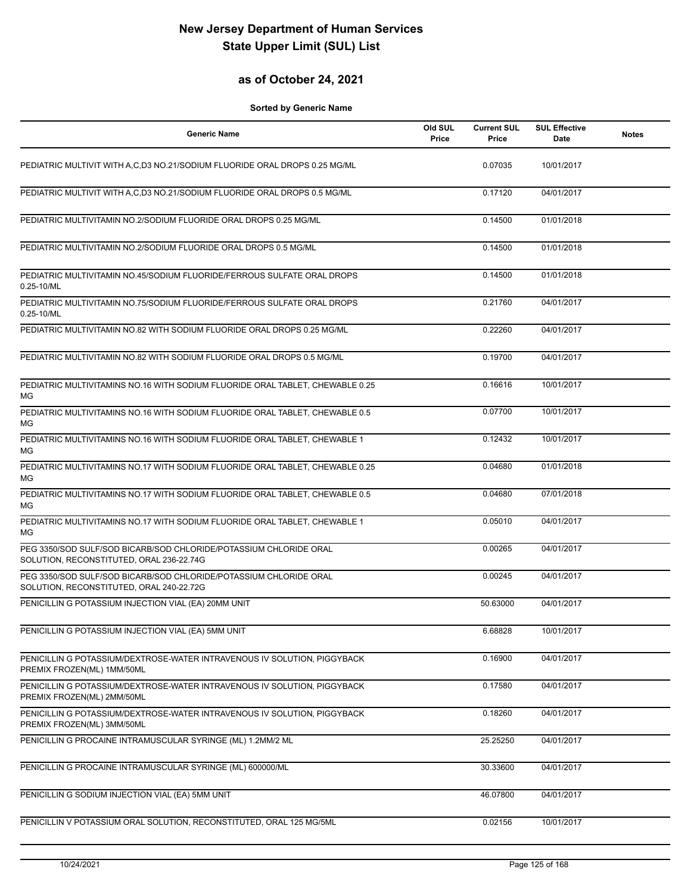# New Jersey Department of Human Services
# State Upper Limit (SUL) List

## as of October 24, 2021

**Sorted by Generic Name**

| Generic Name | Old SUL Price | Current SUL Price | SUL Effective Date | Notes |
|---|---|---|---|---|
| PEDIATRIC MULTIVIT WITH A,C,D3 NO.21/SODIUM FLUORIDE ORAL DROPS 0.25 MG/ML | | 0.07035 | 10/01/2017 | |
| PEDIATRIC MULTIVIT WITH A,C,D3 NO.21/SODIUM FLUORIDE ORAL DROPS 0.5 MG/ML | | 0.17120 | 04/01/2017 | |
| PEDIATRIC MULTIVITAMIN NO.2/SODIUM FLUORIDE ORAL DROPS 0.25 MG/ML | | 0.14500 | 01/01/2018 | |
| PEDIATRIC MULTIVITAMIN NO.2/SODIUM FLUORIDE ORAL DROPS 0.5 MG/ML | | 0.14500 | 01/01/2018 | |
| PEDIATRIC MULTIVITAMIN NO.45/SODIUM FLUORIDE/FERROUS SULFATE ORAL DROPS 0.25-10/ML | | 0.14500 | 01/01/2018 | |
| PEDIATRIC MULTIVITAMIN NO.75/SODIUM FLUORIDE/FERROUS SULFATE ORAL DROPS 0.25-10/ML | | 0.21760 | 04/01/2017 | |
| PEDIATRIC MULTIVITAMIN NO.82 WITH SODIUM FLUORIDE ORAL DROPS 0.25 MG/ML | | 0.22260 | 04/01/2017 | |
| PEDIATRIC MULTIVITAMIN NO.82 WITH SODIUM FLUORIDE ORAL DROPS 0.5 MG/ML | | 0.19700 | 04/01/2017 | |
| PEDIATRIC MULTIVITAMINS NO.16 WITH SODIUM FLUORIDE ORAL TABLET, CHEWABLE 0.25 MG | | 0.16616 | 10/01/2017 | |
| PEDIATRIC MULTIVITAMINS NO.16 WITH SODIUM FLUORIDE ORAL TABLET, CHEWABLE 0.5 MG | | 0.07700 | 10/01/2017 | |
| PEDIATRIC MULTIVITAMINS NO.16 WITH SODIUM FLUORIDE ORAL TABLET, CHEWABLE 1 MG | | 0.12432 | 10/01/2017 | |
| PEDIATRIC MULTIVITAMINS NO.17 WITH SODIUM FLUORIDE ORAL TABLET, CHEWABLE 0.25 MG | | 0.04680 | 01/01/2018 | |
| PEDIATRIC MULTIVITAMINS NO.17 WITH SODIUM FLUORIDE ORAL TABLET, CHEWABLE 0.5 MG | | 0.04680 | 07/01/2018 | |
| PEDIATRIC MULTIVITAMINS NO.17 WITH SODIUM FLUORIDE ORAL TABLET, CHEWABLE 1 MG | | 0.05010 | 04/01/2017 | |
| PEG 3350/SOD SULF/SOD BICARB/SOD CHLORIDE/POTASSIUM CHLORIDE ORAL SOLUTION, RECONSTITUTED, ORAL 236-22.74G | | 0.00265 | 04/01/2017 | |
| PEG 3350/SOD SULF/SOD BICARB/SOD CHLORIDE/POTASSIUM CHLORIDE ORAL SOLUTION, RECONSTITUTED, ORAL 240-22.72G | | 0.00245 | 04/01/2017 | |
| PENICILLIN G POTASSIUM INJECTION VIAL (EA) 20MM UNIT | | 50.63000 | 04/01/2017 | |
| PENICILLIN G POTASSIUM INJECTION VIAL (EA) 5MM UNIT | | 6.68828 | 10/01/2017 | |
| PENICILLIN G POTASSIUM/DEXTROSE-WATER INTRAVENOUS IV SOLUTION, PIGGYBACK PREMIX FROZEN(ML) 1MM/50ML | | 0.16900 | 04/01/2017 | |
| PENICILLIN G POTASSIUM/DEXTROSE-WATER INTRAVENOUS IV SOLUTION, PIGGYBACK PREMIX FROZEN(ML) 2MM/50ML | | 0.17580 | 04/01/2017 | |
| PENICILLIN G POTASSIUM/DEXTROSE-WATER INTRAVENOUS IV SOLUTION, PIGGYBACK PREMIX FROZEN(ML) 3MM/50ML | | 0.18260 | 04/01/2017 | |
| PENICILLIN G PROCAINE INTRAMUSCULAR SYRINGE (ML) 1.2MM/2 ML | | 25.25250 | 04/01/2017 | |
| PENICILLIN G PROCAINE INTRAMUSCULAR SYRINGE (ML) 600000/ML | | 30.33600 | 04/01/2017 | |
| PENICILLIN G SODIUM INJECTION VIAL (EA) 5MM UNIT | | 46.07800 | 04/01/2017 | |
| PENICILLIN V POTASSIUM ORAL SOLUTION, RECONSTITUTED, ORAL 125 MG/5ML | | 0.02156 | 10/01/2017 | |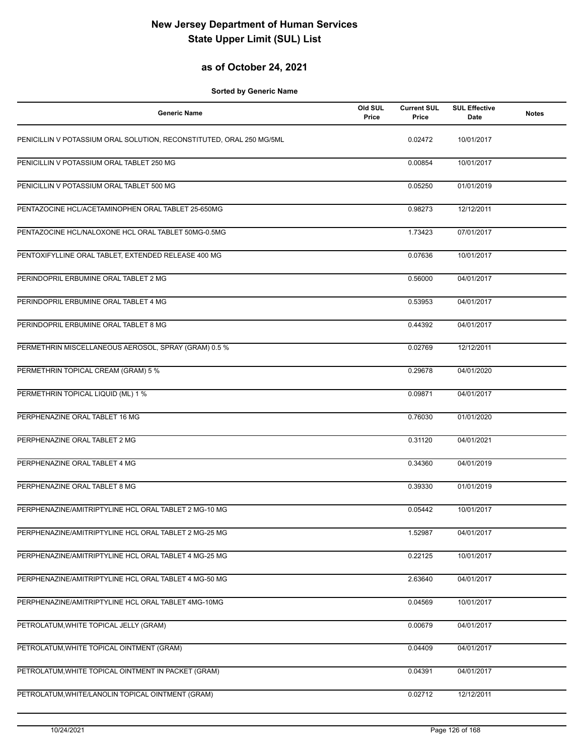# New Jersey Department of Human Services
# State Upper Limit (SUL) List

## as of October 24, 2021

**Sorted by Generic Name**

| Generic Name | Old SUL Price | Current SUL Price | SUL Effective Date | Notes |
|---|---|---|---|---|
| PENICILLIN V POTASSIUM ORAL SOLUTION, RECONSTITUTED, ORAL 250 MG/5ML | | 0.02472 | 10/01/2017 | |
| PENICILLIN V POTASSIUM ORAL TABLET 250 MG | | 0.00854 | 10/01/2017 | |
| PENICILLIN V POTASSIUM ORAL TABLET 500 MG | | 0.05250 | 01/01/2019 | |
| PENTAZOCINE HCL/ACETAMINOPHEN ORAL TABLET 25-650MG | | 0.98273 | 12/12/2011 | |
| PENTAZOCINE HCL/NALOXONE HCL ORAL TABLET 50MG-0.5MG | | 1.73423 | 07/01/2017 | |
| PENTOXIFYLLINE ORAL TABLET, EXTENDED RELEASE 400 MG | | 0.07636 | 10/01/2017 | |
| PERINDOPRIL ERBUMINE ORAL TABLET 2 MG | | 0.56000 | 04/01/2017 | |
| PERINDOPRIL ERBUMINE ORAL TABLET 4 MG | | 0.53953 | 04/01/2017 | |
| PERINDOPRIL ERBUMINE ORAL TABLET 8 MG | | 0.44392 | 04/01/2017 | |
| PERMETHRIN MISCELLANEOUS AEROSOL, SPRAY (GRAM) 0.5 % | | 0.02769 | 12/12/2011 | |
| PERMETHRIN TOPICAL CREAM (GRAM) 5 % | | 0.29678 | 04/01/2020 | |
| PERMETHRIN TOPICAL LIQUID (ML) 1 % | | 0.09871 | 04/01/2017 | |
| PERPHENAZINE ORAL TABLET 16 MG | | 0.76030 | 01/01/2020 | |
| PERPHENAZINE ORAL TABLET 2 MG | | 0.31120 | 04/01/2021 | |
| PERPHENAZINE ORAL TABLET 4 MG | | 0.34360 | 04/01/2019 | |
| PERPHENAZINE ORAL TABLET 8 MG | | 0.39330 | 01/01/2019 | |
| PERPHENAZINE/AMITRIPTYLINE HCL ORAL TABLET 2 MG-10 MG | | 0.05442 | 10/01/2017 | |
| PERPHENAZINE/AMITRIPTYLINE HCL ORAL TABLET 2 MG-25 MG | | 1.52987 | 04/01/2017 | |
| PERPHENAZINE/AMITRIPTYLINE HCL ORAL TABLET 4 MG-25 MG | | 0.22125 | 10/01/2017 | |
| PERPHENAZINE/AMITRIPTYLINE HCL ORAL TABLET 4 MG-50 MG | | 2.63640 | 04/01/2017 | |
| PERPHENAZINE/AMITRIPTYLINE HCL ORAL TABLET 4MG-10MG | | 0.04569 | 10/01/2017 | |
| PETROLATUM,WHITE TOPICAL JELLY (GRAM) | | 0.00679 | 04/01/2017 | |
| PETROLATUM,WHITE TOPICAL OINTMENT (GRAM) | | 0.04409 | 04/01/2017 | |
| PETROLATUM,WHITE TOPICAL OINTMENT IN PACKET (GRAM) | | 0.04391 | 04/01/2017 | |
| PETROLATUM,WHITE/LANOLIN TOPICAL OINTMENT (GRAM) | | 0.02712 | 12/12/2011 | |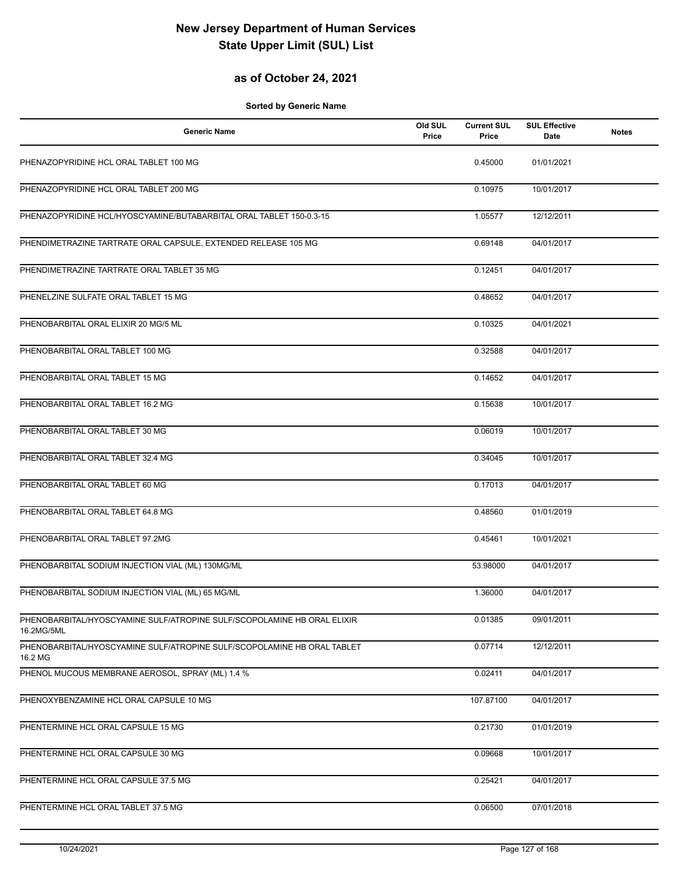# New Jersey Department of Human Services
# State Upper Limit (SUL) List

## as of October 24, 2021

**Sorted by Generic Name**

| Generic Name | Old SUL Price | Current SUL Price | SUL Effective Date | Notes |
|---|---|---|---|---|
| PHENAZOPYRIDINE HCL ORAL TABLET 100 MG | | 0.45000 | 01/01/2021 | |
| PHENAZOPYRIDINE HCL ORAL TABLET 200 MG | | 0.10975 | 10/01/2017 | |
| PHENAZOPYRIDINE HCL/HYOSCYAMINE/BUTABARBITAL ORAL TABLET 150-0.3-15 | | 1.05577 | 12/12/2011 | |
| PHENDIMETRAZINE TARTRATE ORAL CAPSULE, EXTENDED RELEASE 105 MG | | 0.69148 | 04/01/2017 | |
| PHENDIMETRAZINE TARTRATE ORAL TABLET 35 MG | | 0.12451 | 04/01/2017 | |
| PHENELZINE SULFATE ORAL TABLET 15 MG | | 0.48652 | 04/01/2017 | |
| PHENOBARBITAL ORAL ELIXIR 20 MG/5 ML | | 0.10325 | 04/01/2021 | |
| PHENOBARBITAL ORAL TABLET 100 MG | | 0.32588 | 04/01/2017 | |
| PHENOBARBITAL ORAL TABLET 15 MG | | 0.14652 | 04/01/2017 | |
| PHENOBARBITAL ORAL TABLET 16.2 MG | | 0.15638 | 10/01/2017 | |
| PHENOBARBITAL ORAL TABLET 30 MG | | 0.06019 | 10/01/2017 | |
| PHENOBARBITAL ORAL TABLET 32.4 MG | | 0.34045 | 10/01/2017 | |
| PHENOBARBITAL ORAL TABLET 60 MG | | 0.17013 | 04/01/2017 | |
| PHENOBARBITAL ORAL TABLET 64.8 MG | | 0.48560 | 01/01/2019 | |
| PHENOBARBITAL ORAL TABLET 97.2MG | | 0.45461 | 10/01/2021 | |
| PHENOBARBITAL SODIUM INJECTION VIAL (ML) 130MG/ML | | 53.98000 | 04/01/2017 | |
| PHENOBARBITAL SODIUM INJECTION VIAL (ML) 65 MG/ML | | 1.36000 | 04/01/2017 | |
| PHENOBARBITAL/HYOSCYAMINE SULF/ATROPINE SULF/SCOPOLAMINE HB ORAL ELIXIR 16.2MG/5ML | | 0.01385 | 09/01/2011 | |
| PHENOBARBITAL/HYOSCYAMINE SULF/ATROPINE SULF/SCOPOLAMINE HB ORAL TABLET 16.2 MG | | 0.07714 | 12/12/2011 | |
| PHENOL MUCOUS MEMBRANE AEROSOL, SPRAY (ML) 1.4 % | | 0.02411 | 04/01/2017 | |
| PHENOXYBENZAMINE HCL ORAL CAPSULE 10 MG | | 107.87100 | 04/01/2017 | |
| PHENTERMINE HCL ORAL CAPSULE 15 MG | | 0.21730 | 01/01/2019 | |
| PHENTERMINE HCL ORAL CAPSULE 30 MG | | 0.09668 | 10/01/2017 | |
| PHENTERMINE HCL ORAL CAPSULE 37.5 MG | | 0.25421 | 04/01/2017 | |
| PHENTERMINE HCL ORAL TABLET 37.5 MG | | 0.06500 | 07/01/2018 | |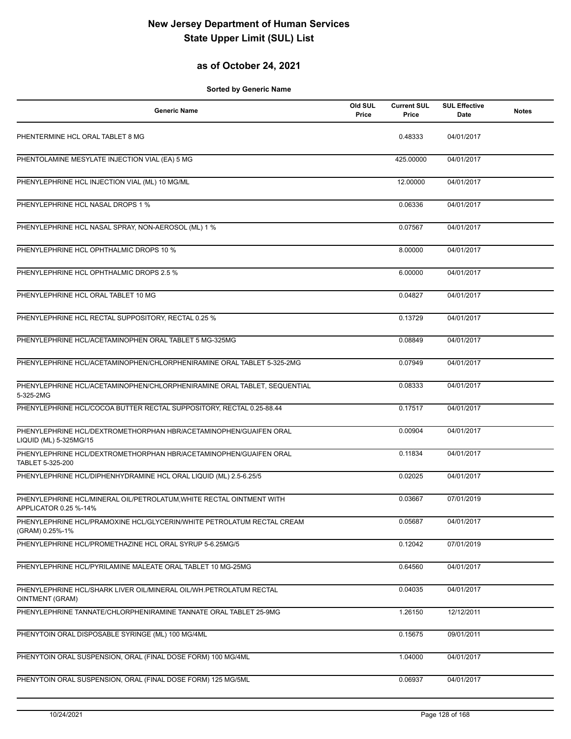# New Jersey Department of Human Services
# State Upper Limit (SUL) List

## as of October 24, 2021

**Sorted by Generic Name**

| Generic Name | Old SUL Price | Current SUL Price | SUL Effective Date | Notes |
|---|---|---|---|---|
| PHENTERMINE HCL ORAL TABLET 8 MG | | 0.48333 | 04/01/2017 | |
| PHENTOLAMINE MESYLATE INJECTION VIAL (EA) 5 MG | | 425.00000 | 04/01/2017 | |
| PHENYLEPHRINE HCL INJECTION VIAL (ML) 10 MG/ML | | 12.00000 | 04/01/2017 | |
| PHENYLEPHRINE HCL NASAL DROPS 1 % | | 0.06336 | 04/01/2017 | |
| PHENYLEPHRINE HCL NASAL SPRAY, NON-AEROSOL (ML) 1 % | | 0.07567 | 04/01/2017 | |
| PHENYLEPHRINE HCL OPHTHALMIC DROPS 10 % | | 8.00000 | 04/01/2017 | |
| PHENYLEPHRINE HCL OPHTHALMIC DROPS 2.5 % | | 6.00000 | 04/01/2017 | |
| PHENYLEPHRINE HCL ORAL TABLET 10 MG | | 0.04827 | 04/01/2017 | |
| PHENYLEPHRINE HCL RECTAL SUPPOSITORY, RECTAL 0.25 % | | 0.13729 | 04/01/2017 | |
| PHENYLEPHRINE HCL/ACETAMINOPHEN ORAL TABLET 5 MG-325MG | | 0.08849 | 04/01/2017 | |
| PHENYLEPHRINE HCL/ACETAMINOPHEN/CHLORPHENIRAMINE ORAL TABLET 5-325-2MG | | 0.07949 | 04/01/2017 | |
| PHENYLEPHRINE HCL/ACETAMINOPHEN/CHLORPHENIRAMINE ORAL TABLET, SEQUENTIAL 5-325-2MG | | 0.08333 | 04/01/2017 | |
| PHENYLEPHRINE HCL/COCOA BUTTER RECTAL SUPPOSITORY, RECTAL 0.25-88.44 | | 0.17517 | 04/01/2017 | |
| PHENYLEPHRINE HCL/DEXTROMETHORPHAN HBR/ACETAMINOPHEN/GUAIFEN ORAL LIQUID (ML) 5-325MG/15 | | 0.00904 | 04/01/2017 | |
| PHENYLEPHRINE HCL/DEXTROMETHORPHAN HBR/ACETAMINOPHEN/GUAIFEN ORAL TABLET 5-325-200 | | 0.11834 | 04/01/2017 | |
| PHENYLEPHRINE HCL/DIPHENHYDRAMINE HCL ORAL LIQUID (ML) 2.5-6.25/5 | | 0.02025 | 04/01/2017 | |
| PHENYLEPHRINE HCL/MINERAL OIL/PETROLATUM,WHITE RECTAL OINTMENT WITH APPLICATOR 0.25 %-14% | | 0.03667 | 07/01/2019 | |
| PHENYLEPHRINE HCL/PRAMOXINE HCL/GLYCERIN/WHITE PETROLATUM RECTAL CREAM (GRAM) 0.25%-1% | | 0.05687 | 04/01/2017 | |
| PHENYLEPHRINE HCL/PROMETHAZINE HCL ORAL SYRUP 5-6.25MG/5 | | 0.12042 | 07/01/2019 | |
| PHENYLEPHRINE HCL/PYRILAMINE MALEATE ORAL TABLET 10 MG-25MG | | 0.64560 | 04/01/2017 | |
| PHENYLEPHRINE HCL/SHARK LIVER OIL/MINERAL OIL/WH.PETROLATUM RECTAL OINTMENT (GRAM) | | 0.04035 | 04/01/2017 | |
| PHENYLEPHRINE TANNATE/CHLORPHENIRAMINE TANNATE ORAL TABLET 25-9MG | | 1.26150 | 12/12/2011 | |
| PHENYTOIN ORAL DISPOSABLE SYRINGE (ML) 100 MG/4ML | | 0.15675 | 09/01/2011 | |
| PHENYTOIN ORAL SUSPENSION, ORAL (FINAL DOSE FORM) 100 MG/4ML | | 1.04000 | 04/01/2017 | |
| PHENYTOIN ORAL SUSPENSION, ORAL (FINAL DOSE FORM) 125 MG/5ML | | 0.06937 | 04/01/2017 | |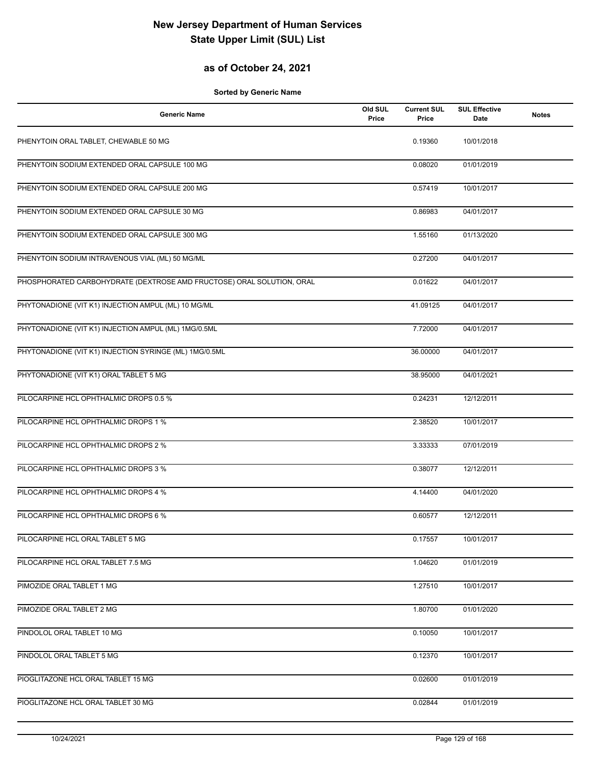# New Jersey Department of Human Services
# State Upper Limit (SUL) List

## as of October 24, 2021

**Sorted by Generic Name**

| Generic Name | Old SUL Price | Current SUL Price | SUL Effective Date | Notes |
|---|---|---|---|---|
| PHENYTOIN ORAL TABLET, CHEWABLE 50 MG | | 0.19360 | 10/01/2018 | |
| PHENYTOIN SODIUM EXTENDED ORAL CAPSULE 100 MG | | 0.08020 | 01/01/2019 | |
| PHENYTOIN SODIUM EXTENDED ORAL CAPSULE 200 MG | | 0.57419 | 10/01/2017 | |
| PHENYTOIN SODIUM EXTENDED ORAL CAPSULE 30 MG | | 0.86983 | 04/01/2017 | |
| PHENYTOIN SODIUM EXTENDED ORAL CAPSULE 300 MG | | 1.55160 | 01/13/2020 | |
| PHENYTOIN SODIUM INTRAVENOUS VIAL (ML) 50 MG/ML | | 0.27200 | 04/01/2017 | |
| PHOSPHORATED CARBOHYDRATE (DEXTROSE AMD FRUCTOSE) ORAL SOLUTION, ORAL | | 0.01622 | 04/01/2017 | |
| PHYTONADIONE (VIT K1) INJECTION AMPUL (ML) 10 MG/ML | | 41.09125 | 04/01/2017 | |
| PHYTONADIONE (VIT K1) INJECTION AMPUL (ML) 1MG/0.5ML | | 7.72000 | 04/01/2017 | |
| PHYTONADIONE (VIT K1) INJECTION SYRINGE (ML) 1MG/0.5ML | | 36.00000 | 04/01/2017 | |
| PHYTONADIONE (VIT K1) ORAL TABLET 5 MG | | 38.95000 | 04/01/2021 | |
| PILOCARPINE HCL OPHTHALMIC DROPS 0.5 % | | 0.24231 | 12/12/2011 | |
| PILOCARPINE HCL OPHTHALMIC DROPS 1 % | | 2.38520 | 10/01/2017 | |
| PILOCARPINE HCL OPHTHALMIC DROPS 2 % | | 3.33333 | 07/01/2019 | |
| PILOCARPINE HCL OPHTHALMIC DROPS 3 % | | 0.38077 | 12/12/2011 | |
| PILOCARPINE HCL OPHTHALMIC DROPS 4 % | | 4.14400 | 04/01/2020 | |
| PILOCARPINE HCL OPHTHALMIC DROPS 6 % | | 0.60577 | 12/12/2011 | |
| PILOCARPINE HCL ORAL TABLET 5 MG | | 0.17557 | 10/01/2017 | |
| PILOCARPINE HCL ORAL TABLET 7.5 MG | | 1.04620 | 01/01/2019 | |
| PIMOZIDE ORAL TABLET 1 MG | | 1.27510 | 10/01/2017 | |
| PIMOZIDE ORAL TABLET 2 MG | | 1.80700 | 01/01/2020 | |
| PINDOLOL ORAL TABLET 10 MG | | 0.10050 | 10/01/2017 | |
| PINDOLOL ORAL TABLET 5 MG | | 0.12370 | 10/01/2017 | |
| PIOGLITAZONE HCL ORAL TABLET 15 MG | | 0.02600 | 01/01/2019 | |
| PIOGLITAZONE HCL ORAL TABLET 30 MG | | 0.02844 | 01/01/2019 | |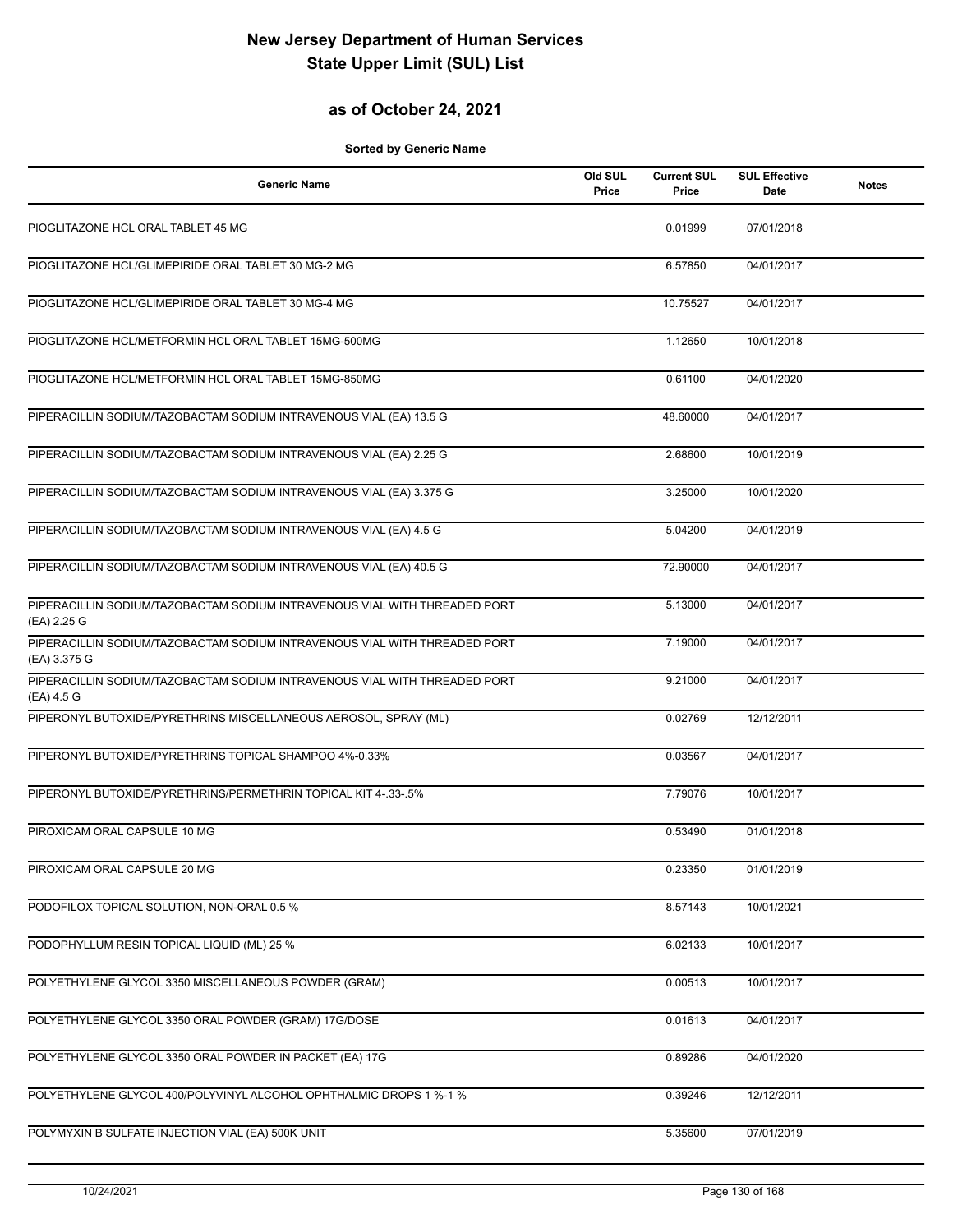# New Jersey Department of Human Services
# State Upper Limit (SUL) List

## as of October 24, 2021

**Sorted by Generic Name**

| Generic Name | Old SUL Price | Current SUL Price | SUL Effective Date | Notes |
|---|---|---|---|---|
| PIOGLITAZONE HCL ORAL TABLET 45 MG | | 0.01999 | 07/01/2018 | |
| PIOGLITAZONE HCL/GLIMEPIRIDE ORAL TABLET 30 MG-2 MG | | 6.57850 | 04/01/2017 | |
| PIOGLITAZONE HCL/GLIMEPIRIDE ORAL TABLET 30 MG-4 MG | | 10.75527 | 04/01/2017 | |
| PIOGLITAZONE HCL/METFORMIN HCL ORAL TABLET 15MG-500MG | | 1.12650 | 10/01/2018 | |
| PIOGLITAZONE HCL/METFORMIN HCL ORAL TABLET 15MG-850MG | | 0.61100 | 04/01/2020 | |
| PIPERACILLIN SODIUM/TAZOBACTAM SODIUM INTRAVENOUS VIAL (EA) 13.5 G | | 48.60000 | 04/01/2017 | |
| PIPERACILLIN SODIUM/TAZOBACTAM SODIUM INTRAVENOUS VIAL (EA) 2.25 G | | 2.68600 | 10/01/2019 | |
| PIPERACILLIN SODIUM/TAZOBACTAM SODIUM INTRAVENOUS VIAL (EA) 3.375 G | | 3.25000 | 10/01/2020 | |
| PIPERACILLIN SODIUM/TAZOBACTAM SODIUM INTRAVENOUS VIAL (EA) 4.5 G | | 5.04200 | 04/01/2019 | |
| PIPERACILLIN SODIUM/TAZOBACTAM SODIUM INTRAVENOUS VIAL (EA) 40.5 G | | 72.90000 | 04/01/2017 | |
| PIPERACILLIN SODIUM/TAZOBACTAM SODIUM INTRAVENOUS VIAL WITH THREADED PORT (EA) 2.25 G | | 5.13000 | 04/01/2017 | |
| PIPERACILLIN SODIUM/TAZOBACTAM SODIUM INTRAVENOUS VIAL WITH THREADED PORT (EA) 3.375 G | | 7.19000 | 04/01/2017 | |
| PIPERACILLIN SODIUM/TAZOBACTAM SODIUM INTRAVENOUS VIAL WITH THREADED PORT (EA) 4.5 G | | 9.21000 | 04/01/2017 | |
| PIPERONYL BUTOXIDE/PYRETHRINS MISCELLANEOUS AEROSOL, SPRAY (ML) | | 0.02769 | 12/12/2011 | |
| PIPERONYL BUTOXIDE/PYRETHRINS TOPICAL SHAMPOO 4%-0.33% | | 0.03567 | 04/01/2017 | |
| PIPERONYL BUTOXIDE/PYRETHRINS/PERMETHRIN TOPICAL KIT 4-.33-.5% | | 7.79076 | 10/01/2017 | |
| PIROXICAM ORAL CAPSULE 10 MG | | 0.53490 | 01/01/2018 | |
| PIROXICAM ORAL CAPSULE 20 MG | | 0.23350 | 01/01/2019 | |
| PODOFILOX TOPICAL SOLUTION, NON-ORAL 0.5 % | | 8.57143 | 10/01/2021 | |
| PODOPHYLLUM RESIN TOPICAL LIQUID (ML) 25 % | | 6.02133 | 10/01/2017 | |
| POLYETHYLENE GLYCOL 3350 MISCELLANEOUS POWDER (GRAM) | | 0.00513 | 10/01/2017 | |
| POLYETHYLENE GLYCOL 3350 ORAL POWDER (GRAM) 17G/DOSE | | 0.01613 | 04/01/2017 | |
| POLYETHYLENE GLYCOL 3350 ORAL POWDER IN PACKET (EA) 17G | | 0.89286 | 04/01/2020 | |
| POLYETHYLENE GLYCOL 400/POLYVINYL ALCOHOL OPHTHALMIC DROPS 1 %-1 % | | 0.39246 | 12/12/2011 | |
| POLYMYXIN B SULFATE INJECTION VIAL (EA) 500K UNIT | | 5.35600 | 07/01/2019 | |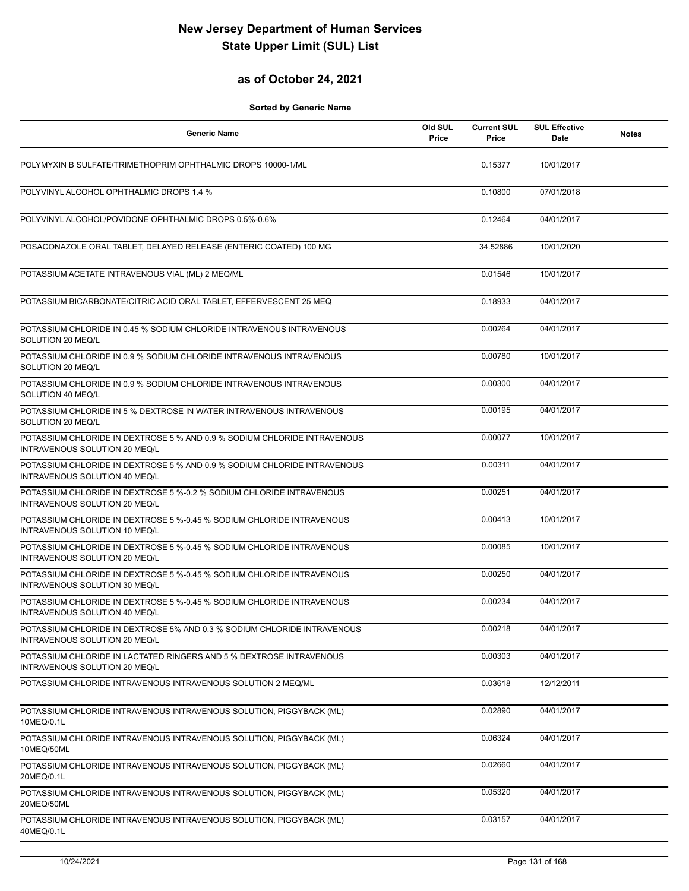# New Jersey Department of Human Services
# State Upper Limit (SUL) List

## as of October 24, 2021

**Sorted by Generic Name**

| Generic Name | Old SUL Price | Current SUL Price | SUL Effective Date | Notes |
|---|---|---|---|---|
| POLYMYXIN B SULFATE/TRIMETHOPRIM OPHTHALMIC DROPS 10000-1/ML | | 0.15377 | 10/01/2017 | |
| POLYVINYL ALCOHOL OPHTHALMIC DROPS 1.4 % | | 0.10800 | 07/01/2018 | |
| POLYVINYL ALCOHOL/POVIDONE OPHTHALMIC DROPS 0.5%-0.6% | | 0.12464 | 04/01/2017 | |
| POSACONAZOLE ORAL TABLET, DELAYED RELEASE (ENTERIC COATED) 100 MG | | 34.52886 | 10/01/2020 | |
| POTASSIUM ACETATE INTRAVENOUS VIAL (ML) 2 MEQ/ML | | 0.01546 | 10/01/2017 | |
| POTASSIUM BICARBONATE/CITRIC ACID ORAL TABLET, EFFERVESCENT 25 MEQ | | 0.18933 | 04/01/2017 | |
| POTASSIUM CHLORIDE IN 0.45 % SODIUM CHLORIDE INTRAVENOUS INTRAVENOUS SOLUTION 20 MEQ/L | | 0.00264 | 04/01/2017 | |
| POTASSIUM CHLORIDE IN 0.9 % SODIUM CHLORIDE INTRAVENOUS INTRAVENOUS SOLUTION 20 MEQ/L | | 0.00780 | 10/01/2017 | |
| POTASSIUM CHLORIDE IN 0.9 % SODIUM CHLORIDE INTRAVENOUS INTRAVENOUS SOLUTION 40 MEQ/L | | 0.00300 | 04/01/2017 | |
| POTASSIUM CHLORIDE IN 5 % DEXTROSE IN WATER INTRAVENOUS INTRAVENOUS SOLUTION 20 MEQ/L | | 0.00195 | 04/01/2017 | |
| POTASSIUM CHLORIDE IN DEXTROSE 5 % AND 0.9 % SODIUM CHLORIDE INTRAVENOUS INTRAVENOUS SOLUTION 20 MEQ/L | | 0.00077 | 10/01/2017 | |
| POTASSIUM CHLORIDE IN DEXTROSE 5 % AND 0.9 % SODIUM CHLORIDE INTRAVENOUS INTRAVENOUS SOLUTION 40 MEQ/L | | 0.00311 | 04/01/2017 | |
| POTASSIUM CHLORIDE IN DEXTROSE 5 %-0.2 % SODIUM CHLORIDE INTRAVENOUS INTRAVENOUS SOLUTION 20 MEQ/L | | 0.00251 | 04/01/2017 | |
| POTASSIUM CHLORIDE IN DEXTROSE 5 %-0.45 % SODIUM CHLORIDE INTRAVENOUS INTRAVENOUS SOLUTION 10 MEQ/L | | 0.00413 | 10/01/2017 | |
| POTASSIUM CHLORIDE IN DEXTROSE 5 %-0.45 % SODIUM CHLORIDE INTRAVENOUS INTRAVENOUS SOLUTION 20 MEQ/L | | 0.00085 | 10/01/2017 | |
| POTASSIUM CHLORIDE IN DEXTROSE 5 %-0.45 % SODIUM CHLORIDE INTRAVENOUS INTRAVENOUS SOLUTION 30 MEQ/L | | 0.00250 | 04/01/2017 | |
| POTASSIUM CHLORIDE IN DEXTROSE 5 %-0.45 % SODIUM CHLORIDE INTRAVENOUS INTRAVENOUS SOLUTION 40 MEQ/L | | 0.00234 | 04/01/2017 | |
| POTASSIUM CHLORIDE IN DEXTROSE 5% AND 0.3 % SODIUM CHLORIDE INTRAVENOUS INTRAVENOUS SOLUTION 20 MEQ/L | | 0.00218 | 04/01/2017 | |
| POTASSIUM CHLORIDE IN LACTATED RINGERS AND 5 % DEXTROSE INTRAVENOUS INTRAVENOUS SOLUTION 20 MEQ/L | | 0.00303 | 04/01/2017 | |
| POTASSIUM CHLORIDE INTRAVENOUS INTRAVENOUS SOLUTION 2 MEQ/ML | | 0.03618 | 12/12/2011 | |
| POTASSIUM CHLORIDE INTRAVENOUS INTRAVENOUS SOLUTION, PIGGYBACK (ML) 10MEQ/0.1L | | 0.02890 | 04/01/2017 | |
| POTASSIUM CHLORIDE INTRAVENOUS INTRAVENOUS SOLUTION, PIGGYBACK (ML) 10MEQ/50ML | | 0.06324 | 04/01/2017 | |
| POTASSIUM CHLORIDE INTRAVENOUS INTRAVENOUS SOLUTION, PIGGYBACK (ML) 20MEQ/0.1L | | 0.02660 | 04/01/2017 | |
| POTASSIUM CHLORIDE INTRAVENOUS INTRAVENOUS SOLUTION, PIGGYBACK (ML) 20MEQ/50ML | | 0.05320 | 04/01/2017 | |
| POTASSIUM CHLORIDE INTRAVENOUS INTRAVENOUS SOLUTION, PIGGYBACK (ML) 40MEQ/0.1L | | 0.03157 | 04/01/2017 | |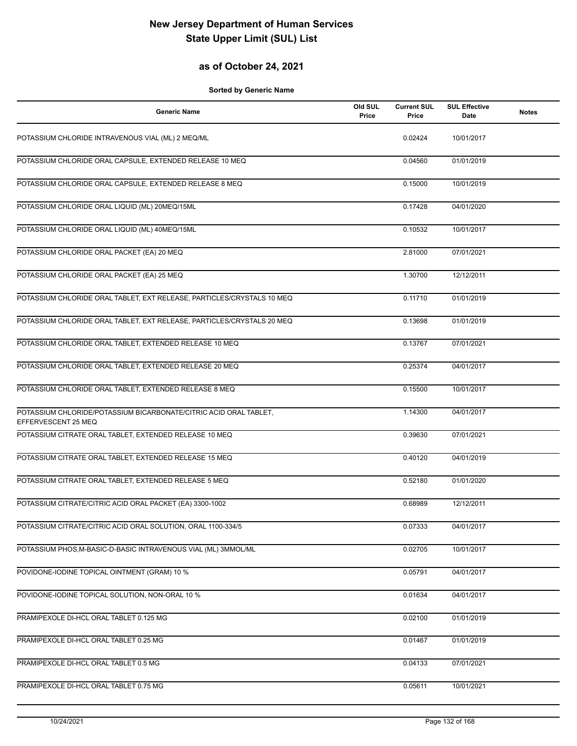# New Jersey Department of Human Services
# State Upper Limit (SUL) List

## as of October 24, 2021

**Sorted by Generic Name**

| Generic Name | Old SUL Price | Current SUL Price | SUL Effective Date | Notes |
|---|---|---|---|---|
| POTASSIUM CHLORIDE INTRAVENOUS VIAL (ML) 2 MEQ/ML | | 0.02424 | 10/01/2017 | |
| POTASSIUM CHLORIDE ORAL CAPSULE, EXTENDED RELEASE 10 MEQ | | 0.04560 | 01/01/2019 | |
| POTASSIUM CHLORIDE ORAL CAPSULE, EXTENDED RELEASE 8 MEQ | | 0.15000 | 10/01/2019 | |
| POTASSIUM CHLORIDE ORAL LIQUID (ML) 20MEQ/15ML | | 0.17428 | 04/01/2020 | |
| POTASSIUM CHLORIDE ORAL LIQUID (ML) 40MEQ/15ML | | 0.10532 | 10/01/2017 | |
| POTASSIUM CHLORIDE ORAL PACKET (EA) 20 MEQ | | 2.81000 | 07/01/2021 | |
| POTASSIUM CHLORIDE ORAL PACKET (EA) 25 MEQ | | 1.30700 | 12/12/2011 | |
| POTASSIUM CHLORIDE ORAL TABLET, EXT RELEASE, PARTICLES/CRYSTALS 10 MEQ | | 0.11710 | 01/01/2019 | |
| POTASSIUM CHLORIDE ORAL TABLET, EXT RELEASE, PARTICLES/CRYSTALS 20 MEQ | | 0.13698 | 01/01/2019 | |
| POTASSIUM CHLORIDE ORAL TABLET, EXTENDED RELEASE 10 MEQ | | 0.13767 | 07/01/2021 | |
| POTASSIUM CHLORIDE ORAL TABLET, EXTENDED RELEASE 20 MEQ | | 0.25374 | 04/01/2017 | |
| POTASSIUM CHLORIDE ORAL TABLET, EXTENDED RELEASE 8 MEQ | | 0.15500 | 10/01/2017 | |
| POTASSIUM CHLORIDE/POTASSIUM BICARBONATE/CITRIC ACID ORAL TABLET, EFFERVESCENT 25 MEQ | | 1.14300 | 04/01/2017 | |
| POTASSIUM CITRATE ORAL TABLET, EXTENDED RELEASE 10 MEQ | | 0.39630 | 07/01/2021 | |
| POTASSIUM CITRATE ORAL TABLET, EXTENDED RELEASE 15 MEQ | | 0.40120 | 04/01/2019 | |
| POTASSIUM CITRATE ORAL TABLET, EXTENDED RELEASE 5 MEQ | | 0.52180 | 01/01/2020 | |
| POTASSIUM CITRATE/CITRIC ACID ORAL PACKET (EA) 3300-1002 | | 0.68989 | 12/12/2011 | |
| POTASSIUM CITRATE/CITRIC ACID ORAL SOLUTION, ORAL 1100-334/5 | | 0.07333 | 04/01/2017 | |
| POTASSIUM PHOS,M-BASIC-D-BASIC INTRAVENOUS VIAL (ML) 3MMOL/ML | | 0.02705 | 10/01/2017 | |
| POVIDONE-IODINE TOPICAL OINTMENT (GRAM) 10 % | | 0.05791 | 04/01/2017 | |
| POVIDONE-IODINE TOPICAL SOLUTION, NON-ORAL 10 % | | 0.01634 | 04/01/2017 | |
| PRAMIPEXOLE DI-HCL ORAL TABLET 0.125 MG | | 0.02100 | 01/01/2019 | |
| PRAMIPEXOLE DI-HCL ORAL TABLET 0.25 MG | | 0.01467 | 01/01/2019 | |
| PRAMIPEXOLE DI-HCL ORAL TABLET 0.5 MG | | 0.04133 | 07/01/2021 | |
| PRAMIPEXOLE DI-HCL ORAL TABLET 0.75 MG | | 0.05611 | 10/01/2021 | |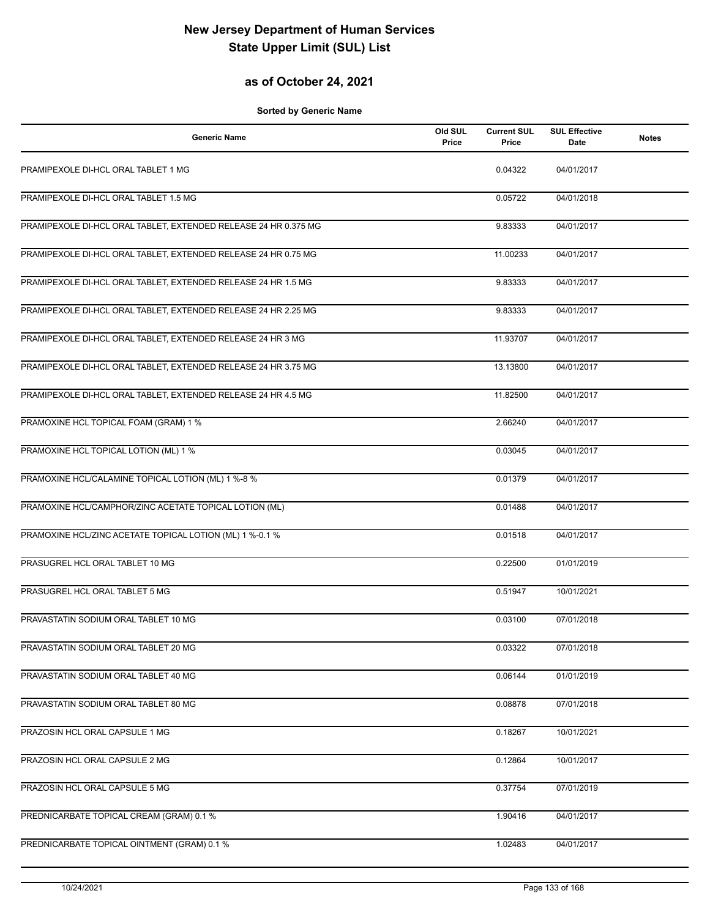# New Jersey Department of Human Services
# State Upper Limit (SUL) List

## as of October 24, 2021

**Sorted by Generic Name**

| Generic Name | Old SUL Price | Current SUL Price | SUL Effective Date | Notes |
|---|---|---|---|---|
| PRAMIPEXOLE DI-HCL ORAL TABLET 1 MG | | 0.04322 | 04/01/2017 | |
| PRAMIPEXOLE DI-HCL ORAL TABLET 1.5 MG | | 0.05722 | 04/01/2018 | |
| PRAMIPEXOLE DI-HCL ORAL TABLET, EXTENDED RELEASE 24 HR 0.375 MG | | 9.83333 | 04/01/2017 | |
| PRAMIPEXOLE DI-HCL ORAL TABLET, EXTENDED RELEASE 24 HR 0.75 MG | | 11.00233 | 04/01/2017 | |
| PRAMIPEXOLE DI-HCL ORAL TABLET, EXTENDED RELEASE 24 HR 1.5 MG | | 9.83333 | 04/01/2017 | |
| PRAMIPEXOLE DI-HCL ORAL TABLET, EXTENDED RELEASE 24 HR 2.25 MG | | 9.83333 | 04/01/2017 | |
| PRAMIPEXOLE DI-HCL ORAL TABLET, EXTENDED RELEASE 24 HR 3 MG | | 11.93707 | 04/01/2017 | |
| PRAMIPEXOLE DI-HCL ORAL TABLET, EXTENDED RELEASE 24 HR 3.75 MG | | 13.13800 | 04/01/2017 | |
| PRAMIPEXOLE DI-HCL ORAL TABLET, EXTENDED RELEASE 24 HR 4.5 MG | | 11.82500 | 04/01/2017 | |
| PRAMOXINE HCL TOPICAL FOAM (GRAM) 1 % | | 2.66240 | 04/01/2017 | |
| PRAMOXINE HCL TOPICAL LOTION (ML) 1 % | | 0.03045 | 04/01/2017 | |
| PRAMOXINE HCL/CALAMINE TOPICAL LOTION (ML) 1 %-8 % | | 0.01379 | 04/01/2017 | |
| PRAMOXINE HCL/CAMPHOR/ZINC ACETATE TOPICAL LOTION (ML) | | 0.01488 | 04/01/2017 | |
| PRAMOXINE HCL/ZINC ACETATE TOPICAL LOTION (ML) 1 %-0.1 % | | 0.01518 | 04/01/2017 | |
| PRASUGREL HCL ORAL TABLET 10 MG | | 0.22500 | 01/01/2019 | |
| PRASUGREL HCL ORAL TABLET 5 MG | | 0.51947 | 10/01/2021 | |
| PRAVASTATIN SODIUM ORAL TABLET 10 MG | | 0.03100 | 07/01/2018 | |
| PRAVASTATIN SODIUM ORAL TABLET 20 MG | | 0.03322 | 07/01/2018 | |
| PRAVASTATIN SODIUM ORAL TABLET 40 MG | | 0.06144 | 01/01/2019 | |
| PRAVASTATIN SODIUM ORAL TABLET 80 MG | | 0.08878 | 07/01/2018 | |
| PRAZOSIN HCL ORAL CAPSULE 1 MG | | 0.18267 | 10/01/2021 | |
| PRAZOSIN HCL ORAL CAPSULE 2 MG | | 0.12864 | 10/01/2017 | |
| PRAZOSIN HCL ORAL CAPSULE 5 MG | | 0.37754 | 07/01/2019 | |
| PREDNICARBATE TOPICAL CREAM (GRAM) 0.1 % | | 1.90416 | 04/01/2017 | |
| PREDNICARBATE TOPICAL OINTMENT (GRAM) 0.1 % | | 1.02483 | 04/01/2017 | |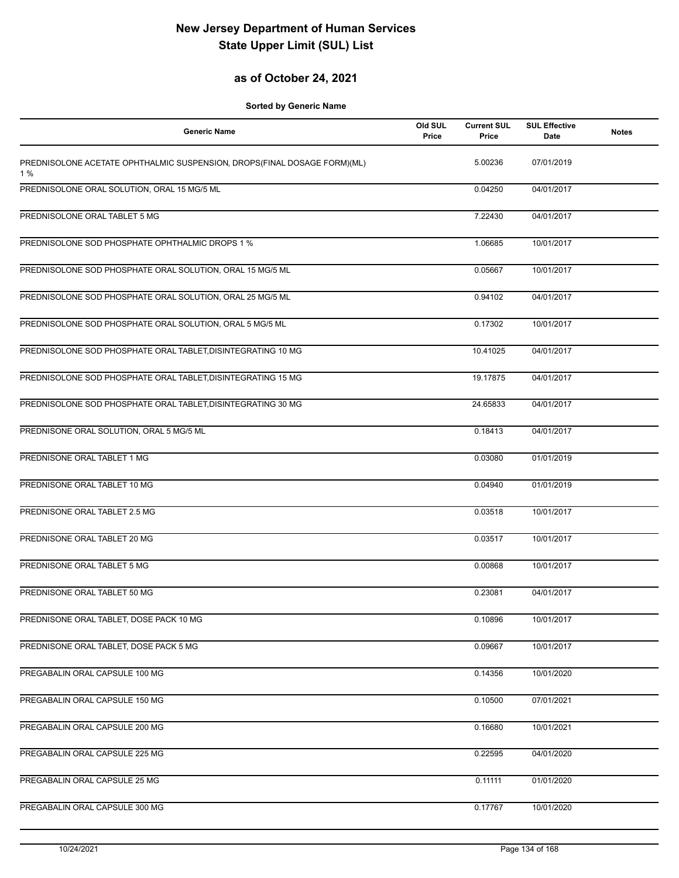# New Jersey Department of Human Services
# State Upper Limit (SUL) List

## as of October 24, 2021

**Sorted by Generic Name**

| Generic Name | Old SUL Price | Current SUL Price | SUL Effective Date | Notes |
|---|---|---|---|---|
| PREDNISOLONE ACETATE OPHTHALMIC SUSPENSION, DROPS(FINAL DOSAGE FORM)(ML) 1 % | | 5.00236 | 07/01/2019 | |
| PREDNISOLONE ORAL SOLUTION, ORAL 15 MG/5 ML | | 0.04250 | 04/01/2017 | |
| PREDNISOLONE ORAL TABLET 5 MG | | 7.22430 | 04/01/2017 | |
| PREDNISOLONE SOD PHOSPHATE OPHTHALMIC DROPS 1 % | | 1.06685 | 10/01/2017 | |
| PREDNISOLONE SOD PHOSPHATE ORAL SOLUTION, ORAL 15 MG/5 ML | | 0.05667 | 10/01/2017 | |
| PREDNISOLONE SOD PHOSPHATE ORAL SOLUTION, ORAL 25 MG/5 ML | | 0.94102 | 04/01/2017 | |
| PREDNISOLONE SOD PHOSPHATE ORAL SOLUTION, ORAL 5 MG/5 ML | | 0.17302 | 10/01/2017 | |
| PREDNISOLONE SOD PHOSPHATE ORAL TABLET,DISINTEGRATING 10 MG | | 10.41025 | 04/01/2017 | |
| PREDNISOLONE SOD PHOSPHATE ORAL TABLET,DISINTEGRATING 15 MG | | 19.17875 | 04/01/2017 | |
| PREDNISOLONE SOD PHOSPHATE ORAL TABLET,DISINTEGRATING 30 MG | | 24.65833 | 04/01/2017 | |
| PREDNISONE ORAL SOLUTION, ORAL 5 MG/5 ML | | 0.18413 | 04/01/2017 | |
| PREDNISONE ORAL TABLET 1 MG | | 0.03080 | 01/01/2019 | |
| PREDNISONE ORAL TABLET 10 MG | | 0.04940 | 01/01/2019 | |
| PREDNISONE ORAL TABLET 2.5 MG | | 0.03518 | 10/01/2017 | |
| PREDNISONE ORAL TABLET 20 MG | | 0.03517 | 10/01/2017 | |
| PREDNISONE ORAL TABLET 5 MG | | 0.00868 | 10/01/2017 | |
| PREDNISONE ORAL TABLET 50 MG | | 0.23081 | 04/01/2017 | |
| PREDNISONE ORAL TABLET, DOSE PACK 10 MG | | 0.10896 | 10/01/2017 | |
| PREDNISONE ORAL TABLET, DOSE PACK 5 MG | | 0.09667 | 10/01/2017 | |
| PREGABALIN ORAL CAPSULE 100 MG | | 0.14356 | 10/01/2020 | |
| PREGABALIN ORAL CAPSULE 150 MG | | 0.10500 | 07/01/2021 | |
| PREGABALIN ORAL CAPSULE 200 MG | | 0.16680 | 10/01/2021 | |
| PREGABALIN ORAL CAPSULE 225 MG | | 0.22595 | 04/01/2020 | |
| PREGABALIN ORAL CAPSULE 25 MG | | 0.11111 | 01/01/2020 | |
| PREGABALIN ORAL CAPSULE 300 MG | | 0.17767 | 10/01/2020 | |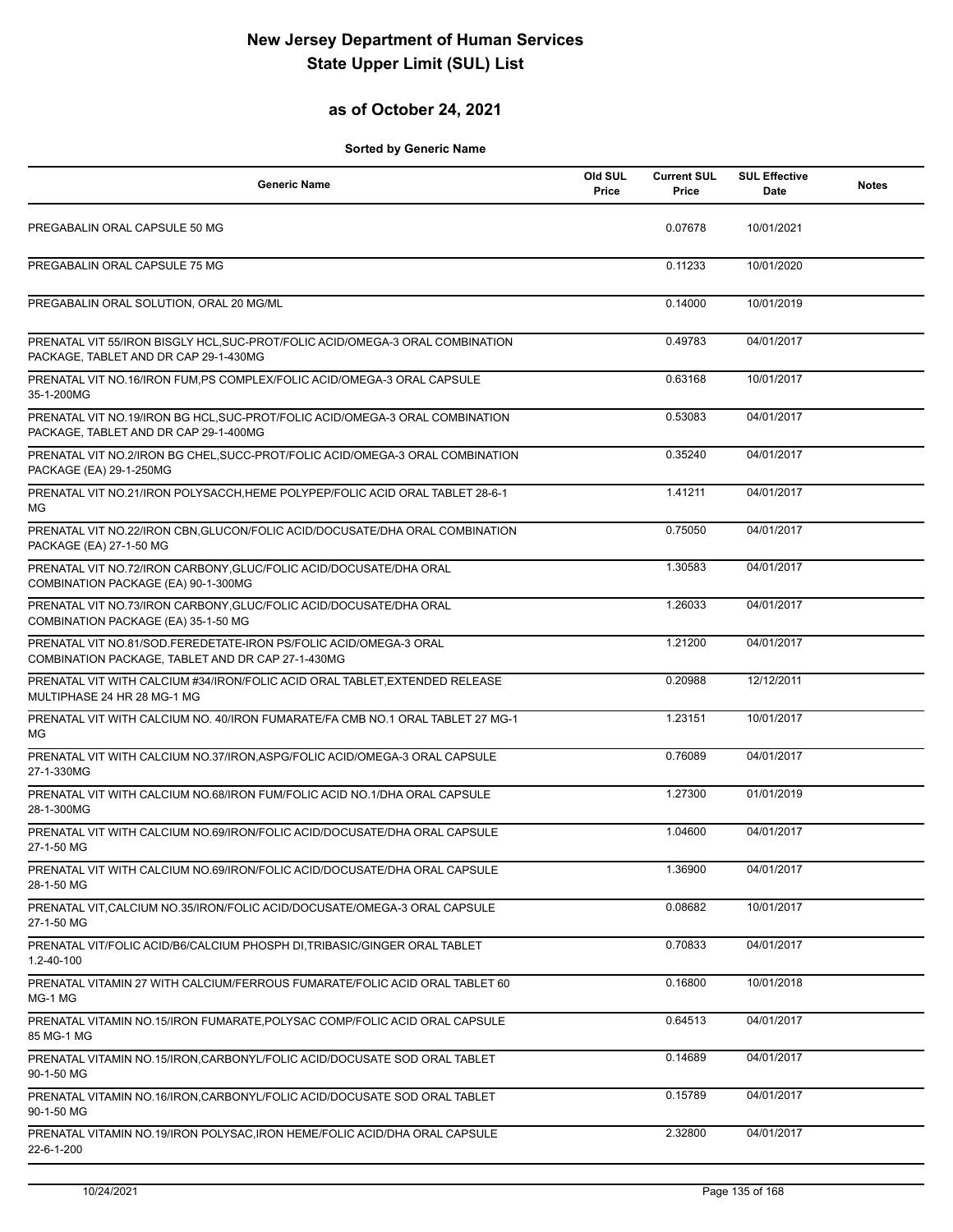# New Jersey Department of Human Services
# State Upper Limit (SUL) List

## as of October 24, 2021

**Sorted by Generic Name**

| Generic Name | Old SUL Price | Current SUL Price | SUL Effective Date | Notes |
|---|---|---|---|---|
| PREGABALIN ORAL CAPSULE 50 MG | | 0.07678 | 10/01/2021 | |
| PREGABALIN ORAL CAPSULE 75 MG | | 0.11233 | 10/01/2020 | |
| PREGABALIN ORAL SOLUTION, ORAL 20 MG/ML | | 0.14000 | 10/01/2019 | |
| PRENATAL VIT 55/IRON BISGLY HCL,SUC-PROT/FOLIC ACID/OMEGA-3 ORAL COMBINATION PACKAGE, TABLET AND DR CAP 29-1-430MG | | 0.49783 | 04/01/2017 | |
| PRENATAL VIT NO.16/IRON FUM,PS COMPLEX/FOLIC ACID/OMEGA-3 ORAL CAPSULE 35-1-200MG | | 0.63168 | 10/01/2017 | |
| PRENATAL VIT NO.19/IRON BG HCL,SUC-PROT/FOLIC ACID/OMEGA-3 ORAL COMBINATION PACKAGE, TABLET AND DR CAP 29-1-400MG | | 0.53083 | 04/01/2017 | |
| PRENATAL VIT NO.2/IRON BG CHEL,SUCC-PROT/FOLIC ACID/OMEGA-3 ORAL COMBINATION PACKAGE (EA) 29-1-250MG | | 0.35240 | 04/01/2017 | |
| PRENATAL VIT NO.21/IRON POLYSACCH,HEME POLYPEP/FOLIC ACID ORAL TABLET 28-6-1 MG | | 1.41211 | 04/01/2017 | |
| PRENATAL VIT NO.22/IRON CBN,GLUCON/FOLIC ACID/DOCUSATE/DHA ORAL COMBINATION PACKAGE (EA) 27-1-50 MG | | 0.75050 | 04/01/2017 | |
| PRENATAL VIT NO.72/IRON CARBONY,GLUC/FOLIC ACID/DOCUSATE/DHA ORAL COMBINATION PACKAGE (EA) 90-1-300MG | | 1.30583 | 04/01/2017 | |
| PRENATAL VIT NO.73/IRON CARBONY,GLUC/FOLIC ACID/DOCUSATE/DHA ORAL COMBINATION PACKAGE (EA) 35-1-50 MG | | 1.26033 | 04/01/2017 | |
| PRENATAL VIT NO.81/SOD.FEREDETATE-IRON PS/FOLIC ACID/OMEGA-3 ORAL COMBINATION PACKAGE, TABLET AND DR CAP 27-1-430MG | | 1.21200 | 04/01/2017 | |
| PRENATAL VIT WITH CALCIUM #34/IRON/FOLIC ACID ORAL TABLET,EXTENDED RELEASE MULTIPHASE 24 HR 28 MG-1 MG | | 0.20988 | 12/12/2011 | |
| PRENATAL VIT WITH CALCIUM NO. 40/IRON FUMARATE/FA CMB NO.1 ORAL TABLET 27 MG-1 MG | | 1.23151 | 10/01/2017 | |
| PRENATAL VIT WITH CALCIUM NO.37/IRON,ASPG/FOLIC ACID/OMEGA-3 ORAL CAPSULE 27-1-330MG | | 0.76089 | 04/01/2017 | |
| PRENATAL VIT WITH CALCIUM NO.68/IRON FUM/FOLIC ACID NO.1/DHA ORAL CAPSULE 28-1-300MG | | 1.27300 | 01/01/2019 | |
| PRENATAL VIT WITH CALCIUM NO.69/IRON/FOLIC ACID/DOCUSATE/DHA ORAL CAPSULE 27-1-50 MG | | 1.04600 | 04/01/2017 | |
| PRENATAL VIT WITH CALCIUM NO.69/IRON/FOLIC ACID/DOCUSATE/DHA ORAL CAPSULE 28-1-50 MG | | 1.36900 | 04/01/2017 | |
| PRENATAL VIT,CALCIUM NO.35/IRON/FOLIC ACID/DOCUSATE/OMEGA-3 ORAL CAPSULE 27-1-50 MG | | 0.08682 | 10/01/2017 | |
| PRENATAL VIT/FOLIC ACID/B6/CALCIUM PHOSPH DI,TRIBASIC/GINGER ORAL TABLET 1.2-40-100 | | 0.70833 | 04/01/2017 | |
| PRENATAL VITAMIN 27 WITH CALCIUM/FERROUS FUMARATE/FOLIC ACID ORAL TABLET 60 MG-1 MG | | 0.16800 | 10/01/2018 | |
| PRENATAL VITAMIN NO.15/IRON FUMARATE,POLYSAC COMP/FOLIC ACID ORAL CAPSULE 85 MG-1 MG | | 0.64513 | 04/01/2017 | |
| PRENATAL VITAMIN NO.15/IRON,CARBONYL/FOLIC ACID/DOCUSATE SOD ORAL TABLET 90-1-50 MG | | 0.14689 | 04/01/2017 | |
| PRENATAL VITAMIN NO.16/IRON,CARBONYL/FOLIC ACID/DOCUSATE SOD ORAL TABLET 90-1-50 MG | | 0.15789 | 04/01/2017 | |
| PRENATAL VITAMIN NO.19/IRON POLYSAC,IRON HEME/FOLIC ACID/DHA ORAL CAPSULE 22-6-1-200 | | 2.32800 | 04/01/2017 | |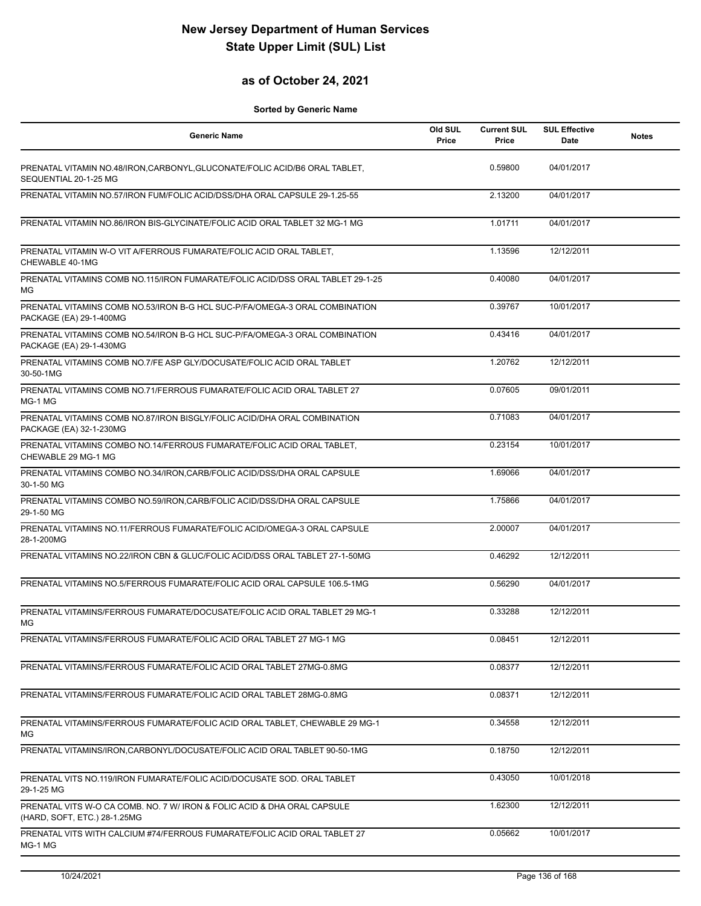# New Jersey Department of Human Services
# State Upper Limit (SUL) List

## as of October 24, 2021

**Sorted by Generic Name**

| Generic Name | Old SUL Price | Current SUL Price | SUL Effective Date | Notes |
|---|---|---|---|---|
| PRENATAL VITAMIN NO.48/IRON,CARBONYL,GLUCONATE/FOLIC ACID/B6 ORAL TABLET, SEQUENTIAL 20-1-25 MG | | 0.59800 | 04/01/2017 | |
| PRENATAL VITAMIN NO.57/IRON FUM/FOLIC ACID/DSS/DHA ORAL CAPSULE 29-1.25-55 | | 2.13200 | 04/01/2017 | |
| PRENATAL VITAMIN NO.86/IRON BIS-GLYCINATE/FOLIC ACID ORAL TABLET 32 MG-1 MG | | 1.01711 | 04/01/2017 | |
| PRENATAL VITAMIN W-O VIT A/FERROUS FUMARATE/FOLIC ACID ORAL TABLET, CHEWABLE 40-1MG | | 1.13596 | 12/12/2011 | |
| PRENATAL VITAMINS COMB NO.115/IRON FUMARATE/FOLIC ACID/DSS ORAL TABLET 29-1-25 MG | | 0.40080 | 04/01/2017 | |
| PRENATAL VITAMINS COMB NO.53/IRON B-G HCL SUC-P/FA/OMEGA-3 ORAL COMBINATION PACKAGE (EA) 29-1-400MG | | 0.39767 | 10/01/2017 | |
| PRENATAL VITAMINS COMB NO.54/IRON B-G HCL SUC-P/FA/OMEGA-3 ORAL COMBINATION PACKAGE (EA) 29-1-430MG | | 0.43416 | 04/01/2017 | |
| PRENATAL VITAMINS COMB NO.7/FE ASP GLY/DOCUSATE/FOLIC ACID ORAL TABLET 30-50-1MG | | 1.20762 | 12/12/2011 | |
| PRENATAL VITAMINS COMB NO.71/FERROUS FUMARATE/FOLIC ACID ORAL TABLET 27 MG-1 MG | | 0.07605 | 09/01/2011 | |
| PRENATAL VITAMINS COMB NO.87/IRON BISGLY/FOLIC ACID/DHA ORAL COMBINATION PACKAGE (EA) 32-1-230MG | | 0.71083 | 04/01/2017 | |
| PRENATAL VITAMINS COMBO NO.14/FERROUS FUMARATE/FOLIC ACID ORAL TABLET, CHEWABLE 29 MG-1 MG | | 0.23154 | 10/01/2017 | |
| PRENATAL VITAMINS COMBO NO.34/IRON,CARB/FOLIC ACID/DSS/DHA ORAL CAPSULE 30-1-50 MG | | 1.69066 | 04/01/2017 | |
| PRENATAL VITAMINS COMBO NO.59/IRON,CARB/FOLIC ACID/DSS/DHA ORAL CAPSULE 29-1-50 MG | | 1.75866 | 04/01/2017 | |
| PRENATAL VITAMINS NO.11/FERROUS FUMARATE/FOLIC ACID/OMEGA-3 ORAL CAPSULE 28-1-200MG | | 2.00007 | 04/01/2017 | |
| PRENATAL VITAMINS NO.22/IRON CBN & GLUC/FOLIC ACID/DSS ORAL TABLET 27-1-50MG | | 0.46292 | 12/12/2011 | |
| PRENATAL VITAMINS NO.5/FERROUS FUMARATE/FOLIC ACID ORAL CAPSULE 106.5-1MG | | 0.56290 | 04/01/2017 | |
| PRENATAL VITAMINS/FERROUS FUMARATE/DOCUSATE/FOLIC ACID ORAL TABLET 29 MG-1 MG | | 0.33288 | 12/12/2011 | |
| PRENATAL VITAMINS/FERROUS FUMARATE/FOLIC ACID ORAL TABLET 27 MG-1 MG | | 0.08451 | 12/12/2011 | |
| PRENATAL VITAMINS/FERROUS FUMARATE/FOLIC ACID ORAL TABLET 27MG-0.8MG | | 0.08377 | 12/12/2011 | |
| PRENATAL VITAMINS/FERROUS FUMARATE/FOLIC ACID ORAL TABLET 28MG-0.8MG | | 0.08371 | 12/12/2011 | |
| PRENATAL VITAMINS/FERROUS FUMARATE/FOLIC ACID ORAL TABLET, CHEWABLE 29 MG-1 MG | | 0.34558 | 12/12/2011 | |
| PRENATAL VITAMINS/IRON,CARBONYL/DOCUSATE/FOLIC ACID ORAL TABLET 90-50-1MG | | 0.18750 | 12/12/2011 | |
| PRENATAL VITS NO.119/IRON FUMARATE/FOLIC ACID/DOCUSATE SOD. ORAL TABLET 29-1-25 MG | | 0.43050 | 10/01/2018 | |
| PRENATAL VITS W-O CA COMB. NO. 7 W/ IRON & FOLIC ACID & DHA ORAL CAPSULE (HARD, SOFT, ETC.) 28-1.25MG | | 1.62300 | 12/12/2011 | |
| PRENATAL VITS WITH CALCIUM #74/FERROUS FUMARATE/FOLIC ACID ORAL TABLET 27 MG-1 MG | | 0.05662 | 10/01/2017 | |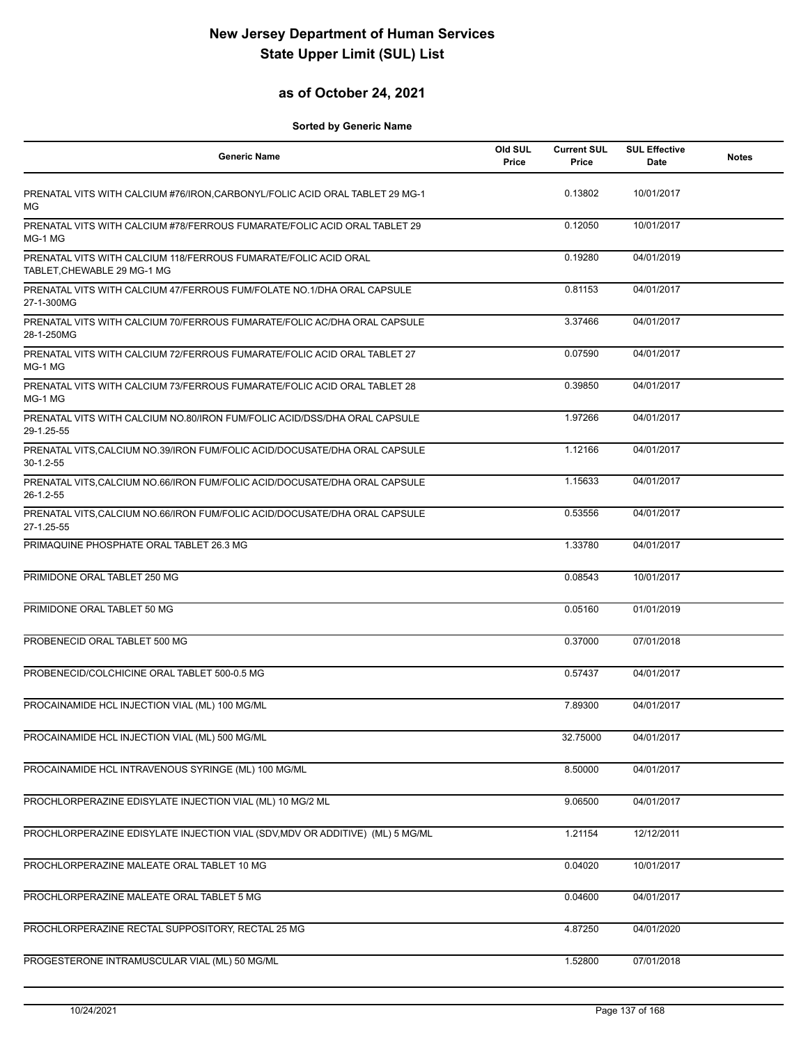# New Jersey Department of Human Services
# State Upper Limit (SUL) List

## as of October 24, 2021

**Sorted by Generic Name**

| Generic Name | Old SUL Price | Current SUL Price | SUL Effective Date | Notes |
|---|---|---|---|---|
| PRENATAL VITS WITH CALCIUM #76/IRON,CARBONYL/FOLIC ACID ORAL TABLET 29 MG-1 MG | | 0.13802 | 10/01/2017 | |
| PRENATAL VITS WITH CALCIUM #78/FERROUS FUMARATE/FOLIC ACID ORAL TABLET 29 MG-1 MG | | 0.12050 | 10/01/2017 | |
| PRENATAL VITS WITH CALCIUM 118/FERROUS FUMARATE/FOLIC ACID ORAL TABLET,CHEWABLE 29 MG-1 MG | | 0.19280 | 04/01/2019 | |
| PRENATAL VITS WITH CALCIUM 47/FERROUS FUM/FOLATE NO.1/DHA ORAL CAPSULE 27-1-300MG | | 0.81153 | 04/01/2017 | |
| PRENATAL VITS WITH CALCIUM 70/FERROUS FUMARATE/FOLIC AC/DHA ORAL CAPSULE 28-1-250MG | | 3.37466 | 04/01/2017 | |
| PRENATAL VITS WITH CALCIUM 72/FERROUS FUMARATE/FOLIC ACID ORAL TABLET 27 MG-1 MG | | 0.07590 | 04/01/2017 | |
| PRENATAL VITS WITH CALCIUM 73/FERROUS FUMARATE/FOLIC ACID ORAL TABLET 28 MG-1 MG | | 0.39850 | 04/01/2017 | |
| PRENATAL VITS WITH CALCIUM NO.80/IRON FUM/FOLIC ACID/DSS/DHA ORAL CAPSULE 29-1.25-55 | | 1.97266 | 04/01/2017 | |
| PRENATAL VITS,CALCIUM NO.39/IRON FUM/FOLIC ACID/DOCUSATE/DHA ORAL CAPSULE 30-1.2-55 | | 1.12166 | 04/01/2017 | |
| PRENATAL VITS,CALCIUM NO.66/IRON FUM/FOLIC ACID/DOCUSATE/DHA ORAL CAPSULE 26-1.2-55 | | 1.15633 | 04/01/2017 | |
| PRENATAL VITS,CALCIUM NO.66/IRON FUM/FOLIC ACID/DOCUSATE/DHA ORAL CAPSULE 27-1.25-55 | | 0.53556 | 04/01/2017 | |
| PRIMAQUINE PHOSPHATE ORAL TABLET 26.3 MG | | 1.33780 | 04/01/2017 | |
| PRIMIDONE ORAL TABLET 250 MG | | 0.08543 | 10/01/2017 | |
| PRIMIDONE ORAL TABLET 50 MG | | 0.05160 | 01/01/2019 | |
| PROBENECID ORAL TABLET 500 MG | | 0.37000 | 07/01/2018 | |
| PROBENECID/COLCHICINE ORAL TABLET 500-0.5 MG | | 0.57437 | 04/01/2017 | |
| PROCAINAMIDE HCL INJECTION VIAL (ML) 100 MG/ML | | 7.89300 | 04/01/2017 | |
| PROCAINAMIDE HCL INJECTION VIAL (ML) 500 MG/ML | | 32.75000 | 04/01/2017 | |
| PROCAINAMIDE HCL INTRAVENOUS SYRINGE (ML) 100 MG/ML | | 8.50000 | 04/01/2017 | |
| PROCHLORPERAZINE EDISYLATE INJECTION VIAL (ML) 10 MG/2 ML | | 9.06500 | 04/01/2017 | |
| PROCHLORPERAZINE EDISYLATE INJECTION VIAL (SDV,MDV OR ADDITIVE) (ML) 5 MG/ML | | 1.21154 | 12/12/2011 | |
| PROCHLORPERAZINE MALEATE ORAL TABLET 10 MG | | 0.04020 | 10/01/2017 | |
| PROCHLORPERAZINE MALEATE ORAL TABLET 5 MG | | 0.04600 | 04/01/2017 | |
| PROCHLORPERAZINE RECTAL SUPPOSITORY, RECTAL 25 MG | | 4.87250 | 04/01/2020 | |
| PROGESTERONE INTRAMUSCULAR VIAL (ML) 50 MG/ML | | 1.52800 | 07/01/2018 | |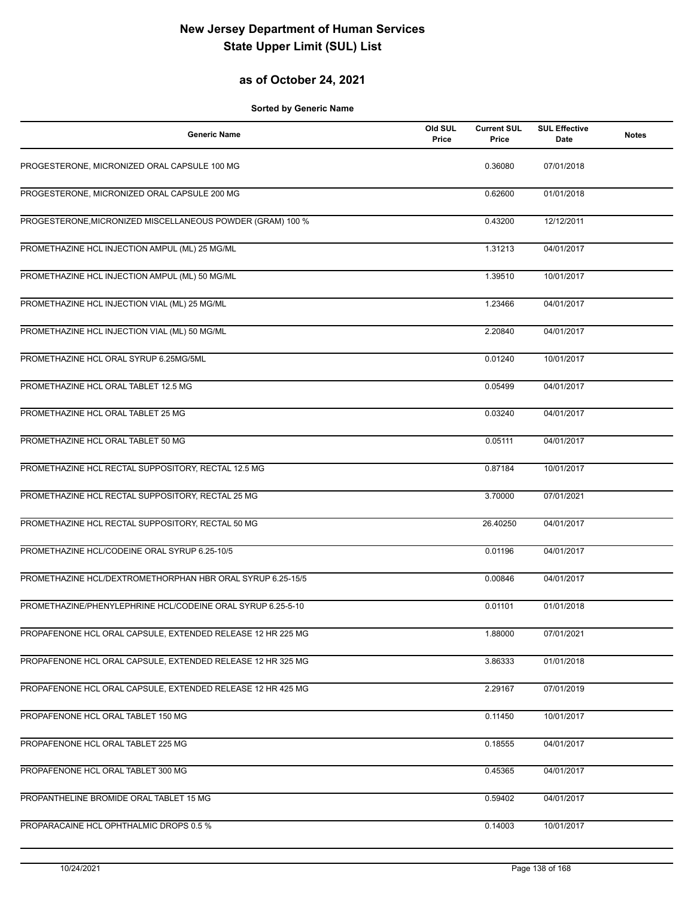# New Jersey Department of Human Services
# State Upper Limit (SUL) List

## as of October 24, 2021

**Sorted by Generic Name**

| Generic Name | Old SUL Price | Current SUL Price | SUL Effective Date | Notes |
|---|---|---|---|---|
| PROGESTERONE, MICRONIZED ORAL CAPSULE 100 MG | | 0.36080 | 07/01/2018 | |
| PROGESTERONE, MICRONIZED ORAL CAPSULE 200 MG | | 0.62600 | 01/01/2018 | |
| PROGESTERONE,MICRONIZED MISCELLANEOUS POWDER (GRAM) 100 % | | 0.43200 | 12/12/2011 | |
| PROMETHAZINE HCL INJECTION AMPUL (ML) 25 MG/ML | | 1.31213 | 04/01/2017 | |
| PROMETHAZINE HCL INJECTION AMPUL (ML) 50 MG/ML | | 1.39510 | 10/01/2017 | |
| PROMETHAZINE HCL INJECTION VIAL (ML) 25 MG/ML | | 1.23466 | 04/01/2017 | |
| PROMETHAZINE HCL INJECTION VIAL (ML) 50 MG/ML | | 2.20840 | 04/01/2017 | |
| PROMETHAZINE HCL ORAL SYRUP 6.25MG/5ML | | 0.01240 | 10/01/2017 | |
| PROMETHAZINE HCL ORAL TABLET 12.5 MG | | 0.05499 | 04/01/2017 | |
| PROMETHAZINE HCL ORAL TABLET 25 MG | | 0.03240 | 04/01/2017 | |
| PROMETHAZINE HCL ORAL TABLET 50 MG | | 0.05111 | 04/01/2017 | |
| PROMETHAZINE HCL RECTAL SUPPOSITORY, RECTAL 12.5 MG | | 0.87184 | 10/01/2017 | |
| PROMETHAZINE HCL RECTAL SUPPOSITORY, RECTAL 25 MG | | 3.70000 | 07/01/2021 | |
| PROMETHAZINE HCL RECTAL SUPPOSITORY, RECTAL 50 MG | | 26.40250 | 04/01/2017 | |
| PROMETHAZINE HCL/CODEINE ORAL SYRUP 6.25-10/5 | | 0.01196 | 04/01/2017 | |
| PROMETHAZINE HCL/DEXTROMETHORPHAN HBR ORAL SYRUP 6.25-15/5 | | 0.00846 | 04/01/2017 | |
| PROMETHAZINE/PHENYLEPHRINE HCL/CODEINE ORAL SYRUP 6.25-5-10 | | 0.01101 | 01/01/2018 | |
| PROPAFENONE HCL ORAL CAPSULE, EXTENDED RELEASE 12 HR 225 MG | | 1.88000 | 07/01/2021 | |
| PROPAFENONE HCL ORAL CAPSULE, EXTENDED RELEASE 12 HR 325 MG | | 3.86333 | 01/01/2018 | |
| PROPAFENONE HCL ORAL CAPSULE, EXTENDED RELEASE 12 HR 425 MG | | 2.29167 | 07/01/2019 | |
| PROPAFENONE HCL ORAL TABLET 150 MG | | 0.11450 | 10/01/2017 | |
| PROPAFENONE HCL ORAL TABLET 225 MG | | 0.18555 | 04/01/2017 | |
| PROPAFENONE HCL ORAL TABLET 300 MG | | 0.45365 | 04/01/2017 | |
| PROPANTHELINE BROMIDE ORAL TABLET 15 MG | | 0.59402 | 04/01/2017 | |
| PROPARACAINE HCL OPHTHALMIC DROPS 0.5 % | | 0.14003 | 10/01/2017 | |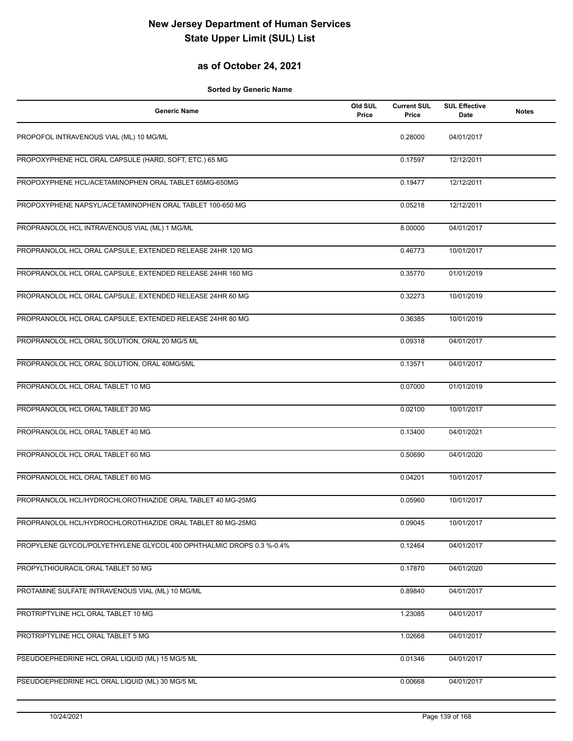# New Jersey Department of Human Services
# State Upper Limit (SUL) List

## as of October 24, 2021

**Sorted by Generic Name**

| Generic Name | Old SUL Price | Current SUL Price | SUL Effective Date | Notes |
|---|---|---|---|---|
| PROPOFOL INTRAVENOUS VIAL (ML) 10 MG/ML | | 0.28000 | 04/01/2017 | |
| PROPOXYPHENE HCL ORAL CAPSULE (HARD, SOFT, ETC.) 65 MG | | 0.17597 | 12/12/2011 | |
| PROPOXYPHENE HCL/ACETAMINOPHEN ORAL TABLET 65MG-650MG | | 0.19477 | 12/12/2011 | |
| PROPOXYPHENE NAPSYL/ACETAMINOPHEN ORAL TABLET 100-650 MG | | 0.05218 | 12/12/2011 | |
| PROPRANOLOL HCL INTRAVENOUS VIAL (ML) 1 MG/ML | | 8.00000 | 04/01/2017 | |
| PROPRANOLOL HCL ORAL CAPSULE, EXTENDED RELEASE 24HR 120 MG | | 0.46773 | 10/01/2017 | |
| PROPRANOLOL HCL ORAL CAPSULE, EXTENDED RELEASE 24HR 160 MG | | 0.35770 | 01/01/2019 | |
| PROPRANOLOL HCL ORAL CAPSULE, EXTENDED RELEASE 24HR 60 MG | | 0.32273 | 10/01/2019 | |
| PROPRANOLOL HCL ORAL CAPSULE, EXTENDED RELEASE 24HR 80 MG | | 0.36385 | 10/01/2019 | |
| PROPRANOLOL HCL ORAL SOLUTION, ORAL 20 MG/5 ML | | 0.09318 | 04/01/2017 | |
| PROPRANOLOL HCL ORAL SOLUTION, ORAL 40MG/5ML | | 0.13571 | 04/01/2017 | |
| PROPRANOLOL HCL ORAL TABLET 10 MG | | 0.07000 | 01/01/2019 | |
| PROPRANOLOL HCL ORAL TABLET 20 MG | | 0.02100 | 10/01/2017 | |
| PROPRANOLOL HCL ORAL TABLET 40 MG | | 0.13400 | 04/01/2021 | |
| PROPRANOLOL HCL ORAL TABLET 60 MG | | 0.50690 | 04/01/2020 | |
| PROPRANOLOL HCL ORAL TABLET 80 MG | | 0.04201 | 10/01/2017 | |
| PROPRANOLOL HCL/HYDROCHLOROTHIAZIDE ORAL TABLET 40 MG-25MG | | 0.05960 | 10/01/2017 | |
| PROPRANOLOL HCL/HYDROCHLOROTHIAZIDE ORAL TABLET 80 MG-25MG | | 0.09045 | 10/01/2017 | |
| PROPYLENE GLYCOL/POLYETHYLENE GLYCOL 400 OPHTHALMIC DROPS 0.3 %-0.4% | | 0.12464 | 04/01/2017 | |
| PROPYLTHIOURACIL ORAL TABLET 50 MG | | 0.17870 | 04/01/2020 | |
| PROTAMINE SULFATE INTRAVENOUS VIAL (ML) 10 MG/ML | | 0.89840 | 04/01/2017 | |
| PROTRIPTYLINE HCL ORAL TABLET 10 MG | | 1.23085 | 04/01/2017 | |
| PROTRIPTYLINE HCL ORAL TABLET 5 MG | | 1.02668 | 04/01/2017 | |
| PSEUDOEPHEDRINE HCL ORAL LIQUID (ML) 15 MG/5 ML | | 0.01346 | 04/01/2017 | |
| PSEUDOEPHEDRINE HCL ORAL LIQUID (ML) 30 MG/5 ML | | 0.00668 | 04/01/2017 | |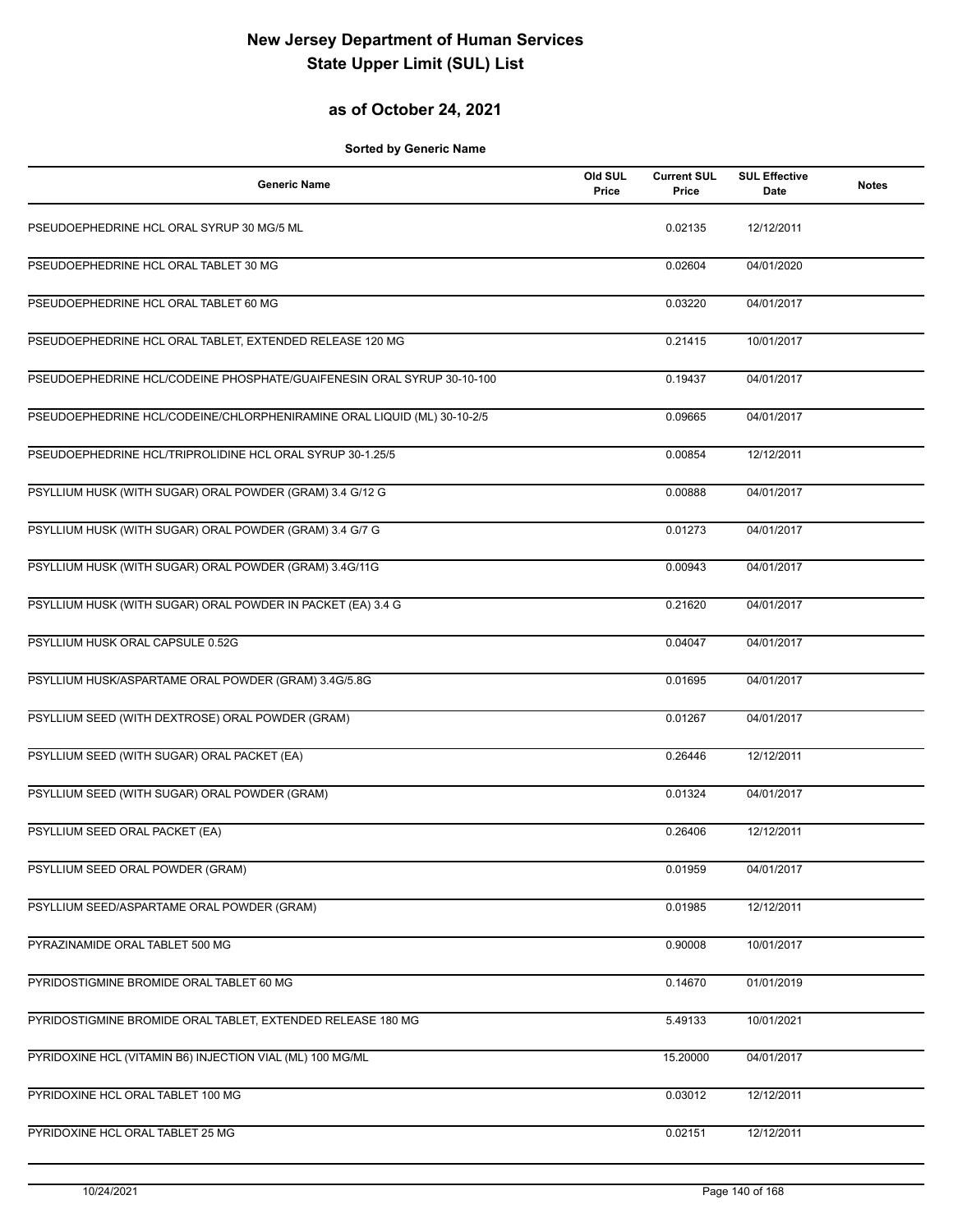# New Jersey Department of Human Services
# State Upper Limit (SUL) List

## as of October 24, 2021

**Sorted by Generic Name**

| Generic Name | Old SUL Price | Current SUL Price | SUL Effective Date | Notes |
|---|---|---|---|---|
| PSEUDOEPHEDRINE HCL ORAL SYRUP 30 MG/5 ML | | 0.02135 | 12/12/2011 | |
| PSEUDOEPHEDRINE HCL ORAL TABLET 30 MG | | 0.02604 | 04/01/2020 | |
| PSEUDOEPHEDRINE HCL ORAL TABLET 60 MG | | 0.03220 | 04/01/2017 | |
| PSEUDOEPHEDRINE HCL ORAL TABLET, EXTENDED RELEASE 120 MG | | 0.21415 | 10/01/2017 | |
| PSEUDOEPHEDRINE HCL/CODEINE PHOSPHATE/GUAIFENESIN ORAL SYRUP 30-10-100 | | 0.19437 | 04/01/2017 | |
| PSEUDOEPHEDRINE HCL/CODEINE/CHLORPHENIRAMINE ORAL LIQUID (ML) 30-10-2/5 | | 0.09665 | 04/01/2017 | |
| PSEUDOEPHEDRINE HCL/TRIPROLIDINE HCL ORAL SYRUP 30-1.25/5 | | 0.00854 | 12/12/2011 | |
| PSYLLIUM HUSK (WITH SUGAR) ORAL POWDER (GRAM) 3.4 G/12 G | | 0.00888 | 04/01/2017 | |
| PSYLLIUM HUSK (WITH SUGAR) ORAL POWDER (GRAM) 3.4 G/7 G | | 0.01273 | 04/01/2017 | |
| PSYLLIUM HUSK (WITH SUGAR) ORAL POWDER (GRAM) 3.4G/11G | | 0.00943 | 04/01/2017 | |
| PSYLLIUM HUSK (WITH SUGAR) ORAL POWDER IN PACKET (EA) 3.4 G | | 0.21620 | 04/01/2017 | |
| PSYLLIUM HUSK ORAL CAPSULE 0.52G | | 0.04047 | 04/01/2017 | |
| PSYLLIUM HUSK/ASPARTAME ORAL POWDER (GRAM) 3.4G/5.8G | | 0.01695 | 04/01/2017 | |
| PSYLLIUM SEED (WITH DEXTROSE) ORAL POWDER (GRAM) | | 0.01267 | 04/01/2017 | |
| PSYLLIUM SEED (WITH SUGAR) ORAL PACKET (EA) | | 0.26446 | 12/12/2011 | |
| PSYLLIUM SEED (WITH SUGAR) ORAL POWDER (GRAM) | | 0.01324 | 04/01/2017 | |
| PSYLLIUM SEED ORAL PACKET (EA) | | 0.26406 | 12/12/2011 | |
| PSYLLIUM SEED ORAL POWDER (GRAM) | | 0.01959 | 04/01/2017 | |
| PSYLLIUM SEED/ASPARTAME ORAL POWDER (GRAM) | | 0.01985 | 12/12/2011 | |
| PYRAZINAMIDE ORAL TABLET 500 MG | | 0.90008 | 10/01/2017 | |
| PYRIDOSTIGMINE BROMIDE ORAL TABLET 60 MG | | 0.14670 | 01/01/2019 | |
| PYRIDOSTIGMINE BROMIDE ORAL TABLET, EXTENDED RELEASE 180 MG | | 5.49133 | 10/01/2021 | |
| PYRIDOXINE HCL (VITAMIN B6) INJECTION VIAL (ML) 100 MG/ML | | 15.20000 | 04/01/2017 | |
| PYRIDOXINE HCL ORAL TABLET 100 MG | | 0.03012 | 12/12/2011 | |
| PYRIDOXINE HCL ORAL TABLET 25 MG | | 0.02151 | 12/12/2011 | |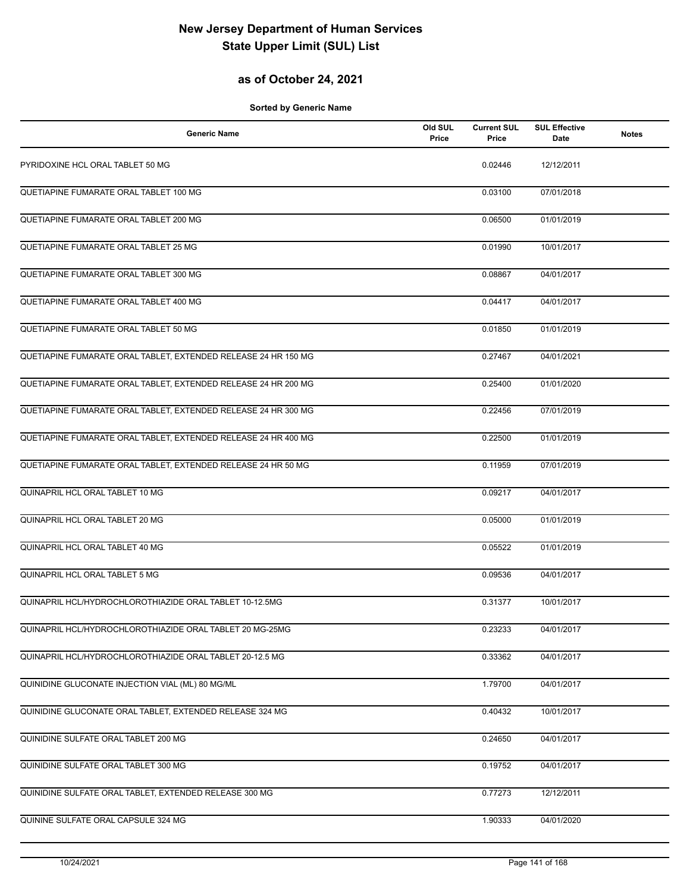# New Jersey Department of Human Services
# State Upper Limit (SUL) List

## as of October 24, 2021

**Sorted by Generic Name**

| Generic Name | Old SUL Price | Current SUL Price | SUL Effective Date | Notes |
|---|---|---|---|---|
| PYRIDOXINE HCL ORAL TABLET 50 MG | | 0.02446 | 12/12/2011 | |
| QUETIAPINE FUMARATE ORAL TABLET 100 MG | | 0.03100 | 07/01/2018 | |
| QUETIAPINE FUMARATE ORAL TABLET 200 MG | | 0.06500 | 01/01/2019 | |
| QUETIAPINE FUMARATE ORAL TABLET 25 MG | | 0.01990 | 10/01/2017 | |
| QUETIAPINE FUMARATE ORAL TABLET 300 MG | | 0.08867 | 04/01/2017 | |
| QUETIAPINE FUMARATE ORAL TABLET 400 MG | | 0.04417 | 04/01/2017 | |
| QUETIAPINE FUMARATE ORAL TABLET 50 MG | | 0.01850 | 01/01/2019 | |
| QUETIAPINE FUMARATE ORAL TABLET, EXTENDED RELEASE 24 HR 150 MG | | 0.27467 | 04/01/2021 | |
| QUETIAPINE FUMARATE ORAL TABLET, EXTENDED RELEASE 24 HR 200 MG | | 0.25400 | 01/01/2020 | |
| QUETIAPINE FUMARATE ORAL TABLET, EXTENDED RELEASE 24 HR 300 MG | | 0.22456 | 07/01/2019 | |
| QUETIAPINE FUMARATE ORAL TABLET, EXTENDED RELEASE 24 HR 400 MG | | 0.22500 | 01/01/2019 | |
| QUETIAPINE FUMARATE ORAL TABLET, EXTENDED RELEASE 24 HR 50 MG | | 0.11959 | 07/01/2019 | |
| QUINAPRIL HCL ORAL TABLET 10 MG | | 0.09217 | 04/01/2017 | |
| QUINAPRIL HCL ORAL TABLET 20 MG | | 0.05000 | 01/01/2019 | |
| QUINAPRIL HCL ORAL TABLET 40 MG | | 0.05522 | 01/01/2019 | |
| QUINAPRIL HCL ORAL TABLET 5 MG | | 0.09536 | 04/01/2017 | |
| QUINAPRIL HCL/HYDROCHLOROTHIAZIDE ORAL TABLET 10-12.5MG | | 0.31377 | 10/01/2017 | |
| QUINAPRIL HCL/HYDROCHLOROTHIAZIDE ORAL TABLET 20 MG-25MG | | 0.23233 | 04/01/2017 | |
| QUINAPRIL HCL/HYDROCHLOROTHIAZIDE ORAL TABLET 20-12.5 MG | | 0.33362 | 04/01/2017 | |
| QUINIDINE GLUCONATE INJECTION VIAL (ML) 80 MG/ML | | 1.79700 | 04/01/2017 | |
| QUINIDINE GLUCONATE ORAL TABLET, EXTENDED RELEASE 324 MG | | 0.40432 | 10/01/2017 | |
| QUINIDINE SULFATE ORAL TABLET 200 MG | | 0.24650 | 04/01/2017 | |
| QUINIDINE SULFATE ORAL TABLET 300 MG | | 0.19752 | 04/01/2017 | |
| QUINIDINE SULFATE ORAL TABLET, EXTENDED RELEASE 300 MG | | 0.77273 | 12/12/2011 | |
| QUININE SULFATE ORAL CAPSULE 324 MG | | 1.90333 | 04/01/2020 | |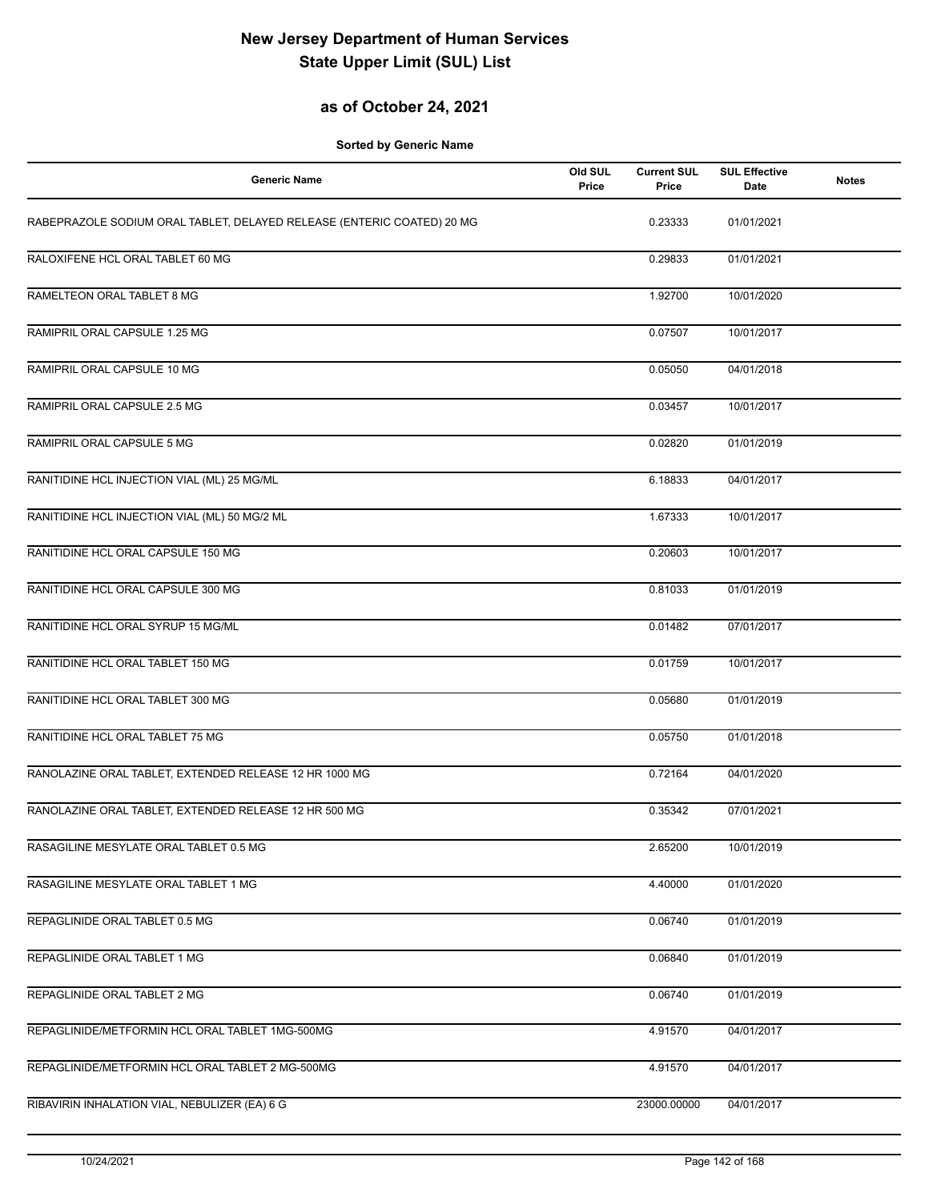# New Jersey Department of Human Services
# State Upper Limit (SUL) List

## as of October 24, 2021

**Sorted by Generic Name**

| Generic Name | Old SUL Price | Current SUL Price | SUL Effective Date | Notes |
|---|---|---|---|---|
| RABEPRAZOLE SODIUM ORAL TABLET, DELAYED RELEASE (ENTERIC COATED) 20 MG | | 0.23333 | 01/01/2021 | |
| RALOXIFENE HCL ORAL TABLET 60 MG | | 0.29833 | 01/01/2021 | |
| RAMELTEON ORAL TABLET 8 MG | | 1.92700 | 10/01/2020 | |
| RAMIPRIL ORAL CAPSULE 1.25 MG | | 0.07507 | 10/01/2017 | |
| RAMIPRIL ORAL CAPSULE 10 MG | | 0.05050 | 04/01/2018 | |
| RAMIPRIL ORAL CAPSULE 2.5 MG | | 0.03457 | 10/01/2017 | |
| RAMIPRIL ORAL CAPSULE 5 MG | | 0.02820 | 01/01/2019 | |
| RANITIDINE HCL INJECTION VIAL (ML) 25 MG/ML | | 6.18833 | 04/01/2017 | |
| RANITIDINE HCL INJECTION VIAL (ML) 50 MG/2 ML | | 1.67333 | 10/01/2017 | |
| RANITIDINE HCL ORAL CAPSULE 150 MG | | 0.20603 | 10/01/2017 | |
| RANITIDINE HCL ORAL CAPSULE 300 MG | | 0.81033 | 01/01/2019 | |
| RANITIDINE HCL ORAL SYRUP 15 MG/ML | | 0.01482 | 07/01/2017 | |
| RANITIDINE HCL ORAL TABLET 150 MG | | 0.01759 | 10/01/2017 | |
| RANITIDINE HCL ORAL TABLET 300 MG | | 0.05680 | 01/01/2019 | |
| RANITIDINE HCL ORAL TABLET 75 MG | | 0.05750 | 01/01/2018 | |
| RANOLAZINE ORAL TABLET, EXTENDED RELEASE 12 HR 1000 MG | | 0.72164 | 04/01/2020 | |
| RANOLAZINE ORAL TABLET, EXTENDED RELEASE 12 HR 500 MG | | 0.35342 | 07/01/2021 | |
| RASAGILINE MESYLATE ORAL TABLET 0.5 MG | | 2.65200 | 10/01/2019 | |
| RASAGILINE MESYLATE ORAL TABLET 1 MG | | 4.40000 | 01/01/2020 | |
| REPAGLINIDE ORAL TABLET 0.5 MG | | 0.06740 | 01/01/2019 | |
| REPAGLINIDE ORAL TABLET 1 MG | | 0.06840 | 01/01/2019 | |
| REPAGLINIDE ORAL TABLET 2 MG | | 0.06740 | 01/01/2019 | |
| REPAGLINIDE/METFORMIN HCL ORAL TABLET 1MG-500MG | | 4.91570 | 04/01/2017 | |
| REPAGLINIDE/METFORMIN HCL ORAL TABLET 2 MG-500MG | | 4.91570 | 04/01/2017 | |
| RIBAVIRIN INHALATION VIAL, NEBULIZER (EA) 6 G | | 23000.00000 | 04/01/2017 | |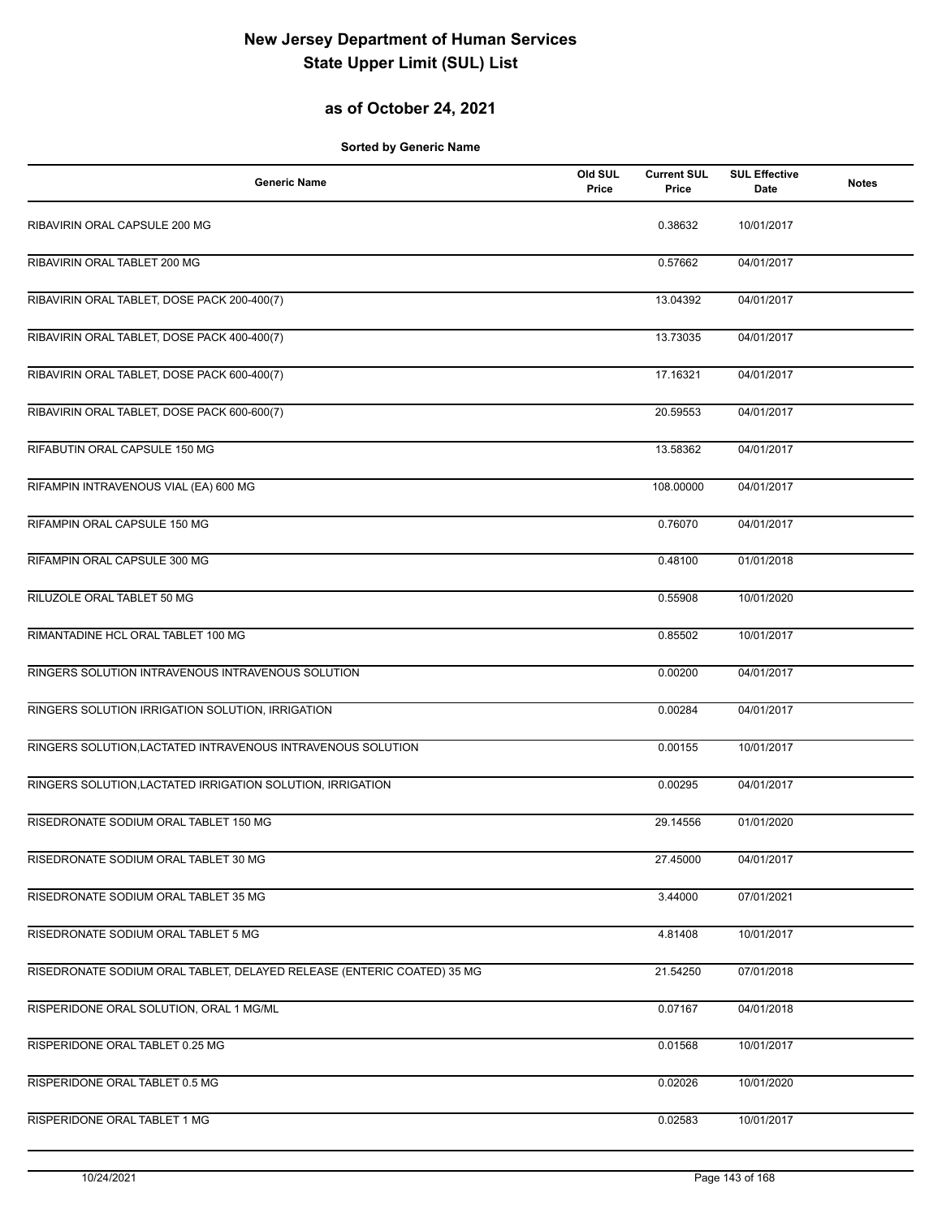# New Jersey Department of Human Services
# State Upper Limit (SUL) List

## as of October 24, 2021

**Sorted by Generic Name**

| Generic Name | Old SUL Price | Current SUL Price | SUL Effective Date | Notes |
|---|---|---|---|---|
| RIBAVIRIN ORAL CAPSULE 200 MG | | 0.38632 | 10/01/2017 | |
| RIBAVIRIN ORAL TABLET 200 MG | | 0.57662 | 04/01/2017 | |
| RIBAVIRIN ORAL TABLET, DOSE PACK 200-400(7) | | 13.04392 | 04/01/2017 | |
| RIBAVIRIN ORAL TABLET, DOSE PACK 400-400(7) | | 13.73035 | 04/01/2017 | |
| RIBAVIRIN ORAL TABLET, DOSE PACK 600-400(7) | | 17.16321 | 04/01/2017 | |
| RIBAVIRIN ORAL TABLET, DOSE PACK 600-600(7) | | 20.59553 | 04/01/2017 | |
| RIFABUTIN ORAL CAPSULE 150 MG | | 13.58362 | 04/01/2017 | |
| RIFAMPIN INTRAVENOUS VIAL (EA) 600 MG | | 108.00000 | 04/01/2017 | |
| RIFAMPIN ORAL CAPSULE 150 MG | | 0.76070 | 04/01/2017 | |
| RIFAMPIN ORAL CAPSULE 300 MG | | 0.48100 | 01/01/2018 | |
| RILUZOLE ORAL TABLET 50 MG | | 0.55908 | 10/01/2020 | |
| RIMANTADINE HCL ORAL TABLET 100 MG | | 0.85502 | 10/01/2017 | |
| RINGERS SOLUTION INTRAVENOUS INTRAVENOUS SOLUTION | | 0.00200 | 04/01/2017 | |
| RINGERS SOLUTION IRRIGATION SOLUTION, IRRIGATION | | 0.00284 | 04/01/2017 | |
| RINGERS SOLUTION,LACTATED INTRAVENOUS INTRAVENOUS SOLUTION | | 0.00155 | 10/01/2017 | |
| RINGERS SOLUTION,LACTATED IRRIGATION SOLUTION, IRRIGATION | | 0.00295 | 04/01/2017 | |
| RISEDRONATE SODIUM ORAL TABLET 150 MG | | 29.14556 | 01/01/2020 | |
| RISEDRONATE SODIUM ORAL TABLET 30 MG | | 27.45000 | 04/01/2017 | |
| RISEDRONATE SODIUM ORAL TABLET 35 MG | | 3.44000 | 07/01/2021 | |
| RISEDRONATE SODIUM ORAL TABLET 5 MG | | 4.81408 | 10/01/2017 | |
| RISEDRONATE SODIUM ORAL TABLET, DELAYED RELEASE (ENTERIC COATED) 35 MG | | 21.54250 | 07/01/2018 | |
| RISPERIDONE ORAL SOLUTION, ORAL 1 MG/ML | | 0.07167 | 04/01/2018 | |
| RISPERIDONE ORAL TABLET 0.25 MG | | 0.01568 | 10/01/2017 | |
| RISPERIDONE ORAL TABLET 0.5 MG | | 0.02026 | 10/01/2020 | |
| RISPERIDONE ORAL TABLET 1 MG | | 0.02583 | 10/01/2017 | |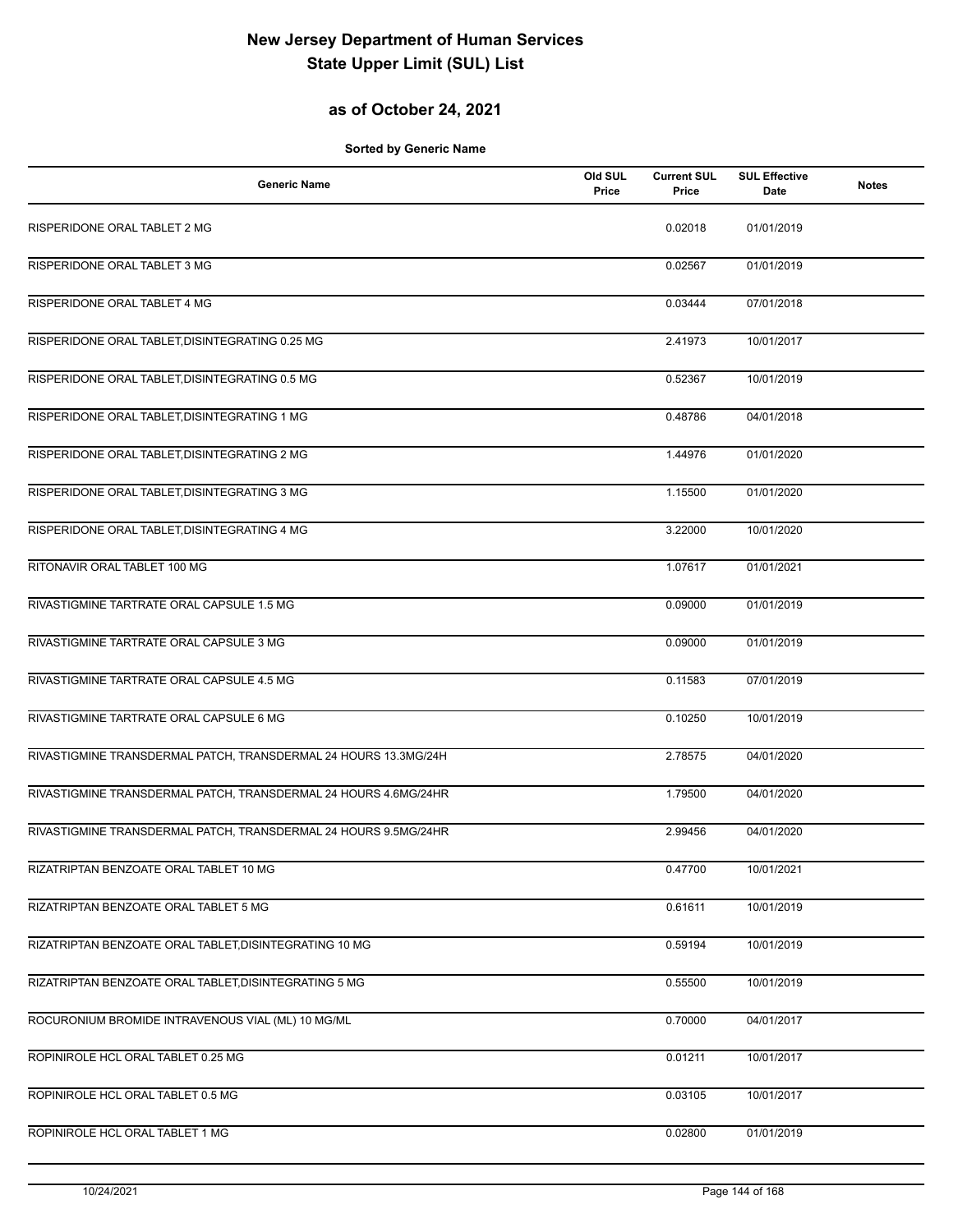# New Jersey Department of Human Services
# State Upper Limit (SUL) List

## as of October 24, 2021

**Sorted by Generic Name**

| Generic Name | Old SUL Price | Current SUL Price | SUL Effective Date | Notes |
|---|---|---|---|---|
| RISPERIDONE ORAL TABLET 2 MG | | 0.02018 | 01/01/2019 | |
| RISPERIDONE ORAL TABLET 3 MG | | 0.02567 | 01/01/2019 | |
| RISPERIDONE ORAL TABLET 4 MG | | 0.03444 | 07/01/2018 | |
| RISPERIDONE ORAL TABLET,DISINTEGRATING 0.25 MG | | 2.41973 | 10/01/2017 | |
| RISPERIDONE ORAL TABLET,DISINTEGRATING 0.5 MG | | 0.52367 | 10/01/2019 | |
| RISPERIDONE ORAL TABLET,DISINTEGRATING 1 MG | | 0.48786 | 04/01/2018 | |
| RISPERIDONE ORAL TABLET,DISINTEGRATING 2 MG | | 1.44976 | 01/01/2020 | |
| RISPERIDONE ORAL TABLET,DISINTEGRATING 3 MG | | 1.15500 | 01/01/2020 | |
| RISPERIDONE ORAL TABLET,DISINTEGRATING 4 MG | | 3.22000 | 10/01/2020 | |
| RITONAVIR ORAL TABLET 100 MG | | 1.07617 | 01/01/2021 | |
| RIVASTIGMINE TARTRATE ORAL CAPSULE 1.5 MG | | 0.09000 | 01/01/2019 | |
| RIVASTIGMINE TARTRATE ORAL CAPSULE 3 MG | | 0.09000 | 01/01/2019 | |
| RIVASTIGMINE TARTRATE ORAL CAPSULE 4.5 MG | | 0.11583 | 07/01/2019 | |
| RIVASTIGMINE TARTRATE ORAL CAPSULE 6 MG | | 0.10250 | 10/01/2019 | |
| RIVASTIGMINE TRANSDERMAL PATCH, TRANSDERMAL 24 HOURS 13.3MG/24H | | 2.78575 | 04/01/2020 | |
| RIVASTIGMINE TRANSDERMAL PATCH, TRANSDERMAL 24 HOURS 4.6MG/24HR | | 1.79500 | 04/01/2020 | |
| RIVASTIGMINE TRANSDERMAL PATCH, TRANSDERMAL 24 HOURS 9.5MG/24HR | | 2.99456 | 04/01/2020 | |
| RIZATRIPTAN BENZOATE ORAL TABLET 10 MG | | 0.47700 | 10/01/2021 | |
| RIZATRIPTAN BENZOATE ORAL TABLET 5 MG | | 0.61611 | 10/01/2019 | |
| RIZATRIPTAN BENZOATE ORAL TABLET,DISINTEGRATING 10 MG | | 0.59194 | 10/01/2019 | |
| RIZATRIPTAN BENZOATE ORAL TABLET,DISINTEGRATING 5 MG | | 0.55500 | 10/01/2019 | |
| ROCURONIUM BROMIDE INTRAVENOUS VIAL (ML) 10 MG/ML | | 0.70000 | 04/01/2017 | |
| ROPINIROLE HCL ORAL TABLET 0.25 MG | | 0.01211 | 10/01/2017 | |
| ROPINIROLE HCL ORAL TABLET 0.5 MG | | 0.03105 | 10/01/2017 | |
| ROPINIROLE HCL ORAL TABLET 1 MG | | 0.02800 | 01/01/2019 | |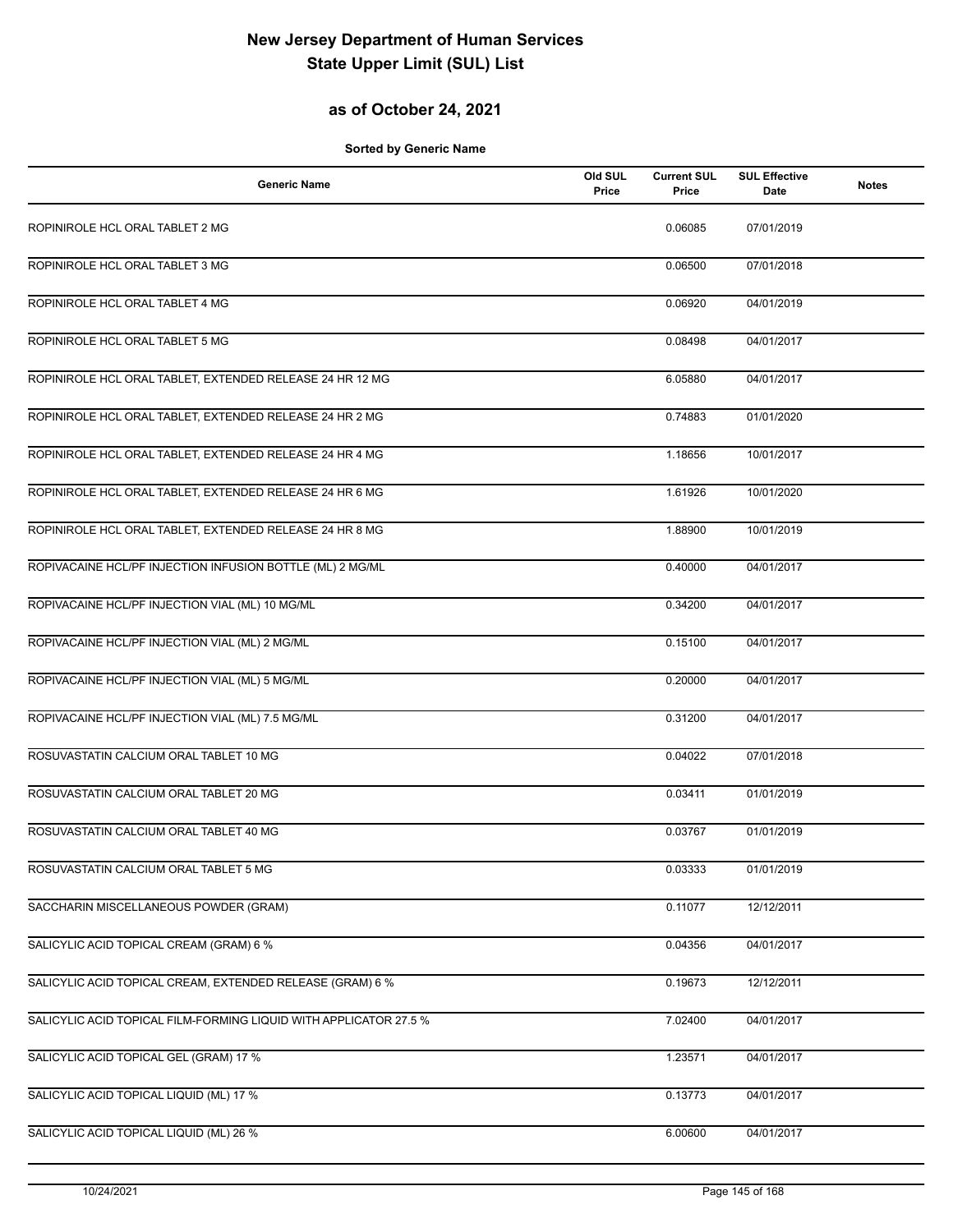# New Jersey Department of Human Services
# State Upper Limit (SUL) List

## as of October 24, 2021

**Sorted by Generic Name**

| Generic Name | Old SUL Price | Current SUL Price | SUL Effective Date | Notes |
|---|---|---|---|---|
| ROPINIROLE HCL ORAL TABLET 2 MG | | 0.06085 | 07/01/2019 | |
| ROPINIROLE HCL ORAL TABLET 3 MG | | 0.06500 | 07/01/2018 | |
| ROPINIROLE HCL ORAL TABLET 4 MG | | 0.06920 | 04/01/2019 | |
| ROPINIROLE HCL ORAL TABLET 5 MG | | 0.08498 | 04/01/2017 | |
| ROPINIROLE HCL ORAL TABLET, EXTENDED RELEASE 24 HR 12 MG | | 6.05880 | 04/01/2017 | |
| ROPINIROLE HCL ORAL TABLET, EXTENDED RELEASE 24 HR 2 MG | | 0.74883 | 01/01/2020 | |
| ROPINIROLE HCL ORAL TABLET, EXTENDED RELEASE 24 HR 4 MG | | 1.18656 | 10/01/2017 | |
| ROPINIROLE HCL ORAL TABLET, EXTENDED RELEASE 24 HR 6 MG | | 1.61926 | 10/01/2020 | |
| ROPINIROLE HCL ORAL TABLET, EXTENDED RELEASE 24 HR 8 MG | | 1.88900 | 10/01/2019 | |
| ROPIVACAINE HCL/PF INJECTION INFUSION BOTTLE (ML) 2 MG/ML | | 0.40000 | 04/01/2017 | |
| ROPIVACAINE HCL/PF INJECTION VIAL (ML) 10 MG/ML | | 0.34200 | 04/01/2017 | |
| ROPIVACAINE HCL/PF INJECTION VIAL (ML) 2 MG/ML | | 0.15100 | 04/01/2017 | |
| ROPIVACAINE HCL/PF INJECTION VIAL (ML) 5 MG/ML | | 0.20000 | 04/01/2017 | |
| ROPIVACAINE HCL/PF INJECTION VIAL (ML) 7.5 MG/ML | | 0.31200 | 04/01/2017 | |
| ROSUVASTATIN CALCIUM ORAL TABLET 10 MG | | 0.04022 | 07/01/2018 | |
| ROSUVASTATIN CALCIUM ORAL TABLET 20 MG | | 0.03411 | 01/01/2019 | |
| ROSUVASTATIN CALCIUM ORAL TABLET 40 MG | | 0.03767 | 01/01/2019 | |
| ROSUVASTATIN CALCIUM ORAL TABLET 5 MG | | 0.03333 | 01/01/2019 | |
| SACCHARIN MISCELLANEOUS POWDER (GRAM) | | 0.11077 | 12/12/2011 | |
| SALICYLIC ACID TOPICAL CREAM (GRAM) 6 % | | 0.04356 | 04/01/2017 | |
| SALICYLIC ACID TOPICAL CREAM, EXTENDED RELEASE (GRAM) 6 % | | 0.19673 | 12/12/2011 | |
| SALICYLIC ACID TOPICAL FILM-FORMING LIQUID WITH APPLICATOR 27.5 % | | 7.02400 | 04/01/2017 | |
| SALICYLIC ACID TOPICAL GEL (GRAM) 17 % | | 1.23571 | 04/01/2017 | |
| SALICYLIC ACID TOPICAL LIQUID (ML) 17 % | | 0.13773 | 04/01/2017 | |
| SALICYLIC ACID TOPICAL LIQUID (ML) 26 % | | 6.00600 | 04/01/2017 | |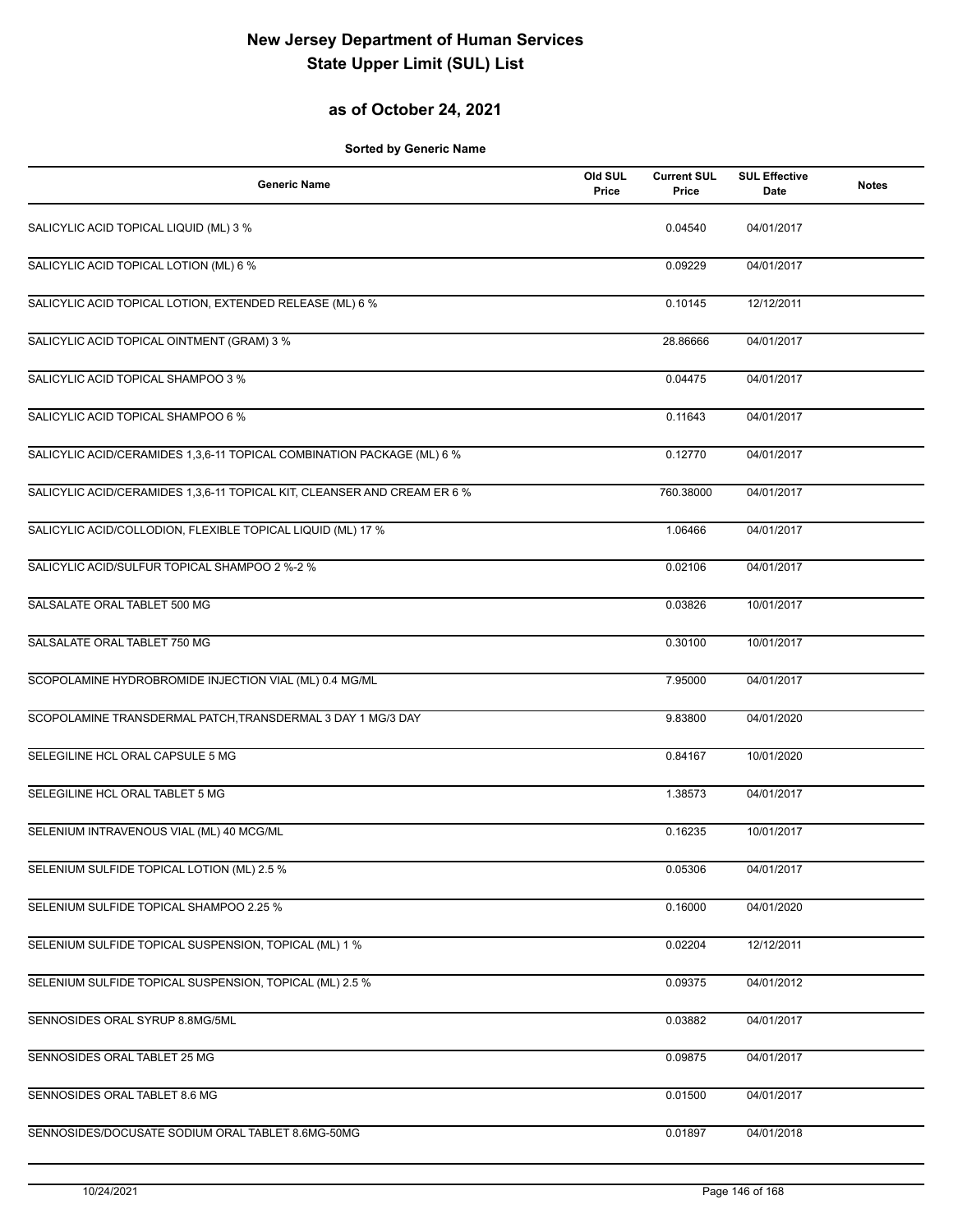# New Jersey Department of Human Services
# State Upper Limit (SUL) List

## as of October 24, 2021

**Sorted by Generic Name**

| Generic Name | Old SUL Price | Current SUL Price | SUL Effective Date | Notes |
|---|---|---|---|---|
| SALICYLIC ACID TOPICAL LIQUID (ML) 3 % | | 0.04540 | 04/01/2017 | |
| SALICYLIC ACID TOPICAL LOTION (ML) 6 % | | 0.09229 | 04/01/2017 | |
| SALICYLIC ACID TOPICAL LOTION, EXTENDED RELEASE (ML) 6 % | | 0.10145 | 12/12/2011 | |
| SALICYLIC ACID TOPICAL OINTMENT (GRAM) 3 % | | 28.86666 | 04/01/2017 | |
| SALICYLIC ACID TOPICAL SHAMPOO 3 % | | 0.04475 | 04/01/2017 | |
| SALICYLIC ACID TOPICAL SHAMPOO 6 % | | 0.11643 | 04/01/2017 | |
| SALICYLIC ACID/CERAMIDES 1,3,6-11 TOPICAL COMBINATION PACKAGE (ML) 6 % | | 0.12770 | 04/01/2017 | |
| SALICYLIC ACID/CERAMIDES 1,3,6-11 TOPICAL KIT, CLEANSER AND CREAM ER 6 % | | 760.38000 | 04/01/2017 | |
| SALICYLIC ACID/COLLODION, FLEXIBLE TOPICAL LIQUID (ML) 17 % | | 1.06466 | 04/01/2017 | |
| SALICYLIC ACID/SULFUR TOPICAL SHAMPOO 2 %-2 % | | 0.02106 | 04/01/2017 | |
| SALSALATE ORAL TABLET 500 MG | | 0.03826 | 10/01/2017 | |
| SALSALATE ORAL TABLET 750 MG | | 0.30100 | 10/01/2017 | |
| SCOPOLAMINE HYDROBROMIDE INJECTION VIAL (ML) 0.4 MG/ML | | 7.95000 | 04/01/2017 | |
| SCOPOLAMINE TRANSDERMAL PATCH,TRANSDERMAL 3 DAY 1 MG/3 DAY | | 9.83800 | 04/01/2020 | |
| SELEGILINE HCL ORAL CAPSULE 5 MG | | 0.84167 | 10/01/2020 | |
| SELEGILINE HCL ORAL TABLET 5 MG | | 1.38573 | 04/01/2017 | |
| SELENIUM INTRAVENOUS VIAL (ML) 40 MCG/ML | | 0.16235 | 10/01/2017 | |
| SELENIUM SULFIDE TOPICAL LOTION (ML) 2.5 % | | 0.05306 | 04/01/2017 | |
| SELENIUM SULFIDE TOPICAL SHAMPOO 2.25 % | | 0.16000 | 04/01/2020 | |
| SELENIUM SULFIDE TOPICAL SUSPENSION, TOPICAL (ML) 1 % | | 0.02204 | 12/12/2011 | |
| SELENIUM SULFIDE TOPICAL SUSPENSION, TOPICAL (ML) 2.5 % | | 0.09375 | 04/01/2012 | |
| SENNOSIDES ORAL SYRUP 8.8MG/5ML | | 0.03882 | 04/01/2017 | |
| SENNOSIDES ORAL TABLET 25 MG | | 0.09875 | 04/01/2017 | |
| SENNOSIDES ORAL TABLET 8.6 MG | | 0.01500 | 04/01/2017 | |
| SENNOSIDES/DOCUSATE SODIUM ORAL TABLET 8.6MG-50MG | | 0.01897 | 04/01/2018 | |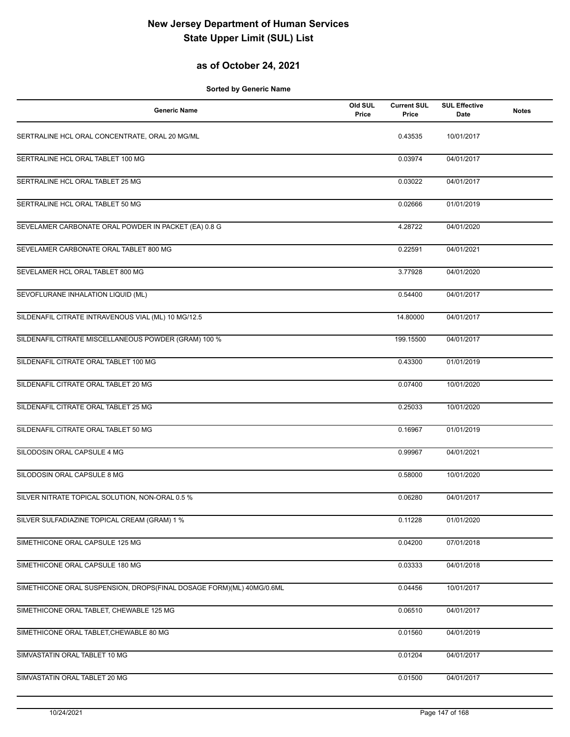# New Jersey Department of Human Services
# State Upper Limit (SUL) List

## as of October 24, 2021

**Sorted by Generic Name**

| Generic Name | Old SUL Price | Current SUL Price | SUL Effective Date | Notes |
|---|---|---|---|---|
| SERTRALINE HCL ORAL CONCENTRATE, ORAL 20 MG/ML | | 0.43535 | 10/01/2017 | |
| SERTRALINE HCL ORAL TABLET 100 MG | | 0.03974 | 04/01/2017 | |
| SERTRALINE HCL ORAL TABLET 25 MG | | 0.03022 | 04/01/2017 | |
| SERTRALINE HCL ORAL TABLET 50 MG | | 0.02666 | 01/01/2019 | |
| SEVELAMER CARBONATE ORAL POWDER IN PACKET (EA) 0.8 G | | 4.28722 | 04/01/2020 | |
| SEVELAMER CARBONATE ORAL TABLET 800 MG | | 0.22591 | 04/01/2021 | |
| SEVELAMER HCL ORAL TABLET 800 MG | | 3.77928 | 04/01/2020 | |
| SEVOFLURANE INHALATION LIQUID (ML) | | 0.54400 | 04/01/2017 | |
| SILDENAFIL CITRATE INTRAVENOUS VIAL (ML) 10 MG/12.5 | | 14.80000 | 04/01/2017 | |
| SILDENAFIL CITRATE MISCELLANEOUS POWDER (GRAM) 100 % | | 199.15500 | 04/01/2017 | |
| SILDENAFIL CITRATE ORAL TABLET 100 MG | | 0.43300 | 01/01/2019 | |
| SILDENAFIL CITRATE ORAL TABLET 20 MG | | 0.07400 | 10/01/2020 | |
| SILDENAFIL CITRATE ORAL TABLET 25 MG | | 0.25033 | 10/01/2020 | |
| SILDENAFIL CITRATE ORAL TABLET 50 MG | | 0.16967 | 01/01/2019 | |
| SILODOSIN ORAL CAPSULE 4 MG | | 0.99967 | 04/01/2021 | |
| SILODOSIN ORAL CAPSULE 8 MG | | 0.58000 | 10/01/2020 | |
| SILVER NITRATE TOPICAL SOLUTION, NON-ORAL 0.5 % | | 0.06280 | 04/01/2017 | |
| SILVER SULFADIAZINE TOPICAL CREAM (GRAM) 1 % | | 0.11228 | 01/01/2020 | |
| SIMETHICONE ORAL CAPSULE 125 MG | | 0.04200 | 07/01/2018 | |
| SIMETHICONE ORAL CAPSULE 180 MG | | 0.03333 | 04/01/2018 | |
| SIMETHICONE ORAL SUSPENSION, DROPS(FINAL DOSAGE FORM)(ML) 40MG/0.6ML | | 0.04456 | 10/01/2017 | |
| SIMETHICONE ORAL TABLET, CHEWABLE 125 MG | | 0.06510 | 04/01/2017 | |
| SIMETHICONE ORAL TABLET,CHEWABLE 80 MG | | 0.01560 | 04/01/2019 | |
| SIMVASTATIN ORAL TABLET 10 MG | | 0.01204 | 04/01/2017 | |
| SIMVASTATIN ORAL TABLET 20 MG | | 0.01500 | 04/01/2017 | |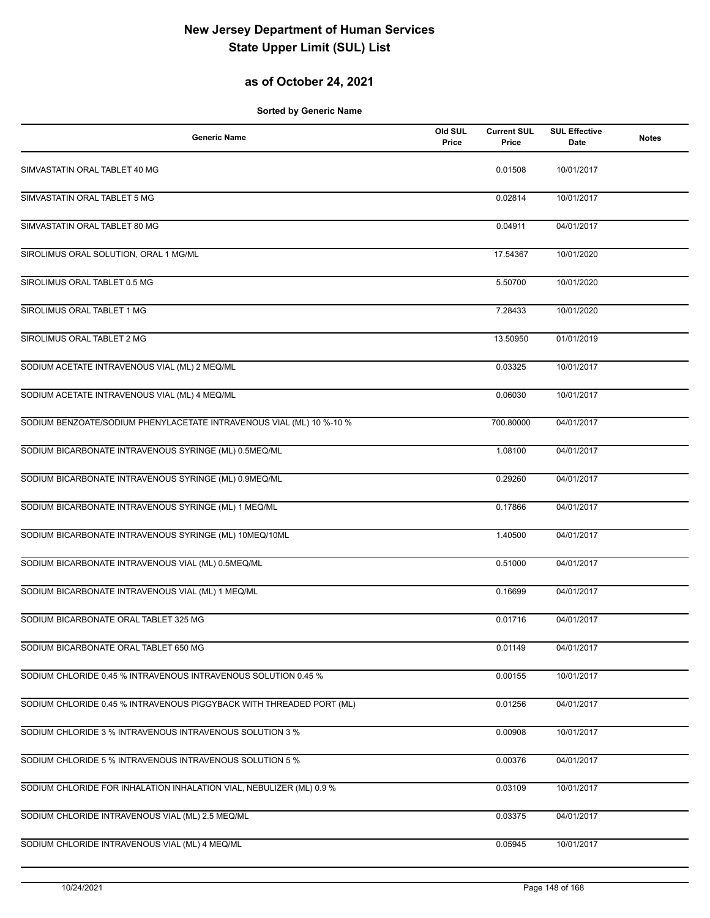# New Jersey Department of Human Services
# State Upper Limit (SUL) List

## as of October 24, 2021

**Sorted by Generic Name**

| Generic Name | Old SUL Price | Current SUL Price | SUL Effective Date | Notes |
|---|---|---|---|---|
| SIMVASTATIN ORAL TABLET 40 MG | | 0.01508 | 10/01/2017 | |
| SIMVASTATIN ORAL TABLET 5 MG | | 0.02814 | 10/01/2017 | |
| SIMVASTATIN ORAL TABLET 80 MG | | 0.04911 | 04/01/2017 | |
| SIROLIMUS ORAL SOLUTION, ORAL 1 MG/ML | | 17.54367 | 10/01/2020 | |
| SIROLIMUS ORAL TABLET 0.5 MG | | 5.50700 | 10/01/2020 | |
| SIROLIMUS ORAL TABLET 1 MG | | 7.28433 | 10/01/2020 | |
| SIROLIMUS ORAL TABLET 2 MG | | 13.50950 | 01/01/2019 | |
| SODIUM ACETATE INTRAVENOUS VIAL (ML) 2 MEQ/ML | | 0.03325 | 10/01/2017 | |
| SODIUM ACETATE INTRAVENOUS VIAL (ML) 4 MEQ/ML | | 0.06030 | 10/01/2017 | |
| SODIUM BENZOATE/SODIUM PHENYLACETATE INTRAVENOUS VIAL (ML) 10 %-10 % | | 700.80000 | 04/01/2017 | |
| SODIUM BICARBONATE INTRAVENOUS SYRINGE (ML) 0.5MEQ/ML | | 1.08100 | 04/01/2017 | |
| SODIUM BICARBONATE INTRAVENOUS SYRINGE (ML) 0.9MEQ/ML | | 0.29260 | 04/01/2017 | |
| SODIUM BICARBONATE INTRAVENOUS SYRINGE (ML) 1 MEQ/ML | | 0.17866 | 04/01/2017 | |
| SODIUM BICARBONATE INTRAVENOUS SYRINGE (ML) 10MEQ/10ML | | 1.40500 | 04/01/2017 | |
| SODIUM BICARBONATE INTRAVENOUS VIAL (ML) 0.5MEQ/ML | | 0.51000 | 04/01/2017 | |
| SODIUM BICARBONATE INTRAVENOUS VIAL (ML) 1 MEQ/ML | | 0.16699 | 04/01/2017 | |
| SODIUM BICARBONATE ORAL TABLET 325 MG | | 0.01716 | 04/01/2017 | |
| SODIUM BICARBONATE ORAL TABLET 650 MG | | 0.01149 | 04/01/2017 | |
| SODIUM CHLORIDE 0.45 % INTRAVENOUS INTRAVENOUS SOLUTION 0.45 % | | 0.00155 | 10/01/2017 | |
| SODIUM CHLORIDE 0.45 % INTRAVENOUS PIGGYBACK WITH THREADED PORT (ML) | | 0.01256 | 04/01/2017 | |
| SODIUM CHLORIDE 3 % INTRAVENOUS INTRAVENOUS SOLUTION 3 % | | 0.00908 | 10/01/2017 | |
| SODIUM CHLORIDE 5 % INTRAVENOUS INTRAVENOUS SOLUTION 5 % | | 0.00376 | 04/01/2017 | |
| SODIUM CHLORIDE FOR INHALATION INHALATION VIAL, NEBULIZER (ML) 0.9 % | | 0.03109 | 10/01/2017 | |
| SODIUM CHLORIDE INTRAVENOUS VIAL (ML) 2.5 MEQ/ML | | 0.03375 | 04/01/2017 | |
| SODIUM CHLORIDE INTRAVENOUS VIAL (ML) 4 MEQ/ML | | 0.05945 | 10/01/2017 | |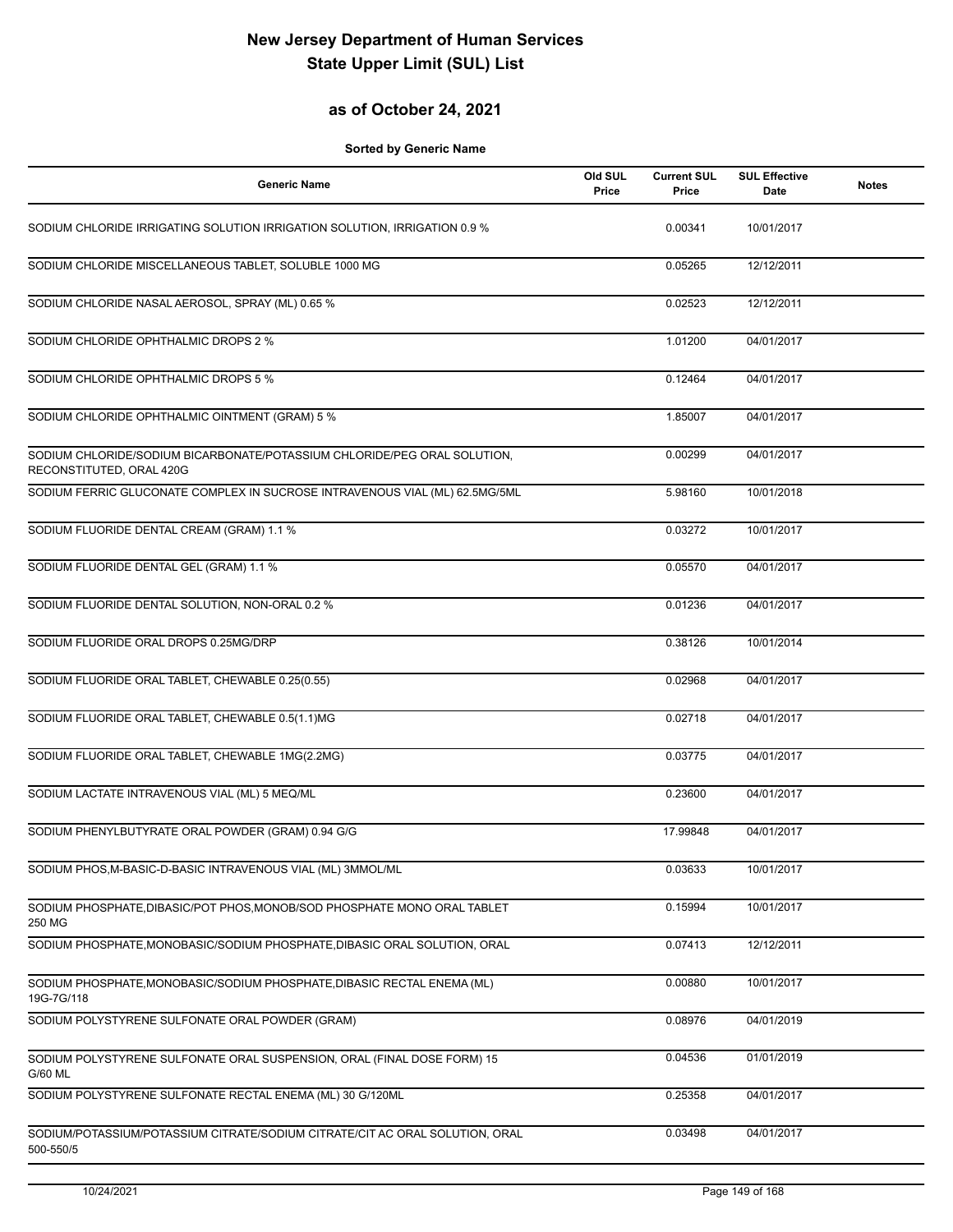# New Jersey Department of Human Services
# State Upper Limit (SUL) List

## as of October 24, 2021

**Sorted by Generic Name**

| Generic Name | Old SUL Price | Current SUL Price | SUL Effective Date | Notes |
|---|---|---|---|---|
| SODIUM CHLORIDE IRRIGATING SOLUTION IRRIGATION SOLUTION, IRRIGATION 0.9 % | | 0.00341 | 10/01/2017 | |
| SODIUM CHLORIDE MISCELLANEOUS TABLET, SOLUBLE 1000 MG | | 0.05265 | 12/12/2011 | |
| SODIUM CHLORIDE NASAL AEROSOL, SPRAY (ML) 0.65 % | | 0.02523 | 12/12/2011 | |
| SODIUM CHLORIDE OPHTHALMIC DROPS 2 % | | 1.01200 | 04/01/2017 | |
| SODIUM CHLORIDE OPHTHALMIC DROPS 5 % | | 0.12464 | 04/01/2017 | |
| SODIUM CHLORIDE OPHTHALMIC OINTMENT (GRAM) 5 % | | 1.85007 | 04/01/2017 | |
| SODIUM CHLORIDE/SODIUM BICARBONATE/POTASSIUM CHLORIDE/PEG ORAL SOLUTION, RECONSTITUTED, ORAL 420G | | 0.00299 | 04/01/2017 | |
| SODIUM FERRIC GLUCONATE COMPLEX IN SUCROSE INTRAVENOUS VIAL (ML) 62.5MG/5ML | | 5.98160 | 10/01/2018 | |
| SODIUM FLUORIDE DENTAL CREAM (GRAM) 1.1 % | | 0.03272 | 10/01/2017 | |
| SODIUM FLUORIDE DENTAL GEL (GRAM) 1.1 % | | 0.05570 | 04/01/2017 | |
| SODIUM FLUORIDE DENTAL SOLUTION, NON-ORAL 0.2 % | | 0.01236 | 04/01/2017 | |
| SODIUM FLUORIDE ORAL DROPS 0.25MG/DRP | | 0.38126 | 10/01/2014 | |
| SODIUM FLUORIDE ORAL TABLET, CHEWABLE 0.25(0.55) | | 0.02968 | 04/01/2017 | |
| SODIUM FLUORIDE ORAL TABLET, CHEWABLE 0.5(1.1)MG | | 0.02718 | 04/01/2017 | |
| SODIUM FLUORIDE ORAL TABLET, CHEWABLE 1MG(2.2MG) | | 0.03775 | 04/01/2017 | |
| SODIUM LACTATE INTRAVENOUS VIAL (ML) 5 MEQ/ML | | 0.23600 | 04/01/2017 | |
| SODIUM PHENYLBUTYRATE ORAL POWDER (GRAM) 0.94 G/G | | 17.99848 | 04/01/2017 | |
| SODIUM PHOS,M-BASIC-D-BASIC INTRAVENOUS VIAL (ML) 3MMOL/ML | | 0.03633 | 10/01/2017 | |
| SODIUM PHOSPHATE,DIBASIC/POT PHOS,MONOB/SOD PHOSPHATE MONO ORAL TABLET 250 MG | | 0.15994 | 10/01/2017 | |
| SODIUM PHOSPHATE,MONOBASIC/SODIUM PHOSPHATE,DIBASIC ORAL SOLUTION, ORAL | | 0.07413 | 12/12/2011 | |
| SODIUM PHOSPHATE,MONOBASIC/SODIUM PHOSPHATE,DIBASIC RECTAL ENEMA (ML) 19G-7G/118 | | 0.00880 | 10/01/2017 | |
| SODIUM POLYSTYRENE SULFONATE ORAL POWDER (GRAM) | | 0.08976 | 04/01/2019 | |
| SODIUM POLYSTYRENE SULFONATE ORAL SUSPENSION, ORAL (FINAL DOSE FORM) 15 G/60 ML | | 0.04536 | 01/01/2019 | |
| SODIUM POLYSTYRENE SULFONATE RECTAL ENEMA (ML) 30 G/120ML | | 0.25358 | 04/01/2017 | |
| SODIUM/POTASSIUM/POTASSIUM CITRATE/SODIUM CITRATE/CIT AC ORAL SOLUTION, ORAL 500-550/5 | | 0.03498 | 04/01/2017 | |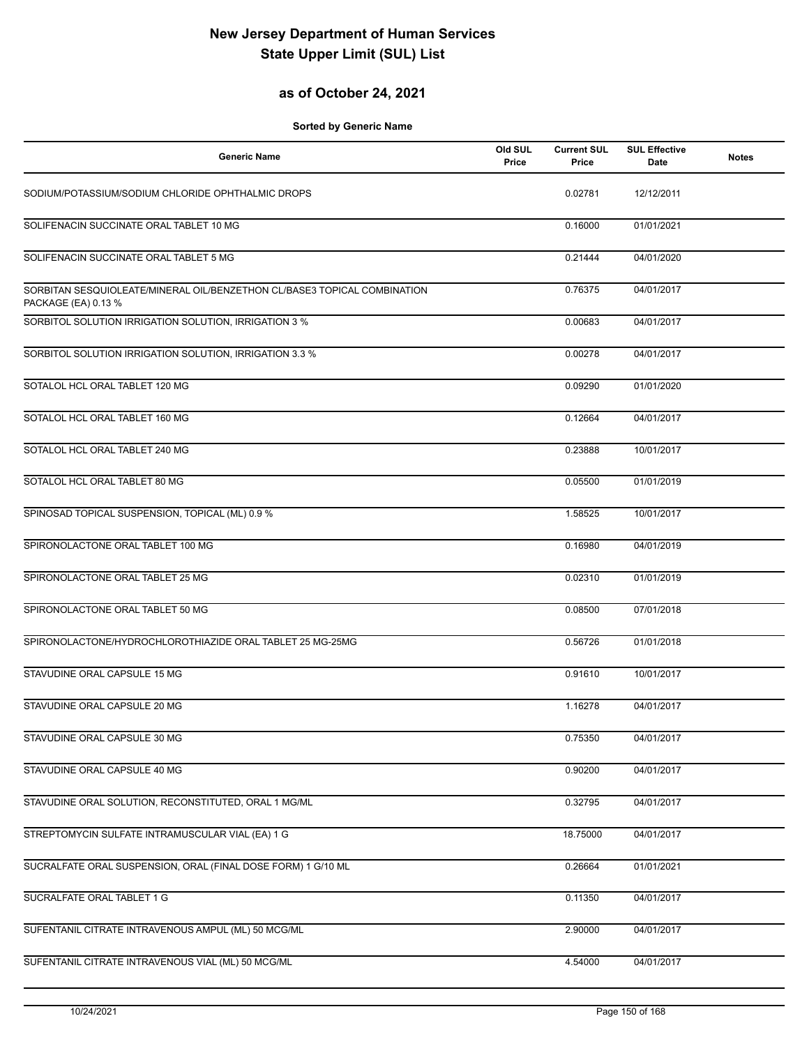# New Jersey Department of Human Services
# State Upper Limit (SUL) List

## as of October 24, 2021

**Sorted by Generic Name**

| Generic Name | Old SUL Price | Current SUL Price | SUL Effective Date | Notes |
|---|---|---|---|---|
| SODIUM/POTASSIUM/SODIUM CHLORIDE OPHTHALMIC DROPS | | 0.02781 | 12/12/2011 | |
| SOLIFENACIN SUCCINATE ORAL TABLET 10 MG | | 0.16000 | 01/01/2021 | |
| SOLIFENACIN SUCCINATE ORAL TABLET 5 MG | | 0.21444 | 04/01/2020 | |
| SORBITAN SESQUIOLEATE/MINERAL OIL/BENZETHON CL/BASE3 TOPICAL COMBINATION PACKAGE (EA) 0.13 % | | 0.76375 | 04/01/2017 | |
| SORBITOL SOLUTION IRRIGATION SOLUTION, IRRIGATION 3 % | | 0.00683 | 04/01/2017 | |
| SORBITOL SOLUTION IRRIGATION SOLUTION, IRRIGATION 3.3 % | | 0.00278 | 04/01/2017 | |
| SOTALOL HCL ORAL TABLET 120 MG | | 0.09290 | 01/01/2020 | |
| SOTALOL HCL ORAL TABLET 160 MG | | 0.12664 | 04/01/2017 | |
| SOTALOL HCL ORAL TABLET 240 MG | | 0.23888 | 10/01/2017 | |
| SOTALOL HCL ORAL TABLET 80 MG | | 0.05500 | 01/01/2019 | |
| SPINOSAD TOPICAL SUSPENSION, TOPICAL (ML) 0.9 % | | 1.58525 | 10/01/2017 | |
| SPIRONOLACTONE ORAL TABLET 100 MG | | 0.16980 | 04/01/2019 | |
| SPIRONOLACTONE ORAL TABLET 25 MG | | 0.02310 | 01/01/2019 | |
| SPIRONOLACTONE ORAL TABLET 50 MG | | 0.08500 | 07/01/2018 | |
| SPIRONOLACTONE/HYDROCHLOROTHIAZIDE ORAL TABLET 25 MG-25MG | | 0.56726 | 01/01/2018 | |
| STAVUDINE ORAL CAPSULE 15 MG | | 0.91610 | 10/01/2017 | |
| STAVUDINE ORAL CAPSULE 20 MG | | 1.16278 | 04/01/2017 | |
| STAVUDINE ORAL CAPSULE 30 MG | | 0.75350 | 04/01/2017 | |
| STAVUDINE ORAL CAPSULE 40 MG | | 0.90200 | 04/01/2017 | |
| STAVUDINE ORAL SOLUTION, RECONSTITUTED, ORAL 1 MG/ML | | 0.32795 | 04/01/2017 | |
| STREPTOMYCIN SULFATE INTRAMUSCULAR VIAL (EA) 1 G | | 18.75000 | 04/01/2017 | |
| SUCRALFATE ORAL SUSPENSION, ORAL (FINAL DOSE FORM) 1 G/10 ML | | 0.26664 | 01/01/2021 | |
| SUCRALFATE ORAL TABLET 1 G | | 0.11350 | 04/01/2017 | |
| SUFENTANIL CITRATE INTRAVENOUS AMPUL (ML) 50 MCG/ML | | 2.90000 | 04/01/2017 | |
| SUFENTANIL CITRATE INTRAVENOUS VIAL (ML) 50 MCG/ML | | 4.54000 | 04/01/2017 | |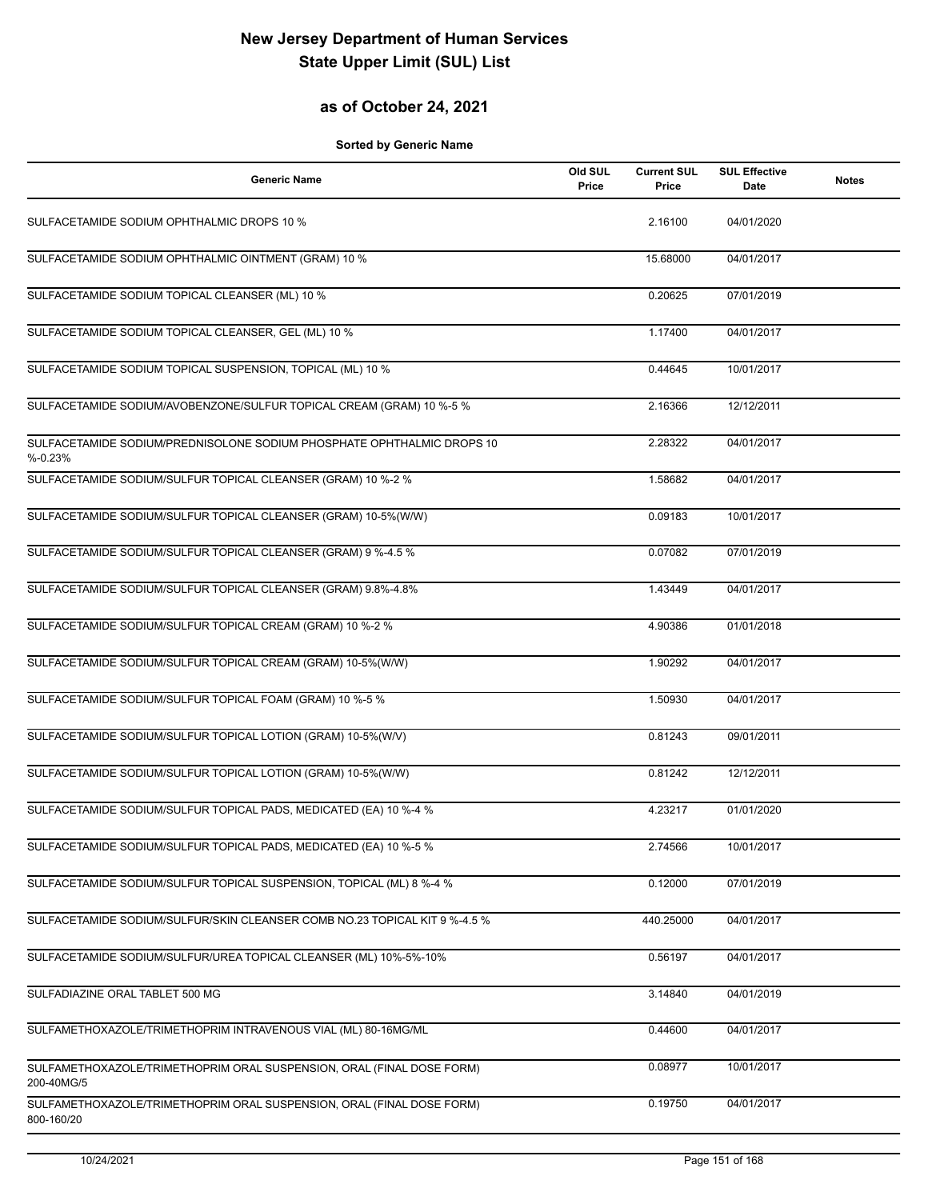# New Jersey Department of Human Services
# State Upper Limit (SUL) List

## as of October 24, 2021

**Sorted by Generic Name**

| Generic Name | Old SUL Price | Current SUL Price | SUL Effective Date | Notes |
|---|---|---|---|---|
| SULFACETAMIDE SODIUM OPHTHALMIC DROPS 10 % | | 2.16100 | 04/01/2020 | |
| SULFACETAMIDE SODIUM OPHTHALMIC OINTMENT (GRAM) 10 % | | 15.68000 | 04/01/2017 | |
| SULFACETAMIDE SODIUM TOPICAL CLEANSER (ML) 10 % | | 0.20625 | 07/01/2019 | |
| SULFACETAMIDE SODIUM TOPICAL CLEANSER, GEL (ML) 10 % | | 1.17400 | 04/01/2017 | |
| SULFACETAMIDE SODIUM TOPICAL SUSPENSION, TOPICAL (ML) 10 % | | 0.44645 | 10/01/2017 | |
| SULFACETAMIDE SODIUM/AVOBENZONE/SULFUR TOPICAL CREAM (GRAM) 10 %-5 % | | 2.16366 | 12/12/2011 | |
| SULFACETAMIDE SODIUM/PREDNISOLONE SODIUM PHOSPHATE OPHTHALMIC DROPS 10 %-0.23% | | 2.28322 | 04/01/2017 | |
| SULFACETAMIDE SODIUM/SULFUR TOPICAL CLEANSER (GRAM) 10 %-2 % | | 1.58682 | 04/01/2017 | |
| SULFACETAMIDE SODIUM/SULFUR TOPICAL CLEANSER (GRAM) 10-5%(W/W) | | 0.09183 | 10/01/2017 | |
| SULFACETAMIDE SODIUM/SULFUR TOPICAL CLEANSER (GRAM) 9 %-4.5 % | | 0.07082 | 07/01/2019 | |
| SULFACETAMIDE SODIUM/SULFUR TOPICAL CLEANSER (GRAM) 9.8%-4.8% | | 1.43449 | 04/01/2017 | |
| SULFACETAMIDE SODIUM/SULFUR TOPICAL CREAM (GRAM) 10 %-2 % | | 4.90386 | 01/01/2018 | |
| SULFACETAMIDE SODIUM/SULFUR TOPICAL CREAM (GRAM) 10-5%(W/W) | | 1.90292 | 04/01/2017 | |
| SULFACETAMIDE SODIUM/SULFUR TOPICAL FOAM (GRAM) 10 %-5 % | | 1.50930 | 04/01/2017 | |
| SULFACETAMIDE SODIUM/SULFUR TOPICAL LOTION (GRAM) 10-5%(W/V) | | 0.81243 | 09/01/2011 | |
| SULFACETAMIDE SODIUM/SULFUR TOPICAL LOTION (GRAM) 10-5%(W/W) | | 0.81242 | 12/12/2011 | |
| SULFACETAMIDE SODIUM/SULFUR TOPICAL PADS, MEDICATED (EA) 10 %-4 % | | 4.23217 | 01/01/2020 | |
| SULFACETAMIDE SODIUM/SULFUR TOPICAL PADS, MEDICATED (EA) 10 %-5 % | | 2.74566 | 10/01/2017 | |
| SULFACETAMIDE SODIUM/SULFUR TOPICAL SUSPENSION, TOPICAL (ML) 8 %-4 % | | 0.12000 | 07/01/2019 | |
| SULFACETAMIDE SODIUM/SULFUR/SKIN CLEANSER COMB NO.23 TOPICAL KIT 9 %-4.5 % | | 440.25000 | 04/01/2017 | |
| SULFACETAMIDE SODIUM/SULFUR/UREA TOPICAL CLEANSER (ML) 10%-5%-10% | | 0.56197 | 04/01/2017 | |
| SULFADIAZINE ORAL TABLET 500 MG | | 3.14840 | 04/01/2019 | |
| SULFAMETHOXAZOLE/TRIMETHOPRIM INTRAVENOUS VIAL (ML) 80-16MG/ML | | 0.44600 | 04/01/2017 | |
| SULFAMETHOXAZOLE/TRIMETHOPRIM ORAL SUSPENSION, ORAL (FINAL DOSE FORM) 200-40MG/5 | | 0.08977 | 10/01/2017 | |
| SULFAMETHOXAZOLE/TRIMETHOPRIM ORAL SUSPENSION, ORAL (FINAL DOSE FORM) 800-160/20 | | 0.19750 | 04/01/2017 | |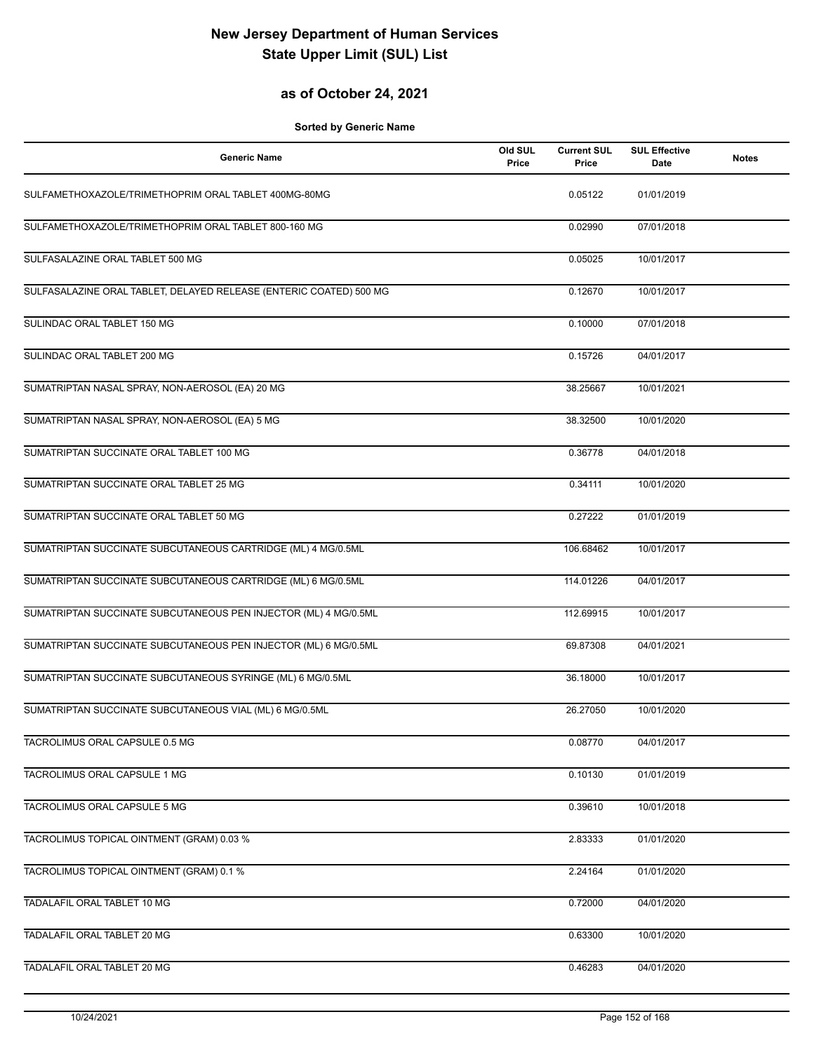# New Jersey Department of Human Services
# State Upper Limit (SUL) List

## as of October 24, 2021

**Sorted by Generic Name**

| Generic Name | Old SUL Price | Current SUL Price | SUL Effective Date | Notes |
|---|---|---|---|---|
| SULFAMETHOXAZOLE/TRIMETHOPRIM ORAL TABLET 400MG-80MG | | 0.05122 | 01/01/2019 | |
| SULFAMETHOXAZOLE/TRIMETHOPRIM ORAL TABLET 800-160 MG | | 0.02990 | 07/01/2018 | |
| SULFASALAZINE ORAL TABLET 500 MG | | 0.05025 | 10/01/2017 | |
| SULFASALAZINE ORAL TABLET, DELAYED RELEASE (ENTERIC COATED) 500 MG | | 0.12670 | 10/01/2017 | |
| SULINDAC ORAL TABLET 150 MG | | 0.10000 | 07/01/2018 | |
| SULINDAC ORAL TABLET 200 MG | | 0.15726 | 04/01/2017 | |
| SUMATRIPTAN NASAL SPRAY, NON-AEROSOL (EA) 20 MG | | 38.25667 | 10/01/2021 | |
| SUMATRIPTAN NASAL SPRAY, NON-AEROSOL (EA) 5 MG | | 38.32500 | 10/01/2020 | |
| SUMATRIPTAN SUCCINATE ORAL TABLET 100 MG | | 0.36778 | 04/01/2018 | |
| SUMATRIPTAN SUCCINATE ORAL TABLET 25 MG | | 0.34111 | 10/01/2020 | |
| SUMATRIPTAN SUCCINATE ORAL TABLET 50 MG | | 0.27222 | 01/01/2019 | |
| SUMATRIPTAN SUCCINATE SUBCUTANEOUS CARTRIDGE (ML) 4 MG/0.5ML | | 106.68462 | 10/01/2017 | |
| SUMATRIPTAN SUCCINATE SUBCUTANEOUS CARTRIDGE (ML) 6 MG/0.5ML | | 114.01226 | 04/01/2017 | |
| SUMATRIPTAN SUCCINATE SUBCUTANEOUS PEN INJECTOR (ML) 4 MG/0.5ML | | 112.69915 | 10/01/2017 | |
| SUMATRIPTAN SUCCINATE SUBCUTANEOUS PEN INJECTOR (ML) 6 MG/0.5ML | | 69.87308 | 04/01/2021 | |
| SUMATRIPTAN SUCCINATE SUBCUTANEOUS SYRINGE (ML) 6 MG/0.5ML | | 36.18000 | 10/01/2017 | |
| SUMATRIPTAN SUCCINATE SUBCUTANEOUS VIAL (ML) 6 MG/0.5ML | | 26.27050 | 10/01/2020 | |
| TACROLIMUS ORAL CAPSULE 0.5 MG | | 0.08770 | 04/01/2017 | |
| TACROLIMUS ORAL CAPSULE 1 MG | | 0.10130 | 01/01/2019 | |
| TACROLIMUS ORAL CAPSULE 5 MG | | 0.39610 | 10/01/2018 | |
| TACROLIMUS TOPICAL OINTMENT (GRAM) 0.03 % | | 2.83333 | 01/01/2020 | |
| TACROLIMUS TOPICAL OINTMENT (GRAM) 0.1 % | | 2.24164 | 01/01/2020 | |
| TADALAFIL ORAL TABLET 10 MG | | 0.72000 | 04/01/2020 | |
| TADALAFIL ORAL TABLET 20 MG | | 0.63300 | 10/01/2020 | |
| TADALAFIL ORAL TABLET 20 MG | | 0.46283 | 04/01/2020 | |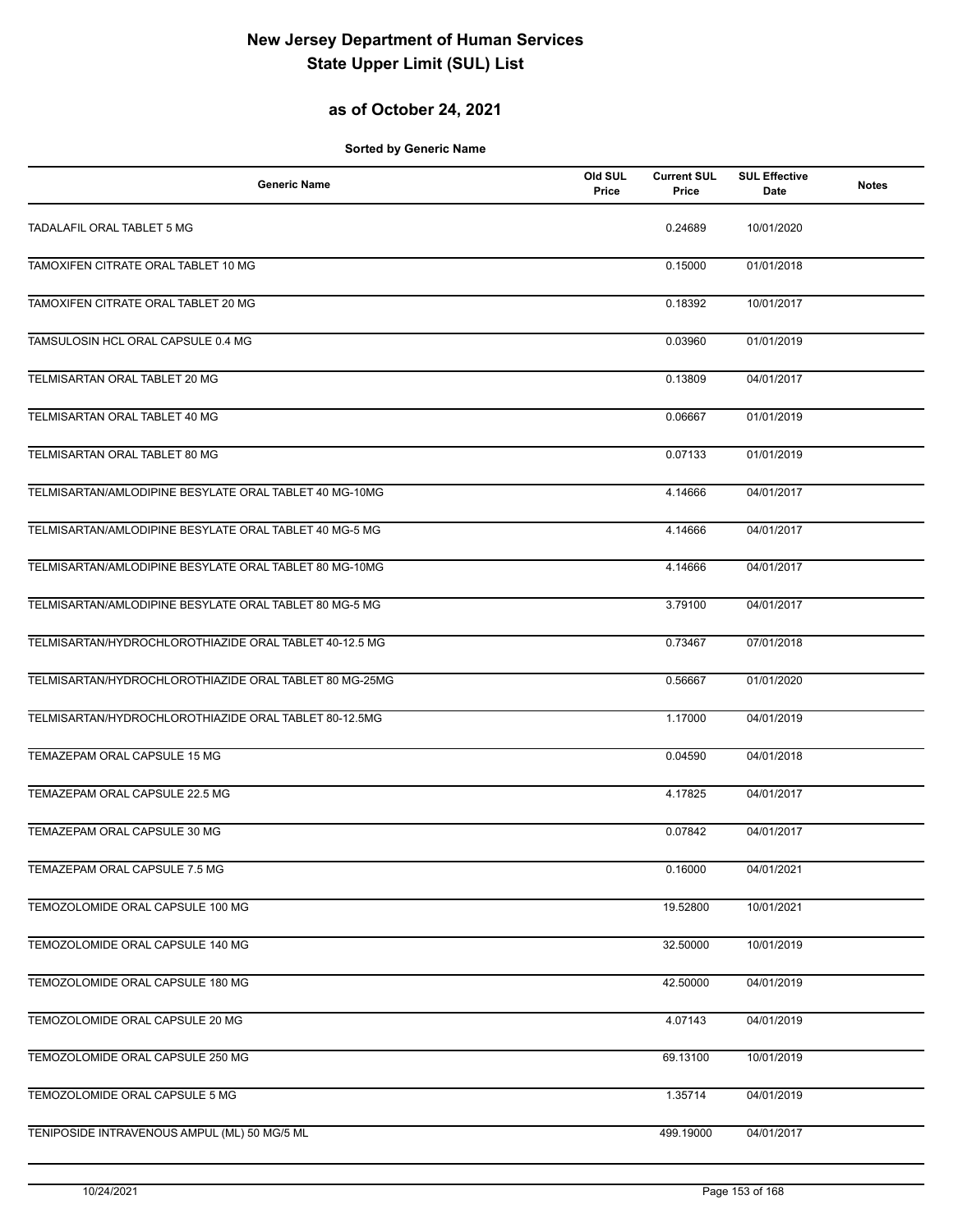# New Jersey Department of Human Services
# State Upper Limit (SUL) List

## as of October 24, 2021

**Sorted by Generic Name**

| Generic Name | Old SUL Price | Current SUL Price | SUL Effective Date | Notes |
|---|---|---|---|---|
| TADALAFIL ORAL TABLET 5 MG | | 0.24689 | 10/01/2020 | |
| TAMOXIFEN CITRATE ORAL TABLET 10 MG | | 0.15000 | 01/01/2018 | |
| TAMOXIFEN CITRATE ORAL TABLET 20 MG | | 0.18392 | 10/01/2017 | |
| TAMSULOSIN HCL ORAL CAPSULE 0.4 MG | | 0.03960 | 01/01/2019 | |
| TELMISARTAN ORAL TABLET 20 MG | | 0.13809 | 04/01/2017 | |
| TELMISARTAN ORAL TABLET 40 MG | | 0.06667 | 01/01/2019 | |
| TELMISARTAN ORAL TABLET 80 MG | | 0.07133 | 01/01/2019 | |
| TELMISARTAN/AMLODIPINE BESYLATE ORAL TABLET 40 MG-10MG | | 4.14666 | 04/01/2017 | |
| TELMISARTAN/AMLODIPINE BESYLATE ORAL TABLET 40 MG-5 MG | | 4.14666 | 04/01/2017 | |
| TELMISARTAN/AMLODIPINE BESYLATE ORAL TABLET 80 MG-10MG | | 4.14666 | 04/01/2017 | |
| TELMISARTAN/AMLODIPINE BESYLATE ORAL TABLET 80 MG-5 MG | | 3.79100 | 04/01/2017 | |
| TELMISARTAN/HYDROCHLOROTHIAZIDE ORAL TABLET 40-12.5 MG | | 0.73467 | 07/01/2018 | |
| TELMISARTAN/HYDROCHLOROTHIAZIDE ORAL TABLET 80 MG-25MG | | 0.56667 | 01/01/2020 | |
| TELMISARTAN/HYDROCHLOROTHIAZIDE ORAL TABLET 80-12.5MG | | 1.17000 | 04/01/2019 | |
| TEMAZEPAM ORAL CAPSULE 15 MG | | 0.04590 | 04/01/2018 | |
| TEMAZEPAM ORAL CAPSULE 22.5 MG | | 4.17825 | 04/01/2017 | |
| TEMAZEPAM ORAL CAPSULE 30 MG | | 0.07842 | 04/01/2017 | |
| TEMAZEPAM ORAL CAPSULE 7.5 MG | | 0.16000 | 04/01/2021 | |
| TEMOZOLOMIDE ORAL CAPSULE 100 MG | | 19.52800 | 10/01/2021 | |
| TEMOZOLOMIDE ORAL CAPSULE 140 MG | | 32.50000 | 10/01/2019 | |
| TEMOZOLOMIDE ORAL CAPSULE 180 MG | | 42.50000 | 04/01/2019 | |
| TEMOZOLOMIDE ORAL CAPSULE 20 MG | | 4.07143 | 04/01/2019 | |
| TEMOZOLOMIDE ORAL CAPSULE 250 MG | | 69.13100 | 10/01/2019 | |
| TEMOZOLOMIDE ORAL CAPSULE 5 MG | | 1.35714 | 04/01/2019 | |
| TENIPOSIDE INTRAVENOUS AMPUL (ML) 50 MG/5 ML | | 499.19000 | 04/01/2017 | |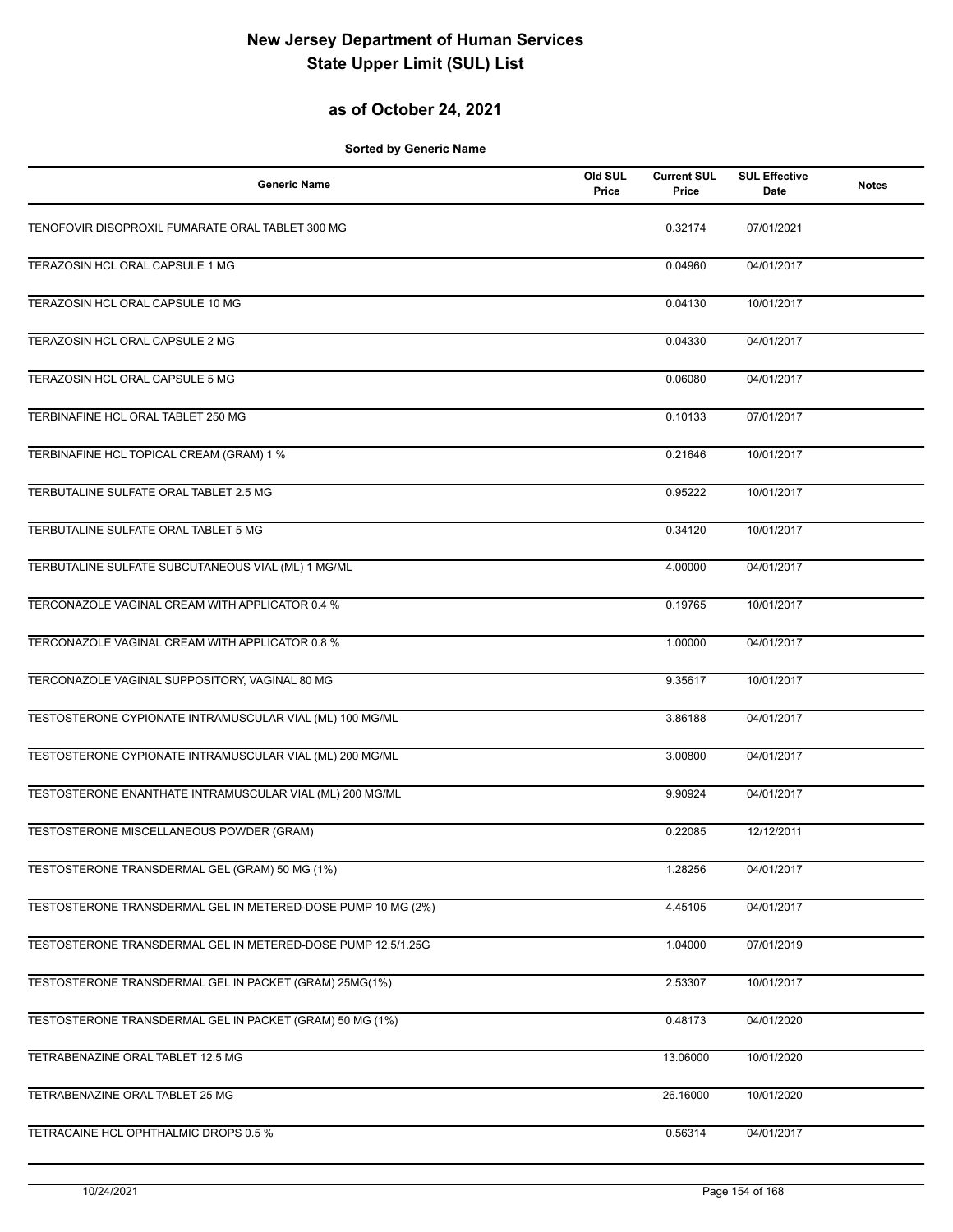# New Jersey Department of Human Services
# State Upper Limit (SUL) List

## as of October 24, 2021

**Sorted by Generic Name**

| Generic Name | Old SUL Price | Current SUL Price | SUL Effective Date | Notes |
|---|---|---|---|---|
| TENOFOVIR DISOPROXIL FUMARATE ORAL TABLET 300 MG | | 0.32174 | 07/01/2021 | |
| TERAZOSIN HCL ORAL CAPSULE 1 MG | | 0.04960 | 04/01/2017 | |
| TERAZOSIN HCL ORAL CAPSULE 10 MG | | 0.04130 | 10/01/2017 | |
| TERAZOSIN HCL ORAL CAPSULE 2 MG | | 0.04330 | 04/01/2017 | |
| TERAZOSIN HCL ORAL CAPSULE 5 MG | | 0.06080 | 04/01/2017 | |
| TERBINAFINE HCL ORAL TABLET 250 MG | | 0.10133 | 07/01/2017 | |
| TERBINAFINE HCL TOPICAL CREAM (GRAM) 1 % | | 0.21646 | 10/01/2017 | |
| TERBUTALINE SULFATE ORAL TABLET 2.5 MG | | 0.95222 | 10/01/2017 | |
| TERBUTALINE SULFATE ORAL TABLET 5 MG | | 0.34120 | 10/01/2017 | |
| TERBUTALINE SULFATE SUBCUTANEOUS VIAL (ML) 1 MG/ML | | 4.00000 | 04/01/2017 | |
| TERCONAZOLE VAGINAL CREAM WITH APPLICATOR 0.4 % | | 0.19765 | 10/01/2017 | |
| TERCONAZOLE VAGINAL CREAM WITH APPLICATOR 0.8 % | | 1.00000 | 04/01/2017 | |
| TERCONAZOLE VAGINAL SUPPOSITORY, VAGINAL 80 MG | | 9.35617 | 10/01/2017 | |
| TESTOSTERONE CYPIONATE INTRAMUSCULAR VIAL (ML) 100 MG/ML | | 3.86188 | 04/01/2017 | |
| TESTOSTERONE CYPIONATE INTRAMUSCULAR VIAL (ML) 200 MG/ML | | 3.00800 | 04/01/2017 | |
| TESTOSTERONE ENANTHATE INTRAMUSCULAR VIAL (ML) 200 MG/ML | | 9.90924 | 04/01/2017 | |
| TESTOSTERONE MISCELLANEOUS POWDER (GRAM) | | 0.22085 | 12/12/2011 | |
| TESTOSTERONE TRANSDERMAL GEL (GRAM) 50 MG (1%) | | 1.28256 | 04/01/2017 | |
| TESTOSTERONE TRANSDERMAL GEL IN METERED-DOSE PUMP 10 MG (2%) | | 4.45105 | 04/01/2017 | |
| TESTOSTERONE TRANSDERMAL GEL IN METERED-DOSE PUMP 12.5/1.25G | | 1.04000 | 07/01/2019 | |
| TESTOSTERONE TRANSDERMAL GEL IN PACKET (GRAM) 25MG(1%) | | 2.53307 | 10/01/2017 | |
| TESTOSTERONE TRANSDERMAL GEL IN PACKET (GRAM) 50 MG (1%) | | 0.48173 | 04/01/2020 | |
| TETRABENAZINE ORAL TABLET 12.5 MG | | 13.06000 | 10/01/2020 | |
| TETRABENAZINE ORAL TABLET 25 MG | | 26.16000 | 10/01/2020 | |
| TETRACAINE HCL OPHTHALMIC DROPS 0.5 % | | 0.56314 | 04/01/2017 | |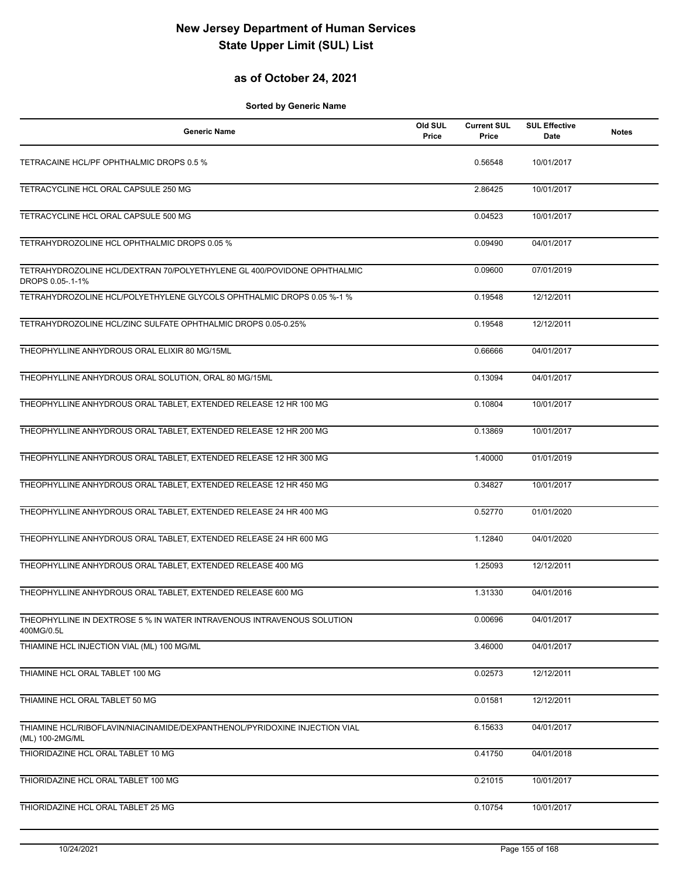# New Jersey Department of Human Services
# State Upper Limit (SUL) List

## as of October 24, 2021

**Sorted by Generic Name**

| Generic Name | Old SUL Price | Current SUL Price | SUL Effective Date | Notes |
|---|---|---|---|---|
| TETRACAINE HCL/PF OPHTHALMIC DROPS 0.5 % | | 0.56548 | 10/01/2017 | |
| TETRACYCLINE HCL ORAL CAPSULE 250 MG | | 2.86425 | 10/01/2017 | |
| TETRACYCLINE HCL ORAL CAPSULE 500 MG | | 0.04523 | 10/01/2017 | |
| TETRAHYDROZOLINE HCL OPHTHALMIC DROPS 0.05 % | | 0.09490 | 04/01/2017 | |
| TETRAHYDROZOLINE HCL/DEXTRAN 70/POLYETHYLENE GL 400/POVIDONE OPHTHALMIC DROPS 0.05-.1-1% | | 0.09600 | 07/01/2019 | |
| TETRAHYDROZOLINE HCL/POLYETHYLENE GLYCOLS OPHTHALMIC DROPS 0.05 %-1 % | | 0.19548 | 12/12/2011 | |
| TETRAHYDROZOLINE HCL/ZINC SULFATE OPHTHALMIC DROPS 0.05-0.25% | | 0.19548 | 12/12/2011 | |
| THEOPHYLLINE ANHYDROUS ORAL ELIXIR 80 MG/15ML | | 0.66666 | 04/01/2017 | |
| THEOPHYLLINE ANHYDROUS ORAL SOLUTION, ORAL 80 MG/15ML | | 0.13094 | 04/01/2017 | |
| THEOPHYLLINE ANHYDROUS ORAL TABLET, EXTENDED RELEASE 12 HR 100 MG | | 0.10804 | 10/01/2017 | |
| THEOPHYLLINE ANHYDROUS ORAL TABLET, EXTENDED RELEASE 12 HR 200 MG | | 0.13869 | 10/01/2017 | |
| THEOPHYLLINE ANHYDROUS ORAL TABLET, EXTENDED RELEASE 12 HR 300 MG | | 1.40000 | 01/01/2019 | |
| THEOPHYLLINE ANHYDROUS ORAL TABLET, EXTENDED RELEASE 12 HR 450 MG | | 0.34827 | 10/01/2017 | |
| THEOPHYLLINE ANHYDROUS ORAL TABLET, EXTENDED RELEASE 24 HR 400 MG | | 0.52770 | 01/01/2020 | |
| THEOPHYLLINE ANHYDROUS ORAL TABLET, EXTENDED RELEASE 24 HR 600 MG | | 1.12840 | 04/01/2020 | |
| THEOPHYLLINE ANHYDROUS ORAL TABLET, EXTENDED RELEASE 400 MG | | 1.25093 | 12/12/2011 | |
| THEOPHYLLINE ANHYDROUS ORAL TABLET, EXTENDED RELEASE 600 MG | | 1.31330 | 04/01/2016 | |
| THEOPHYLLINE IN DEXTROSE 5 % IN WATER INTRAVENOUS INTRAVENOUS SOLUTION 400MG/0.5L | | 0.00696 | 04/01/2017 | |
| THIAMINE HCL INJECTION VIAL (ML) 100 MG/ML | | 3.46000 | 04/01/2017 | |
| THIAMINE HCL ORAL TABLET 100 MG | | 0.02573 | 12/12/2011 | |
| THIAMINE HCL ORAL TABLET 50 MG | | 0.01581 | 12/12/2011 | |
| THIAMINE HCL/RIBOFLAVIN/NIACINAMIDE/DEXPANTHENOL/PYRIDOXINE INJECTION VIAL (ML) 100-2MG/ML | | 6.15633 | 04/01/2017 | |
| THIORIDAZINE HCL ORAL TABLET 10 MG | | 0.41750 | 04/01/2018 | |
| THIORIDAZINE HCL ORAL TABLET 100 MG | | 0.21015 | 10/01/2017 | |
| THIORIDAZINE HCL ORAL TABLET 25 MG | | 0.10754 | 10/01/2017 | |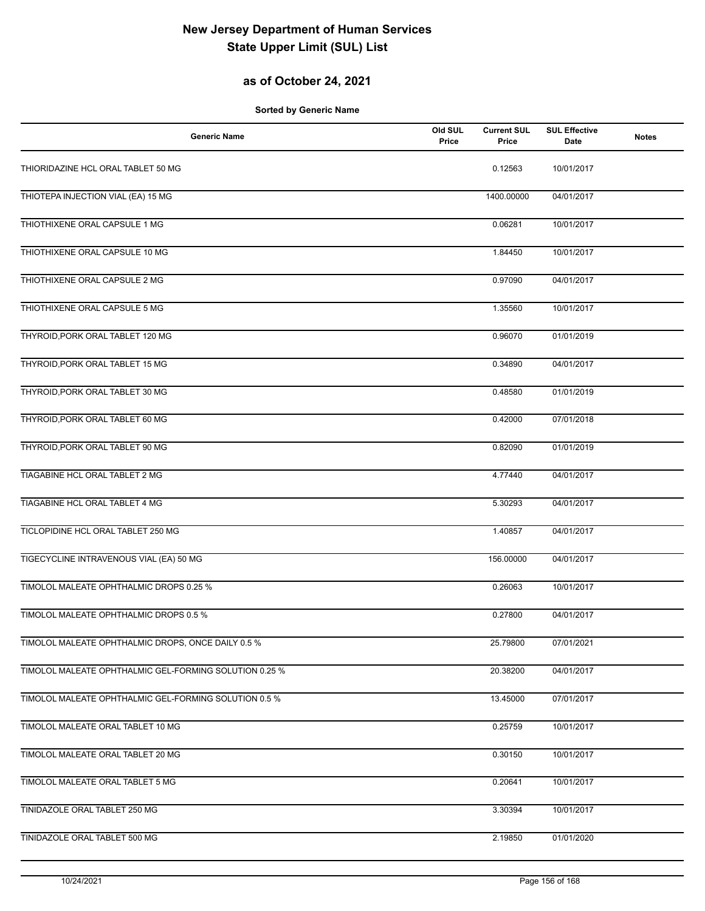# New Jersey Department of Human Services
# State Upper Limit (SUL) List

## as of October 24, 2021

**Sorted by Generic Name**

| Generic Name | Old SUL Price | Current SUL Price | SUL Effective Date | Notes |
|---|---|---|---|---|
| THIORIDAZINE HCL ORAL TABLET 50 MG | | 0.12563 | 10/01/2017 | |
| THIOTEPA INJECTION VIAL (EA) 15 MG | | 1400.00000 | 04/01/2017 | |
| THIOTHIXENE ORAL CAPSULE 1 MG | | 0.06281 | 10/01/2017 | |
| THIOTHIXENE ORAL CAPSULE 10 MG | | 1.84450 | 10/01/2017 | |
| THIOTHIXENE ORAL CAPSULE 2 MG | | 0.97090 | 04/01/2017 | |
| THIOTHIXENE ORAL CAPSULE 5 MG | | 1.35560 | 10/01/2017 | |
| THYROID,PORK ORAL TABLET 120 MG | | 0.96070 | 01/01/2019 | |
| THYROID,PORK ORAL TABLET 15 MG | | 0.34890 | 04/01/2017 | |
| THYROID,PORK ORAL TABLET 30 MG | | 0.48580 | 01/01/2019 | |
| THYROID,PORK ORAL TABLET 60 MG | | 0.42000 | 07/01/2018 | |
| THYROID,PORK ORAL TABLET 90 MG | | 0.82090 | 01/01/2019 | |
| TIAGABINE HCL ORAL TABLET 2 MG | | 4.77440 | 04/01/2017 | |
| TIAGABINE HCL ORAL TABLET 4 MG | | 5.30293 | 04/01/2017 | |
| TICLOPIDINE HCL ORAL TABLET 250 MG | | 1.40857 | 04/01/2017 | |
| TIGECYCLINE INTRAVENOUS VIAL (EA) 50 MG | | 156.00000 | 04/01/2017 | |
| TIMOLOL MALEATE OPHTHALMIC DROPS 0.25 % | | 0.26063 | 10/01/2017 | |
| TIMOLOL MALEATE OPHTHALMIC DROPS 0.5 % | | 0.27800 | 04/01/2017 | |
| TIMOLOL MALEATE OPHTHALMIC DROPS, ONCE DAILY 0.5 % | | 25.79800 | 07/01/2021 | |
| TIMOLOL MALEATE OPHTHALMIC GEL-FORMING SOLUTION 0.25 % | | 20.38200 | 04/01/2017 | |
| TIMOLOL MALEATE OPHTHALMIC GEL-FORMING SOLUTION 0.5 % | | 13.45000 | 07/01/2017 | |
| TIMOLOL MALEATE ORAL TABLET 10 MG | | 0.25759 | 10/01/2017 | |
| TIMOLOL MALEATE ORAL TABLET 20 MG | | 0.30150 | 10/01/2017 | |
| TIMOLOL MALEATE ORAL TABLET 5 MG | | 0.20641 | 10/01/2017 | |
| TINIDAZOLE ORAL TABLET 250 MG | | 3.30394 | 10/01/2017 | |
| TINIDAZOLE ORAL TABLET 500 MG | | 2.19850 | 01/01/2020 | |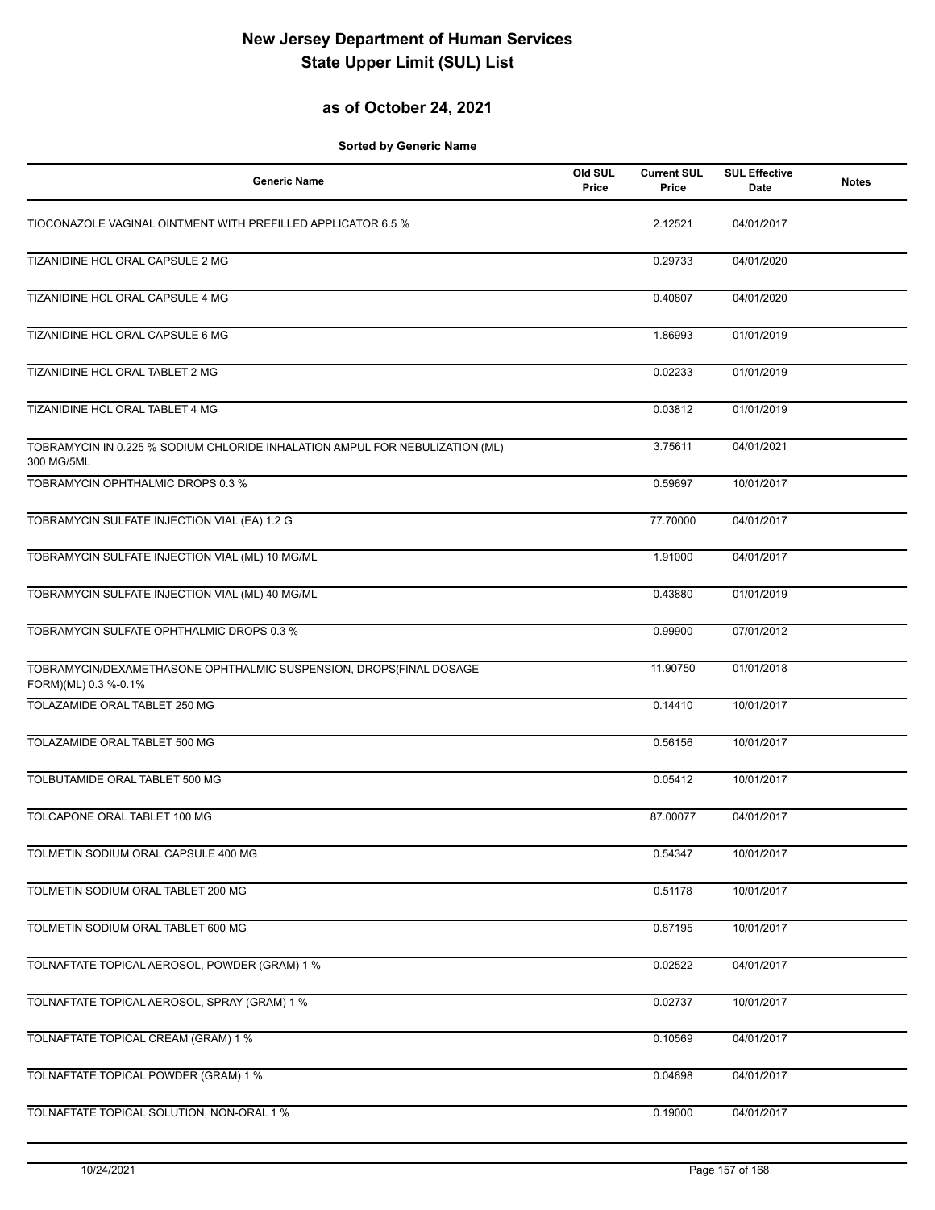# New Jersey Department of Human Services
# State Upper Limit (SUL) List

## as of October 24, 2021

**Sorted by Generic Name**

| Generic Name | Old SUL Price | Current SUL Price | SUL Effective Date | Notes |
|---|---|---|---|---|
| TIOCONAZOLE VAGINAL OINTMENT WITH PREFILLED APPLICATOR 6.5 % | | 2.12521 | 04/01/2017 | |
| TIZANIDINE HCL ORAL CAPSULE 2 MG | | 0.29733 | 04/01/2020 | |
| TIZANIDINE HCL ORAL CAPSULE 4 MG | | 0.40807 | 04/01/2020 | |
| TIZANIDINE HCL ORAL CAPSULE 6 MG | | 1.86993 | 01/01/2019 | |
| TIZANIDINE HCL ORAL TABLET 2 MG | | 0.02233 | 01/01/2019 | |
| TIZANIDINE HCL ORAL TABLET 4 MG | | 0.03812 | 01/01/2019 | |
| TOBRAMYCIN IN 0.225 % SODIUM CHLORIDE INHALATION AMPUL FOR NEBULIZATION (ML) 300 MG/5ML | | 3.75611 | 04/01/2021 | |
| TOBRAMYCIN OPHTHALMIC DROPS 0.3 % | | 0.59697 | 10/01/2017 | |
| TOBRAMYCIN SULFATE INJECTION VIAL (EA) 1.2 G | | 77.70000 | 04/01/2017 | |
| TOBRAMYCIN SULFATE INJECTION VIAL (ML) 10 MG/ML | | 1.91000 | 04/01/2017 | |
| TOBRAMYCIN SULFATE INJECTION VIAL (ML) 40 MG/ML | | 0.43880 | 01/01/2019 | |
| TOBRAMYCIN SULFATE OPHTHALMIC DROPS 0.3 % | | 0.99900 | 07/01/2012 | |
| TOBRAMYCIN/DEXAMETHASONE OPHTHALMIC SUSPENSION, DROPS(FINAL DOSAGE FORM)(ML) 0.3 %-0.1% | | 11.90750 | 01/01/2018 | |
| TOLAZAMIDE ORAL TABLET 250 MG | | 0.14410 | 10/01/2017 | |
| TOLAZAMIDE ORAL TABLET 500 MG | | 0.56156 | 10/01/2017 | |
| TOLBUTAMIDE ORAL TABLET 500 MG | | 0.05412 | 10/01/2017 | |
| TOLCAPONE ORAL TABLET 100 MG | | 87.00077 | 04/01/2017 | |
| TOLMETIN SODIUM ORAL CAPSULE 400 MG | | 0.54347 | 10/01/2017 | |
| TOLMETIN SODIUM ORAL TABLET 200 MG | | 0.51178 | 10/01/2017 | |
| TOLMETIN SODIUM ORAL TABLET 600 MG | | 0.87195 | 10/01/2017 | |
| TOLNAFTATE TOPICAL AEROSOL, POWDER (GRAM) 1 % | | 0.02522 | 04/01/2017 | |
| TOLNAFTATE TOPICAL AEROSOL, SPRAY (GRAM) 1 % | | 0.02737 | 10/01/2017 | |
| TOLNAFTATE TOPICAL CREAM (GRAM) 1 % | | 0.10569 | 04/01/2017 | |
| TOLNAFTATE TOPICAL POWDER (GRAM) 1 % | | 0.04698 | 04/01/2017 | |
| TOLNAFTATE TOPICAL SOLUTION, NON-ORAL 1 % | | 0.19000 | 04/01/2017 | |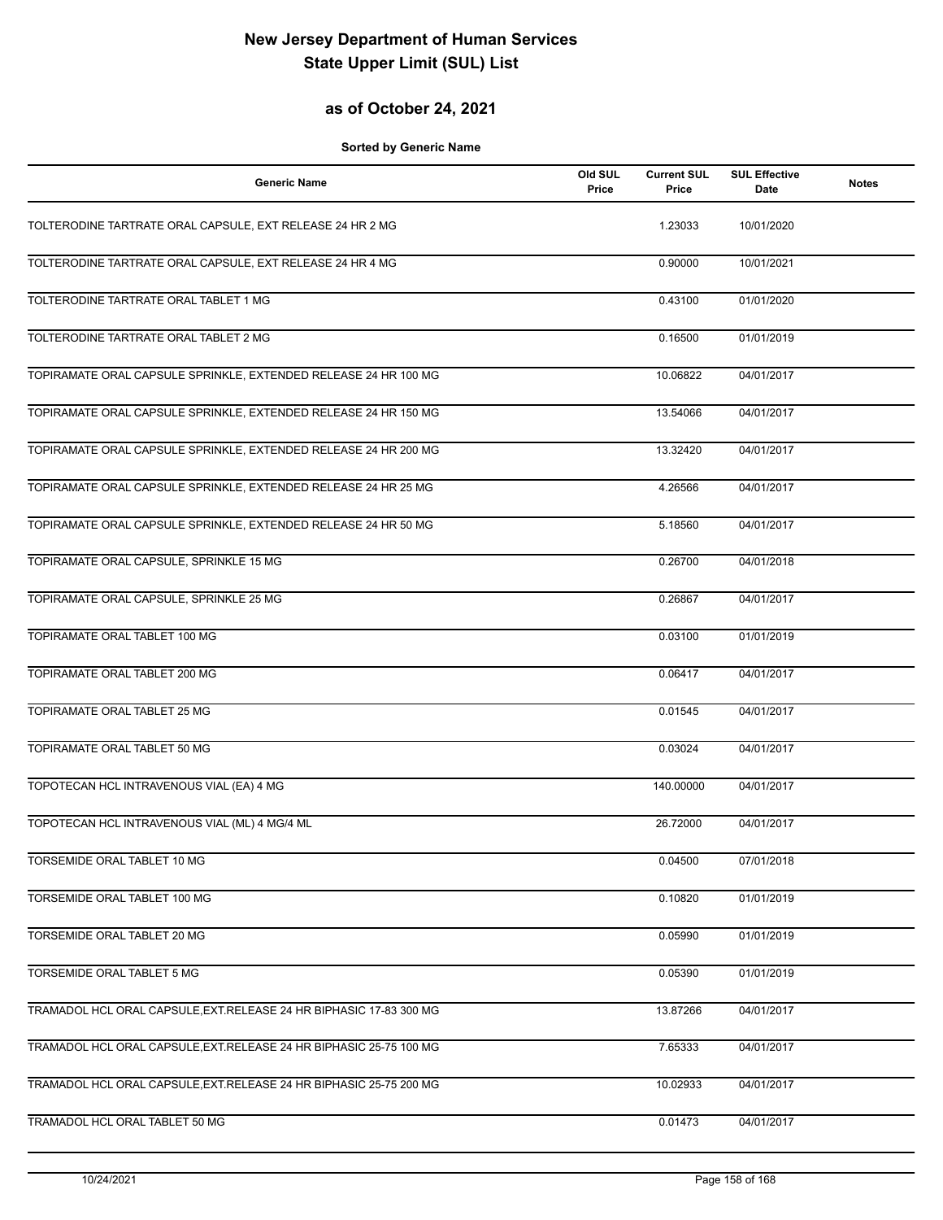# New Jersey Department of Human Services
# State Upper Limit (SUL) List

## as of October 24, 2021

**Sorted by Generic Name**

| Generic Name | Old SUL Price | Current SUL Price | SUL Effective Date | Notes |
|---|---|---|---|---|
| TOLTERODINE TARTRATE ORAL CAPSULE, EXT RELEASE 24 HR 2 MG | | 1.23033 | 10/01/2020 | |
| TOLTERODINE TARTRATE ORAL CAPSULE, EXT RELEASE 24 HR 4 MG | | 0.90000 | 10/01/2021 | |
| TOLTERODINE TARTRATE ORAL TABLET 1 MG | | 0.43100 | 01/01/2020 | |
| TOLTERODINE TARTRATE ORAL TABLET 2 MG | | 0.16500 | 01/01/2019 | |
| TOPIRAMATE ORAL CAPSULE SPRINKLE, EXTENDED RELEASE 24 HR 100 MG | | 10.06822 | 04/01/2017 | |
| TOPIRAMATE ORAL CAPSULE SPRINKLE, EXTENDED RELEASE 24 HR 150 MG | | 13.54066 | 04/01/2017 | |
| TOPIRAMATE ORAL CAPSULE SPRINKLE, EXTENDED RELEASE 24 HR 200 MG | | 13.32420 | 04/01/2017 | |
| TOPIRAMATE ORAL CAPSULE SPRINKLE, EXTENDED RELEASE 24 HR 25 MG | | 4.26566 | 04/01/2017 | |
| TOPIRAMATE ORAL CAPSULE SPRINKLE, EXTENDED RELEASE 24 HR 50 MG | | 5.18560 | 04/01/2017 | |
| TOPIRAMATE ORAL CAPSULE, SPRINKLE 15 MG | | 0.26700 | 04/01/2018 | |
| TOPIRAMATE ORAL CAPSULE, SPRINKLE 25 MG | | 0.26867 | 04/01/2017 | |
| TOPIRAMATE ORAL TABLET 100 MG | | 0.03100 | 01/01/2019 | |
| TOPIRAMATE ORAL TABLET 200 MG | | 0.06417 | 04/01/2017 | |
| TOPIRAMATE ORAL TABLET 25 MG | | 0.01545 | 04/01/2017 | |
| TOPIRAMATE ORAL TABLET 50 MG | | 0.03024 | 04/01/2017 | |
| TOPOTECAN HCL INTRAVENOUS VIAL (EA) 4 MG | | 140.00000 | 04/01/2017 | |
| TOPOTECAN HCL INTRAVENOUS VIAL (ML) 4 MG/4 ML | | 26.72000 | 04/01/2017 | |
| TORSEMIDE ORAL TABLET 10 MG | | 0.04500 | 07/01/2018 | |
| TORSEMIDE ORAL TABLET 100 MG | | 0.10820 | 01/01/2019 | |
| TORSEMIDE ORAL TABLET 20 MG | | 0.05990 | 01/01/2019 | |
| TORSEMIDE ORAL TABLET 5 MG | | 0.05390 | 01/01/2019 | |
| TRAMADOL HCL ORAL CAPSULE,EXT.RELEASE 24 HR BIPHASIC 17-83 300 MG | | 13.87266 | 04/01/2017 | |
| TRAMADOL HCL ORAL CAPSULE,EXT.RELEASE 24 HR BIPHASIC 25-75 100 MG | | 7.65333 | 04/01/2017 | |
| TRAMADOL HCL ORAL CAPSULE,EXT.RELEASE 24 HR BIPHASIC 25-75 200 MG | | 10.02933 | 04/01/2017 | |
| TRAMADOL HCL ORAL TABLET 50 MG | | 0.01473 | 04/01/2017 | |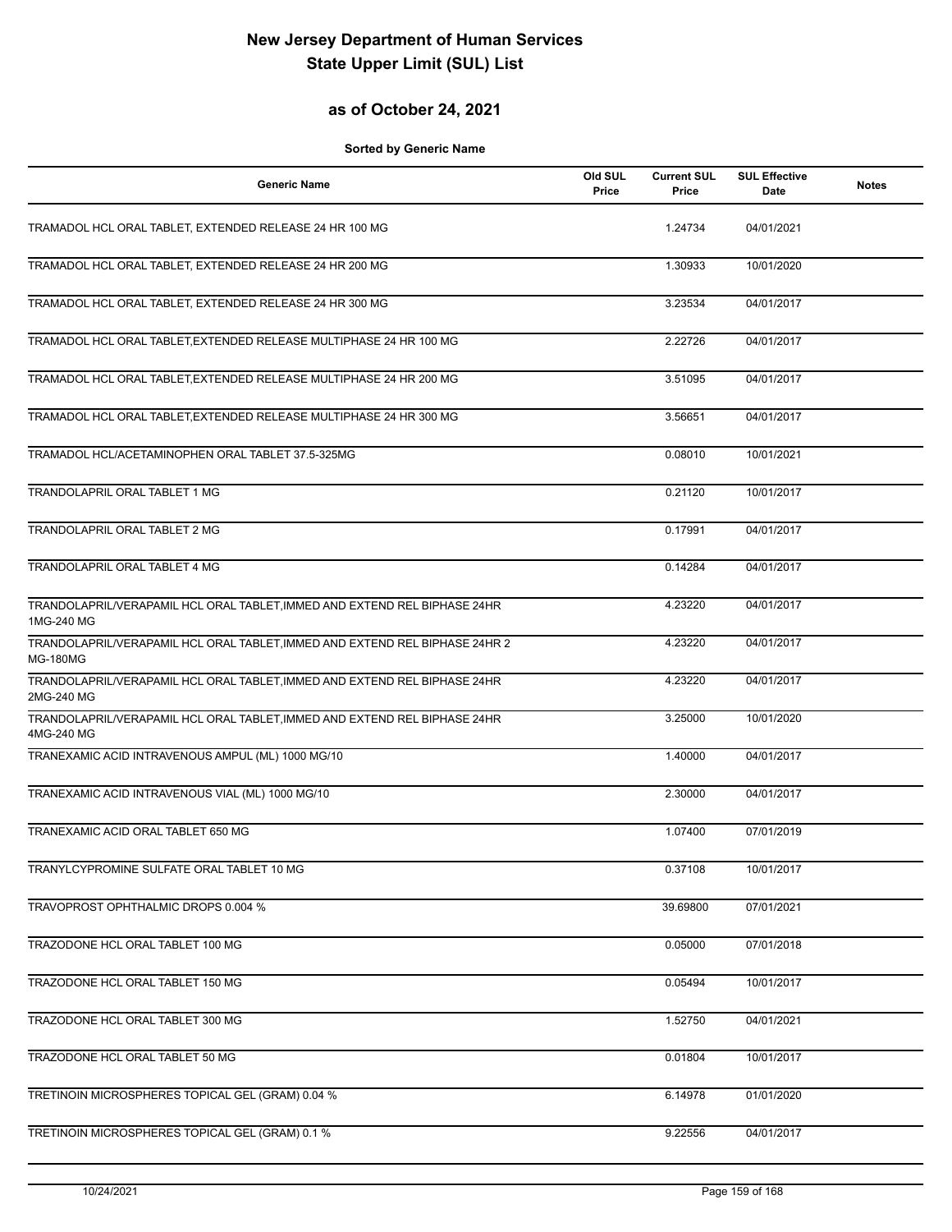# New Jersey Department of Human Services
# State Upper Limit (SUL) List

## as of October 24, 2021

**Sorted by Generic Name**

| Generic Name | Old SUL Price | Current SUL Price | SUL Effective Date | Notes |
|---|---|---|---|---|
| TRAMADOL HCL ORAL TABLET, EXTENDED RELEASE 24 HR 100 MG | | 1.24734 | 04/01/2021 | |
| TRAMADOL HCL ORAL TABLET, EXTENDED RELEASE 24 HR 200 MG | | 1.30933 | 10/01/2020 | |
| TRAMADOL HCL ORAL TABLET, EXTENDED RELEASE 24 HR 300 MG | | 3.23534 | 04/01/2017 | |
| TRAMADOL HCL ORAL TABLET,EXTENDED RELEASE MULTIPHASE 24 HR 100 MG | | 2.22726 | 04/01/2017 | |
| TRAMADOL HCL ORAL TABLET,EXTENDED RELEASE MULTIPHASE 24 HR 200 MG | | 3.51095 | 04/01/2017 | |
| TRAMADOL HCL ORAL TABLET,EXTENDED RELEASE MULTIPHASE 24 HR 300 MG | | 3.56651 | 04/01/2017 | |
| TRAMADOL HCL/ACETAMINOPHEN ORAL TABLET 37.5-325MG | | 0.08010 | 10/01/2021 | |
| TRANDOLAPRIL ORAL TABLET 1 MG | | 0.21120 | 10/01/2017 | |
| TRANDOLAPRIL ORAL TABLET 2 MG | | 0.17991 | 04/01/2017 | |
| TRANDOLAPRIL ORAL TABLET 4 MG | | 0.14284 | 04/01/2017 | |
| TRANDOLAPRIL/VERAPAMIL HCL ORAL TABLET,IMMED AND EXTEND REL BIPHASE 24HR 1MG-240 MG | | 4.23220 | 04/01/2017 | |
| TRANDOLAPRIL/VERAPAMIL HCL ORAL TABLET,IMMED AND EXTEND REL BIPHASE 24HR 2 MG-180MG | | 4.23220 | 04/01/2017 | |
| TRANDOLAPRIL/VERAPAMIL HCL ORAL TABLET,IMMED AND EXTEND REL BIPHASE 24HR 2MG-240 MG | | 4.23220 | 04/01/2017 | |
| TRANDOLAPRIL/VERAPAMIL HCL ORAL TABLET,IMMED AND EXTEND REL BIPHASE 24HR 4MG-240 MG | | 3.25000 | 10/01/2020 | |
| TRANEXAMIC ACID INTRAVENOUS AMPUL (ML) 1000 MG/10 | | 1.40000 | 04/01/2017 | |
| TRANEXAMIC ACID INTRAVENOUS VIAL (ML) 1000 MG/10 | | 2.30000 | 04/01/2017 | |
| TRANEXAMIC ACID ORAL TABLET 650 MG | | 1.07400 | 07/01/2019 | |
| TRANYLCYPROMINE SULFATE ORAL TABLET 10 MG | | 0.37108 | 10/01/2017 | |
| TRAVOPROST OPHTHALMIC DROPS 0.004 % | | 39.69800 | 07/01/2021 | |
| TRAZODONE HCL ORAL TABLET 100 MG | | 0.05000 | 07/01/2018 | |
| TRAZODONE HCL ORAL TABLET 150 MG | | 0.05494 | 10/01/2017 | |
| TRAZODONE HCL ORAL TABLET 300 MG | | 1.52750 | 04/01/2021 | |
| TRAZODONE HCL ORAL TABLET 50 MG | | 0.01804 | 10/01/2017 | |
| TRETINOIN MICROSPHERES TOPICAL GEL (GRAM) 0.04 % | | 6.14978 | 01/01/2020 | |
| TRETINOIN MICROSPHERES TOPICAL GEL (GRAM) 0.1 % | | 9.22556 | 04/01/2017 | |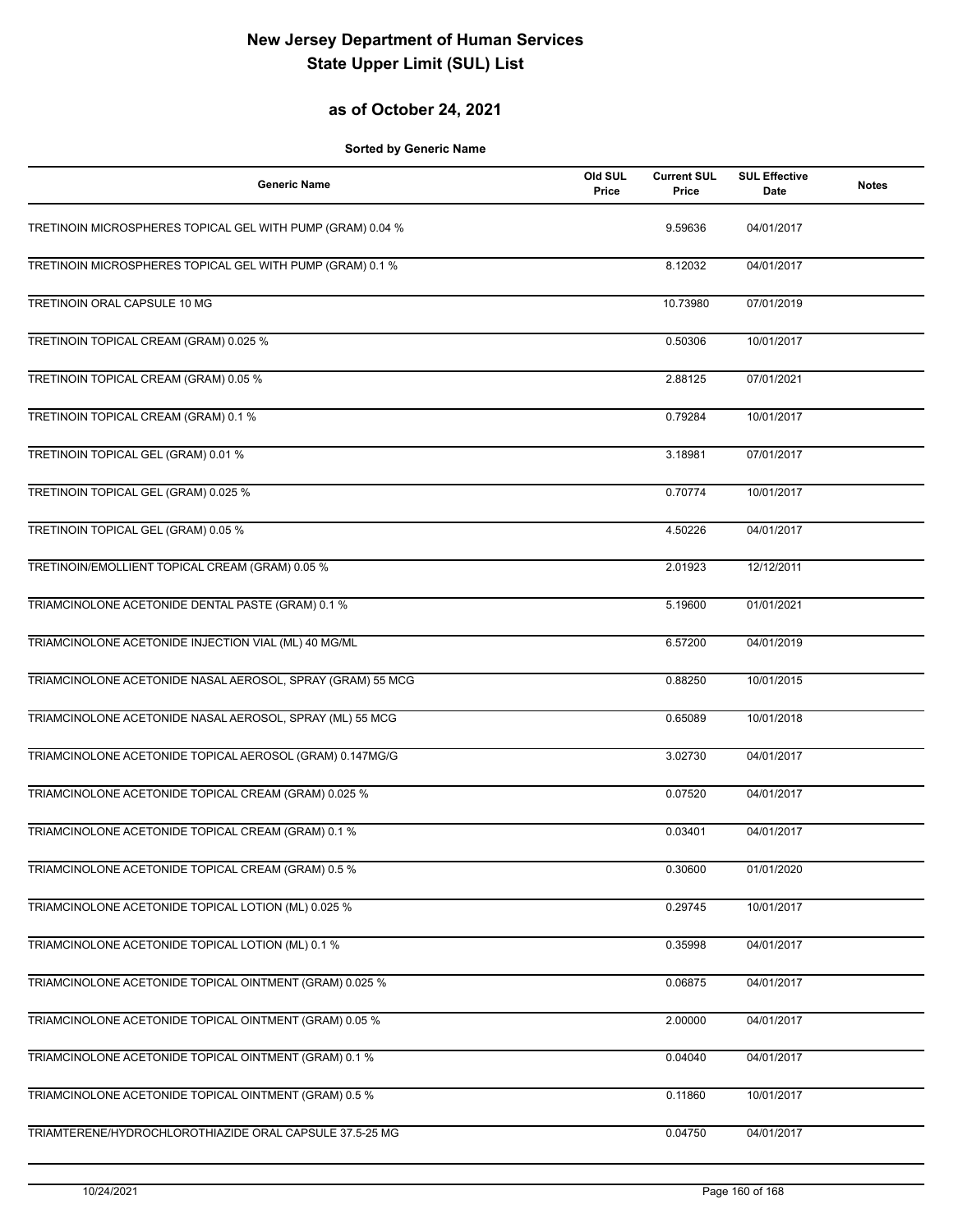# New Jersey Department of Human Services
# State Upper Limit (SUL) List

## as of October 24, 2021

**Sorted by Generic Name**

| Generic Name | Old SUL Price | Current SUL Price | SUL Effective Date | Notes |
|---|---|---|---|---|
| TRETINOIN MICROSPHERES TOPICAL GEL WITH PUMP (GRAM) 0.04 % | | 9.59636 | 04/01/2017 | |
| TRETINOIN MICROSPHERES TOPICAL GEL WITH PUMP (GRAM) 0.1 % | | 8.12032 | 04/01/2017 | |
| TRETINOIN ORAL CAPSULE 10 MG | | 10.73980 | 07/01/2019 | |
| TRETINOIN TOPICAL CREAM (GRAM) 0.025 % | | 0.50306 | 10/01/2017 | |
| TRETINOIN TOPICAL CREAM (GRAM) 0.05 % | | 2.88125 | 07/01/2021 | |
| TRETINOIN TOPICAL CREAM (GRAM) 0.1 % | | 0.79284 | 10/01/2017 | |
| TRETINOIN TOPICAL GEL (GRAM) 0.01 % | | 3.18981 | 07/01/2017 | |
| TRETINOIN TOPICAL GEL (GRAM) 0.025 % | | 0.70774 | 10/01/2017 | |
| TRETINOIN TOPICAL GEL (GRAM) 0.05 % | | 4.50226 | 04/01/2017 | |
| TRETINOIN/EMOLLIENT TOPICAL CREAM (GRAM) 0.05 % | | 2.01923 | 12/12/2011 | |
| TRIAMCINOLONE ACETONIDE DENTAL PASTE (GRAM) 0.1 % | | 5.19600 | 01/01/2021 | |
| TRIAMCINOLONE ACETONIDE INJECTION VIAL (ML) 40 MG/ML | | 6.57200 | 04/01/2019 | |
| TRIAMCINOLONE ACETONIDE NASAL AEROSOL, SPRAY (GRAM) 55 MCG | | 0.88250 | 10/01/2015 | |
| TRIAMCINOLONE ACETONIDE NASAL AEROSOL, SPRAY (ML) 55 MCG | | 0.65089 | 10/01/2018 | |
| TRIAMCINOLONE ACETONIDE TOPICAL AEROSOL (GRAM) 0.147MG/G | | 3.02730 | 04/01/2017 | |
| TRIAMCINOLONE ACETONIDE TOPICAL CREAM (GRAM) 0.025 % | | 0.07520 | 04/01/2017 | |
| TRIAMCINOLONE ACETONIDE TOPICAL CREAM (GRAM) 0.1 % | | 0.03401 | 04/01/2017 | |
| TRIAMCINOLONE ACETONIDE TOPICAL CREAM (GRAM) 0.5 % | | 0.30600 | 01/01/2020 | |
| TRIAMCINOLONE ACETONIDE TOPICAL LOTION (ML) 0.025 % | | 0.29745 | 10/01/2017 | |
| TRIAMCINOLONE ACETONIDE TOPICAL LOTION (ML) 0.1 % | | 0.35998 | 04/01/2017 | |
| TRIAMCINOLONE ACETONIDE TOPICAL OINTMENT (GRAM) 0.025 % | | 0.06875 | 04/01/2017 | |
| TRIAMCINOLONE ACETONIDE TOPICAL OINTMENT (GRAM) 0.05 % | | 2.00000 | 04/01/2017 | |
| TRIAMCINOLONE ACETONIDE TOPICAL OINTMENT (GRAM) 0.1 % | | 0.04040 | 04/01/2017 | |
| TRIAMCINOLONE ACETONIDE TOPICAL OINTMENT (GRAM) 0.5 % | | 0.11860 | 10/01/2017 | |
| TRIAMTERENE/HYDROCHLOROTHIAZIDE ORAL CAPSULE 37.5-25 MG | | 0.04750 | 04/01/2017 | |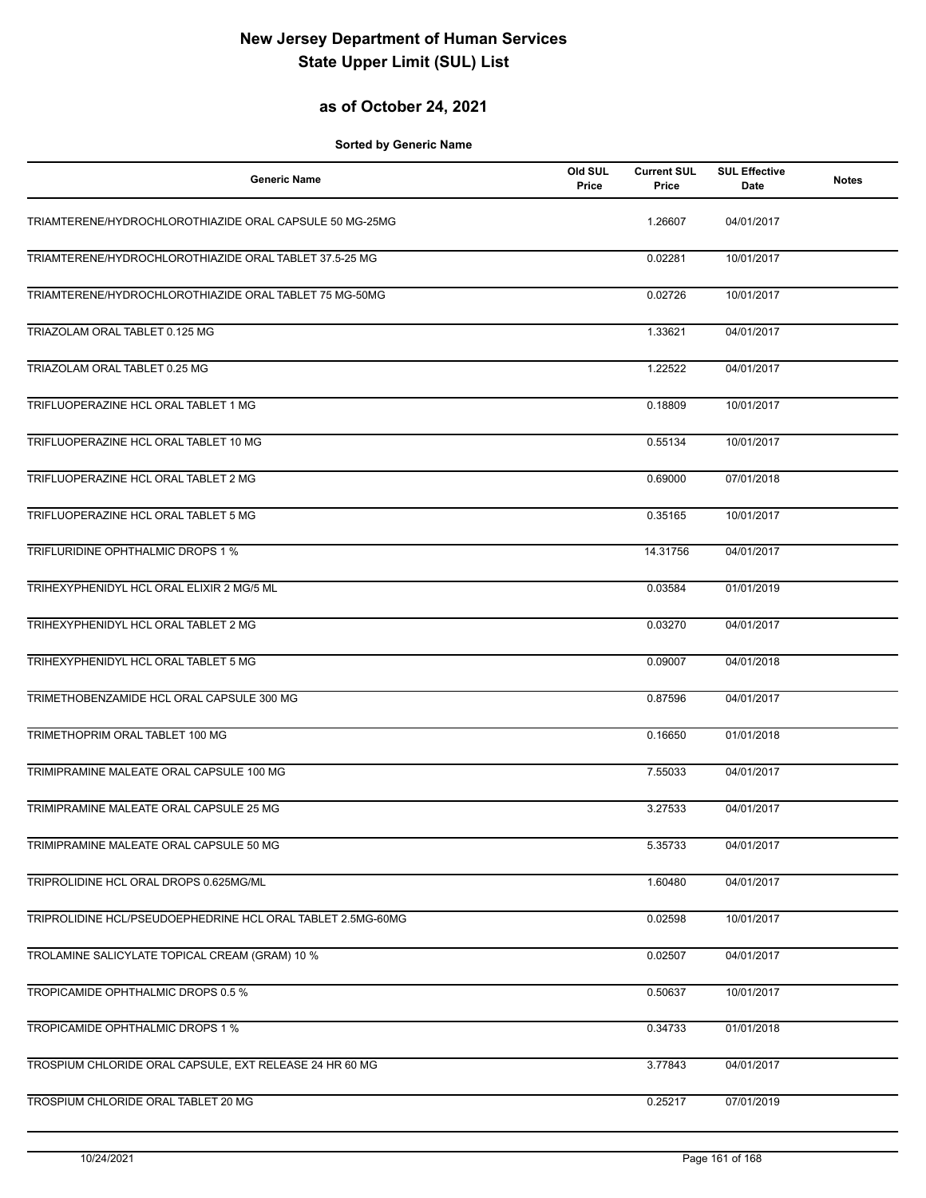# New Jersey Department of Human Services
# State Upper Limit (SUL) List

## as of October 24, 2021

**Sorted by Generic Name**

| Generic Name | Old SUL Price | Current SUL Price | SUL Effective Date | Notes |
|---|---|---|---|---|
| TRIAMTERENE/HYDROCHLOROTHIAZIDE ORAL CAPSULE 50 MG-25MG | | 1.26607 | 04/01/2017 | |
| TRIAMTERENE/HYDROCHLOROTHIAZIDE ORAL TABLET 37.5-25 MG | | 0.02281 | 10/01/2017 | |
| TRIAMTERENE/HYDROCHLOROTHIAZIDE ORAL TABLET 75 MG-50MG | | 0.02726 | 10/01/2017 | |
| TRIAZOLAM ORAL TABLET 0.125 MG | | 1.33621 | 04/01/2017 | |
| TRIAZOLAM ORAL TABLET 0.25 MG | | 1.22522 | 04/01/2017 | |
| TRIFLUOPERAZINE HCL ORAL TABLET 1 MG | | 0.18809 | 10/01/2017 | |
| TRIFLUOPERAZINE HCL ORAL TABLET 10 MG | | 0.55134 | 10/01/2017 | |
| TRIFLUOPERAZINE HCL ORAL TABLET 2 MG | | 0.69000 | 07/01/2018 | |
| TRIFLUOPERAZINE HCL ORAL TABLET 5 MG | | 0.35165 | 10/01/2017 | |
| TRIFLURIDINE OPHTHALMIC DROPS 1 % | | 14.31756 | 04/01/2017 | |
| TRIHEXYPHENIDYL HCL ORAL ELIXIR 2 MG/5 ML | | 0.03584 | 01/01/2019 | |
| TRIHEXYPHENIDYL HCL ORAL TABLET 2 MG | | 0.03270 | 04/01/2017 | |
| TRIHEXYPHENIDYL HCL ORAL TABLET 5 MG | | 0.09007 | 04/01/2018 | |
| TRIMETHOBENZAMIDE HCL ORAL CAPSULE 300 MG | | 0.87596 | 04/01/2017 | |
| TRIMETHOPRIM ORAL TABLET 100 MG | | 0.16650 | 01/01/2018 | |
| TRIMIPRAMINE MALEATE ORAL CAPSULE 100 MG | | 7.55033 | 04/01/2017 | |
| TRIMIPRAMINE MALEATE ORAL CAPSULE 25 MG | | 3.27533 | 04/01/2017 | |
| TRIMIPRAMINE MALEATE ORAL CAPSULE 50 MG | | 5.35733 | 04/01/2017 | |
| TRIPROLIDINE HCL ORAL DROPS 0.625MG/ML | | 1.60480 | 04/01/2017 | |
| TRIPROLIDINE HCL/PSEUDOEPHEDRINE HCL ORAL TABLET 2.5MG-60MG | | 0.02598 | 10/01/2017 | |
| TROLAMINE SALICYLATE TOPICAL CREAM (GRAM) 10 % | | 0.02507 | 04/01/2017 | |
| TROPICAMIDE OPHTHALMIC DROPS 0.5 % | | 0.50637 | 10/01/2017 | |
| TROPICAMIDE OPHTHALMIC DROPS 1 % | | 0.34733 | 01/01/2018 | |
| TROSPIUM CHLORIDE ORAL CAPSULE, EXT RELEASE 24 HR 60 MG | | 3.77843 | 04/01/2017 | |
| TROSPIUM CHLORIDE ORAL TABLET 20 MG | | 0.25217 | 07/01/2019 | |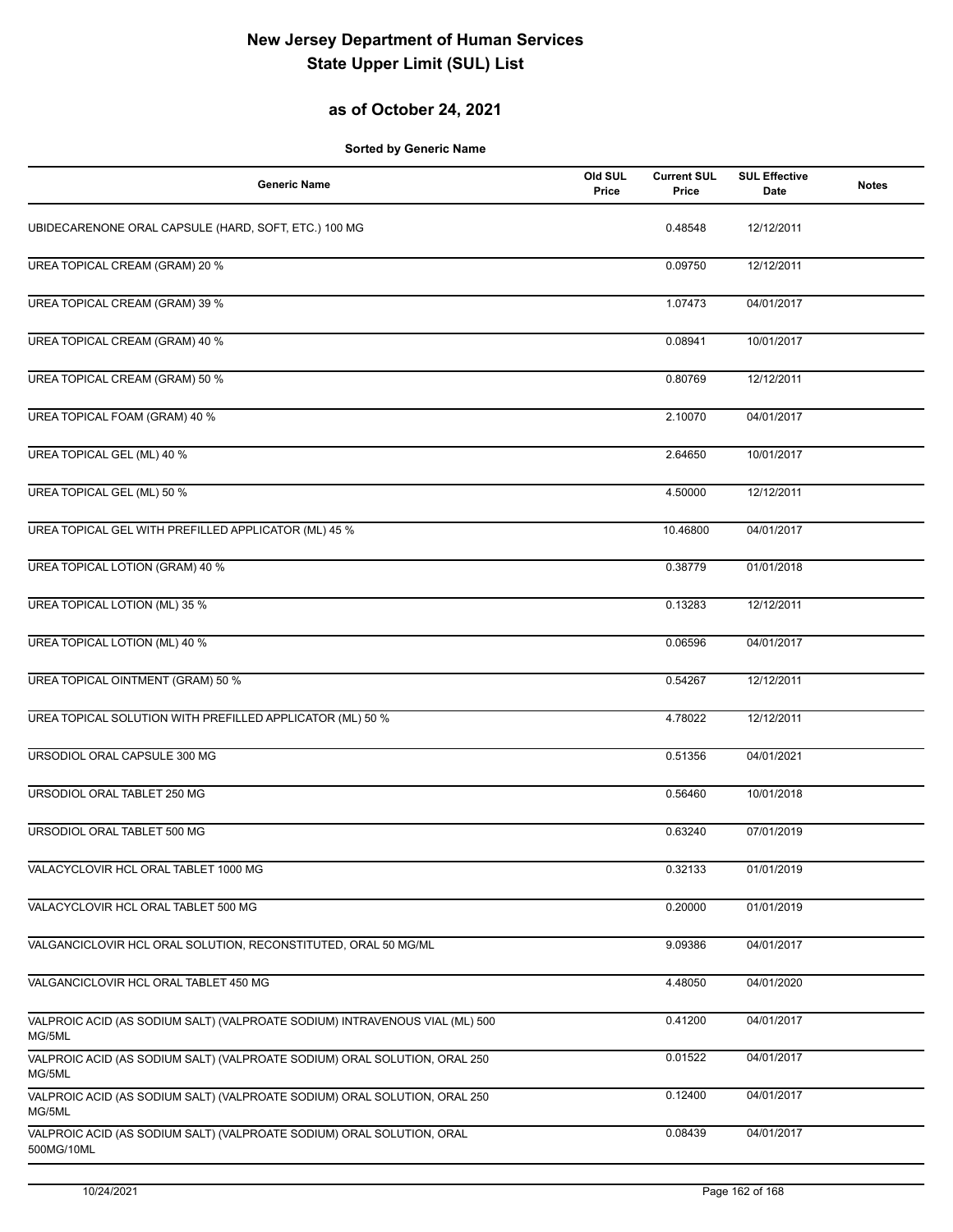# New Jersey Department of Human Services
# State Upper Limit (SUL) List

## as of October 24, 2021

**Sorted by Generic Name**

| Generic Name | Old SUL Price | Current SUL Price | SUL Effective Date | Notes |
|---|---|---|---|---|
| UBIDECARENONE ORAL CAPSULE (HARD, SOFT, ETC.) 100 MG | | 0.48548 | 12/12/2011 | |
| UREA TOPICAL CREAM (GRAM) 20 % | | 0.09750 | 12/12/2011 | |
| UREA TOPICAL CREAM (GRAM) 39 % | | 1.07473 | 04/01/2017 | |
| UREA TOPICAL CREAM (GRAM) 40 % | | 0.08941 | 10/01/2017 | |
| UREA TOPICAL CREAM (GRAM) 50 % | | 0.80769 | 12/12/2011 | |
| UREA TOPICAL FOAM (GRAM) 40 % | | 2.10070 | 04/01/2017 | |
| UREA TOPICAL GEL (ML) 40 % | | 2.64650 | 10/01/2017 | |
| UREA TOPICAL GEL (ML) 50 % | | 4.50000 | 12/12/2011 | |
| UREA TOPICAL GEL WITH PREFILLED APPLICATOR (ML) 45 % | | 10.46800 | 04/01/2017 | |
| UREA TOPICAL LOTION (GRAM) 40 % | | 0.38779 | 01/01/2018 | |
| UREA TOPICAL LOTION (ML) 35 % | | 0.13283 | 12/12/2011 | |
| UREA TOPICAL LOTION (ML) 40 % | | 0.06596 | 04/01/2017 | |
| UREA TOPICAL OINTMENT (GRAM) 50 % | | 0.54267 | 12/12/2011 | |
| UREA TOPICAL SOLUTION WITH PREFILLED APPLICATOR (ML) 50 % | | 4.78022 | 12/12/2011 | |
| URSODIOL ORAL CAPSULE 300 MG | | 0.51356 | 04/01/2021 | |
| URSODIOL ORAL TABLET 250 MG | | 0.56460 | 10/01/2018 | |
| URSODIOL ORAL TABLET 500 MG | | 0.63240 | 07/01/2019 | |
| VALACYCLOVIR HCL ORAL TABLET 1000 MG | | 0.32133 | 01/01/2019 | |
| VALACYCLOVIR HCL ORAL TABLET 500 MG | | 0.20000 | 01/01/2019 | |
| VALGANCICLOVIR HCL ORAL SOLUTION, RECONSTITUTED, ORAL 50 MG/ML | | 9.09386 | 04/01/2017 | |
| VALGANCICLOVIR HCL ORAL TABLET 450 MG | | 4.48050 | 04/01/2020 | |
| VALPROIC ACID (AS SODIUM SALT) (VALPROATE SODIUM) INTRAVENOUS VIAL (ML) 500 MG/5ML | | 0.41200 | 04/01/2017 | |
| VALPROIC ACID (AS SODIUM SALT) (VALPROATE SODIUM) ORAL SOLUTION, ORAL 250 MG/5ML | | 0.01522 | 04/01/2017 | |
| VALPROIC ACID (AS SODIUM SALT) (VALPROATE SODIUM) ORAL SOLUTION, ORAL 250 MG/5ML | | 0.12400 | 04/01/2017 | |
| VALPROIC ACID (AS SODIUM SALT) (VALPROATE SODIUM) ORAL SOLUTION, ORAL 500MG/10ML | | 0.08439 | 04/01/2017 | |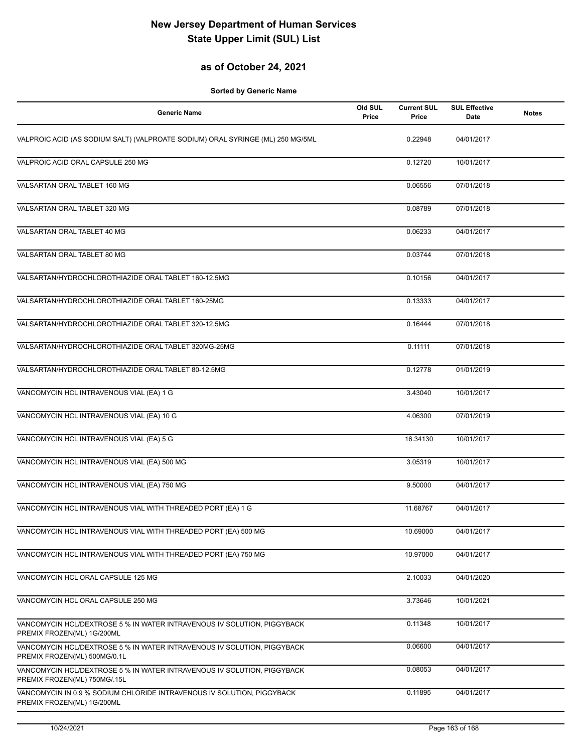# New Jersey Department of Human Services
# State Upper Limit (SUL) List

## as of October 24, 2021

**Sorted by Generic Name**

| Generic Name | Old SUL Price | Current SUL Price | SUL Effective Date | Notes |
|---|---|---|---|---|
| VALPROIC ACID (AS SODIUM SALT) (VALPROATE SODIUM) ORAL SYRINGE (ML) 250 MG/5ML | | 0.22948 | 04/01/2017 | |
| VALPROIC ACID ORAL CAPSULE 250 MG | | 0.12720 | 10/01/2017 | |
| VALSARTAN ORAL TABLET 160 MG | | 0.06556 | 07/01/2018 | |
| VALSARTAN ORAL TABLET 320 MG | | 0.08789 | 07/01/2018 | |
| VALSARTAN ORAL TABLET 40 MG | | 0.06233 | 04/01/2017 | |
| VALSARTAN ORAL TABLET 80 MG | | 0.03744 | 07/01/2018 | |
| VALSARTAN/HYDROCHLOROTHIAZIDE ORAL TABLET 160-12.5MG | | 0.10156 | 04/01/2017 | |
| VALSARTAN/HYDROCHLOROTHIAZIDE ORAL TABLET 160-25MG | | 0.13333 | 04/01/2017 | |
| VALSARTAN/HYDROCHLOROTHIAZIDE ORAL TABLET 320-12.5MG | | 0.16444 | 07/01/2018 | |
| VALSARTAN/HYDROCHLOROTHIAZIDE ORAL TABLET 320MG-25MG | | 0.11111 | 07/01/2018 | |
| VALSARTAN/HYDROCHLOROTHIAZIDE ORAL TABLET 80-12.5MG | | 0.12778 | 01/01/2019 | |
| VANCOMYCIN HCL INTRAVENOUS VIAL (EA) 1 G | | 3.43040 | 10/01/2017 | |
| VANCOMYCIN HCL INTRAVENOUS VIAL (EA) 10 G | | 4.06300 | 07/01/2019 | |
| VANCOMYCIN HCL INTRAVENOUS VIAL (EA) 5 G | | 16.34130 | 10/01/2017 | |
| VANCOMYCIN HCL INTRAVENOUS VIAL (EA) 500 MG | | 3.05319 | 10/01/2017 | |
| VANCOMYCIN HCL INTRAVENOUS VIAL (EA) 750 MG | | 9.50000 | 04/01/2017 | |
| VANCOMYCIN HCL INTRAVENOUS VIAL WITH THREADED PORT (EA) 1 G | | 11.68767 | 04/01/2017 | |
| VANCOMYCIN HCL INTRAVENOUS VIAL WITH THREADED PORT (EA) 500 MG | | 10.69000 | 04/01/2017 | |
| VANCOMYCIN HCL INTRAVENOUS VIAL WITH THREADED PORT (EA) 750 MG | | 10.97000 | 04/01/2017 | |
| VANCOMYCIN HCL ORAL CAPSULE 125 MG | | 2.10033 | 04/01/2020 | |
| VANCOMYCIN HCL ORAL CAPSULE 250 MG | | 3.73646 | 10/01/2021 | |
| VANCOMYCIN HCL/DEXTROSE 5 % IN WATER INTRAVENOUS IV SOLUTION, PIGGYBACK PREMIX FROZEN(ML) 1G/200ML | | 0.11348 | 10/01/2017 | |
| VANCOMYCIN HCL/DEXTROSE 5 % IN WATER INTRAVENOUS IV SOLUTION, PIGGYBACK PREMIX FROZEN(ML) 500MG/0.1L | | 0.06600 | 04/01/2017 | |
| VANCOMYCIN HCL/DEXTROSE 5 % IN WATER INTRAVENOUS IV SOLUTION, PIGGYBACK PREMIX FROZEN(ML) 750MG/.15L | | 0.08053 | 04/01/2017 | |
| VANCOMYCIN IN 0.9 % SODIUM CHLORIDE INTRAVENOUS IV SOLUTION, PIGGYBACK PREMIX FROZEN(ML) 1G/200ML | | 0.11895 | 04/01/2017 | |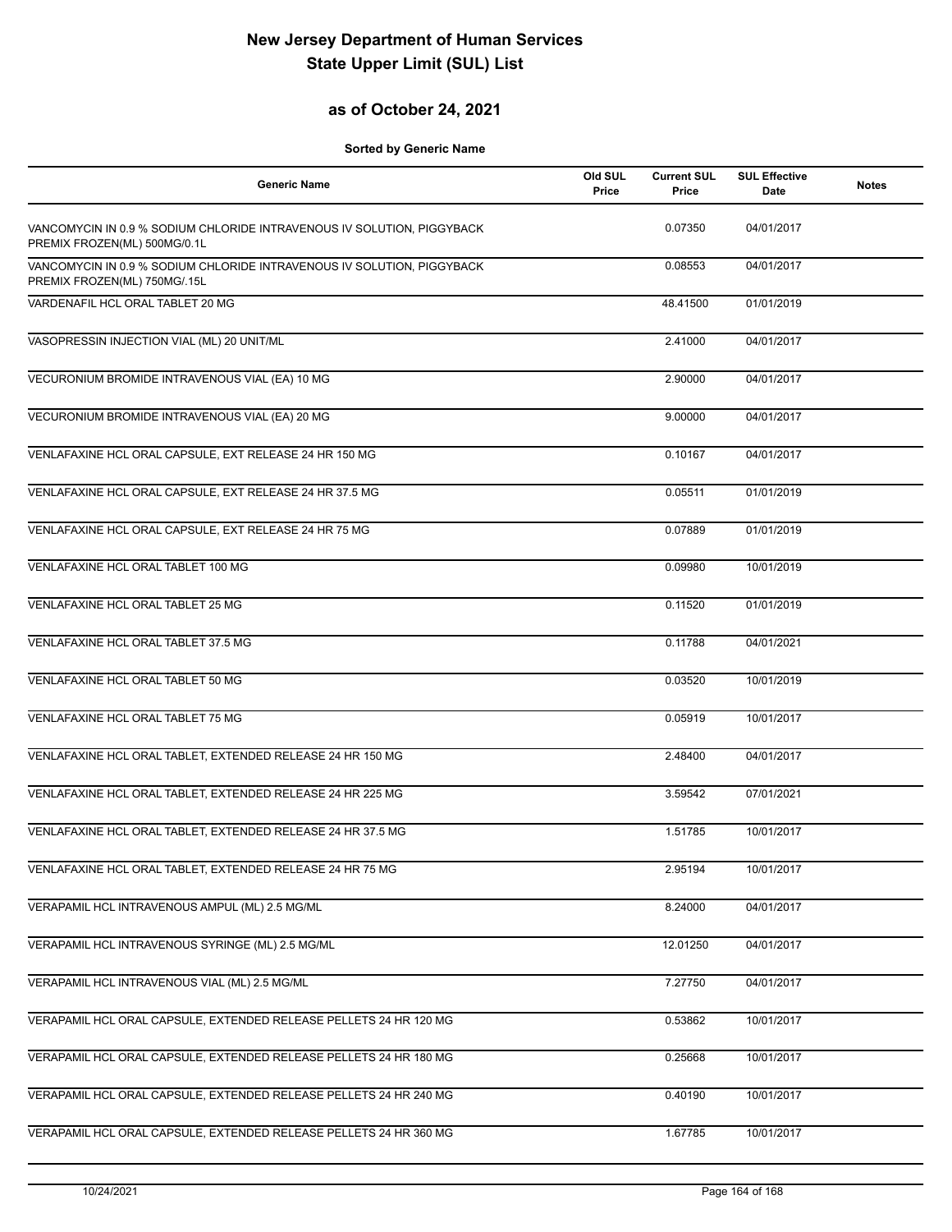# New Jersey Department of Human Services
# State Upper Limit (SUL) List

## as of October 24, 2021

**Sorted by Generic Name**

| Generic Name | Old SUL Price | Current SUL Price | SUL Effective Date | Notes |
|---|---|---|---|---|
| VANCOMYCIN IN 0.9 % SODIUM CHLORIDE INTRAVENOUS IV SOLUTION, PIGGYBACK PREMIX FROZEN(ML) 500MG/0.1L | | 0.07350 | 04/01/2017 | |
| VANCOMYCIN IN 0.9 % SODIUM CHLORIDE INTRAVENOUS IV SOLUTION, PIGGYBACK PREMIX FROZEN(ML) 750MG/.15L | | 0.08553 | 04/01/2017 | |
| VARDENAFIL HCL ORAL TABLET 20 MG | | 48.41500 | 01/01/2019 | |
| VASOPRESSIN INJECTION VIAL (ML) 20 UNIT/ML | | 2.41000 | 04/01/2017 | |
| VECURONIUM BROMIDE INTRAVENOUS VIAL (EA) 10 MG | | 2.90000 | 04/01/2017 | |
| VECURONIUM BROMIDE INTRAVENOUS VIAL (EA) 20 MG | | 9.00000 | 04/01/2017 | |
| VENLAFAXINE HCL ORAL CAPSULE, EXT RELEASE 24 HR 150 MG | | 0.10167 | 04/01/2017 | |
| VENLAFAXINE HCL ORAL CAPSULE, EXT RELEASE 24 HR 37.5 MG | | 0.05511 | 01/01/2019 | |
| VENLAFAXINE HCL ORAL CAPSULE, EXT RELEASE 24 HR 75 MG | | 0.07889 | 01/01/2019 | |
| VENLAFAXINE HCL ORAL TABLET 100 MG | | 0.09980 | 10/01/2019 | |
| VENLAFAXINE HCL ORAL TABLET 25 MG | | 0.11520 | 01/01/2019 | |
| VENLAFAXINE HCL ORAL TABLET 37.5 MG | | 0.11788 | 04/01/2021 | |
| VENLAFAXINE HCL ORAL TABLET 50 MG | | 0.03520 | 10/01/2019 | |
| VENLAFAXINE HCL ORAL TABLET 75 MG | | 0.05919 | 10/01/2017 | |
| VENLAFAXINE HCL ORAL TABLET, EXTENDED RELEASE 24 HR 150 MG | | 2.48400 | 04/01/2017 | |
| VENLAFAXINE HCL ORAL TABLET, EXTENDED RELEASE 24 HR 225 MG | | 3.59542 | 07/01/2021 | |
| VENLAFAXINE HCL ORAL TABLET, EXTENDED RELEASE 24 HR 37.5 MG | | 1.51785 | 10/01/2017 | |
| VENLAFAXINE HCL ORAL TABLET, EXTENDED RELEASE 24 HR 75 MG | | 2.95194 | 10/01/2017 | |
| VERAPAMIL HCL INTRAVENOUS AMPUL (ML) 2.5 MG/ML | | 8.24000 | 04/01/2017 | |
| VERAPAMIL HCL INTRAVENOUS SYRINGE (ML) 2.5 MG/ML | | 12.01250 | 04/01/2017 | |
| VERAPAMIL HCL INTRAVENOUS VIAL (ML) 2.5 MG/ML | | 7.27750 | 04/01/2017 | |
| VERAPAMIL HCL ORAL CAPSULE, EXTENDED RELEASE PELLETS 24 HR 120 MG | | 0.53862 | 10/01/2017 | |
| VERAPAMIL HCL ORAL CAPSULE, EXTENDED RELEASE PELLETS 24 HR 180 MG | | 0.25668 | 10/01/2017 | |
| VERAPAMIL HCL ORAL CAPSULE, EXTENDED RELEASE PELLETS 24 HR 240 MG | | 0.40190 | 10/01/2017 | |
| VERAPAMIL HCL ORAL CAPSULE, EXTENDED RELEASE PELLETS 24 HR 360 MG | | 1.67785 | 10/01/2017 | |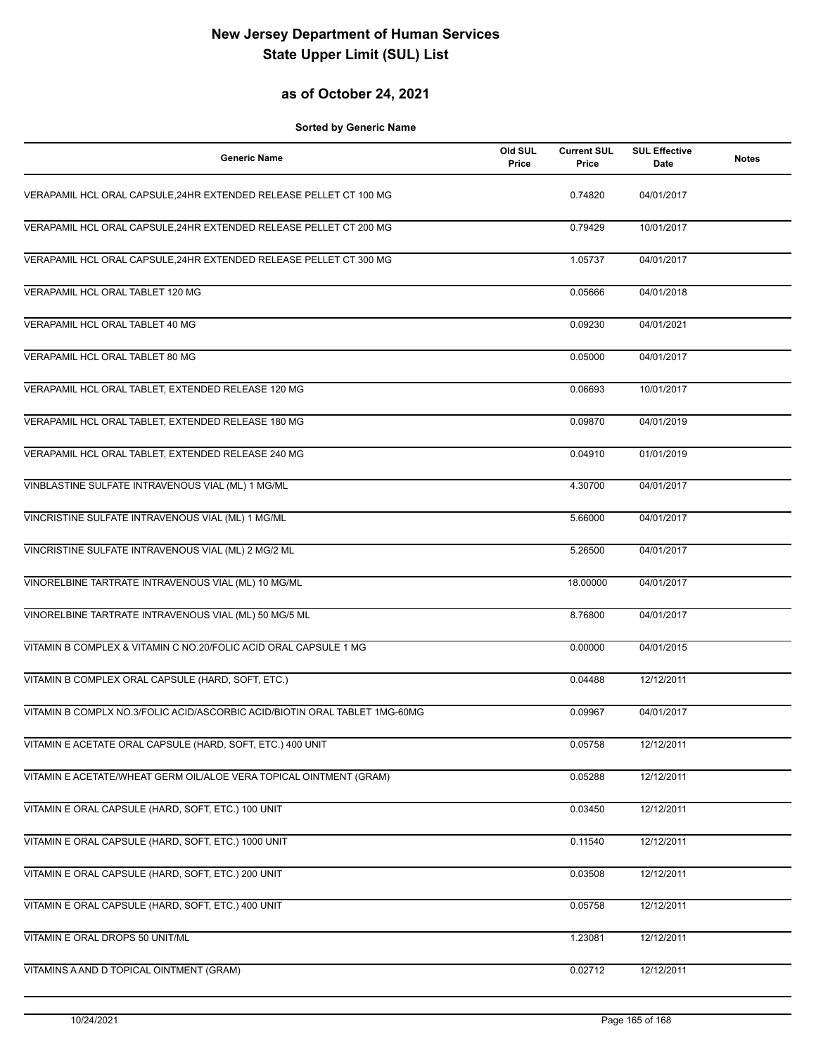# New Jersey Department of Human Services
# State Upper Limit (SUL) List

## as of October 24, 2021

**Sorted by Generic Name**

| Generic Name | Old SUL Price | Current SUL Price | SUL Effective Date | Notes |
|---|---|---|---|---|
| VERAPAMIL HCL ORAL CAPSULE,24HR EXTENDED RELEASE PELLET CT 100 MG | | 0.74820 | 04/01/2017 | |
| VERAPAMIL HCL ORAL CAPSULE,24HR EXTENDED RELEASE PELLET CT 200 MG | | 0.79429 | 10/01/2017 | |
| VERAPAMIL HCL ORAL CAPSULE,24HR EXTENDED RELEASE PELLET CT 300 MG | | 1.05737 | 04/01/2017 | |
| VERAPAMIL HCL ORAL TABLET 120 MG | | 0.05666 | 04/01/2018 | |
| VERAPAMIL HCL ORAL TABLET 40 MG | | 0.09230 | 04/01/2021 | |
| VERAPAMIL HCL ORAL TABLET 80 MG | | 0.05000 | 04/01/2017 | |
| VERAPAMIL HCL ORAL TABLET, EXTENDED RELEASE 120 MG | | 0.06693 | 10/01/2017 | |
| VERAPAMIL HCL ORAL TABLET, EXTENDED RELEASE 180 MG | | 0.09870 | 04/01/2019 | |
| VERAPAMIL HCL ORAL TABLET, EXTENDED RELEASE 240 MG | | 0.04910 | 01/01/2019 | |
| VINBLASTINE SULFATE INTRAVENOUS VIAL (ML) 1 MG/ML | | 4.30700 | 04/01/2017 | |
| VINCRISTINE SULFATE INTRAVENOUS VIAL (ML) 1 MG/ML | | 5.66000 | 04/01/2017 | |
| VINCRISTINE SULFATE INTRAVENOUS VIAL (ML) 2 MG/2 ML | | 5.26500 | 04/01/2017 | |
| VINORELBINE TARTRATE INTRAVENOUS VIAL (ML) 10 MG/ML | | 18.00000 | 04/01/2017 | |
| VINORELBINE TARTRATE INTRAVENOUS VIAL (ML) 50 MG/5 ML | | 8.76800 | 04/01/2017 | |
| VITAMIN B COMPLEX & VITAMIN C NO.20/FOLIC ACID ORAL CAPSULE 1 MG | | 0.00000 | 04/01/2015 | |
| VITAMIN B COMPLEX ORAL CAPSULE (HARD, SOFT, ETC.) | | 0.04488 | 12/12/2011 | |
| VITAMIN B COMPLX NO.3/FOLIC ACID/ASCORBIC ACID/BIOTIN ORAL TABLET 1MG-60MG | | 0.09967 | 04/01/2017 | |
| VITAMIN E ACETATE ORAL CAPSULE (HARD, SOFT, ETC.) 400 UNIT | | 0.05758 | 12/12/2011 | |
| VITAMIN E ACETATE/WHEAT GERM OIL/ALOE VERA TOPICAL OINTMENT (GRAM) | | 0.05288 | 12/12/2011 | |
| VITAMIN E ORAL CAPSULE (HARD, SOFT, ETC.) 100 UNIT | | 0.03450 | 12/12/2011 | |
| VITAMIN E ORAL CAPSULE (HARD, SOFT, ETC.) 1000 UNIT | | 0.11540 | 12/12/2011 | |
| VITAMIN E ORAL CAPSULE (HARD, SOFT, ETC.) 200 UNIT | | 0.03508 | 12/12/2011 | |
| VITAMIN E ORAL CAPSULE (HARD, SOFT, ETC.) 400 UNIT | | 0.05758 | 12/12/2011 | |
| VITAMIN E ORAL DROPS 50 UNIT/ML | | 1.23081 | 12/12/2011 | |
| VITAMINS A AND D TOPICAL OINTMENT (GRAM) | | 0.02712 | 12/12/2011 | |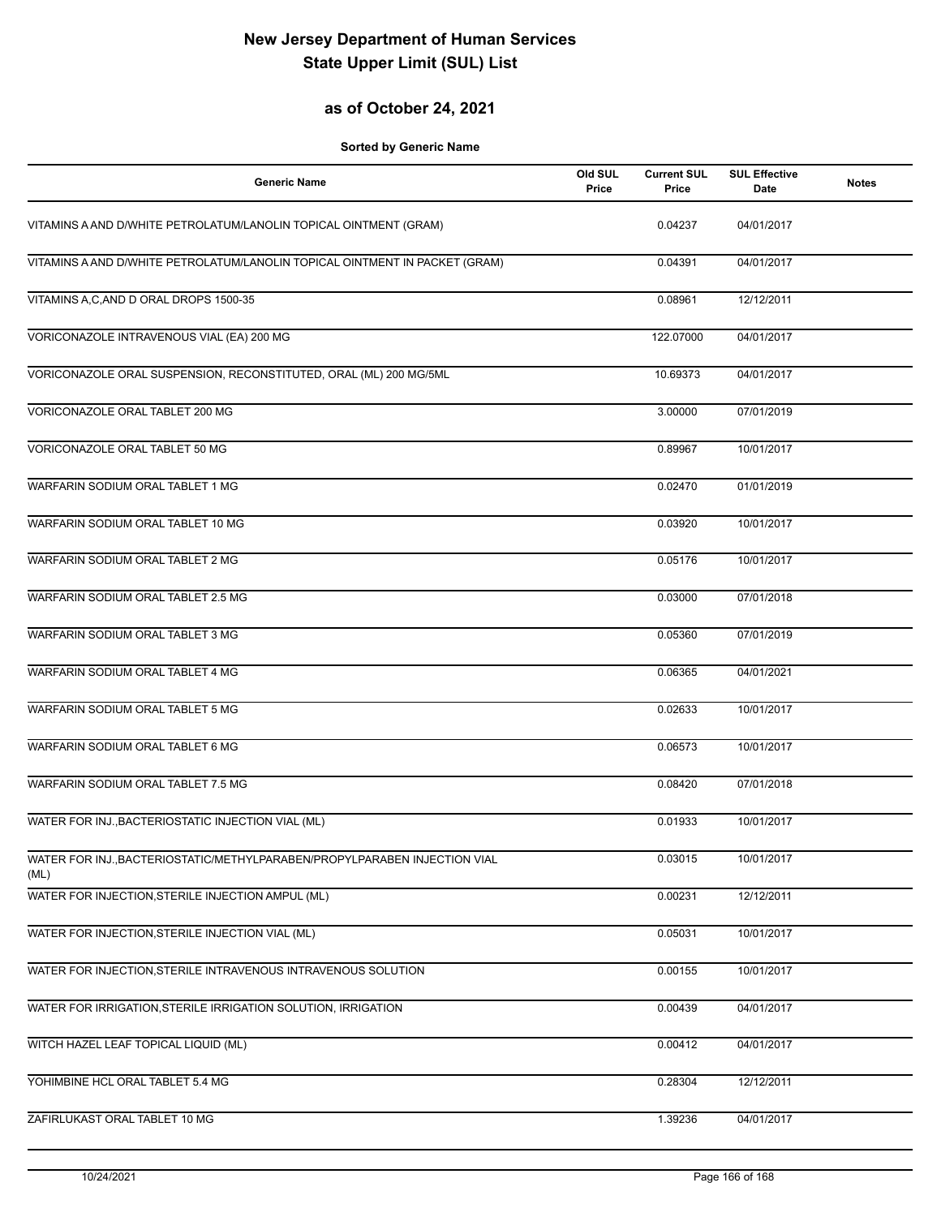# New Jersey Department of Human Services
# State Upper Limit (SUL) List

## as of October 24, 2021

**Sorted by Generic Name**

| Generic Name | Old SUL Price | Current SUL Price | SUL Effective Date | Notes |
|---|---|---|---|---|
| VITAMINS A AND D/WHITE PETROLATUM/LANOLIN TOPICAL OINTMENT (GRAM) | | 0.04237 | 04/01/2017 | |
| VITAMINS A AND D/WHITE PETROLATUM/LANOLIN TOPICAL OINTMENT IN PACKET (GRAM) | | 0.04391 | 04/01/2017 | |
| VITAMINS A,C,AND D ORAL DROPS 1500-35 | | 0.08961 | 12/12/2011 | |
| VORICONAZOLE INTRAVENOUS VIAL (EA) 200 MG | | 122.07000 | 04/01/2017 | |
| VORICONAZOLE ORAL SUSPENSION, RECONSTITUTED, ORAL (ML) 200 MG/5ML | | 10.69373 | 04/01/2017 | |
| VORICONAZOLE ORAL TABLET 200 MG | | 3.00000 | 07/01/2019 | |
| VORICONAZOLE ORAL TABLET 50 MG | | 0.89967 | 10/01/2017 | |
| WARFARIN SODIUM ORAL TABLET 1 MG | | 0.02470 | 01/01/2019 | |
| WARFARIN SODIUM ORAL TABLET 10 MG | | 0.03920 | 10/01/2017 | |
| WARFARIN SODIUM ORAL TABLET 2 MG | | 0.05176 | 10/01/2017 | |
| WARFARIN SODIUM ORAL TABLET 2.5 MG | | 0.03000 | 07/01/2018 | |
| WARFARIN SODIUM ORAL TABLET 3 MG | | 0.05360 | 07/01/2019 | |
| WARFARIN SODIUM ORAL TABLET 4 MG | | 0.06365 | 04/01/2021 | |
| WARFARIN SODIUM ORAL TABLET 5 MG | | 0.02633 | 10/01/2017 | |
| WARFARIN SODIUM ORAL TABLET 6 MG | | 0.06573 | 10/01/2017 | |
| WARFARIN SODIUM ORAL TABLET 7.5 MG | | 0.08420 | 07/01/2018 | |
| WATER FOR INJ.,BACTERIOSTATIC INJECTION VIAL (ML) | | 0.01933 | 10/01/2017 | |
| WATER FOR INJ.,BACTERIOSTATIC/METHYLPARABEN/PROPYLPARABEN INJECTION VIAL (ML) | | 0.03015 | 10/01/2017 | |
| WATER FOR INJECTION,STERILE INJECTION AMPUL (ML) | | 0.00231 | 12/12/2011 | |
| WATER FOR INJECTION,STERILE INJECTION VIAL (ML) | | 0.05031 | 10/01/2017 | |
| WATER FOR INJECTION,STERILE INTRAVENOUS INTRAVENOUS SOLUTION | | 0.00155 | 10/01/2017 | |
| WATER FOR IRRIGATION,STERILE IRRIGATION SOLUTION, IRRIGATION | | 0.00439 | 04/01/2017 | |
| WITCH HAZEL LEAF TOPICAL LIQUID (ML) | | 0.00412 | 04/01/2017 | |
| YOHIMBINE HCL ORAL TABLET 5.4 MG | | 0.28304 | 12/12/2011 | |
| ZAFIRLUKAST ORAL TABLET 10 MG | | 1.39236 | 04/01/2017 | |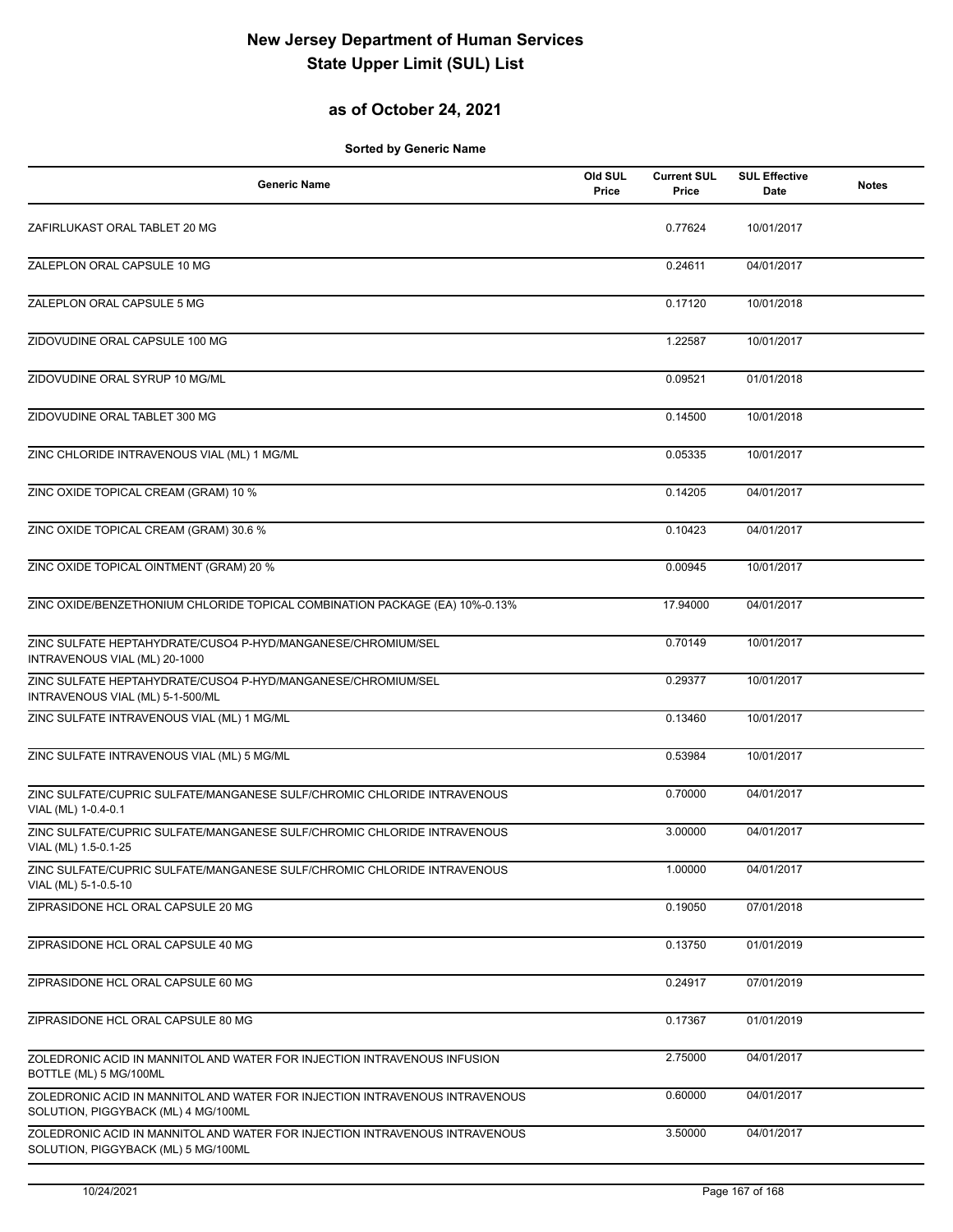# New Jersey Department of Human Services
# State Upper Limit (SUL) List

## as of October 24, 2021

**Sorted by Generic Name**

| Generic Name | Old SUL Price | Current SUL Price | SUL Effective Date | Notes |
|---|---|---|---|---|
| ZAFIRLUKAST ORAL TABLET 20 MG | | 0.77624 | 10/01/2017 | |
| ZALEPLON ORAL CAPSULE 10 MG | | 0.24611 | 04/01/2017 | |
| ZALEPLON ORAL CAPSULE 5 MG | | 0.17120 | 10/01/2018 | |
| ZIDOVUDINE ORAL CAPSULE 100 MG | | 1.22587 | 10/01/2017 | |
| ZIDOVUDINE ORAL SYRUP 10 MG/ML | | 0.09521 | 01/01/2018 | |
| ZIDOVUDINE ORAL TABLET 300 MG | | 0.14500 | 10/01/2018 | |
| ZINC CHLORIDE INTRAVENOUS VIAL (ML) 1 MG/ML | | 0.05335 | 10/01/2017 | |
| ZINC OXIDE TOPICAL CREAM (GRAM) 10 % | | 0.14205 | 04/01/2017 | |
| ZINC OXIDE TOPICAL CREAM (GRAM) 30.6 % | | 0.10423 | 04/01/2017 | |
| ZINC OXIDE TOPICAL OINTMENT (GRAM) 20 % | | 0.00945 | 10/01/2017 | |
| ZINC OXIDE/BENZETHONIUM CHLORIDE TOPICAL COMBINATION PACKAGE (EA) 10%-0.13% | | 17.94000 | 04/01/2017 | |
| ZINC SULFATE HEPTAHYDRATE/CUSO4 P-HYD/MANGANESE/CHROMIUM/SEL INTRAVENOUS VIAL (ML) 20-1000 | | 0.70149 | 10/01/2017 | |
| ZINC SULFATE HEPTAHYDRATE/CUSO4 P-HYD/MANGANESE/CHROMIUM/SEL INTRAVENOUS VIAL (ML) 5-1-500/ML | | 0.29377 | 10/01/2017 | |
| ZINC SULFATE INTRAVENOUS VIAL (ML) 1 MG/ML | | 0.13460 | 10/01/2017 | |
| ZINC SULFATE INTRAVENOUS VIAL (ML) 5 MG/ML | | 0.53984 | 10/01/2017 | |
| ZINC SULFATE/CUPRIC SULFATE/MANGANESE SULF/CHROMIC CHLORIDE INTRAVENOUS VIAL (ML) 1-0.4-0.1 | | 0.70000 | 04/01/2017 | |
| ZINC SULFATE/CUPRIC SULFATE/MANGANESE SULF/CHROMIC CHLORIDE INTRAVENOUS VIAL (ML) 1.5-0.1-25 | | 3.00000 | 04/01/2017 | |
| ZINC SULFATE/CUPRIC SULFATE/MANGANESE SULF/CHROMIC CHLORIDE INTRAVENOUS VIAL (ML) 5-1-0.5-10 | | 1.00000 | 04/01/2017 | |
| ZIPRASIDONE HCL ORAL CAPSULE 20 MG | | 0.19050 | 07/01/2018 | |
| ZIPRASIDONE HCL ORAL CAPSULE 40 MG | | 0.13750 | 01/01/2019 | |
| ZIPRASIDONE HCL ORAL CAPSULE 60 MG | | 0.24917 | 07/01/2019 | |
| ZIPRASIDONE HCL ORAL CAPSULE 80 MG | | 0.17367 | 01/01/2019 | |
| ZOLEDRONIC ACID IN MANNITOL AND WATER FOR INJECTION INTRAVENOUS INFUSION BOTTLE (ML) 5 MG/100ML | | 2.75000 | 04/01/2017 | |
| ZOLEDRONIC ACID IN MANNITOL AND WATER FOR INJECTION INTRAVENOUS INTRAVENOUS SOLUTION, PIGGYBACK (ML) 4 MG/100ML | | 0.60000 | 04/01/2017 | |
| ZOLEDRONIC ACID IN MANNITOL AND WATER FOR INJECTION INTRAVENOUS INTRAVENOUS SOLUTION, PIGGYBACK (ML) 5 MG/100ML | | 3.50000 | 04/01/2017 | |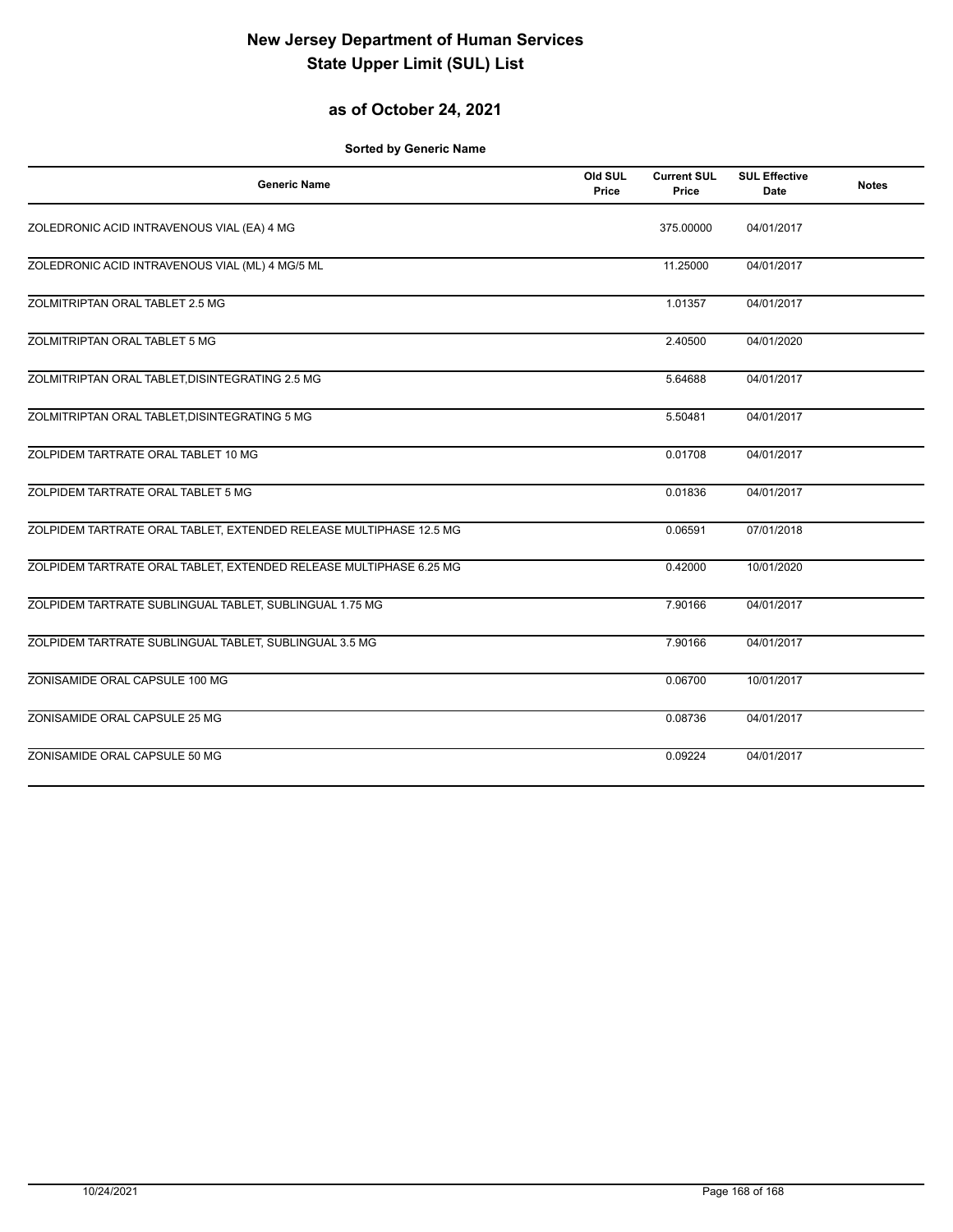# New Jersey Department of Human Services
# State Upper Limit (SUL) List

## as of October 24, 2021

**Sorted by Generic Name**

| Generic Name | Old SUL Price | Current SUL Price | SUL Effective Date | Notes |
|---|---|---|---|---|
| ZOLEDRONIC ACID INTRAVENOUS VIAL (EA) 4 MG | | 375.00000 | 04/01/2017 | |
| ZOLEDRONIC ACID INTRAVENOUS VIAL (ML) 4 MG/5 ML | | 11.25000 | 04/01/2017 | |
| ZOLMITRIPTAN ORAL TABLET 2.5 MG | | 1.01357 | 04/01/2017 | |
| ZOLMITRIPTAN ORAL TABLET 5 MG | | 2.40500 | 04/01/2020 | |
| ZOLMITRIPTAN ORAL TABLET,DISINTEGRATING 2.5 MG | | 5.64688 | 04/01/2017 | |
| ZOLMITRIPTAN ORAL TABLET,DISINTEGRATING 5 MG | | 5.50481 | 04/01/2017 | |
| ZOLPIDEM TARTRATE ORAL TABLET 10 MG | | 0.01708 | 04/01/2017 | |
| ZOLPIDEM TARTRATE ORAL TABLET 5 MG | | 0.01836 | 04/01/2017 | |
| ZOLPIDEM TARTRATE ORAL TABLET, EXTENDED RELEASE MULTIPHASE 12.5 MG | | 0.06591 | 07/01/2018 | |
| ZOLPIDEM TARTRATE ORAL TABLET, EXTENDED RELEASE MULTIPHASE 6.25 MG | | 0.42000 | 10/01/2020 | |
| ZOLPIDEM TARTRATE SUBLINGUAL TABLET, SUBLINGUAL 1.75 MG | | 7.90166 | 04/01/2017 | |
| ZOLPIDEM TARTRATE SUBLINGUAL TABLET, SUBLINGUAL 3.5 MG | | 7.90166 | 04/01/2017 | |
| ZONISAMIDE ORAL CAPSULE 100 MG | | 0.06700 | 10/01/2017 | |
| ZONISAMIDE ORAL CAPSULE 25 MG | | 0.08736 | 04/01/2017 | |
| ZONISAMIDE ORAL CAPSULE 50 MG | | 0.09224 | 04/01/2017 | |